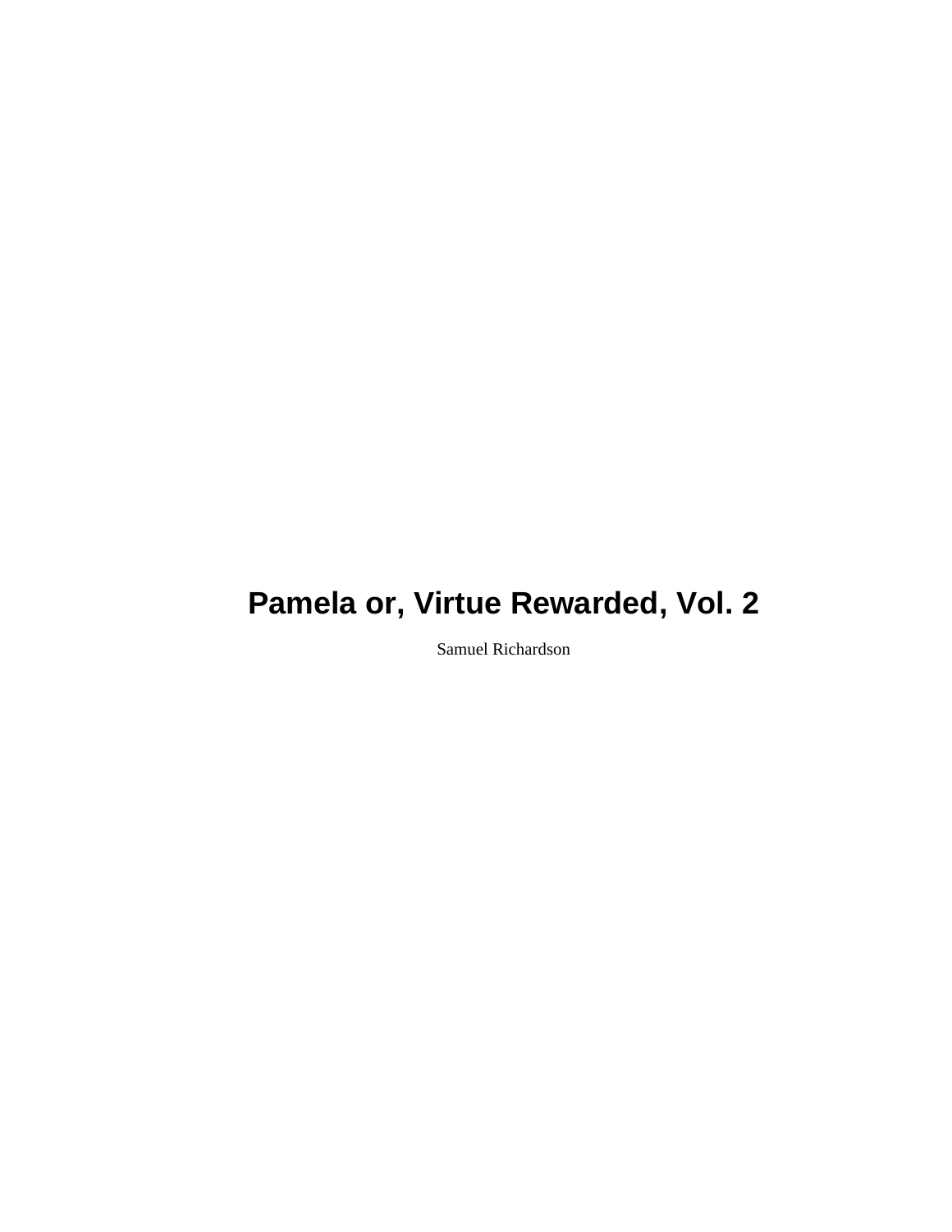# Pamela or, Virtue Rewarded, Vol. 2

Samuel Richardson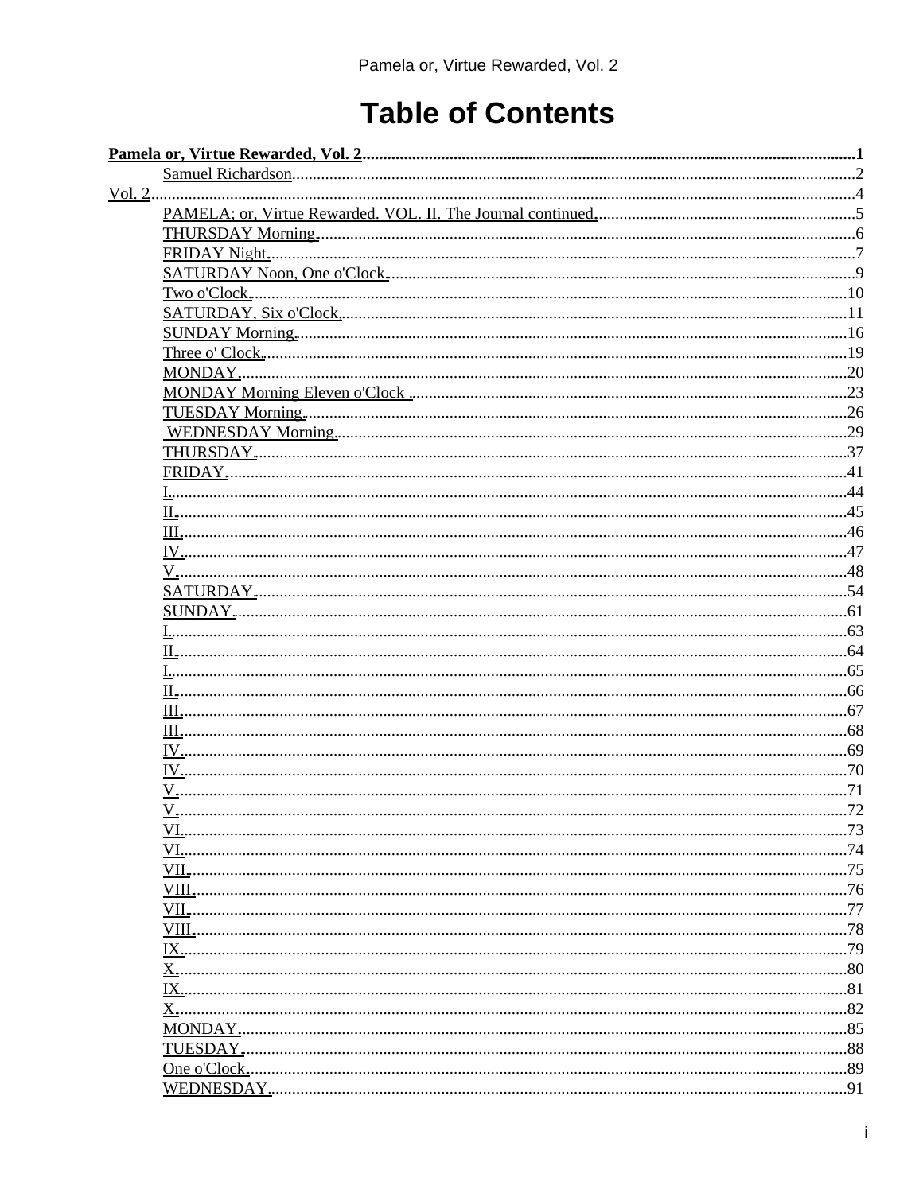# Table of Contents

**Pamela or, Virtue Rewarded, Vol. 2**.....1

- Samuel Richardson.....2

Vol. 2.....4

- PAMELA; or, Virtue Rewarded. VOL. II. The Journal continued......5
- THURSDAY Morning......6
- FRIDAY Night......7
- SATURDAY Noon, One o'Clock......9
- Two o'Clock......10
- SATURDAY, Six o'Clock,.....11
- SUNDAY Morning......16
- Three o' Clock......19
- MONDAY......20
- MONDAY Morning Eleven o'Clock ......23
- TUESDAY Morning......26
- WEDNESDAY Morning......29
- THURSDAY......37
- FRIDAY......41
- I......44
- II......45
- III......46
- IV......47
- V......48
- SATURDAY......54
- SUNDAY......61
- I......63
- II......64
- I......65
- II......66
- III......67
- III......68
- IV......69
- IV......70
- V......71
- V......72
- VI......73
- VI......74
- VII......75
- VIII......76
- VII......77
- VIII......78
- IX......79
- X......80
- IX......81
- X......82
- MONDAY......85
- TUESDAY......88
- One o'Clock......89
- WEDNESDAY......91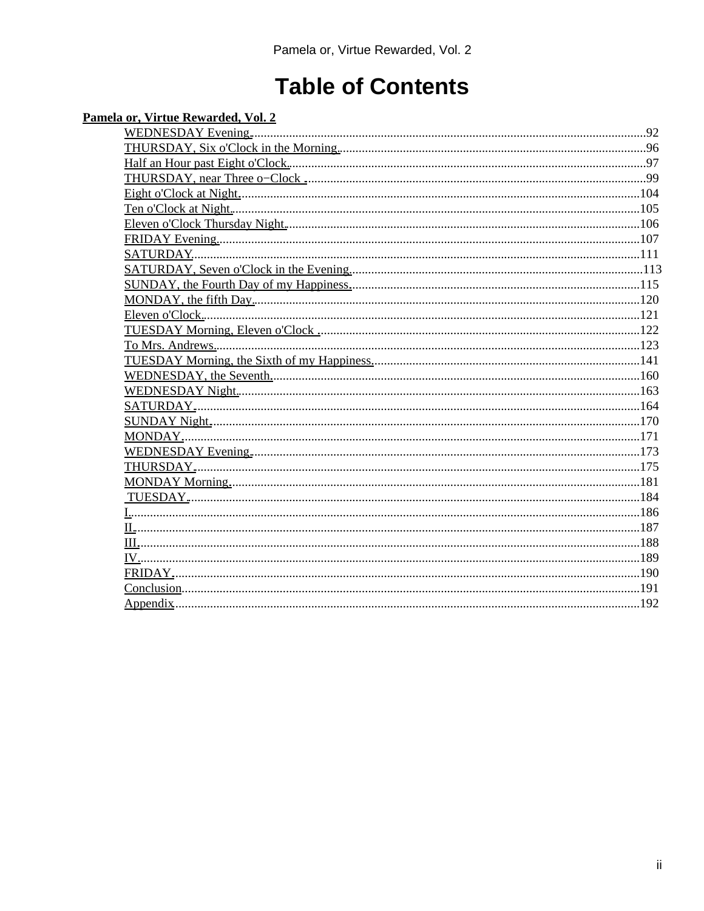# Table of Contents

**Pamela or, Virtue Rewarded, Vol. 2**

- WEDNESDAY Evening. ....92
- THURSDAY, Six o'Clock in the Morning. ....96
- Half an Hour past Eight o'Clock. ....97
- THURSDAY, near Three o−Clock . ....99
- Eight o'Clock at Night. ....104
- Ten o'Clock at Night. ....105
- Eleven o'Clock Thursday Night. ....106
- FRIDAY Evening. ....107
- SATURDAY. ....111
- SATURDAY, Seven o'Clock in the Evening. ....113
- SUNDAY, the Fourth Day of my Happiness. ....115
- MONDAY, the fifth Day. ....120
- Eleven o'Clock. ....121
- TUESDAY Morning, Eleven o'Clock . ....122
- To Mrs. Andrews. ....123
- TUESDAY Morning, the Sixth of my Happiness. ....141
- WEDNESDAY, the Seventh. ....160
- WEDNESDAY Night. ....163
- SATURDAY. ....164
- SUNDAY Night. ....170
- MONDAY. ....171
- WEDNESDAY Evening. ....173
- THURSDAY. ....175
- MONDAY Morning. ....181
- TUESDAY. ....184
- I. ....186
- II. ....187
- III. ....188
- IV. ....189
- FRIDAY. ....190
- Conclusion ....191
- Appendix ....192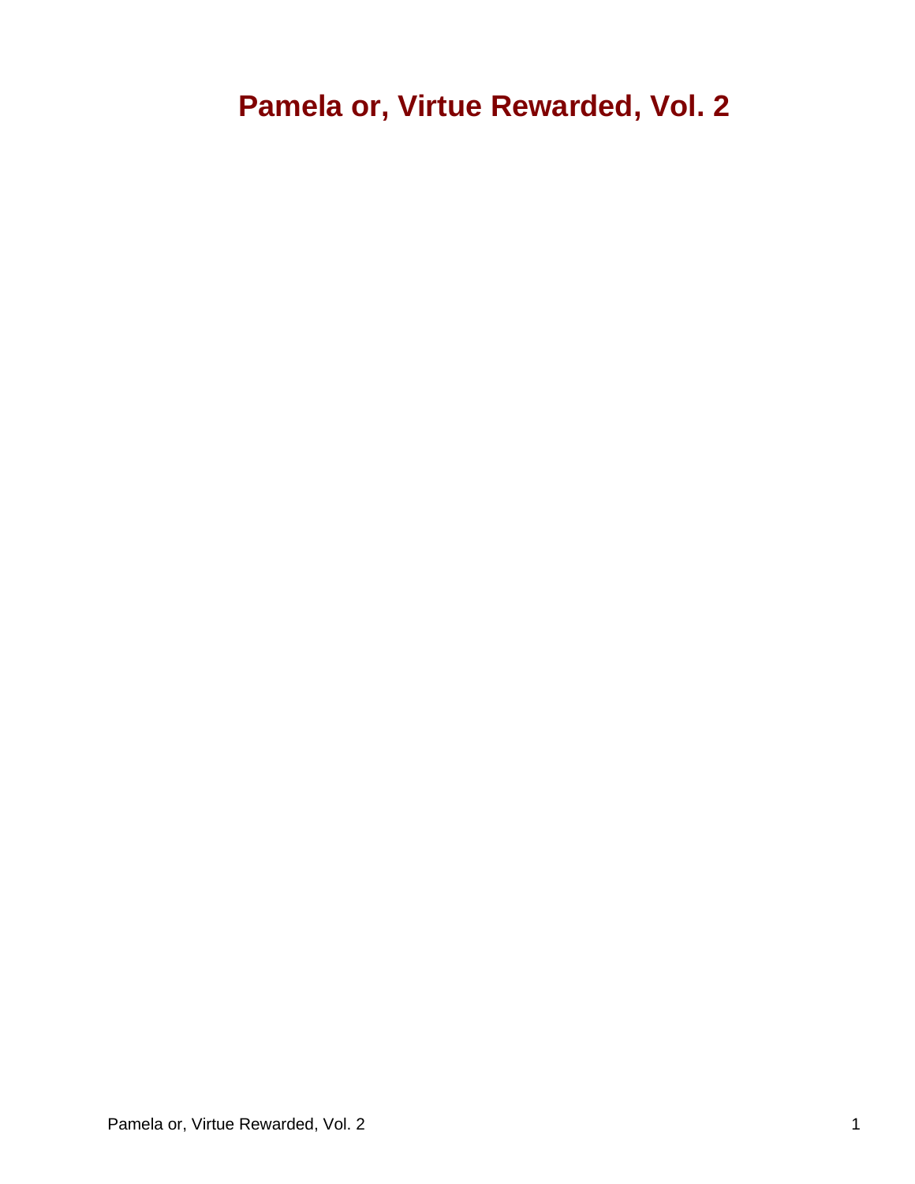# Pamela or, Virtue Rewarded, Vol. 2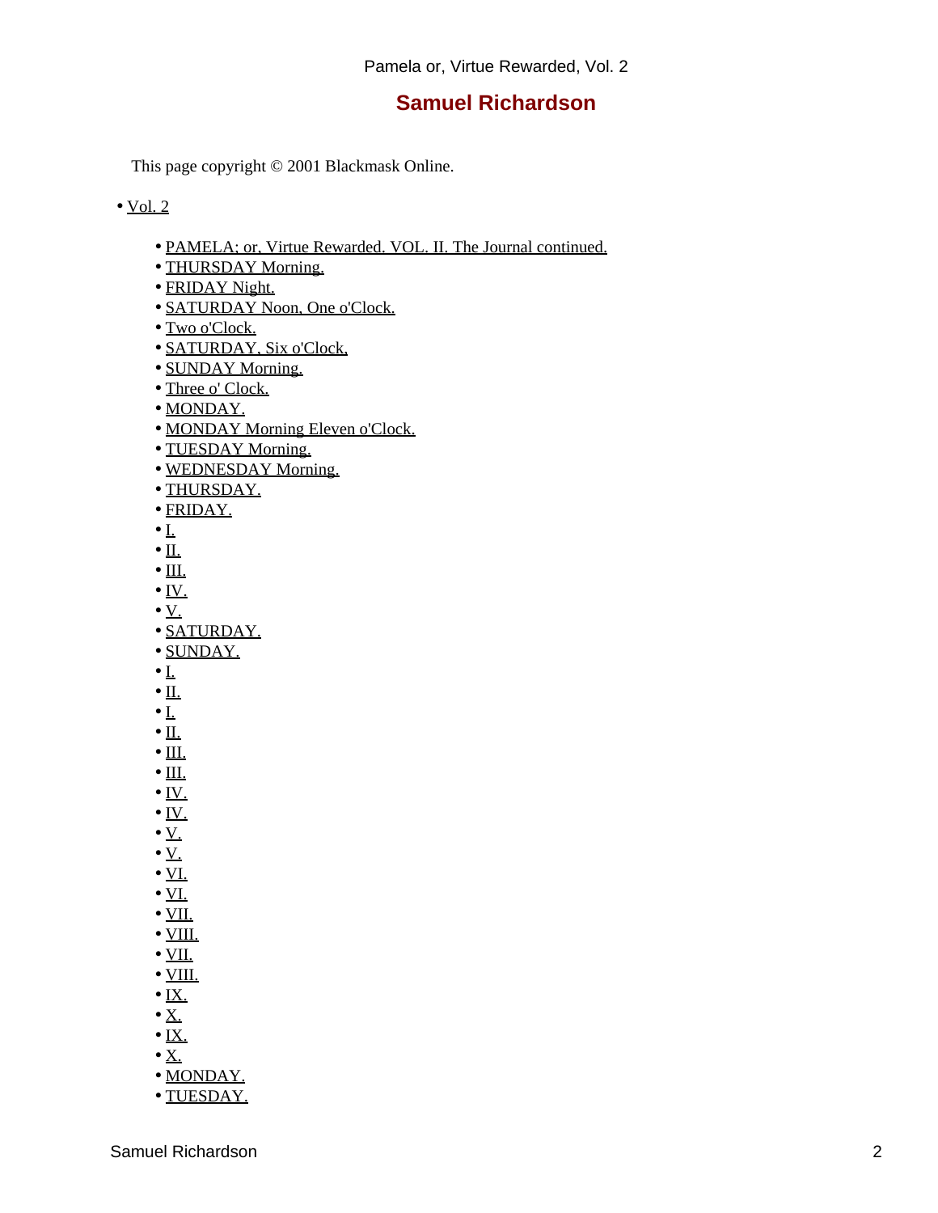Pamela or, Virtue Rewarded, Vol. 2

## Samuel Richardson

This page copyright © 2001 Blackmask Online.

- Vol. 2
    - PAMELA; or, Virtue Rewarded. VOL. II. The Journal continued.
    - THURSDAY Morning.
    - FRIDAY Night.
    - SATURDAY Noon, One o'Clock.
    - Two o'Clock.
    - SATURDAY, Six o'Clock,
    - SUNDAY Morning.
    - Three o' Clock.
    - MONDAY.
    - MONDAY Morning Eleven o'Clock.
    - TUESDAY Morning.
    - WEDNESDAY Morning.
    - THURSDAY.
    - FRIDAY.
    - I.
    - II.
    - III.
    - IV.
    - V.
    - SATURDAY.
    - SUNDAY.
    - I.
    - II.
    - I.
    - II.
    - III.
    - III.
    - IV.
    - IV.
    - V.
    - V.
    - VI.
    - VI.
    - VII.
    - VIII.
    - VII.
    - VIII.
    - IX.
    - X.
    - IX.
    - X.
    - MONDAY.
    - TUESDAY.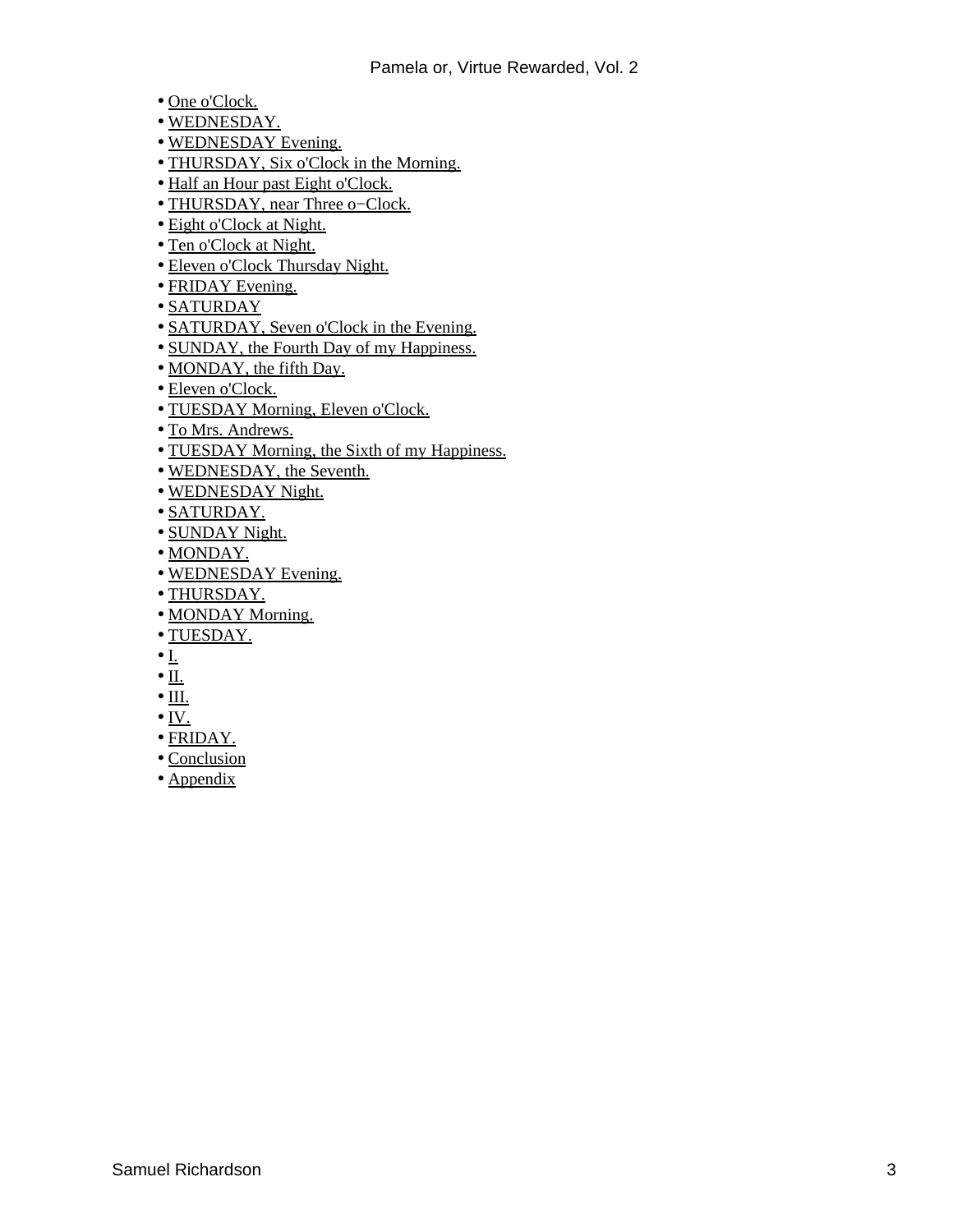- One o'Clock.
- WEDNESDAY.
- WEDNESDAY Evening.
- THURSDAY, Six o'Clock in the Morning.
- Half an Hour past Eight o'Clock.
- THURSDAY, near Three o−Clock.
- Eight o'Clock at Night.
- Ten o'Clock at Night.
- Eleven o'Clock Thursday Night.
- FRIDAY Evening.
- SATURDAY
- SATURDAY, Seven o'Clock in the Evening.
- SUNDAY, the Fourth Day of my Happiness.
- MONDAY, the fifth Day.
- Eleven o'Clock.
- TUESDAY Morning, Eleven o'Clock.
- To Mrs. Andrews.
- TUESDAY Morning, the Sixth of my Happiness.
- WEDNESDAY, the Seventh.
- WEDNESDAY Night.
- SATURDAY.
- SUNDAY Night.
- MONDAY.
- WEDNESDAY Evening.
- THURSDAY.
- MONDAY Morning.
- TUESDAY.
- I.
- II.
- III.
- IV.
- FRIDAY.
- Conclusion
- Appendix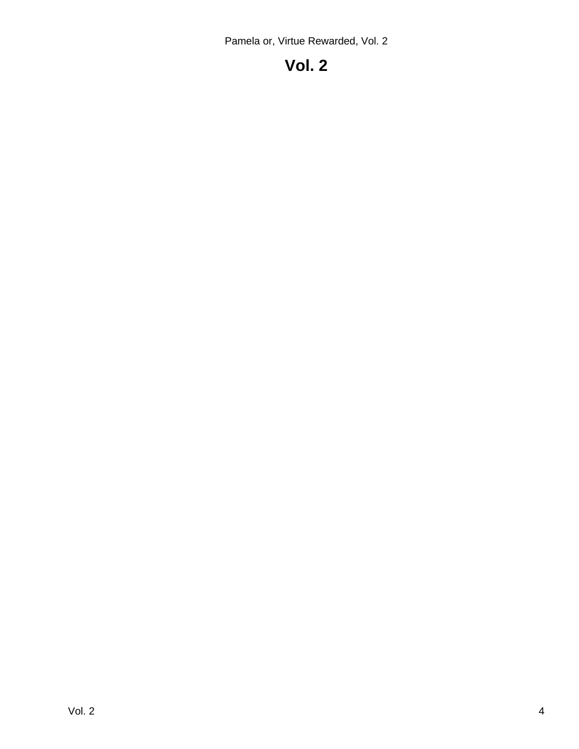# Vol. 2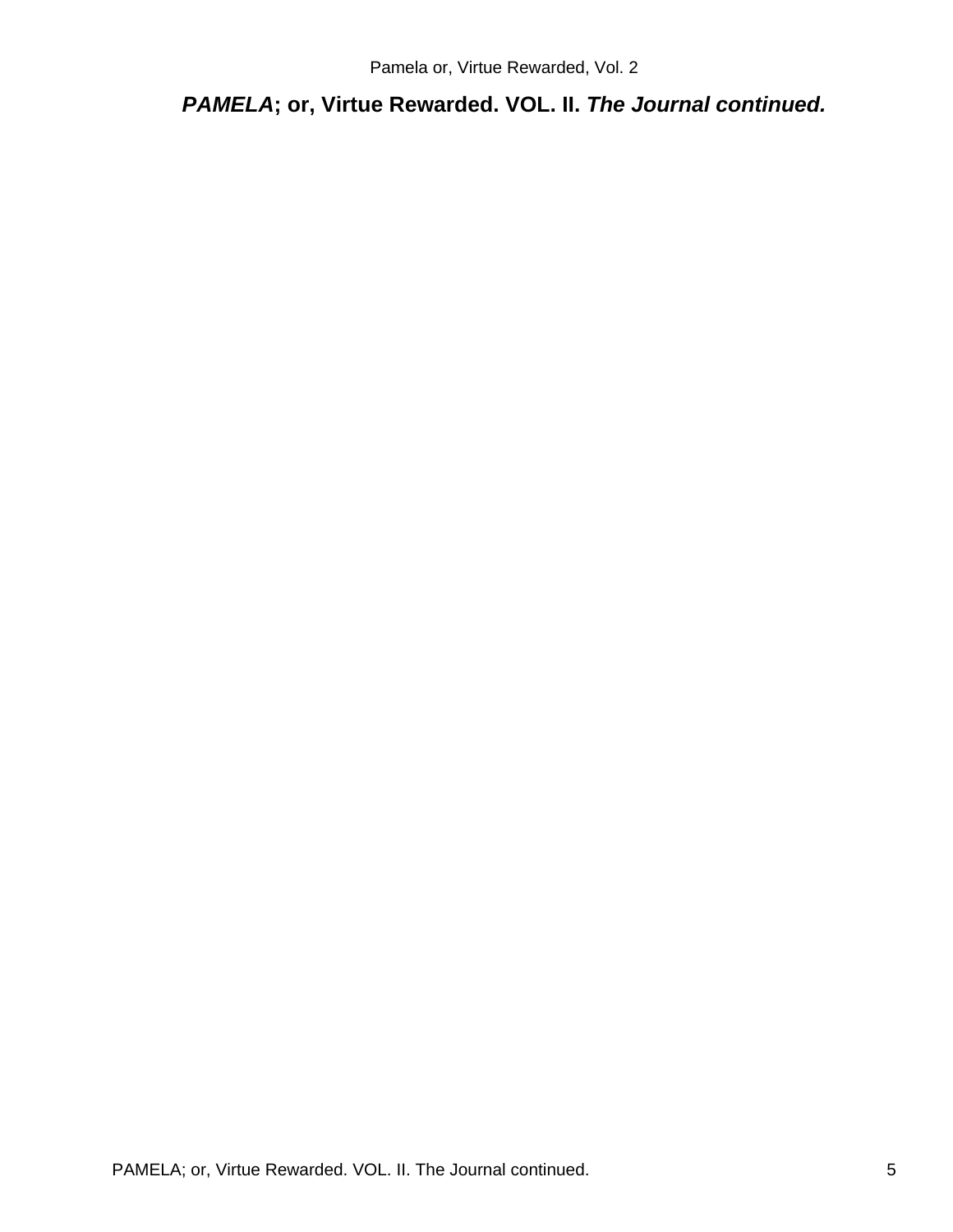## ***PAMELA*; or, Virtue Rewarded. VOL. II. *The Journal continued.***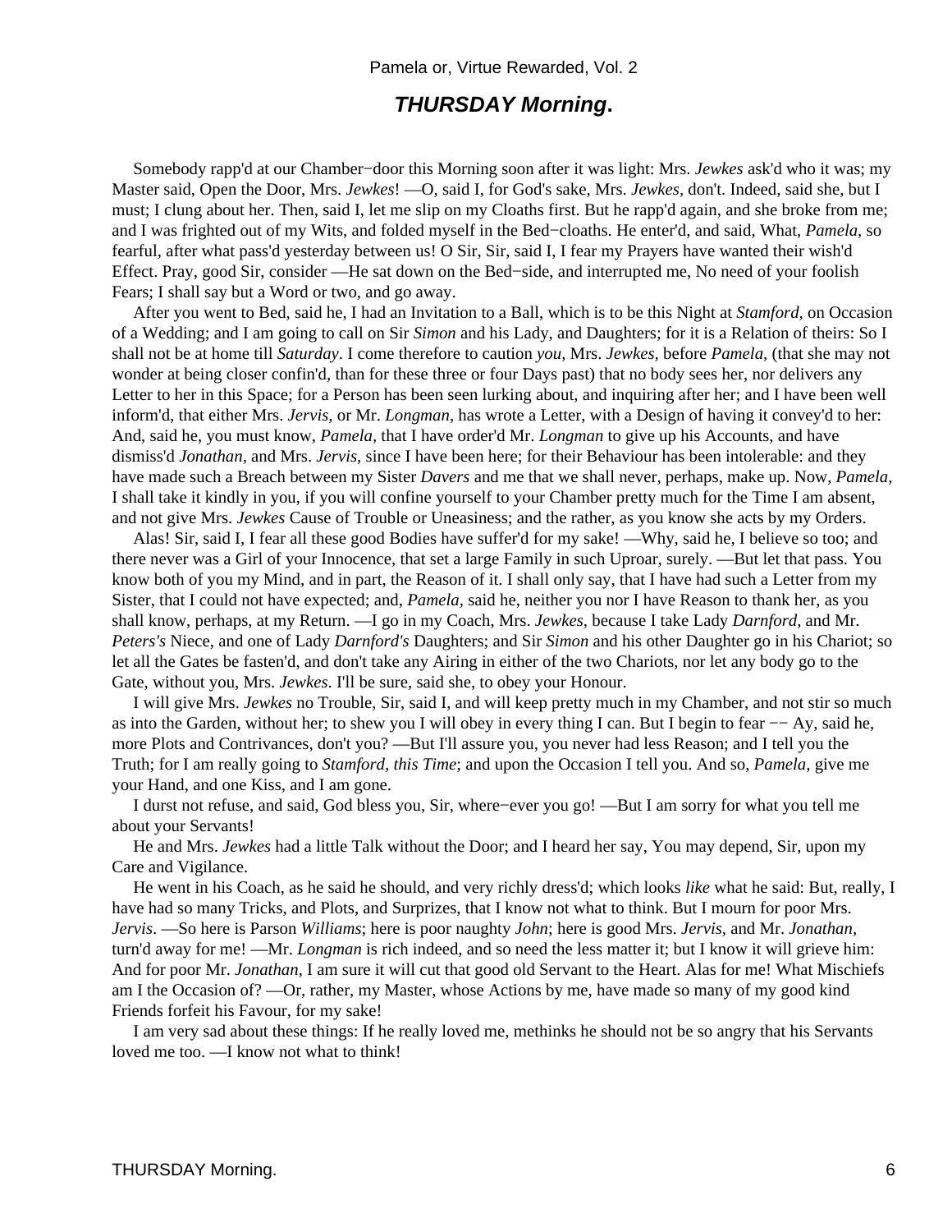## ***THURSDAY Morning*.**

Somebody rapp'd at our Chamber−door this Morning soon after it was light: Mrs. *Jewkes* ask'd who it was; my Master said, Open the Door, Mrs. *Jewkes*! —O, said I, for God's sake, Mrs. *Jewkes*, don't. Indeed, said she, but I must; I clung about her. Then, said I, let me slip on my Cloaths first. But he rapp'd again, and she broke from me; and I was frighted out of my Wits, and folded myself in the Bed−cloaths. He enter'd, and said, What, *Pamela*, so fearful, after what pass'd yesterday between us! O Sir, Sir, said I, I fear my Prayers have wanted their wish'd Effect. Pray, good Sir, consider —He sat down on the Bed−side, and interrupted me, No need of your foolish Fears; I shall say but a Word or two, and go away.

After you went to Bed, said he, I had an Invitation to a Ball, which is to be this Night at *Stamford*, on Occasion of a Wedding; and I am going to call on Sir *Simon* and his Lady, and Daughters; for it is a Relation of theirs: So I shall not be at home till *Saturday*. I come therefore to caution *you*, Mrs. *Jewkes*, before *Pamela*, (that she may not wonder at being closer confin'd, than for these three or four Days past) that no body sees her, nor delivers any Letter to her in this Space; for a Person has been seen lurking about, and inquiring after her; and I have been well inform'd, that either Mrs. *Jervis*, or Mr. *Longman*, has wrote a Letter, with a Design of having it convey'd to her: And, said he, you must know, *Pamela*, that I have order'd Mr. *Longman* to give up his Accounts, and have dismiss'd *Jonathan*, and Mrs. *Jervis*, since I have been here; for their Behaviour has been intolerable: and they have made such a Breach between my Sister *Davers* and me that we shall never, perhaps, make up. Now, *Pamela*, I shall take it kindly in you, if you will confine yourself to your Chamber pretty much for the Time I am absent, and not give Mrs. *Jewkes* Cause of Trouble or Uneasiness; and the rather, as you know she acts by my Orders.

Alas! Sir, said I, I fear all these good Bodies have suffer'd for my sake! —Why, said he, I believe so too; and there never was a Girl of your Innocence, that set a large Family in such Uproar, surely. —But let that pass. You know both of you my Mind, and in part, the Reason of it. I shall only say, that I have had such a Letter from my Sister, that I could not have expected; and, *Pamela*, said he, neither you nor I have Reason to thank her, as you shall know, perhaps, at my Return. —I go in my Coach, Mrs. *Jewkes*, because I take Lady *Darnford*, and Mr. *Peters's* Niece, and one of Lady *Darnford's* Daughters; and Sir *Simon* and his other Daughter go in his Chariot; so let all the Gates be fasten'd, and don't take any Airing in either of the two Chariots, nor let any body go to the Gate, without you, Mrs. *Jewkes*. I'll be sure, said she, to obey your Honour.

I will give Mrs. *Jewkes* no Trouble, Sir, said I, and will keep pretty much in my Chamber, and not stir so much as into the Garden, without her; to shew you I will obey in every thing I can. But I begin to fear −− Ay, said he, more Plots and Contrivances, don't you? —But I'll assure you, you never had less Reason; and I tell you the Truth; for I am really going to *Stamford, this Time*; and upon the Occasion I tell you. And so, *Pamela*, give me your Hand, and one Kiss, and I am gone.

I durst not refuse, and said, God bless you, Sir, where−ever you go! —But I am sorry for what you tell me about your Servants!

He and Mrs. *Jewkes* had a little Talk without the Door; and I heard her say, You may depend, Sir, upon my Care and Vigilance.

He went in his Coach, as he said he should, and very richly dress'd; which looks *like* what he said: But, really, I have had so many Tricks, and Plots, and Surprizes, that I know not what to think. But I mourn for poor Mrs. *Jervis*. —So here is Parson *Williams*; here is poor naughty *John*; here is good Mrs. *Jervis*, and Mr. *Jonathan*, turn'd away for me! —Mr. *Longman* is rich indeed, and so need the less matter it; but I know it will grieve him: And for poor Mr. *Jonathan*, I am sure it will cut that good old Servant to the Heart. Alas for me! What Mischiefs am I the Occasion of? —Or, rather, my Master, whose Actions by me, have made so many of my good kind Friends forfeit his Favour, for my sake!

I am very sad about these things: If he really loved me, methinks he should not be so angry that his Servants loved me too. —I know not what to think!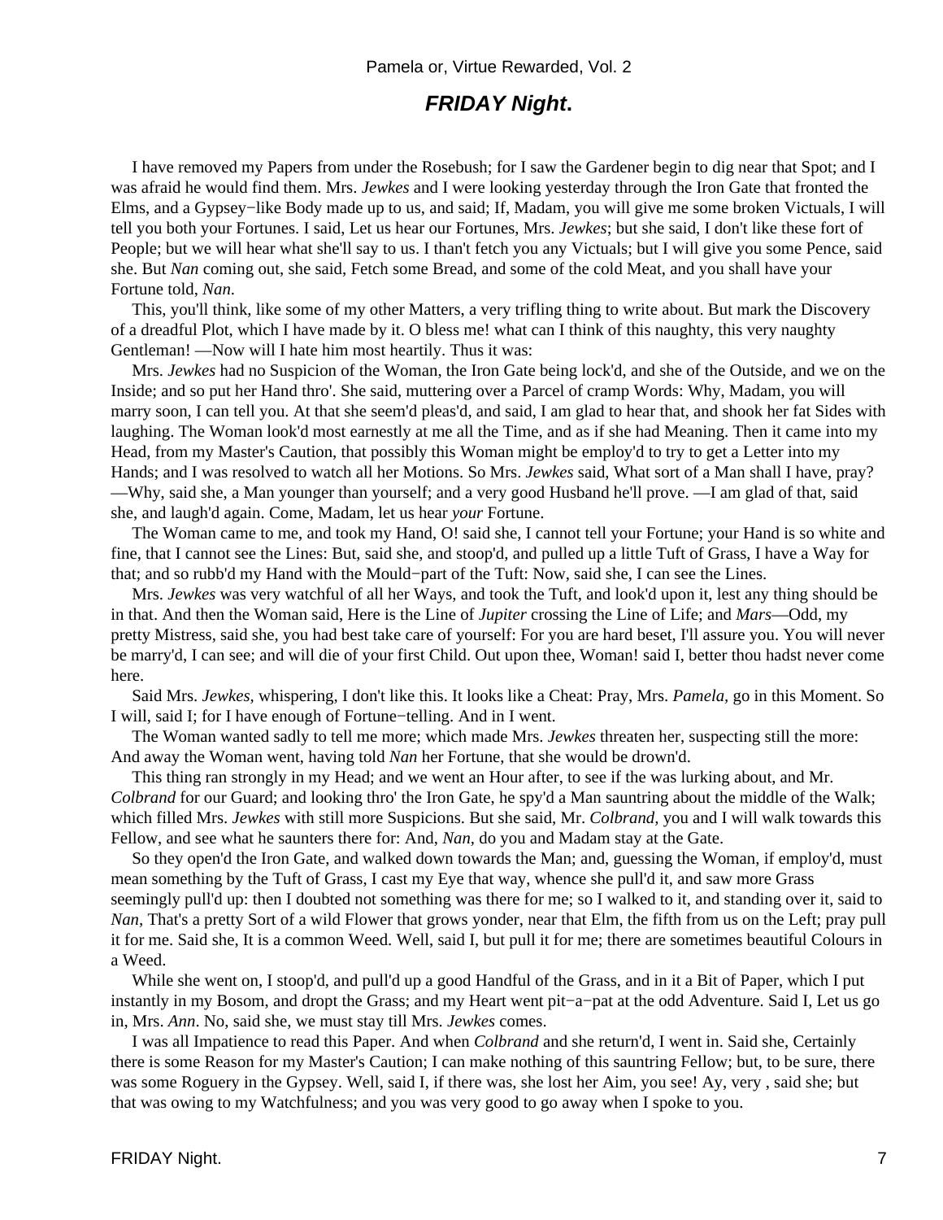## *FRIDAY Night*.

I have removed my Papers from under the Rosebush; for I saw the Gardener begin to dig near that Spot; and I was afraid he would find them. Mrs. *Jewkes* and I were looking yesterday through the Iron Gate that fronted the Elms, and a Gypsey−like Body made up to us, and said; If, Madam, you will give me some broken Victuals, I will tell you both your Fortunes. I said, Let us hear our Fortunes, Mrs. *Jewkes*; but she said, I don't like these fort of People; but we will hear what she'll say to us. I than't fetch you any Victuals; but I will give you some Pence, said she. But *Nan* coming out, she said, Fetch some Bread, and some of the cold Meat, and you shall have your Fortune told, *Nan*.

This, you'll think, like some of my other Matters, a very trifling thing to write about. But mark the Discovery of a dreadful Plot, which I have made by it. O bless me! what can I think of this naughty, this very naughty Gentleman! —Now will I hate him most heartily. Thus it was:

Mrs. *Jewkes* had no Suspicion of the Woman, the Iron Gate being lock'd, and she of the Outside, and we on the Inside; and so put her Hand thro'. She said, muttering over a Parcel of cramp Words: Why, Madam, you will marry soon, I can tell you. At that she seem'd pleas'd, and said, I am glad to hear that, and shook her fat Sides with laughing. The Woman look'd most earnestly at me all the Time, and as if she had Meaning. Then it came into my Head, from my Master's Caution, that possibly this Woman might be employ'd to try to get a Letter into my Hands; and I was resolved to watch all her Motions. So Mrs. *Jewkes* said, What sort of a Man shall I have, pray? —Why, said she, a Man younger than yourself; and a very good Husband he'll prove. —I am glad of that, said she, and laugh'd again. Come, Madam, let us hear *your* Fortune.

The Woman came to me, and took my Hand, O! said she, I cannot tell your Fortune; your Hand is so white and fine, that I cannot see the Lines: But, said she, and stoop'd, and pulled up a little Tuft of Grass, I have a Way for that; and so rubb'd my Hand with the Mould−part of the Tuft: Now, said she, I can see the Lines.

Mrs. *Jewkes* was very watchful of all her Ways, and took the Tuft, and look'd upon it, lest any thing should be in that. And then the Woman said, Here is the Line of *Jupiter* crossing the Line of Life; and *Mars*—Odd, my pretty Mistress, said she, you had best take care of yourself: For you are hard beset, I'll assure you. You will never be marry'd, I can see; and will die of your first Child. Out upon thee, Woman! said I, better thou hadst never come here.

Said Mrs. *Jewkes,* whispering, I don't like this. It looks like a Cheat: Pray, Mrs. *Pamela,* go in this Moment. So I will, said I; for I have enough of Fortune−telling. And in I went.

The Woman wanted sadly to tell me more; which made Mrs. *Jewkes* threaten her, suspecting still the more: And away the Woman went, having told *Nan* her Fortune, that she would be drown'd.

This thing ran strongly in my Head; and we went an Hour after, to see if the was lurking about, and Mr. *Colbrand* for our Guard; and looking thro' the Iron Gate, he spy'd a Man sauntring about the middle of the Walk; which filled Mrs. *Jewkes* with still more Suspicions. But she said, Mr. *Colbrand,* you and I will walk towards this Fellow, and see what he saunters there for: And, *Nan*, do you and Madam stay at the Gate.

So they open'd the Iron Gate, and walked down towards the Man; and, guessing the Woman, if employ'd, must mean something by the Tuft of Grass, I cast my Eye that way, whence she pull'd it, and saw more Grass seemingly pull'd up: then I doubted not something was there for me; so I walked to it, and standing over it, said to *Nan*, That's a pretty Sort of a wild Flower that grows yonder, near that Elm, the fifth from us on the Left; pray pull it for me. Said she, It is a common Weed. Well, said I, but pull it for me; there are sometimes beautiful Colours in a Weed.

While she went on, I stoop'd, and pull'd up a good Handful of the Grass, and in it a Bit of Paper, which I put instantly in my Bosom, and dropt the Grass; and my Heart went pit−a−pat at the odd Adventure. Said I, Let us go in, Mrs. *Ann*. No, said she, we must stay till Mrs. *Jewkes* comes.

I was all Impatience to read this Paper. And when *Colbrand* and she return'd, I went in. Said she, Certainly there is some Reason for my Master's Caution; I can make nothing of this sauntring Fellow; but, to be sure, there was some Roguery in the Gypsey. Well, said I, if there was, she lost her Aim, you see! Ay, very , said she; but that was owing to my Watchfulness; and you was very good to go away when I spoke to you.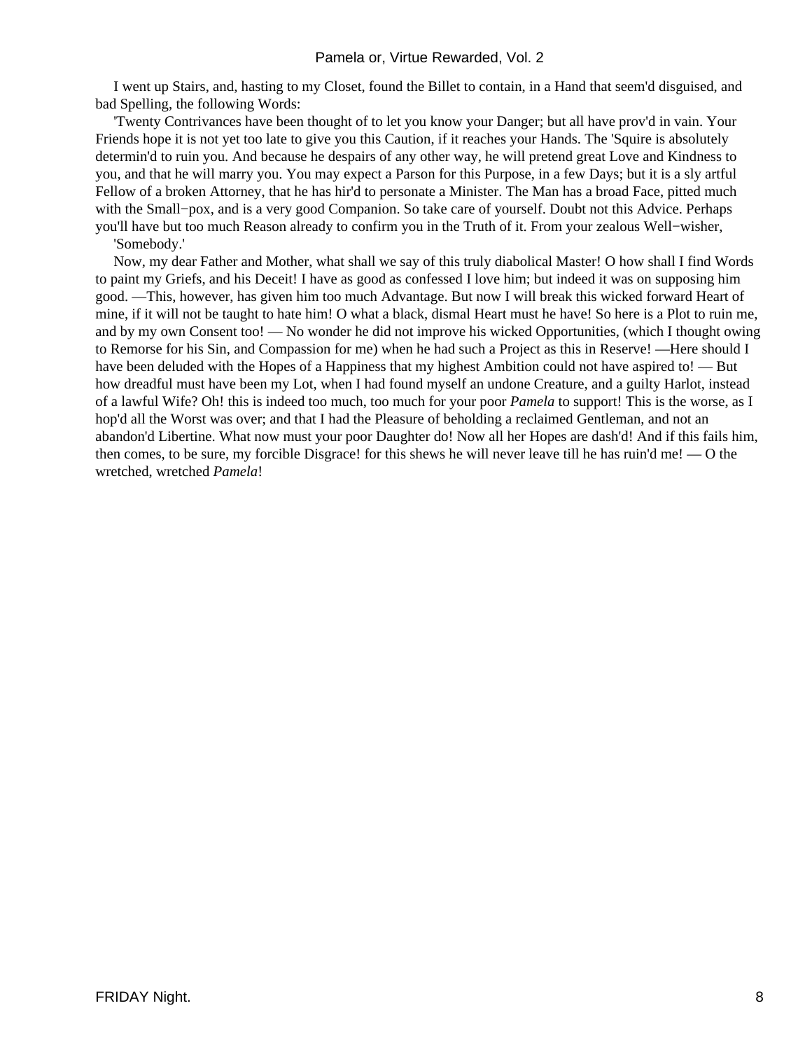I went up Stairs, and, hasting to my Closet, found the Billet to contain, in a Hand that seem'd disguised, and bad Spelling, the following Words:

'Twenty Contrivances have been thought of to let you know your Danger; but all have prov'd in vain. Your Friends hope it is not yet too late to give you this Caution, if it reaches your Hands. The 'Squire is absolutely determin'd to ruin you. And because he despairs of any other way, he will pretend great Love and Kindness to you, and that he will marry you. You may expect a Parson for this Purpose, in a few Days; but it is a sly artful Fellow of a broken Attorney, that he has hir'd to personate a Minister. The Man has a broad Face, pitted much with the Small−pox, and is a very good Companion. So take care of yourself. Doubt not this Advice. Perhaps you'll have but too much Reason already to confirm you in the Truth of it. From your zealous Well−wisher,

'Somebody.'

Now, my dear Father and Mother, what shall we say of this truly diabolical Master! O how shall I find Words to paint my Griefs, and his Deceit! I have as good as confessed I love him; but indeed it was on supposing him good. —This, however, has given him too much Advantage. But now I will break this wicked forward Heart of mine, if it will not be taught to hate him! O what a black, dismal Heart must he have! So here is a Plot to ruin me, and by my own Consent too! — No wonder he did not improve his wicked Opportunities, (which I thought owing to Remorse for his Sin, and Compassion for me) when he had such a Project as this in Reserve! —Here should I have been deluded with the Hopes of a Happiness that my highest Ambition could not have aspired to! — But how dreadful must have been my Lot, when I had found myself an undone Creature, and a guilty Harlot, instead of a lawful Wife? Oh! this is indeed too much, too much for your poor *Pamela* to support! This is the worse, as I hop'd all the Worst was over; and that I had the Pleasure of beholding a reclaimed Gentleman, and not an abandon'd Libertine. What now must your poor Daughter do! Now all her Hopes are dash'd! And if this fails him, then comes, to be sure, my forcible Disgrace! for this shews he will never leave till he has ruin'd me! — O the wretched, wretched *Pamela*!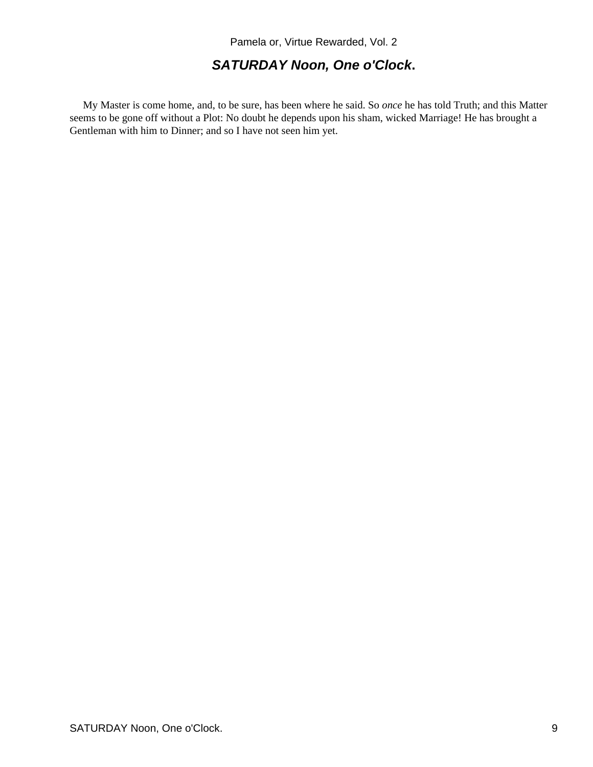## ***SATURDAY Noon, One o'Clock*.**

My Master is come home, and, to be sure, has been where he said. So *once* he has told Truth; and this Matter seems to be gone off without a Plot: No doubt he depends upon his sham, wicked Marriage! He has brought a Gentleman with him to Dinner; and so I have not seen him yet.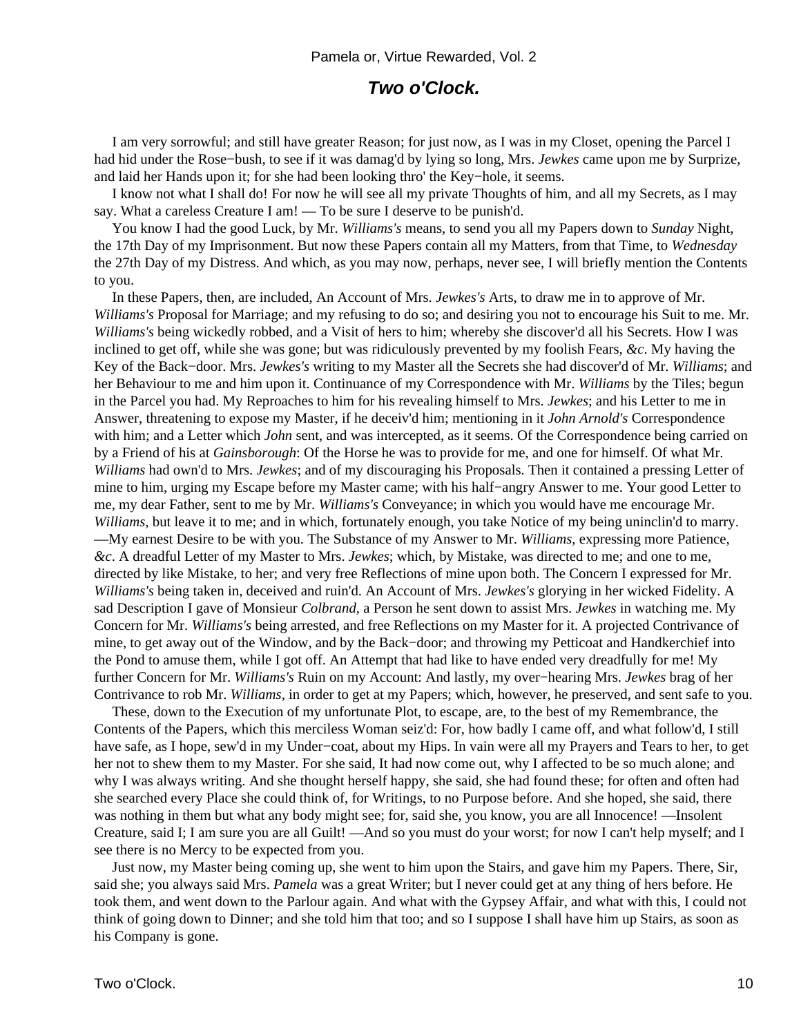## *Two o'Clock.*

I am very sorrowful; and still have greater Reason; for just now, as I was in my Closet, opening the Parcel I had hid under the Rose−bush, to see if it was damag'd by lying so long, Mrs. *Jewkes* came upon me by Surprize, and laid her Hands upon it; for she had been looking thro' the Key−hole, it seems.

I know not what I shall do! For now he will see all my private Thoughts of him, and all my Secrets, as I may say. What a careless Creature I am! — To be sure I deserve to be punish'd.

You know I had the good Luck, by Mr. *Williams's* means, to send you all my Papers down to *Sunday* Night, the 17th Day of my Imprisonment. But now these Papers contain all my Matters, from that Time, to *Wednesday* the 27th Day of my Distress. And which, as you may now, perhaps, never see, I will briefly mention the Contents to you.

In these Papers, then, are included, An Account of Mrs. *Jewkes's* Arts, to draw me in to approve of Mr. *Williams's* Proposal for Marriage; and my refusing to do so; and desiring you not to encourage his Suit to me. Mr. *Williams's* being wickedly robbed, and a Visit of hers to him; whereby she discover'd all his Secrets. How I was inclined to get off, while she was gone; but was ridiculously prevented by my foolish Fears, *&c*. My having the Key of the Back−door. Mrs. *Jewkes's* writing to my Master all the Secrets she had discover'd of Mr. *Williams*; and her Behaviour to me and him upon it. Continuance of my Correspondence with Mr. *Williams* by the Tiles; begun in the Parcel you had. My Reproaches to him for his revealing himself to Mrs. *Jewkes*; and his Letter to me in Answer, threatening to expose my Master, if he deceiv'd him; mentioning in it *John Arnold's* Correspondence with him; and a Letter which *John* sent, and was intercepted, as it seems. Of the Correspondence being carried on by a Friend of his at *Gainsborough*: Of the Horse he was to provide for me, and one for himself. Of what Mr. *Williams* had own'd to Mrs. *Jewkes*; and of my discouraging his Proposals. Then it contained a pressing Letter of mine to him, urging my Escape before my Master came; with his half−angry Answer to me. Your good Letter to me, my dear Father, sent to me by Mr. *Williams's* Conveyance; in which you would have me encourage Mr. *Williams,* but leave it to me; and in which, fortunately enough, you take Notice of my being uninclin'd to marry. —My earnest Desire to be with you. The Substance of my Answer to Mr. *Williams,* expressing more Patience, *&c*. A dreadful Letter of my Master to Mrs. *Jewkes*; which, by Mistake, was directed to me; and one to me, directed by like Mistake, to her; and very free Reflections of mine upon both. The Concern I expressed for Mr. *Williams's* being taken in, deceived and ruin'd. An Account of Mrs. *Jewkes's* glorying in her wicked Fidelity. A sad Description I gave of Monsieur *Colbrand,* a Person he sent down to assist Mrs. *Jewkes* in watching me. My Concern for Mr. *Williams's* being arrested, and free Reflections on my Master for it. A projected Contrivance of mine, to get away out of the Window, and by the Back−door; and throwing my Petticoat and Handkerchief into the Pond to amuse them, while I got off. An Attempt that had like to have ended very dreadfully for me! My further Concern for Mr. *Williams's* Ruin on my Account: And lastly, my over−hearing Mrs. *Jewkes* brag of her Contrivance to rob Mr. *Williams,* in order to get at my Papers; which, however, he preserved, and sent safe to you.

These, down to the Execution of my unfortunate Plot, to escape, are, to the best of my Remembrance, the Contents of the Papers, which this merciless Woman seiz'd: For, how badly I came off, and what follow'd, I still have safe, as I hope, sew'd in my Under−coat, about my Hips. In vain were all my Prayers and Tears to her, to get her not to shew them to my Master. For she said, It had now come out, why I affected to be so much alone; and why I was always writing. And she thought herself happy, she said, she had found these; for often and often had she searched every Place she could think of, for Writings, to no Purpose before. And she hoped, she said, there was nothing in them but what any body might see; for, said she, you know, you are all Innocence! —Insolent Creature, said I; I am sure you are all Guilt! —And so you must do your worst; for now I can't help myself; and I see there is no Mercy to be expected from you.

Just now, my Master being coming up, she went to him upon the Stairs, and gave him my Papers. There, Sir, said she; you always said Mrs. *Pamela* was a great Writer; but I never could get at any thing of hers before. He took them, and went down to the Parlour again. And what with the Gypsey Affair, and what with this, I could not think of going down to Dinner; and she told him that too; and so I suppose I shall have him up Stairs, as soon as his Company is gone.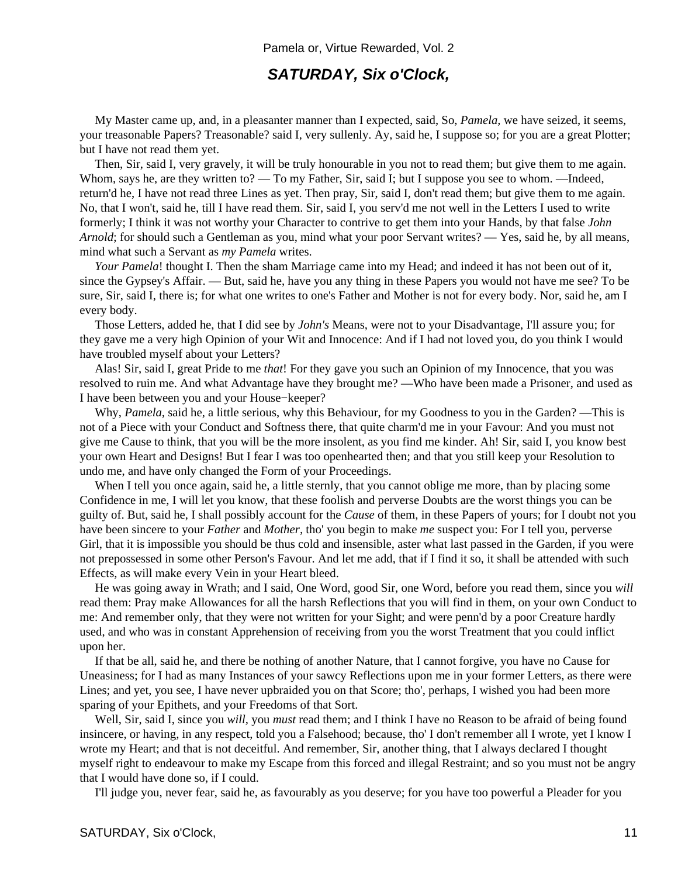## *SATURDAY, Six o'Clock,*

My Master came up, and, in a pleasanter manner than I expected, said, So, *Pamela*, we have seized, it seems, your treasonable Papers? Treasonable? said I, very sullenly. Ay, said he, I suppose so; for you are a great Plotter; but I have not read them yet.

Then, Sir, said I, very gravely, it will be truly honourable in you not to read them; but give them to me again. Whom, says he, are they written to? — To my Father, Sir, said I; but I suppose you see to whom. —Indeed, return'd he, I have not read three Lines as yet. Then pray, Sir, said I, don't read them; but give them to me again. No, that I won't, said he, till I have read them. Sir, said I, you serv'd me not well in the Letters I used to write formerly; I think it was not worthy your Character to contrive to get them into your Hands, by that false *John Arnold*; for should such a Gentleman as you, mind what your poor Servant writes? — Yes, said he, by all means, mind what such a Servant as *my Pamela* writes.

*Your Pamela*! thought I. Then the sham Marriage came into my Head; and indeed it has not been out of it, since the Gypsey's Affair. — But, said he, have you any thing in these Papers you would not have me see? To be sure, Sir, said I, there is; for what one writes to one's Father and Mother is not for every body. Nor, said he, am I every body.

Those Letters, added he, that I did see by *John's* Means, were not to your Disadvantage, I'll assure you; for they gave me a very high Opinion of your Wit and Innocence: And if I had not loved you, do you think I would have troubled myself about your Letters?

Alas! Sir, said I, great Pride to me *that*! For they gave you such an Opinion of my Innocence, that you was resolved to ruin me. And what Advantage have they brought me? —Who have been made a Prisoner, and used as I have been between you and your House−keeper?

Why, *Pamela*, said he, a little serious, why this Behaviour, for my Goodness to you in the Garden? —This is not of a Piece with your Conduct and Softness there, that quite charm'd me in your Favour: And you must not give me Cause to think, that you will be the more insolent, as you find me kinder. Ah! Sir, said I, you know best your own Heart and Designs! But I fear I was too openhearted then; and that you still keep your Resolution to undo me, and have only changed the Form of your Proceedings.

When I tell you once again, said he, a little sternly, that you cannot oblige me more, than by placing some Confidence in me, I will let you know, that these foolish and perverse Doubts are the worst things you can be guilty of. But, said he, I shall possibly account for the *Cause* of them, in these Papers of yours; for I doubt not you have been sincere to your *Father* and *Mother*, tho' you begin to make *me* suspect you: For I tell you, perverse Girl, that it is impossible you should be thus cold and insensible, aster what last passed in the Garden, if you were not prepossessed in some other Person's Favour. And let me add, that if I find it so, it shall be attended with such Effects, as will make every Vein in your Heart bleed.

He was going away in Wrath; and I said, One Word, good Sir, one Word, before you read them, since you *will* read them: Pray make Allowances for all the harsh Reflections that you will find in them, on your own Conduct to me: And remember only, that they were not written for your Sight; and were penn'd by a poor Creature hardly used, and who was in constant Apprehension of receiving from you the worst Treatment that you could inflict upon her.

If that be all, said he, and there be nothing of another Nature, that I cannot forgive, you have no Cause for Uneasiness; for I had as many Instances of your sawcy Reflections upon me in your former Letters, as there were Lines; and yet, you see, I have never upbraided you on that Score; tho', perhaps, I wished you had been more sparing of your Epithets, and your Freedoms of that Sort.

Well, Sir, said I, since you *will*, you *must* read them; and I think I have no Reason to be afraid of being found insincere, or having, in any respect, told you a Falsehood; because, tho' I don't remember all I wrote, yet I know I wrote my Heart; and that is not deceitful. And remember, Sir, another thing, that I always declared I thought myself right to endeavour to make my Escape from this forced and illegal Restraint; and so you must not be angry that I would have done so, if I could.

I'll judge you, never fear, said he, as favourably as you deserve; for you have too powerful a Pleader for you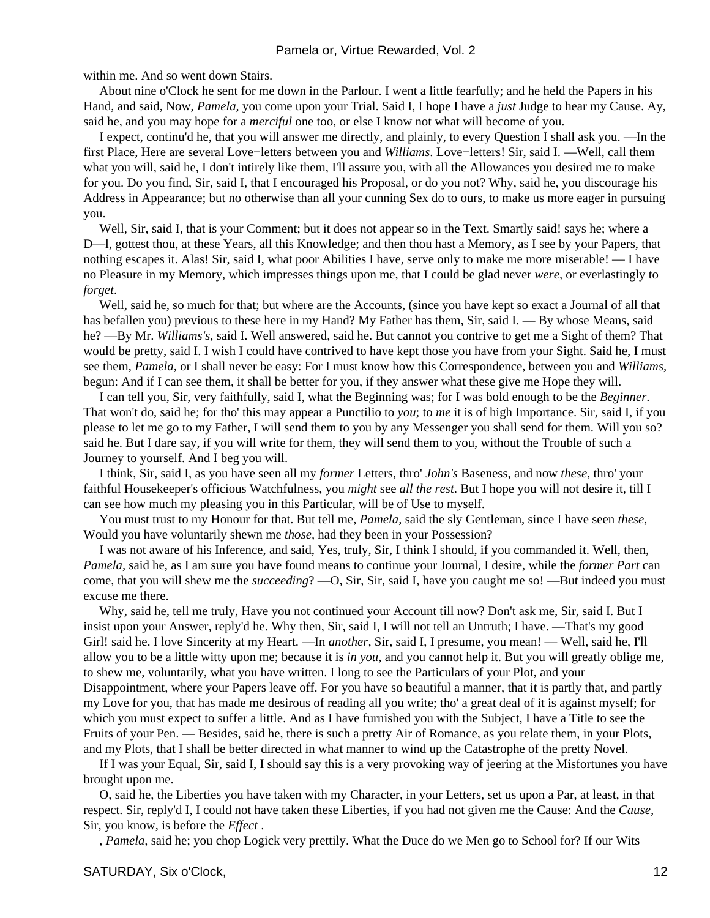within me. And so went down Stairs.

About nine o'Clock he sent for me down in the Parlour. I went a little fearfully; and he held the Papers in his Hand, and said, Now, *Pamela,* you come upon your Trial. Said I, I hope I have a *just* Judge to hear my Cause. Ay, said he, and you may hope for a *merciful* one too, or else I know not what will become of you.

I expect, continu'd he, that you will answer me directly, and plainly, to every Question I shall ask you. —In the first Place, Here are several Love−letters between you and *Williams*. Love−letters! Sir, said I. —Well, call them what you will, said he, I don't intirely like them, I'll assure you, with all the Allowances you desired me to make for you. Do you find, Sir, said I, that I encouraged his Proposal, or do you not? Why, said he, you discourage his Address in Appearance; but no otherwise than all your cunning Sex do to ours, to make us more eager in pursuing you.

Well, Sir, said I, that is your Comment; but it does not appear so in the Text. Smartly said! says he; where a D—l, gottest thou, at these Years, all this Knowledge; and then thou hast a Memory, as I see by your Papers, that nothing escapes it. Alas! Sir, said I, what poor Abilities I have, serve only to make me more miserable! — I have no Pleasure in my Memory, which impresses things upon me, that I could be glad never *were,* or everlastingly to *forget*.

Well, said he, so much for that; but where are the Accounts, (since you have kept so exact a Journal of all that has befallen you) previous to these here in my Hand? My Father has them, Sir, said I. — By whose Means, said he? —By Mr. *Williams's,* said I. Well answered, said he. But cannot you contrive to get me a Sight of them? That would be pretty, said I. I wish I could have contrived to have kept those you have from your Sight. Said he, I must see them, *Pamela,* or I shall never be easy: For I must know how this Correspondence, between you and *Williams,* begun: And if I can see them, it shall be better for you, if they answer what these give me Hope they will.

I can tell you, Sir, very faithfully, said I, what the Beginning was; for I was bold enough to be the *Beginner*. That won't do, said he; for tho' this may appear a Punctilio to *you*; to *me* it is of high Importance. Sir, said I, if you please to let me go to my Father, I will send them to you by any Messenger you shall send for them. Will you so? said he. But I dare say, if you will write for them, they will send them to you, without the Trouble of such a Journey to yourself. And I beg you will.

I think, Sir, said I, as you have seen all my *former* Letters, thro' *John's* Baseness, and now *these,* thro' your faithful Housekeeper's officious Watchfulness, you *might* see *all the rest*. But I hope you will not desire it, till I can see how much my pleasing you in this Particular, will be of Use to myself.

You must trust to my Honour for that. But tell me, *Pamela,* said the sly Gentleman, since I have seen *these,* Would you have voluntarily shewn me *those,* had they been in your Possession?

I was not aware of his Inference, and said, Yes, truly, Sir, I think I should, if you commanded it. Well, then, *Pamela,* said he, as I am sure you have found means to continue your Journal, I desire, while the *former Part* can come, that you will shew me the *succeeding*? —O, Sir, Sir, said I, have you caught me so! —But indeed you must excuse me there.

Why, said he, tell me truly, Have you not continued your Account till now? Don't ask me, Sir, said I. But I insist upon your Answer, reply'd he. Why then, Sir, said I, I will not tell an Untruth; I have. —That's my good Girl! said he. I love Sincerity at my Heart. —In *another,* Sir, said I, I presume, you mean! — Well, said he, I'll allow you to be a little witty upon me; because it is *in you,* and you cannot help it. But you will greatly oblige me, to shew me, voluntarily, what you have written. I long to see the Particulars of your Plot, and your Disappointment, where your Papers leave off. For you have so beautiful a manner, that it is partly that, and partly my Love for you, that has made me desirous of reading all you write; tho' a great deal of it is against myself; for which you must expect to suffer a little. And as I have furnished you with the Subject, I have a Title to see the Fruits of your Pen. — Besides, said he, there is such a pretty Air of Romance, as you relate them, in your Plots, and my Plots, that I shall be better directed in what manner to wind up the Catastrophe of the pretty Novel.

If I was your Equal, Sir, said I, I should say this is a very provoking way of jeering at the Misfortunes you have brought upon me.

O, said he, the Liberties you have taken with my Character, in your Letters, set us upon a Par, at least, in that respect. Sir, reply'd I, I could not have taken these Liberties, if you had not given me the Cause: And the *Cause,* Sir, you know, is before the *Effect* .

, *Pamela,* said he; you chop Logick very prettily. What the Duce do we Men go to School for? If our Wits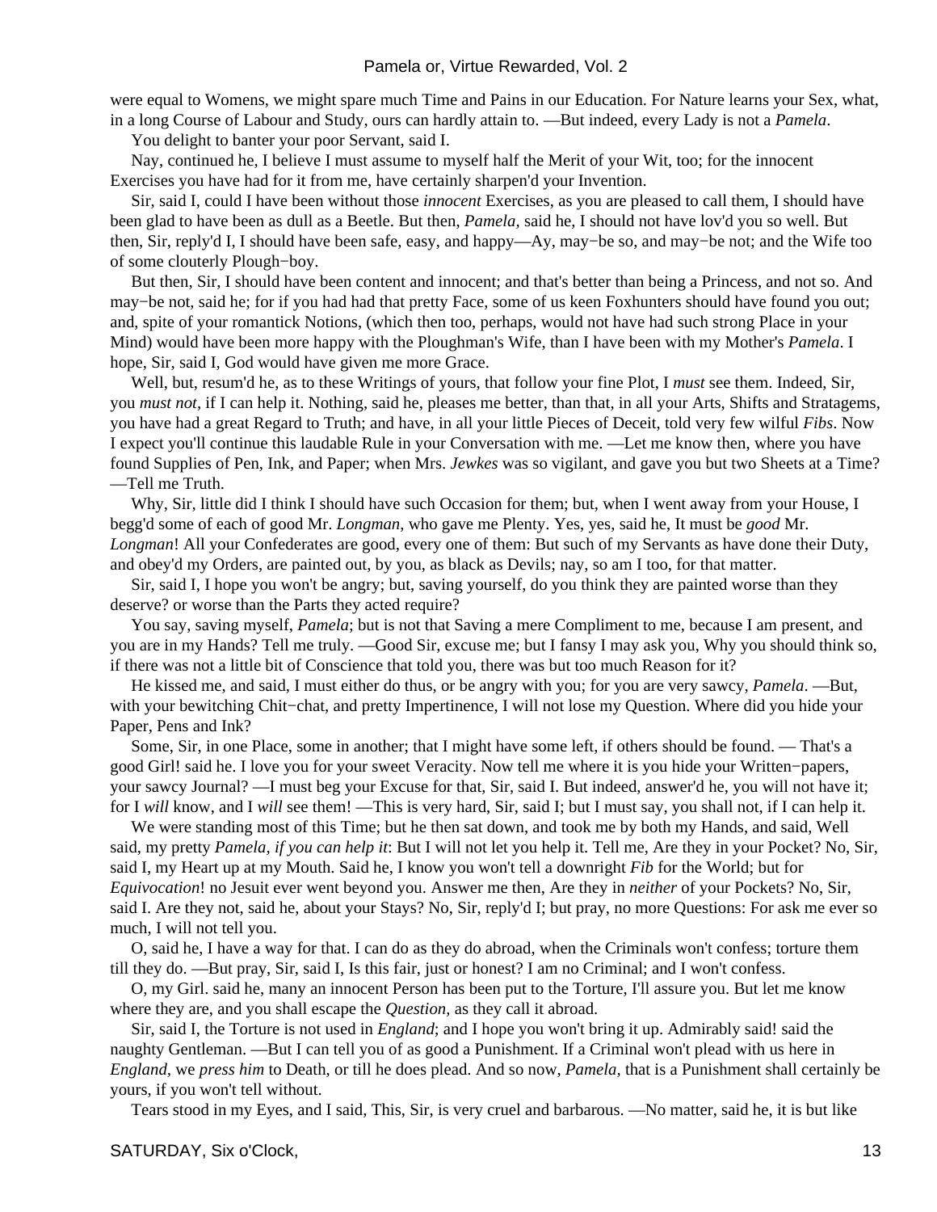were equal to Womens, we might spare much Time and Pains in our Education. For Nature learns your Sex, what, in a long Course of Labour and Study, ours can hardly attain to. —But indeed, every Lady is not a *Pamela*.

You delight to banter your poor Servant, said I.

Nay, continued he, I believe I must assume to myself half the Merit of your Wit, too; for the innocent Exercises you have had for it from me, have certainly sharpen'd your Invention.

Sir, said I, could I have been without those *innocent* Exercises, as you are pleased to call them, I should have been glad to have been as dull as a Beetle. But then, *Pamela,* said he, I should not have lov'd you so well. But then, Sir, reply'd I, I should have been safe, easy, and happy—Ay, may−be so, and may−be not; and the Wife too of some clouterly Plough−boy.

But then, Sir, I should have been content and innocent; and that's better than being a Princess, and not so. And may−be not, said he; for if you had had that pretty Face, some of us keen Foxhunters should have found you out; and, spite of your romantick Notions, (which then too, perhaps, would not have had such strong Place in your Mind) would have been more happy with the Ploughman's Wife, than I have been with my Mother's *Pamela*. I hope, Sir, said I, God would have given me more Grace.

Well, but, resum'd he, as to these Writings of yours, that follow your fine Plot, I *must* see them. Indeed, Sir, you *must not,* if I can help it. Nothing, said he, pleases me better, than that, in all your Arts, Shifts and Stratagems, you have had a great Regard to Truth; and have, in all your little Pieces of Deceit, told very few wilful *Fibs*. Now I expect you'll continue this laudable Rule in your Conversation with me. —Let me know then, where you have found Supplies of Pen, Ink, and Paper; when Mrs. *Jewkes* was so vigilant, and gave you but two Sheets at a Time? —Tell me Truth.

Why, Sir, little did I think I should have such Occasion for them; but, when I went away from your House, I begg'd some of each of good Mr. *Longman,* who gave me Plenty. Yes, yes, said he, It must be *good* Mr. *Longman*! All your Confederates are good, every one of them: But such of my Servants as have done their Duty, and obey'd my Orders, are painted out, by you, as black as Devils; nay, so am I too, for that matter.

Sir, said I, I hope you won't be angry; but, saving yourself, do you think they are painted worse than they deserve? or worse than the Parts they acted require?

You say, saving myself, *Pamela*; but is not that Saving a mere Compliment to me, because I am present, and you are in my Hands? Tell me truly. —Good Sir, excuse me; but I fansy I may ask you, Why you should think so, if there was not a little bit of Conscience that told you, there was but too much Reason for it?

He kissed me, and said, I must either do thus, or be angry with you; for you are very sawcy, *Pamela*. —But, with your bewitching Chit−chat, and pretty Impertinence, I will not lose my Question. Where did you hide your Paper, Pens and Ink?

Some, Sir, in one Place, some in another; that I might have some left, if others should be found. — That's a good Girl! said he. I love you for your sweet Veracity. Now tell me where it is you hide your Written−papers, your sawcy Journal? —I must beg your Excuse for that, Sir, said I. But indeed, answer'd he, you will not have it; for I *will* know, and I *will* see them! —This is very hard, Sir, said I; but I must say, you shall not, if I can help it.

We were standing most of this Time; but he then sat down, and took me by both my Hands, and said, Well said, my pretty *Pamela, if you can help it*: But I will not let you help it. Tell me, Are they in your Pocket? No, Sir, said I, my Heart up at my Mouth. Said he, I know you won't tell a downright *Fib* for the World; but for *Equivocation*! no Jesuit ever went beyond you. Answer me then, Are they in *neither* of your Pockets? No, Sir, said I. Are they not, said he, about your Stays? No, Sir, reply'd I; but pray, no more Questions: For ask me ever so much, I will not tell you.

O, said he, I have a way for that. I can do as they do abroad, when the Criminals won't confess; torture them till they do. —But pray, Sir, said I, Is this fair, just or honest? I am no Criminal; and I won't confess.

O, my Girl. said he, many an innocent Person has been put to the Torture, I'll assure you. But let me know where they are, and you shall escape the *Question,* as they call it abroad.

Sir, said I, the Torture is not used in *England*; and I hope you won't bring it up. Admirably said! said the naughty Gentleman. —But I can tell you of as good a Punishment. If a Criminal won't plead with us here in *England,* we *press him* to Death, or till he does plead. And so now, *Pamela,* that is a Punishment shall certainly be yours, if you won't tell without.

Tears stood in my Eyes, and I said, This, Sir, is very cruel and barbarous. —No matter, said he, it is but like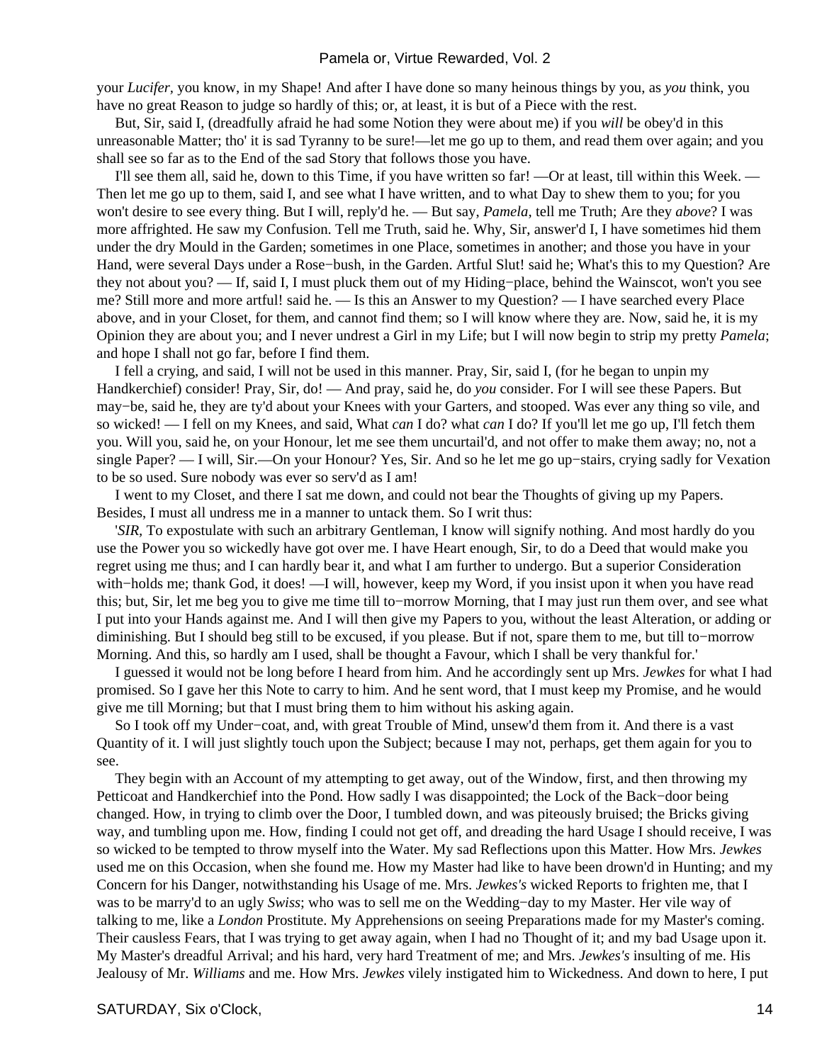your *Lucifer,* you know, in my Shape! And after I have done so many heinous things by you, as *you* think, you have no great Reason to judge so hardly of this; or, at least, it is but of a Piece with the rest.

But, Sir, said I, (dreadfully afraid he had some Notion they were about me) if you *will* be obey'd in this unreasonable Matter; tho' it is sad Tyranny to be sure!—let me go up to them, and read them over again; and you shall see so far as to the End of the sad Story that follows those you have.

I'll see them all, said he, down to this Time, if you have written so far! —Or at least, till within this Week. — Then let me go up to them, said I, and see what I have written, and to what Day to shew them to you; for you won't desire to see every thing. But I will, reply'd he. — But say, *Pamela,* tell me Truth; Are they *above*? I was more affrighted. He saw my Confusion. Tell me Truth, said he. Why, Sir, answer'd I, I have sometimes hid them under the dry Mould in the Garden; sometimes in one Place, sometimes in another; and those you have in your Hand, were several Days under a Rose−bush, in the Garden. Artful Slut! said he; What's this to my Question? Are they not about you? — If, said I, I must pluck them out of my Hiding−place, behind the Wainscot, won't you see me? Still more and more artful! said he. — Is this an Answer to my Question? — I have searched every Place above, and in your Closet, for them, and cannot find them; so I will know where they are. Now, said he, it is my Opinion they are about you; and I never undrest a Girl in my Life; but I will now begin to strip my pretty *Pamela*; and hope I shall not go far, before I find them.

I fell a crying, and said, I will not be used in this manner. Pray, Sir, said I, (for he began to unpin my Handkerchief) consider! Pray, Sir, do! — And pray, said he, do *you* consider. For I will see these Papers. But may−be, said he, they are ty'd about your Knees with your Garters, and stooped. Was ever any thing so vile, and so wicked! — I fell on my Knees, and said, What *can* I do? what *can* I do? If you'll let me go up, I'll fetch them you. Will you, said he, on your Honour, let me see them uncurtail'd, and not offer to make them away; no, not a single Paper? — I will, Sir.—On your Honour? Yes, Sir. And so he let me go up−stairs, crying sadly for Vexation to be so used. Sure nobody was ever so serv'd as I am!

I went to my Closet, and there I sat me down, and could not bear the Thoughts of giving up my Papers. Besides, I must all undress me in a manner to untack them. So I writ thus:

'*SIR,* To expostulate with such an arbitrary Gentleman, I know will signify nothing. And most hardly do you use the Power you so wickedly have got over me. I have Heart enough, Sir, to do a Deed that would make you regret using me thus; and I can hardly bear it, and what I am further to undergo. But a superior Consideration with−holds me; thank God, it does! —I will, however, keep my Word, if you insist upon it when you have read this; but, Sir, let me beg you to give me time till to−morrow Morning, that I may just run them over, and see what I put into your Hands against me. And I will then give my Papers to you, without the least Alteration, or adding or diminishing. But I should beg still to be excused, if you please. But if not, spare them to me, but till to−morrow Morning. And this, so hardly am I used, shall be thought a Favour, which I shall be very thankful for.'

I guessed it would not be long before I heard from him. And he accordingly sent up Mrs. *Jewkes* for what I had promised. So I gave her this Note to carry to him. And he sent word, that I must keep my Promise, and he would give me till Morning; but that I must bring them to him without his asking again.

So I took off my Under−coat, and, with great Trouble of Mind, unsew'd them from it. And there is a vast Quantity of it. I will just slightly touch upon the Subject; because I may not, perhaps, get them again for you to see.

They begin with an Account of my attempting to get away, out of the Window, first, and then throwing my Petticoat and Handkerchief into the Pond. How sadly I was disappointed; the Lock of the Back−door being changed. How, in trying to climb over the Door, I tumbled down, and was piteously bruised; the Bricks giving way, and tumbling upon me. How, finding I could not get off, and dreading the hard Usage I should receive, I was so wicked to be tempted to throw myself into the Water. My sad Reflections upon this Matter. How Mrs. *Jewkes* used me on this Occasion, when she found me. How my Master had like to have been drown'd in Hunting; and my Concern for his Danger, notwithstanding his Usage of me. Mrs. *Jewkes's* wicked Reports to frighten me, that I was to be marry'd to an ugly *Swiss*; who was to sell me on the Wedding−day to my Master. Her vile way of talking to me, like a *London* Prostitute. My Apprehensions on seeing Preparations made for my Master's coming. Their causless Fears, that I was trying to get away again, when I had no Thought of it; and my bad Usage upon it. My Master's dreadful Arrival; and his hard, very hard Treatment of me; and Mrs. *Jewkes's* insulting of me. His Jealousy of Mr. *Williams* and me. How Mrs. *Jewkes* vilely instigated him to Wickedness. And down to here, I put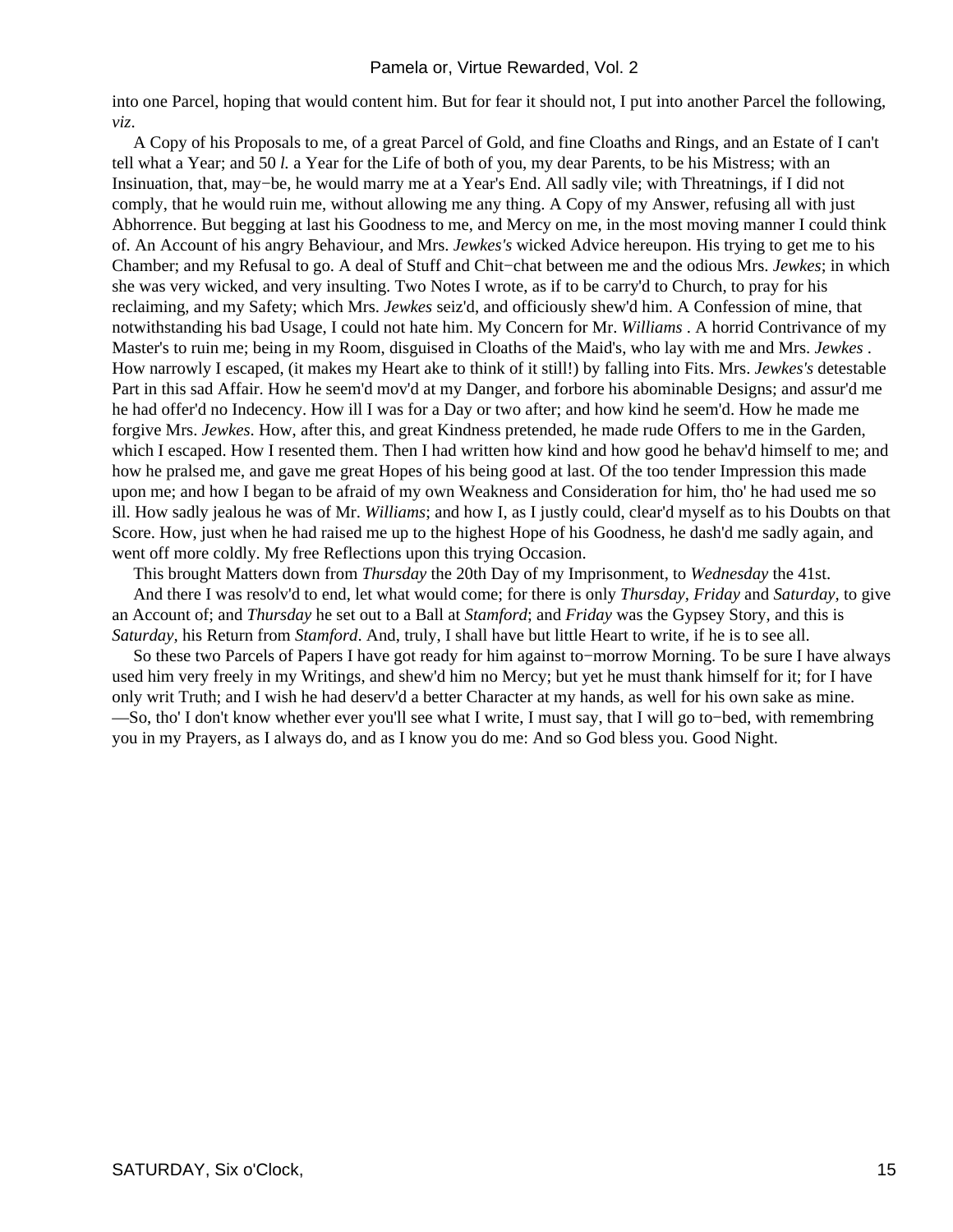into one Parcel, hoping that would content him. But for fear it should not, I put into another Parcel the following, *viz*.

A Copy of his Proposals to me, of a great Parcel of Gold, and fine Cloaths and Rings, and an Estate of I can't tell what a Year; and 50 *l.* a Year for the Life of both of you, my dear Parents, to be his Mistress; with an Insinuation, that, may−be, he would marry me at a Year's End. All sadly vile; with Threatnings, if I did not comply, that he would ruin me, without allowing me any thing. A Copy of my Answer, refusing all with just Abhorrence. But begging at last his Goodness to me, and Mercy on me, in the most moving manner I could think of. An Account of his angry Behaviour, and Mrs. *Jewkes's* wicked Advice hereupon. His trying to get me to his Chamber; and my Refusal to go. A deal of Stuff and Chit−chat between me and the odious Mrs. *Jewkes*; in which she was very wicked, and very insulting. Two Notes I wrote, as if to be carry'd to Church, to pray for his reclaiming, and my Safety; which Mrs. *Jewkes* seiz'd, and officiously shew'd him. A Confession of mine, that notwithstanding his bad Usage, I could not hate him. My Concern for Mr. *Williams* . A horrid Contrivance of my Master's to ruin me; being in my Room, disguised in Cloaths of the Maid's, who lay with me and Mrs. *Jewkes* . How narrowly I escaped, (it makes my Heart ake to think of it still!) by falling into Fits. Mrs. *Jewkes's* detestable Part in this sad Affair. How he seem'd mov'd at my Danger, and forbore his abominable Designs; and assur'd me he had offer'd no Indecency. How ill I was for a Day or two after; and how kind he seem'd. How he made me forgive Mrs. *Jewkes*. How, after this, and great Kindness pretended, he made rude Offers to me in the Garden, which I escaped. How I resented them. Then I had written how kind and how good he behav'd himself to me; and how he pralsed me, and gave me great Hopes of his being good at last. Of the too tender Impression this made upon me; and how I began to be afraid of my own Weakness and Consideration for him, tho' he had used me so ill. How sadly jealous he was of Mr. *Williams*; and how I, as I justly could, clear'd myself as to his Doubts on that Score. How, just when he had raised me up to the highest Hope of his Goodness, he dash'd me sadly again, and went off more coldly. My free Reflections upon this trying Occasion.

This brought Matters down from *Thursday* the 20th Day of my Imprisonment, to *Wednesday* the 41st.

And there I was resolv'd to end, let what would come; for there is only *Thursday*, *Friday* and *Saturday*, to give an Account of; and *Thursday* he set out to a Ball at *Stamford*; and *Friday* was the Gypsey Story, and this is *Saturday*, his Return from *Stamford*. And, truly, I shall have but little Heart to write, if he is to see all.

So these two Parcels of Papers I have got ready for him against to−morrow Morning. To be sure I have always used him very freely in my Writings, and shew'd him no Mercy; but yet he must thank himself for it; for I have only writ Truth; and I wish he had deserv'd a better Character at my hands, as well for his own sake as mine. —So, tho' I don't know whether ever you'll see what I write, I must say, that I will go to−bed, with remembring you in my Prayers, as I always do, and as I know you do me: And so God bless you. Good Night.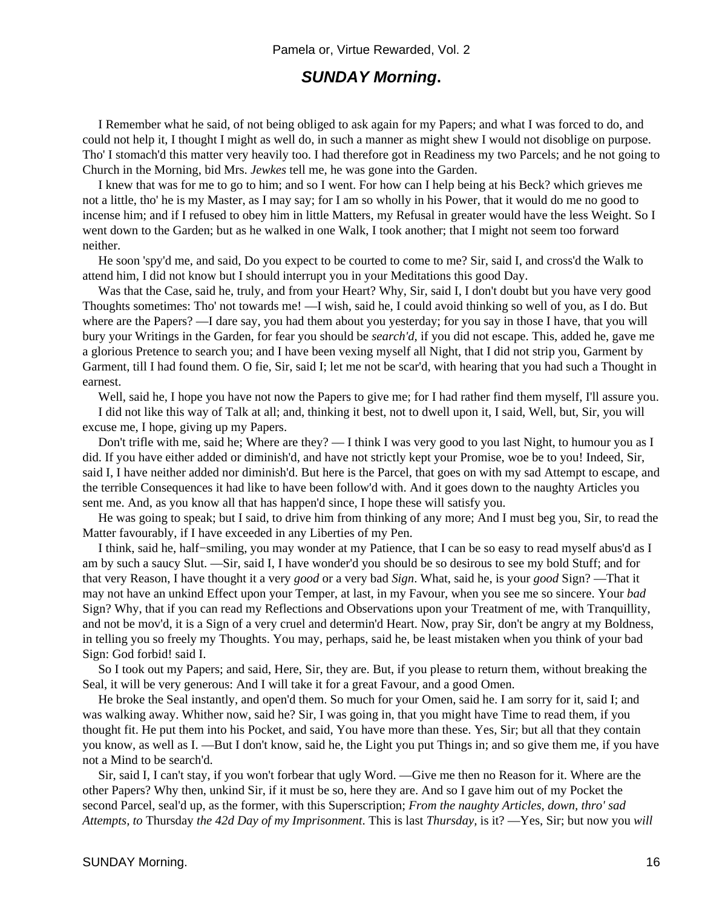## *SUNDAY Morning*.

I Remember what he said, of not being obliged to ask again for my Papers; and what I was forced to do, and could not help it, I thought I might as well do, in such a manner as might shew I would not disoblige on purpose. Tho' I stomach'd this matter very heavily too. I had therefore got in Readiness my two Parcels; and he not going to Church in the Morning, bid Mrs. *Jewkes* tell me, he was gone into the Garden.

I knew that was for me to go to him; and so I went. For how can I help being at his Beck? which grieves me not a little, tho' he is my Master, as I may say; for I am so wholly in his Power, that it would do me no good to incense him; and if I refused to obey him in little Matters, my Refusal in greater would have the less Weight. So I went down to the Garden; but as he walked in one Walk, I took another; that I might not seem too forward neither.

He soon 'spy'd me, and said, Do you expect to be courted to come to me? Sir, said I, and cross'd the Walk to attend him, I did not know but I should interrupt you in your Meditations this good Day.

Was that the Case, said he, truly, and from your Heart? Why, Sir, said I, I don't doubt but you have very good Thoughts sometimes: Tho' not towards me! —I wish, said he, I could avoid thinking so well of you, as I do. But where are the Papers? —I dare say, you had them about you yesterday; for you say in those I have, that you will bury your Writings in the Garden, for fear you should be *search'd*, if you did not escape. This, added he, gave me a glorious Pretence to search you; and I have been vexing myself all Night, that I did not strip you, Garment by Garment, till I had found them. O fie, Sir, said I; let me not be scar'd, with hearing that you had such a Thought in earnest.

Well, said he, I hope you have not now the Papers to give me; for I had rather find them myself, I'll assure you.

I did not like this way of Talk at all; and, thinking it best, not to dwell upon it, I said, Well, but, Sir, you will excuse me, I hope, giving up my Papers.

Don't trifle with me, said he; Where are they? — I think I was very good to you last Night, to humour you as I did. If you have either added or diminish'd, and have not strictly kept your Promise, woe be to you! Indeed, Sir, said I, I have neither added nor diminish'd. But here is the Parcel, that goes on with my sad Attempt to escape, and the terrible Consequences it had like to have been follow'd with. And it goes down to the naughty Articles you sent me. And, as you know all that has happen'd since, I hope these will satisfy you.

He was going to speak; but I said, to drive him from thinking of any more; And I must beg you, Sir, to read the Matter favourably, if I have exceeded in any Liberties of my Pen.

I think, said he, half−smiling, you may wonder at my Patience, that I can be so easy to read myself abus'd as I am by such a saucy Slut. —Sir, said I, I have wonder'd you should be so desirous to see my bold Stuff; and for that very Reason, I have thought it a very *good* or a very bad *Sign*. What, said he, is your *good* Sign? —That it may not have an unkind Effect upon your Temper, at last, in my Favour, when you see me so sincere. Your *bad* Sign? Why, that if you can read my Reflections and Observations upon your Treatment of me, with Tranquillity, and not be mov'd, it is a Sign of a very cruel and determin'd Heart. Now, pray Sir, don't be angry at my Boldness, in telling you so freely my Thoughts. You may, perhaps, said he, be least mistaken when you think of your bad Sign: God forbid! said I.

So I took out my Papers; and said, Here, Sir, they are. But, if you please to return them, without breaking the Seal, it will be very generous: And I will take it for a great Favour, and a good Omen.

He broke the Seal instantly, and open'd them. So much for your Omen, said he. I am sorry for it, said I; and was walking away. Whither now, said he? Sir, I was going in, that you might have Time to read them, if you thought fit. He put them into his Pocket, and said, You have more than these. Yes, Sir; but all that they contain you know, as well as I. —But I don't know, said he, the Light you put Things in; and so give them me, if you have not a Mind to be search'd.

Sir, said I, I can't stay, if you won't forbear that ugly Word. —Give me then no Reason for it. Where are the other Papers? Why then, unkind Sir, if it must be so, here they are. And so I gave him out of my Pocket the second Parcel, seal'd up, as the former, with this Superscription; *From the naughty Articles, down, thro' sad Attempts, to* Thursday *the 42d Day of my Imprisonment*. This is last *Thursday*, is it? —Yes, Sir; but now you *will*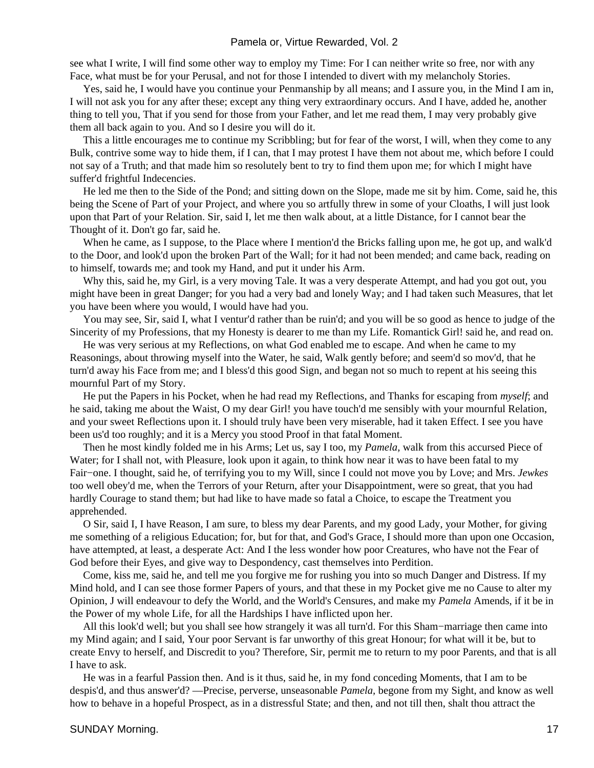see what I write, I will find some other way to employ my Time: For I can neither write so free, nor with any Face, what must be for your Perusal, and not for those I intended to divert with my melancholy Stories.

Yes, said he, I would have you continue your Penmanship by all means; and I assure you, in the Mind I am in, I will not ask you for any after these; except any thing very extraordinary occurs. And I have, added he, another thing to tell you, That if you send for those from your Father, and let me read them, I may very probably give them all back again to you. And so I desire you will do it.

This a little encourages me to continue my Scribbling; but for fear of the worst, I will, when they come to any Bulk, contrive some way to hide them, if I can, that I may protest I have them not about me, which before I could not say of a Truth; and that made him so resolutely bent to try to find them upon me; for which I might have suffer'd frightful Indecencies.

He led me then to the Side of the Pond; and sitting down on the Slope, made me sit by him. Come, said he, this being the Scene of Part of your Project, and where you so artfully threw in some of your Cloaths, I will just look upon that Part of your Relation. Sir, said I, let me then walk about, at a little Distance, for I cannot bear the Thought of it. Don't go far, said he.

When he came, as I suppose, to the Place where I mention'd the Bricks falling upon me, he got up, and walk'd to the Door, and look'd upon the broken Part of the Wall; for it had not been mended; and came back, reading on to himself, towards me; and took my Hand, and put it under his Arm.

Why this, said he, my Girl, is a very moving Tale. It was a very desperate Attempt, and had you got out, you might have been in great Danger; for you had a very bad and lonely Way; and I had taken such Measures, that let you have been where you would, I would have had you.

You may see, Sir, said I, what I ventur'd rather than be ruin'd; and you will be so good as hence to judge of the Sincerity of my Professions, that my Honesty is dearer to me than my Life. Romantick Girl! said he, and read on.

He was very serious at my Reflections, on what God enabled me to escape. And when he came to my Reasonings, about throwing myself into the Water, he said, Walk gently before; and seem'd so mov'd, that he turn'd away his Face from me; and I bless'd this good Sign, and began not so much to repent at his seeing this mournful Part of my Story.

He put the Papers in his Pocket, when he had read my Reflections, and Thanks for escaping from *myself*; and he said, taking me about the Waist, O my dear Girl! you have touch'd me sensibly with your mournful Relation, and your sweet Reflections upon it. I should truly have been very miserable, had it taken Effect. I see you have been us'd too roughly; and it is a Mercy you stood Proof in that fatal Moment.

Then he most kindly folded me in his Arms; Let us, say I too, my *Pamela,* walk from this accursed Piece of Water; for I shall not, with Pleasure, look upon it again, to think how near it was to have been fatal to my Fair−one. I thought, said he, of terrifying you to my Will, since I could not move you by Love; and Mrs. *Jewkes* too well obey'd me, when the Terrors of your Return, after your Disappointment, were so great, that you had hardly Courage to stand them; but had like to have made so fatal a Choice, to escape the Treatment you apprehended.

O Sir, said I, I have Reason, I am sure, to bless my dear Parents, and my good Lady, your Mother, for giving me something of a religious Education; for, but for that, and God's Grace, I should more than upon one Occasion, have attempted, at least, a desperate Act: And I the less wonder how poor Creatures, who have not the Fear of God before their Eyes, and give way to Despondency, cast themselves into Perdition.

Come, kiss me, said he, and tell me you forgive me for rushing you into so much Danger and Distress. If my Mind hold, and I can see those former Papers of yours, and that these in my Pocket give me no Cause to alter my Opinion, J will endeavour to defy the World, and the World's Censures, and make my *Pamela* Amends, if it be in the Power of my whole Life, for all the Hardships I have inflicted upon her.

All this look'd well; but you shall see how strangely it was all turn'd. For this Sham−marriage then came into my Mind again; and I said, Your poor Servant is far unworthy of this great Honour; for what will it be, but to create Envy to herself, and Discredit to you? Therefore, Sir, permit me to return to my poor Parents, and that is all I have to ask.

He was in a fearful Passion then. And is it thus, said he, in my fond conceding Moments, that I am to be despis'd, and thus answer'd? —Precise, perverse, unseasonable *Pamela,* begone from my Sight, and know as well how to behave in a hopeful Prospect, as in a distressful State; and then, and not till then, shalt thou attract the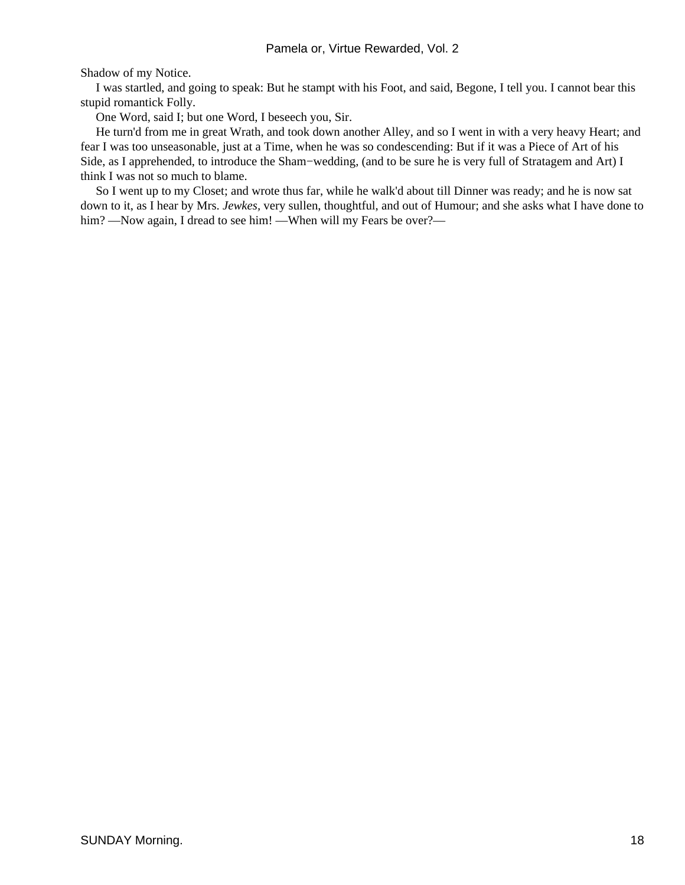Shadow of my Notice.

I was startled, and going to speak: But he stampt with his Foot, and said, Begone, I tell you. I cannot bear this stupid romantick Folly.

One Word, said I; but one Word, I beseech you, Sir.

He turn'd from me in great Wrath, and took down another Alley, and so I went in with a very heavy Heart; and fear I was too unseasonable, just at a Time, when he was so condescending: But if it was a Piece of Art of his Side, as I apprehended, to introduce the Sham−wedding, (and to be sure he is very full of Stratagem and Art) I think I was not so much to blame.

So I went up to my Closet; and wrote thus far, while he walk'd about till Dinner was ready; and he is now sat down to it, as I hear by Mrs. *Jewkes*, very sullen, thoughtful, and out of Humour; and she asks what I have done to him? —Now again, I dread to see him! —When will my Fears be over?—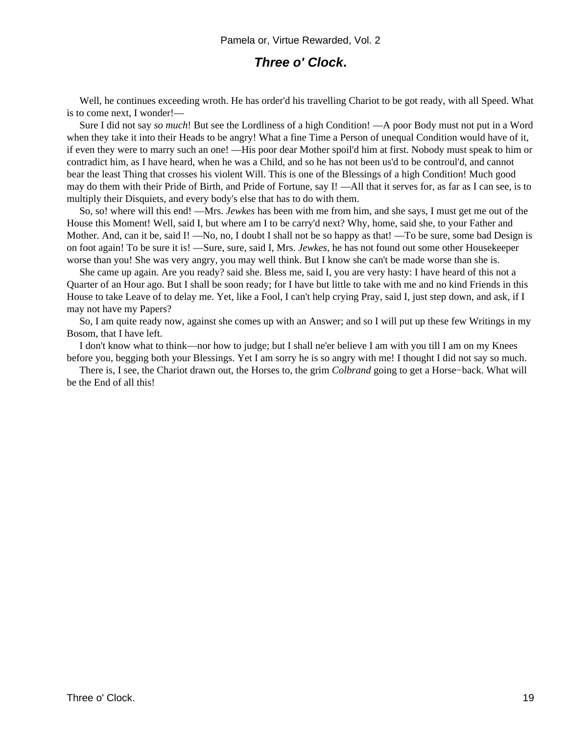## *Three o' Clock.*

Well, he continues exceeding wroth. He has order'd his travelling Chariot to be got ready, with all Speed. What is to come next, I wonder!—

Sure I did not say *so much*! But see the Lordliness of a high Condition! —A poor Body must not put in a Word when they take it into their Heads to be angry! What a fine Time a Person of unequal Condition would have of it, if even they were to marry such an one! —His poor dear Mother spoil'd him at first. Nobody must speak to him or contradict him, as I have heard, when he was a Child, and so he has not been us'd to be controul'd, and cannot bear the least Thing that crosses his violent Will. This is one of the Blessings of a high Condition! Much good may do them with their Pride of Birth, and Pride of Fortune, say I! —All that it serves for, as far as I can see, is to multiply their Disquiets, and every body's else that has to do with them.

So, so! where will this end! —Mrs. *Jewkes* has been with me from him, and she says, I must get me out of the House this Moment! Well, said I, but where am I to be carry'd next? Why, home, said she, to your Father and Mother. And, can it be, said I! —No, no, I doubt I shall not be so happy as that! —To be sure, some bad Design is on foot again! To be sure it is! —Sure, sure, said I, Mrs. *Jewkes,* he has not found out some other Housekeeper worse than you! She was very angry, you may well think. But I know she can't be made worse than she is.

She came up again. Are you ready? said she. Bless me, said I, you are very hasty: I have heard of this not a Quarter of an Hour ago. But I shall be soon ready; for I have but little to take with me and no kind Friends in this House to take Leave of to delay me. Yet, like a Fool, I can't help crying Pray, said I, just step down, and ask, if I may not have my Papers?

So, I am quite ready now, against she comes up with an Answer; and so I will put up these few Writings in my Bosom, that I have left.

I don't know what to think—nor how to judge; but I shall ne'er believe I am with you till I am on my Knees before you, begging both your Blessings. Yet I am sorry he is so angry with me! I thought I did not say so much.

There is, I see, the Chariot drawn out, the Horses to, the grim *Colbrand* going to get a Horse−back. What will be the End of all this!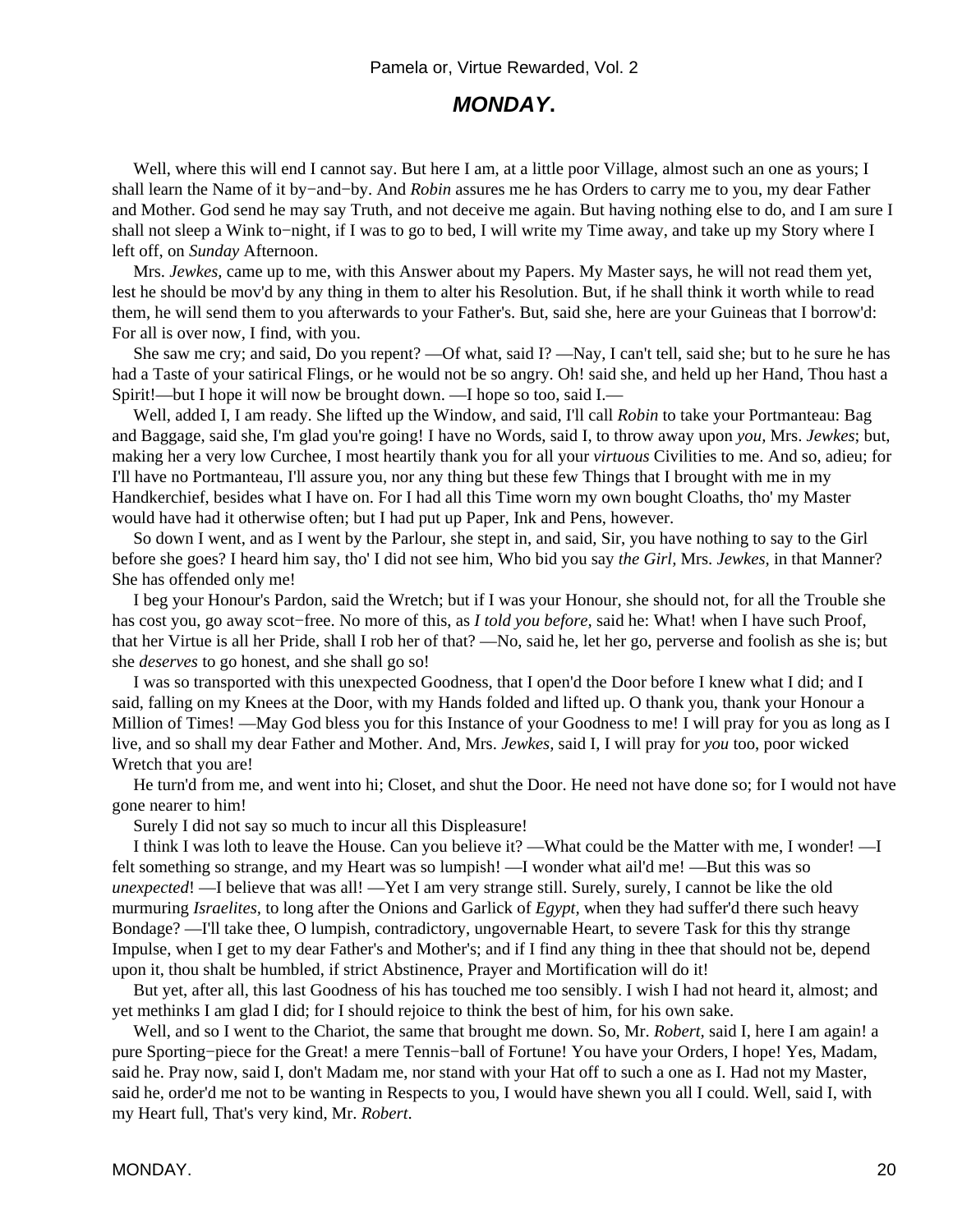## *MONDAY.*

Well, where this will end I cannot say. But here I am, at a little poor Village, almost such an one as yours; I shall learn the Name of it by−and−by. And *Robin* assures me he has Orders to carry me to you, my dear Father and Mother. God send he may say Truth, and not deceive me again. But having nothing else to do, and I am sure I shall not sleep a Wink to−night, if I was to go to bed, I will write my Time away, and take up my Story where I left off, on *Sunday* Afternoon.

Mrs. *Jewkes,* came up to me, with this Answer about my Papers. My Master says, he will not read them yet, lest he should be mov'd by any thing in them to alter his Resolution. But, if he shall think it worth while to read them, he will send them to you afterwards to your Father's. But, said she, here are your Guineas that I borrow'd: For all is over now, I find, with you.

She saw me cry; and said, Do you repent? —Of what, said I? —Nay, I can't tell, said she; but to he sure he has had a Taste of your satirical Flings, or he would not be so angry. Oh! said she, and held up her Hand, Thou hast a Spirit!—but I hope it will now be brought down. —I hope so too, said I.—

Well, added I, I am ready. She lifted up the Window, and said, I'll call *Robin* to take your Portmanteau: Bag and Baggage, said she, I'm glad you're going! I have no Words, said I, to throw away upon *you,* Mrs. *Jewkes*; but, making her a very low Curchee, I most heartily thank you for all your *virtuous* Civilities to me. And so, adieu; for I'll have no Portmanteau, I'll assure you, nor any thing but these few Things that I brought with me in my Handkerchief, besides what I have on. For I had all this Time worn my own bought Cloaths, tho' my Master would have had it otherwise often; but I had put up Paper, Ink and Pens, however.

So down I went, and as I went by the Parlour, she stept in, and said, Sir, you have nothing to say to the Girl before she goes? I heard him say, tho' I did not see him, Who bid you say *the Girl,* Mrs. *Jewkes,* in that Manner? She has offended only me!

I beg your Honour's Pardon, said the Wretch; but if I was your Honour, she should not, for all the Trouble she has cost you, go away scot−free. No more of this, as *I told you before,* said he: What! when I have such Proof, that her Virtue is all her Pride, shall I rob her of that? —No, said he, let her go, perverse and foolish as she is; but she *deserves* to go honest, and she shall go so!

I was so transported with this unexpected Goodness, that I open'd the Door before I knew what I did; and I said, falling on my Knees at the Door, with my Hands folded and lifted up. O thank you, thank your Honour a Million of Times! —May God bless you for this Instance of your Goodness to me! I will pray for you as long as I live, and so shall my dear Father and Mother. And, Mrs. *Jewkes,* said I, I will pray for *you* too, poor wicked Wretch that you are!

He turn'd from me, and went into hi; Closet, and shut the Door. He need not have done so; for I would not have gone nearer to him!

Surely I did not say so much to incur all this Displeasure!

I think I was loth to leave the House. Can you believe it? —What could be the Matter with me, I wonder! —I felt something so strange, and my Heart was so lumpish! —I wonder what ail'd me! —But this was so *unexpected*! —I believe that was all! —Yet I am very strange still. Surely, surely, I cannot be like the old murmuring *Israelites,* to long after the Onions and Garlick of *Egypt,* when they had suffer'd there such heavy Bondage? —I'll take thee, O lumpish, contradictory, ungovernable Heart, to severe Task for this thy strange Impulse, when I get to my dear Father's and Mother's; and if I find any thing in thee that should not be, depend upon it, thou shalt be humbled, if strict Abstinence, Prayer and Mortification will do it!

But yet, after all, this last Goodness of his has touched me too sensibly. I wish I had not heard it, almost; and yet methinks I am glad I did; for I should rejoice to think the best of him, for his own sake.

Well, and so I went to the Chariot, the same that brought me down. So, Mr. *Robert,* said I, here I am again! a pure Sporting−piece for the Great! a mere Tennis−ball of Fortune! You have your Orders, I hope! Yes, Madam, said he. Pray now, said I, don't Madam me, nor stand with your Hat off to such a one as I. Had not my Master, said he, order'd me not to be wanting in Respects to you, I would have shewn you all I could. Well, said I, with my Heart full, That's very kind, Mr. *Robert*.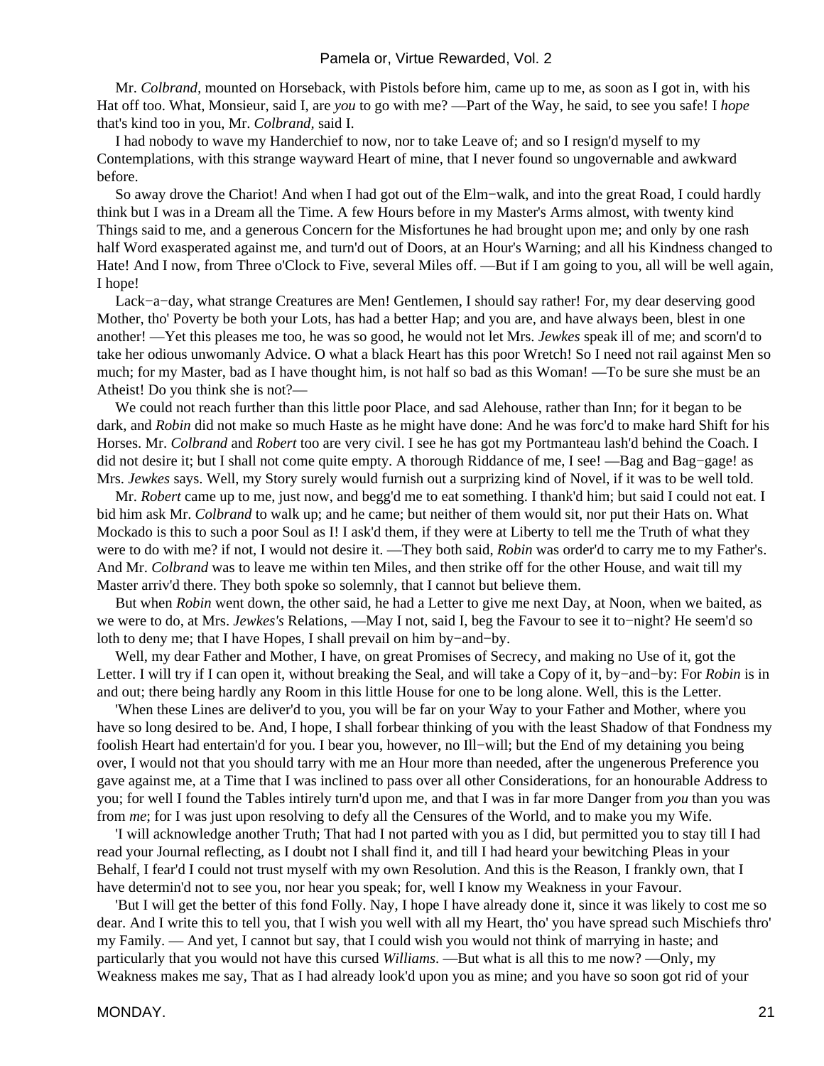Mr. *Colbrand*, mounted on Horseback, with Pistols before him, came up to me, as soon as I got in, with his Hat off too. What, Monsieur, said I, are *you* to go with me? —Part of the Way, he said, to see you safe! I *hope* that's kind too in you, Mr. *Colbrand*, said I.

I had nobody to wave my Handerchief to now, nor to take Leave of; and so I resign'd myself to my Contemplations, with this strange wayward Heart of mine, that I never found so ungovernable and awkward before.

So away drove the Chariot! And when I had got out of the Elm−walk, and into the great Road, I could hardly think but I was in a Dream all the Time. A few Hours before in my Master's Arms almost, with twenty kind Things said to me, and a generous Concern for the Misfortunes he had brought upon me; and only by one rash half Word exasperated against me, and turn'd out of Doors, at an Hour's Warning; and all his Kindness changed to Hate! And I now, from Three o'Clock to Five, several Miles off. —But if I am going to you, all will be well again, I hope!

Lack−a−day, what strange Creatures are Men! Gentlemen, I should say rather! For, my dear deserving good Mother, tho' Poverty be both your Lots, has had a better Hap; and you are, and have always been, blest in one another! —Yet this pleases me too, he was so good, he would not let Mrs. *Jewkes* speak ill of me; and scorn'd to take her odious unwomanly Advice. O what a black Heart has this poor Wretch! So I need not rail against Men so much; for my Master, bad as I have thought him, is not half so bad as this Woman! —To be sure she must be an Atheist! Do you think she is not?—

We could not reach further than this little poor Place, and sad Alehouse, rather than Inn; for it began to be dark, and *Robin* did not make so much Haste as he might have done: And he was forc'd to make hard Shift for his Horses. Mr. *Colbrand* and *Robert* too are very civil. I see he has got my Portmanteau lash'd behind the Coach. I did not desire it; but I shall not come quite empty. A thorough Riddance of me, I see! —Bag and Bag−gage! as Mrs. *Jewkes* says. Well, my Story surely would furnish out a surprizing kind of Novel, if it was to be well told.

Mr. *Robert* came up to me, just now, and begg'd me to eat something. I thank'd him; but said I could not eat. I bid him ask Mr. *Colbrand* to walk up; and he came; but neither of them would sit, nor put their Hats on. What Mockado is this to such a poor Soul as I! I ask'd them, if they were at Liberty to tell me the Truth of what they were to do with me? if not, I would not desire it. —They both said, *Robin* was order'd to carry me to my Father's. And Mr. *Colbrand* was to leave me within ten Miles, and then strike off for the other House, and wait till my Master arriv'd there. They both spoke so solemnly, that I cannot but believe them.

But when *Robin* went down, the other said, he had a Letter to give me next Day, at Noon, when we baited, as we were to do, at Mrs. *Jewkes's* Relations, —May I not, said I, beg the Favour to see it to−night? He seem'd so loth to deny me; that I have Hopes, I shall prevail on him by−and−by.

Well, my dear Father and Mother, I have, on great Promises of Secrecy, and making no Use of it, got the Letter. I will try if I can open it, without breaking the Seal, and will take a Copy of it, by−and−by: For *Robin* is in and out; there being hardly any Room in this little House for one to be long alone. Well, this is the Letter.

'When these Lines are deliver'd to you, you will be far on your Way to your Father and Mother, where you have so long desired to be. And, I hope, I shall forbear thinking of you with the least Shadow of that Fondness my foolish Heart had entertain'd for you. I bear you, however, no Ill−will; but the End of my detaining you being over, I would not that you should tarry with me an Hour more than needed, after the ungenerous Preference you gave against me, at a Time that I was inclined to pass over all other Considerations, for an honourable Address to you; for well I found the Tables intirely turn'd upon me, and that I was in far more Danger from *you* than you was from *me*; for I was just upon resolving to defy all the Censures of the World, and to make you my Wife.

'I will acknowledge another Truth; That had I not parted with you as I did, but permitted you to stay till I had read your Journal reflecting, as I doubt not I shall find it, and till I had heard your bewitching Pleas in your Behalf, I fear'd I could not trust myself with my own Resolution. And this is the Reason, I frankly own, that I have determin'd not to see you, nor hear you speak; for, well I know my Weakness in your Favour.

'But I will get the better of this fond Folly. Nay, I hope I have already done it, since it was likely to cost me so dear. And I write this to tell you, that I wish you well with all my Heart, tho' you have spread such Mischiefs thro' my Family. — And yet, I cannot but say, that I could wish you would not think of marrying in haste; and particularly that you would not have this cursed *Williams*. —But what is all this to me now? —Only, my Weakness makes me say, That as I had already look'd upon you as mine; and you have so soon got rid of your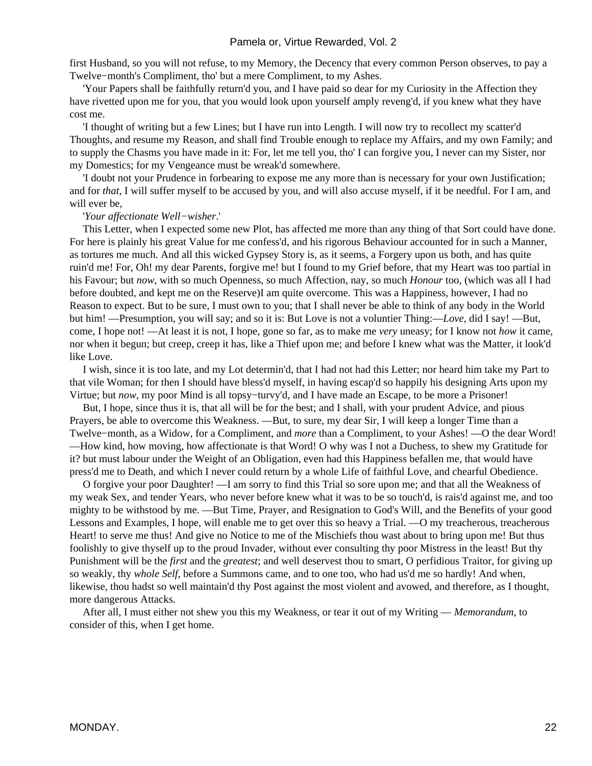first Husband, so you will not refuse, to my Memory, the Decency that every common Person observes, to pay a Twelve−month's Compliment, tho' but a mere Compliment, to my Ashes.

'Your Papers shall be faithfully return'd you, and I have paid so dear for my Curiosity in the Affection they have rivetted upon me for you, that you would look upon yourself amply reveng'd, if you knew what they have cost me.

'I thought of writing but a few Lines; but I have run into Length. I will now try to recollect my scatter'd Thoughts, and resume my Reason, and shall find Trouble enough to replace my Affairs, and my own Family; and to supply the Chasms you have made in it: For, let me tell you, tho' I can forgive you, I never can my Sister, nor my Domestics; for my Vengeance must be wreak'd somewhere.

'I doubt not your Prudence in forbearing to expose me any more than is necessary for your own Justification; and for *that*, I will suffer myself to be accused by you, and will also accuse myself, if it be needful. For I am, and will ever be,

'*Your affectionate Well−wisher*.'

This Letter, when I expected some new Plot, has affected me more than any thing of that Sort could have done. For here is plainly his great Value for me confess'd, and his rigorous Behaviour accounted for in such a Manner, as tortures me much. And all this wicked Gypsey Story is, as it seems, a Forgery upon us both, and has quite ruin'd me! For, Oh! my dear Parents, forgive me! but I found to my Grief before, that my Heart was too partial in his Favour; but *now*, with so much Openness, so much Affection, nay, so much *Honour* too, (which was all I had before doubted, and kept me on the Reserve)I am quite overcome. This was a Happiness, however, I had no Reason to expect. But to be sure, I must own to you; that I shall never be able to think of any body in the World but him! —Presumption, you will say; and so it is: But Love is not a voluntier Thing:—*Love*, did I say! —But, come, I hope not! —At least it is not, I hope, gone so far, as to make me *very* uneasy; for I know not *how* it came, nor when it begun; but creep, creep it has, like a Thief upon me; and before I knew what was the Matter, it look'd like Love.

I wish, since it is too late, and my Lot determin'd, that I had not had this Letter; nor heard him take my Part to that vile Woman; for then I should have bless'd myself, in having escap'd so happily his designing Arts upon my Virtue; but *now*, my poor Mind is all topsy−turvy'd, and I have made an Escape, to be more a Prisoner!

But, I hope, since thus it is, that all will be for the best; and I shall, with your prudent Advice, and pious Prayers, be able to overcome this Weakness. —But, to sure, my dear Sir, I will keep a longer Time than a Twelve−month, as a Widow, for a Compliment, and *more* than a Compliment, to your Ashes! —O the dear Word! —How kind, how moving, how affectionate is that Word! O why was I not a Duchess, to shew my Gratitude for it? but must labour under the Weight of an Obligation, even had this Happiness befallen me, that would have press'd me to Death, and which I never could return by a whole Life of faithful Love, and chearful Obedience.

O forgive your poor Daughter! —I am sorry to find this Trial so sore upon me; and that all the Weakness of my weak Sex, and tender Years, who never before knew what it was to be so touch'd, is rais'd against me, and too mighty to be withstood by me. —But Time, Prayer, and Resignation to God's Will, and the Benefits of your good Lessons and Examples, I hope, will enable me to get over this so heavy a Trial. —O my treacherous, treacherous Heart! to serve me thus! And give no Notice to me of the Mischiefs thou wast about to bring upon me! But thus foolishly to give thyself up to the proud Invader, without ever consulting thy poor Mistress in the least! But thy Punishment will be the *first* and the *greatest*; and well deservest thou to smart, O perfidious Traitor, for giving up so weakly, thy *whole Self*, before a Summons came, and to one too, who had us'd me so hardly! And when, likewise, thou hadst so well maintain'd thy Post against the most violent and avowed, and therefore, as I thought, more dangerous Attacks.

After all, I must either not shew you this my Weakness, or tear it out of my Writing — *Memorandum*, to consider of this, when I get home.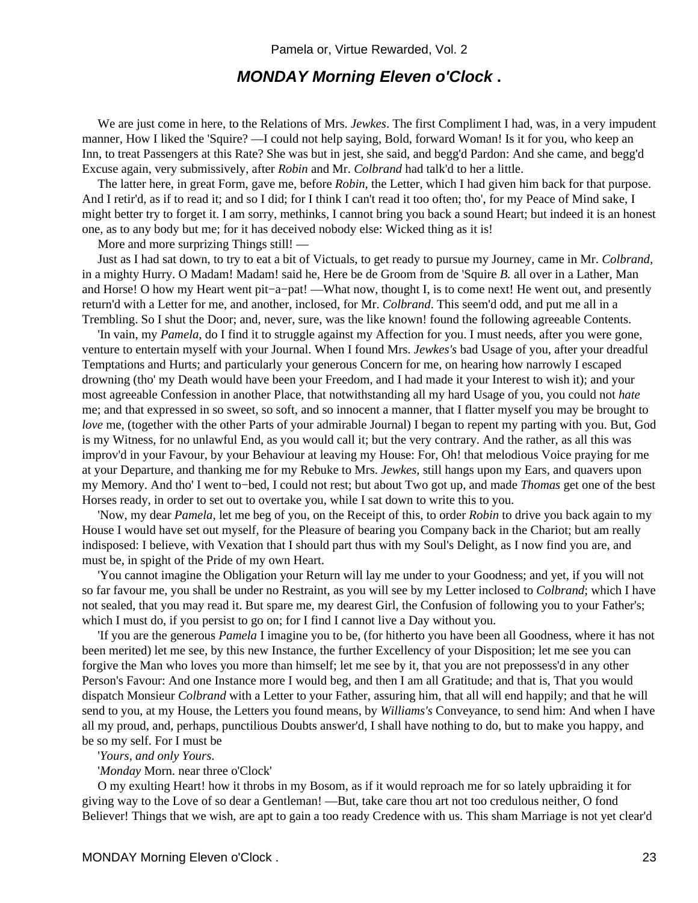## *MONDAY Morning Eleven o'Clock* .

We are just come in here, to the Relations of Mrs. *Jewkes*. The first Compliment I had, was, in a very impudent manner, How I liked the 'Squire? —I could not help saying, Bold, forward Woman! Is it for you, who keep an Inn, to treat Passengers at this Rate? She was but in jest, she said, and begg'd Pardon: And she came, and begg'd Excuse again, very submissively, after *Robin* and Mr. *Colbrand* had talk'd to her a little.

The latter here, in great Form, gave me, before *Robin,* the Letter, which I had given him back for that purpose. And I retir'd, as if to read it; and so I did; for I think I can't read it too often; tho', for my Peace of Mind sake, I might better try to forget it. I am sorry, methinks, I cannot bring you back a sound Heart; but indeed it is an honest one, as to any body but me; for it has deceived nobody else: Wicked thing as it is!

More and more surprizing Things still! —

Just as I had sat down, to try to eat a bit of Victuals, to get ready to pursue my Journey, came in Mr. *Colbrand*, in a mighty Hurry. O Madam! Madam! said he, Here be de Groom from de 'Squire *B.* all over in a Lather, Man and Horse! O how my Heart went pit−a−pat! —What now, thought I, is to come next! He went out, and presently return'd with a Letter for me, and another, inclosed, for Mr. *Colbrand*. This seem'd odd, and put me all in a Trembling. So I shut the Door; and, never, sure, was the like known! found the following agreeable Contents.

'In vain, my *Pamela,* do I find it to struggle against my Affection for you. I must needs, after you were gone, venture to entertain myself with your Journal. When I found Mrs. *Jewkes's* bad Usage of you, after your dreadful Temptations and Hurts; and particularly your generous Concern for me, on hearing how narrowly I escaped drowning (tho' my Death would have been your Freedom, and I had made it your Interest to wish it); and your most agreeable Confession in another Place, that notwithstanding all my hard Usage of you, you could not *hate* me; and that expressed in so sweet, so soft, and so innocent a manner, that I flatter myself you may be brought to *love* me, (together with the other Parts of your admirable Journal) I began to repent my parting with you. But, God is my Witness, for no unlawful End, as you would call it; but the very contrary. And the rather, as all this was improv'd in your Favour, by your Behaviour at leaving my House: For, Oh! that melodious Voice praying for me at your Departure, and thanking me for my Rebuke to Mrs. *Jewkes,* still hangs upon my Ears, and quavers upon my Memory. And tho' I went to−bed, I could not rest; but about Two got up, and made *Thomas* get one of the best Horses ready, in order to set out to overtake you, while I sat down to write this to you.

'Now, my dear *Pamela,* let me beg of you, on the Receipt of this, to order *Robin* to drive you back again to my House I would have set out myself, for the Pleasure of bearing you Company back in the Chariot; but am really indisposed: I believe, with Vexation that I should part thus with my Soul's Delight, as I now find you are, and must be, in spight of the Pride of my own Heart.

'You cannot imagine the Obligation your Return will lay me under to your Goodness; and yet, if you will not so far favour me, you shall be under no Restraint, as you will see by my Letter inclosed to *Colbrand*; which I have not sealed, that you may read it. But spare me, my dearest Girl, the Confusion of following you to your Father's; which I must do, if you persist to go on; for I find I cannot live a Day without you.

'If you are the generous *Pamela* I imagine you to be, (for hitherto you have been all Goodness, where it has not been merited) let me see, by this new Instance, the further Excellency of your Disposition; let me see you can forgive the Man who loves you more than himself; let me see by it, that you are not prepossess'd in any other Person's Favour: And one Instance more I would beg, and then I am all Gratitude; and that is, That you would dispatch Monsieur *Colbrand* with a Letter to your Father, assuring him, that all will end happily; and that he will send to you, at my House, the Letters you found means, by *Williams's* Conveyance, to send him: And when I have all my proud, and, perhaps, punctilious Doubts answer'd, I shall have nothing to do, but to make you happy, and be so my self. For I must be

'*Yours, and only Yours*.

'*Monday* Morn. near three o'Clock'

O my exulting Heart! how it throbs in my Bosom, as if it would reproach me for so lately upbraiding it for giving way to the Love of so dear a Gentleman! —But, take care thou art not too credulous neither, O fond Believer! Things that we wish, are apt to gain a too ready Credence with us. This sham Marriage is not yet clear'd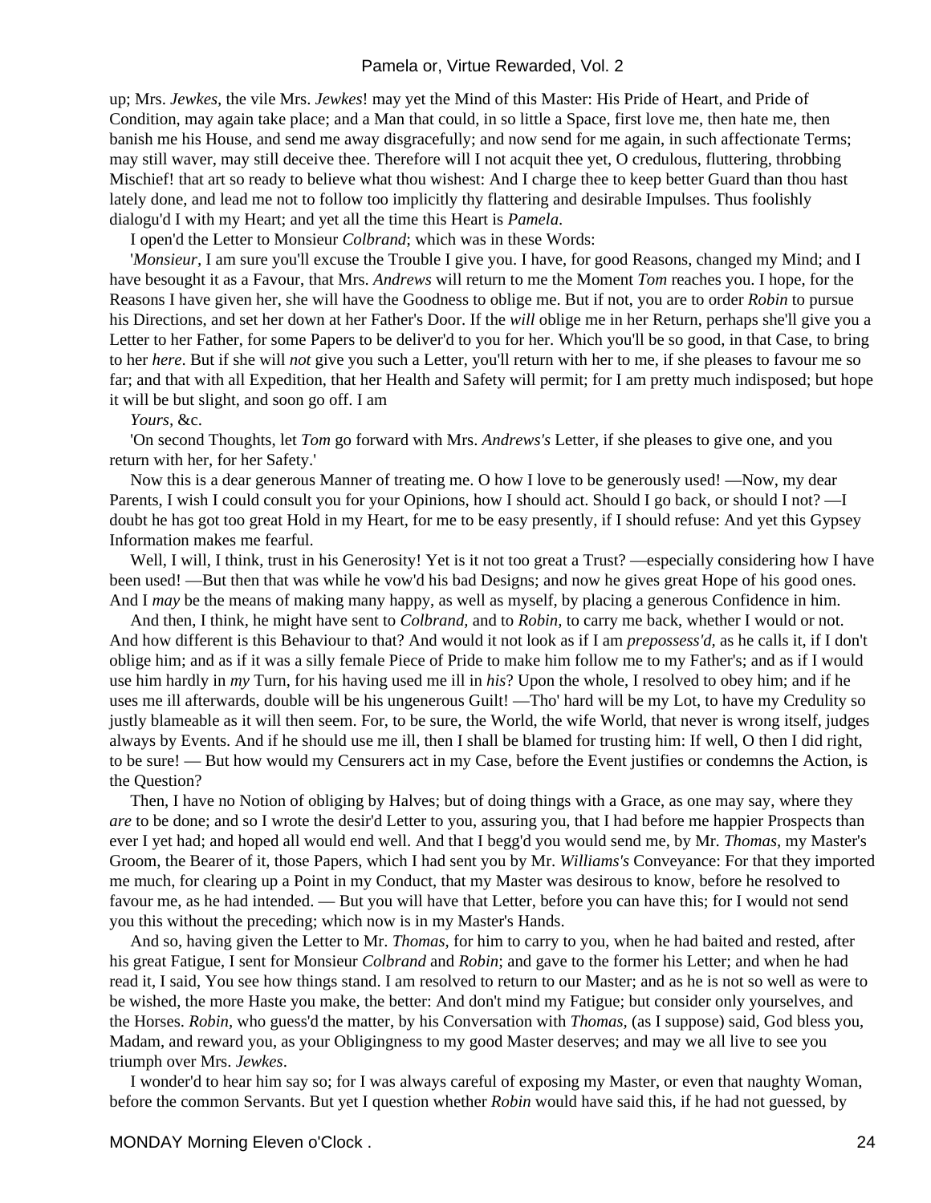up; Mrs. *Jewkes*, the vile Mrs. *Jewkes*! may yet the Mind of this Master: His Pride of Heart, and Pride of Condition, may again take place; and a Man that could, in so little a Space, first love me, then hate me, then banish me his House, and send me away disgracefully; and now send for me again, in such affectionate Terms; may still waver, may still deceive thee. Therefore will I not acquit thee yet, O credulous, fluttering, throbbing Mischief! that art so ready to believe what thou wishest: And I charge thee to keep better Guard than thou hast lately done, and lead me not to follow too implicitly thy flattering and desirable Impulses. Thus foolishly dialogu'd I with my Heart; and yet all the time this Heart is *Pamela*.

I open'd the Letter to Monsieur *Colbrand*; which was in these Words:

'*Monsieur*, I am sure you'll excuse the Trouble I give you. I have, for good Reasons, changed my Mind; and I have besought it as a Favour, that Mrs. *Andrews* will return to me the Moment *Tom* reaches you. I hope, for the Reasons I have given her, she will have the Goodness to oblige me. But if not, you are to order *Robin* to pursue his Directions, and set her down at her Father's Door. If the *will* oblige me in her Return, perhaps she'll give you a Letter to her Father, for some Papers to be deliver'd to you for her. Which you'll be so good, in that Case, to bring to her *here*. But if she will *not* give you such a Letter, you'll return with her to me, if she pleases to favour me so far; and that with all Expedition, that her Health and Safety will permit; for I am pretty much indisposed; but hope it will be but slight, and soon go off. I am

*Yours*, &c.

'On second Thoughts, let *Tom* go forward with Mrs. *Andrews's* Letter, if she pleases to give one, and you return with her, for her Safety.'

Now this is a dear generous Manner of treating me. O how I love to be generously used! —Now, my dear Parents, I wish I could consult you for your Opinions, how I should act. Should I go back, or should I not? —I doubt he has got too great Hold in my Heart, for me to be easy presently, if I should refuse: And yet this Gypsey Information makes me fearful.

Well, I will, I think, trust in his Generosity! Yet is it not too great a Trust? —especially considering how I have been used! —But then that was while he vow'd his bad Designs; and now he gives great Hope of his good ones. And I *may* be the means of making many happy, as well as myself, by placing a generous Confidence in him.

And then, I think, he might have sent to *Colbrand,* and to *Robin,* to carry me back, whether I would or not. And how different is this Behaviour to that? And would it not look as if I am *prepossess'd,* as he calls it, if I don't oblige him; and as if it was a silly female Piece of Pride to make him follow me to my Father's; and as if I would use him hardly in *my* Turn, for his having used me ill in *his*? Upon the whole, I resolved to obey him; and if he uses me ill afterwards, double will be his ungenerous Guilt! —Tho' hard will be my Lot, to have my Credulity so justly blameable as it will then seem. For, to be sure, the World, the wife World, that never is wrong itself, judges always by Events. And if he should use me ill, then I shall be blamed for trusting him: If well, O then I did right, to be sure! — But how would my Censurers act in my Case, before the Event justifies or condemns the Action, is the Question?

Then, I have no Notion of obliging by Halves; but of doing things with a Grace, as one may say, where they *are* to be done; and so I wrote the desir'd Letter to you, assuring you, that I had before me happier Prospects than ever I yet had; and hoped all would end well. And that I begg'd you would send me, by Mr. *Thomas*, my Master's Groom, the Bearer of it, those Papers, which I had sent you by Mr. *Williams's* Conveyance: For that they imported me much, for clearing up a Point in my Conduct, that my Master was desirous to know, before he resolved to favour me, as he had intended. — But you will have that Letter, before you can have this; for I would not send you this without the preceding; which now is in my Master's Hands.

And so, having given the Letter to Mr. *Thomas,* for him to carry to you, when he had baited and rested, after his great Fatigue, I sent for Monsieur *Colbrand* and *Robin*; and gave to the former his Letter; and when he had read it, I said, You see how things stand. I am resolved to return to our Master; and as he is not so well as were to be wished, the more Haste you make, the better: And don't mind my Fatigue; but consider only yourselves, and the Horses. *Robin,* who guess'd the matter, by his Conversation with *Thomas,* (as I suppose) said, God bless you, Madam, and reward you, as your Obligingness to my good Master deserves; and may we all live to see you triumph over Mrs. *Jewkes*.

I wonder'd to hear him say so; for I was always careful of exposing my Master, or even that naughty Woman, before the common Servants. But yet I question whether *Robin* would have said this, if he had not guessed, by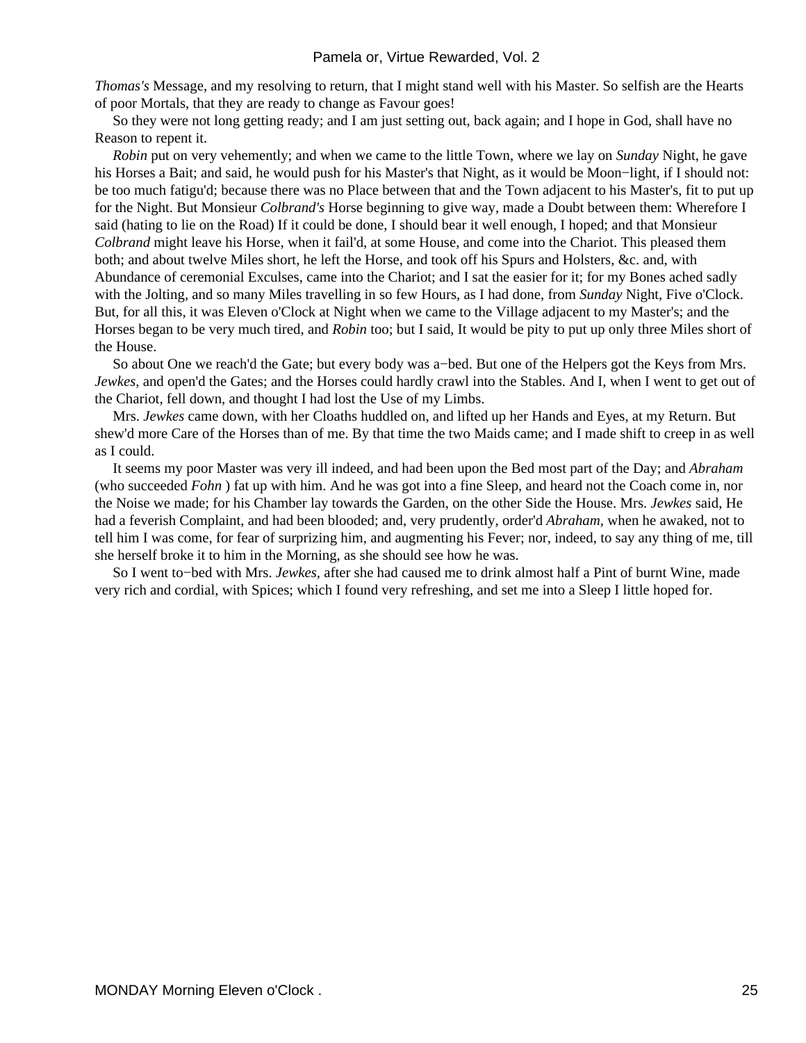*Thomas's* Message, and my resolving to return, that I might stand well with his Master. So selfish are the Hearts of poor Mortals, that they are ready to change as Favour goes!

So they were not long getting ready; and I am just setting out, back again; and I hope in God, shall have no Reason to repent it.

*Robin* put on very vehemently; and when we came to the little Town, where we lay on *Sunday* Night, he gave his Horses a Bait; and said, he would push for his Master's that Night, as it would be Moon−light, if I should not: be too much fatigu'd; because there was no Place between that and the Town adjacent to his Master's, fit to put up for the Night. But Monsieur *Colbrand's* Horse beginning to give way, made a Doubt between them: Wherefore I said (hating to lie on the Road) If it could be done, I should bear it well enough, I hoped; and that Monsieur *Colbrand* might leave his Horse, when it fail'd, at some House, and come into the Chariot. This pleased them both; and about twelve Miles short, he left the Horse, and took off his Spurs and Holsters, &c. and, with Abundance of ceremonial Exculses, came into the Chariot; and I sat the easier for it; for my Bones ached sadly with the Jolting, and so many Miles travelling in so few Hours, as I had done, from *Sunday* Night, Five o'Clock. But, for all this, it was Eleven o'Clock at Night when we came to the Village adjacent to my Master's; and the Horses began to be very much tired, and *Robin* too; but I said, It would be pity to put up only three Miles short of the House.

So about One we reach'd the Gate; but every body was a−bed. But one of the Helpers got the Keys from Mrs. *Jewkes,* and open'd the Gates; and the Horses could hardly crawl into the Stables. And I, when I went to get out of the Chariot, fell down, and thought I had lost the Use of my Limbs.

Mrs. *Jewkes* came down, with her Cloaths huddled on, and lifted up her Hands and Eyes, at my Return. But shew'd more Care of the Horses than of me. By that time the two Maids came; and I made shift to creep in as well as I could.

It seems my poor Master was very ill indeed, and had been upon the Bed most part of the Day; and *Abraham* (who succeeded *Fohn* ) fat up with him. And he was got into a fine Sleep, and heard not the Coach come in, nor the Noise we made; for his Chamber lay towards the Garden, on the other Side the House. Mrs. *Jewkes* said, He had a feverish Complaint, and had been blooded; and, very prudently, order'd *Abraham,* when he awaked, not to tell him I was come, for fear of surprizing him, and augmenting his Fever; nor, indeed, to say any thing of me, till she herself broke it to him in the Morning, as she should see how he was.

So I went to−bed with Mrs. *Jewkes,* after she had caused me to drink almost half a Pint of burnt Wine, made very rich and cordial, with Spices; which I found very refreshing, and set me into a Sleep I little hoped for.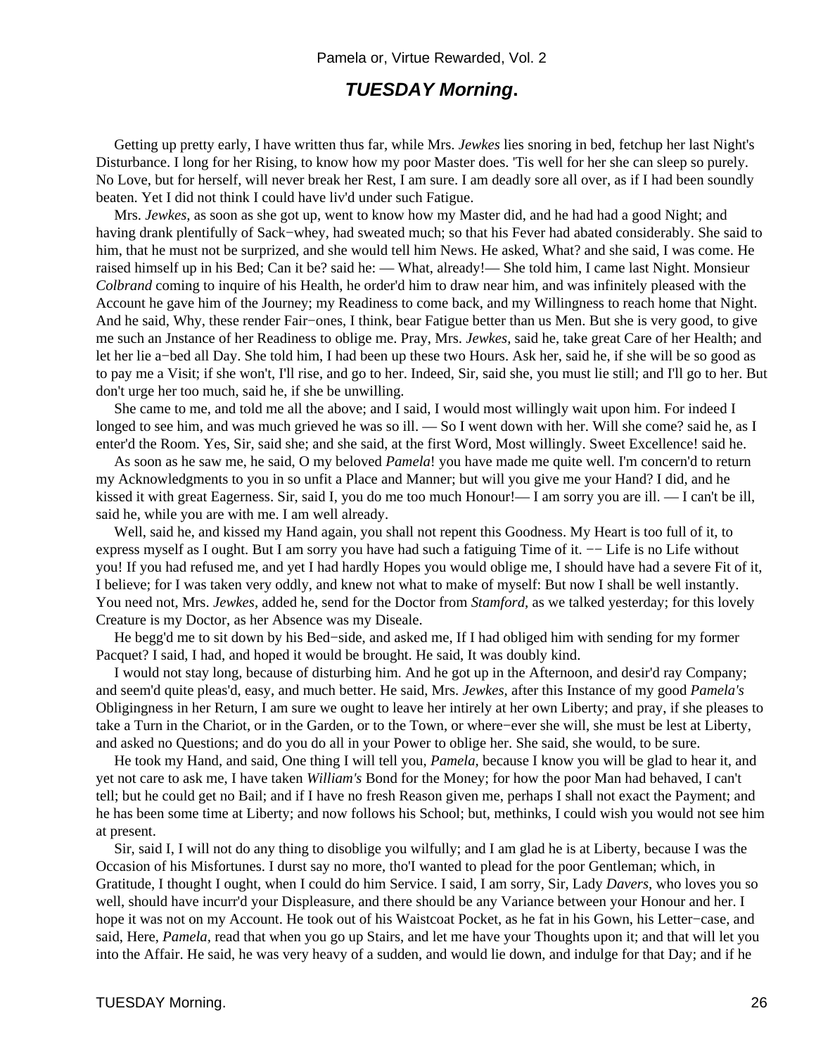## *TUESDAY Morning*.

Getting up pretty early, I have written thus far, while Mrs. *Jewkes* lies snoring in bed, fetchup her last Night's Disturbance. I long for her Rising, to know how my poor Master does. 'Tis well for her she can sleep so purely. No Love, but for herself, will never break her Rest, I am sure. I am deadly sore all over, as if I had been soundly beaten. Yet I did not think I could have liv'd under such Fatigue.

Mrs. *Jewkes,* as soon as she got up, went to know how my Master did, and he had had a good Night; and having drank plentifully of Sack−whey, had sweated much; so that his Fever had abated considerably. She said to him, that he must not be surprized, and she would tell him News. He asked, What? and she said, I was come. He raised himself up in his Bed; Can it be? said he: — What, already!— She told him, I came last Night. Monsieur *Colbrand* coming to inquire of his Health, he order'd him to draw near him, and was infinitely pleased with the Account he gave him of the Journey; my Readiness to come back, and my Willingness to reach home that Night. And he said, Why, these render Fair−ones, I think, bear Fatigue better than us Men. But she is very good, to give me such an Jnstance of her Readiness to oblige me. Pray, Mrs. *Jewkes,* said he, take great Care of her Health; and let her lie a−bed all Day. She told him, I had been up these two Hours. Ask her, said he, if she will be so good as to pay me a Visit; if she won't, I'll rise, and go to her. Indeed, Sir, said she, you must lie still; and I'll go to her. But don't urge her too much, said he, if she be unwilling.

She came to me, and told me all the above; and I said, I would most willingly wait upon him. For indeed I longed to see him, and was much grieved he was so ill. — So I went down with her. Will she come? said he, as I enter'd the Room. Yes, Sir, said she; and she said, at the first Word, Most willingly. Sweet Excellence! said he.

As soon as he saw me, he said, O my beloved *Pamela*! you have made me quite well. I'm concern'd to return my Acknowledgments to you in so unfit a Place and Manner; but will you give me your Hand? I did, and he kissed it with great Eagerness. Sir, said I, you do me too much Honour!— I am sorry you are ill. — I can't be ill, said he, while you are with me. I am well already.

Well, said he, and kissed my Hand again, you shall not repent this Goodness. My Heart is too full of it, to express myself as I ought. But I am sorry you have had such a fatiguing Time of it. −− Life is no Life without you! If you had refused me, and yet I had hardly Hopes you would oblige me, I should have had a severe Fit of it, I believe; for I was taken very oddly, and knew not what to make of myself: But now I shall be well instantly. You need not, Mrs. *Jewkes,* added he, send for the Doctor from *Stamford,* as we talked yesterday; for this lovely Creature is my Doctor, as her Absence was my Diseale.

He begg'd me to sit down by his Bed−side, and asked me, If I had obliged him with sending for my former Pacquet? I said, I had, and hoped it would be brought. He said, It was doubly kind.

I would not stay long, because of disturbing him. And he got up in the Afternoon, and desir'd ray Company; and seem'd quite pleas'd, easy, and much better. He said, Mrs. *Jewkes,* after this Instance of my good *Pamela's* Obligingness in her Return, I am sure we ought to leave her intirely at her own Liberty; and pray, if she pleases to take a Turn in the Chariot, or in the Garden, or to the Town, or where−ever she will, she must be lest at Liberty, and asked no Questions; and do you do all in your Power to oblige her. She said, she would, to be sure.

He took my Hand, and said, One thing I will tell you, *Pamela,* because I know you will be glad to hear it, and yet not care to ask me, I have taken *William's* Bond for the Money; for how the poor Man had behaved, I can't tell; but he could get no Bail; and if I have no fresh Reason given me, perhaps I shall not exact the Payment; and he has been some time at Liberty; and now follows his School; but, methinks, I could wish you would not see him at present.

Sir, said I, I will not do any thing to disoblige you wilfully; and I am glad he is at Liberty, because I was the Occasion of his Misfortunes. I durst say no more, tho'I wanted to plead for the poor Gentleman; which, in Gratitude, I thought I ought, when I could do him Service. I said, I am sorry, Sir, Lady *Davers,* who loves you so well, should have incurr'd your Displeasure, and there should be any Variance between your Honour and her. I hope it was not on my Account. He took out of his Waistcoat Pocket, as he fat in his Gown, his Letter−case, and said, Here, *Pamela,* read that when you go up Stairs, and let me have your Thoughts upon it; and that will let you into the Affair. He said, he was very heavy of a sudden, and would lie down, and indulge for that Day; and if he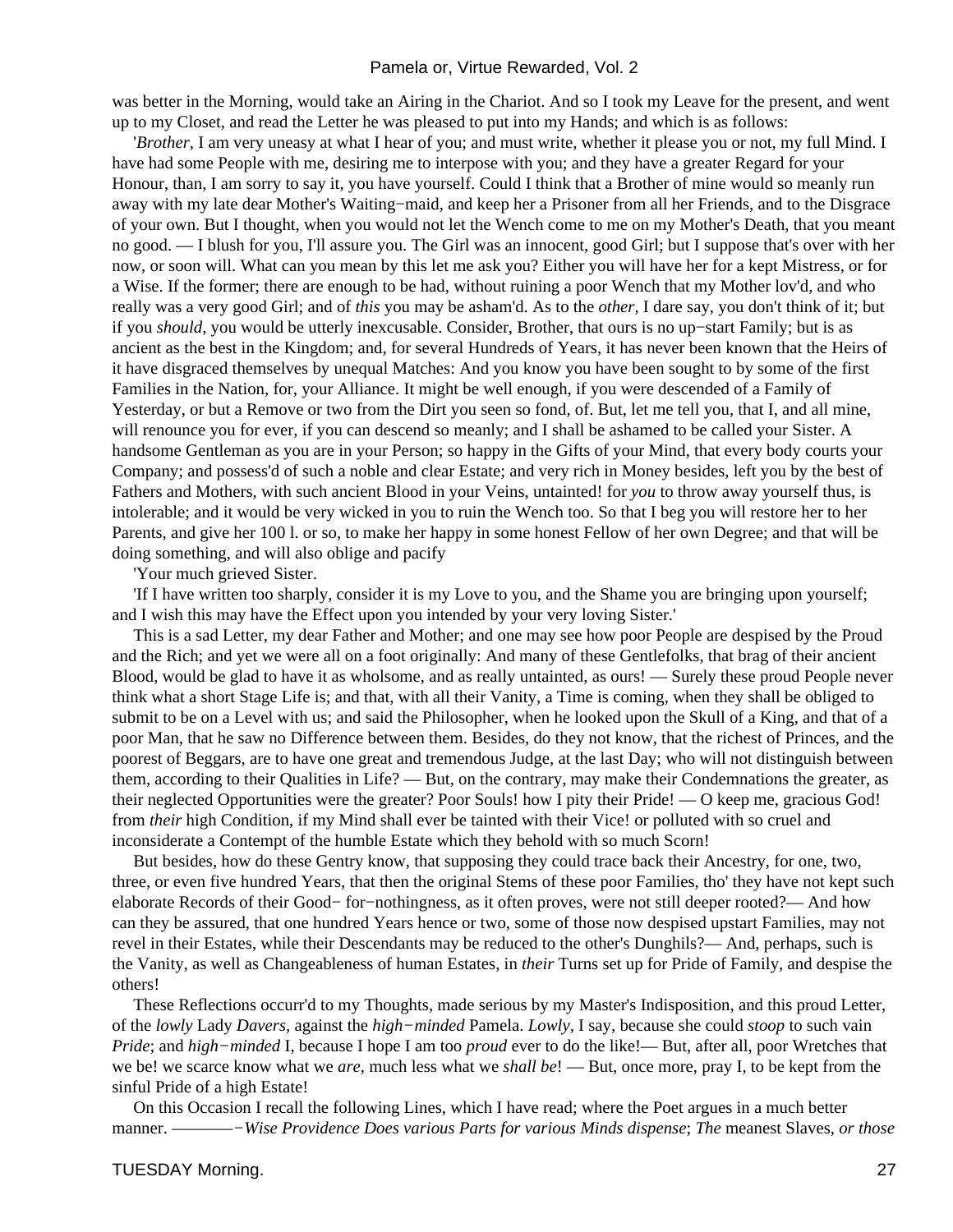was better in the Morning, would take an Airing in the Chariot. And so I took my Leave for the present, and went up to my Closet, and read the Letter he was pleased to put into my Hands; and which is as follows:

'*Brother*, I am very uneasy at what I hear of you; and must write, whether it please you or not, my full Mind. I have had some People with me, desiring me to interpose with you; and they have a greater Regard for your Honour, than, I am sorry to say it, you have yourself. Could I think that a Brother of mine would so meanly run away with my late dear Mother's Waiting−maid, and keep her a Prisoner from all her Friends, and to the Disgrace of your own. But I thought, when you would not let the Wench come to me on my Mother's Death, that you meant no good. — I blush for you, I'll assure you. The Girl was an innocent, good Girl; but I suppose that's over with her now, or soon will. What can you mean by this let me ask you? Either you will have her for a kept Mistress, or for a Wise. If the former; there are enough to be had, without ruining a poor Wench that my Mother lov'd, and who really was a very good Girl; and of *this* you may be asham'd. As to the *other*, I dare say, you don't think of it; but if you *should*, you would be utterly inexcusable. Consider, Brother, that ours is no up−start Family; but is as ancient as the best in the Kingdom; and, for several Hundreds of Years, it has never been known that the Heirs of it have disgraced themselves by unequal Matches: And you know you have been sought to by some of the first Families in the Nation, for, your Alliance. It might be well enough, if you were descended of a Family of Yesterday, or but a Remove or two from the Dirt you seen so fond, of. But, let me tell you, that I, and all mine, will renounce you for ever, if you can descend so meanly; and I shall be ashamed to be called your Sister. A handsome Gentleman as you are in your Person; so happy in the Gifts of your Mind, that every body courts your Company; and possess'd of such a noble and clear Estate; and very rich in Money besides, left you by the best of Fathers and Mothers, with such ancient Blood in your Veins, untainted! for *you* to throw away yourself thus, is intolerable; and it would be very wicked in you to ruin the Wench too. So that I beg you will restore her to her Parents, and give her 100 l. or so, to make her happy in some honest Fellow of her own Degree; and that will be doing something, and will also oblige and pacify

'Your much grieved Sister.

'If I have written too sharply, consider it is my Love to you, and the Shame you are bringing upon yourself; and I wish this may have the Effect upon you intended by your very loving Sister.'

This is a sad Letter, my dear Father and Mother; and one may see how poor People are despised by the Proud and the Rich; and yet we were all on a foot originally: And many of these Gentlefolks, that brag of their ancient Blood, would be glad to have it as wholsome, and as really untainted, as ours! — Surely these proud People never think what a short Stage Life is; and that, with all their Vanity, a Time is coming, when they shall be obliged to submit to be on a Level with us; and said the Philosopher, when he looked upon the Skull of a King, and that of a poor Man, that he saw no Difference between them. Besides, do they not know, that the richest of Princes, and the poorest of Beggars, are to have one great and tremendous Judge, at the last Day; who will not distinguish between them, according to their Qualities in Life? — But, on the contrary, may make their Condemnations the greater, as their neglected Opportunities were the greater? Poor Souls! how I pity their Pride! — O keep me, gracious God! from *their* high Condition, if my Mind shall ever be tainted with their Vice! or polluted with so cruel and inconsiderate a Contempt of the humble Estate which they behold with so much Scorn!

But besides, how do these Gentry know, that supposing they could trace back their Ancestry, for one, two, three, or even five hundred Years, that then the original Stems of these poor Families, tho' they have not kept such elaborate Records of their Good− for−nothingness, as it often proves, were not still deeper rooted?— And how can they be assured, that one hundred Years hence or two, some of those now despised upstart Families, may not revel in their Estates, while their Descendants may be reduced to the other's Dunghils?— And, perhaps, such is the Vanity, as well as Changeableness of human Estates, in *their* Turns set up for Pride of Family, and despise the others!

These Reflections occurr'd to my Thoughts, made serious by my Master's Indisposition, and this proud Letter, of the *lowly* Lady *Davers,* against the *high−minded* Pamela. *Lowly,* I say, because she could *stoop* to such vain *Pride*; and *high−minded* I, because I hope I am too *proud* ever to do the like!— But, after all, poor Wretches that we be! we scarce know what we *are,* much less what we *shall be*! — But, once more, pray I, to be kept from the sinful Pride of a high Estate!

On this Occasion I recall the following Lines, which I have read; where the Poet argues in a much better manner. ————−*Wise Providence Does various Parts for various Minds dispense*; *The* meanest Slaves, *or those*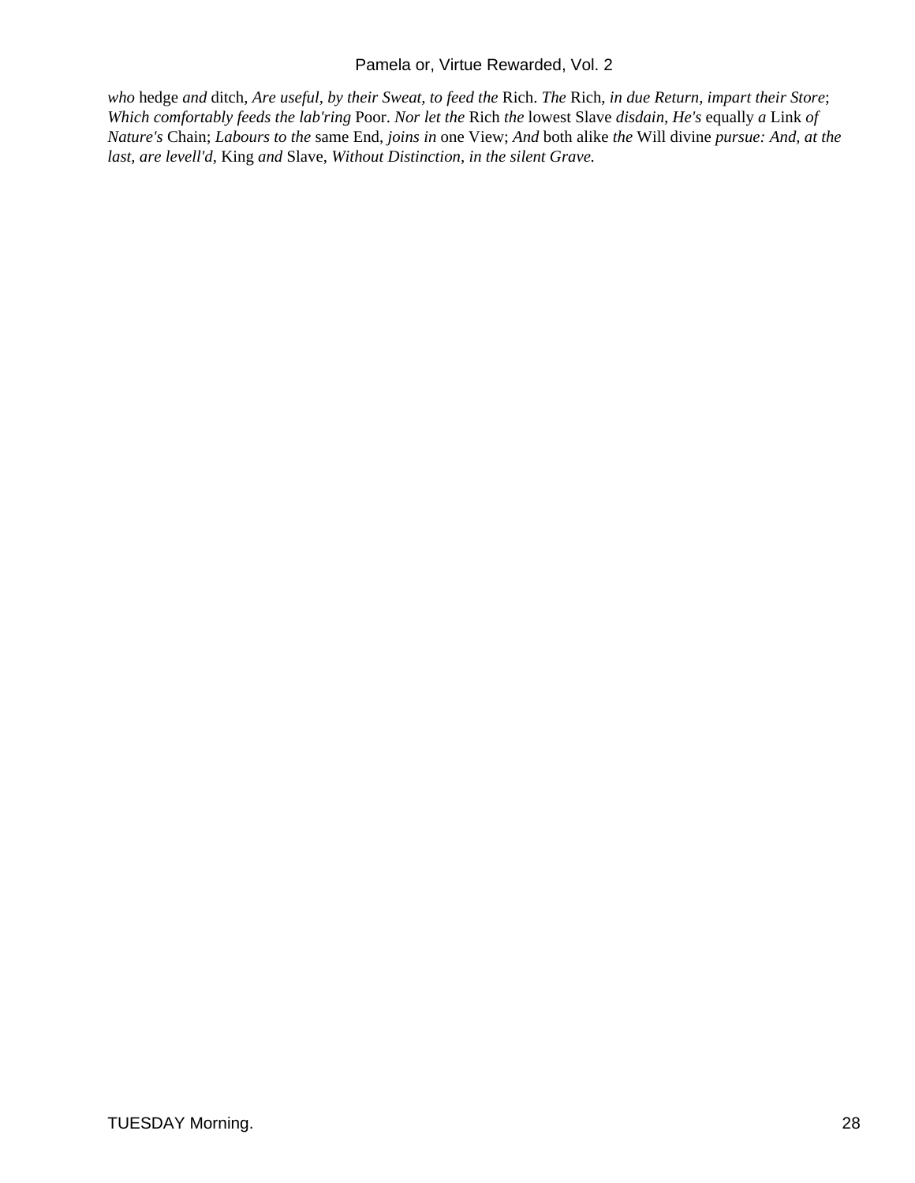*who* hedge *and* ditch, *Are useful, by their Sweat, to feed the* Rich. *The* Rich, *in due Return, impart their Store*; *Which comfortably feeds the lab'ring* Poor. *Nor let the* Rich *the* lowest Slave *disdain, He's* equally *a* Link *of Nature's* Chain; *Labours to the* same End, *joins in* one View; *And* both alike *the* Will divine *pursue: And, at the last, are levell'd*, King *and* Slave, *Without Distinction, in the silent Grave.*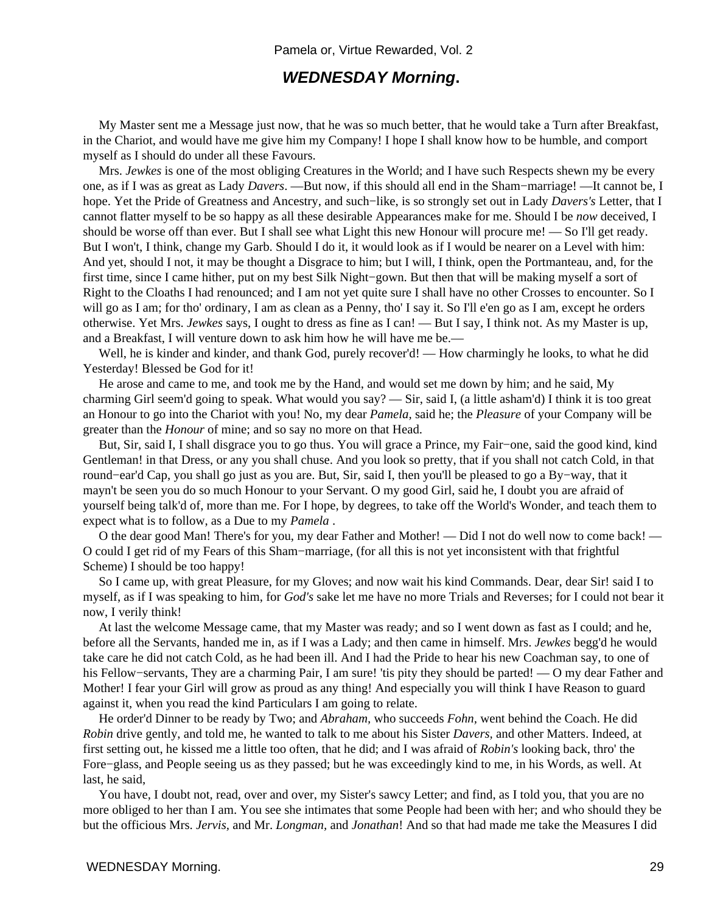## *WEDNESDAY Morning*.

My Master sent me a Message just now, that he was so much better, that he would take a Turn after Breakfast, in the Chariot, and would have me give him my Company! I hope I shall know how to be humble, and comport myself as I should do under all these Favours.

Mrs. *Jewkes* is one of the most obliging Creatures in the World; and I have such Respects shewn my be every one, as if I was as great as Lady *Davers*. —But now, if this should all end in the Sham−marriage! —It cannot be, I hope. Yet the Pride of Greatness and Ancestry, and such−like, is so strongly set out in Lady *Davers's* Letter, that I cannot flatter myself to be so happy as all these desirable Appearances make for me. Should I be *now* deceived, I should be worse off than ever. But I shall see what Light this new Honour will procure me! — So I'll get ready. But I won't, I think, change my Garb. Should I do it, it would look as if I would be nearer on a Level with him: And yet, should I not, it may be thought a Disgrace to him; but I will, I think, open the Portmanteau, and, for the first time, since I came hither, put on my best Silk Night−gown. But then that will be making myself a sort of Right to the Cloaths I had renounced; and I am not yet quite sure I shall have no other Crosses to encounter. So I will go as I am; for tho' ordinary, I am as clean as a Penny, tho' I say it. So I'll e'en go as I am, except he orders otherwise. Yet Mrs. *Jewkes* says, I ought to dress as fine as I can! — But I say, I think not. As my Master is up, and a Breakfast, I will venture down to ask him how he will have me be.—

Well, he is kinder and kinder, and thank God, purely recover'd! — How charmingly he looks, to what he did Yesterday! Blessed be God for it!

He arose and came to me, and took me by the Hand, and would set me down by him; and he said, My charming Girl seem'd going to speak. What would you say? — Sir, said I, (a little asham'd) I think it is too great an Honour to go into the Chariot with you! No, my dear *Pamela,* said he; the *Pleasure* of your Company will be greater than the *Honour* of mine; and so say no more on that Head.

But, Sir, said I, I shall disgrace you to go thus. You will grace a Prince, my Fair−one, said the good kind, kind Gentleman! in that Dress, or any you shall chuse. And you look so pretty, that if you shall not catch Cold, in that round−ear'd Cap, you shall go just as you are. But, Sir, said I, then you'll be pleased to go a By−way, that it mayn't be seen you do so much Honour to your Servant. O my good Girl, said he, I doubt you are afraid of yourself being talk'd of, more than me. For I hope, by degrees, to take off the World's Wonder, and teach them to expect what is to follow, as a Due to my *Pamela* .

O the dear good Man! There's for you, my dear Father and Mother! — Did I not do well now to come back! — O could I get rid of my Fears of this Sham−marriage, (for all this is not yet inconsistent with that frightful Scheme) I should be too happy!

So I came up, with great Pleasure, for my Gloves; and now wait his kind Commands. Dear, dear Sir! said I to myself, as if I was speaking to him, for *God's* sake let me have no more Trials and Reverses; for I could not bear it now, I verily think!

At last the welcome Message came, that my Master was ready; and so I went down as fast as I could; and he, before all the Servants, handed me in, as if I was a Lady; and then came in himself. Mrs. *Jewkes* begg'd he would take care he did not catch Cold, as he had been ill. And I had the Pride to hear his new Coachman say, to one of his Fellow−servants, They are a charming Pair, I am sure! 'tis pity they should be parted! — O my dear Father and Mother! I fear your Girl will grow as proud as any thing! And especially you will think I have Reason to guard against it, when you read the kind Particulars I am going to relate.

He order'd Dinner to be ready by Two; and *Abraham,* who succeeds *Fohn,* went behind the Coach. He did *Robin* drive gently, and told me, he wanted to talk to me about his Sister *Davers,* and other Matters. Indeed, at first setting out, he kissed me a little too often, that he did; and I was afraid of *Robin's* looking back, thro' the Fore−glass, and People seeing us as they passed; but he was exceedingly kind to me, in his Words, as well. At last, he said,

You have, I doubt not, read, over and over, my Sister's sawcy Letter; and find, as I told you, that you are no more obliged to her than I am. You see she intimates that some People had been with her; and who should they be but the officious Mrs. *Jervis,* and Mr. *Longman,* and *Jonathan*! And so that had made me take the Measures I did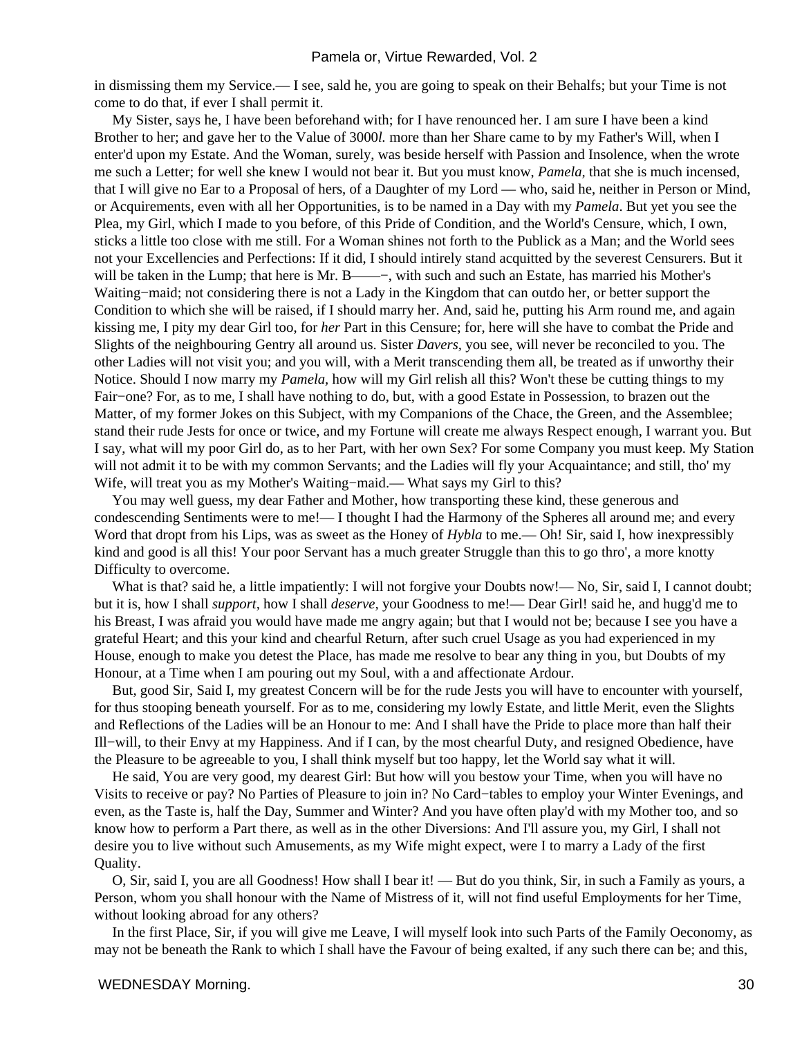in dismissing them my Service.— I see, sald he, you are going to speak on their Behalfs; but your Time is not come to do that, if ever I shall permit it.

My Sister, says he, I have been beforehand with; for I have renounced her. I am sure I have been a kind Brother to her; and gave her to the Value of 3000*l.* more than her Share came to by my Father's Will, when I enter'd upon my Estate. And the Woman, surely, was beside herself with Passion and Insolence, when the wrote me such a Letter; for well she knew I would not bear it. But you must know, *Pamela,* that she is much incensed, that I will give no Ear to a Proposal of hers, of a Daughter of my Lord — who, said he, neither in Person or Mind, or Acquirements, even with all her Opportunities, is to be named in a Day with my *Pamela*. But yet you see the Plea, my Girl, which I made to you before, of this Pride of Condition, and the World's Censure, which, I own, sticks a little too close with me still. For a Woman shines not forth to the Publick as a Man; and the World sees not your Excellencies and Perfections: If it did, I should intirely stand acquitted by the severest Censurers. But it will be taken in the Lump; that here is Mr. B——−, with such and such an Estate, has married his Mother's Waiting−maid; not considering there is not a Lady in the Kingdom that can outdo her, or better support the Condition to which she will be raised, if I should marry her. And, said he, putting his Arm round me, and again kissing me, I pity my dear Girl too, for *her* Part in this Censure; for, here will she have to combat the Pride and Slights of the neighbouring Gentry all around us. Sister *Davers,* you see, will never be reconciled to you. The other Ladies will not visit you; and you will, with a Merit transcending them all, be treated as if unworthy their Notice. Should I now marry my *Pamela,* how will my Girl relish all this? Won't these be cutting things to my Fair−one? For, as to me, I shall have nothing to do, but, with a good Estate in Possession, to brazen out the Matter, of my former Jokes on this Subject, with my Companions of the Chace, the Green, and the Assemblee; stand their rude Jests for once or twice, and my Fortune will create me always Respect enough, I warrant you. But I say, what will my poor Girl do, as to her Part, with her own Sex? For some Company you must keep. My Station will not admit it to be with my common Servants; and the Ladies will fly your Acquaintance; and still, tho' my Wife, will treat you as my Mother's Waiting−maid.— What says my Girl to this?

You may well guess, my dear Father and Mother, how transporting these kind, these generous and condescending Sentiments were to me!— I thought I had the Harmony of the Spheres all around me; and every Word that dropt from his Lips, was as sweet as the Honey of *Hybla* to me.— Oh! Sir, said I, how inexpressibly kind and good is all this! Your poor Servant has a much greater Struggle than this to go thro', a more knotty Difficulty to overcome.

What is that? said he, a little impatiently: I will not forgive your Doubts now!— No, Sir, said I, I cannot doubt; but it is, how I shall *support,* how I shall *deserve,* your Goodness to me!— Dear Girl! said he, and hugg'd me to his Breast, I was afraid you would have made me angry again; but that I would not be; because I see you have a grateful Heart; and this your kind and chearful Return, after such cruel Usage as you had experienced in my House, enough to make you detest the Place, has made me resolve to bear any thing in you, but Doubts of my Honour, at a Time when I am pouring out my Soul, with a and affectionate Ardour.

But, good Sir, Said I, my greatest Concern will be for the rude Jests you will have to encounter with yourself, for thus stooping beneath yourself. For as to me, considering my lowly Estate, and little Merit, even the Slights and Reflections of the Ladies will be an Honour to me: And I shall have the Pride to place more than half their Ill−will, to their Envy at my Happiness. And if I can, by the most chearful Duty, and resigned Obedience, have the Pleasure to be agreeable to you, I shall think myself but too happy, let the World say what it will.

He said, You are very good, my dearest Girl: But how will you bestow your Time, when you will have no Visits to receive or pay? No Parties of Pleasure to join in? No Card−tables to employ your Winter Evenings, and even, as the Taste is, half the Day, Summer and Winter? And you have often play'd with my Mother too, and so know how to perform a Part there, as well as in the other Diversions: And I'll assure you, my Girl, I shall not desire you to live without such Amusements, as my Wife might expect, were I to marry a Lady of the first Quality.

O, Sir, said I, you are all Goodness! How shall I bear it! — But do you think, Sir, in such a Family as yours, a Person, whom you shall honour with the Name of Mistress of it, will not find useful Employments for her Time, without looking abroad for any others?

In the first Place, Sir, if you will give me Leave, I will myself look into such Parts of the Family Oeconomy, as may not be beneath the Rank to which I shall have the Favour of being exalted, if any such there can be; and this,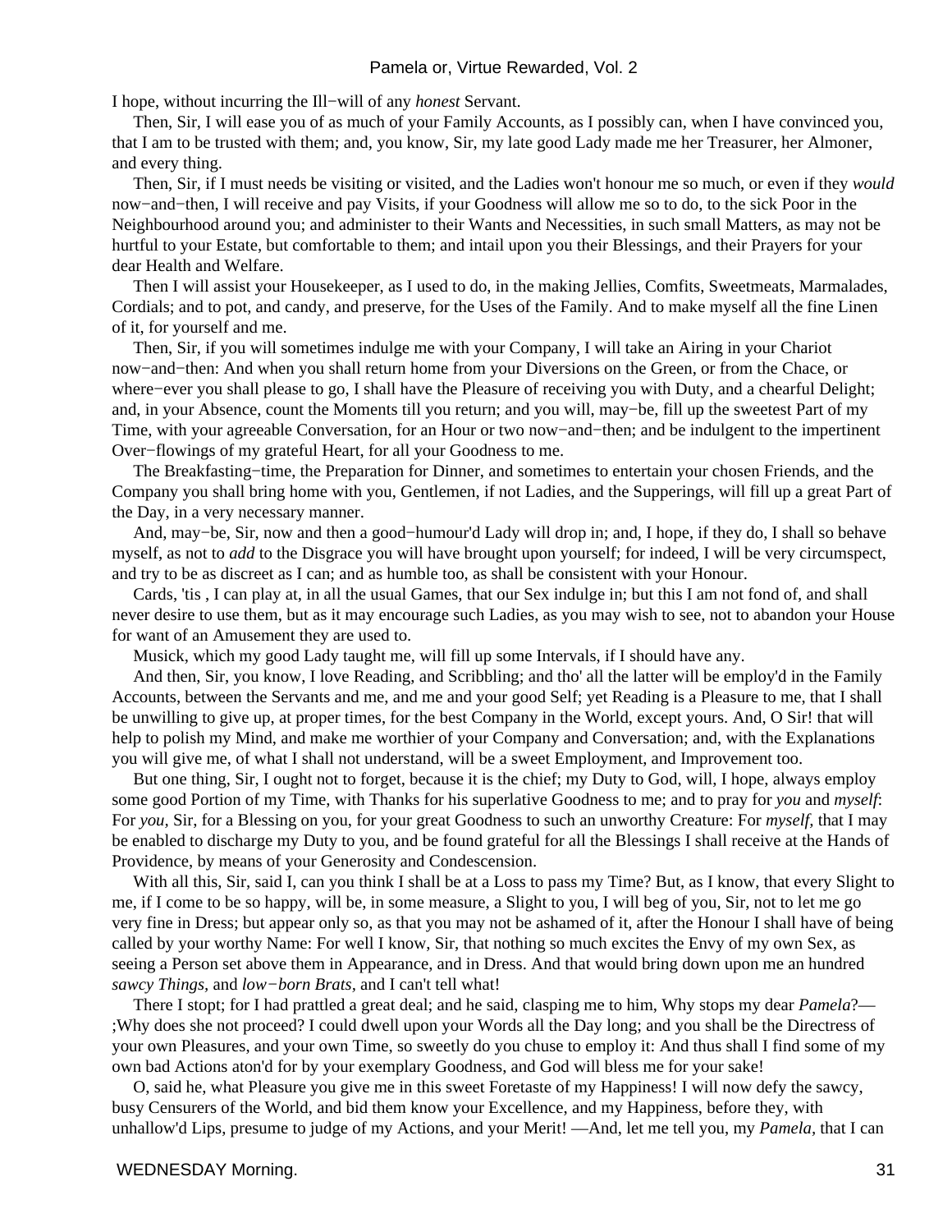I hope, without incurring the Ill−will of any *honest* Servant.

Then, Sir, I will ease you of as much of your Family Accounts, as I possibly can, when I have convinced you, that I am to be trusted with them; and, you know, Sir, my late good Lady made me her Treasurer, her Almoner, and every thing.

Then, Sir, if I must needs be visiting or visited, and the Ladies won't honour me so much, or even if they *would* now−and−then, I will receive and pay Visits, if your Goodness will allow me so to do, to the sick Poor in the Neighbourhood around you; and administer to their Wants and Necessities, in such small Matters, as may not be hurtful to your Estate, but comfortable to them; and intail upon you their Blessings, and their Prayers for your dear Health and Welfare.

Then I will assist your Housekeeper, as I used to do, in the making Jellies, Comfits, Sweetmeats, Marmalades, Cordials; and to pot, and candy, and preserve, for the Uses of the Family. And to make myself all the fine Linen of it, for yourself and me.

Then, Sir, if you will sometimes indulge me with your Company, I will take an Airing in your Chariot now−and−then: And when you shall return home from your Diversions on the Green, or from the Chace, or where−ever you shall please to go, I shall have the Pleasure of receiving you with Duty, and a chearful Delight; and, in your Absence, count the Moments till you return; and you will, may−be, fill up the sweetest Part of my Time, with your agreeable Conversation, for an Hour or two now−and−then; and be indulgent to the impertinent Over−flowings of my grateful Heart, for all your Goodness to me.

The Breakfasting−time, the Preparation for Dinner, and sometimes to entertain your chosen Friends, and the Company you shall bring home with you, Gentlemen, if not Ladies, and the Supperings, will fill up a great Part of the Day, in a very necessary manner.

And, may−be, Sir, now and then a good−humour'd Lady will drop in; and, I hope, if they do, I shall so behave myself, as not to *add* to the Disgrace you will have brought upon yourself; for indeed, I will be very circumspect, and try to be as discreet as I can; and as humble too, as shall be consistent with your Honour.

Cards, 'tis , I can play at, in all the usual Games, that our Sex indulge in; but this I am not fond of, and shall never desire to use them, but as it may encourage such Ladies, as you may wish to see, not to abandon your House for want of an Amusement they are used to.

Musick, which my good Lady taught me, will fill up some Intervals, if I should have any.

And then, Sir, you know, I love Reading, and Scribbling; and tho' all the latter will be employ'd in the Family Accounts, between the Servants and me, and me and your good Self; yet Reading is a Pleasure to me, that I shall be unwilling to give up, at proper times, for the best Company in the World, except yours. And, O Sir! that will help to polish my Mind, and make me worthier of your Company and Conversation; and, with the Explanations you will give me, of what I shall not understand, will be a sweet Employment, and Improvement too.

But one thing, Sir, I ought not to forget, because it is the chief; my Duty to God, will, I hope, always employ some good Portion of my Time, with Thanks for his superlative Goodness to me; and to pray for *you* and *myself*: For *you,* Sir, for a Blessing on you, for your great Goodness to such an unworthy Creature: For *myself,* that I may be enabled to discharge my Duty to you, and be found grateful for all the Blessings I shall receive at the Hands of Providence, by means of your Generosity and Condescension.

With all this, Sir, said I, can you think I shall be at a Loss to pass my Time? But, as I know, that every Slight to me, if I come to be so happy, will be, in some measure, a Slight to you, I will beg of you, Sir, not to let me go very fine in Dress; but appear only so, as that you may not be ashamed of it, after the Honour I shall have of being called by your worthy Name: For well I know, Sir, that nothing so much excites the Envy of my own Sex, as seeing a Person set above them in Appearance, and in Dress. And that would bring down upon me an hundred *sawcy Things,* and *low−born Brats,* and I can't tell what!

There I stopt; for I had prattled a great deal; and he said, clasping me to him, Why stops my dear *Pamela*?— ;Why does she not proceed? I could dwell upon your Words all the Day long; and you shall be the Directress of your own Pleasures, and your own Time, so sweetly do you chuse to employ it: And thus shall I find some of my own bad Actions aton'd for by your exemplary Goodness, and God will bless me for your sake!

O, said he, what Pleasure you give me in this sweet Foretaste of my Happiness! I will now defy the sawcy, busy Censurers of the World, and bid them know your Excellence, and my Happiness, before they, with unhallow'd Lips, presume to judge of my Actions, and your Merit! —And, let me tell you, my *Pamela,* that I can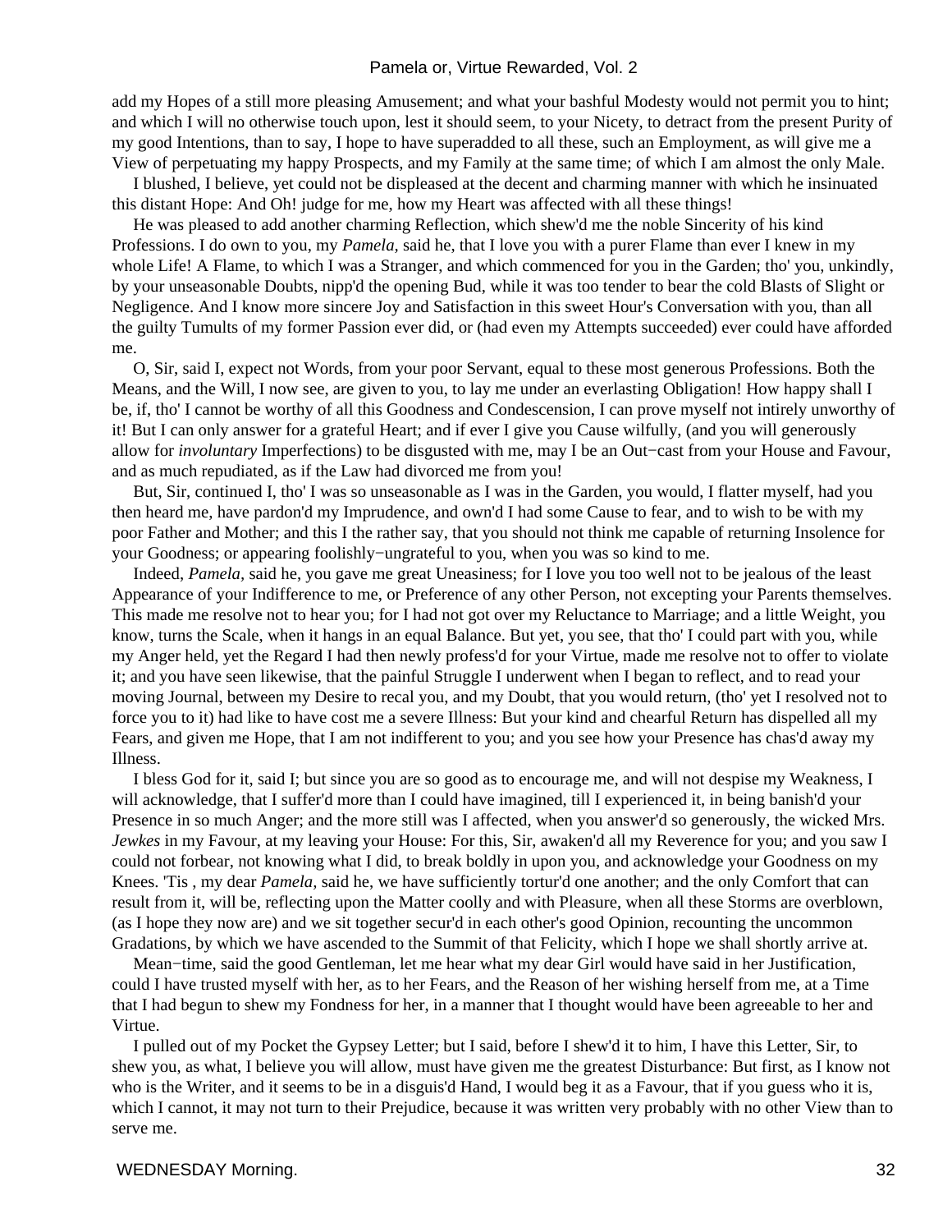add my Hopes of a still more pleasing Amusement; and what your bashful Modesty would not permit you to hint; and which I will no otherwise touch upon, lest it should seem, to your Nicety, to detract from the present Purity of my good Intentions, than to say, I hope to have superadded to all these, such an Employment, as will give me a View of perpetuating my happy Prospects, and my Family at the same time; of which I am almost the only Male.

I blushed, I believe, yet could not be displeased at the decent and charming manner with which he insinuated this distant Hope: And Oh! judge for me, how my Heart was affected with all these things!

He was pleased to add another charming Reflection, which shew'd me the noble Sincerity of his kind Professions. I do own to you, my *Pamela,* said he, that I love you with a purer Flame than ever I knew in my whole Life! A Flame, to which I was a Stranger, and which commenced for you in the Garden; tho' you, unkindly, by your unseasonable Doubts, nipp'd the opening Bud, while it was too tender to bear the cold Blasts of Slight or Negligence. And I know more sincere Joy and Satisfaction in this sweet Hour's Conversation with you, than all the guilty Tumults of my former Passion ever did, or (had even my Attempts succeeded) ever could have afforded me.

O, Sir, said I, expect not Words, from your poor Servant, equal to these most generous Professions. Both the Means, and the Will, I now see, are given to you, to lay me under an everlasting Obligation! How happy shall I be, if, tho' I cannot be worthy of all this Goodness and Condescension, I can prove myself not intirely unworthy of it! But I can only answer for a grateful Heart; and if ever I give you Cause wilfully, (and you will generously allow for *involuntary* Imperfections) to be disgusted with me, may I be an Out−cast from your House and Favour, and as much repudiated, as if the Law had divorced me from you!

But, Sir, continued I, tho' I was so unseasonable as I was in the Garden, you would, I flatter myself, had you then heard me, have pardon'd my Imprudence, and own'd I had some Cause to fear, and to wish to be with my poor Father and Mother; and this I the rather say, that you should not think me capable of returning Insolence for your Goodness; or appearing foolishly−ungrateful to you, when you was so kind to me.

Indeed, *Pamela,* said he, you gave me great Uneasiness; for I love you too well not to be jealous of the least Appearance of your Indifference to me, or Preference of any other Person, not excepting your Parents themselves. This made me resolve not to hear you; for I had not got over my Reluctance to Marriage; and a little Weight, you know, turns the Scale, when it hangs in an equal Balance. But yet, you see, that tho' I could part with you, while my Anger held, yet the Regard I had then newly profess'd for your Virtue, made me resolve not to offer to violate it; and you have seen likewise, that the painful Struggle I underwent when I began to reflect, and to read your moving Journal, between my Desire to recal you, and my Doubt, that you would return, (tho' yet I resolved not to force you to it) had like to have cost me a severe Illness: But your kind and chearful Return has dispelled all my Fears, and given me Hope, that I am not indifferent to you; and you see how your Presence has chas'd away my Illness.

I bless God for it, said I; but since you are so good as to encourage me, and will not despise my Weakness, I will acknowledge, that I suffer'd more than I could have imagined, till I experienced it, in being banish'd your Presence in so much Anger; and the more still was I affected, when you answer'd so generously, the wicked Mrs. *Jewkes* in my Favour, at my leaving your House: For this, Sir, awaken'd all my Reverence for you; and you saw I could not forbear, not knowing what I did, to break boldly in upon you, and acknowledge your Goodness on my Knees. 'Tis , my dear *Pamela,* said he, we have sufficiently tortur'd one another; and the only Comfort that can result from it, will be, reflecting upon the Matter coolly and with Pleasure, when all these Storms are overblown, (as I hope they now are) and we sit together secur'd in each other's good Opinion, recounting the uncommon Gradations, by which we have ascended to the Summit of that Felicity, which I hope we shall shortly arrive at.

Mean−time, said the good Gentleman, let me hear what my dear Girl would have said in her Justification, could I have trusted myself with her, as to her Fears, and the Reason of her wishing herself from me, at a Time that I had begun to shew my Fondness for her, in a manner that I thought would have been agreeable to her and Virtue.

I pulled out of my Pocket the Gypsey Letter; but I said, before I shew'd it to him, I have this Letter, Sir, to shew you, as what, I believe you will allow, must have given me the greatest Disturbance: But first, as I know not who is the Writer, and it seems to be in a disguis'd Hand, I would beg it as a Favour, that if you guess who it is, which I cannot, it may not turn to their Prejudice, because it was written very probably with no other View than to serve me.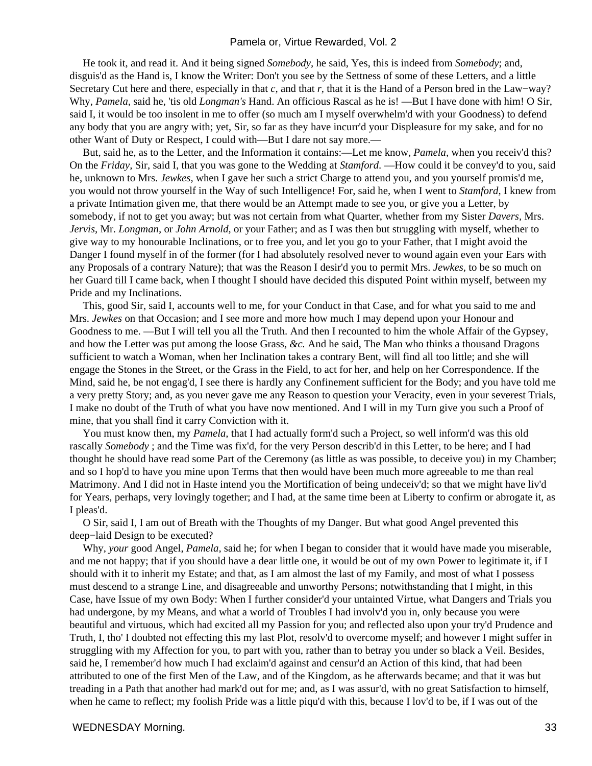He took it, and read it. And it being signed *Somebody,* he said, Yes, this is indeed from *Somebody*; and, disguis'd as the Hand is, I know the Writer: Don't you see by the Settness of some of these Letters, and a little Secretary Cut here and there, especially in that *c,* and that *r,* that it is the Hand of a Person bred in the Law−way? Why, *Pamela,* said he, 'tis old *Longman's* Hand. An officious Rascal as he is! —But I have done with him! O Sir, said I, it would be too insolent in me to offer (so much am I myself overwhelm'd with your Goodness) to defend any body that you are angry with; yet, Sir, so far as they have incurr'd your Displeasure for my sake, and for no other Want of Duty or Respect, I could with—But I dare not say more.—

But, said he, as to the Letter, and the Information it contains:—Let me know, *Pamela,* when you receiv'd this? On the *Friday,* Sir, said I, that you was gone to the Wedding at *Stamford.* —How could it be convey'd to you, said he, unknown to Mrs. *Jewkes,* when I gave her such a strict Charge to attend you, and you yourself promis'd me, you would not throw yourself in the Way of such Intelligence! For, said he, when I went to *Stamford,* I knew from a private Intimation given me, that there would be an Attempt made to see you, or give you a Letter, by somebody, if not to get you away; but was not certain from what Quarter, whether from my Sister *Davers,* Mrs. *Jervis,* Mr. *Longman,* or *John Arnold,* or your Father; and as I was then but struggling with myself, whether to give way to my honourable Inclinations, or to free you, and let you go to your Father, that I might avoid the Danger I found myself in of the former (for I had absolutely resolved never to wound again even your Ears with any Proposals of a contrary Nature); that was the Reason I desir'd you to permit Mrs. *Jewkes,* to be so much on her Guard till I came back, when I thought I should have decided this disputed Point within myself, between my Pride and my Inclinations.

This, good Sir, said I, accounts well to me, for your Conduct in that Case, and for what you said to me and Mrs. *Jewkes* on that Occasion; and I see more and more how much I may depend upon your Honour and Goodness to me. —But I will tell you all the Truth. And then I recounted to him the whole Affair of the Gypsey, and how the Letter was put among the loose Grass, *&c.* And he said, The Man who thinks a thousand Dragons sufficient to watch a Woman, when her Inclination takes a contrary Bent, will find all too little; and she will engage the Stones in the Street, or the Grass in the Field, to act for her, and help on her Correspondence. If the Mind, said he, be not engag'd, I see there is hardly any Confinement sufficient for the Body; and you have told me a very pretty Story; and, as you never gave me any Reason to question your Veracity, even in your severest Trials, I make no doubt of the Truth of what you have now mentioned. And I will in my Turn give you such a Proof of mine, that you shall find it carry Conviction with it.

You must know then, my *Pamela,* that I had actually form'd such a Project, so well inform'd was this old rascally *Somebody* ; and the Time was fix'd, for the very Person describ'd in this Letter, to be here; and I had thought he should have read some Part of the Ceremony (as little as was possible, to deceive you) in my Chamber; and so I hop'd to have you mine upon Terms that then would have been much more agreeable to me than real Matrimony. And I did not in Haste intend you the Mortification of being undeceiv'd; so that we might have liv'd for Years, perhaps, very lovingly together; and I had, at the same time been at Liberty to confirm or abrogate it, as I pleas'd.

O Sir, said I, I am out of Breath with the Thoughts of my Danger. But what good Angel prevented this deep−laid Design to be executed?

Why, *your* good Angel, *Pamela,* said he; for when I began to consider that it would have made you miserable, and me not happy; that if you should have a dear little one, it would be out of my own Power to legitimate it, if I should with it to inherit my Estate; and that, as I am almost the last of my Family, and most of what I possess must descend to a strange Line, and disagreeable and unworthy Persons; notwithstanding that I might, in this Case, have Issue of my own Body: When I further consider'd your untainted Virtue, what Dangers and Trials you had undergone, by my Means, and what a world of Troubles I had involv'd you in, only because you were beautiful and virtuous, which had excited all my Passion for you; and reflected also upon your try'd Prudence and Truth, I, tho' I doubted not effecting this my last Plot, resolv'd to overcome myself; and however I might suffer in struggling with my Affection for you, to part with you, rather than to betray you under so black a Veil. Besides, said he, I remember'd how much I had exclaim'd against and censur'd an Action of this kind, that had been attributed to one of the first Men of the Law, and of the Kingdom, as he afterwards became; and that it was but treading in a Path that another had mark'd out for me; and, as I was assur'd, with no great Satisfaction to himself, when he came to reflect; my foolish Pride was a little piqu'd with this, because I lov'd to be, if I was out of the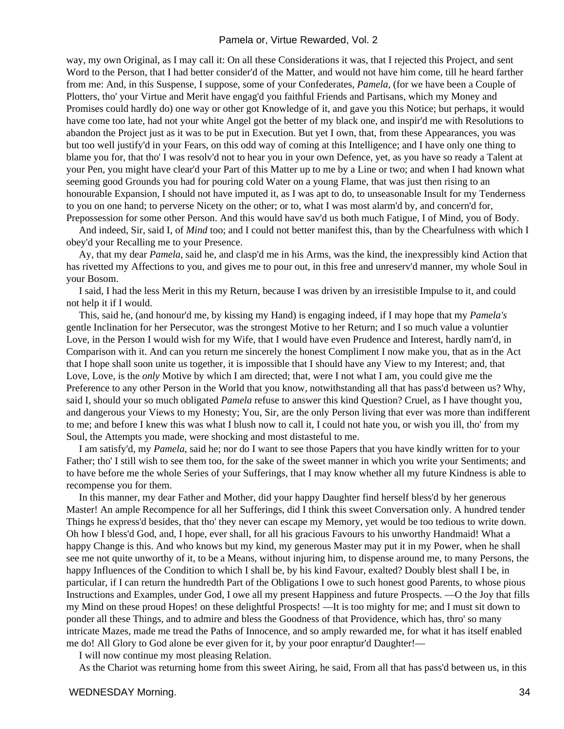way, my own Original, as I may call it: On all these Considerations it was, that I rejected this Project, and sent Word to the Person, that I had better consider'd of the Matter, and would not have him come, till he heard farther from me: And, in this Suspense, I suppose, some of your Confederates, *Pamela*, (for we have been a Couple of Plotters, tho' your Virtue and Merit have engag'd you faithful Friends and Partisans, which my Money and Promises could hardly do) one way or other got Knowledge of it, and gave you this Notice; but perhaps, it would have come too late, had not your white Angel got the better of my black one, and inspir'd me with Resolutions to abandon the Project just as it was to be put in Execution. But yet I own, that, from these Appearances, you was but too well justify'd in your Fears, on this odd way of coming at this Intelligence; and I have only one thing to blame you for, that tho' I was resolv'd not to hear you in your own Defence, yet, as you have so ready a Talent at your Pen, you might have clear'd your Part of this Matter up to me by a Line or two; and when I had known what seeming good Grounds you had for pouring cold Water on a young Flame, that was just then rising to an honourable Expansion, I should not have imputed it, as I was apt to do, to unseasonable Insult for my Tenderness to you on one hand; to perverse Nicety on the other; or to, what I was most alarm'd by, and concern'd for, Prepossession for some other Person. And this would have sav'd us both much Fatigue, I of Mind, you of Body.

And indeed, Sir, said I, of *Mind* too; and I could not better manifest this, than by the Chearfulness with which I obey'd your Recalling me to your Presence.

Ay, that my dear *Pamela,* said he, and clasp'd me in his Arms, was the kind, the inexpressibly kind Action that has rivetted my Affections to you, and gives me to pour out, in this free and unreserv'd manner, my whole Soul in your Bosom.

I said, I had the less Merit in this my Return, because I was driven by an irresistible Impulse to it, and could not help it if I would.

This, said he, (and honour'd me, by kissing my Hand) is engaging indeed, if I may hope that my *Pamela's* gentle Inclination for her Persecutor, was the strongest Motive to her Return; and I so much value a voluntier Love, in the Person I would wish for my Wife, that I would have even Prudence and Interest, hardly nam'd, in Comparison with it. And can you return me sincerely the honest Compliment I now make you, that as in the Act that I hope shall soon unite us together, it is impossible that I should have any View to my Interest; and, that Love, Love, is the *only* Motive by which I am directed; that, were I not what I am, you could give me the Preference to any other Person in the World that you know, notwithstanding all that has pass'd between us? Why, said I, should your so much obligated *Pamela* refuse to answer this kind Question? Cruel, as I have thought you, and dangerous your Views to my Honesty; You, Sir, are the only Person living that ever was more than indifferent to me; and before I knew this was what I blush now to call it, I could not hate you, or wish you ill, tho' from my Soul, the Attempts you made, were shocking and most distasteful to me.

I am satisfy'd, my *Pamela*, said he; nor do I want to see those Papers that you have kindly written for to your Father; tho' I still wish to see them too, for the sake of the sweet manner in which you write your Sentiments; and to have before me the whole Series of your Sufferings, that I may know whether all my future Kindness is able to recompense you for them.

In this manner, my dear Father and Mother, did your happy Daughter find herself bless'd by her generous Master! An ample Recompence for all her Sufferings, did I think this sweet Conversation only. A hundred tender Things he express'd besides, that tho' they never can escape my Memory, yet would be too tedious to write down. Oh how I bless'd God, and, I hope, ever shall, for all his gracious Favours to his unworthy Handmaid! What a happy Change is this. And who knows but my kind, my generous Master may put it in my Power, when he shall see me not quite unworthy of it, to be a Means, without injuring him, to dispense around me, to many Persons, the happy Influences of the Condition to which I shall be, by his kind Favour, exalted? Doubly blest shall I be, in particular, if I can return the hundredth Part of the Obligations I owe to such honest good Parents, to whose pious Instructions and Examples, under God, I owe all my present Happiness and future Prospects. —O the Joy that fills my Mind on these proud Hopes! on these delightful Prospects! —It is too mighty for me; and I must sit down to ponder all these Things, and to admire and bless the Goodness of that Providence, which has, thro' so many intricate Mazes, made me tread the Paths of Innocence, and so amply rewarded me, for what it has itself enabled me do! All Glory to God alone be ever given for it, by your poor enraptur'd Daughter!—

I will now continue my most pleasing Relation.

As the Chariot was returning home from this sweet Airing, he said, From all that has pass'd between us, in this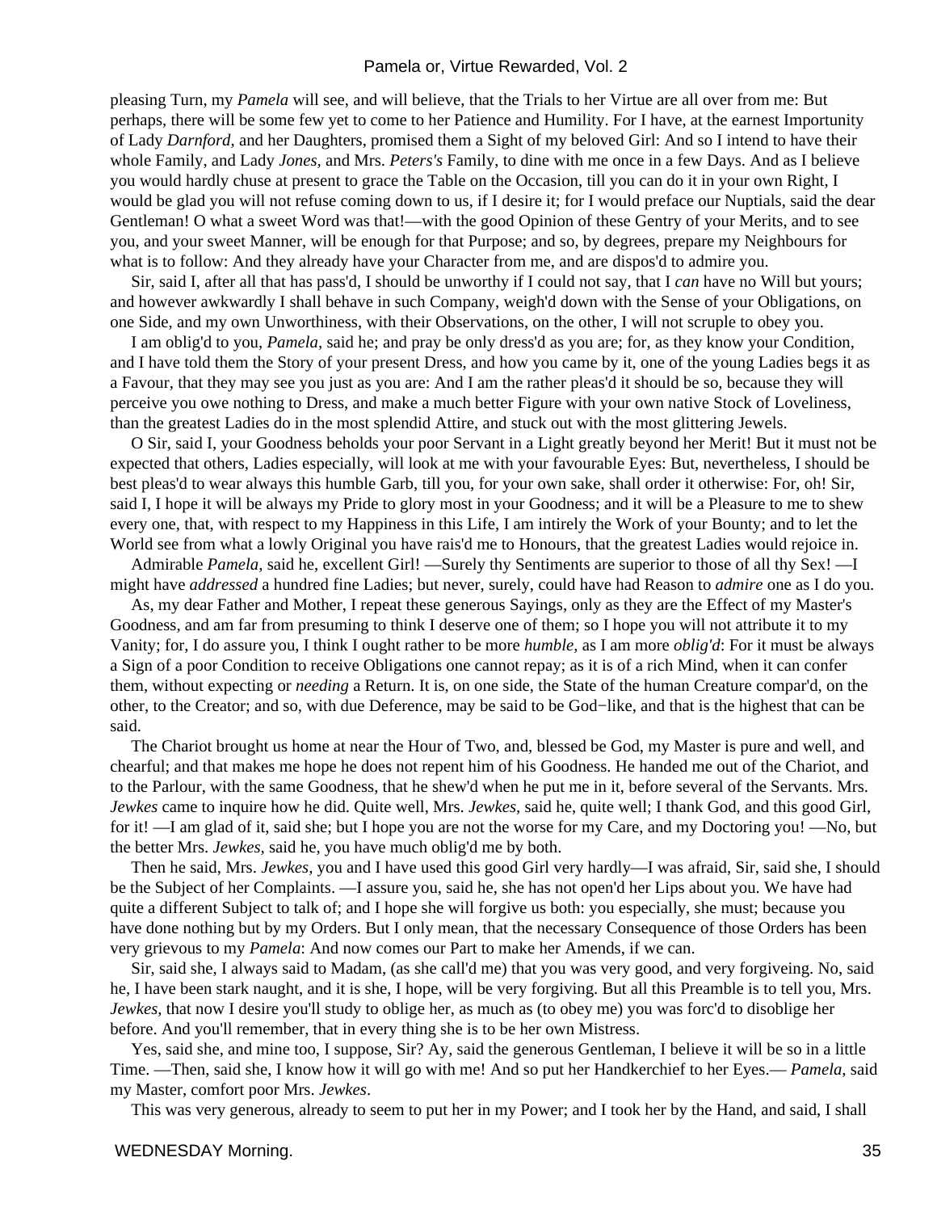pleasing Turn, my *Pamela* will see, and will believe, that the Trials to her Virtue are all over from me: But perhaps, there will be some few yet to come to her Patience and Humility. For I have, at the earnest Importunity of Lady *Darnford,* and her Daughters, promised them a Sight of my beloved Girl: And so I intend to have their whole Family, and Lady *Jones,* and Mrs. *Peters's* Family, to dine with me once in a few Days. And as I believe you would hardly chuse at present to grace the Table on the Occasion, till you can do it in your own Right, I would be glad you will not refuse coming down to us, if I desire it; for I would preface our Nuptials, said the dear Gentleman! O what a sweet Word was that!—with the good Opinion of these Gentry of your Merits, and to see you, and your sweet Manner, will be enough for that Purpose; and so, by degrees, prepare my Neighbours for what is to follow: And they already have your Character from me, and are dispos'd to admire you.

Sir, said I, after all that has pass'd, I should be unworthy if I could not say, that I *can* have no Will but yours; and however awkwardly I shall behave in such Company, weigh'd down with the Sense of your Obligations, on one Side, and my own Unworthiness, with their Observations, on the other, I will not scruple to obey you.

I am oblig'd to you, *Pamela,* said he; and pray be only dress'd as you are; for, as they know your Condition, and I have told them the Story of your present Dress, and how you came by it, one of the young Ladies begs it as a Favour, that they may see you just as you are: And I am the rather pleas'd it should be so, because they will perceive you owe nothing to Dress, and make a much better Figure with your own native Stock of Loveliness, than the greatest Ladies do in the most splendid Attire, and stuck out with the most glittering Jewels.

O Sir, said I, your Goodness beholds your poor Servant in a Light greatly beyond her Merit! But it must not be expected that others, Ladies especially, will look at me with your favourable Eyes: But, nevertheless, I should be best pleas'd to wear always this humble Garb, till you, for your own sake, shall order it otherwise: For, oh! Sir, said I, I hope it will be always my Pride to glory most in your Goodness; and it will be a Pleasure to me to shew every one, that, with respect to my Happiness in this Life, I am intirely the Work of your Bounty; and to let the World see from what a lowly Original you have rais'd me to Honours, that the greatest Ladies would rejoice in.

Admirable *Pamela,* said he, excellent Girl! —Surely thy Sentiments are superior to those of all thy Sex! —I might have *addressed* a hundred fine Ladies; but never, surely, could have had Reason to *admire* one as I do you.

As, my dear Father and Mother, I repeat these generous Sayings, only as they are the Effect of my Master's Goodness, and am far from presuming to think I deserve one of them; so I hope you will not attribute it to my Vanity; for, I do assure you, I think I ought rather to be more *humble,* as I am more *oblig'd*: For it must be always a Sign of a poor Condition to receive Obligations one cannot repay; as it is of a rich Mind, when it can confer them, without expecting or *needing* a Return. It is, on one side, the State of the human Creature compar'd, on the other, to the Creator; and so, with due Deference, may be said to be God−like, and that is the highest that can be said.

The Chariot brought us home at near the Hour of Two, and, blessed be God, my Master is pure and well, and chearful; and that makes me hope he does not repent him of his Goodness. He handed me out of the Chariot, and to the Parlour, with the same Goodness, that he shew'd when he put me in it, before several of the Servants. Mrs. *Jewkes* came to inquire how he did. Quite well, Mrs. *Jewkes,* said he, quite well; I thank God, and this good Girl, for it! —I am glad of it, said she; but I hope you are not the worse for my Care, and my Doctoring you! —No, but the better Mrs. *Jewkes,* said he, you have much oblig'd me by both.

Then he said, Mrs. *Jewkes,* you and I have used this good Girl very hardly—I was afraid, Sir, said she, I should be the Subject of her Complaints. —I assure you, said he, she has not open'd her Lips about you. We have had quite a different Subject to talk of; and I hope she will forgive us both: you especially, she must; because you have done nothing but by my Orders. But I only mean, that the necessary Consequence of those Orders has been very grievous to my *Pamela*: And now comes our Part to make her Amends, if we can.

Sir, said she, I always said to Madam, (as she call'd me) that you was very good, and very forgiveing. No, said he, I have been stark naught, and it is she, I hope, will be very forgiving. But all this Preamble is to tell you, Mrs. *Jewkes,* that now I desire you'll study to oblige her, as much as (to obey me) you was forc'd to disoblige her before. And you'll remember, that in every thing she is to be her own Mistress.

Yes, said she, and mine too, I suppose, Sir? Ay, said the generous Gentleman, I believe it will be so in a little Time. —Then, said she, I know how it will go with me! And so put her Handkerchief to her Eyes.— *Pamela,* said my Master, comfort poor Mrs. *Jewkes*.

This was very generous, already to seem to put her in my Power; and I took her by the Hand, and said, I shall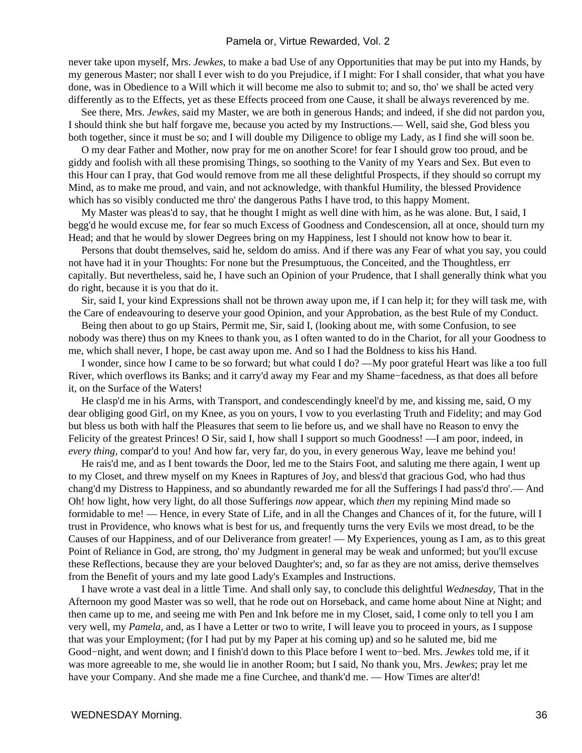never take upon myself, Mrs. *Jewkes,* to make a bad Use of any Opportunities that may be put into my Hands, by my generous Master; nor shall I ever wish to do you Prejudice, if I might: For I shall consider, that what you have done, was in Obedience to a Will which it will become me also to submit to; and so, tho' we shall be acted very differently as to the Effects, yet as these Effects proceed from one Cause, it shall be always reverenced by me.

See there, Mrs. *Jewkes,* said my Master, we are both in generous Hands; and indeed, if she did not pardon you, I should think she but half forgave me, because you acted by my Instructions.— Well, said she, God bless you both together, since it must be so; and I will double my Diligence to oblige my Lady, as I find she will soon be.

O my dear Father and Mother, now pray for me on another Score! for fear I should grow too proud, and be giddy and foolish with all these promising Things, so soothing to the Vanity of my Years and Sex. But even to this Hour can I pray, that God would remove from me all these delightful Prospects, if they should so corrupt my Mind, as to make me proud, and vain, and not acknowledge, with thankful Humility, the blessed Providence which has so visibly conducted me thro' the dangerous Paths I have trod, to this happy Moment.

My Master was pleas'd to say, that he thought I might as well dine with him, as he was alone. But, I said, I begg'd he would excuse me, for fear so much Excess of Goodness and Condescension, all at once, should turn my Head; and that he would by slower Degrees bring on my Happiness, lest I should not know how to bear it.

Persons that doubt themselves, said he, seldom do amiss. And if there was any Fear of what you say, you could not have had it in your Thoughts: For none but the Presumptuous, the Conceited, and the Thoughtless, err capitally. But nevertheless, said he, I have such an Opinion of your Prudence, that I shall generally think what you do right, because it is you that do it.

Sir, said I, your kind Expressions shall not be thrown away upon me, if I can help it; for they will task me, with the Care of endeavouring to deserve your good Opinion, and your Approbation, as the best Rule of my Conduct.

Being then about to go up Stairs, Permit me, Sir, said I, (looking about me, with some Confusion, to see nobody was there) thus on my Knees to thank you, as I often wanted to do in the Chariot, for all your Goodness to me, which shall never, I hope, be cast away upon me. And so I had the Boldness to kiss his Hand.

I wonder, since how I came to be so forward; but what could I do? —My poor grateful Heart was like a too full River, which overflows its Banks; and it carry'd away my Fear and my Shame−facedness, as that does all before it, on the Surface of the Waters!

He clasp'd me in his Arms, with Transport, and condescendingly kneel'd by me, and kissing me, said, O my dear obliging good Girl, on my Knee, as you on yours, I vow to you everlasting Truth and Fidelity; and may God but bless us both with half the Pleasures that seem to lie before us, and we shall have no Reason to envy the Felicity of the greatest Princes! O Sir, said I, how shall I support so much Goodness! —I am poor, indeed, in *every thing,* compar'd to you! And how far, very far, do you, in every generous Way, leave me behind you!

He rais'd me, and as I bent towards the Door, led me to the Stairs Foot, and saluting me there again, I went up to my Closet, and threw myself on my Knees in Raptures of Joy, and bless'd that gracious God, who had thus chang'd my Distress to Happiness, and so abundantly rewarded me for all the Sufferings I had pass'd thro'.— And Oh! how light, how very light, do all those Sufferings *now* appear, which *then* my repining Mind made so formidable to me! — Hence, in every State of Life, and in all the Changes and Chances of it, for the future, will I trust in Providence, who knows what is best for us, and frequently turns the very Evils we most dread, to be the Causes of our Happiness, and of our Deliverance from greater! — My Experiences, young as I am, as to this great Point of Reliance in God, are strong, tho' my Judgment in general may be weak and unformed; but you'll excuse these Reflections, because they are your beloved Daughter's; and, so far as they are not amiss, derive themselves from the Benefit of yours and my late good Lady's Examples and Instructions.

I have wrote a vast deal in a little Time. And shall only say, to conclude this delightful *Wednesday,* That in the Afternoon my good Master was so well, that he rode out on Horseback, and came home about Nine at Night; and then came up to me, and seeing me with Pen and Ink before me in my Closet, said, I come only to tell you I am very well, my *Pamela,* and, as I have a Letter or two to write, I will leave you to proceed in yours, as I suppose that was your Employment; (for I had put by my Paper at his coming up) and so he saluted me, bid me Good−night, and went down; and I finish'd down to this Place before I went to−bed. Mrs. *Jewkes* told me, if it was more agreeable to me, she would lie in another Room; but I said, No thank you, Mrs. *Jewkes*; pray let me have your Company. And she made me a fine Curchee, and thank'd me. — How Times are alter'd!

WEDNESDAY Morning.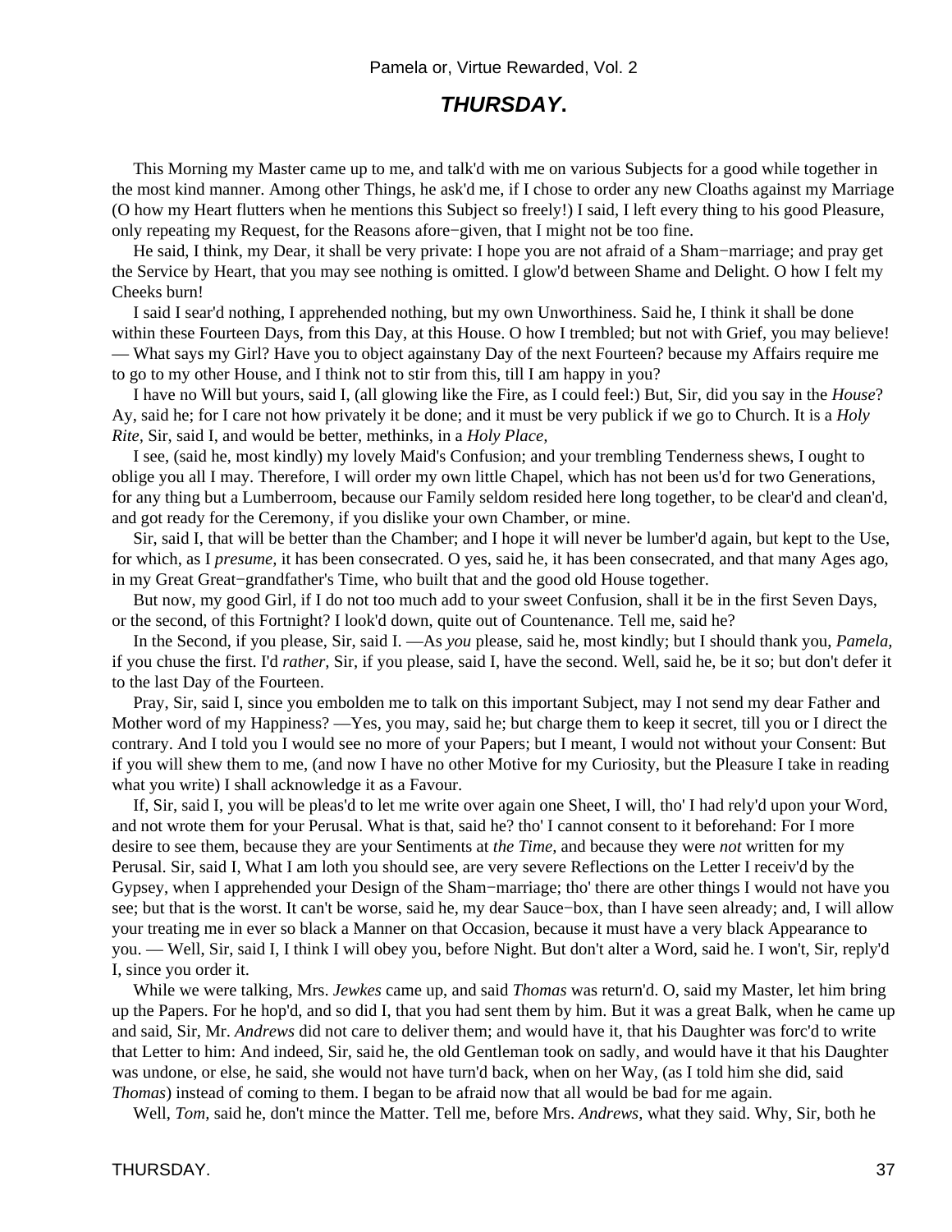## *THURSDAY*.

This Morning my Master came up to me, and talk'd with me on various Subjects for a good while together in the most kind manner. Among other Things, he ask'd me, if I chose to order any new Cloaths against my Marriage (O how my Heart flutters when he mentions this Subject so freely!) I said, I left every thing to his good Pleasure, only repeating my Request, for the Reasons afore−given, that I might not be too fine.

He said, I think, my Dear, it shall be very private: I hope you are not afraid of a Sham−marriage; and pray get the Service by Heart, that you may see nothing is omitted. I glow'd between Shame and Delight. O how I felt my Cheeks burn!

I said I sear'd nothing, I apprehended nothing, but my own Unworthiness. Said he, I think it shall be done within these Fourteen Days, from this Day, at this House. O how I trembled; but not with Grief, you may believe! — What says my Girl? Have you to object againstany Day of the next Fourteen? because my Affairs require me to go to my other House, and I think not to stir from this, till I am happy in you?

I have no Will but yours, said I, (all glowing like the Fire, as I could feel:) But, Sir, did you say in the *House*? Ay, said he; for I care not how privately it be done; and it must be very publick if we go to Church. It is a *Holy Rite,* Sir, said I, and would be better, methinks, in a *Holy Place,*

I see, (said he, most kindly) my lovely Maid's Confusion; and your trembling Tenderness shews, I ought to oblige you all I may. Therefore, I will order my own little Chapel, which has not been us'd for two Generations, for any thing but a Lumberroom, because our Family seldom resided here long together, to be clear'd and clean'd, and got ready for the Ceremony, if you dislike your own Chamber, or mine.

Sir, said I, that will be better than the Chamber; and I hope it will never be lumber'd again, but kept to the Use, for which, as I *presume,* it has been consecrated. O yes, said he, it has been consecrated, and that many Ages ago, in my Great Great−grandfather's Time, who built that and the good old House together.

But now, my good Girl, if I do not too much add to your sweet Confusion, shall it be in the first Seven Days, or the second, of this Fortnight? I look'd down, quite out of Countenance. Tell me, said he?

In the Second, if you please, Sir, said I. —As *you* please, said he, most kindly; but I should thank you, *Pamela,* if you chuse the first. I'd *rather,* Sir, if you please, said I, have the second. Well, said he, be it so; but don't defer it to the last Day of the Fourteen.

Pray, Sir, said I, since you embolden me to talk on this important Subject, may I not send my dear Father and Mother word of my Happiness? —Yes, you may, said he; but charge them to keep it secret, till you or I direct the contrary. And I told you I would see no more of your Papers; but I meant, I would not without your Consent: But if you will shew them to me, (and now I have no other Motive for my Curiosity, but the Pleasure I take in reading what you write) I shall acknowledge it as a Favour.

If, Sir, said I, you will be pleas'd to let me write over again one Sheet, I will, tho' I had rely'd upon your Word, and not wrote them for your Perusal. What is that, said he? tho' I cannot consent to it beforehand: For I more desire to see them, because they are your Sentiments at *the Time,* and because they were *not* written for my Perusal. Sir, said I, What I am loth you should see, are very severe Reflections on the Letter I receiv'd by the Gypsey, when I apprehended your Design of the Sham−marriage; tho' there are other things I would not have you see; but that is the worst. It can't be worse, said he, my dear Sauce−box, than I have seen already; and, I will allow your treating me in ever so black a Manner on that Occasion, because it must have a very black Appearance to you. — Well, Sir, said I, I think I will obey you, before Night. But don't alter a Word, said he. I won't, Sir, reply'd I, since you order it.

While we were talking, Mrs. *Jewkes* came up, and said *Thomas* was return'd. O, said my Master, let him bring up the Papers. For he hop'd, and so did I, that you had sent them by him. But it was a great Balk, when he came up and said, Sir, Mr. *Andrews* did not care to deliver them; and would have it, that his Daughter was forc'd to write that Letter to him: And indeed, Sir, said he, the old Gentleman took on sadly, and would have it that his Daughter was undone, or else, he said, she would not have turn'd back, when on her Way, (as I told him she did, said *Thomas*) instead of coming to them. I began to be afraid now that all would be bad for me again.

Well, *Tom,* said he, don't mince the Matter. Tell me, before Mrs. *Andrews,* what they said. Why, Sir, both he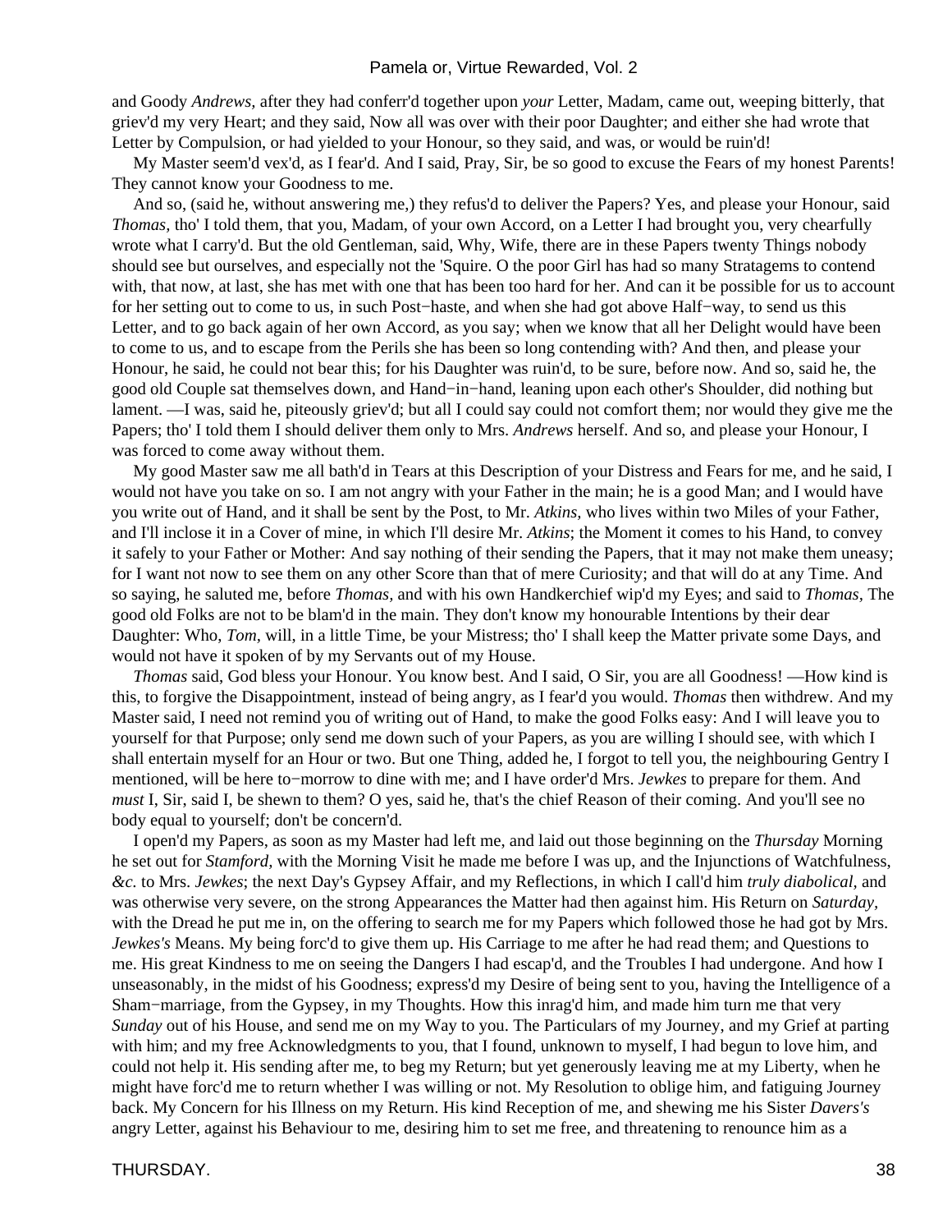and Goody *Andrews,* after they had conferr'd together upon *your* Letter, Madam, came out, weeping bitterly, that griev'd my very Heart; and they said, Now all was over with their poor Daughter; and either she had wrote that Letter by Compulsion, or had yielded to your Honour, so they said, and was, or would be ruin'd!

My Master seem'd vex'd, as I fear'd. And I said, Pray, Sir, be so good to excuse the Fears of my honest Parents! They cannot know your Goodness to me.

And so, (said he, without answering me,) they refus'd to deliver the Papers? Yes, and please your Honour, said *Thomas,* tho' I told them, that you, Madam, of your own Accord, on a Letter I had brought you, very chearfully wrote what I carry'd. But the old Gentleman, said, Why, Wife, there are in these Papers twenty Things nobody should see but ourselves, and especially not the 'Squire. O the poor Girl has had so many Stratagems to contend with, that now, at last, she has met with one that has been too hard for her. And can it be possible for us to account for her setting out to come to us, in such Post−haste, and when she had got above Half−way, to send us this Letter, and to go back again of her own Accord, as you say; when we know that all her Delight would have been to come to us, and to escape from the Perils she has been so long contending with? And then, and please your Honour, he said, he could not bear this; for his Daughter was ruin'd, to be sure, before now. And so, said he, the good old Couple sat themselves down, and Hand−in−hand, leaning upon each other's Shoulder, did nothing but lament. —I was, said he, piteously griev'd; but all I could say could not comfort them; nor would they give me the Papers; tho' I told them I should deliver them only to Mrs. *Andrews* herself. And so, and please your Honour, I was forced to come away without them.

My good Master saw me all bath'd in Tears at this Description of your Distress and Fears for me, and he said, I would not have you take on so. I am not angry with your Father in the main; he is a good Man; and I would have you write out of Hand, and it shall be sent by the Post, to Mr. *Atkins,* who lives within two Miles of your Father, and I'll inclose it in a Cover of mine, in which I'll desire Mr. *Atkins*; the Moment it comes to his Hand, to convey it safely to your Father or Mother: And say nothing of their sending the Papers, that it may not make them uneasy; for I want not now to see them on any other Score than that of mere Curiosity; and that will do at any Time. And so saying, he saluted me, before *Thomas,* and with his own Handkerchief wip'd my Eyes; and said to *Thomas,* The good old Folks are not to be blam'd in the main. They don't know my honourable Intentions by their dear Daughter: Who, *Tom,* will, in a little Time, be your Mistress; tho' I shall keep the Matter private some Days, and would not have it spoken of by my Servants out of my House.

*Thomas* said, God bless your Honour. You know best. And I said, O Sir, you are all Goodness! —How kind is this, to forgive the Disappointment, instead of being angry, as I fear'd you would. *Thomas* then withdrew. And my Master said, I need not remind you of writing out of Hand, to make the good Folks easy: And I will leave you to yourself for that Purpose; only send me down such of your Papers, as you are willing I should see, with which I shall entertain myself for an Hour or two. But one Thing, added he, I forgot to tell you, the neighbouring Gentry I mentioned, will be here to−morrow to dine with me; and I have order'd Mrs. *Jewkes* to prepare for them. And *must* I, Sir, said I, be shewn to them? O yes, said he, that's the chief Reason of their coming. And you'll see no body equal to yourself; don't be concern'd.

I open'd my Papers, as soon as my Master had left me, and laid out those beginning on the *Thursday* Morning he set out for *Stamford,* with the Morning Visit he made me before I was up, and the Injunctions of Watchfulness, *&c.* to Mrs. *Jewkes*; the next Day's Gypsey Affair, and my Reflections, in which I call'd him *truly diabolical,* and was otherwise very severe, on the strong Appearances the Matter had then against him. His Return on *Saturday,* with the Dread he put me in, on the offering to search me for my Papers which followed those he had got by Mrs. *Jewkes's* Means. My being forc'd to give them up. His Carriage to me after he had read them; and Questions to me. His great Kindness to me on seeing the Dangers I had escap'd, and the Troubles I had undergone. And how I unseasonably, in the midst of his Goodness; express'd my Desire of being sent to you, having the Intelligence of a Sham−marriage, from the Gypsey, in my Thoughts. How this inrag'd him, and made him turn me that very *Sunday* out of his House, and send me on my Way to you. The Particulars of my Journey, and my Grief at parting with him; and my free Acknowledgments to you, that I found, unknown to myself, I had begun to love him, and could not help it. His sending after me, to beg my Return; but yet generously leaving me at my Liberty, when he might have forc'd me to return whether I was willing or not. My Resolution to oblige him, and fatiguing Journey back. My Concern for his Illness on my Return. His kind Reception of me, and shewing me his Sister *Davers's* angry Letter, against his Behaviour to me, desiring him to set me free, and threatening to renounce him as a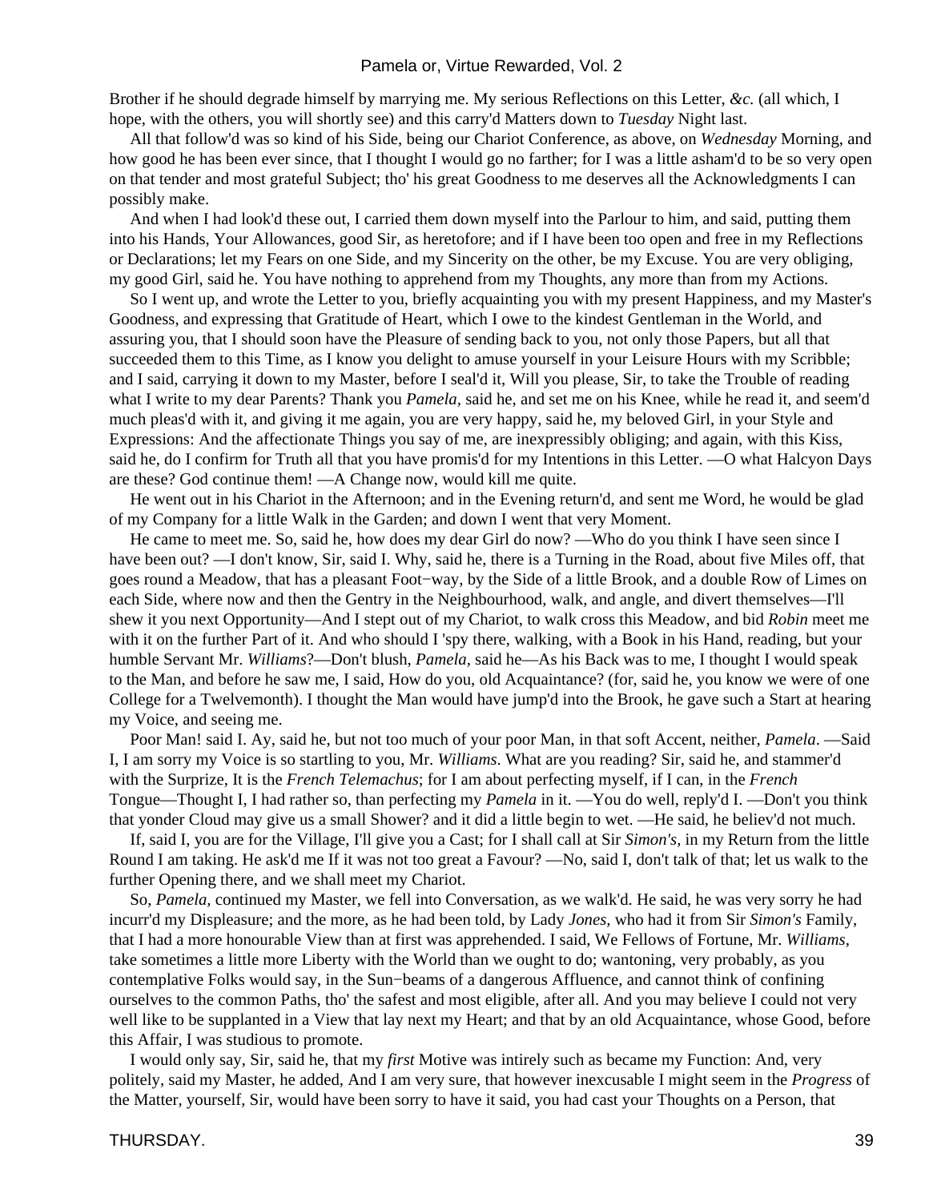Brother if he should degrade himself by marrying me. My serious Reflections on this Letter, *&c.* (all which, I hope, with the others, you will shortly see) and this carry'd Matters down to *Tuesday* Night last.

All that follow'd was so kind of his Side, being our Chariot Conference, as above, on *Wednesday* Morning, and how good he has been ever since, that I thought I would go no farther; for I was a little asham'd to be so very open on that tender and most grateful Subject; tho' his great Goodness to me deserves all the Acknowledgments I can possibly make.

And when I had look'd these out, I carried them down myself into the Parlour to him, and said, putting them into his Hands, Your Allowances, good Sir, as heretofore; and if I have been too open and free in my Reflections or Declarations; let my Fears on one Side, and my Sincerity on the other, be my Excuse. You are very obliging, my good Girl, said he. You have nothing to apprehend from my Thoughts, any more than from my Actions.

So I went up, and wrote the Letter to you, briefly acquainting you with my present Happiness, and my Master's Goodness, and expressing that Gratitude of Heart, which I owe to the kindest Gentleman in the World, and assuring you, that I should soon have the Pleasure of sending back to you, not only those Papers, but all that succeeded them to this Time, as I know you delight to amuse yourself in your Leisure Hours with my Scribble; and I said, carrying it down to my Master, before I seal'd it, Will you please, Sir, to take the Trouble of reading what I write to my dear Parents? Thank you *Pamela*, said he, and set me on his Knee, while he read it, and seem'd much pleas'd with it, and giving it me again, you are very happy, said he, my beloved Girl, in your Style and Expressions: And the affectionate Things you say of me, are inexpressibly obliging; and again, with this Kiss, said he, do I confirm for Truth all that you have promis'd for my Intentions in this Letter. —O what Halcyon Days are these? God continue them! —A Change now, would kill me quite.

He went out in his Chariot in the Afternoon; and in the Evening return'd, and sent me Word, he would be glad of my Company for a little Walk in the Garden; and down I went that very Moment.

He came to meet me. So, said he, how does my dear Girl do now? —Who do you think I have seen since I have been out? —I don't know, Sir, said I. Why, said he, there is a Turning in the Road, about five Miles off, that goes round a Meadow, that has a pleasant Foot−way, by the Side of a little Brook, and a double Row of Limes on each Side, where now and then the Gentry in the Neighbourhood, walk, and angle, and divert themselves—I'll shew it you next Opportunity—And I stept out of my Chariot, to walk cross this Meadow, and bid *Robin* meet me with it on the further Part of it. And who should I 'spy there, walking, with a Book in his Hand, reading, but your humble Servant Mr. *Williams*?—Don't blush, *Pamela,* said he—As his Back was to me, I thought I would speak to the Man, and before he saw me, I said, How do you, old Acquaintance? (for, said he, you know we were of one College for a Twelvemonth). I thought the Man would have jump'd into the Brook, he gave such a Start at hearing my Voice, and seeing me.

Poor Man! said I. Ay, said he, but not too much of your poor Man, in that soft Accent, neither, *Pamela*. —Said I, I am sorry my Voice is so startling to you, Mr. *Williams*. What are you reading? Sir, said he, and stammer'd with the Surprize, It is the *French Telemachus*; for I am about perfecting myself, if I can, in the *French* Tongue—Thought I, I had rather so, than perfecting my *Pamela* in it. —You do well, reply'd I. —Don't you think that yonder Cloud may give us a small Shower? and it did a little begin to wet. —He said, he believ'd not much.

If, said I, you are for the Village, I'll give you a Cast; for I shall call at Sir *Simon's,* in my Return from the little Round I am taking. He ask'd me If it was not too great a Favour? —No, said I, don't talk of that; let us walk to the further Opening there, and we shall meet my Chariot.

So, *Pamela,* continued my Master, we fell into Conversation, as we walk'd. He said, he was very sorry he had incurr'd my Displeasure; and the more, as he had been told, by Lady *Jones,* who had it from Sir *Simon's* Family, that I had a more honourable View than at first was apprehended. I said, We Fellows of Fortune, Mr. *Williams,* take sometimes a little more Liberty with the World than we ought to do; wantoning, very probably, as you contemplative Folks would say, in the Sun−beams of a dangerous Affluence, and cannot think of confining ourselves to the common Paths, tho' the safest and most eligible, after all. And you may believe I could not very well like to be supplanted in a View that lay next my Heart; and that by an old Acquaintance, whose Good, before this Affair, I was studious to promote.

I would only say, Sir, said he, that my *first* Motive was intirely such as became my Function: And, very politely, said my Master, he added, And I am very sure, that however inexcusable I might seem in the *Progress* of the Matter, yourself, Sir, would have been sorry to have it said, you had cast your Thoughts on a Person, that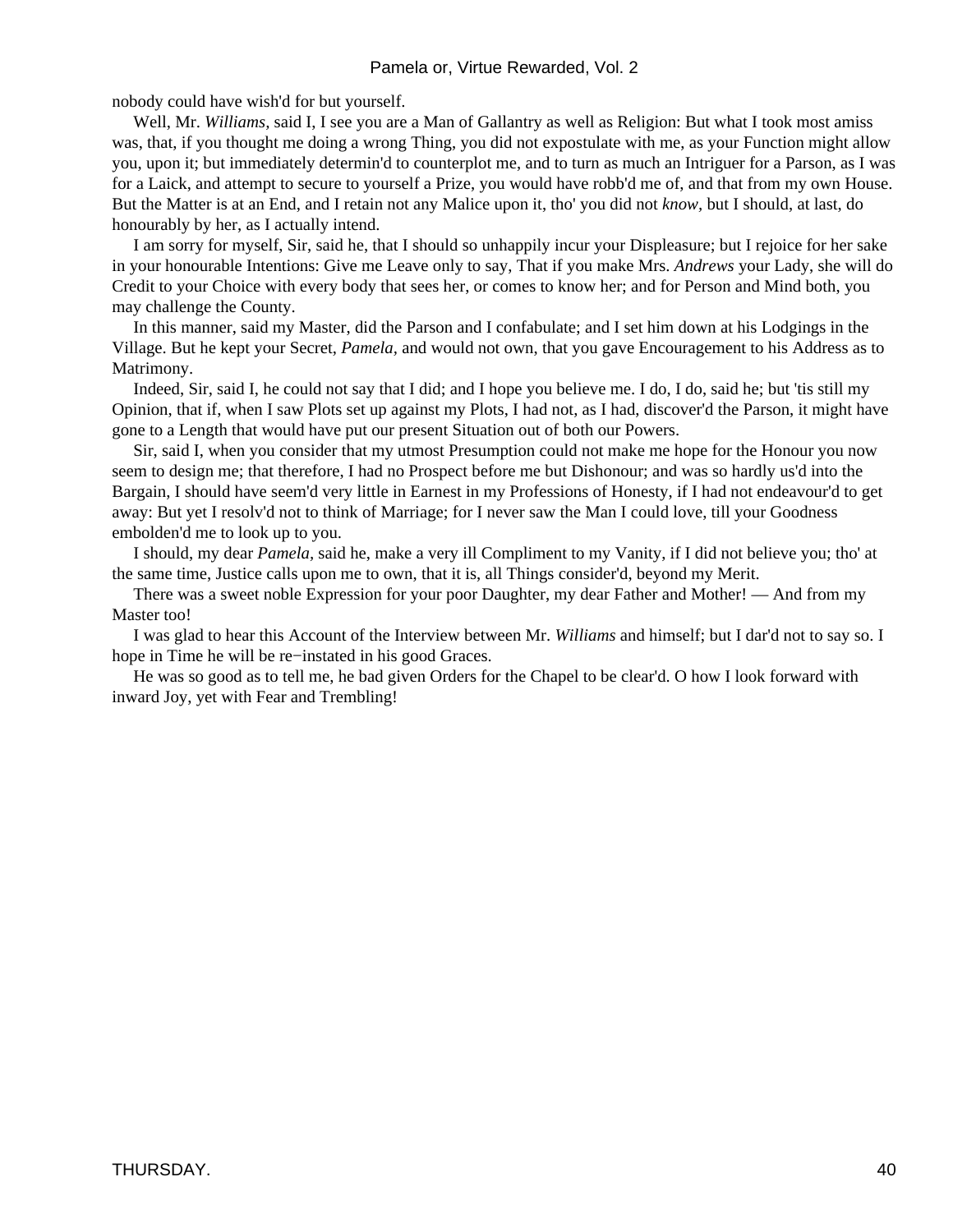nobody could have wish'd for but yourself.

Well, Mr. *Williams,* said I, I see you are a Man of Gallantry as well as Religion: But what I took most amiss was, that, if you thought me doing a wrong Thing, you did not expostulate with me, as your Function might allow you, upon it; but immediately determin'd to counterplot me, and to turn as much an Intriguer for a Parson, as I was for a Laick, and attempt to secure to yourself a Prize, you would have robb'd me of, and that from my own House. But the Matter is at an End, and I retain not any Malice upon it, tho' you did not *know,* but I should, at last, do honourably by her, as I actually intend.

I am sorry for myself, Sir, said he, that I should so unhappily incur your Displeasure; but I rejoice for her sake in your honourable Intentions: Give me Leave only to say, That if you make Mrs. *Andrews* your Lady, she will do Credit to your Choice with every body that sees her, or comes to know her; and for Person and Mind both, you may challenge the County.

In this manner, said my Master, did the Parson and I confabulate; and I set him down at his Lodgings in the Village. But he kept your Secret, *Pamela,* and would not own, that you gave Encouragement to his Address as to Matrimony.

Indeed, Sir, said I, he could not say that I did; and I hope you believe me. I do, I do, said he; but 'tis still my Opinion, that if, when I saw Plots set up against my Plots, I had not, as I had, discover'd the Parson, it might have gone to a Length that would have put our present Situation out of both our Powers.

Sir, said I, when you consider that my utmost Presumption could not make me hope for the Honour you now seem to design me; that therefore, I had no Prospect before me but Dishonour; and was so hardly us'd into the Bargain, I should have seem'd very little in Earnest in my Professions of Honesty, if I had not endeavour'd to get away: But yet I resolv'd not to think of Marriage; for I never saw the Man I could love, till your Goodness embolden'd me to look up to you.

I should, my dear *Pamela,* said he, make a very ill Compliment to my Vanity, if I did not believe you; tho' at the same time, Justice calls upon me to own, that it is, all Things consider'd, beyond my Merit.

There was a sweet noble Expression for your poor Daughter, my dear Father and Mother! — And from my Master too!

I was glad to hear this Account of the Interview between Mr. *Williams* and himself; but I dar'd not to say so. I hope in Time he will be re−instated in his good Graces.

He was so good as to tell me, he bad given Orders for the Chapel to be clear'd. O how I look forward with inward Joy, yet with Fear and Trembling!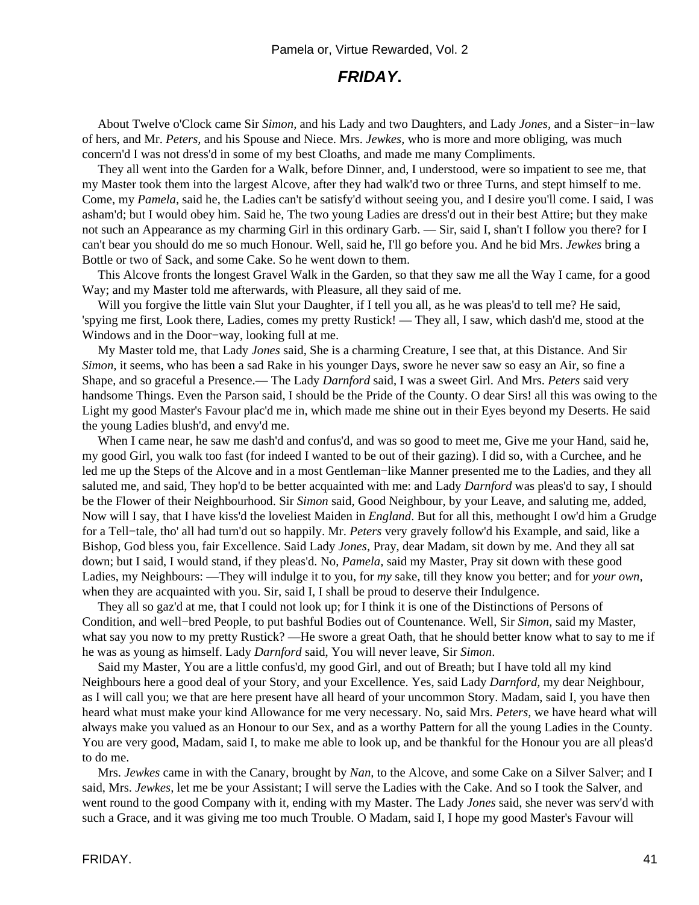## *FRIDAY*.

About Twelve o'Clock came Sir *Simon*, and his Lady and two Daughters, and Lady *Jones*, and a Sister−in−law of hers, and Mr. *Peters*, and his Spouse and Niece. Mrs. *Jewkes*, who is more and more obliging, was much concern'd I was not dress'd in some of my best Cloaths, and made me many Compliments.

They all went into the Garden for a Walk, before Dinner, and, I understood, were so impatient to see me, that my Master took them into the largest Alcove, after they had walk'd two or three Turns, and stept himself to me. Come, my *Pamela*, said he, the Ladies can't be satisfy'd without seeing you, and I desire you'll come. I said, I was asham'd; but I would obey him. Said he, The two young Ladies are dress'd out in their best Attire; but they make not such an Appearance as my charming Girl in this ordinary Garb. — Sir, said I, shan't I follow you there? for I can't bear you should do me so much Honour. Well, said he, I'll go before you. And he bid Mrs. *Jewkes* bring a Bottle or two of Sack, and some Cake. So he went down to them.

This Alcove fronts the longest Gravel Walk in the Garden, so that they saw me all the Way I came, for a good Way; and my Master told me afterwards, with Pleasure, all they said of me.

Will you forgive the little vain Slut your Daughter, if I tell you all, as he was pleas'd to tell me? He said, 'spying me first, Look there, Ladies, comes my pretty Rustick! — They all, I saw, which dash'd me, stood at the Windows and in the Door−way, looking full at me.

My Master told me, that Lady *Jones* said, She is a charming Creature, I see that, at this Distance. And Sir *Simon*, it seems, who has been a sad Rake in his younger Days, swore he never saw so easy an Air, so fine a Shape, and so graceful a Presence.— The Lady *Darnford* said, I was a sweet Girl. And Mrs. *Peters* said very handsome Things. Even the Parson said, I should be the Pride of the County. O dear Sirs! all this was owing to the Light my good Master's Favour plac'd me in, which made me shine out in their Eyes beyond my Deserts. He said the young Ladies blush'd, and envy'd me.

When I came near, he saw me dash'd and confus'd, and was so good to meet me, Give me your Hand, said he, my good Girl, you walk too fast (for indeed I wanted to be out of their gazing). I did so, with a Curchee, and he led me up the Steps of the Alcove and in a most Gentleman−like Manner presented me to the Ladies, and they all saluted me, and said, They hop'd to be better acquainted with me: and Lady *Darnford* was pleas'd to say, I should be the Flower of their Neighbourhood. Sir *Simon* said, Good Neighbour, by your Leave, and saluting me, added, Now will I say, that I have kiss'd the loveliest Maiden in *England*. But for all this, methought I ow'd him a Grudge for a Tell−tale, tho' all had turn'd out so happily. Mr. *Peters* very gravely follow'd his Example, and said, like a Bishop, God bless you, fair Excellence. Said Lady *Jones*, Pray, dear Madam, sit down by me. And they all sat down; but I said, I would stand, if they pleas'd. No, *Pamela*, said my Master, Pray sit down with these good Ladies, my Neighbours: —They will indulge it to you, for *my* sake, till they know you better; and for *your own*, when they are acquainted with you. Sir, said I, I shall be proud to deserve their Indulgence.

They all so gaz'd at me, that I could not look up; for I think it is one of the Distinctions of Persons of Condition, and well−bred People, to put bashful Bodies out of Countenance. Well, Sir *Simon*, said my Master, what say you now to my pretty Rustick? —He swore a great Oath, that he should better know what to say to me if he was as young as himself. Lady *Darnford* said, You will never leave, Sir *Simon*.

Said my Master, You are a little confus'd, my good Girl, and out of Breath; but I have told all my kind Neighbours here a good deal of your Story, and your Excellence. Yes, said Lady *Darnford*, my dear Neighbour, as I will call you; we that are here present have all heard of your uncommon Story. Madam, said I, you have then heard what must make your kind Allowance for me very necessary. No, said Mrs. *Peters*, we have heard what will always make you valued as an Honour to our Sex, and as a worthy Pattern for all the young Ladies in the County. You are very good, Madam, said I, to make me able to look up, and be thankful for the Honour you are all pleas'd to do me.

Mrs. *Jewkes* came in with the Canary, brought by *Nan*, to the Alcove, and some Cake on a Silver Salver; and I said, Mrs. *Jewkes*, let me be your Assistant; I will serve the Ladies with the Cake. And so I took the Salver, and went round to the good Company with it, ending with my Master. The Lady *Jones* said, she never was serv'd with such a Grace, and it was giving me too much Trouble. O Madam, said I, I hope my good Master's Favour will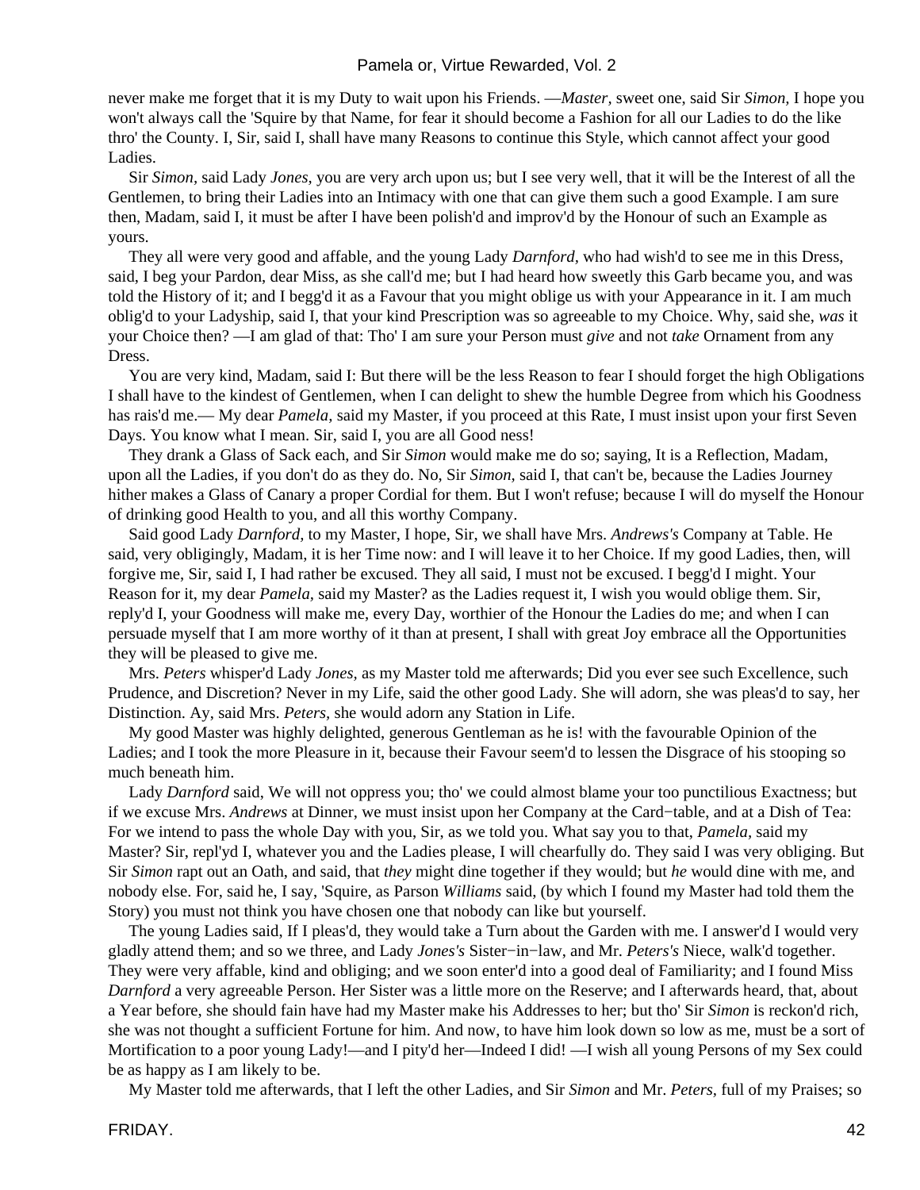never make me forget that it is my Duty to wait upon his Friends. —*Master*, sweet one, said Sir *Simon*, I hope you won't always call the 'Squire by that Name, for fear it should become a Fashion for all our Ladies to do the like thro' the County. I, Sir, said I, shall have many Reasons to continue this Style, which cannot affect your good Ladies.

Sir *Simon*, said Lady *Jones*, you are very arch upon us; but I see very well, that it will be the Interest of all the Gentlemen, to bring their Ladies into an Intimacy with one that can give them such a good Example. I am sure then, Madam, said I, it must be after I have been polish'd and improv'd by the Honour of such an Example as yours.

They all were very good and affable, and the young Lady *Darnford*, who had wish'd to see me in this Dress, said, I beg your Pardon, dear Miss, as she call'd me; but I had heard how sweetly this Garb became you, and was told the History of it; and I begg'd it as a Favour that you might oblige us with your Appearance in it. I am much oblig'd to your Ladyship, said I, that your kind Prescription was so agreeable to my Choice. Why, said she, *was* it your Choice then? —I am glad of that: Tho' I am sure your Person must *give* and not *take* Ornament from any Dress.

You are very kind, Madam, said I: But there will be the less Reason to fear I should forget the high Obligations I shall have to the kindest of Gentlemen, when I can delight to shew the humble Degree from which his Goodness has rais'd me.— My dear *Pamela*, said my Master, if you proceed at this Rate, I must insist upon your first Seven Days. You know what I mean. Sir, said I, you are all Good ness!

They drank a Glass of Sack each, and Sir *Simon* would make me do so; saying, It is a Reflection, Madam, upon all the Ladies, if you don't do as they do. No, Sir *Simon*, said I, that can't be, because the Ladies Journey hither makes a Glass of Canary a proper Cordial for them. But I won't refuse; because I will do myself the Honour of drinking good Health to you, and all this worthy Company.

Said good Lady *Darnford*, to my Master, I hope, Sir, we shall have Mrs. *Andrews's* Company at Table. He said, very obligingly, Madam, it is her Time now: and I will leave it to her Choice. If my good Ladies, then, will forgive me, Sir, said I, I had rather be excused. They all said, I must not be excused. I begg'd I might. Your Reason for it, my dear *Pamela*, said my Master? as the Ladies request it, I wish you would oblige them. Sir, reply'd I, your Goodness will make me, every Day, worthier of the Honour the Ladies do me; and when I can persuade myself that I am more worthy of it than at present, I shall with great Joy embrace all the Opportunities they will be pleased to give me.

Mrs. *Peters* whisper'd Lady *Jones*, as my Master told me afterwards; Did you ever see such Excellence, such Prudence, and Discretion? Never in my Life, said the other good Lady. She will adorn, she was pleas'd to say, her Distinction. Ay, said Mrs. *Peters*, she would adorn any Station in Life.

My good Master was highly delighted, generous Gentleman as he is! with the favourable Opinion of the Ladies; and I took the more Pleasure in it, because their Favour seem'd to lessen the Disgrace of his stooping so much beneath him.

Lady *Darnford* said, We will not oppress you; tho' we could almost blame your too punctilious Exactness; but if we excuse Mrs. *Andrews* at Dinner, we must insist upon her Company at the Card−table, and at a Dish of Tea: For we intend to pass the whole Day with you, Sir, as we told you. What say you to that, *Pamela*, said my Master? Sir, repl'yd I, whatever you and the Ladies please, I will chearfully do. They said I was very obliging. But Sir *Simon* rapt out an Oath, and said, that *they* might dine together if they would; but *he* would dine with me, and nobody else. For, said he, I say, 'Squire, as Parson *Williams* said, (by which I found my Master had told them the Story) you must not think you have chosen one that nobody can like but yourself.

The young Ladies said, If I pleas'd, they would take a Turn about the Garden with me. I answer'd I would very gladly attend them; and so we three, and Lady *Jones's* Sister−in−law, and Mr. *Peters's* Niece, walk'd together. They were very affable, kind and obliging; and we soon enter'd into a good deal of Familiarity; and I found Miss *Darnford* a very agreeable Person. Her Sister was a little more on the Reserve; and I afterwards heard, that, about a Year before, she should fain have had my Master make his Addresses to her; but tho' Sir *Simon* is reckon'd rich, she was not thought a sufficient Fortune for him. And now, to have him look down so low as me, must be a sort of Mortification to a poor young Lady!—and I pity'd her—Indeed I did! —I wish all young Persons of my Sex could be as happy as I am likely to be.

My Master told me afterwards, that I left the other Ladies, and Sir *Simon* and Mr. *Peters*, full of my Praises; so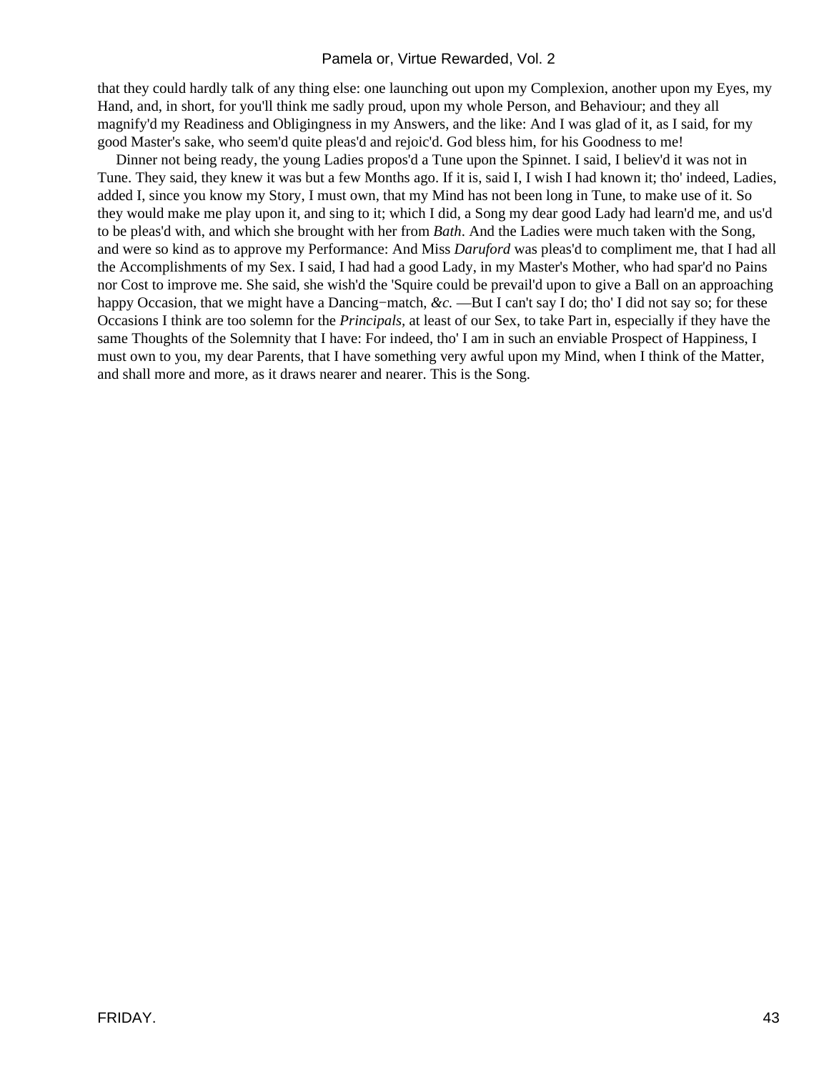that they could hardly talk of any thing else: one launching out upon my Complexion, another upon my Eyes, my Hand, and, in short, for you'll think me sadly proud, upon my whole Person, and Behaviour; and they all magnify'd my Readiness and Obligingness in my Answers, and the like: And I was glad of it, as I said, for my good Master's sake, who seem'd quite pleas'd and rejoic'd. God bless him, for his Goodness to me!

Dinner not being ready, the young Ladies propos'd a Tune upon the Spinnet. I said, I believ'd it was not in Tune. They said, they knew it was but a few Months ago. If it is, said I, I wish I had known it; tho' indeed, Ladies, added I, since you know my Story, I must own, that my Mind has not been long in Tune, to make use of it. So they would make me play upon it, and sing to it; which I did, a Song my dear good Lady had learn'd me, and us'd to be pleas'd with, and which she brought with her from *Bath*. And the Ladies were much taken with the Song, and were so kind as to approve my Performance: And Miss *Daruford* was pleas'd to compliment me, that I had all the Accomplishments of my Sex. I said, I had had a good Lady, in my Master's Mother, who had spar'd no Pains nor Cost to improve me. She said, she wish'd the 'Squire could be prevail'd upon to give a Ball on an approaching happy Occasion, that we might have a Dancing−match, *&c.* —But I can't say I do; tho' I did not say so; for these Occasions I think are too solemn for the *Principals,* at least of our Sex, to take Part in, especially if they have the same Thoughts of the Solemnity that I have: For indeed, tho' I am in such an enviable Prospect of Happiness, I must own to you, my dear Parents, that I have something very awful upon my Mind, when I think of the Matter, and shall more and more, as it draws nearer and nearer. This is the Song.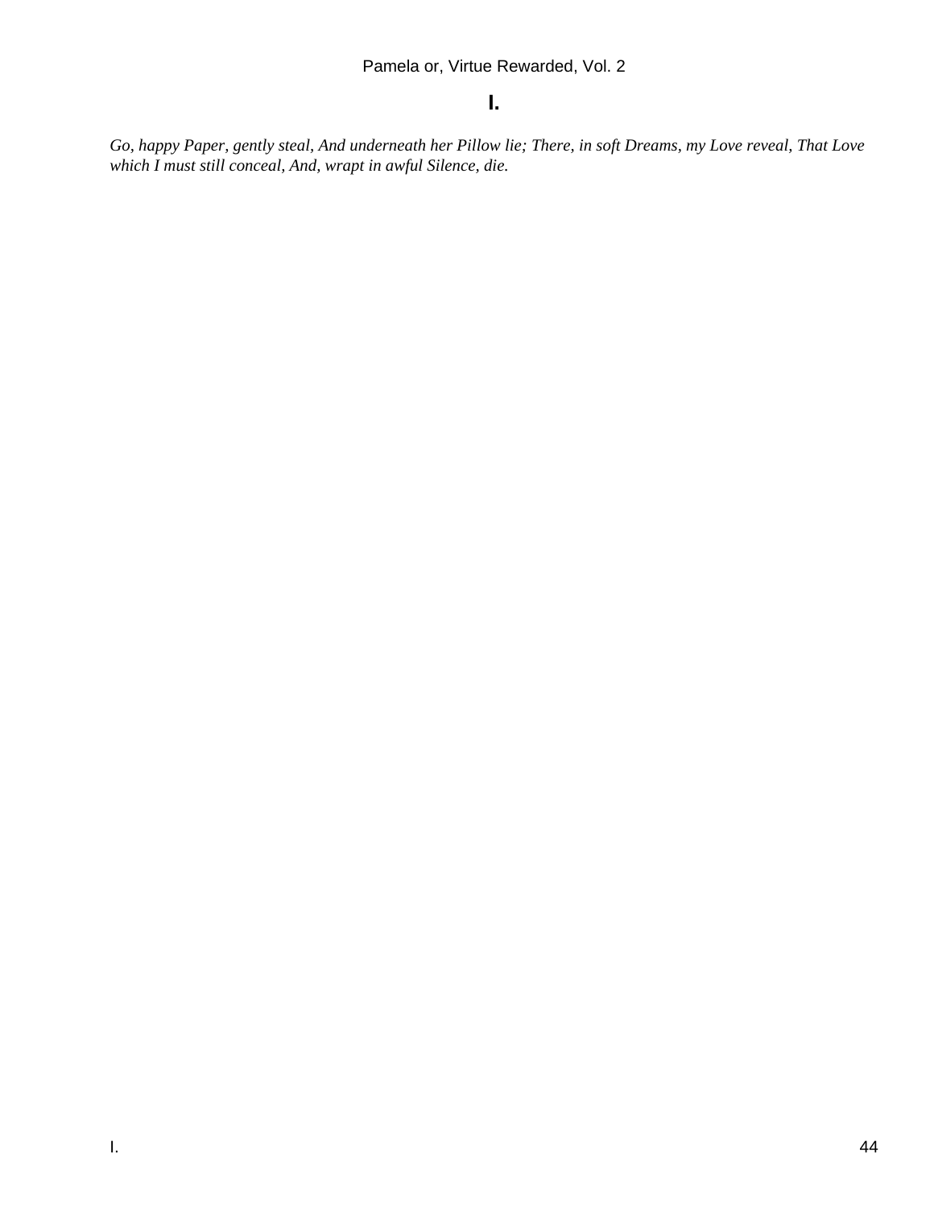## I.

*Go, happy Paper, gently steal, And underneath her Pillow lie; There, in soft Dreams, my Love reveal, That Love which I must still conceal, And, wrapt in awful Silence, die.*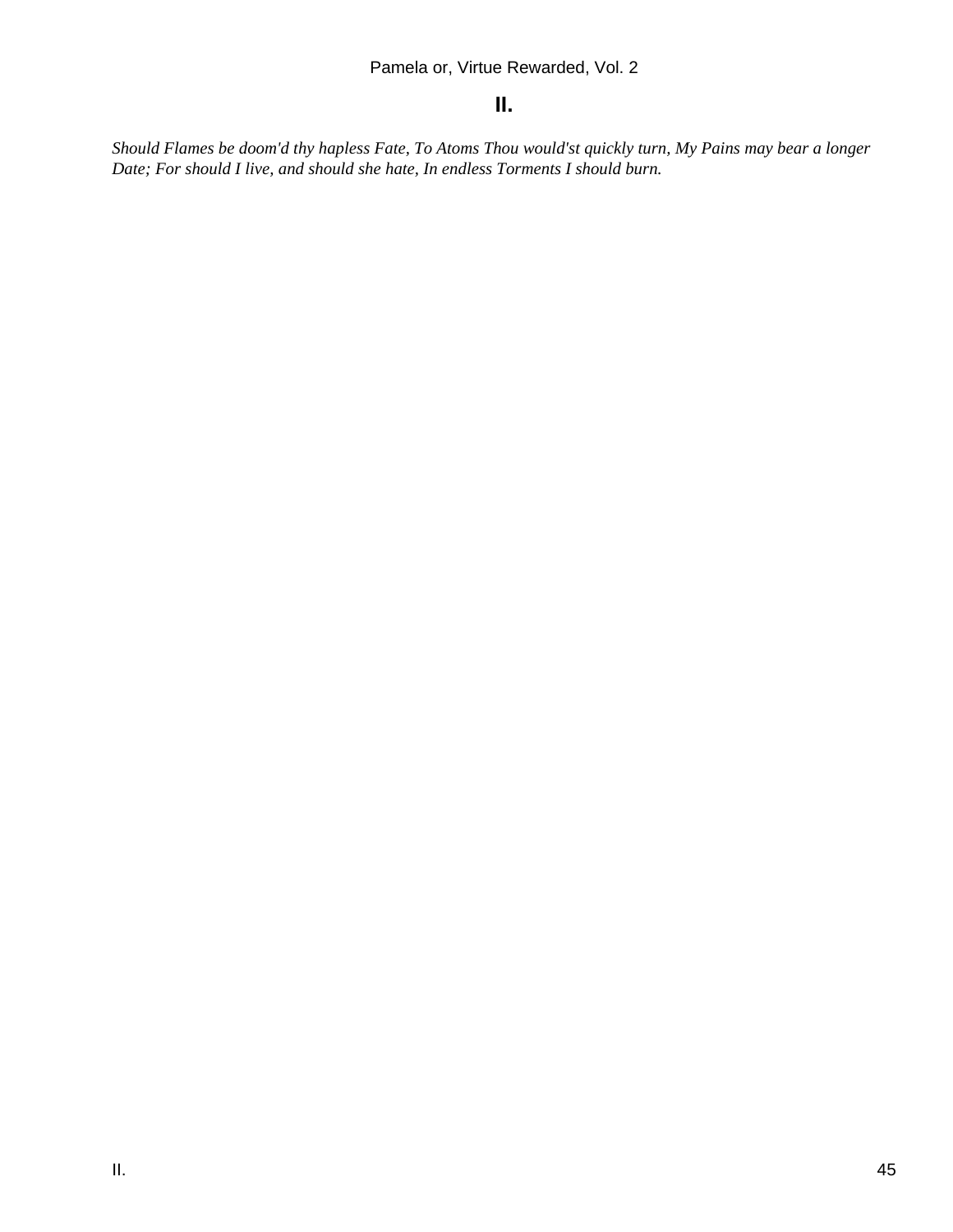## II.

*Should Flames be doom'd thy hapless Fate, To Atoms Thou would'st quickly turn, My Pains may bear a longer Date; For should I live, and should she hate, In endless Torments I should burn.*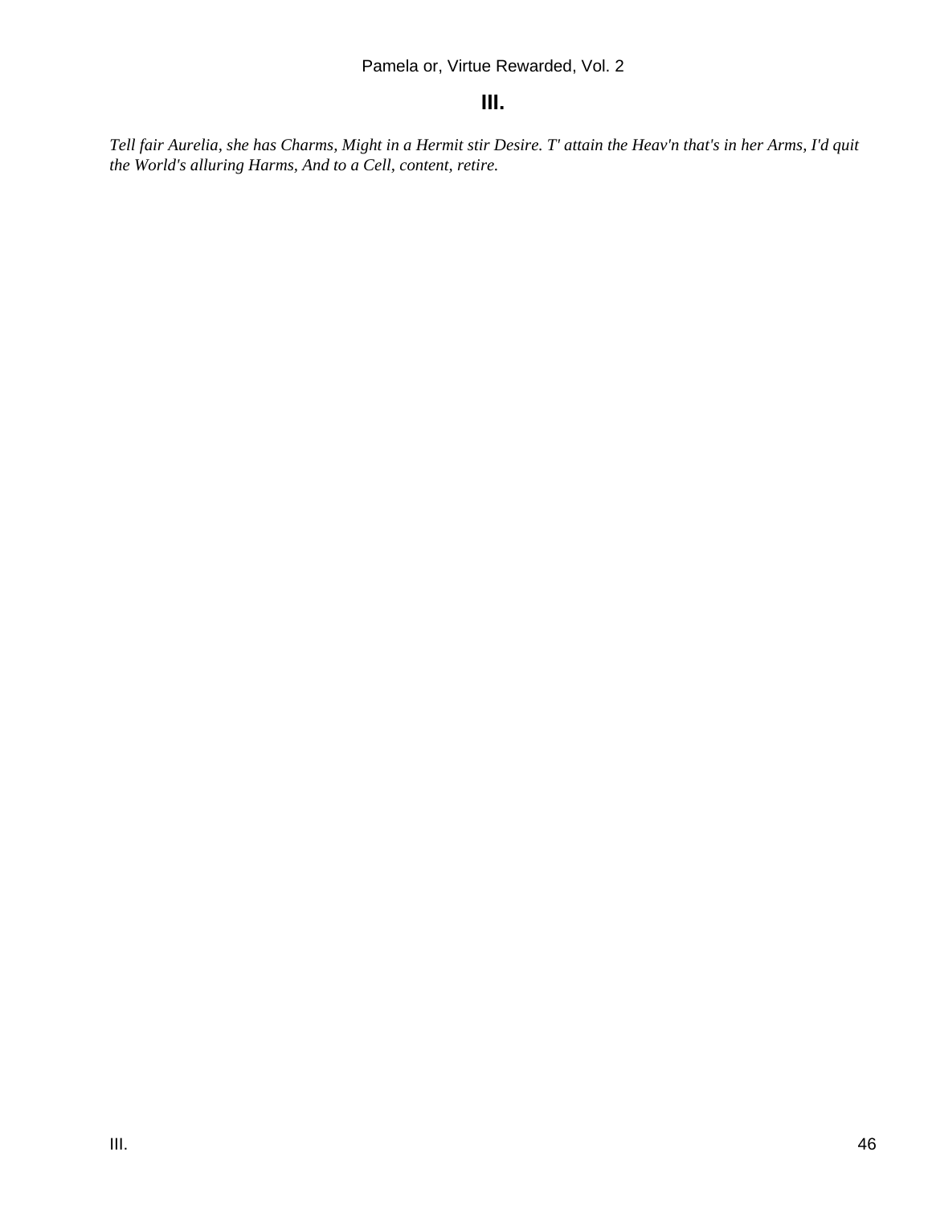## III.

*Tell fair Aurelia, she has Charms, Might in a Hermit stir Desire. T' attain the Heav'n that's in her Arms, I'd quit the World's alluring Harms, And to a Cell, content, retire.*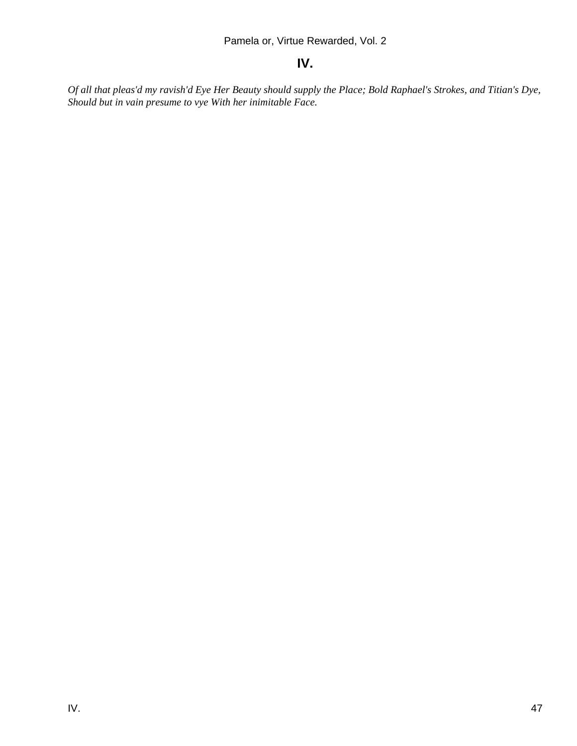## IV.

*Of all that pleas'd my ravish'd Eye Her Beauty should supply the Place; Bold Raphael's Strokes, and Titian's Dye, Should but in vain presume to vye With her inimitable Face.*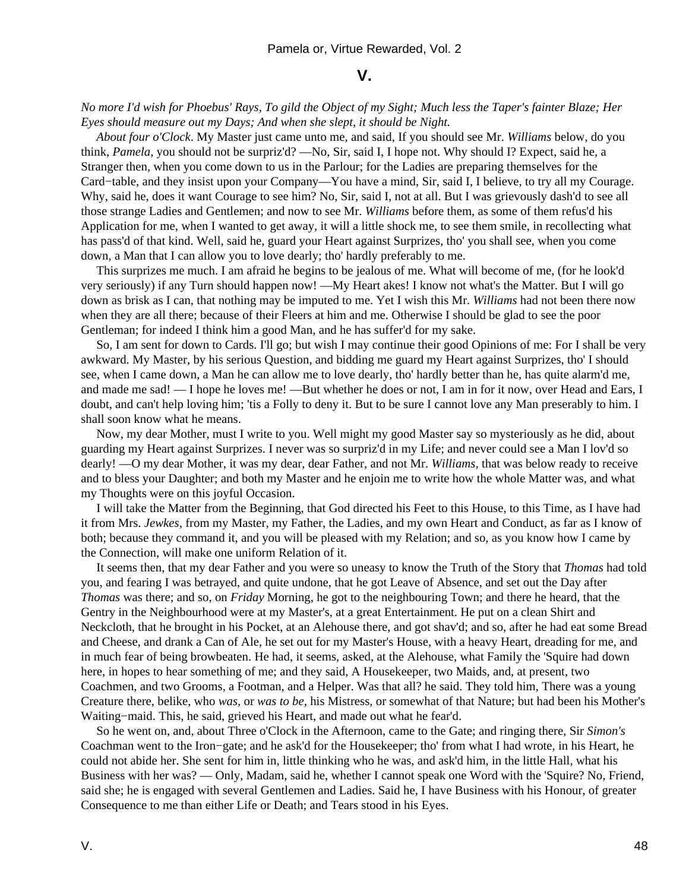## V.

*No more I'd wish for Phoebus' Rays, To gild the Object of my Sight; Much less the Taper's fainter Blaze; Her Eyes should measure out my Days; And when she slept, it should be Night.*

*About four o'Clock*. My Master just came unto me, and said, If you should see Mr. *Williams* below, do you think, *Pamela,* you should not be surpriz'd? —No, Sir, said I, I hope not. Why should I? Expect, said he, a Stranger then, when you come down to us in the Parlour; for the Ladies are preparing themselves for the Card−table, and they insist upon your Company—You have a mind, Sir, said I, I believe, to try all my Courage. Why, said he, does it want Courage to see him? No, Sir, said I, not at all. But I was grievously dash'd to see all those strange Ladies and Gentlemen; and now to see Mr. *Williams* before them, as some of them refus'd his Application for me, when I wanted to get away, it will a little shock me, to see them smile, in recollecting what has pass'd of that kind. Well, said he, guard your Heart against Surprizes, tho' you shall see, when you come down, a Man that I can allow you to love dearly; tho' hardly preferably to me.

This surprizes me much. I am afraid he begins to be jealous of me. What will become of me, (for he look'd very seriously) if any Turn should happen now! —My Heart akes! I know not what's the Matter. But I will go down as brisk as I can, that nothing may be imputed to me. Yet I wish this Mr. *Williams* had not been there now when they are all there; because of their Fleers at him and me. Otherwise I should be glad to see the poor Gentleman; for indeed I think him a good Man, and he has suffer'd for my sake.

So, I am sent for down to Cards. I'll go; but wish I may continue their good Opinions of me: For I shall be very awkward. My Master, by his serious Question, and bidding me guard my Heart against Surprizes, tho' I should see, when I came down, a Man he can allow me to love dearly, tho' hardly better than he, has quite alarm'd me, and made me sad! — I hope he loves me! —But whether he does or not, I am in for it now, over Head and Ears, I doubt, and can't help loving him; 'tis a Folly to deny it. But to be sure I cannot love any Man preserably to him. I shall soon know what he means.

Now, my dear Mother, must I write to you. Well might my good Master say so mysteriously as he did, about guarding my Heart against Surprizes. I never was so surpriz'd in my Life; and never could see a Man I lov'd so dearly! —O my dear Mother, it was my dear, dear Father, and not Mr. *Williams,* that was below ready to receive and to bless your Daughter; and both my Master and he enjoin me to write how the whole Matter was, and what my Thoughts were on this joyful Occasion.

I will take the Matter from the Beginning, that God directed his Feet to this House, to this Time, as I have had it from Mrs. *Jewkes,* from my Master, my Father, the Ladies, and my own Heart and Conduct, as far as I know of both; because they command it, and you will be pleased with my Relation; and so, as you know how I came by the Connection, will make one uniform Relation of it.

It seems then, that my dear Father and you were so uneasy to know the Truth of the Story that *Thomas* had told you, and fearing I was betrayed, and quite undone, that he got Leave of Absence, and set out the Day after *Thomas* was there; and so, on *Friday* Morning, he got to the neighbouring Town; and there he heard, that the Gentry in the Neighbourhood were at my Master's, at a great Entertainment. He put on a clean Shirt and Neckcloth, that he brought in his Pocket, at an Alehouse there, and got shav'd; and so, after he had eat some Bread and Cheese, and drank a Can of Ale, he set out for my Master's House, with a heavy Heart, dreading for me, and in much fear of being browbeaten. He had, it seems, asked, at the Alehouse, what Family the 'Squire had down here, in hopes to hear something of me; and they said, A Housekeeper, two Maids, and, at present, two Coachmen, and two Grooms, a Footman, and a Helper. Was that all? he said. They told him, There was a young Creature there, belike, who *was,* or *was to be,* his Mistress, or somewhat of that Nature; but had been his Mother's Waiting−maid. This, he said, grieved his Heart, and made out what he fear'd.

So he went on, and, about Three o'Clock in the Afternoon, came to the Gate; and ringing there, Sir *Simon's* Coachman went to the Iron−gate; and he ask'd for the Housekeeper; tho' from what I had wrote, in his Heart, he could not abide her. She sent for him in, little thinking who he was, and ask'd him, in the little Hall, what his Business with her was? — Only, Madam, said he, whether I cannot speak one Word with the 'Squire? No, Friend, said she; he is engaged with several Gentlemen and Ladies. Said he, I have Business with his Honour, of greater Consequence to me than either Life or Death; and Tears stood in his Eyes.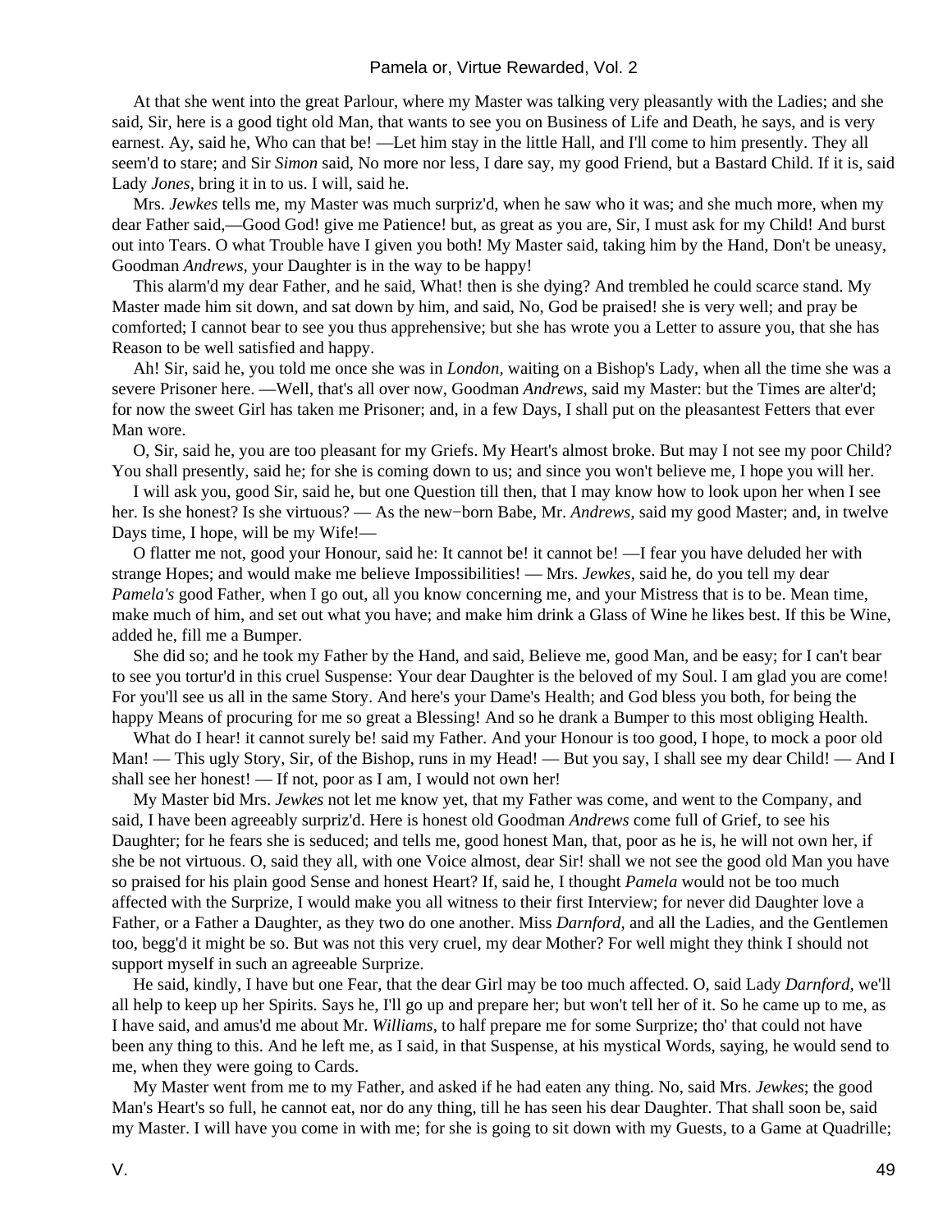At that she went into the great Parlour, where my Master was talking very pleasantly with the Ladies; and she said, Sir, here is a good tight old Man, that wants to see you on Business of Life and Death, he says, and is very earnest. Ay, said he, Who can that be! —Let him stay in the little Hall, and I'll come to him presently. They all seem'd to stare; and Sir *Simon* said, No more nor less, I dare say, my good Friend, but a Bastard Child. If it is, said Lady *Jones*, bring it in to us. I will, said he.

Mrs. *Jewkes* tells me, my Master was much surpriz'd, when he saw who it was; and she much more, when my dear Father said,—Good God! give me Patience! but, as great as you are, Sir, I must ask for my Child! And burst out into Tears. O what Trouble have I given you both! My Master said, taking him by the Hand, Don't be uneasy, Goodman *Andrews,* your Daughter is in the way to be happy!

This alarm'd my dear Father, and he said, What! then is she dying? And trembled he could scarce stand. My Master made him sit down, and sat down by him, and said, No, God be praised! she is very well; and pray be comforted; I cannot bear to see you thus apprehensive; but she has wrote you a Letter to assure you, that she has Reason to be well satisfied and happy.

Ah! Sir, said he, you told me once she was in *London,* waiting on a Bishop's Lady, when all the time she was a severe Prisoner here. —Well, that's all over now, Goodman *Andrews,* said my Master: but the Times are alter'd; for now the sweet Girl has taken me Prisoner; and, in a few Days, I shall put on the pleasantest Fetters that ever Man wore.

O, Sir, said he, you are too pleasant for my Griefs. My Heart's almost broke. But may I not see my poor Child? You shall presently, said he; for she is coming down to us; and since you won't believe me, I hope you will her.

I will ask you, good Sir, said he, but one Question till then, that I may know how to look upon her when I see her. Is she honest? Is she virtuous? — As the new−born Babe, Mr. *Andrews,* said my good Master; and, in twelve Days time, I hope, will be my Wife!—

O flatter me not, good your Honour, said he: It cannot be! it cannot be! —I fear you have deluded her with strange Hopes; and would make me believe Impossibilities! — Mrs. *Jewkes,* said he, do you tell my dear *Pamela's* good Father, when I go out, all you know concerning me, and your Mistress that is to be. Mean time, make much of him, and set out what you have; and make him drink a Glass of Wine he likes best. If this be Wine, added he, fill me a Bumper.

She did so; and he took my Father by the Hand, and said, Believe me, good Man, and be easy; for I can't bear to see you tortur'd in this cruel Suspense: Your dear Daughter is the beloved of my Soul. I am glad you are come! For you'll see us all in the same Story. And here's your Dame's Health; and God bless you both, for being the happy Means of procuring for me so great a Blessing! And so he drank a Bumper to this most obliging Health.

What do I hear! it cannot surely be! said my Father. And your Honour is too good, I hope, to mock a poor old Man! — This ugly Story, Sir, of the Bishop, runs in my Head! — But you say, I shall see my dear Child! — And I shall see her honest! — If not, poor as I am, I would not own her!

My Master bid Mrs. *Jewkes* not let me know yet, that my Father was come, and went to the Company, and said, I have been agreeably surpriz'd. Here is honest old Goodman *Andrews* come full of Grief, to see his Daughter; for he fears she is seduced; and tells me, good honest Man, that, poor as he is, he will not own her, if she be not virtuous. O, said they all, with one Voice almost, dear Sir! shall we not see the good old Man you have so praised for his plain good Sense and honest Heart? If, said he, I thought *Pamela* would not be too much affected with the Surprize, I would make you all witness to their first Interview; for never did Daughter love a Father, or a Father a Daughter, as they two do one another. Miss *Darnford,* and all the Ladies, and the Gentlemen too, begg'd it might be so. But was not this very cruel, my dear Mother? For well might they think I should not support myself in such an agreeable Surprize.

He said, kindly, I have but one Fear, that the dear Girl may be too much affected. O, said Lady *Darnford,* we'll all help to keep up her Spirits. Says he, I'll go up and prepare her; but won't tell her of it. So he came up to me, as I have said, and amus'd me about Mr. *Williams,* to half prepare me for some Surprize; tho' that could not have been any thing to this. And he left me, as I said, in that Suspense, at his mystical Words, saying, he would send to me, when they were going to Cards.

My Master went from me to my Father, and asked if he had eaten any thing. No, said Mrs. *Jewkes*; the good Man's Heart's so full, he cannot eat, nor do any thing, till he has seen his dear Daughter. That shall soon be, said my Master. I will have you come in with me; for she is going to sit down with my Guests, to a Game at Quadrille;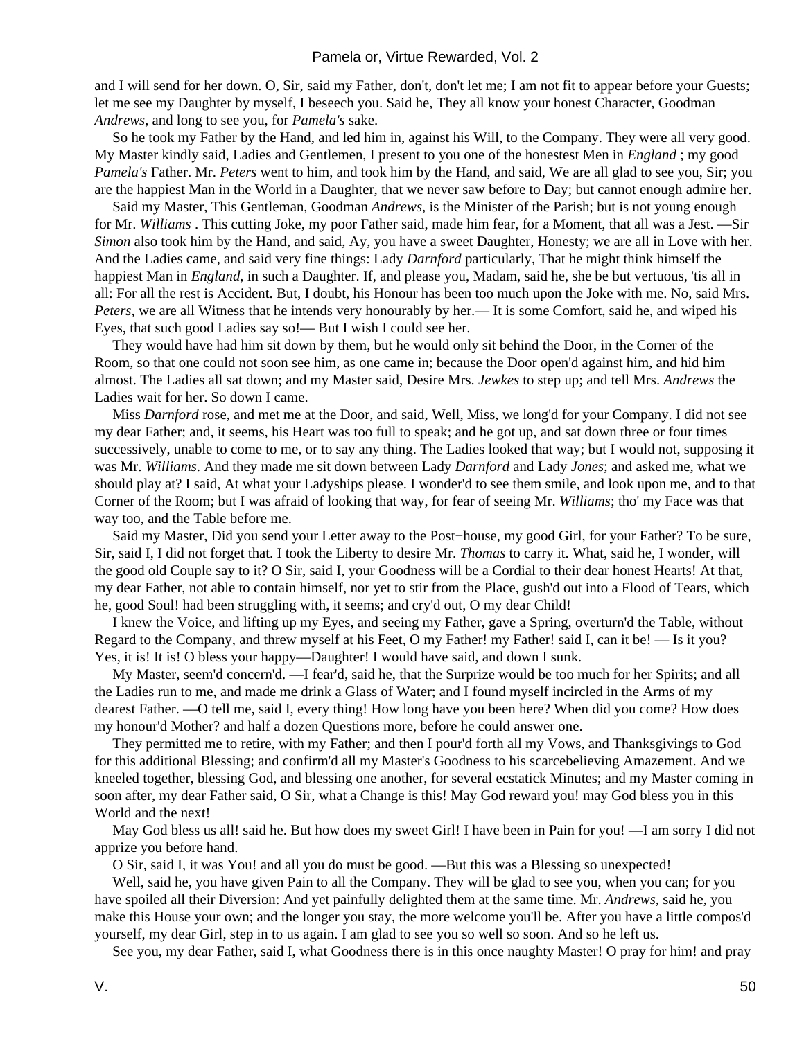and I will send for her down. O, Sir, said my Father, don't, don't let me; I am not fit to appear before your Guests; let me see my Daughter by myself, I beseech you. Said he, They all know your honest Character, Goodman *Andrews*, and long to see you, for *Pamela's* sake.

So he took my Father by the Hand, and led him in, against his Will, to the Company. They were all very good. My Master kindly said, Ladies and Gentlemen, I present to you one of the honestest Men in *England* ; my good *Pamela's* Father. Mr. *Peters* went to him, and took him by the Hand, and said, We are all glad to see you, Sir; you are the happiest Man in the World in a Daughter, that we never saw before to Day; but cannot enough admire her.

Said my Master, This Gentleman, Goodman *Andrews*, is the Minister of the Parish; but is not young enough for Mr. *Williams* . This cutting Joke, my poor Father said, made him fear, for a Moment, that all was a Jest. —Sir *Simon* also took him by the Hand, and said, Ay, you have a sweet Daughter, Honesty; we are all in Love with her. And the Ladies came, and said very fine things: Lady *Darnford* particularly, That he might think himself the happiest Man in *England*, in such a Daughter. If, and please you, Madam, said he, she be but vertuous, 'tis all in all: For all the rest is Accident. But, I doubt, his Honour has been too much upon the Joke with me. No, said Mrs. *Peters*, we are all Witness that he intends very honourably by her.— It is some Comfort, said he, and wiped his Eyes, that such good Ladies say so!— But I wish I could see her.

They would have had him sit down by them, but he would only sit behind the Door, in the Corner of the Room, so that one could not soon see him, as one came in; because the Door open'd against him, and hid him almost. The Ladies all sat down; and my Master said, Desire Mrs. *Jewkes* to step up; and tell Mrs. *Andrews* the Ladies wait for her. So down I came.

Miss *Darnford* rose, and met me at the Door, and said, Well, Miss, we long'd for your Company. I did not see my dear Father; and, it seems, his Heart was too full to speak; and he got up, and sat down three or four times successively, unable to come to me, or to say any thing. The Ladies looked that way; but I would not, supposing it was Mr. *Williams*. And they made me sit down between Lady *Darnford* and Lady *Jones*; and asked me, what we should play at? I said, At what your Ladyships please. I wonder'd to see them smile, and look upon me, and to that Corner of the Room; but I was afraid of looking that way, for fear of seeing Mr. *Williams*; tho' my Face was that way too, and the Table before me.

Said my Master, Did you send your Letter away to the Post−house, my good Girl, for your Father? To be sure, Sir, said I, I did not forget that. I took the Liberty to desire Mr. *Thomas* to carry it. What, said he, I wonder, will the good old Couple say to it? O Sir, said I, your Goodness will be a Cordial to their dear honest Hearts! At that, my dear Father, not able to contain himself, nor yet to stir from the Place, gush'd out into a Flood of Tears, which he, good Soul! had been struggling with, it seems; and cry'd out, O my dear Child!

I knew the Voice, and lifting up my Eyes, and seeing my Father, gave a Spring, overturn'd the Table, without Regard to the Company, and threw myself at his Feet, O my Father! my Father! said I, can it be! — Is it you? Yes, it is! It is! O bless your happy—Daughter! I would have said, and down I sunk.

My Master, seem'd concern'd. —I fear'd, said he, that the Surprize would be too much for her Spirits; and all the Ladies run to me, and made me drink a Glass of Water; and I found myself incircled in the Arms of my dearest Father. —O tell me, said I, every thing! How long have you been here? When did you come? How does my honour'd Mother? and half a dozen Questions more, before he could answer one.

They permitted me to retire, with my Father; and then I pour'd forth all my Vows, and Thanksgivings to God for this additional Blessing; and confirm'd all my Master's Goodness to his scarcebelieving Amazement. And we kneeled together, blessing God, and blessing one another, for several ecstatick Minutes; and my Master coming in soon after, my dear Father said, O Sir, what a Change is this! May God reward you! may God bless you in this World and the next!

May God bless us all! said he. But how does my sweet Girl! I have been in Pain for you! —I am sorry I did not apprize you before hand.

O Sir, said I, it was You! and all you do must be good. —But this was a Blessing so unexpected!

Well, said he, you have given Pain to all the Company. They will be glad to see you, when you can; for you have spoiled all their Diversion: And yet painfully delighted them at the same time. Mr. *Andrews*, said he, you make this House your own; and the longer you stay, the more welcome you'll be. After you have a little compos'd yourself, my dear Girl, step in to us again. I am glad to see you so well so soon. And so he left us.

See you, my dear Father, said I, what Goodness there is in this once naughty Master! O pray for him! and pray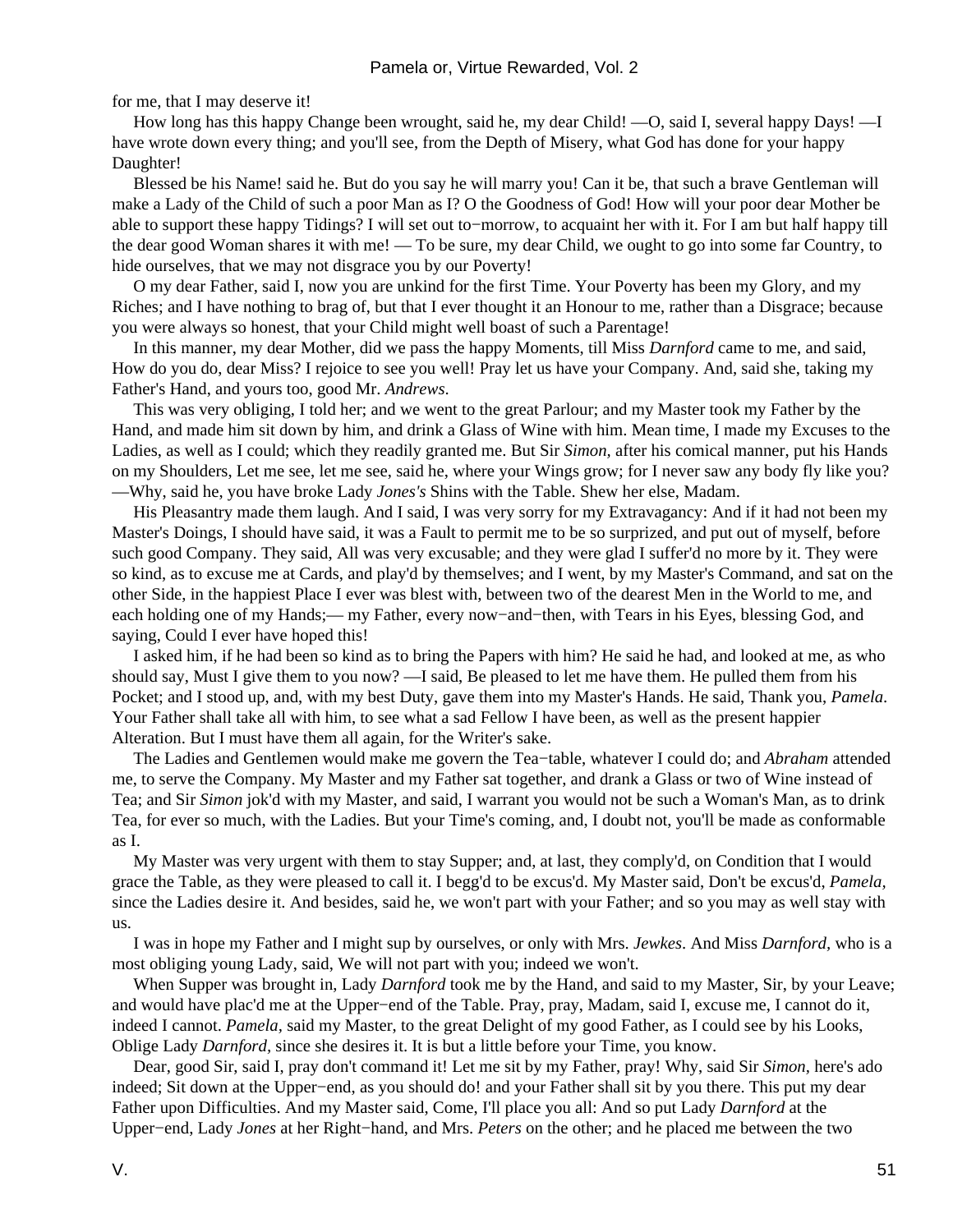for me, that I may deserve it!

How long has this happy Change been wrought, said he, my dear Child! —O, said I, several happy Days! —I have wrote down every thing; and you'll see, from the Depth of Misery, what God has done for your happy Daughter!

Blessed be his Name! said he. But do you say he will marry you! Can it be, that such a brave Gentleman will make a Lady of the Child of such a poor Man as I? O the Goodness of God! How will your poor dear Mother be able to support these happy Tidings? I will set out to−morrow, to acquaint her with it. For I am but half happy till the dear good Woman shares it with me! — To be sure, my dear Child, we ought to go into some far Country, to hide ourselves, that we may not disgrace you by our Poverty!

O my dear Father, said I, now you are unkind for the first Time. Your Poverty has been my Glory, and my Riches; and I have nothing to brag of, but that I ever thought it an Honour to me, rather than a Disgrace; because you were always so honest, that your Child might well boast of such a Parentage!

In this manner, my dear Mother, did we pass the happy Moments, till Miss *Darnford* came to me, and said, How do you do, dear Miss? I rejoice to see you well! Pray let us have your Company. And, said she, taking my Father's Hand, and yours too, good Mr. *Andrews*.

This was very obliging, I told her; and we went to the great Parlour; and my Master took my Father by the Hand, and made him sit down by him, and drink a Glass of Wine with him. Mean time, I made my Excuses to the Ladies, as well as I could; which they readily granted me. But Sir *Simon,* after his comical manner, put his Hands on my Shoulders, Let me see, let me see, said he, where your Wings grow; for I never saw any body fly like you? —Why, said he, you have broke Lady *Jones's* Shins with the Table. Shew her else, Madam.

His Pleasantry made them laugh. And I said, I was very sorry for my Extravagancy: And if it had not been my Master's Doings, I should have said, it was a Fault to permit me to be so surprized, and put out of myself, before such good Company. They said, All was very excusable; and they were glad I suffer'd no more by it. They were so kind, as to excuse me at Cards, and play'd by themselves; and I went, by my Master's Command, and sat on the other Side, in the happiest Place I ever was blest with, between two of the dearest Men in the World to me, and each holding one of my Hands;— my Father, every now−and−then, with Tears in his Eyes, blessing God, and saying, Could I ever have hoped this!

I asked him, if he had been so kind as to bring the Papers with him? He said he had, and looked at me, as who should say, Must I give them to you now? —I said, Be pleased to let me have them. He pulled them from his Pocket; and I stood up, and, with my best Duty, gave them into my Master's Hands. He said, Thank you, *Pamela*. Your Father shall take all with him, to see what a sad Fellow I have been, as well as the present happier Alteration. But I must have them all again, for the Writer's sake.

The Ladies and Gentlemen would make me govern the Tea−table, whatever I could do; and *Abraham* attended me, to serve the Company. My Master and my Father sat together, and drank a Glass or two of Wine instead of Tea; and Sir *Simon* jok'd with my Master, and said, I warrant you would not be such a Woman's Man, as to drink Tea, for ever so much, with the Ladies. But your Time's coming, and, I doubt not, you'll be made as conformable as I.

My Master was very urgent with them to stay Supper; and, at last, they comply'd, on Condition that I would grace the Table, as they were pleased to call it. I begg'd to be excus'd. My Master said, Don't be excus'd, *Pamela,* since the Ladies desire it. And besides, said he, we won't part with your Father; and so you may as well stay with us.

I was in hope my Father and I might sup by ourselves, or only with Mrs. *Jewkes*. And Miss *Darnford,* who is a most obliging young Lady, said, We will not part with you; indeed we won't.

When Supper was brought in, Lady *Darnford* took me by the Hand, and said to my Master, Sir, by your Leave; and would have plac'd me at the Upper−end of the Table. Pray, pray, Madam, said I, excuse me, I cannot do it, indeed I cannot. *Pamela,* said my Master, to the great Delight of my good Father, as I could see by his Looks, Oblige Lady *Darnford,* since she desires it. It is but a little before your Time, you know.

Dear, good Sir, said I, pray don't command it! Let me sit by my Father, pray! Why, said Sir *Simon,* here's ado indeed; Sit down at the Upper−end, as you should do! and your Father shall sit by you there. This put my dear Father upon Difficulties. And my Master said, Come, I'll place you all: And so put Lady *Darnford* at the Upper−end, Lady *Jones* at her Right−hand, and Mrs. *Peters* on the other; and he placed me between the two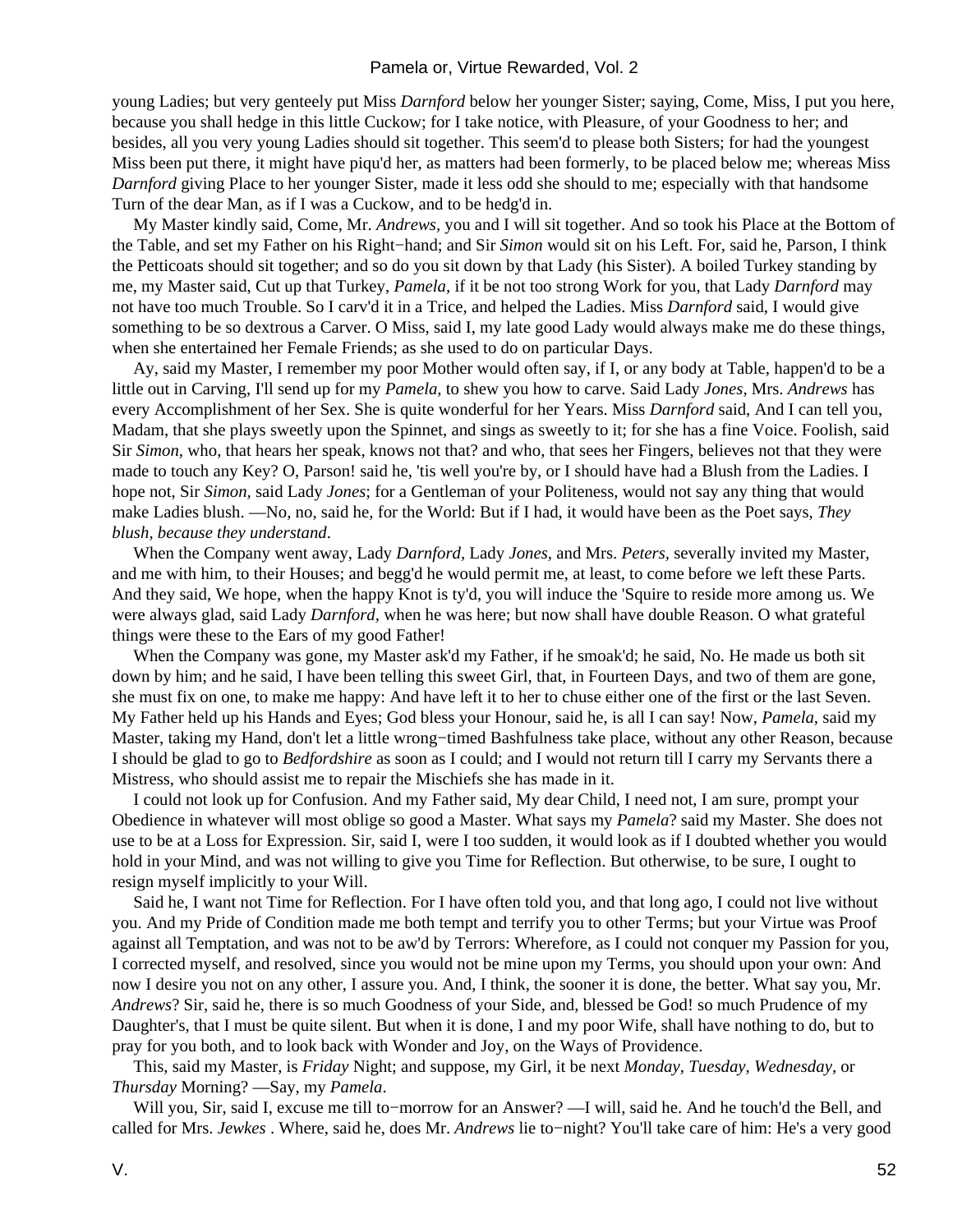young Ladies; but very genteely put Miss *Darnford* below her younger Sister; saying, Come, Miss, I put you here, because you shall hedge in this little Cuckow; for I take notice, with Pleasure, of your Goodness to her; and besides, all you very young Ladies should sit together. This seem'd to please both Sisters; for had the youngest Miss been put there, it might have piqu'd her, as matters had been formerly, to be placed below me; whereas Miss *Darnford* giving Place to her younger Sister, made it less odd she should to me; especially with that handsome Turn of the dear Man, as if I was a Cuckow, and to be hedg'd in.

My Master kindly said, Come, Mr. *Andrews,* you and I will sit together. And so took his Place at the Bottom of the Table, and set my Father on his Right−hand; and Sir *Simon* would sit on his Left. For, said he, Parson, I think the Petticoats should sit together; and so do you sit down by that Lady (his Sister). A boiled Turkey standing by me, my Master said, Cut up that Turkey, *Pamela,* if it be not too strong Work for you, that Lady *Darnford* may not have too much Trouble. So I carv'd it in a Trice, and helped the Ladies. Miss *Darnford* said, I would give something to be so dextrous a Carver. O Miss, said I, my late good Lady would always make me do these things, when she entertained her Female Friends; as she used to do on particular Days.

Ay, said my Master, I remember my poor Mother would often say, if I, or any body at Table, happen'd to be a little out in Carving, I'll send up for my *Pamela,* to shew you how to carve. Said Lady *Jones,* Mrs. *Andrews* has every Accomplishment of her Sex. She is quite wonderful for her Years. Miss *Darnford* said, And I can tell you, Madam, that she plays sweetly upon the Spinnet, and sings as sweetly to it; for she has a fine Voice. Foolish, said Sir *Simon,* who, that hears her speak, knows not that? and who, that sees her Fingers, believes not that they were made to touch any Key? O, Parson! said he, 'tis well you're by, or I should have had a Blush from the Ladies. I hope not, Sir *Simon,* said Lady *Jones*; for a Gentleman of your Politeness, would not say any thing that would make Ladies blush. —No, no, said he, for the World: But if I had, it would have been as the Poet says, *They blush, because they understand*.

When the Company went away, Lady *Darnford*, Lady *Jones,* and Mrs. *Peters,* severally invited my Master, and me with him, to their Houses; and begg'd he would permit me, at least, to come before we left these Parts. And they said, We hope, when the happy Knot is ty'd, you will induce the 'Squire to reside more among us. We were always glad, said Lady *Darnford,* when he was here; but now shall have double Reason. O what grateful things were these to the Ears of my good Father!

When the Company was gone, my Master ask'd my Father, if he smoak'd; he said, No. He made us both sit down by him; and he said, I have been telling this sweet Girl, that, in Fourteen Days, and two of them are gone, she must fix on one, to make me happy: And have left it to her to chuse either one of the first or the last Seven. My Father held up his Hands and Eyes; God bless your Honour, said he, is all I can say! Now, *Pamela,* said my Master, taking my Hand, don't let a little wrong−timed Bashfulness take place, without any other Reason, because I should be glad to go to *Bedfordshire* as soon as I could; and I would not return till I carry my Servants there a Mistress, who should assist me to repair the Mischiefs she has made in it.

I could not look up for Confusion. And my Father said, My dear Child, I need not, I am sure, prompt your Obedience in whatever will most oblige so good a Master. What says my *Pamela*? said my Master. She does not use to be at a Loss for Expression. Sir, said I, were I too sudden, it would look as if I doubted whether you would hold in your Mind, and was not willing to give you Time for Reflection. But otherwise, to be sure, I ought to resign myself implicitly to your Will.

Said he, I want not Time for Reflection. For I have often told you, and that long ago, I could not live without you. And my Pride of Condition made me both tempt and terrify you to other Terms; but your Virtue was Proof against all Temptation, and was not to be aw'd by Terrors: Wherefore, as I could not conquer my Passion for you, I corrected myself, and resolved, since you would not be mine upon my Terms, you should upon your own: And now I desire you not on any other, I assure you. And, I think, the sooner it is done, the better. What say you, Mr. *Andrews*? Sir, said he, there is so much Goodness of your Side, and, blessed be God! so much Prudence of my Daughter's, that I must be quite silent. But when it is done, I and my poor Wife, shall have nothing to do, but to pray for you both, and to look back with Wonder and Joy, on the Ways of Providence.

This, said my Master, is *Friday* Night; and suppose, my Girl, it be next *Monday, Tuesday, Wednesday,* or *Thursday* Morning? —Say, my *Pamela*.

Will you, Sir, said I, excuse me till to−morrow for an Answer? —I will, said he. And he touch'd the Bell, and called for Mrs. *Jewkes* . Where, said he, does Mr. *Andrews* lie to−night? You'll take care of him: He's a very good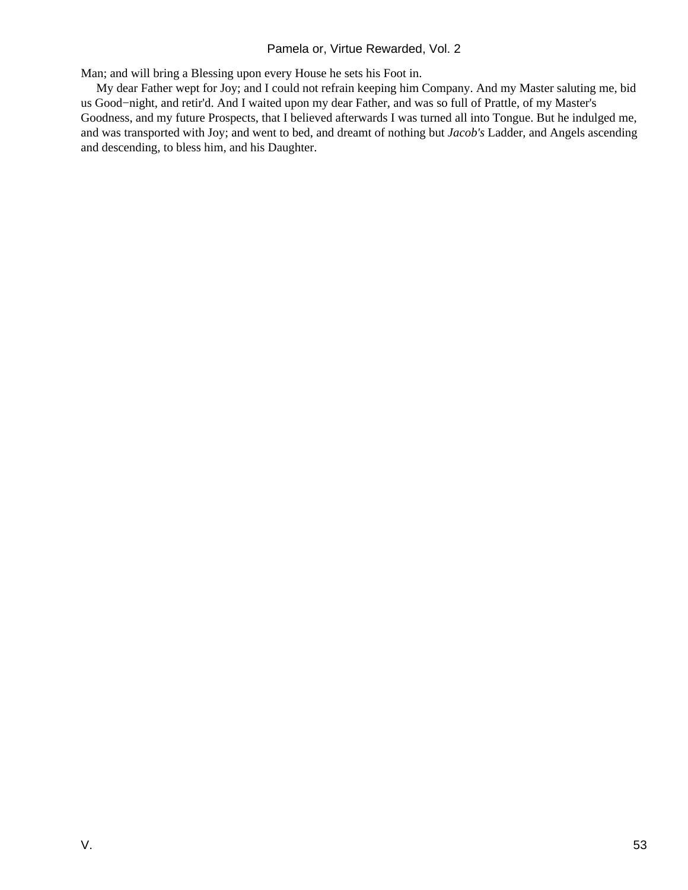Man; and will bring a Blessing upon every House he sets his Foot in.

My dear Father wept for Joy; and I could not refrain keeping him Company. And my Master saluting me, bid us Good−night, and retir'd. And I waited upon my dear Father, and was so full of Prattle, of my Master's Goodness, and my future Prospects, that I believed afterwards I was turned all into Tongue. But he indulged me, and was transported with Joy; and went to bed, and dreamt of nothing but *Jacob's* Ladder, and Angels ascending and descending, to bless him, and his Daughter.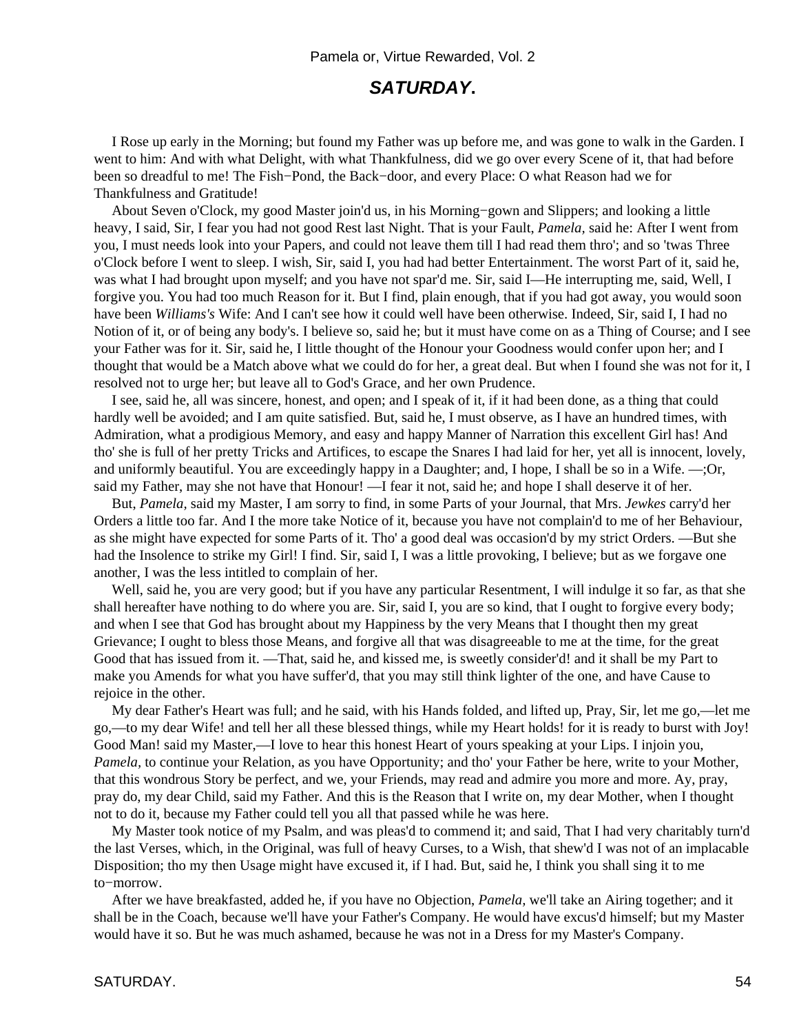## *SATURDAY.*

I Rose up early in the Morning; but found my Father was up before me, and was gone to walk in the Garden. I went to him: And with what Delight, with what Thankfulness, did we go over every Scene of it, that had before been so dreadful to me! The Fish−Pond, the Back−door, and every Place: O what Reason had we for Thankfulness and Gratitude!

About Seven o'Clock, my good Master join'd us, in his Morning−gown and Slippers; and looking a little heavy, I said, Sir, I fear you had not good Rest last Night. That is your Fault, *Pamela,* said he: After I went from you, I must needs look into your Papers, and could not leave them till I had read them thro'; and so 'twas Three o'Clock before I went to sleep. I wish, Sir, said I, you had had better Entertainment. The worst Part of it, said he, was what I had brought upon myself; and you have not spar'd me. Sir, said I—He interrupting me, said, Well, I forgive you. You had too much Reason for it. But I find, plain enough, that if you had got away, you would soon have been *Williams's* Wife: And I can't see how it could well have been otherwise. Indeed, Sir, said I, I had no Notion of it, or of being any body's. I believe so, said he; but it must have come on as a Thing of Course; and I see your Father was for it. Sir, said he, I little thought of the Honour your Goodness would confer upon her; and I thought that would be a Match above what we could do for her, a great deal. But when I found she was not for it, I resolved not to urge her; but leave all to God's Grace, and her own Prudence.

I see, said he, all was sincere, honest, and open; and I speak of it, if it had been done, as a thing that could hardly well be avoided; and I am quite satisfied. But, said he, I must observe, as I have an hundred times, with Admiration, what a prodigious Memory, and easy and happy Manner of Narration this excellent Girl has! And tho' she is full of her pretty Tricks and Artifices, to escape the Snares I had laid for her, yet all is innocent, lovely, and uniformly beautiful. You are exceedingly happy in a Daughter; and, I hope, I shall be so in a Wife. —;Or, said my Father, may she not have that Honour! —I fear it not, said he; and hope I shall deserve it of her.

But, *Pamela,* said my Master, I am sorry to find, in some Parts of your Journal, that Mrs. *Jewkes* carry'd her Orders a little too far. And I the more take Notice of it, because you have not complain'd to me of her Behaviour, as she might have expected for some Parts of it. Tho' a good deal was occasion'd by my strict Orders. —But she had the Insolence to strike my Girl! I find. Sir, said I, I was a little provoking, I believe; but as we forgave one another, I was the less intitled to complain of her.

Well, said he, you are very good; but if you have any particular Resentment, I will indulge it so far, as that she shall hereafter have nothing to do where you are. Sir, said I, you are so kind, that I ought to forgive every body; and when I see that God has brought about my Happiness by the very Means that I thought then my great Grievance; I ought to bless those Means, and forgive all that was disagreeable to me at the time, for the great Good that has issued from it. —That, said he, and kissed me, is sweetly consider'd! and it shall be my Part to make you Amends for what you have suffer'd, that you may still think lighter of the one, and have Cause to rejoice in the other.

My dear Father's Heart was full; and he said, with his Hands folded, and lifted up, Pray, Sir, let me go,—let me go,—to my dear Wife! and tell her all these blessed things, while my Heart holds! for it is ready to burst with Joy! Good Man! said my Master,—I love to hear this honest Heart of yours speaking at your Lips. I injoin you, *Pamela,* to continue your Relation, as you have Opportunity; and tho' your Father be here, write to your Mother, that this wondrous Story be perfect, and we, your Friends, may read and admire you more and more. Ay, pray, pray do, my dear Child, said my Father. And this is the Reason that I write on, my dear Mother, when I thought not to do it, because my Father could tell you all that passed while he was here.

My Master took notice of my Psalm, and was pleas'd to commend it; and said, That I had very charitably turn'd the last Verses, which, in the Original, was full of heavy Curses, to a Wish, that shew'd I was not of an implacable Disposition; tho my then Usage might have excused it, if I had. But, said he, I think you shall sing it to me to−morrow.

After we have breakfasted, added he, if you have no Objection, *Pamela,* we'll take an Airing together; and it shall be in the Coach, because we'll have your Father's Company. He would have excus'd himself; but my Master would have it so. But he was much ashamed, because he was not in a Dress for my Master's Company.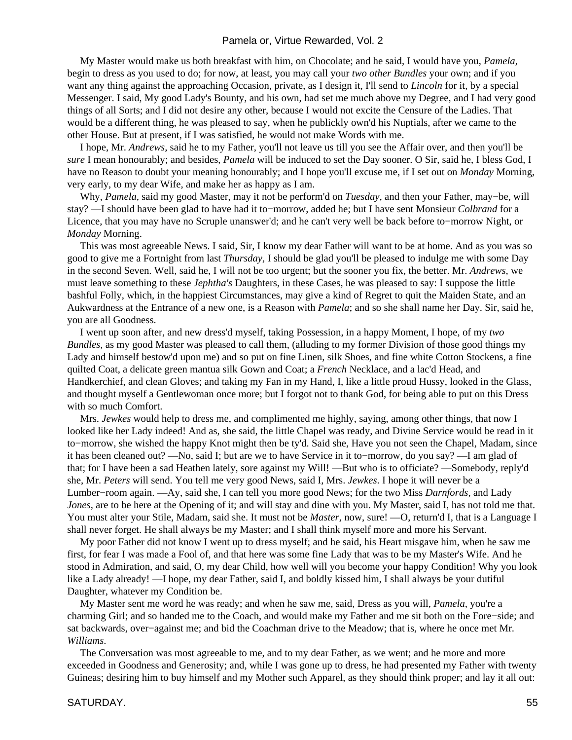My Master would make us both breakfast with him, on Chocolate; and he said, I would have you, *Pamela,* begin to dress as you used to do; for now, at least, you may call your *two other Bundles* your own; and if you want any thing against the approaching Occasion, private, as I design it, I'll send to *Lincoln* for it, by a special Messenger. I said, My good Lady's Bounty, and his own, had set me much above my Degree, and I had very good things of all Sorts; and I did not desire any other, because I would not excite the Censure of the Ladies. That would be a different thing, he was pleased to say, when he publickly own'd his Nuptials, after we came to the other House. But at present, if I was satisfied, he would not make Words with me.

I hope, Mr. *Andrews,* said he to my Father, you'll not leave us till you see the Affair over, and then you'll be *sure* I mean honourably; and besides, *Pamela* will be induced to set the Day sooner. O Sir, said he, I bless God, I have no Reason to doubt your meaning honourably; and I hope you'll excuse me, if I set out on *Monday* Morning, very early, to my dear Wife, and make her as happy as I am.

Why, *Pamela,* said my good Master, may it not be perform'd on *Tuesday,* and then your Father, may−be, will stay? —I should have been glad to have had it to−morrow, added he; but I have sent Monsieur *Colbrand* for a Licence, that you may have no Scruple unanswer'd; and he can't very well be back before to−morrow Night, or *Monday* Morning.

This was most agreeable News. I said, Sir, I know my dear Father will want to be at home. And as you was so good to give me a Fortnight from last *Thursday,* I should be glad you'll be pleased to indulge me with some Day in the second Seven. Well, said he, I will not be too urgent; but the sooner you fix, the better. Mr. *Andrews,* we must leave something to these *Jephtha's* Daughters, in these Cases, he was pleased to say: I suppose the little bashful Folly, which, in the happiest Circumstances, may give a kind of Regret to quit the Maiden State, and an Aukwardness at the Entrance of a new one, is a Reason with *Pamela*; and so she shall name her Day. Sir, said he, you are all Goodness.

I went up soon after, and new dress'd myself, taking Possession, in a happy Moment, I hope, of my *two Bundles,* as my good Master was pleased to call them, (alluding to my former Division of those good things my Lady and himself bestow'd upon me) and so put on fine Linen, silk Shoes, and fine white Cotton Stockens, a fine quilted Coat, a delicate green mantua silk Gown and Coat; a *French* Necklace, and a lac'd Head, and Handkerchief, and clean Gloves; and taking my Fan in my Hand, I, like a little proud Hussy, looked in the Glass, and thought myself a Gentlewoman once more; but I forgot not to thank God, for being able to put on this Dress with so much Comfort.

Mrs. *Jewkes* would help to dress me, and complimented me highly, saying, among other things, that now I looked like her Lady indeed! And as, she said, the little Chapel was ready, and Divine Service would be read in it to−morrow, she wished the happy Knot might then be ty'd. Said she, Have you not seen the Chapel, Madam, since it has been cleaned out? —No, said I; but are we to have Service in it to−morrow, do you say? —I am glad of that; for I have been a sad Heathen lately, sore against my Will! —But who is to officiate? —Somebody, reply'd she, Mr. *Peters* will send. You tell me very good News, said I, Mrs. *Jewkes*. I hope it will never be a Lumber−room again. —Ay, said she, I can tell you more good News; for the two Miss *Darnfords,* and Lady *Jones,* are to be here at the Opening of it; and will stay and dine with you. My Master, said I, has not told me that. You must alter your Stile, Madam, said she. It must not be *Master,* now, sure! —O, return'd I, that is a Language I shall never forget. He shall always be my Master; and I shall think myself more and more his Servant.

My poor Father did not know I went up to dress myself; and he said, his Heart misgave him, when he saw me first, for fear I was made a Fool of, and that here was some fine Lady that was to be my Master's Wife. And he stood in Admiration, and said, O, my dear Child, how well will you become your happy Condition! Why you look like a Lady already! —I hope, my dear Father, said I, and boldly kissed him, I shall always be your dutiful Daughter, whatever my Condition be.

My Master sent me word he was ready; and when he saw me, said, Dress as you will, *Pamela,* you're a charming Girl; and so handed me to the Coach, and would make my Father and me sit both on the Fore−side; and sat backwards, over−against me; and bid the Coachman drive to the Meadow; that is, where he once met Mr. *Williams*.

The Conversation was most agreeable to me, and to my dear Father, as we went; and he more and more exceeded in Goodness and Generosity; and, while I was gone up to dress, he had presented my Father with twenty Guineas; desiring him to buy himself and my Mother such Apparel, as they should think proper; and lay it all out: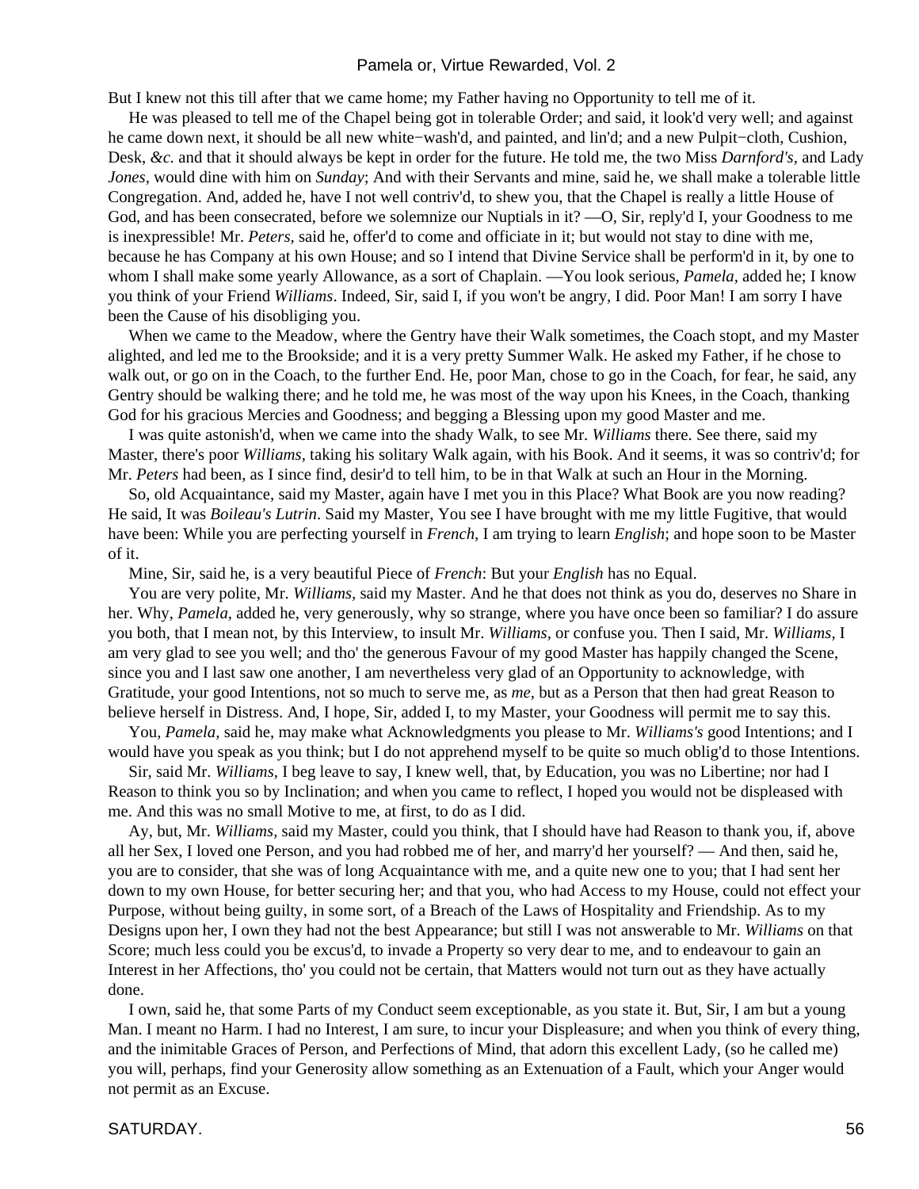But I knew not this till after that we came home; my Father having no Opportunity to tell me of it.

He was pleased to tell me of the Chapel being got in tolerable Order; and said, it look'd very well; and against he came down next, it should be all new white−wash'd, and painted, and lin'd; and a new Pulpit−cloth, Cushion, Desk, *&c.* and that it should always be kept in order for the future. He told me, the two Miss *Darnford's*, and Lady *Jones*, would dine with him on *Sunday*; And with their Servants and mine, said he, we shall make a tolerable little Congregation. And, added he, have I not well contriv'd, to shew you, that the Chapel is really a little House of God, and has been consecrated, before we solemnize our Nuptials in it? —O, Sir, reply'd I, your Goodness to me is inexpressible! Mr. *Peters*, said he, offer'd to come and officiate in it; but would not stay to dine with me, because he has Company at his own House; and so I intend that Divine Service shall be perform'd in it, by one to whom I shall make some yearly Allowance, as a sort of Chaplain. —You look serious, *Pamela*, added he; I know you think of your Friend *Williams*. Indeed, Sir, said I, if you won't be angry, I did. Poor Man! I am sorry I have been the Cause of his disobliging you.

When we came to the Meadow, where the Gentry have their Walk sometimes, the Coach stopt, and my Master alighted, and led me to the Brookside; and it is a very pretty Summer Walk. He asked my Father, if he chose to walk out, or go on in the Coach, to the further End. He, poor Man, chose to go in the Coach, for fear, he said, any Gentry should be walking there; and he told me, he was most of the way upon his Knees, in the Coach, thanking God for his gracious Mercies and Goodness; and begging a Blessing upon my good Master and me.

I was quite astonish'd, when we came into the shady Walk, to see Mr. *Williams* there. See there, said my Master, there's poor *Williams*, taking his solitary Walk again, with his Book. And it seems, it was so contriv'd; for Mr. *Peters* had been, as I since find, desir'd to tell him, to be in that Walk at such an Hour in the Morning.

So, old Acquaintance, said my Master, again have I met you in this Place? What Book are you now reading? He said, It was *Boileau's Lutrin*. Said my Master, You see I have brought with me my little Fugitive, that would have been: While you are perfecting yourself in *French*, I am trying to learn *English*; and hope soon to be Master of it.

Mine, Sir, said he, is a very beautiful Piece of *French*: But your *English* has no Equal.

You are very polite, Mr. *Williams*, said my Master. And he that does not think as you do, deserves no Share in her. Why, *Pamela*, added he, very generously, why so strange, where you have once been so familiar? I do assure you both, that I mean not, by this Interview, to insult Mr. *Williams*, or confuse you. Then I said, Mr. *Williams*, I am very glad to see you well; and tho' the generous Favour of my good Master has happily changed the Scene, since you and I last saw one another, I am nevertheless very glad of an Opportunity to acknowledge, with Gratitude, your good Intentions, not so much to serve me, as *me*, but as a Person that then had great Reason to believe herself in Distress. And, I hope, Sir, added I, to my Master, your Goodness will permit me to say this.

You, *Pamela*, said he, may make what Acknowledgments you please to Mr. *Williams's* good Intentions; and I would have you speak as you think; but I do not apprehend myself to be quite so much oblig'd to those Intentions.

Sir, said Mr. *Williams*, I beg leave to say, I knew well, that, by Education, you was no Libertine; nor had I Reason to think you so by Inclination; and when you came to reflect, I hoped you would not be displeased with me. And this was no small Motive to me, at first, to do as I did.

Ay, but, Mr. *Williams*, said my Master, could you think, that I should have had Reason to thank you, if, above all her Sex, I loved one Person, and you had robbed me of her, and marry'd her yourself? — And then, said he, you are to consider, that she was of long Acquaintance with me, and a quite new one to you; that I had sent her down to my own House, for better securing her; and that you, who had Access to my House, could not effect your Purpose, without being guilty, in some sort, of a Breach of the Laws of Hospitality and Friendship. As to my Designs upon her, I own they had not the best Appearance; but still I was not answerable to Mr. *Williams* on that Score; much less could you be excus'd, to invade a Property so very dear to me, and to endeavour to gain an Interest in her Affections, tho' you could not be certain, that Matters would not turn out as they have actually done.

I own, said he, that some Parts of my Conduct seem exceptionable, as you state it. But, Sir, I am but a young Man. I meant no Harm. I had no Interest, I am sure, to incur your Displeasure; and when you think of every thing, and the inimitable Graces of Person, and Perfections of Mind, that adorn this excellent Lady, (so he called me) you will, perhaps, find your Generosity allow something as an Extenuation of a Fault, which your Anger would not permit as an Excuse.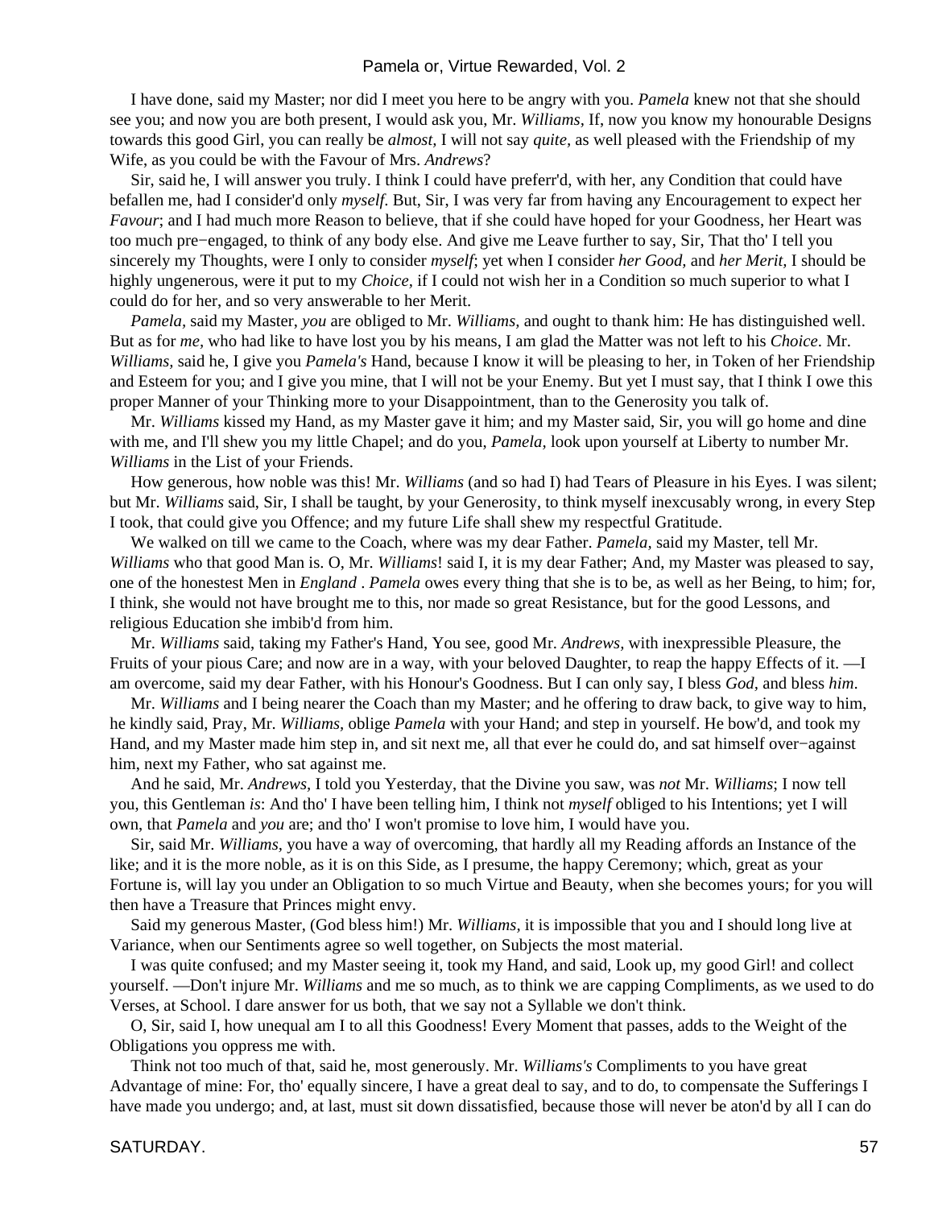I have done, said my Master; nor did I meet you here to be angry with you. *Pamela* knew not that she should see you; and now you are both present, I would ask you, Mr. *Williams,* If, now you know my honourable Designs towards this good Girl, you can really be *almost,* I will not say *quite,* as well pleased with the Friendship of my Wife, as you could be with the Favour of Mrs. *Andrews*?

Sir, said he, I will answer you truly. I think I could have preferr'd, with her, any Condition that could have befallen me, had I consider'd only *myself*. But, Sir, I was very far from having any Encouragement to expect her *Favour*; and I had much more Reason to believe, that if she could have hoped for your Goodness, her Heart was too much pre−engaged, to think of any body else. And give me Leave further to say, Sir, That tho' I tell you sincerely my Thoughts, were I only to consider *myself*; yet when I consider *her Good,* and *her Merit,* I should be highly ungenerous, were it put to my *Choice,* if I could not wish her in a Condition so much superior to what I could do for her, and so very answerable to her Merit.

*Pamela,* said my Master, *you* are obliged to Mr. *Williams,* and ought to thank him: He has distinguished well. But as for *me,* who had like to have lost you by his means, I am glad the Matter was not left to his *Choice*. Mr. *Williams,* said he, I give you *Pamela's* Hand, because I know it will be pleasing to her, in Token of her Friendship and Esteem for you; and I give you mine, that I will not be your Enemy. But yet I must say, that I think I owe this proper Manner of your Thinking more to your Disappointment, than to the Generosity you talk of.

Mr. *Williams* kissed my Hand, as my Master gave it him; and my Master said, Sir, you will go home and dine with me, and I'll shew you my little Chapel; and do you, *Pamela,* look upon yourself at Liberty to number Mr. *Williams* in the List of your Friends.

How generous, how noble was this! Mr. *Williams* (and so had I) had Tears of Pleasure in his Eyes. I was silent; but Mr. *Williams* said, Sir, I shall be taught, by your Generosity, to think myself inexcusably wrong, in every Step I took, that could give you Offence; and my future Life shall shew my respectful Gratitude.

We walked on till we came to the Coach, where was my dear Father. *Pamela,* said my Master, tell Mr. *Williams* who that good Man is. O, Mr. *Williams*! said I, it is my dear Father; And, my Master was pleased to say, one of the honestest Men in *England* . *Pamela* owes every thing that she is to be, as well as her Being, to him; for, I think, she would not have brought me to this, nor made so great Resistance, but for the good Lessons, and religious Education she imbib'd from him.

Mr. *Williams* said, taking my Father's Hand, You see, good Mr. *Andrews,* with inexpressible Pleasure, the Fruits of your pious Care; and now are in a way, with your beloved Daughter, to reap the happy Effects of it. —I am overcome, said my dear Father, with his Honour's Goodness. But I can only say, I bless *God,* and bless *him*.

Mr. *Williams* and I being nearer the Coach than my Master; and he offering to draw back, to give way to him, he kindly said, Pray, Mr. *Williams,* oblige *Pamela* with your Hand; and step in yourself. He bow'd, and took my Hand, and my Master made him step in, and sit next me, all that ever he could do, and sat himself over−against him, next my Father, who sat against me.

And he said, Mr. *Andrews,* I told you Yesterday, that the Divine you saw, was *not* Mr. *Williams*; I now tell you, this Gentleman *is*: And tho' I have been telling him, I think not *myself* obliged to his Intentions; yet I will own, that *Pamela* and *you* are; and tho' I won't promise to love him, I would have you.

Sir, said Mr. *Williams,* you have a way of overcoming, that hardly all my Reading affords an Instance of the like; and it is the more noble, as it is on this Side, as I presume, the happy Ceremony; which, great as your Fortune is, will lay you under an Obligation to so much Virtue and Beauty, when she becomes yours; for you will then have a Treasure that Princes might envy.

Said my generous Master, (God bless him!) Mr. *Williams,* it is impossible that you and I should long live at Variance, when our Sentiments agree so well together, on Subjects the most material.

I was quite confused; and my Master seeing it, took my Hand, and said, Look up, my good Girl! and collect yourself. —Don't injure Mr. *Williams* and me so much, as to think we are capping Compliments, as we used to do Verses, at School. I dare answer for us both, that we say not a Syllable we don't think.

O, Sir, said I, how unequal am I to all this Goodness! Every Moment that passes, adds to the Weight of the Obligations you oppress me with.

Think not too much of that, said he, most generously. Mr. *Williams's* Compliments to you have great Advantage of mine: For, tho' equally sincere, I have a great deal to say, and to do, to compensate the Sufferings I have made you undergo; and, at last, must sit down dissatisfied, because those will never be aton'd by all I can do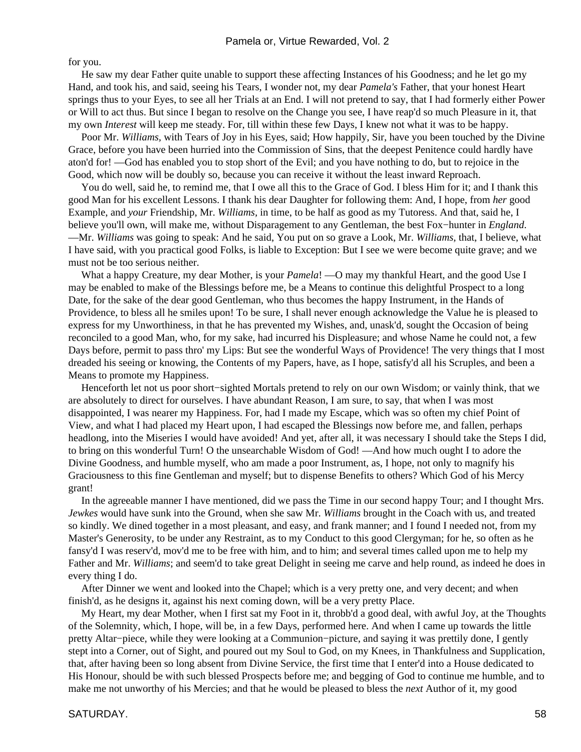for you.

He saw my dear Father quite unable to support these affecting Instances of his Goodness; and he let go my Hand, and took his, and said, seeing his Tears, I wonder not, my dear *Pamela's* Father, that your honest Heart springs thus to your Eyes, to see all her Trials at an End. I will not pretend to say, that I had formerly either Power or Will to act thus. But since I began to resolve on the Change you see, I have reap'd so much Pleasure in it, that my own *Interest* will keep me steady. For, till within these few Days, I knew not what it was to be happy.

Poor Mr. *Williams*, with Tears of Joy in his Eyes, said; How happily, Sir, have you been touched by the Divine Grace, before you have been hurried into the Commission of Sins, that the deepest Penitence could hardly have aton'd for! —God has enabled you to stop short of the Evil; and you have nothing to do, but to rejoice in the Good, which now will be doubly so, because you can receive it without the least inward Reproach.

You do well, said he, to remind me, that I owe all this to the Grace of God. I bless Him for it; and I thank this good Man for his excellent Lessons. I thank his dear Daughter for following them: And, I hope, from *her* good Example, and *your* Friendship, Mr. *Williams*, in time, to be half as good as my Tutoress. And that, said he, I believe you'll own, will make me, without Disparagement to any Gentleman, the best Fox−hunter in *England*. —Mr. *Williams* was going to speak: And he said, You put on so grave a Look, Mr. *Williams*, that, I believe, what I have said, with you practical good Folks, is liable to Exception: But I see we were become quite grave; and we must not be too serious neither.

What a happy Creature, my dear Mother, is your *Pamela*! —O may my thankful Heart, and the good Use I may be enabled to make of the Blessings before me, be a Means to continue this delightful Prospect to a long Date, for the sake of the dear good Gentleman, who thus becomes the happy Instrument, in the Hands of Providence, to bless all he smiles upon! To be sure, I shall never enough acknowledge the Value he is pleased to express for my Unworthiness, in that he has prevented my Wishes, and, unask'd, sought the Occasion of being reconciled to a good Man, who, for my sake, had incurred his Displeasure; and whose Name he could not, a few Days before, permit to pass thro' my Lips: But see the wonderful Ways of Providence! The very things that I most dreaded his seeing or knowing, the Contents of my Papers, have, as I hope, satisfy'd all his Scruples, and been a Means to promote my Happiness.

Henceforth let not us poor short−sighted Mortals pretend to rely on our own Wisdom; or vainly think, that we are absolutely to direct for ourselves. I have abundant Reason, I am sure, to say, that when I was most disappointed, I was nearer my Happiness. For, had I made my Escape, which was so often my chief Point of View, and what I had placed my Heart upon, I had escaped the Blessings now before me, and fallen, perhaps headlong, into the Miseries I would have avoided! And yet, after all, it was necessary I should take the Steps I did, to bring on this wonderful Turn! O the unsearchable Wisdom of God! —And how much ought I to adore the Divine Goodness, and humble myself, who am made a poor Instrument, as, I hope, not only to magnify his Graciousness to this fine Gentleman and myself; but to dispense Benefits to others? Which God of his Mercy grant!

In the agreeable manner I have mentioned, did we pass the Time in our second happy Tour; and I thought Mrs. *Jewkes* would have sunk into the Ground, when she saw Mr. *Williams* brought in the Coach with us, and treated so kindly. We dined together in a most pleasant, and easy, and frank manner; and I found I needed not, from my Master's Generosity, to be under any Restraint, as to my Conduct to this good Clergyman; for he, so often as he fansy'd I was reserv'd, mov'd me to be free with him, and to him; and several times called upon me to help my Father and Mr. *Williams*; and seem'd to take great Delight in seeing me carve and help round, as indeed he does in every thing I do.

After Dinner we went and looked into the Chapel; which is a very pretty one, and very decent; and when finish'd, as he designs it, against his next coming down, will be a very pretty Place.

My Heart, my dear Mother, when I first sat my Foot in it, throbb'd a good deal, with awful Joy, at the Thoughts of the Solemnity, which, I hope, will be, in a few Days, performed here. And when I came up towards the little pretty Altar−piece, while they were looking at a Communion−picture, and saying it was prettily done, I gently stept into a Corner, out of Sight, and poured out my Soul to God, on my Knees, in Thankfulness and Supplication, that, after having been so long absent from Divine Service, the first time that I enter'd into a House dedicated to His Honour, should be with such blessed Prospects before me; and begging of God to continue me humble, and to make me not unworthy of his Mercies; and that he would be pleased to bless the *next* Author of it, my good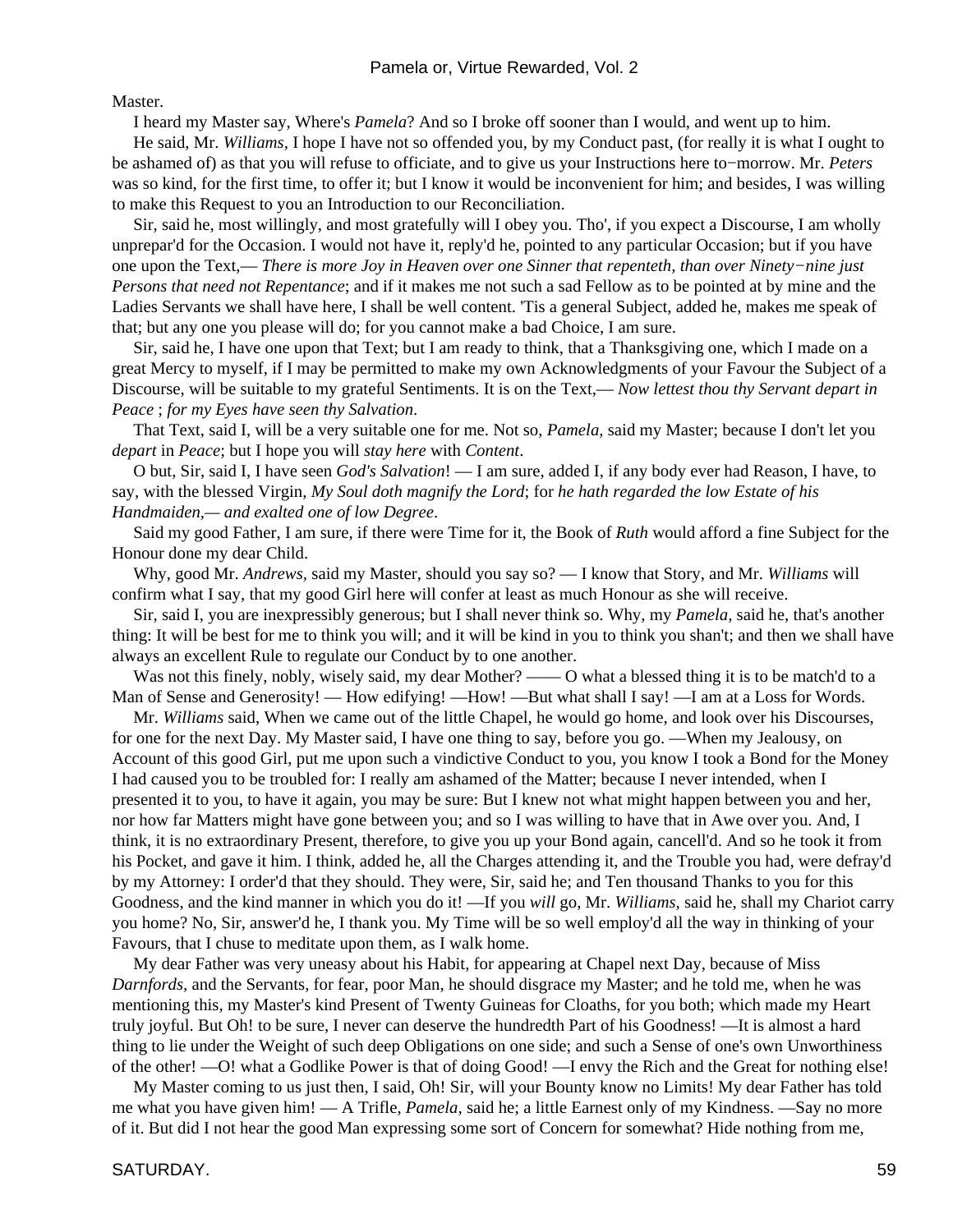Master.

I heard my Master say, Where's *Pamela*? And so I broke off sooner than I would, and went up to him.

He said, Mr. *Williams,* I hope I have not so offended you, by my Conduct past, (for really it is what I ought to be ashamed of) as that you will refuse to officiate, and to give us your Instructions here to−morrow. Mr. *Peters* was so kind, for the first time, to offer it; but I know it would be inconvenient for him; and besides, I was willing to make this Request to you an Introduction to our Reconciliation.

Sir, said he, most willingly, and most gratefully will I obey you. Tho', if you expect a Discourse, I am wholly unprepar'd for the Occasion. I would not have it, reply'd he, pointed to any particular Occasion; but if you have one upon the Text,— *There is more Joy in Heaven over one Sinner that repenteth, than over Ninety−nine just Persons that need not Repentance*; and if it makes me not such a sad Fellow as to be pointed at by mine and the Ladies Servants we shall have here, I shall be well content. 'Tis a general Subject, added he, makes me speak of that; but any one you please will do; for you cannot make a bad Choice, I am sure.

Sir, said he, I have one upon that Text; but I am ready to think, that a Thanksgiving one, which I made on a great Mercy to myself, if I may be permitted to make my own Acknowledgments of your Favour the Subject of a Discourse, will be suitable to my grateful Sentiments. It is on the Text,— *Now lettest thou thy Servant depart in Peace* ; *for my Eyes have seen thy Salvation*.

That Text, said I, will be a very suitable one for me. Not so, *Pamela,* said my Master; because I don't let you *depart* in *Peace*; but I hope you will *stay here* with *Content*.

O but, Sir, said I, I have seen *God's Salvation*! — I am sure, added I, if any body ever had Reason, I have, to say, with the blessed Virgin, *My Soul doth magnify the Lord*; for *he hath regarded the low Estate of his Handmaiden,— and exalted one of low Degree*.

Said my good Father, I am sure, if there were Time for it, the Book of *Ruth* would afford a fine Subject for the Honour done my dear Child.

Why, good Mr. *Andrews,* said my Master, should you say so? — I know that Story, and Mr. *Williams* will confirm what I say, that my good Girl here will confer at least as much Honour as she will receive.

Sir, said I, you are inexpressibly generous; but I shall never think so. Why, my *Pamela,* said he, that's another thing: It will be best for me to think you will; and it will be kind in you to think you shan't; and then we shall have always an excellent Rule to regulate our Conduct by to one another.

Was not this finely, nobly, wisely said, my dear Mother? —— O what a blessed thing it is to be match'd to a Man of Sense and Generosity! — How edifying! —How! —But what shall I say! —I am at a Loss for Words.

Mr. *Williams* said, When we came out of the little Chapel, he would go home, and look over his Discourses, for one for the next Day. My Master said, I have one thing to say, before you go. —When my Jealousy, on Account of this good Girl, put me upon such a vindictive Conduct to you, you know I took a Bond for the Money I had caused you to be troubled for: I really am ashamed of the Matter; because I never intended, when I presented it to you, to have it again, you may be sure: But I knew not what might happen between you and her, nor how far Matters might have gone between you; and so I was willing to have that in Awe over you. And, I think, it is no extraordinary Present, therefore, to give you up your Bond again, cancell'd. And so he took it from his Pocket, and gave it him. I think, added he, all the Charges attending it, and the Trouble you had, were defray'd by my Attorney: I order'd that they should. They were, Sir, said he; and Ten thousand Thanks to you for this Goodness, and the kind manner in which you do it! —If you *will* go, Mr. *Williams,* said he, shall my Chariot carry you home? No, Sir, answer'd he, I thank you. My Time will be so well employ'd all the way in thinking of your Favours, that I chuse to meditate upon them, as I walk home.

My dear Father was very uneasy about his Habit, for appearing at Chapel next Day, because of Miss *Darnfords,* and the Servants, for fear, poor Man, he should disgrace my Master; and he told me, when he was mentioning this, my Master's kind Present of Twenty Guineas for Cloaths, for you both; which made my Heart truly joyful. But Oh! to be sure, I never can deserve the hundredth Part of his Goodness! —It is almost a hard thing to lie under the Weight of such deep Obligations on one side; and such a Sense of one's own Unworthiness of the other! —O! what a Godlike Power is that of doing Good! —I envy the Rich and the Great for nothing else!

My Master coming to us just then, I said, Oh! Sir, will your Bounty know no Limits! My dear Father has told me what you have given him! — A Trifle, *Pamela,* said he; a little Earnest only of my Kindness. —Say no more of it. But did I not hear the good Man expressing some sort of Concern for somewhat? Hide nothing from me,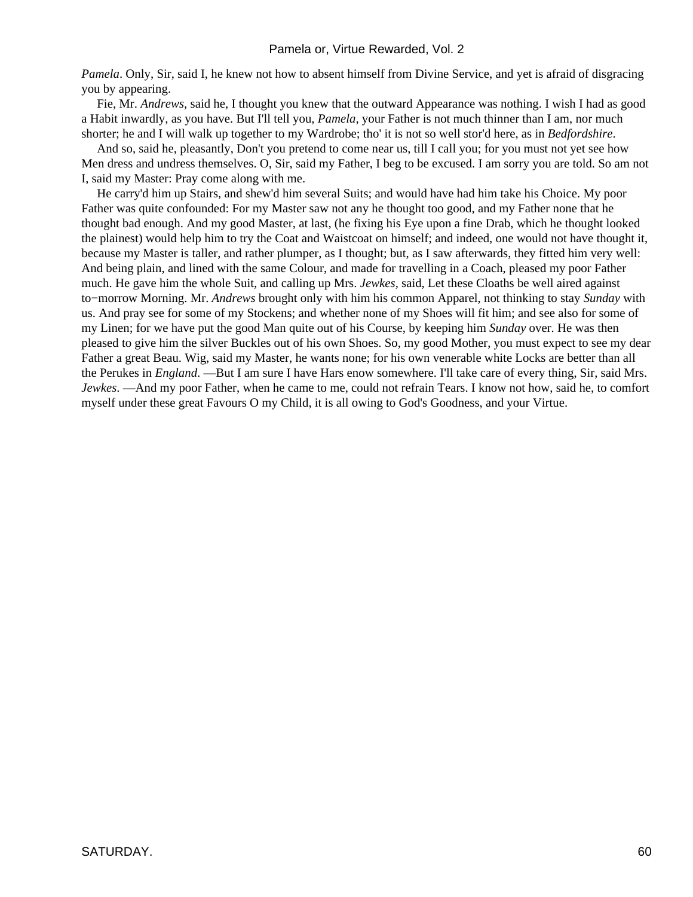*Pamela*. Only, Sir, said I, he knew not how to absent himself from Divine Service, and yet is afraid of disgracing you by appearing.

Fie, Mr. *Andrews*, said he, I thought you knew that the outward Appearance was nothing. I wish I had as good a Habit inwardly, as you have. But I'll tell you, *Pamela*, your Father is not much thinner than I am, nor much shorter; he and I will walk up together to my Wardrobe; tho' it is not so well stor'd here, as in *Bedfordshire*.

And so, said he, pleasantly, Don't you pretend to come near us, till I call you; for you must not yet see how Men dress and undress themselves. O, Sir, said my Father, I beg to be excused. I am sorry you are told. So am not I, said my Master: Pray come along with me.

He carry'd him up Stairs, and shew'd him several Suits; and would have had him take his Choice. My poor Father was quite confounded: For my Master saw not any he thought too good, and my Father none that he thought bad enough. And my good Master, at last, (he fixing his Eye upon a fine Drab, which he thought looked the plainest) would help him to try the Coat and Waistcoat on himself; and indeed, one would not have thought it, because my Master is taller, and rather plumper, as I thought; but, as I saw afterwards, they fitted him very well: And being plain, and lined with the same Colour, and made for travelling in a Coach, pleased my poor Father much. He gave him the whole Suit, and calling up Mrs. *Jewkes*, said, Let these Cloaths be well aired against to−morrow Morning. Mr. *Andrews* brought only with him his common Apparel, not thinking to stay *Sunday* with us. And pray see for some of my Stockens; and whether none of my Shoes will fit him; and see also for some of my Linen; for we have put the good Man quite out of his Course, by keeping him *Sunday* over. He was then pleased to give him the silver Buckles out of his own Shoes. So, my good Mother, you must expect to see my dear Father a great Beau. Wig, said my Master, he wants none; for his own venerable white Locks are better than all the Perukes in *England*. —But I am sure I have Hars enow somewhere. I'll take care of every thing, Sir, said Mrs. *Jewkes*. —And my poor Father, when he came to me, could not refrain Tears. I know not how, said he, to comfort myself under these great Favours O my Child, it is all owing to God's Goodness, and your Virtue.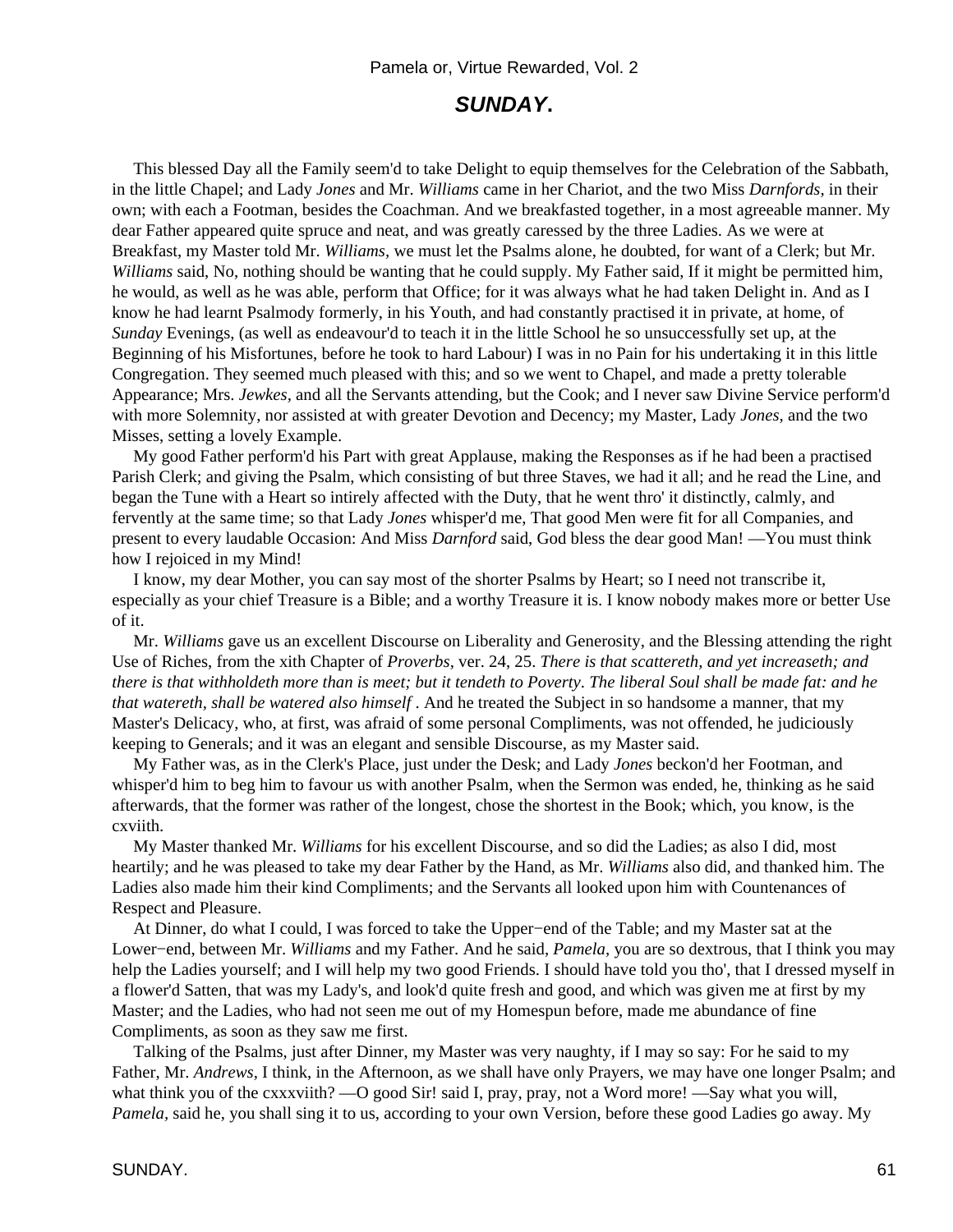## *SUNDAY.*

This blessed Day all the Family seem'd to take Delight to equip themselves for the Celebration of the Sabbath, in the little Chapel; and Lady *Jones* and Mr. *Williams* came in her Chariot, and the two Miss *Darnfords,* in their own; with each a Footman, besides the Coachman. And we breakfasted together, in a most agreeable manner. My dear Father appeared quite spruce and neat, and was greatly caressed by the three Ladies. As we were at Breakfast, my Master told Mr. *Williams,* we must let the Psalms alone, he doubted, for want of a Clerk; but Mr. *Williams* said, No, nothing should be wanting that he could supply. My Father said, If it might be permitted him, he would, as well as he was able, perform that Office; for it was always what he had taken Delight in. And as I know he had learnt Psalmody formerly, in his Youth, and had constantly practised it in private, at home, of *Sunday* Evenings, (as well as endeavour'd to teach it in the little School he so unsuccessfully set up, at the Beginning of his Misfortunes, before he took to hard Labour) I was in no Pain for his undertaking it in this little Congregation. They seemed much pleased with this; and so we went to Chapel, and made a pretty tolerable Appearance; Mrs. *Jewkes,* and all the Servants attending, but the Cook; and I never saw Divine Service perform'd with more Solemnity, nor assisted at with greater Devotion and Decency; my Master, Lady *Jones,* and the two Misses, setting a lovely Example.

My good Father perform'd his Part with great Applause, making the Responses as if he had been a practised Parish Clerk; and giving the Psalm, which consisting of but three Staves, we had it all; and he read the Line, and began the Tune with a Heart so intirely affected with the Duty, that he went thro' it distinctly, calmly, and fervently at the same time; so that Lady *Jones* whisper'd me, That good Men were fit for all Companies, and present to every laudable Occasion: And Miss *Darnford* said, God bless the dear good Man! —You must think how I rejoiced in my Mind!

I know, my dear Mother, you can say most of the shorter Psalms by Heart; so I need not transcribe it, especially as your chief Treasure is a Bible; and a worthy Treasure it is. I know nobody makes more or better Use of it.

Mr. *Williams* gave us an excellent Discourse on Liberality and Generosity, and the Blessing attending the right Use of Riches, from the xith Chapter of *Proverbs*, ver. 24, 25. *There is that scattereth, and yet increaseth; and there is that withholdeth more than is meet; but it tendeth to Poverty*. *The liberal Soul shall be made fat: and he that watereth, shall be watered also himself* . And he treated the Subject in so handsome a manner, that my Master's Delicacy, who, at first, was afraid of some personal Compliments, was not offended, he judiciously keeping to Generals; and it was an elegant and sensible Discourse, as my Master said.

My Father was, as in the Clerk's Place, just under the Desk; and Lady *Jones* beckon'd her Footman, and whisper'd him to beg him to favour us with another Psalm, when the Sermon was ended, he, thinking as he said afterwards, that the former was rather of the longest, chose the shortest in the Book; which, you know, is the cxviith.

My Master thanked Mr. *Williams* for his excellent Discourse, and so did the Ladies; as also I did, most heartily; and he was pleased to take my dear Father by the Hand, as Mr. *Williams* also did, and thanked him. The Ladies also made him their kind Compliments; and the Servants all looked upon him with Countenances of Respect and Pleasure.

At Dinner, do what I could, I was forced to take the Upper−end of the Table; and my Master sat at the Lower−end, between Mr. *Williams* and my Father. And he said, *Pamela*, you are so dextrous, that I think you may help the Ladies yourself; and I will help my two good Friends. I should have told you tho', that I dressed myself in a flower'd Satten, that was my Lady's, and look'd quite fresh and good, and which was given me at first by my Master; and the Ladies, who had not seen me out of my Homespun before, made me abundance of fine Compliments, as soon as they saw me first.

Talking of the Psalms, just after Dinner, my Master was very naughty, if I may so say: For he said to my Father, Mr. *Andrews*, I think, in the Afternoon, as we shall have only Prayers, we may have one longer Psalm; and what think you of the cxxxviith? —O good Sir! said I, pray, pray, not a Word more! —Say what you will, *Pamela,* said he, you shall sing it to us, according to your own Version, before these good Ladies go away. My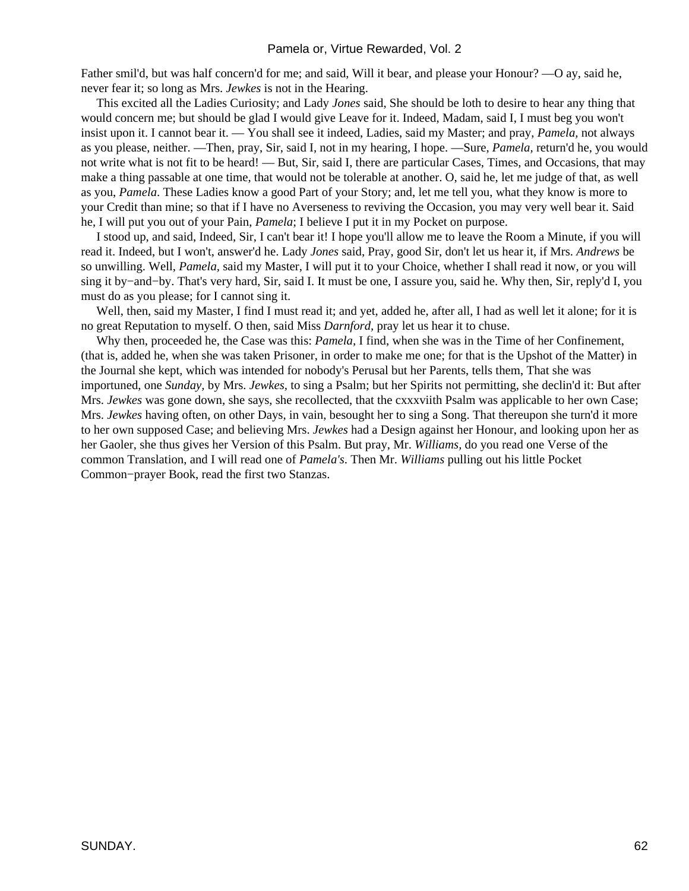Father smil'd, but was half concern'd for me; and said, Will it bear, and please your Honour? —O ay, said he, never fear it; so long as Mrs. *Jewkes* is not in the Hearing.

This excited all the Ladies Curiosity; and Lady *Jones* said, She should be loth to desire to hear any thing that would concern me; but should be glad I would give Leave for it. Indeed, Madam, said I, I must beg you won't insist upon it. I cannot bear it. — You shall see it indeed, Ladies, said my Master; and pray, *Pamela,* not always as you please, neither. —Then, pray, Sir, said I, not in my hearing, I hope. —Sure, *Pamela,* return'd he, you would not write what is not fit to be heard! — But, Sir, said I, there are particular Cases, Times, and Occasions, that may make a thing passable at one time, that would not be tolerable at another. O, said he, let me judge of that, as well as you, *Pamela*. These Ladies know a good Part of your Story; and, let me tell you, what they know is more to your Credit than mine; so that if I have no Averseness to reviving the Occasion, you may very well bear it. Said he, I will put you out of your Pain, *Pamela*; I believe I put it in my Pocket on purpose.

I stood up, and said, Indeed, Sir, I can't bear it! I hope you'll allow me to leave the Room a Minute, if you will read it. Indeed, but I won't, answer'd he. Lady *Jones* said, Pray, good Sir, don't let us hear it, if Mrs. *Andrews* be so unwilling. Well, *Pamela,* said my Master, I will put it to your Choice, whether I shall read it now, or you will sing it by−and−by. That's very hard, Sir, said I. It must be one, I assure you, said he. Why then, Sir, reply'd I, you must do as you please; for I cannot sing it.

Well, then, said my Master, I find I must read it; and yet, added he, after all, I had as well let it alone; for it is no great Reputation to myself. O then, said Miss *Darnford,* pray let us hear it to chuse.

Why then, proceeded he, the Case was this: *Pamela,* I find, when she was in the Time of her Confinement, (that is, added he, when she was taken Prisoner, in order to make me one; for that is the Upshot of the Matter) in the Journal she kept, which was intended for nobody's Perusal but her Parents, tells them, That she was importuned, one *Sunday*, by Mrs. *Jewkes*, to sing a Psalm; but her Spirits not permitting, she declin'd it: But after Mrs. *Jewkes* was gone down, she says, she recollected, that the cxxxviith Psalm was applicable to her own Case; Mrs. *Jewkes* having often, on other Days, in vain, besought her to sing a Song. That thereupon she turn'd it more to her own supposed Case; and believing Mrs. *Jewkes* had a Design against her Honour, and looking upon her as her Gaoler, she thus gives her Version of this Psalm. But pray, Mr. *Williams,* do you read one Verse of the common Translation, and I will read one of *Pamela's*. Then Mr. *Williams* pulling out his little Pocket Common−prayer Book, read the first two Stanzas.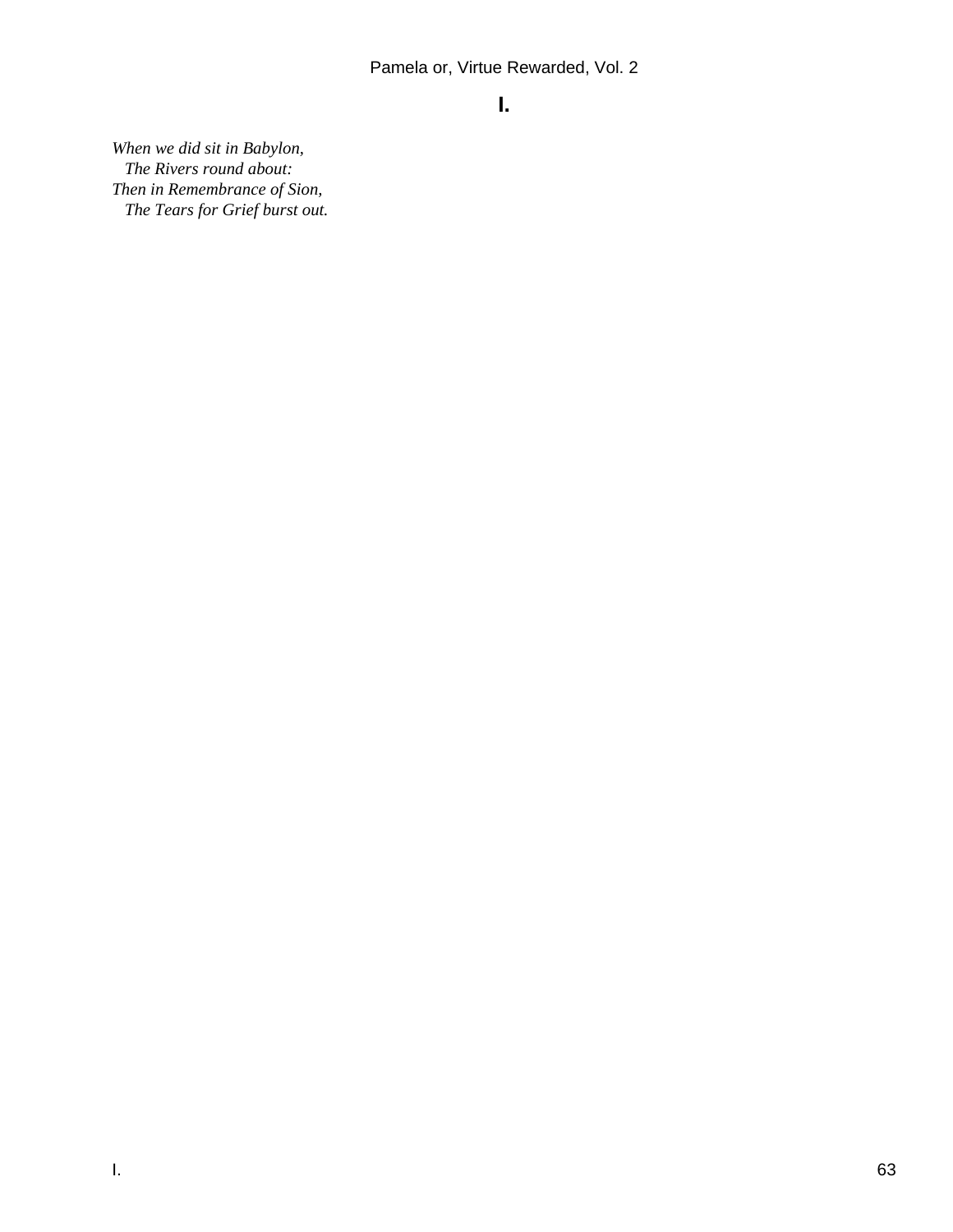## I.

*When we did sit in Babylon,*
  *The Rivers round about:*
*Then in Remembrance of Sion,*
  *The Tears for Grief burst out.*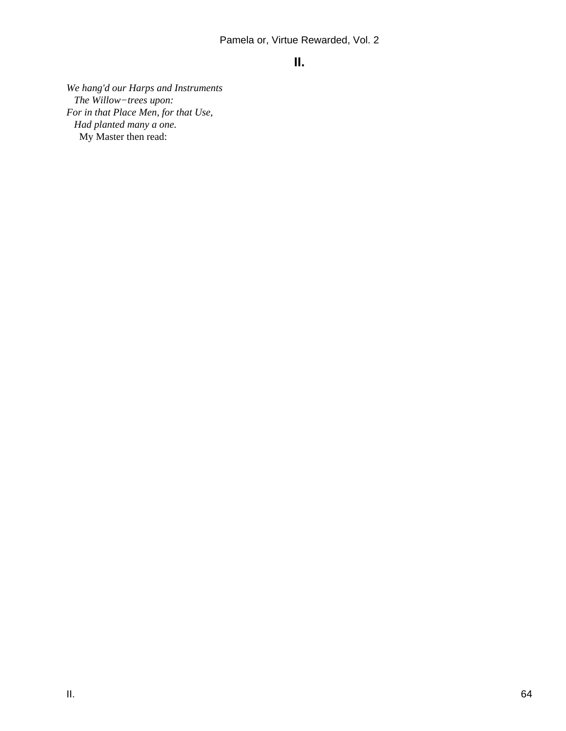## II.

*We hang'd our Harps and Instruments*
*The Willow−trees upon:*
*For in that Place Men, for that Use,*
*Had planted many a one.*

My Master then read: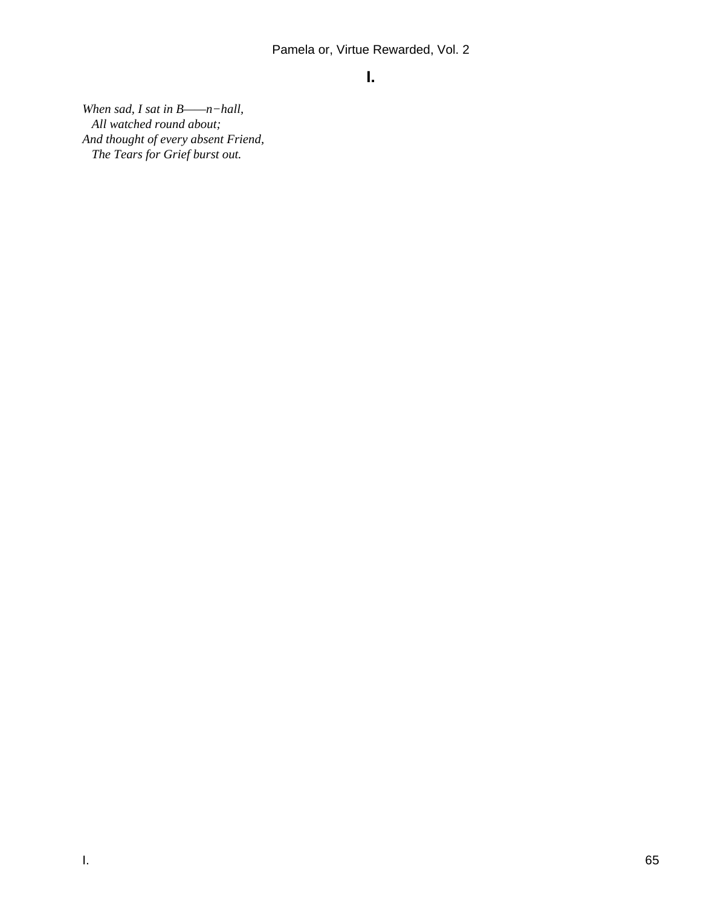## I.

*When sad, I sat in B——n−hall,*  
*All watched round about;*  
*And thought of every absent Friend,*  
*The Tears for Grief burst out.*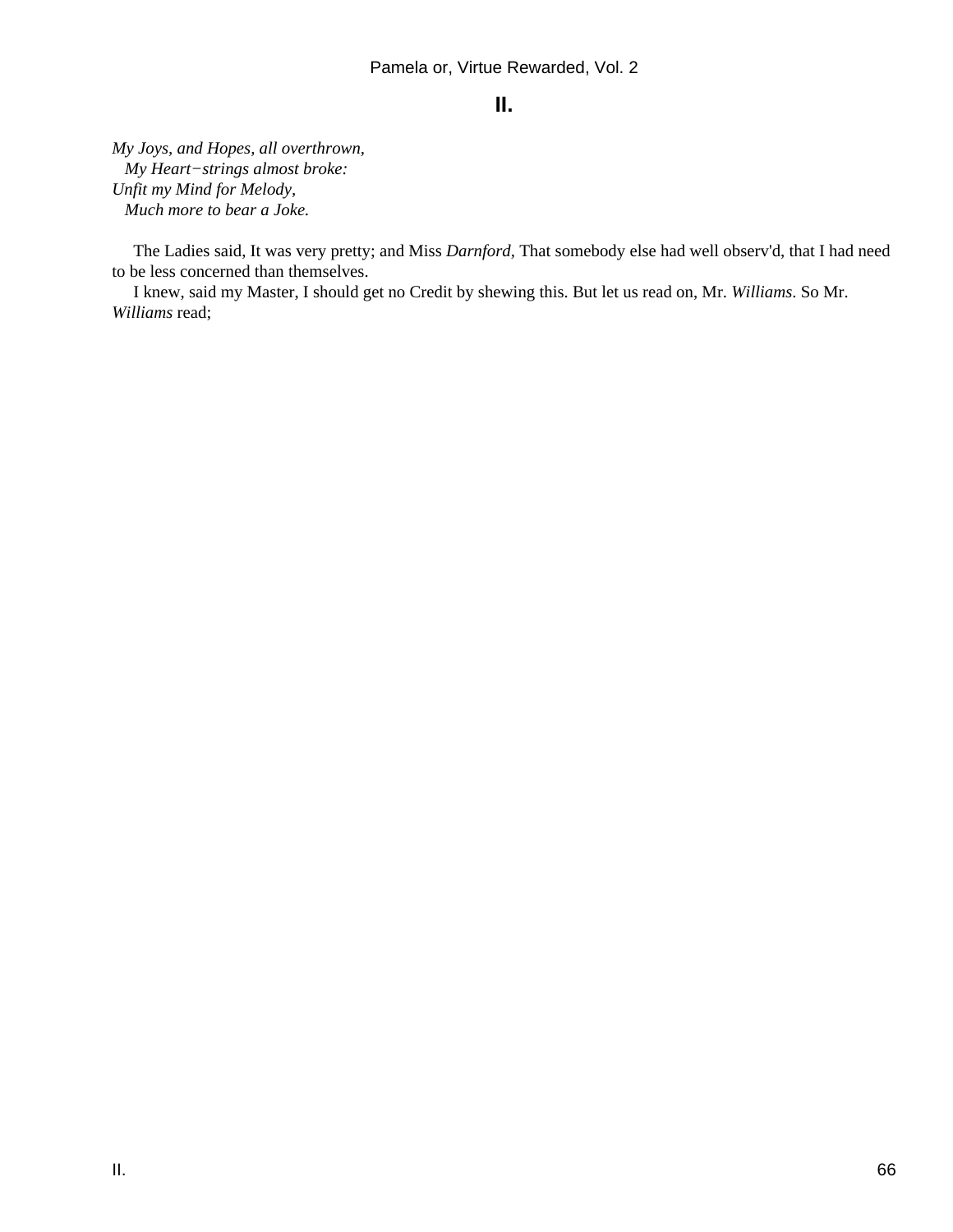## II.

*My Joys, and Hopes, all overthrown,*
*My Heart−strings almost broke:*
*Unfit my Mind for Melody,*
*Much more to bear a Joke.*

The Ladies said, It was very pretty; and Miss *Darnford*, That somebody else had well observ'd, that I had need to be less concerned than themselves.

I knew, said my Master, I should get no Credit by shewing this. But let us read on, Mr. *Williams*. So Mr. *Williams* read;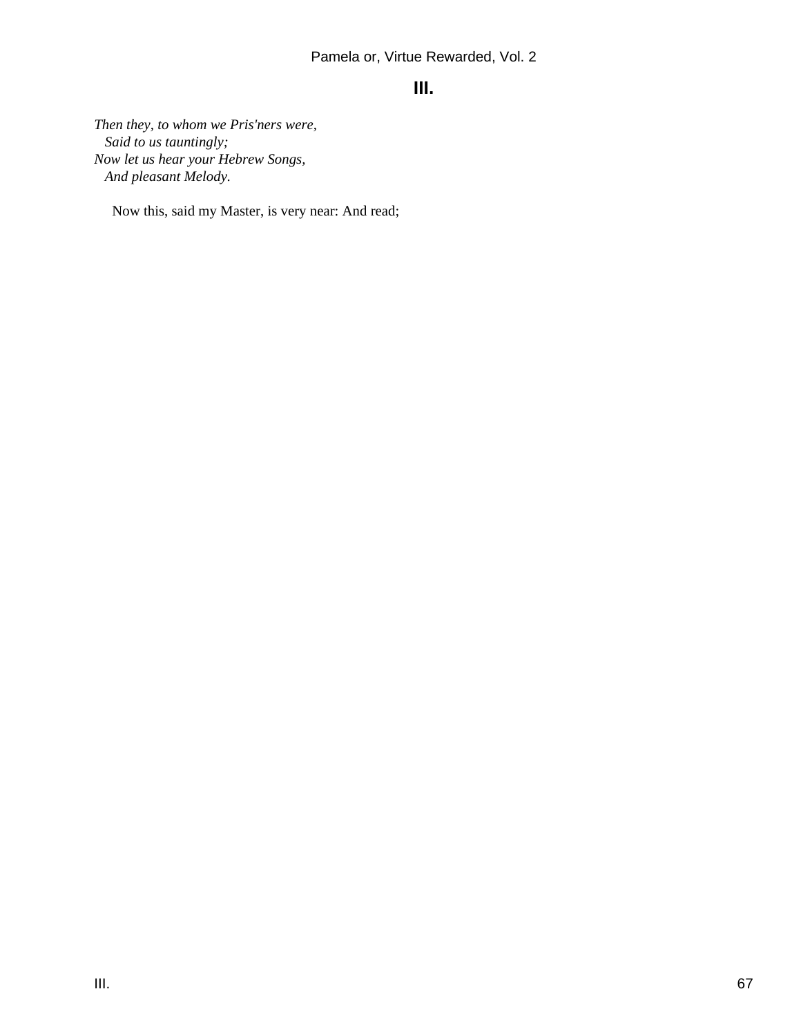## III.

*Then they, to whom we Pris'ners were,*
*Said to us tauntingly;*
*Now let us hear your Hebrew Songs,*
*And pleasant Melody.*

Now this, said my Master, is very near: And read;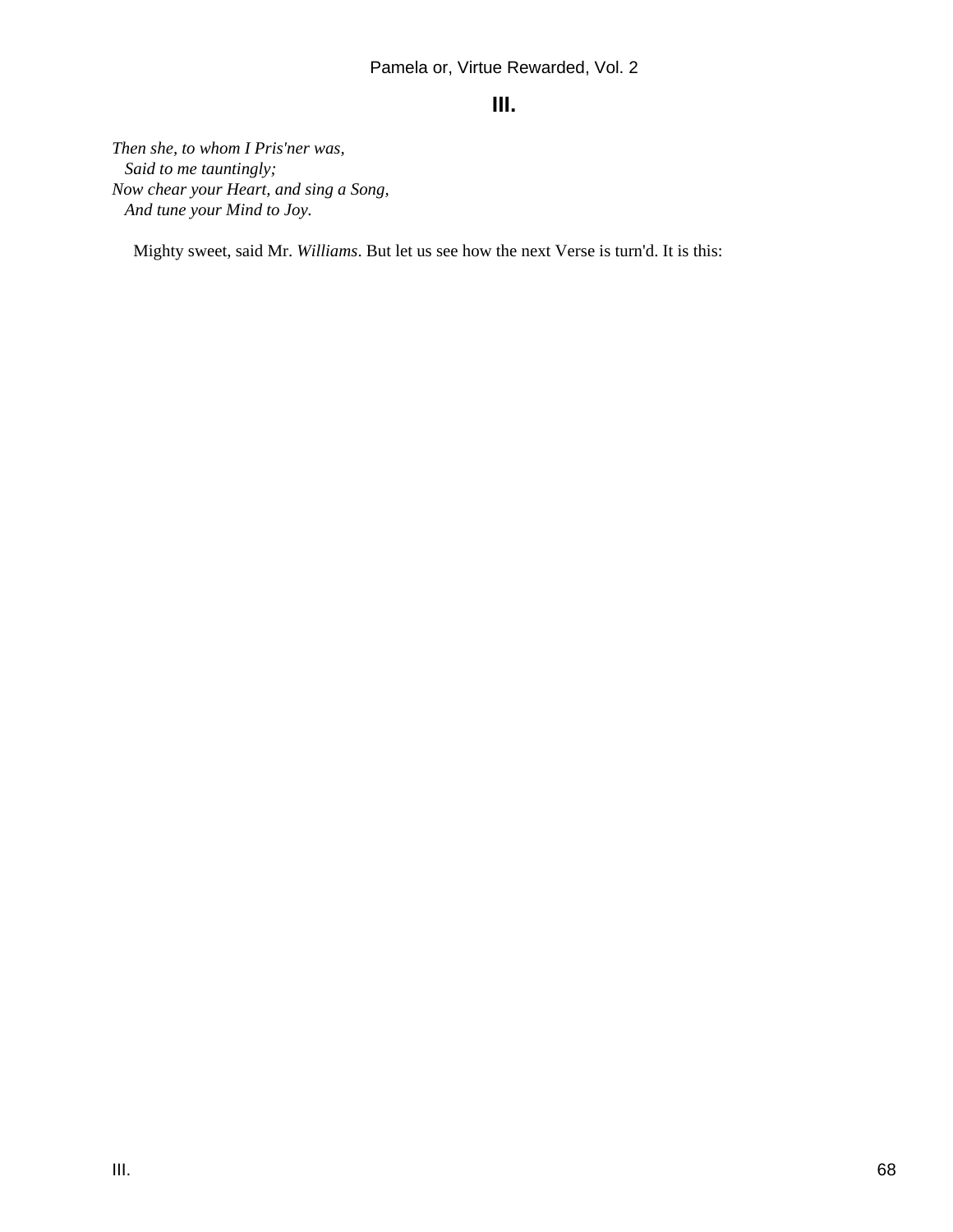## III.

*Then she, to whom I Pris'ner was,*
  *Said to me tauntingly;*
*Now chear your Heart, and sing a Song,*
  *And tune your Mind to Joy.*

Mighty sweet, said Mr. *Williams*. But let us see how the next Verse is turn'd. It is this: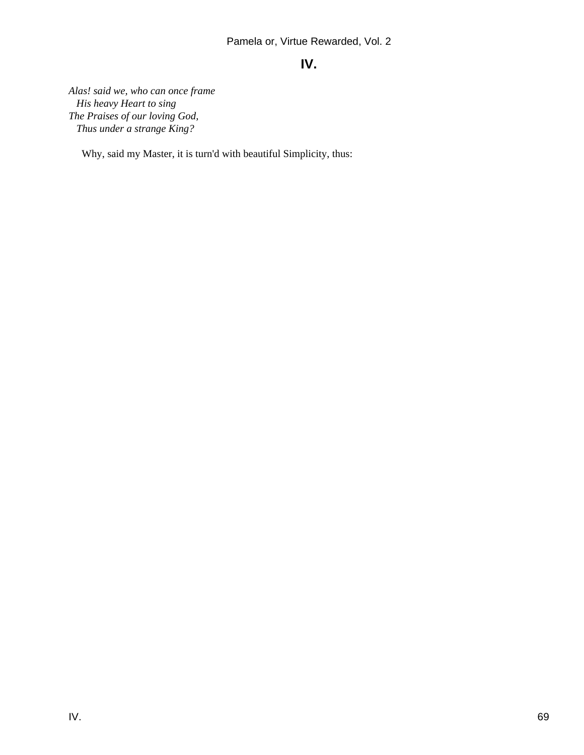## IV.

*Alas! said we, who can once frame*
   *His heavy Heart to sing*
*The Praises of our loving God,*
   *Thus under a strange King?*

Why, said my Master, it is turn'd with beautiful Simplicity, thus: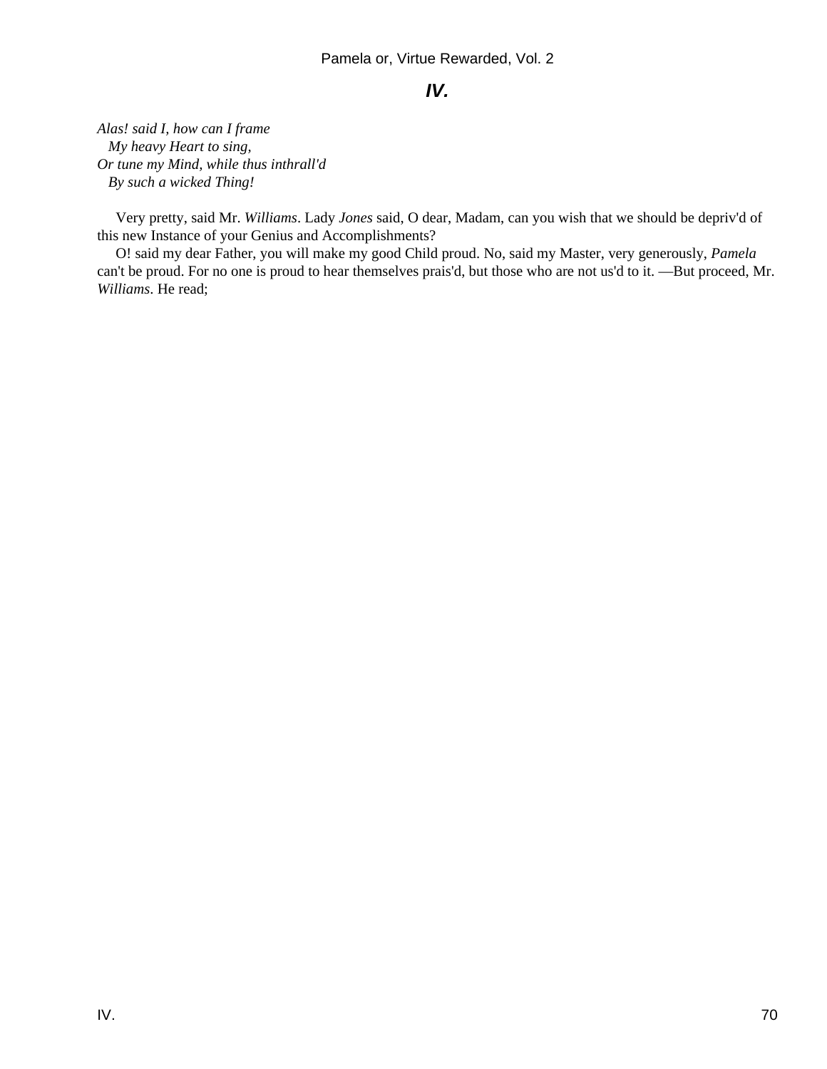## *IV.*

*Alas! said I, how can I frame*  
   *My heavy Heart to sing,*  
*Or tune my Mind, while thus inthrall'd*  
   *By such a wicked Thing!*

Very pretty, said Mr. *Williams*. Lady *Jones* said, O dear, Madam, can you wish that we should be depriv'd of this new Instance of your Genius and Accomplishments?

O! said my dear Father, you will make my good Child proud. No, said my Master, very generously, *Pamela* can't be proud. For no one is proud to hear themselves prais'd, but those who are not us'd to it. —But proceed, Mr. *Williams*. He read;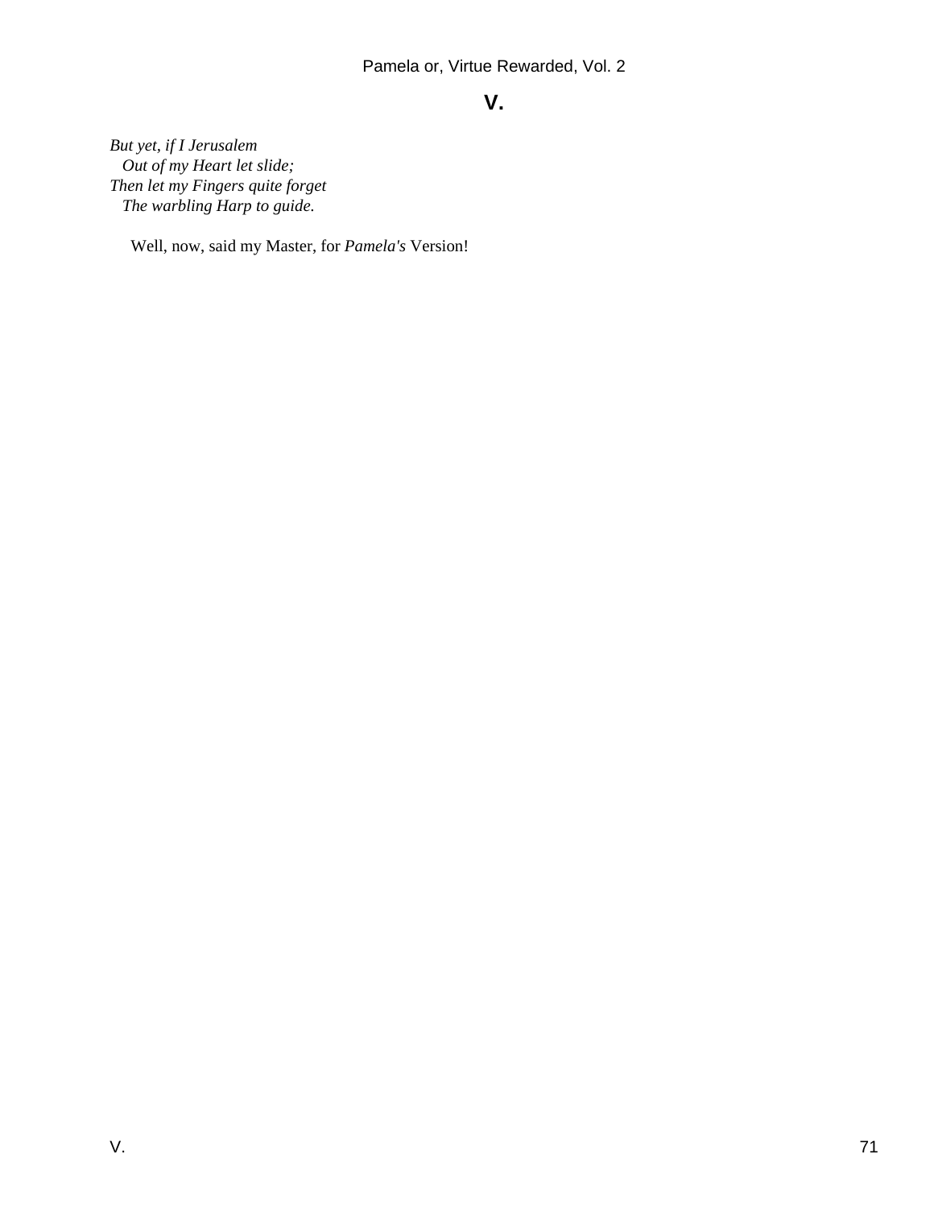## V.

*But yet, if I Jerusalem*
*Out of my Heart let slide;*
*Then let my Fingers quite forget*
*The warbling Harp to guide.*

Well, now, said my Master, for *Pamela's* Version!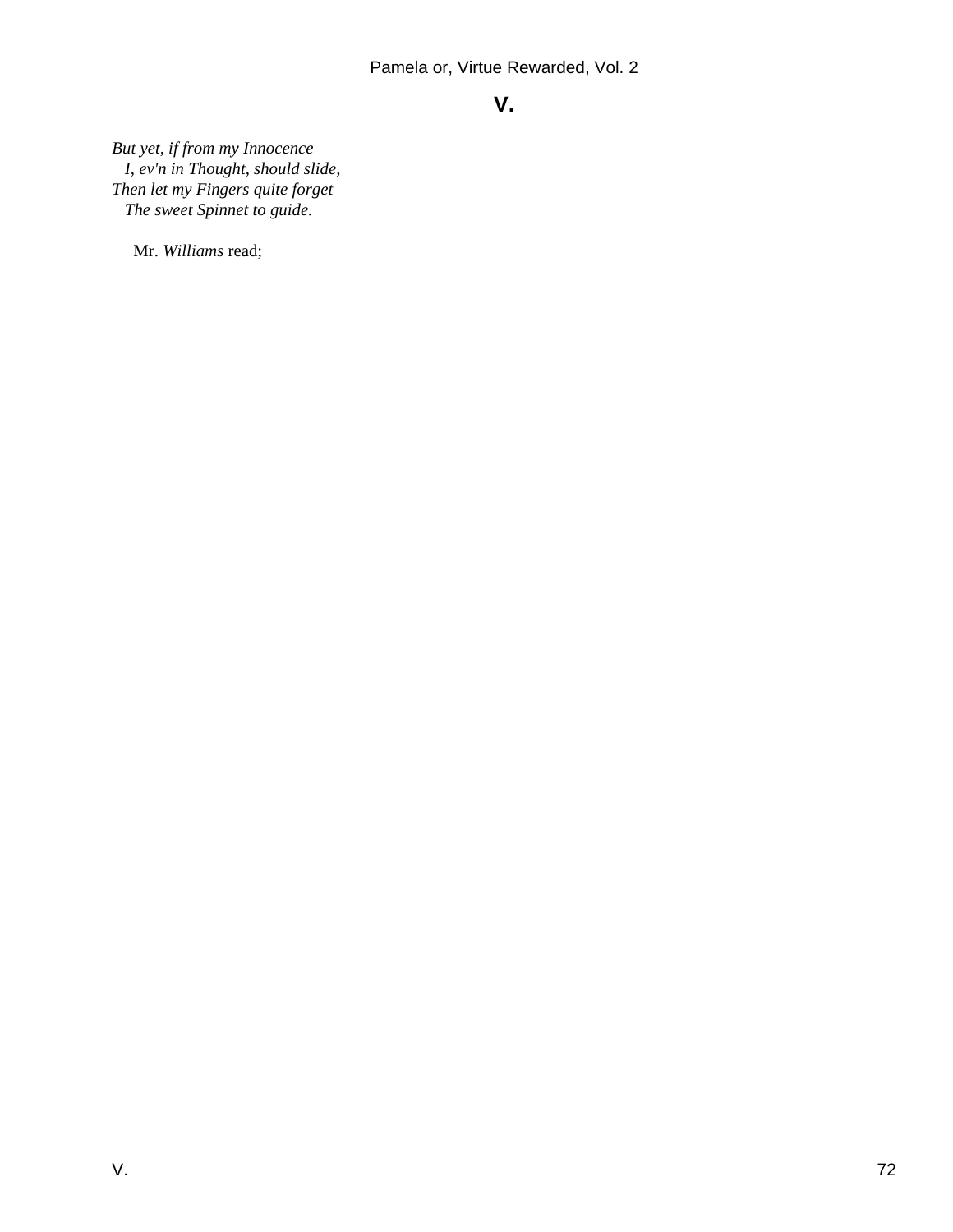## V.

*But yet, if from my Innocence*  
*I, ev'n in Thought, should slide,*  
*Then let my Fingers quite forget*  
*The sweet Spinnet to guide.*

Mr. *Williams* read;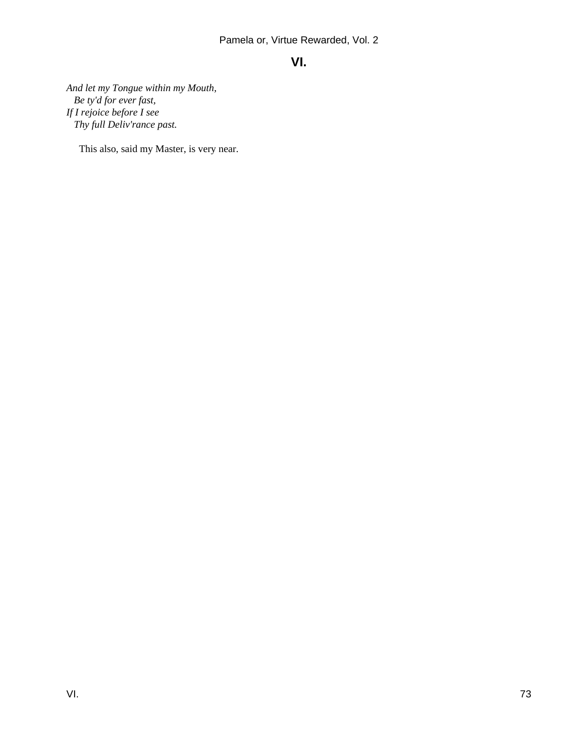## VI.

*And let my Tongue within my Mouth,*
*Be ty'd for ever fast,*
*If I rejoice before I see*
*Thy full Deliv'rance past.*

This also, said my Master, is very near.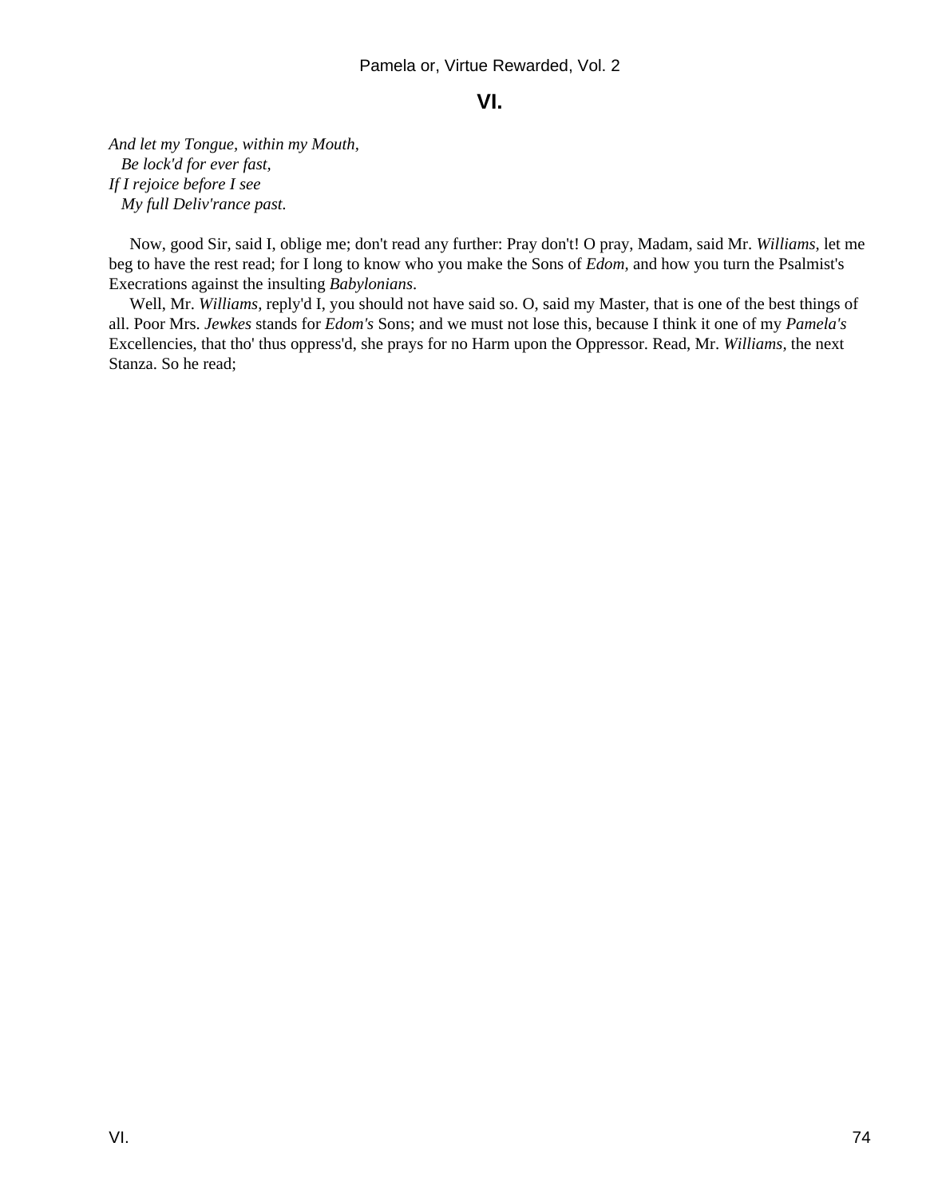## VI.

*And let my Tongue, within my Mouth,*
*Be lock'd for ever fast,*
*If I rejoice before I see*
*My full Deliv'rance past.*

Now, good Sir, said I, oblige me; don't read any further: Pray don't! O pray, Madam, said Mr. *Williams,* let me beg to have the rest read; for I long to know who you make the Sons of *Edom,* and how you turn the Psalmist's Execrations against the insulting *Babylonians*.

Well, Mr. *Williams*, reply'd I, you should not have said so. O, said my Master, that is one of the best things of all. Poor Mrs. *Jewkes* stands for *Edom's* Sons; and we must not lose this, because I think it one of my *Pamela's* Excellencies, that tho' thus oppress'd, she prays for no Harm upon the Oppressor. Read, Mr. *Williams,* the next Stanza. So he read;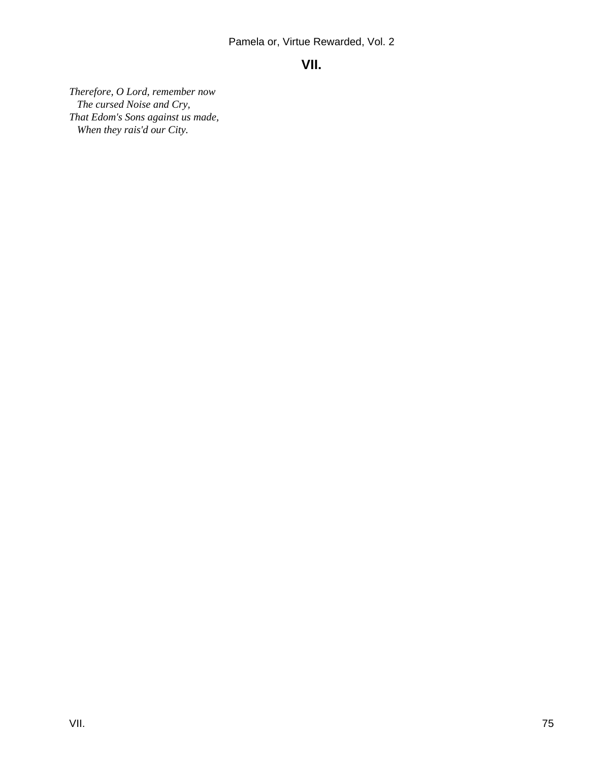## VII.

*Therefore, O Lord, remember now*  
*The cursed Noise and Cry,*  
*That Edom's Sons against us made,*  
*When they rais'd our City.*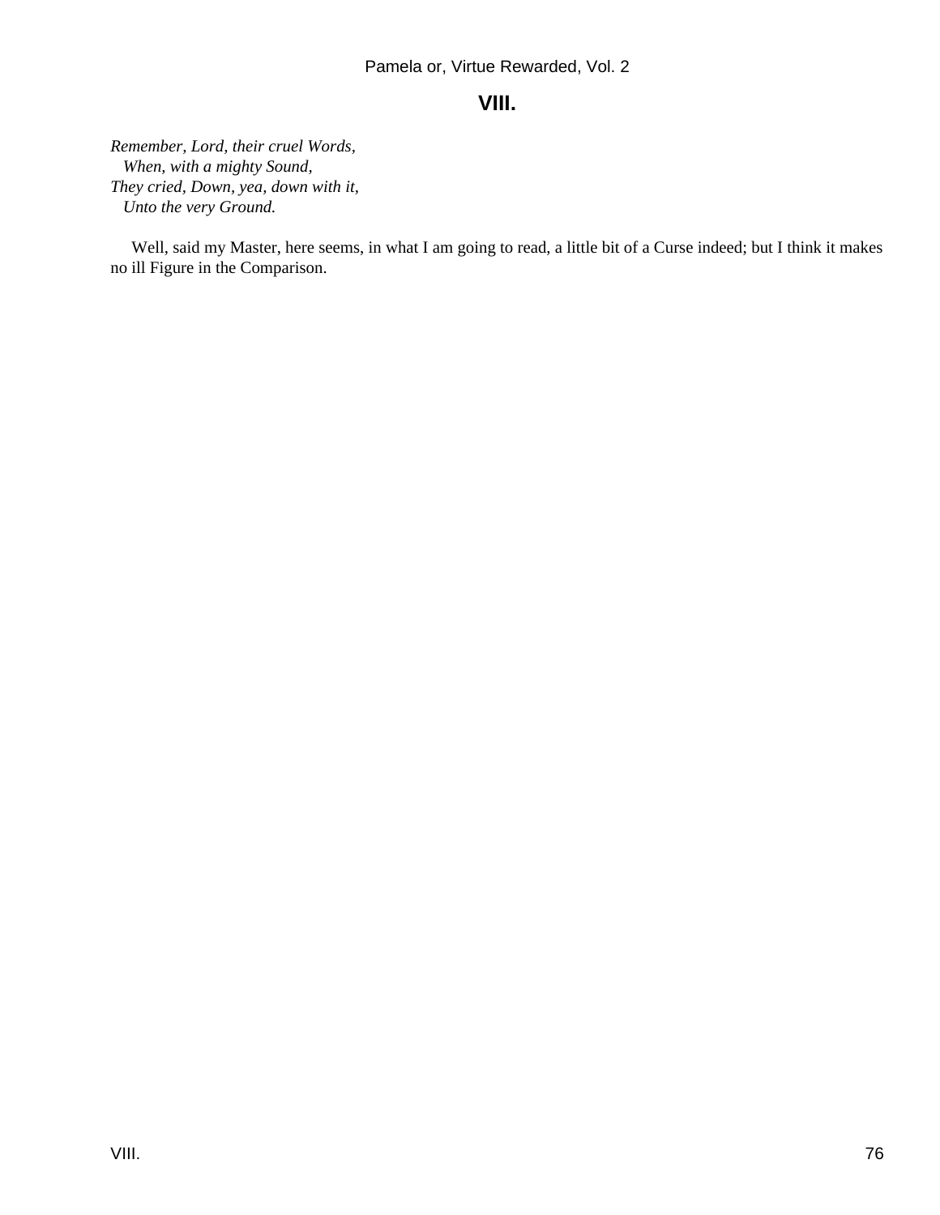## VIII.

*Remember, Lord, their cruel Words,*
*When, with a mighty Sound,*
*They cried, Down, yea, down with it,*
*Unto the very Ground.*

Well, said my Master, here seems, in what I am going to read, a little bit of a Curse indeed; but I think it makes no ill Figure in the Comparison.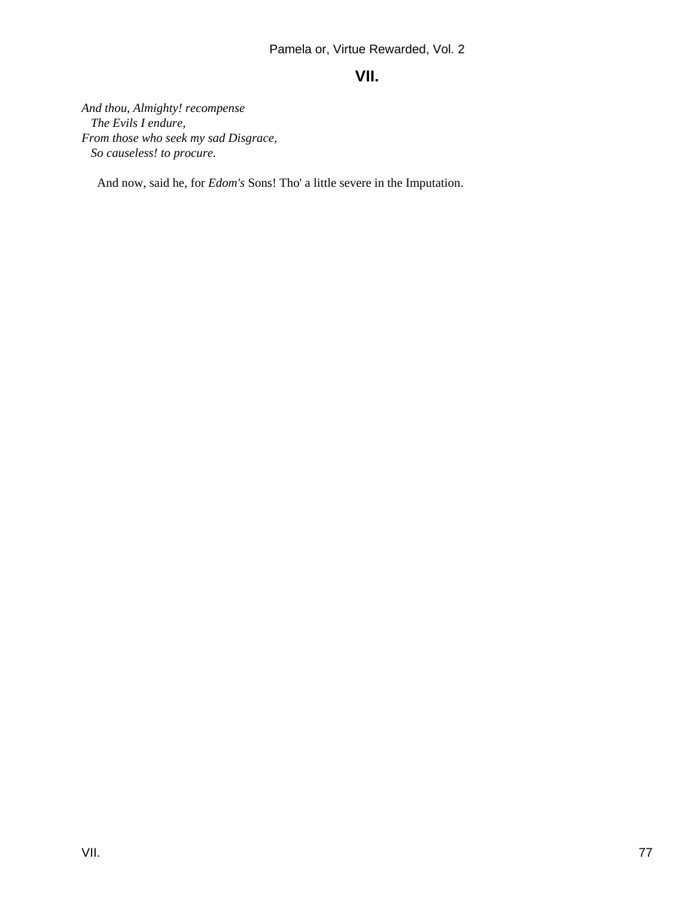## VII.

*And thou, Almighty! recompense*
*The Evils I endure,*
*From those who seek my sad Disgrace,*
*So causeless! to procure.*

And now, said he, for *Edom's* Sons! Tho' a little severe in the Imputation.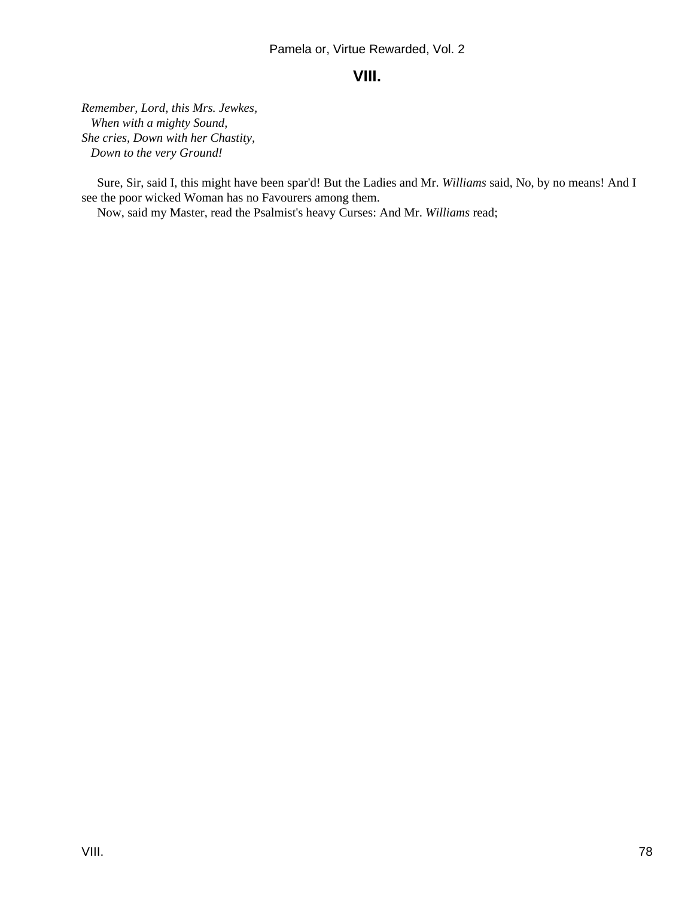## VIII.

*Remember, Lord, this Mrs. Jewkes,*
*When with a mighty Sound,*
*She cries, Down with her Chastity,*
*Down to the very Ground!*

Sure, Sir, said I, this might have been spar'd! But the Ladies and Mr. *Williams* said, No, by no means! And I see the poor wicked Woman has no Favourers among them.

Now, said my Master, read the Psalmist's heavy Curses: And Mr. *Williams* read;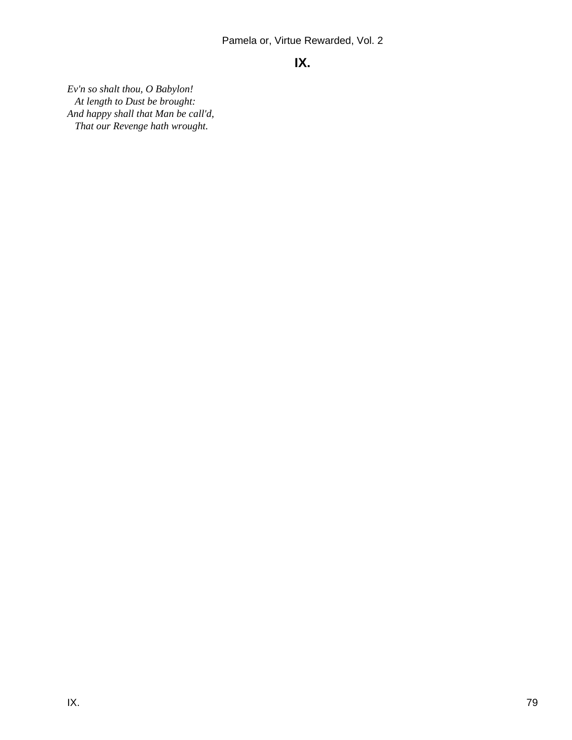## IX.

*Ev'n so shalt thou, O Babylon!*  
*At length to Dust be brought:*  
*And happy shall that Man be call'd,*  
*That our Revenge hath wrought.*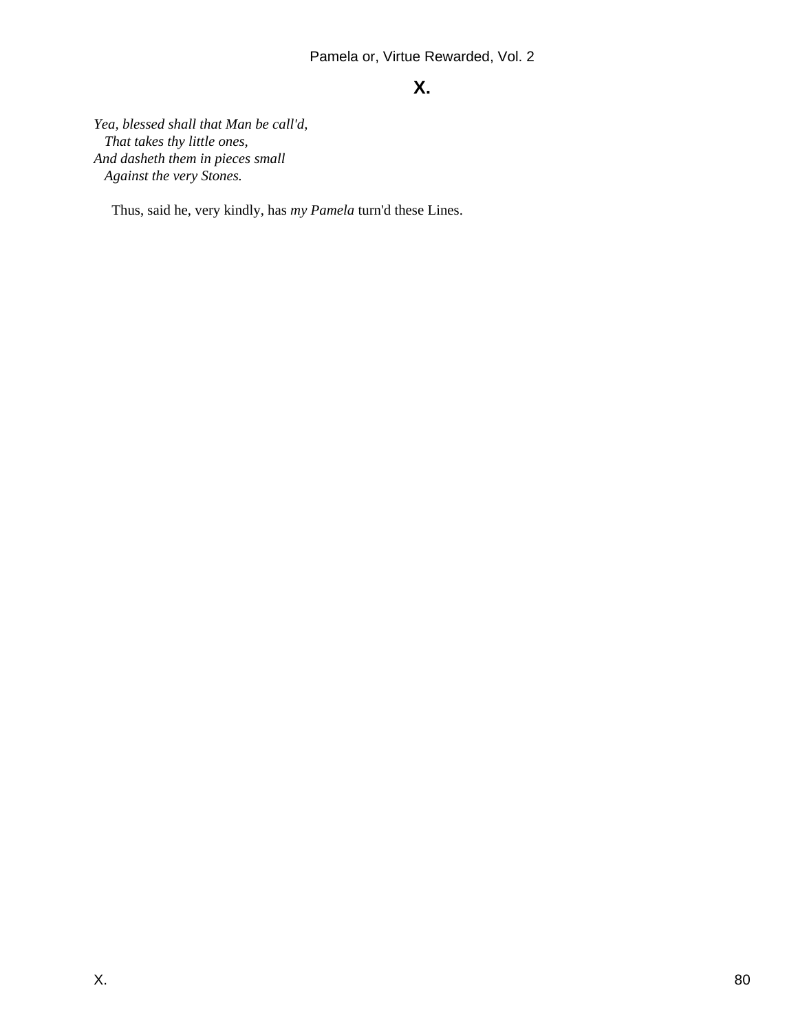## X.

*Yea, blessed shall that Man be call'd,*
*That takes thy little ones,*
*And dasheth them in pieces small*
*Against the very Stones.*

Thus, said he, very kindly, has *my Pamela* turn'd these Lines.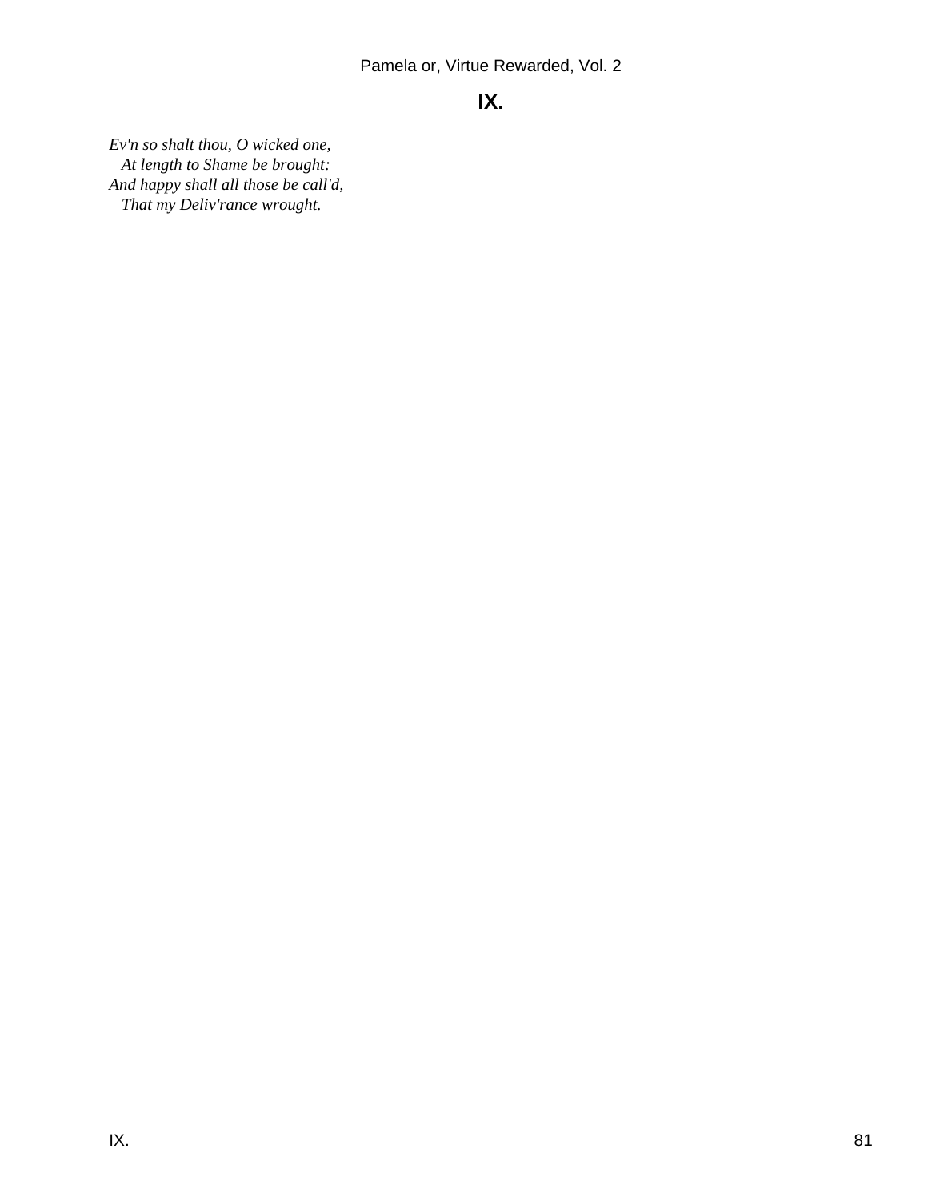## IX.

*Ev'n so shalt thou, O wicked one,*
  *At length to Shame be brought:*
*And happy shall all those be call'd,*
  *That my Deliv'rance wrought.*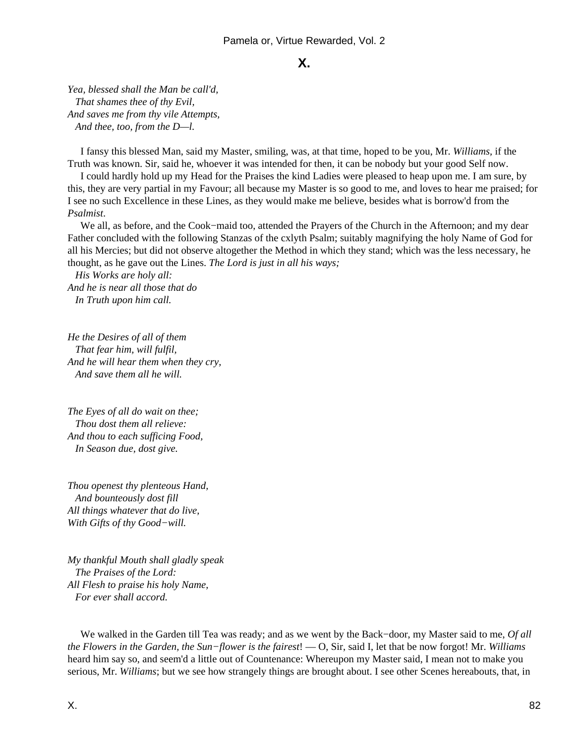# X.

*Yea, blessed shall the Man be call'd,*
*That shames thee of thy Evil,*
*And saves me from thy vile Attempts,*
*And thee, too, from the D—l.*

I fansy this blessed Man, said my Master, smiling, was, at that time, hoped to be you, Mr. *Williams*, if the Truth was known. Sir, said he, whoever it was intended for then, it can be nobody but your good Self now.

I could hardly hold up my Head for the Praises the kind Ladies were pleased to heap upon me. I am sure, by this, they are very partial in my Favour; all because my Master is so good to me, and loves to hear me praised; for I see no such Excellence in these Lines, as they would make me believe, besides what is borrow'd from the *Psalmist*.

We all, as before, and the Cook−maid too, attended the Prayers of the Church in the Afternoon; and my dear Father concluded with the following Stanzas of the cxlyth Psalm; suitably magnifying the holy Name of God for all his Mercies; but did not observe altogether the Method in which they stand; which was the less necessary, he thought, as he gave out the Lines. *The Lord is just in all his ways;*
*His Works are holy all:*
*And he is near all those that do*
*In Truth upon him call.*

*He the Desires of all of them*
*That fear him, will fulfil,*
*And he will hear them when they cry,*
*And save them all he will.*

*The Eyes of all do wait on thee;*
*Thou dost them all relieve:*
*And thou to each sufficing Food,*
*In Season due, dost give.*

*Thou openest thy plenteous Hand,*
*And bounteously dost fill*
*All things whatever that do live,*
*With Gifts of thy Good−will.*

*My thankful Mouth shall gladly speak*
*The Praises of the Lord:*
*All Flesh to praise his holy Name,*
*For ever shall accord.*

We walked in the Garden till Tea was ready; and as we went by the Back−door, my Master said to me, *Of all the Flowers in the Garden, the Sun−flower is the fairest*! — O, Sir, said I, let that be now forgot! Mr. *Williams* heard him say so, and seem'd a little out of Countenance: Whereupon my Master said, I mean not to make you serious, Mr. *Williams*; but we see how strangely things are brought about. I see other Scenes hereabouts, that, in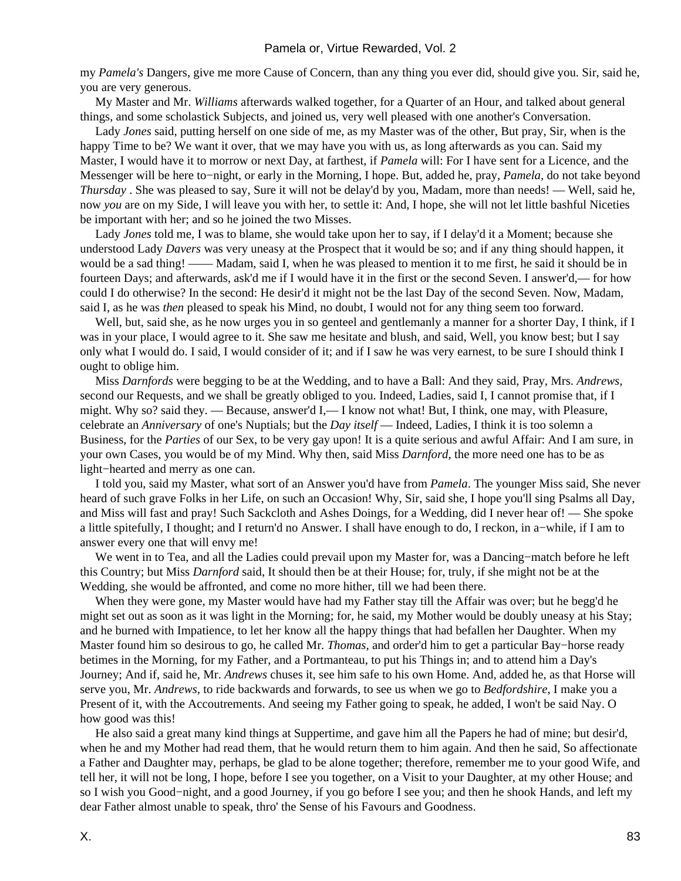my *Pamela's* Dangers, give me more Cause of Concern, than any thing you ever did, should give you. Sir, said he, you are very generous.

My Master and Mr. *Williams* afterwards walked together, for a Quarter of an Hour, and talked about general things, and some scholastick Subjects, and joined us, very well pleased with one another's Conversation.

Lady *Jones* said, putting herself on one side of me, as my Master was of the other, But pray, Sir, when is the happy Time to be? We want it over, that we may have you with us, as long afterwards as you can. Said my Master, I would have it to morrow or next Day, at farthest, if *Pamela* will: For I have sent for a Licence, and the Messenger will be here to−night, or early in the Morning, I hope. But, added he, pray, *Pamela*, do not take beyond *Thursday* . She was pleased to say, Sure it will not be delay'd by you, Madam, more than needs! — Well, said he, now *you* are on my Side, I will leave you with her, to settle it: And, I hope, she will not let little bashful Niceties be important with her; and so he joined the two Misses.

Lady *Jones* told me, I was to blame, she would take upon her to say, if I delay'd it a Moment; because she understood Lady *Davers* was very uneasy at the Prospect that it would be so; and if any thing should happen, it would be a sad thing! —— Madam, said I, when he was pleased to mention it to me first, he said it should be in fourteen Days; and afterwards, ask'd me if I would have it in the first or the second Seven. I answer'd,— for how could I do otherwise? In the second: He desir'd it might not be the last Day of the second Seven. Now, Madam, said I, as he was *then* pleased to speak his Mind, no doubt, I would not for any thing seem too forward.

Well, but, said she, as he now urges you in so genteel and gentlemanly a manner for a shorter Day, I think, if I was in your place, I would agree to it. She saw me hesitate and blush, and said, Well, you know best; but I say only what I would do. I said, I would consider of it; and if I saw he was very earnest, to be sure I should think I ought to oblige him.

Miss *Darnfords* were begging to be at the Wedding, and to have a Ball: And they said, Pray, Mrs. *Andrews*, second our Requests, and we shall be greatly obliged to you. Indeed, Ladies, said I, I cannot promise that, if I might. Why so? said they. — Because, answer'd I,— I know not what! But, I think, one may, with Pleasure, celebrate an *Anniversary* of one's Nuptials; but the *Day itself* — Indeed, Ladies, I think it is too solemn a Business, for the *Parties* of our Sex, to be very gay upon! It is a quite serious and awful Affair: And I am sure, in your own Cases, you would be of my Mind. Why then, said Miss *Darnford*, the more need one has to be as light−hearted and merry as one can.

I told you, said my Master, what sort of an Answer you'd have from *Pamela*. The younger Miss said, She never heard of such grave Folks in her Life, on such an Occasion! Why, Sir, said she, I hope you'll sing Psalms all Day, and Miss will fast and pray! Such Sackcloth and Ashes Doings, for a Wedding, did I never hear of! — She spoke a little spitefully, I thought; and I return'd no Answer. I shall have enough to do, I reckon, in a−while, if I am to answer every one that will envy me!

We went in to Tea, and all the Ladies could prevail upon my Master for, was a Dancing−match before he left this Country; but Miss *Darnford* said, It should then be at their House; for, truly, if she might not be at the Wedding, she would be affronted, and come no more hither, till we had been there.

When they were gone, my Master would have had my Father stay till the Affair was over; but he begg'd he might set out as soon as it was light in the Morning; for, he said, my Mother would be doubly uneasy at his Stay; and he burned with Impatience, to let her know all the happy things that had befallen her Daughter. When my Master found him so desirous to go, he called Mr. *Thomas*, and order'd him to get a particular Bay−horse ready betimes in the Morning, for my Father, and a Portmanteau, to put his Things in; and to attend him a Day's Journey; And if, said he, Mr. *Andrews* chuses it, see him safe to his own Home. And, added he, as that Horse will serve you, Mr. *Andrews*, to ride backwards and forwards, to see us when we go to *Bedfordshire*, I make you a Present of it, with the Accoutrements. And seeing my Father going to speak, he added, I won't be said Nay. O how good was this!

He also said a great many kind things at Suppertime, and gave him all the Papers he had of mine; but desir'd, when he and my Mother had read them, that he would return them to him again. And then he said, So affectionate a Father and Daughter may, perhaps, be glad to be alone together; therefore, remember me to your good Wife, and tell her, it will not be long, I hope, before I see you together, on a Visit to your Daughter, at my other House; and so I wish you Good−night, and a good Journey, if you go before I see you; and then he shook Hands, and left my dear Father almost unable to speak, thro' the Sense of his Favours and Goodness.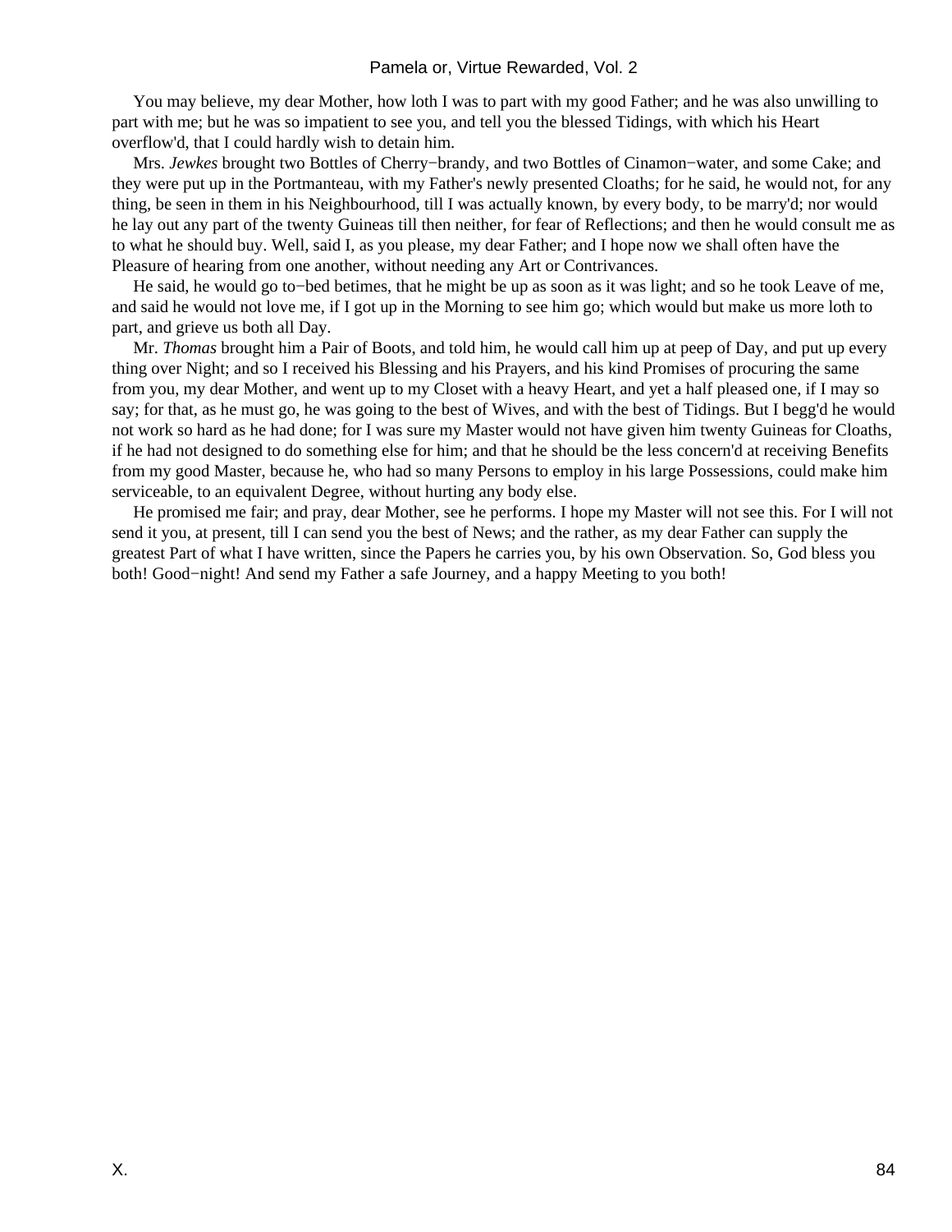You may believe, my dear Mother, how loth I was to part with my good Father; and he was also unwilling to part with me; but he was so impatient to see you, and tell you the blessed Tidings, with which his Heart overflow'd, that I could hardly wish to detain him.

Mrs. *Jewkes* brought two Bottles of Cherry−brandy, and two Bottles of Cinamon−water, and some Cake; and they were put up in the Portmanteau, with my Father's newly presented Cloaths; for he said, he would not, for any thing, be seen in them in his Neighbourhood, till I was actually known, by every body, to be marry'd; nor would he lay out any part of the twenty Guineas till then neither, for fear of Reflections; and then he would consult me as to what he should buy. Well, said I, as you please, my dear Father; and I hope now we shall often have the Pleasure of hearing from one another, without needing any Art or Contrivances.

He said, he would go to−bed betimes, that he might be up as soon as it was light; and so he took Leave of me, and said he would not love me, if I got up in the Morning to see him go; which would but make us more loth to part, and grieve us both all Day.

Mr. *Thomas* brought him a Pair of Boots, and told him, he would call him up at peep of Day, and put up every thing over Night; and so I received his Blessing and his Prayers, and his kind Promises of procuring the same from you, my dear Mother, and went up to my Closet with a heavy Heart, and yet a half pleased one, if I may so say; for that, as he must go, he was going to the best of Wives, and with the best of Tidings. But I begg'd he would not work so hard as he had done; for I was sure my Master would not have given him twenty Guineas for Cloaths, if he had not designed to do something else for him; and that he should be the less concern'd at receiving Benefits from my good Master, because he, who had so many Persons to employ in his large Possessions, could make him serviceable, to an equivalent Degree, without hurting any body else.

He promised me fair; and pray, dear Mother, see he performs. I hope my Master will not see this. For I will not send it you, at present, till I can send you the best of News; and the rather, as my dear Father can supply the greatest Part of what I have written, since the Papers he carries you, by his own Observation. So, God bless you both! Good−night! And send my Father a safe Journey, and a happy Meeting to you both!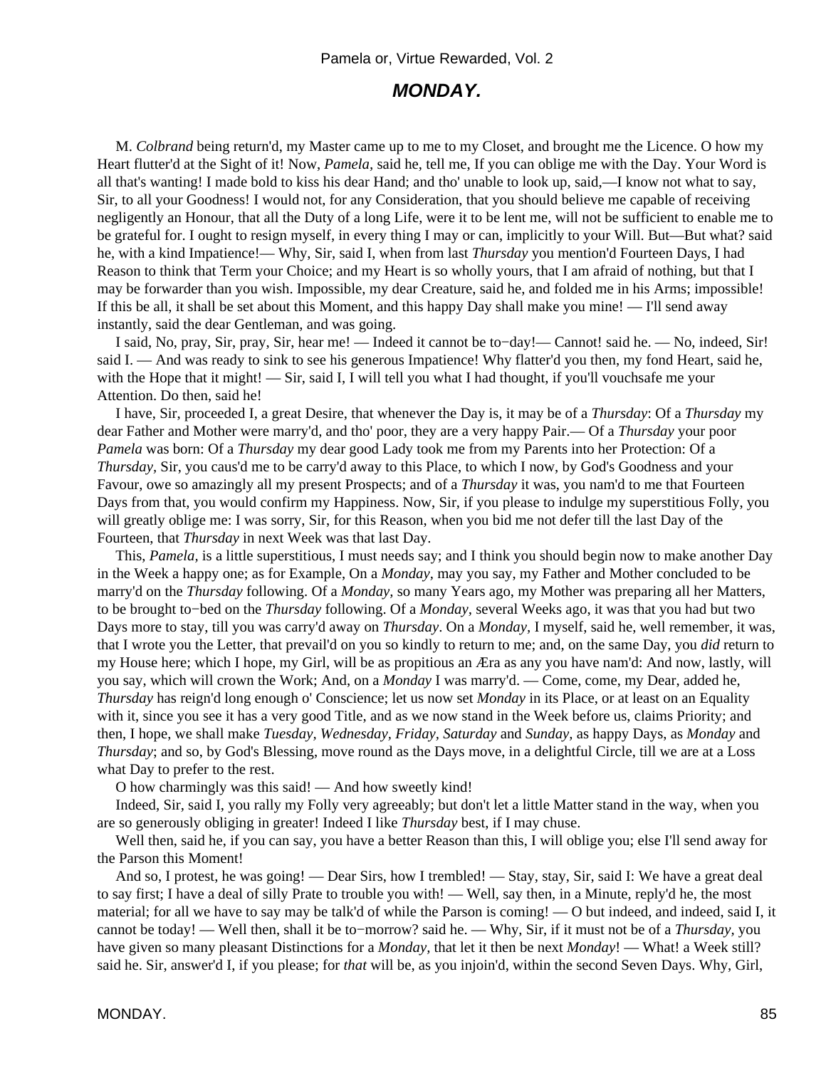## *MONDAY.*

M. *Colbrand* being return'd, my Master came up to me to my Closet, and brought me the Licence. O how my Heart flutter'd at the Sight of it! Now, *Pamela,* said he, tell me, If you can oblige me with the Day. Your Word is all that's wanting! I made bold to kiss his dear Hand; and tho' unable to look up, said,—I know not what to say, Sir, to all your Goodness! I would not, for any Consideration, that you should believe me capable of receiving negligently an Honour, that all the Duty of a long Life, were it to be lent me, will not be sufficient to enable me to be grateful for. I ought to resign myself, in every thing I may or can, implicitly to your Will. But—But what? said he, with a kind Impatience!— Why, Sir, said I, when from last *Thursday* you mention'd Fourteen Days, I had Reason to think that Term your Choice; and my Heart is so wholly yours, that I am afraid of nothing, but that I may be forwarder than you wish. Impossible, my dear Creature, said he, and folded me in his Arms; impossible! If this be all, it shall be set about this Moment, and this happy Day shall make you mine! — I'll send away instantly, said the dear Gentleman, and was going.

I said, No, pray, Sir, pray, Sir, hear me! — Indeed it cannot be to−day!— Cannot! said he. — No, indeed, Sir! said I. — And was ready to sink to see his generous Impatience! Why flatter'd you then, my fond Heart, said he, with the Hope that it might! — Sir, said I, I will tell you what I had thought, if you'll vouchsafe me your Attention. Do then, said he!

I have, Sir, proceeded I, a great Desire, that whenever the Day is, it may be of a *Thursday*: Of a *Thursday* my dear Father and Mother were marry'd, and tho' poor, they are a very happy Pair.— Of a *Thursday* your poor *Pamela* was born: Of a *Thursday* my dear good Lady took me from my Parents into her Protection: Of a *Thursday,* Sir, you caus'd me to be carry'd away to this Place, to which I now, by God's Goodness and your Favour, owe so amazingly all my present Prospects; and of a *Thursday* it was, you nam'd to me that Fourteen Days from that, you would confirm my Happiness. Now, Sir, if you please to indulge my superstitious Folly, you will greatly oblige me: I was sorry, Sir, for this Reason, when you bid me not defer till the last Day of the Fourteen, that *Thursday* in next Week was that last Day.

This, *Pamela,* is a little superstitious, I must needs say; and I think you should begin now to make another Day in the Week a happy one; as for Example, On a *Monday,* may you say, my Father and Mother concluded to be marry'd on the *Thursday* following. Of a *Monday,* so many Years ago, my Mother was preparing all her Matters, to be brought to−bed on the *Thursday* following. Of a *Monday,* several Weeks ago, it was that you had but two Days more to stay, till you was carry'd away on *Thursday*. On a *Monday,* I myself, said he, well remember, it was, that I wrote you the Letter, that prevail'd on you so kindly to return to me; and, on the same Day, you *did* return to my House here; which I hope, my Girl, will be as propitious an Æra as any you have nam'd: And now, lastly, will you say, which will crown the Work; And, on a *Monday* I was marry'd. — Come, come, my Dear, added he, *Thursday* has reign'd long enough o' Conscience; let us now set *Monday* in its Place, or at least on an Equality with it, since you see it has a very good Title, and as we now stand in the Week before us, claims Priority; and then, I hope, we shall make *Tuesday, Wednesday, Friday, Saturday* and *Sunday,* as happy Days, as *Monday* and *Thursday*; and so, by God's Blessing, move round as the Days move, in a delightful Circle, till we are at a Loss what Day to prefer to the rest.

O how charmingly was this said! — And how sweetly kind!

Indeed, Sir, said I, you rally my Folly very agreeably; but don't let a little Matter stand in the way, when you are so generously obliging in greater! Indeed I like *Thursday* best, if I may chuse.

Well then, said he, if you can say, you have a better Reason than this, I will oblige you; else I'll send away for the Parson this Moment!

And so, I protest, he was going! — Dear Sirs, how I trembled! — Stay, stay, Sir, said I: We have a great deal to say first; I have a deal of silly Prate to trouble you with! — Well, say then, in a Minute, reply'd he, the most material; for all we have to say may be talk'd of while the Parson is coming! — O but indeed, and indeed, said I, it cannot be today! — Well then, shall it be to−morrow? said he. — Why, Sir, if it must not be of a *Thursday,* you have given so many pleasant Distinctions for a *Monday,* that let it then be next *Monday*! — What! a Week still? said he. Sir, answer'd I, if you please; for *that* will be, as you injoin'd, within the second Seven Days. Why, Girl,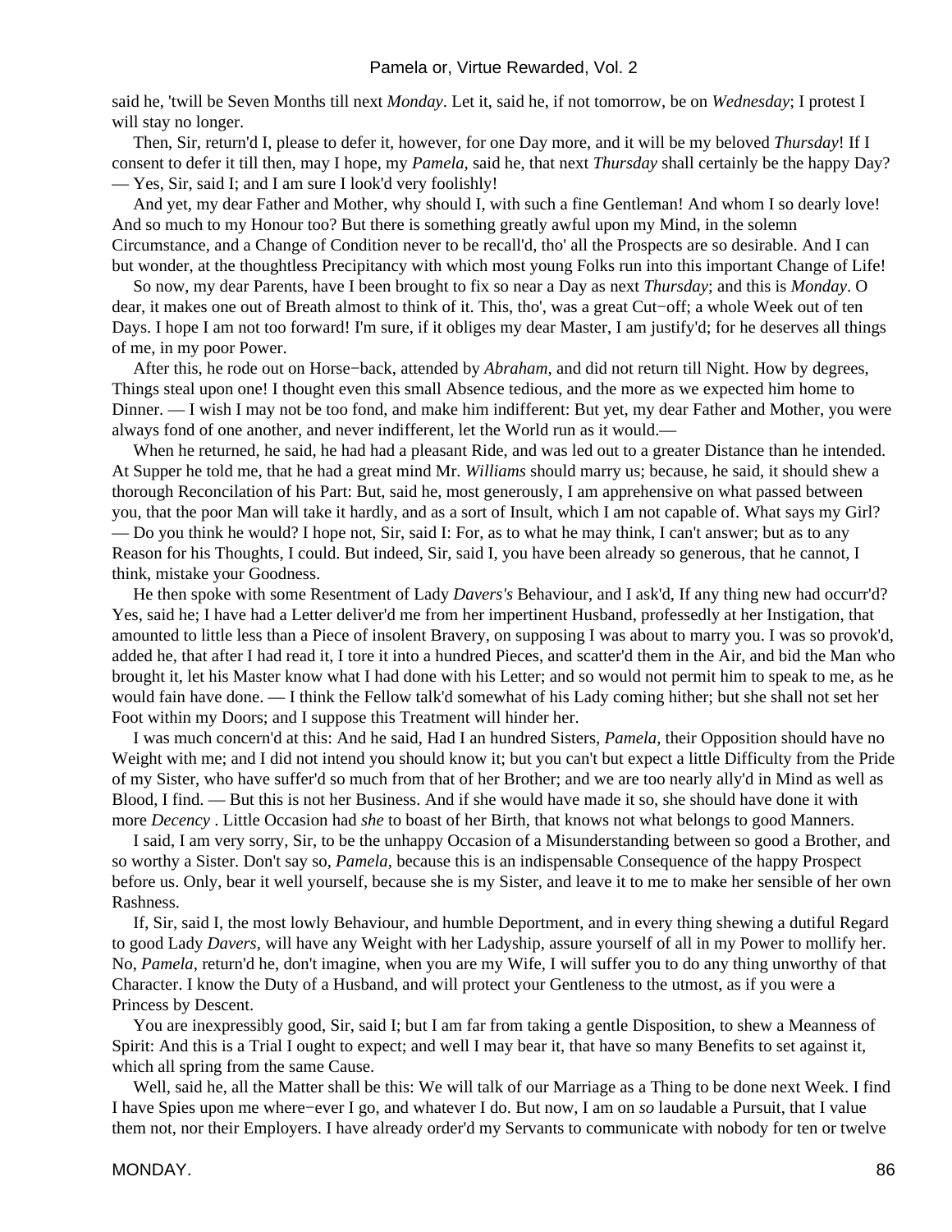said he, 'twill be Seven Months till next *Monday*. Let it, said he, if not tomorrow, be on *Wednesday*; I protest I will stay no longer.

Then, Sir, return'd I, please to defer it, however, for one Day more, and it will be my beloved *Thursday*! If I consent to defer it till then, may I hope, my *Pamela,* said he, that next *Thursday* shall certainly be the happy Day? — Yes, Sir, said I; and I am sure I look'd very foolishly!

And yet, my dear Father and Mother, why should I, with such a fine Gentleman! And whom I so dearly love! And so much to my Honour too? But there is something greatly awful upon my Mind, in the solemn Circumstance, and a Change of Condition never to be recall'd, tho' all the Prospects are so desirable. And I can but wonder, at the thoughtless Precipitancy with which most young Folks run into this important Change of Life!

So now, my dear Parents, have I been brought to fix so near a Day as next *Thursday*; and this is *Monday*. O dear, it makes one out of Breath almost to think of it. This, tho', was a great Cut−off; a whole Week out of ten Days. I hope I am not too forward! I'm sure, if it obliges my dear Master, I am justify'd; for he deserves all things of me, in my poor Power.

After this, he rode out on Horse−back, attended by *Abraham,* and did not return till Night. How by degrees, Things steal upon one! I thought even this small Absence tedious, and the more as we expected him home to Dinner. — I wish I may not be too fond, and make him indifferent: But yet, my dear Father and Mother, you were always fond of one another, and never indifferent, let the World run as it would.—

When he returned, he said, he had had a pleasant Ride, and was led out to a greater Distance than he intended. At Supper he told me, that he had a great mind Mr. *Williams* should marry us; because, he said, it should shew a thorough Reconcilation of his Part: But, said he, most generously, I am apprehensive on what passed between you, that the poor Man will take it hardly, and as a sort of Insult, which I am not capable of. What says my Girl? — Do you think he would? I hope not, Sir, said I: For, as to what he may think, I can't answer; but as to any Reason for his Thoughts, I could. But indeed, Sir, said I, you have been already so generous, that he cannot, I think, mistake your Goodness.

He then spoke with some Resentment of Lady *Davers's* Behaviour, and I ask'd, If any thing new had occurr'd? Yes, said he; I have had a Letter deliver'd me from her impertinent Husband, professedly at her Instigation, that amounted to little less than a Piece of insolent Bravery, on supposing I was about to marry you. I was so provok'd, added he, that after I had read it, I tore it into a hundred Pieces, and scatter'd them in the Air, and bid the Man who brought it, let his Master know what I had done with his Letter; and so would not permit him to speak to me, as he would fain have done. — I think the Fellow talk'd somewhat of his Lady coming hither; but she shall not set her Foot within my Doors; and I suppose this Treatment will hinder her.

I was much concern'd at this: And he said, Had I an hundred Sisters, *Pamela,* their Opposition should have no Weight with me; and I did not intend you should know it; but you can't but expect a little Difficulty from the Pride of my Sister, who have suffer'd so much from that of her Brother; and we are too nearly ally'd in Mind as well as Blood, I find. — But this is not her Business. And if she would have made it so, she should have done it with more *Decency* . Little Occasion had *she* to boast of her Birth, that knows not what belongs to good Manners.

I said, I am very sorry, Sir, to be the unhappy Occasion of a Misunderstanding between so good a Brother, and so worthy a Sister. Don't say so, *Pamela,* because this is an indispensable Consequence of the happy Prospect before us. Only, bear it well yourself, because she is my Sister, and leave it to me to make her sensible of her own Rashness.

If, Sir, said I, the most lowly Behaviour, and humble Deportment, and in every thing shewing a dutiful Regard to good Lady *Davers,* will have any Weight with her Ladyship, assure yourself of all in my Power to mollify her. No, *Pamela,* return'd he, don't imagine, when you are my Wife, I will suffer you to do any thing unworthy of that Character. I know the Duty of a Husband, and will protect your Gentleness to the utmost, as if you were a Princess by Descent.

You are inexpressibly good, Sir, said I; but I am far from taking a gentle Disposition, to shew a Meanness of Spirit: And this is a Trial I ought to expect; and well I may bear it, that have so many Benefits to set against it, which all spring from the same Cause.

Well, said he, all the Matter shall be this: We will talk of our Marriage as a Thing to be done next Week. I find I have Spies upon me where−ever I go, and whatever I do. But now, I am on *so* laudable a Pursuit, that I value them not, nor their Employers. I have already order'd my Servants to communicate with nobody for ten or twelve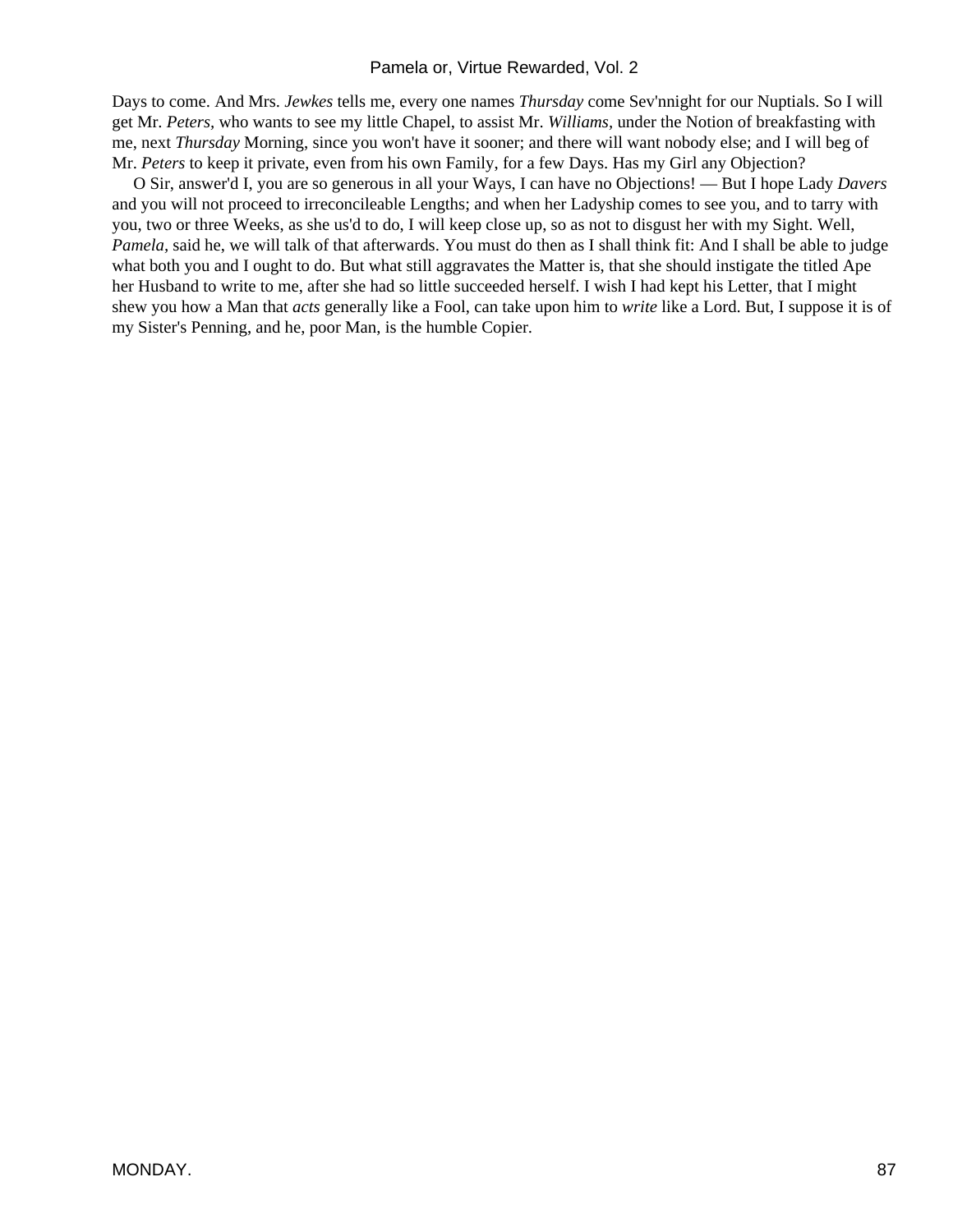Days to come. And Mrs. *Jewkes* tells me, every one names *Thursday* come Sev'nnight for our Nuptials. So I will get Mr. *Peters,* who wants to see my little Chapel, to assist Mr. *Williams,* under the Notion of breakfasting with me, next *Thursday* Morning, since you won't have it sooner; and there will want nobody else; and I will beg of Mr. *Peters* to keep it private, even from his own Family, for a few Days. Has my Girl any Objection?

O Sir, answer'd I, you are so generous in all your Ways, I can have no Objections! — But I hope Lady *Davers* and you will not proceed to irreconcileable Lengths; and when her Ladyship comes to see you, and to tarry with you, two or three Weeks, as she us'd to do, I will keep close up, so as not to disgust her with my Sight. Well, *Pamela,* said he, we will talk of that afterwards. You must do then as I shall think fit: And I shall be able to judge what both you and I ought to do. But what still aggravates the Matter is, that she should instigate the titled Ape her Husband to write to me, after she had so little succeeded herself. I wish I had kept his Letter, that I might shew you how a Man that *acts* generally like a Fool, can take upon him to *write* like a Lord. But, I suppose it is of my Sister's Penning, and he, poor Man, is the humble Copier.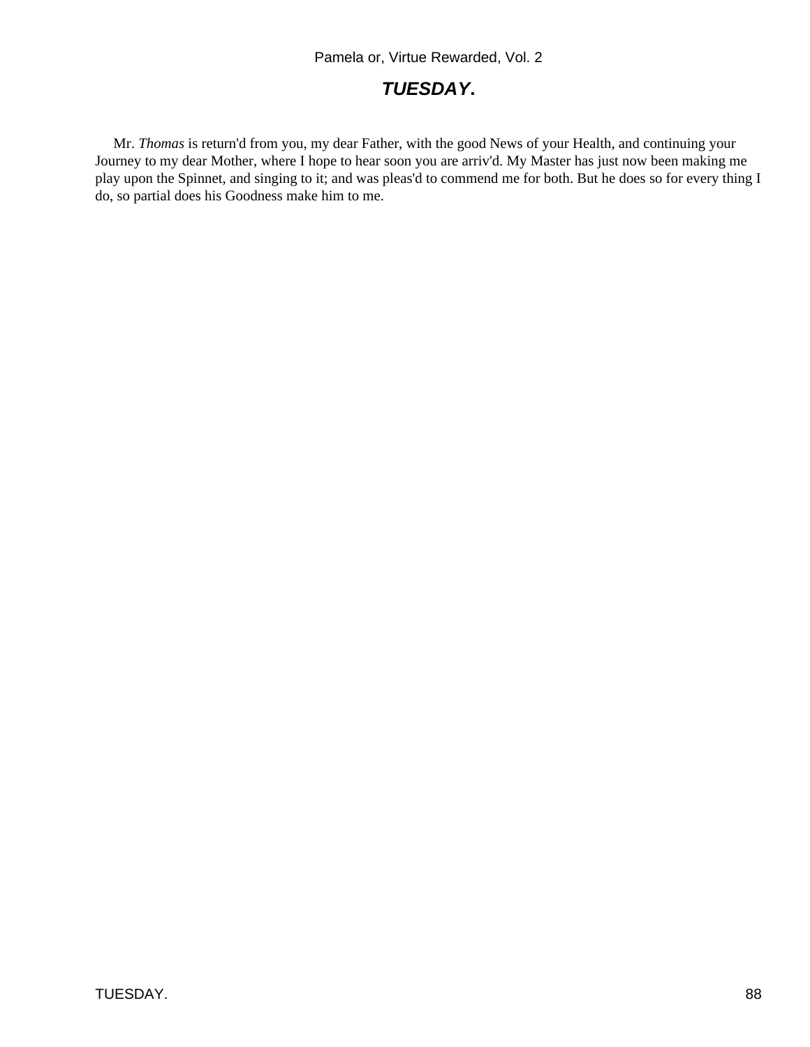## ***TUESDAY.***

Mr. *Thomas* is return'd from you, my dear Father, with the good News of your Health, and continuing your Journey to my dear Mother, where I hope to hear soon you are arriv'd. My Master has just now been making me play upon the Spinnet, and singing to it; and was pleas'd to commend me for both. But he does so for every thing I do, so partial does his Goodness make him to me.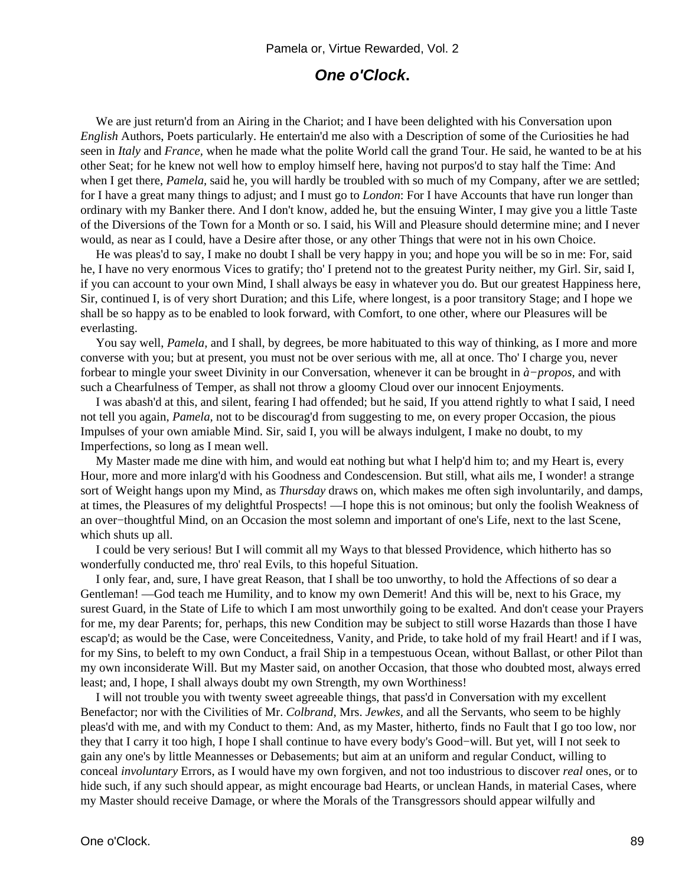## ***One o'Clock.***

We are just return'd from an Airing in the Chariot; and I have been delighted with his Conversation upon *English* Authors, Poets particularly. He entertain'd me also with a Description of some of the Curiosities he had seen in *Italy* and *France,* when he made what the polite World call the grand Tour. He said, he wanted to be at his other Seat; for he knew not well how to employ himself here, having not purpos'd to stay half the Time: And when I get there, *Pamela,* said he, you will hardly be troubled with so much of my Company, after we are settled; for I have a great many things to adjust; and I must go to *London*: For I have Accounts that have run longer than ordinary with my Banker there. And I don't know, added he, but the ensuing Winter, I may give you a little Taste of the Diversions of the Town for a Month or so. I said, his Will and Pleasure should determine mine; and I never would, as near as I could, have a Desire after those, or any other Things that were not in his own Choice.

He was pleas'd to say, I make no doubt I shall be very happy in you; and hope you will be so in me: For, said he, I have no very enormous Vices to gratify; tho' I pretend not to the greatest Purity neither, my Girl. Sir, said I, if you can account to your own Mind, I shall always be easy in whatever you do. But our greatest Happiness here, Sir, continued I, is of very short Duration; and this Life, where longest, is a poor transitory Stage; and I hope we shall be so happy as to be enabled to look forward, with Comfort, to one other, where our Pleasures will be everlasting.

You say well, *Pamela,* and I shall, by degrees, be more habituated to this way of thinking, as I more and more converse with you; but at present, you must not be over serious with me, all at once. Tho' I charge you, never forbear to mingle your sweet Divinity in our Conversation, whenever it can be brought in *à−propos,* and with such a Chearfulness of Temper, as shall not throw a gloomy Cloud over our innocent Enjoyments.

I was abash'd at this, and silent, fearing I had offended; but he said, If you attend rightly to what I said, I need not tell you again, *Pamela,* not to be discourag'd from suggesting to me, on every proper Occasion, the pious Impulses of your own amiable Mind. Sir, said I, you will be always indulgent, I make no doubt, to my Imperfections, so long as I mean well.

My Master made me dine with him, and would eat nothing but what I help'd him to; and my Heart is, every Hour, more and more inlarg'd with his Goodness and Condescension. But still, what ails me, I wonder! a strange sort of Weight hangs upon my Mind, as *Thursday* draws on, which makes me often sigh involuntarily, and damps, at times, the Pleasures of my delightful Prospects! —I hope this is not ominous; but only the foolish Weakness of an over−thoughtful Mind, on an Occasion the most solemn and important of one's Life, next to the last Scene, which shuts up all.

I could be very serious! But I will commit all my Ways to that blessed Providence, which hitherto has so wonderfully conducted me, thro' real Evils, to this hopeful Situation.

I only fear, and, sure, I have great Reason, that I shall be too unworthy, to hold the Affections of so dear a Gentleman! —God teach me Humility, and to know my own Demerit! And this will be, next to his Grace, my surest Guard, in the State of Life to which I am most unworthily going to be exalted. And don't cease your Prayers for me, my dear Parents; for, perhaps, this new Condition may be subject to still worse Hazards than those I have escap'd; as would be the Case, were Conceitedness, Vanity, and Pride, to take hold of my frail Heart! and if I was, for my Sins, to beleft to my own Conduct, a frail Ship in a tempestuous Ocean, without Ballast, or other Pilot than my own inconsiderate Will. But my Master said, on another Occasion, that those who doubted most, always erred least; and, I hope, I shall always doubt my own Strength, my own Worthiness!

I will not trouble you with twenty sweet agreeable things, that pass'd in Conversation with my excellent Benefactor; nor with the Civilities of Mr. *Colbrand,* Mrs. *Jewkes,* and all the Servants, who seem to be highly pleas'd with me, and with my Conduct to them: And, as my Master, hitherto, finds no Fault that I go too low, nor they that I carry it too high, I hope I shall continue to have every body's Good−will. But yet, will I not seek to gain any one's by little Meannesses or Debasements; but aim at an uniform and regular Conduct, willing to conceal *involuntary* Errors, as I would have my own forgiven, and not too industrious to discover *real* ones, or to hide such, if any such should appear, as might encourage bad Hearts, or unclean Hands, in material Cases, where my Master should receive Damage, or where the Morals of the Transgressors should appear wilfully and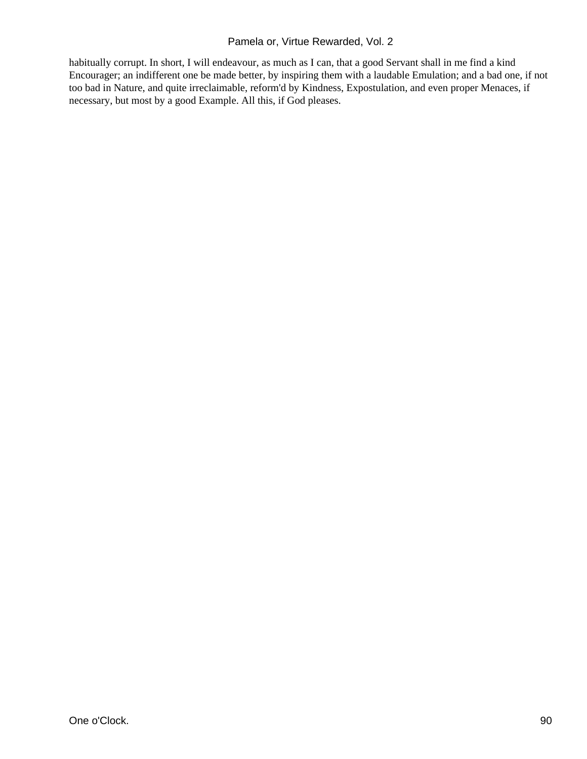habitually corrupt. In short, I will endeavour, as much as I can, that a good Servant shall in me find a kind Encourager; an indifferent one be made better, by inspiring them with a laudable Emulation; and a bad one, if not too bad in Nature, and quite irreclaimable, reform'd by Kindness, Expostulation, and even proper Menaces, if necessary, but most by a good Example. All this, if God pleases.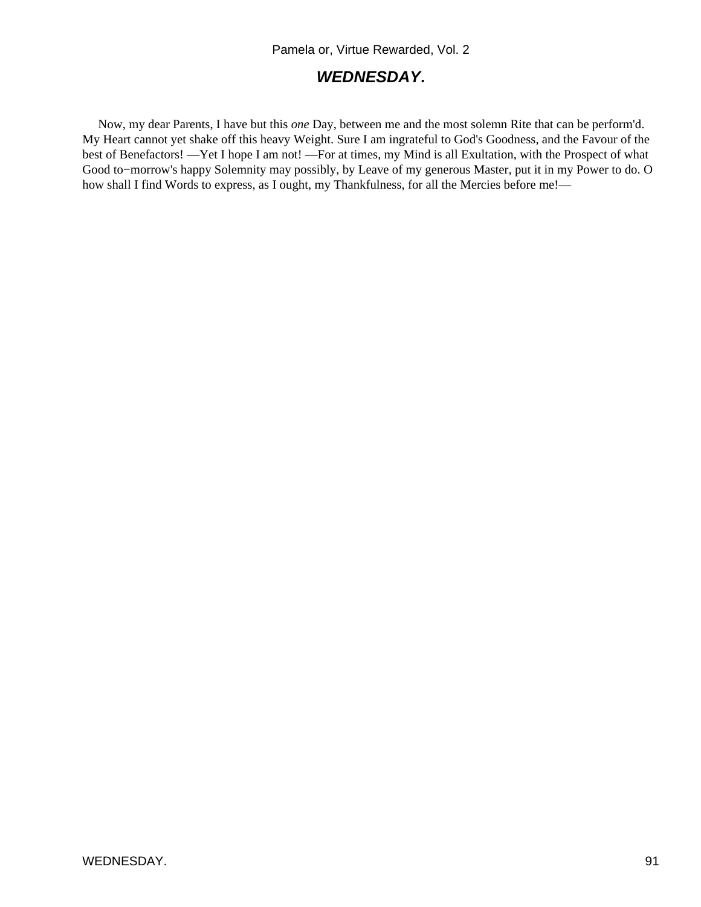## *WEDNESDAY*.

Now, my dear Parents, I have but this *one* Day, between me and the most solemn Rite that can be perform'd. My Heart cannot yet shake off this heavy Weight. Sure I am ingrateful to God's Goodness, and the Favour of the best of Benefactors! —Yet I hope I am not! —For at times, my Mind is all Exultation, with the Prospect of what Good to−morrow's happy Solemnity may possibly, by Leave of my generous Master, put it in my Power to do. O how shall I find Words to express, as I ought, my Thankfulness, for all the Mercies before me!—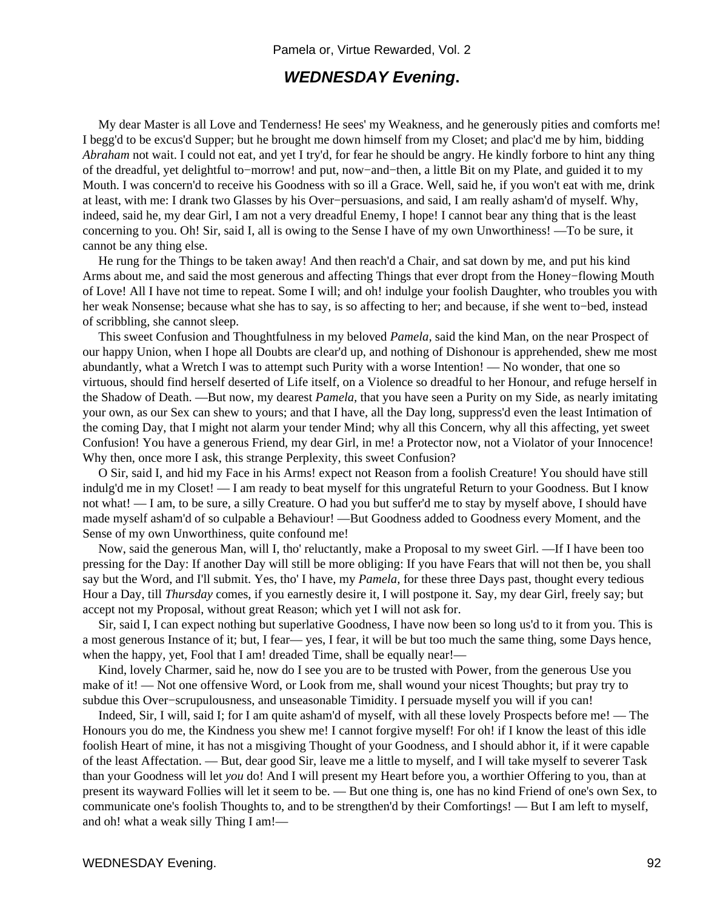## ***WEDNESDAY Evening*.**

My dear Master is all Love and Tenderness! He sees' my Weakness, and he generously pities and comforts me! I begg'd to be excus'd Supper; but he brought me down himself from my Closet; and plac'd me by him, bidding *Abraham* not wait. I could not eat, and yet I try'd, for fear he should be angry. He kindly forbore to hint any thing of the dreadful, yet delightful to−morrow! and put, now−and−then, a little Bit on my Plate, and guided it to my Mouth. I was concern'd to receive his Goodness with so ill a Grace. Well, said he, if you won't eat with me, drink at least, with me: I drank two Glasses by his Over−persuasions, and said, I am really asham'd of myself. Why, indeed, said he, my dear Girl, I am not a very dreadful Enemy, I hope! I cannot bear any thing that is the least concerning to you. Oh! Sir, said I, all is owing to the Sense I have of my own Unworthiness! —To be sure, it cannot be any thing else.

He rung for the Things to be taken away! And then reach'd a Chair, and sat down by me, and put his kind Arms about me, and said the most generous and affecting Things that ever dropt from the Honey−flowing Mouth of Love! All I have not time to repeat. Some I will; and oh! indulge your foolish Daughter, who troubles you with her weak Nonsense; because what she has to say, is so affecting to her; and because, if she went to−bed, instead of scribbling, she cannot sleep.

This sweet Confusion and Thoughtfulness in my beloved *Pamela,* said the kind Man, on the near Prospect of our happy Union, when I hope all Doubts are clear'd up, and nothing of Dishonour is apprehended, shew me most abundantly, what a Wretch I was to attempt such Purity with a worse Intention! — No wonder, that one so virtuous, should find herself deserted of Life itself, on a Violence so dreadful to her Honour, and refuge herself in the Shadow of Death. —But now, my dearest *Pamela,* that you have seen a Purity on my Side, as nearly imitating your own, as our Sex can shew to yours; and that I have, all the Day long, suppress'd even the least Intimation of the coming Day, that I might not alarm your tender Mind; why all this Concern, why all this affecting, yet sweet Confusion! You have a generous Friend, my dear Girl, in me! a Protector now, not a Violator of your Innocence! Why then, once more I ask, this strange Perplexity, this sweet Confusion?

O Sir, said I, and hid my Face in his Arms! expect not Reason from a foolish Creature! You should have still indulg'd me in my Closet! — I am ready to beat myself for this ungrateful Return to your Goodness. But I know not what! — I am, to be sure, a silly Creature. O had you but suffer'd me to stay by myself above, I should have made myself asham'd of so culpable a Behaviour! —But Goodness added to Goodness every Moment, and the Sense of my own Unworthiness, quite confound me!

Now, said the generous Man, will I, tho' reluctantly, make a Proposal to my sweet Girl. —If I have been too pressing for the Day: If another Day will still be more obliging: If you have Fears that will not then be, you shall say but the Word, and I'll submit. Yes, tho' I have, my *Pamela,* for these three Days past, thought every tedious Hour a Day, till *Thursday* comes, if you earnestly desire it, I will postpone it. Say, my dear Girl, freely say; but accept not my Proposal, without great Reason; which yet I will not ask for.

Sir, said I, I can expect nothing but superlative Goodness, I have now been so long us'd to it from you. This is a most generous Instance of it; but, I fear— yes, I fear, it will be but too much the same thing, some Days hence, when the happy, yet, Fool that I am! dreaded Time, shall be equally near!—

Kind, lovely Charmer, said he, now do I see you are to be trusted with Power, from the generous Use you make of it! — Not one offensive Word, or Look from me, shall wound your nicest Thoughts; but pray try to subdue this Over−scrupulousness, and unseasonable Timidity. I persuade myself you will if you can!

Indeed, Sir, I will, said I; for I am quite asham'd of myself, with all these lovely Prospects before me! — The Honours you do me, the Kindness you shew me! I cannot forgive myself! For oh! if I know the least of this idle foolish Heart of mine, it has not a misgiving Thought of your Goodness, and I should abhor it, if it were capable of the least Affectation. — But, dear good Sir, leave me a little to myself, and I will take myself to severer Task than your Goodness will let *you* do! And I will present my Heart before you, a worthier Offering to you, than at present its wayward Follies will let it seem to be. — But one thing is, one has no kind Friend of one's own Sex, to communicate one's foolish Thoughts to, and to be strengthen'd by their Comfortings! — But I am left to myself, and oh! what a weak silly Thing I am!—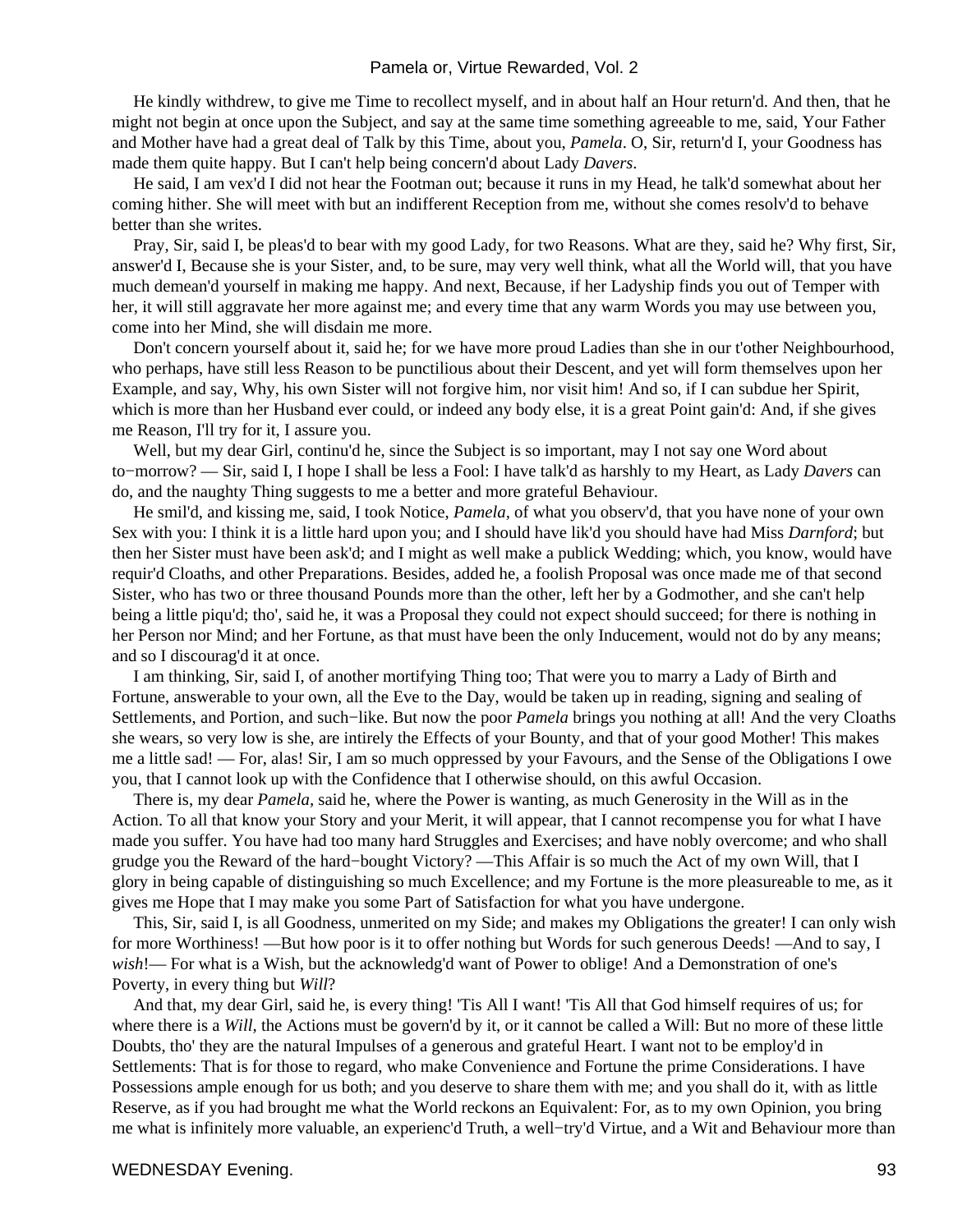He kindly withdrew, to give me Time to recollect myself, and in about half an Hour return'd. And then, that he might not begin at once upon the Subject, and say at the same time something agreeable to me, said, Your Father and Mother have had a great deal of Talk by this Time, about you, *Pamela*. O, Sir, return'd I, your Goodness has made them quite happy. But I can't help being concern'd about Lady *Davers*.

He said, I am vex'd I did not hear the Footman out; because it runs in my Head, he talk'd somewhat about her coming hither. She will meet with but an indifferent Reception from me, without she comes resolv'd to behave better than she writes.

Pray, Sir, said I, be pleas'd to bear with my good Lady, for two Reasons. What are they, said he? Why first, Sir, answer'd I, Because she is your Sister, and, to be sure, may very well think, what all the World will, that you have much demean'd yourself in making me happy. And next, Because, if her Ladyship finds you out of Temper with her, it will still aggravate her more against me; and every time that any warm Words you may use between you, come into her Mind, she will disdain me more.

Don't concern yourself about it, said he; for we have more proud Ladies than she in our t'other Neighbourhood, who perhaps, have still less Reason to be punctilious about their Descent, and yet will form themselves upon her Example, and say, Why, his own Sister will not forgive him, nor visit him! And so, if I can subdue her Spirit, which is more than her Husband ever could, or indeed any body else, it is a great Point gain'd: And, if she gives me Reason, I'll try for it, I assure you.

Well, but my dear Girl, continu'd he, since the Subject is so important, may I not say one Word about to−morrow? — Sir, said I, I hope I shall be less a Fool: I have talk'd as harshly to my Heart, as Lady *Davers* can do, and the naughty Thing suggests to me a better and more grateful Behaviour.

He smil'd, and kissing me, said, I took Notice, *Pamela*, of what you observ'd, that you have none of your own Sex with you: I think it is a little hard upon you; and I should have lik'd you should have had Miss *Darnford*; but then her Sister must have been ask'd; and I might as well make a publick Wedding; which, you know, would have requir'd Cloaths, and other Preparations. Besides, added he, a foolish Proposal was once made me of that second Sister, who has two or three thousand Pounds more than the other, left her by a Godmother, and she can't help being a little piqu'd; tho', said he, it was a Proposal they could not expect should succeed; for there is nothing in her Person nor Mind; and her Fortune, as that must have been the only Inducement, would not do by any means; and so I discourag'd it at once.

I am thinking, Sir, said I, of another mortifying Thing too; That were you to marry a Lady of Birth and Fortune, answerable to your own, all the Eve to the Day, would be taken up in reading, signing and sealing of Settlements, and Portion, and such−like. But now the poor *Pamela* brings you nothing at all! And the very Cloaths she wears, so very low is she, are intirely the Effects of your Bounty, and that of your good Mother! This makes me a little sad! — For, alas! Sir, I am so much oppressed by your Favours, and the Sense of the Obligations I owe you, that I cannot look up with the Confidence that I otherwise should, on this awful Occasion.

There is, my dear *Pamela*, said he, where the Power is wanting, as much Generosity in the Will as in the Action. To all that know your Story and your Merit, it will appear, that I cannot recompense you for what I have made you suffer. You have had too many hard Struggles and Exercises; and have nobly overcome; and who shall grudge you the Reward of the hard−bought Victory? —This Affair is so much the Act of my own Will, that I glory in being capable of distinguishing so much Excellence; and my Fortune is the more pleasureable to me, as it gives me Hope that I may make you some Part of Satisfaction for what you have undergone.

This, Sir, said I, is all Goodness, unmerited on my Side; and makes my Obligations the greater! I can only wish for more Worthiness! —But how poor is it to offer nothing but Words for such generous Deeds! —And to say, I *wish*!— For what is a Wish, but the acknowledg'd want of Power to oblige! And a Demonstration of one's Poverty, in every thing but *Will*?

And that, my dear Girl, said he, is every thing! 'Tis All I want! 'Tis All that God himself requires of us; for where there is a *Will*, the Actions must be govern'd by it, or it cannot be called a Will: But no more of these little Doubts, tho' they are the natural Impulses of a generous and grateful Heart. I want not to be employ'd in Settlements: That is for those to regard, who make Convenience and Fortune the prime Considerations. I have Possessions ample enough for us both; and you deserve to share them with me; and you shall do it, with as little Reserve, as if you had brought me what the World reckons an Equivalent: For, as to my own Opinion, you bring me what is infinitely more valuable, an experienc'd Truth, a well−try'd Virtue, and a Wit and Behaviour more than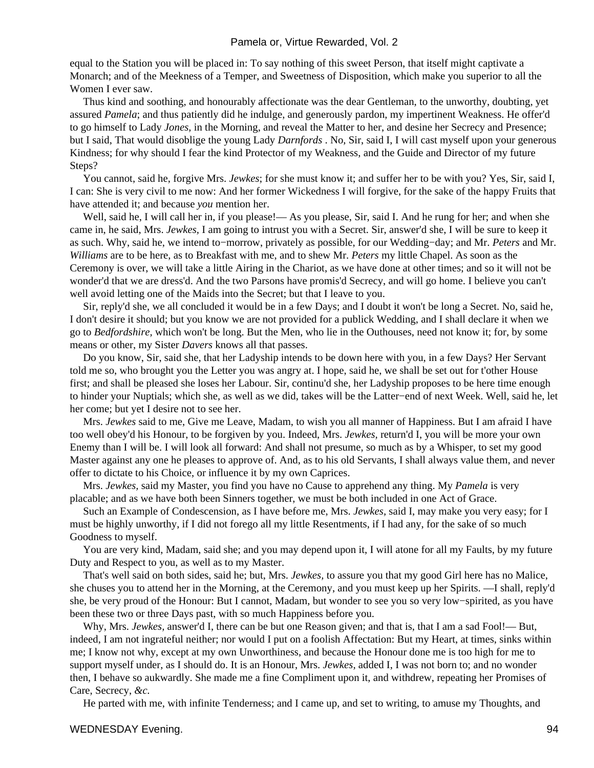equal to the Station you will be placed in: To say nothing of this sweet Person, that itself might captivate a Monarch; and of the Meekness of a Temper, and Sweetness of Disposition, which make you superior to all the Women I ever saw.

Thus kind and soothing, and honourably affectionate was the dear Gentleman, to the unworthy, doubting, yet assured *Pamela*; and thus patiently did he indulge, and generously pardon, my impertinent Weakness. He offer'd to go himself to Lady *Jones,* in the Morning, and reveal the Matter to her, and desine her Secrecy and Presence; but I said, That would disoblige the young Lady *Darnfords* . No, Sir, said I, I will cast myself upon your generous Kindness; for why should I fear the kind Protector of my Weakness, and the Guide and Director of my future Steps?

You cannot, said he, forgive Mrs. *Jewkes*; for she must know it; and suffer her to be with you? Yes, Sir, said I, I can: She is very civil to me now: And her former Wickedness I will forgive, for the sake of the happy Fruits that have attended it; and because *you* mention her.

Well, said he, I will call her in, if you please!— As you please, Sir, said I. And he rung for her; and when she came in, he said, Mrs. *Jewkes,* I am going to intrust you with a Secret. Sir, answer'd she, I will be sure to keep it as such. Why, said he, we intend to−morrow, privately as possible, for our Wedding−day; and Mr. *Peters* and Mr. *Williams* are to be here, as to Breakfast with me, and to shew Mr. *Peters* my little Chapel. As soon as the Ceremony is over, we will take a little Airing in the Chariot, as we have done at other times; and so it will not be wonder'd that we are dress'd. And the two Parsons have promis'd Secrecy, and will go home. I believe you can't well avoid letting one of the Maids into the Secret; but that I leave to you.

Sir, reply'd she, we all concluded it would be in a few Days; and I doubt it won't be long a Secret. No, said he, I don't desire it should; but you know we are not provided for a publick Wedding, and I shall declare it when we go to *Bedfordshire,* which won't be long. But the Men, who lie in the Outhouses, need not know it; for, by some means or other, my Sister *Davers* knows all that passes.

Do you know, Sir, said she, that her Ladyship intends to be down here with you, in a few Days? Her Servant told me so, who brought you the Letter you was angry at. I hope, said he, we shall be set out for t'other House first; and shall be pleased she loses her Labour. Sir, continu'd she, her Ladyship proposes to be here time enough to hinder your Nuptials; which she, as well as we did, takes will be the Latter−end of next Week. Well, said he, let her come; but yet I desire not to see her.

Mrs. *Jewkes* said to me, Give me Leave, Madam, to wish you all manner of Happiness. But I am afraid I have too well obey'd his Honour, to be forgiven by you. Indeed, Mrs. *Jewkes,* return'd I, you will be more your own Enemy than I will be. I will look all forward: And shall not presume, so much as by a Whisper, to set my good Master against any one he pleases to approve of. And, as to his old Servants, I shall always value them, and never offer to dictate to his Choice, or influence it by my own Caprices.

Mrs. *Jewkes,* said my Master, you find you have no Cause to apprehend any thing. My *Pamela* is very placable; and as we have both been Sinners together, we must be both included in one Act of Grace.

Such an Example of Condescension, as I have before me, Mrs. *Jewkes,* said I, may make you very easy; for I must be highly unworthy, if I did not forego all my little Resentments, if I had any, for the sake of so much Goodness to myself.

You are very kind, Madam, said she; and you may depend upon it, I will atone for all my Faults, by my future Duty and Respect to you, as well as to my Master.

That's well said on both sides, said he; but, Mrs. *Jewkes,* to assure you that my good Girl here has no Malice, she chuses you to attend her in the Morning, at the Ceremony, and you must keep up her Spirits. —I shall, reply'd she, be very proud of the Honour: But I cannot, Madam, but wonder to see you so very low−spirited, as you have been these two or three Days past, with so much Happiness before you.

Why, Mrs. *Jewkes,* answer'd I, there can be but one Reason given; and that is, that I am a sad Fool!— But, indeed, I am not ingrateful neither; nor would I put on a foolish Affectation: But my Heart, at times, sinks within me; I know not why, except at my own Unworthiness, and because the Honour done me is too high for me to support myself under, as I should do. It is an Honour, Mrs. *Jewkes,* added I, I was not born to; and no wonder then, I behave so aukwardly. She made me a fine Compliment upon it, and withdrew, repeating her Promises of Care, Secrecy, *&c.*

He parted with me, with infinite Tenderness; and I came up, and set to writing, to amuse my Thoughts, and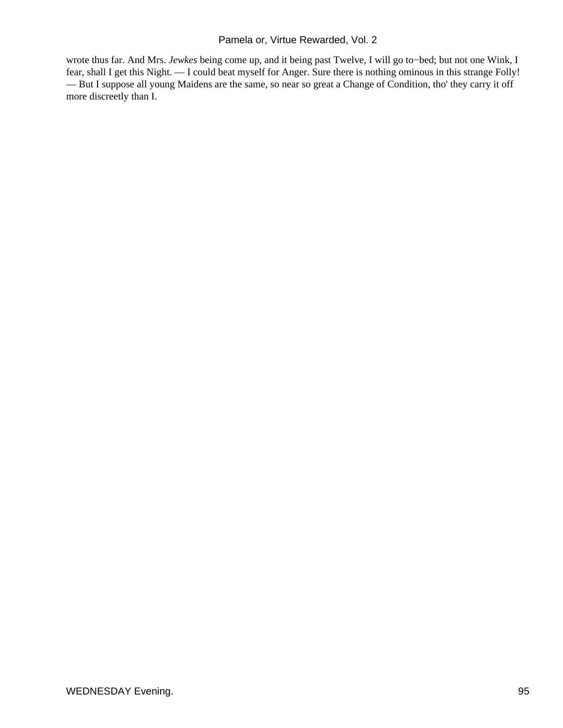wrote thus far. And Mrs. *Jewkes* being come up, and it being past Twelve, I will go to−bed; but not one Wink, I fear, shall I get this Night. — I could beat myself for Anger. Sure there is nothing ominous in this strange Folly! — But I suppose all young Maidens are the same, so near so great a Change of Condition, tho' they carry it off more discreetly than I.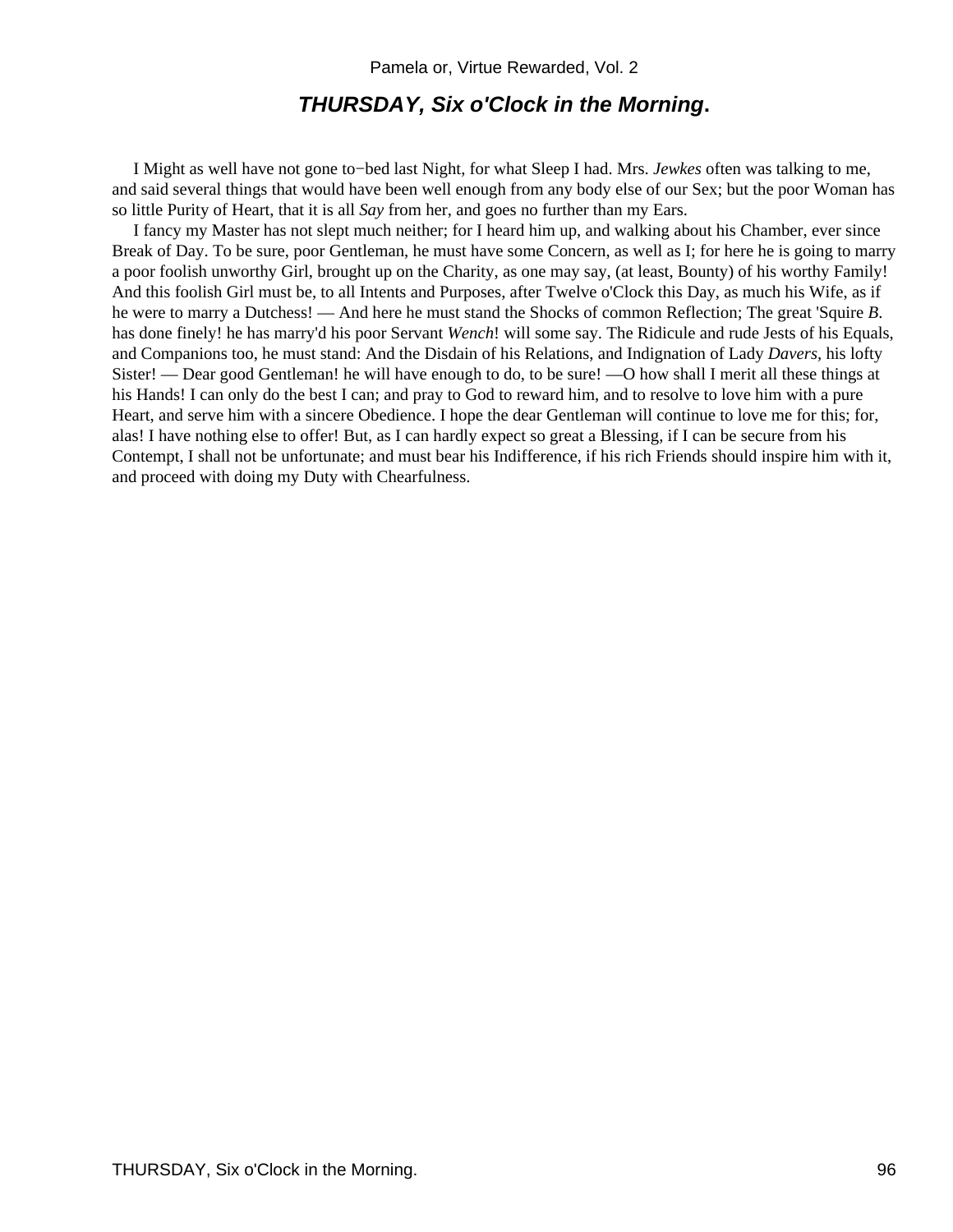## ***THURSDAY, Six o'Clock in the Morning*.**

I Might as well have not gone to−bed last Night, for what Sleep I had. Mrs. *Jewkes* often was talking to me, and said several things that would have been well enough from any body else of our Sex; but the poor Woman has so little Purity of Heart, that it is all *Say* from her, and goes no further than my Ears.

I fancy my Master has not slept much neither; for I heard him up, and walking about his Chamber, ever since Break of Day. To be sure, poor Gentleman, he must have some Concern, as well as I; for here he is going to marry a poor foolish unworthy Girl, brought up on the Charity, as one may say, (at least, Bounty) of his worthy Family! And this foolish Girl must be, to all Intents and Purposes, after Twelve o'Clock this Day, as much his Wife, as if he were to marry a Dutchess! — And here he must stand the Shocks of common Reflection; The great 'Squire *B*. has done finely! he has marry'd his poor Servant *Wench*! will some say. The Ridicule and rude Jests of his Equals, and Companions too, he must stand: And the Disdain of his Relations, and Indignation of Lady *Davers*, his lofty Sister! — Dear good Gentleman! he will have enough to do, to be sure! —O how shall I merit all these things at his Hands! I can only do the best I can; and pray to God to reward him, and to resolve to love him with a pure Heart, and serve him with a sincere Obedience. I hope the dear Gentleman will continue to love me for this; for, alas! I have nothing else to offer! But, as I can hardly expect so great a Blessing, if I can be secure from his Contempt, I shall not be unfortunate; and must bear his Indifference, if his rich Friends should inspire him with it, and proceed with doing my Duty with Chearfulness.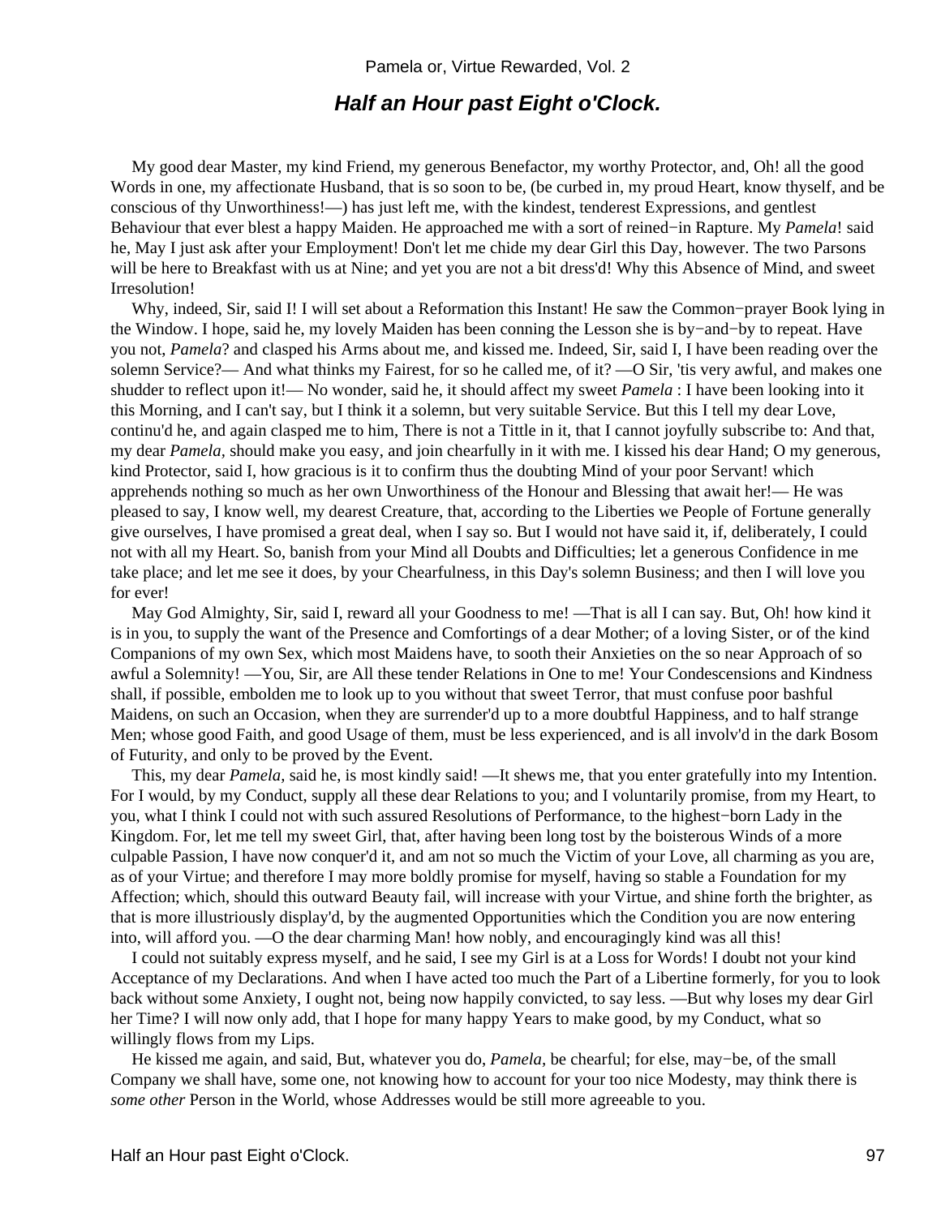## *Half an Hour past Eight o'Clock.*

My good dear Master, my kind Friend, my generous Benefactor, my worthy Protector, and, Oh! all the good Words in one, my affectionate Husband, that is so soon to be, (be curbed in, my proud Heart, know thyself, and be conscious of thy Unworthiness!—) has just left me, with the kindest, tenderest Expressions, and gentlest Behaviour that ever blest a happy Maiden. He approached me with a sort of reined−in Rapture. My *Pamela*! said he, May I just ask after your Employment! Don't let me chide my dear Girl this Day, however. The two Parsons will be here to Breakfast with us at Nine; and yet you are not a bit dress'd! Why this Absence of Mind, and sweet Irresolution!

Why, indeed, Sir, said I! I will set about a Reformation this Instant! He saw the Common−prayer Book lying in the Window. I hope, said he, my lovely Maiden has been conning the Lesson she is by−and−by to repeat. Have you not, *Pamela*? and clasped his Arms about me, and kissed me. Indeed, Sir, said I, I have been reading over the solemn Service?— And what thinks my Fairest, for so he called me, of it? —O Sir, 'tis very awful, and makes one shudder to reflect upon it!— No wonder, said he, it should affect my sweet *Pamela* : I have been looking into it this Morning, and I can't say, but I think it a solemn, but very suitable Service. But this I tell my dear Love, continu'd he, and again clasped me to him, There is not a Tittle in it, that I cannot joyfully subscribe to: And that, my dear *Pamela,* should make you easy, and join chearfully in it with me. I kissed his dear Hand; O my generous, kind Protector, said I, how gracious is it to confirm thus the doubting Mind of your poor Servant! which apprehends nothing so much as her own Unworthiness of the Honour and Blessing that await her!— He was pleased to say, I know well, my dearest Creature, that, according to the Liberties we People of Fortune generally give ourselves, I have promised a great deal, when I say so. But I would not have said it, if, deliberately, I could not with all my Heart. So, banish from your Mind all Doubts and Difficulties; let a generous Confidence in me take place; and let me see it does, by your Chearfulness, in this Day's solemn Business; and then I will love you for ever!

May God Almighty, Sir, said I, reward all your Goodness to me! —That is all I can say. But, Oh! how kind it is in you, to supply the want of the Presence and Comfortings of a dear Mother; of a loving Sister, or of the kind Companions of my own Sex, which most Maidens have, to sooth their Anxieties on the so near Approach of so awful a Solemnity! —You, Sir, are All these tender Relations in One to me! Your Condescensions and Kindness shall, if possible, embolden me to look up to you without that sweet Terror, that must confuse poor bashful Maidens, on such an Occasion, when they are surrender'd up to a more doubtful Happiness, and to half strange Men; whose good Faith, and good Usage of them, must be less experienced, and is all involv'd in the dark Bosom of Futurity, and only to be proved by the Event.

This, my dear *Pamela,* said he, is most kindly said! —It shews me, that you enter gratefully into my Intention. For I would, by my Conduct, supply all these dear Relations to you; and I voluntarily promise, from my Heart, to you, what I think I could not with such assured Resolutions of Performance, to the highest−born Lady in the Kingdom. For, let me tell my sweet Girl, that, after having been long tost by the boisterous Winds of a more culpable Passion, I have now conquer'd it, and am not so much the Victim of your Love, all charming as you are, as of your Virtue; and therefore I may more boldly promise for myself, having so stable a Foundation for my Affection; which, should this outward Beauty fail, will increase with your Virtue, and shine forth the brighter, as that is more illustriously display'd, by the augmented Opportunities which the Condition you are now entering into, will afford you. —O the dear charming Man! how nobly, and encouragingly kind was all this!

I could not suitably express myself, and he said, I see my Girl is at a Loss for Words! I doubt not your kind Acceptance of my Declarations. And when I have acted too much the Part of a Libertine formerly, for you to look back without some Anxiety, I ought not, being now happily convicted, to say less. —But why loses my dear Girl her Time? I will now only add, that I hope for many happy Years to make good, by my Conduct, what so willingly flows from my Lips.

He kissed me again, and said, But, whatever you do, *Pamela,* be chearful; for else, may−be, of the small Company we shall have, some one, not knowing how to account for your too nice Modesty, may think there is *some other* Person in the World, whose Addresses would be still more agreeable to you.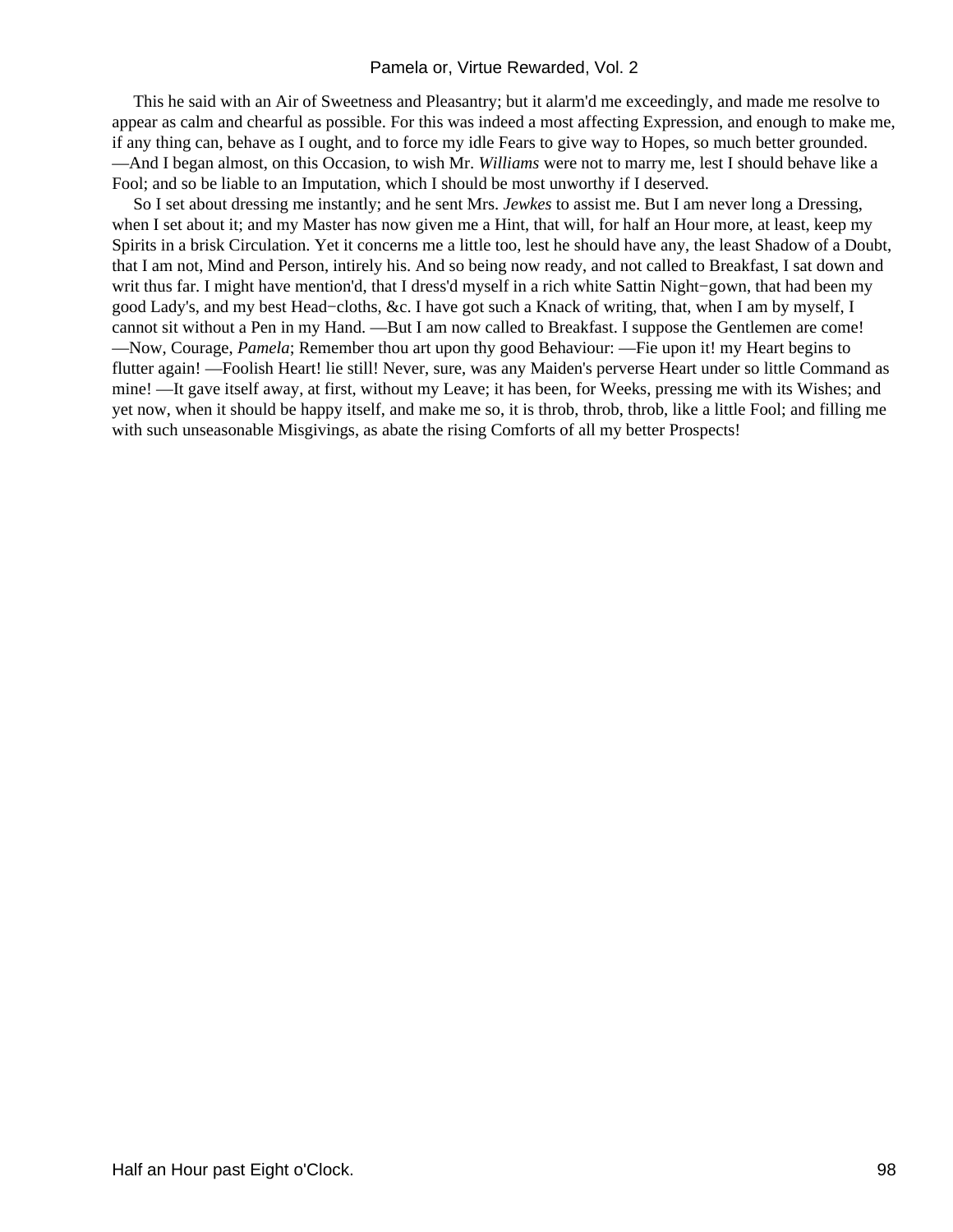This he said with an Air of Sweetness and Pleasantry; but it alarm'd me exceedingly, and made me resolve to appear as calm and chearful as possible. For this was indeed a most affecting Expression, and enough to make me, if any thing can, behave as I ought, and to force my idle Fears to give way to Hopes, so much better grounded. —And I began almost, on this Occasion, to wish Mr. *Williams* were not to marry me, lest I should behave like a Fool; and so be liable to an Imputation, which I should be most unworthy if I deserved.

So I set about dressing me instantly; and he sent Mrs. *Jewkes* to assist me. But I am never long a Dressing, when I set about it; and my Master has now given me a Hint, that will, for half an Hour more, at least, keep my Spirits in a brisk Circulation. Yet it concerns me a little too, lest he should have any, the least Shadow of a Doubt, that I am not, Mind and Person, intirely his. And so being now ready, and not called to Breakfast, I sat down and writ thus far. I might have mention'd, that I dress'd myself in a rich white Sattin Night−gown, that had been my good Lady's, and my best Head−cloths, &c. I have got such a Knack of writing, that, when I am by myself, I cannot sit without a Pen in my Hand. —But I am now called to Breakfast. I suppose the Gentlemen are come! —Now, Courage, *Pamela*; Remember thou art upon thy good Behaviour: —Fie upon it! my Heart begins to flutter again! —Foolish Heart! lie still! Never, sure, was any Maiden's perverse Heart under so little Command as mine! —It gave itself away, at first, without my Leave; it has been, for Weeks, pressing me with its Wishes; and yet now, when it should be happy itself, and make me so, it is throb, throb, throb, like a little Fool; and filling me with such unseasonable Misgivings, as abate the rising Comforts of all my better Prospects!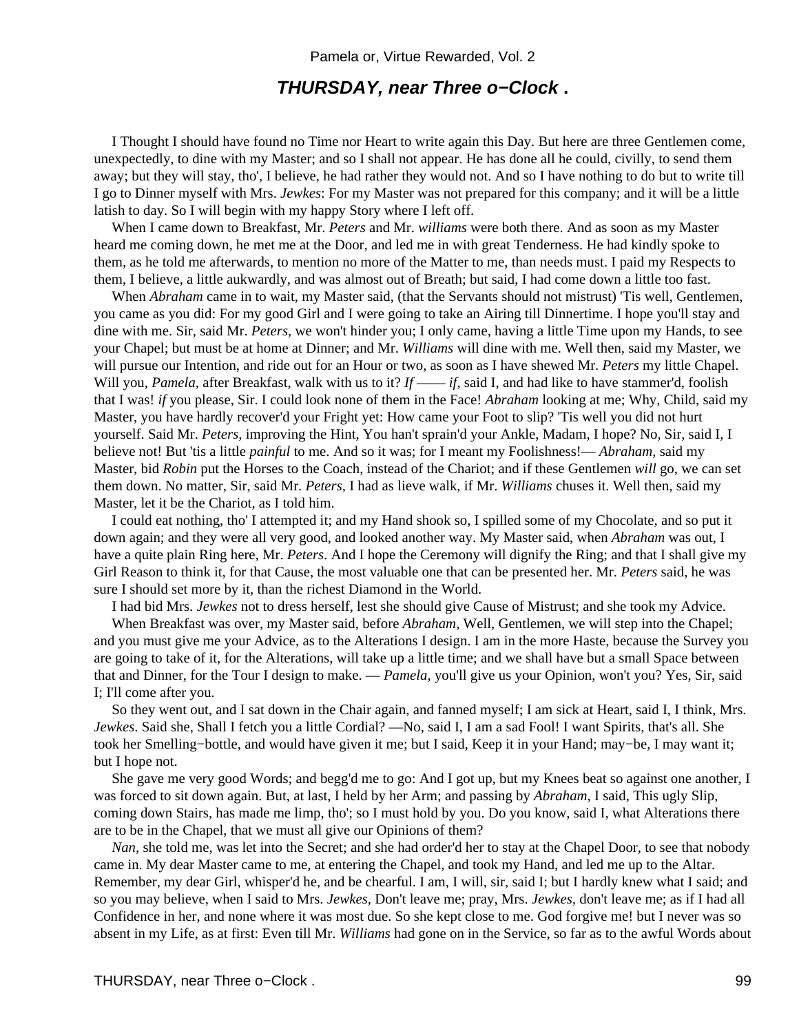## *THURSDAY, near Three o−Clock* .

I Thought I should have found no Time nor Heart to write again this Day. But here are three Gentlemen come, unexpectedly, to dine with my Master; and so I shall not appear. He has done all he could, civilly, to send them away; but they will stay, tho', I believe, he had rather they would not. And so I have nothing to do but to write till I go to Dinner myself with Mrs. *Jewkes*: For my Master was not prepared for this company; and it will be a little latish to day. So I will begin with my happy Story where I left off.

When I came down to Breakfast, Mr. *Peters* and Mr. *williams* were both there. And as soon as my Master heard me coming down, he met me at the Door, and led me in with great Tenderness. He had kindly spoke to them, as he told me afterwards, to mention no more of the Matter to me, than needs must. I paid my Respects to them, I believe, a little aukwardly, and was almost out of Breath; but said, I had come down a little too fast.

When *Abraham* came in to wait, my Master said, (that the Servants should not mistrust) 'Tis well, Gentlemen, you came as you did: For my good Girl and I were going to take an Airing till Dinnertime. I hope you'll stay and dine with me. Sir, said Mr. *Peters,* we won't hinder you; I only came, having a little Time upon my Hands, to see your Chapel; but must be at home at Dinner; and Mr. *Williams* will dine with me. Well then, said my Master, we will pursue our Intention, and ride out for an Hour or two, as soon as I have shewed Mr. *Peters* my little Chapel. Will you, *Pamela,* after Breakfast, walk with us to it? *If* —— *if,* said I, and had like to have stammer'd, foolish that I was! *if* you please, Sir. I could look none of them in the Face! *Abraham* looking at me; Why, Child, said my Master, you have hardly recover'd your Fright yet: How came your Foot to slip? 'Tis well you did not hurt yourself. Said Mr. *Peters,* improving the Hint, You han't sprain'd your Ankle, Madam, I hope? No, Sir, said I, I believe not! But 'tis a little *painful* to me. And so it was; for I meant my Foolishness!— *Abraham,* said my Master, bid *Robin* put the Horses to the Coach, instead of the Chariot; and if these Gentlemen *will* go, we can set them down. No matter, Sir, said Mr. *Peters,* I had as lieve walk, if Mr. *Williams* chuses it. Well then, said my Master, let it be the Chariot, as I told him.

I could eat nothing, tho' I attempted it; and my Hand shook so, I spilled some of my Chocolate, and so put it down again; and they were all very good, and looked another way. My Master said, when *Abraham* was out, I have a quite plain Ring here, Mr. *Peters*. And I hope the Ceremony will dignify the Ring; and that I shall give my Girl Reason to think it, for that Cause, the most valuable one that can be presented her. Mr. *Peters* said, he was sure I should set more by it, than the richest Diamond in the World.

I had bid Mrs. *Jewkes* not to dress herself, lest she should give Cause of Mistrust; and she took my Advice.

When Breakfast was over, my Master said, before *Abraham,* Well, Gentlemen, we will step into the Chapel; and you must give me your Advice, as to the Alterations I design. I am in the more Haste, because the Survey you are going to take of it, for the Alterations, will take up a little time; and we shall have but a small Space between that and Dinner, for the Tour I design to make. — *Pamela,* you'll give us your Opinion, won't you? Yes, Sir, said I; I'll come after you.

So they went out, and I sat down in the Chair again, and fanned myself; I am sick at Heart, said I, I think, Mrs. *Jewkes*. Said she, Shall I fetch you a little Cordial? —No, said I, I am a sad Fool! I want Spirits, that's all. She took her Smelling−bottle, and would have given it me; but I said, Keep it in your Hand; may−be, I may want it; but I hope not.

She gave me very good Words; and begg'd me to go: And I got up, but my Knees beat so against one another, I was forced to sit down again. But, at last, I held by her Arm; and passing by *Abraham,* I said, This ugly Slip, coming down Stairs, has made me limp, tho'; so I must hold by you. Do you know, said I, what Alterations there are to be in the Chapel, that we must all give our Opinions of them?

*Nan,* she told me, was let into the Secret; and she had order'd her to stay at the Chapel Door, to see that nobody came in. My dear Master came to me, at entering the Chapel, and took my Hand, and led me up to the Altar. Remember, my dear Girl, whisper'd he, and be chearful. I am, I will, sir, said I; but I hardly knew what I said; and so you may believe, when I said to Mrs. *Jewkes,* Don't leave me; pray, Mrs. *Jewkes,* don't leave me; as if I had all Confidence in her, and none where it was most due. So she kept close to me. God forgive me! but I never was so absent in my Life, as at first: Even till Mr. *Williams* had gone on in the Service, so far as to the awful Words about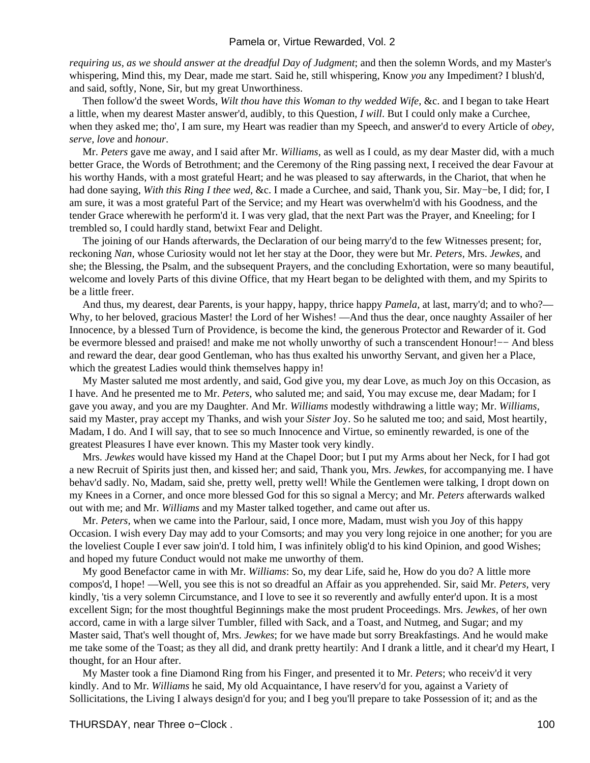*requiring us, as we should answer at the dreadful Day of Judgment*; and then the solemn Words, and my Master's whispering, Mind this, my Dear, made me start. Said he, still whispering, Know *you* any Impediment? I blush'd, and said, softly, None, Sir, but my great Unworthiness.

Then follow'd the sweet Words, *Wilt thou have this Woman to thy wedded Wife,* &c. and I began to take Heart a little, when my dearest Master answer'd, audibly, to this Question, *I will*. But I could only make a Curchee, when they asked me; tho', I am sure, my Heart was readier than my Speech, and answer'd to every Article of *obey, serve, love* and *honour*.

Mr. *Peters* gave me away, and I said after Mr. *Williams*, as well as I could, as my dear Master did, with a much better Grace, the Words of Betrothment; and the Ceremony of the Ring passing next, I received the dear Favour at his worthy Hands, with a most grateful Heart; and he was pleased to say afterwards, in the Chariot, that when he had done saying, *With this Ring I thee wed,* &c. I made a Curchee, and said, Thank you, Sir. May−be, I did; for, I am sure, it was a most grateful Part of the Service; and my Heart was overwhelm'd with his Goodness, and the tender Grace wherewith he perform'd it. I was very glad, that the next Part was the Prayer, and Kneeling; for I trembled so, I could hardly stand, betwixt Fear and Delight.

The joining of our Hands afterwards, the Declaration of our being marry'd to the few Witnesses present; for, reckoning *Nan,* whose Curiosity would not let her stay at the Door, they were but Mr. *Peters,* Mrs. *Jewkes*, and she; the Blessing, the Psalm, and the subsequent Prayers, and the concluding Exhortation, were so many beautiful, welcome and lovely Parts of this divine Office, that my Heart began to be delighted with them, and my Spirits to be a little freer.

And thus, my dearest, dear Parents, is your happy, happy, thrice happy *Pamela,* at last, marry'd; and to who?—Why, to her beloved, gracious Master! the Lord of her Wishes! —And thus the dear, once naughty Assailer of her Innocence, by a blessed Turn of Providence, is become the kind, the generous Protector and Rewarder of it. God be evermore blessed and praised! and make me not wholly unworthy of such a transcendent Honour!−− And bless and reward the dear, dear good Gentleman, who has thus exalted his unworthy Servant, and given her a Place, which the greatest Ladies would think themselves happy in!

My Master saluted me most ardently, and said, God give you, my dear Love, as much Joy on this Occasion, as I have. And he presented me to Mr. *Peters,* who saluted me; and said, You may excuse me, dear Madam; for I gave you away, and you are my Daughter. And Mr. *Williams* modestly withdrawing a little way; Mr. *Williams*, said my Master, pray accept my Thanks, and wish your *Sister* Joy. So he saluted me too; and said, Most heartily, Madam, I do. And I will say, that to see so much Innocence and Virtue, so eminently rewarded, is one of the greatest Pleasures I have ever known. This my Master took very kindly.

Mrs. *Jewkes* would have kissed my Hand at the Chapel Door; but I put my Arms about her Neck, for I had got a new Recruit of Spirits just then, and kissed her; and said, Thank you, Mrs. *Jewkes,* for accompanying me. I have behav'd sadly. No, Madam, said she, pretty well, pretty well! While the Gentlemen were talking, I dropt down on my Knees in a Corner, and once more blessed God for this so signal a Mercy; and Mr. *Peters* afterwards walked out with me; and Mr. *Williams* and my Master talked together, and came out after us.

Mr. *Peters,* when we came into the Parlour, said, I once more, Madam, must wish you Joy of this happy Occasion. I wish every Day may add to your Comsorts; and may you very long rejoice in one another; for you are the loveliest Couple I ever saw join'd. I told him, I was infinitely oblig'd to his kind Opinion, and good Wishes; and hoped my future Conduct would not make me unworthy of them.

My good Benefactor came in with Mr. *Williams*: So, my dear Life, said he, How do you do? A little more compos'd, I hope! —Well, you see this is not so dreadful an Affair as you apprehended. Sir, said Mr. *Peters,* very kindly, 'tis a very solemn Circumstance, and I love to see it so reverently and awfully enter'd upon. It is a most excellent Sign; for the most thoughtful Beginnings make the most prudent Proceedings. Mrs. *Jewkes,* of her own accord, came in with a large silver Tumbler, filled with Sack, and a Toast, and Nutmeg, and Sugar; and my Master said, That's well thought of, Mrs. *Jewkes*; for we have made but sorry Breakfastings. And he would make me take some of the Toast; as they all did, and drank pretty heartily: And I drank a little, and it chear'd my Heart, I thought, for an Hour after.

My Master took a fine Diamond Ring from his Finger, and presented it to Mr. *Peters*; who receiv'd it very kindly. And to Mr. *Williams* he said, My old Acquaintance, I have reserv'd for you, against a Variety of Sollicitations, the Living I always design'd for you; and I beg you'll prepare to take Possession of it; and as the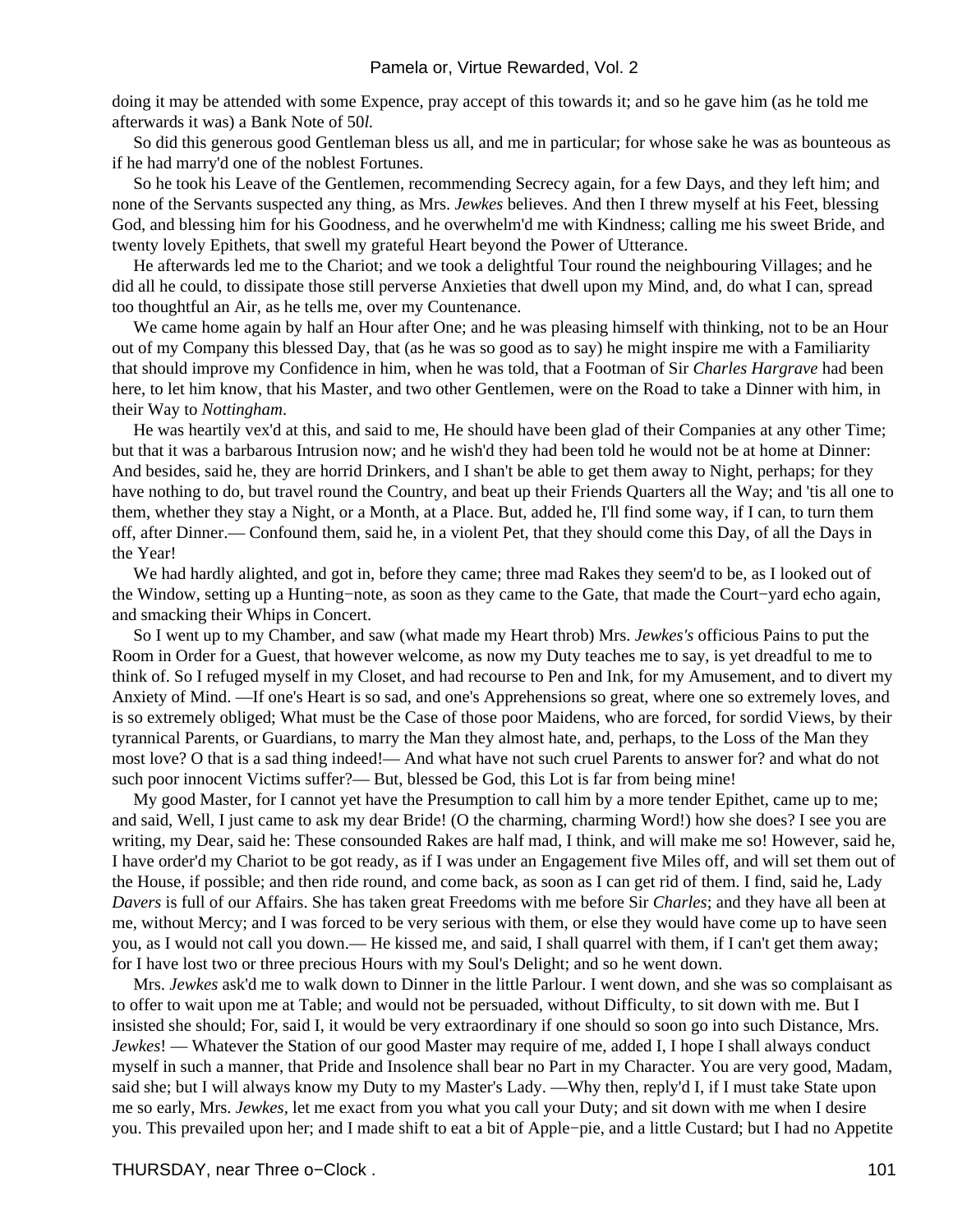doing it may be attended with some Expence, pray accept of this towards it; and so he gave him (as he told me afterwards it was) a Bank Note of 50*l.*

So did this generous good Gentleman bless us all, and me in particular; for whose sake he was as bounteous as if he had marry'd one of the noblest Fortunes.

So he took his Leave of the Gentlemen, recommending Secrecy again, for a few Days, and they left him; and none of the Servants suspected any thing, as Mrs. *Jewkes* believes. And then I threw myself at his Feet, blessing God, and blessing him for his Goodness, and he overwhelm'd me with Kindness; calling me his sweet Bride, and twenty lovely Epithets, that swell my grateful Heart beyond the Power of Utterance.

He afterwards led me to the Chariot; and we took a delightful Tour round the neighbouring Villages; and he did all he could, to dissipate those still perverse Anxieties that dwell upon my Mind, and, do what I can, spread too thoughtful an Air, as he tells me, over my Countenance.

We came home again by half an Hour after One; and he was pleasing himself with thinking, not to be an Hour out of my Company this blessed Day, that (as he was so good as to say) he might inspire me with a Familiarity that should improve my Confidence in him, when he was told, that a Footman of Sir *Charles Hargrave* had been here, to let him know, that his Master, and two other Gentlemen, were on the Road to take a Dinner with him, in their Way to *Nottingham*.

He was heartily vex'd at this, and said to me, He should have been glad of their Companies at any other Time; but that it was a barbarous Intrusion now; and he wish'd they had been told he would not be at home at Dinner: And besides, said he, they are horrid Drinkers, and I shan't be able to get them away to Night, perhaps; for they have nothing to do, but travel round the Country, and beat up their Friends Quarters all the Way; and 'tis all one to them, whether they stay a Night, or a Month, at a Place. But, added he, I'll find some way, if I can, to turn them off, after Dinner.— Confound them, said he, in a violent Pet, that they should come this Day, of all the Days in the Year!

We had hardly alighted, and got in, before they came; three mad Rakes they seem'd to be, as I looked out of the Window, setting up a Hunting−note, as soon as they came to the Gate, that made the Court−yard echo again, and smacking their Whips in Concert.

So I went up to my Chamber, and saw (what made my Heart throb) Mrs. *Jewkes's* officious Pains to put the Room in Order for a Guest, that however welcome, as now my Duty teaches me to say, is yet dreadful to me to think of. So I refuged myself in my Closet, and had recourse to Pen and Ink, for my Amusement, and to divert my Anxiety of Mind. —If one's Heart is so sad, and one's Apprehensions so great, where one so extremely loves, and is so extremely obliged; What must be the Case of those poor Maidens, who are forced, for sordid Views, by their tyrannical Parents, or Guardians, to marry the Man they almost hate, and, perhaps, to the Loss of the Man they most love? O that is a sad thing indeed!— And what have not such cruel Parents to answer for? and what do not such poor innocent Victims suffer?— But, blessed be God, this Lot is far from being mine!

My good Master, for I cannot yet have the Presumption to call him by a more tender Epithet, came up to me; and said, Well, I just came to ask my dear Bride! (O the charming, charming Word!) how she does? I see you are writing, my Dear, said he: These consounded Rakes are half mad, I think, and will make me so! However, said he, I have order'd my Chariot to be got ready, as if I was under an Engagement five Miles off, and will set them out of the House, if possible; and then ride round, and come back, as soon as I can get rid of them. I find, said he, Lady *Davers* is full of our Affairs. She has taken great Freedoms with me before Sir *Charles*; and they have all been at me, without Mercy; and I was forced to be very serious with them, or else they would have come up to have seen you, as I would not call you down.— He kissed me, and said, I shall quarrel with them, if I can't get them away; for I have lost two or three precious Hours with my Soul's Delight; and so he went down.

Mrs. *Jewkes* ask'd me to walk down to Dinner in the little Parlour. I went down, and she was so complaisant as to offer to wait upon me at Table; and would not be persuaded, without Difficulty, to sit down with me. But I insisted she should; For, said I, it would be very extraordinary if one should so soon go into such Distance, Mrs. *Jewkes*! — Whatever the Station of our good Master may require of me, added I, I hope I shall always conduct myself in such a manner, that Pride and Insolence shall bear no Part in my Character. You are very good, Madam, said she; but I will always know my Duty to my Master's Lady. —Why then, reply'd I, if I must take State upon me so early, Mrs. *Jewkes*, let me exact from you what you call your Duty; and sit down with me when I desire you. This prevailed upon her; and I made shift to eat a bit of Apple−pie, and a little Custard; but I had no Appetite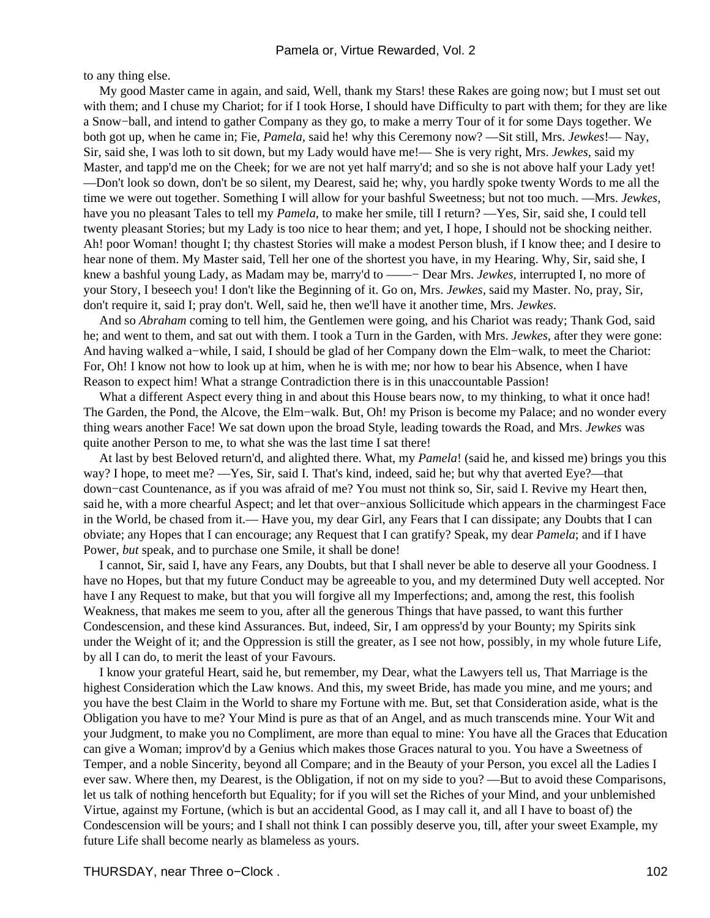to any thing else.

My good Master came in again, and said, Well, thank my Stars! these Rakes are going now; but I must set out with them; and I chuse my Chariot; for if I took Horse, I should have Difficulty to part with them; for they are like a Snow−ball, and intend to gather Company as they go, to make a merry Tour of it for some Days together. We both got up, when he came in; Fie, *Pamela,* said he! why this Ceremony now? —Sit still, Mrs. *Jewkes*!— Nay, Sir, said she, I was loth to sit down, but my Lady would have me!— She is very right, Mrs. *Jewkes,* said my Master, and tapp'd me on the Cheek; for we are not yet half marry'd; and so she is not above half your Lady yet! —Don't look so down, don't be so silent, my Dearest, said he; why, you hardly spoke twenty Words to me all the time we were out together. Something I will allow for your bashful Sweetness; but not too much. —Mrs. *Jewkes,* have you no pleasant Tales to tell my *Pamela,* to make her smile, till I return? —Yes, Sir, said she, I could tell twenty pleasant Stories; but my Lady is too nice to hear them; and yet, I hope, I should not be shocking neither. Ah! poor Woman! thought I; thy chastest Stories will make a modest Person blush, if I know thee; and I desire to hear none of them. My Master said, Tell her one of the shortest you have, in my Hearing. Why, Sir, said she, I knew a bashful young Lady, as Madam may be, marry'd to ——− Dear Mrs. *Jewkes,* interrupted I, no more of your Story, I beseech you! I don't like the Beginning of it. Go on, Mrs. *Jewkes,* said my Master. No, pray, Sir, don't require it, said I; pray don't. Well, said he, then we'll have it another time, Mrs. *Jewkes*.

And so *Abraham* coming to tell him, the Gentlemen were going, and his Chariot was ready; Thank God, said he; and went to them, and sat out with them. I took a Turn in the Garden, with Mrs. *Jewkes,* after they were gone: And having walked a−while, I said, I should be glad of her Company down the Elm−walk, to meet the Chariot: For, Oh! I know not how to look up at him, when he is with me; nor how to bear his Absence, when I have Reason to expect him! What a strange Contradiction there is in this unaccountable Passion!

What a different Aspect every thing in and about this House bears now, to my thinking, to what it once had! The Garden, the Pond, the Alcove, the Elm−walk. But, Oh! my Prison is become my Palace; and no wonder every thing wears another Face! We sat down upon the broad Style, leading towards the Road, and Mrs. *Jewkes* was quite another Person to me, to what she was the last time I sat there!

At last by best Beloved return'd, and alighted there. What, my *Pamela*! (said he, and kissed me) brings you this way? I hope, to meet me? —Yes, Sir, said I. That's kind, indeed, said he; but why that averted Eye?—that down−cast Countenance, as if you was afraid of me? You must not think so, Sir, said I. Revive my Heart then, said he, with a more chearful Aspect; and let that over−anxious Sollicitude which appears in the charmingest Face in the World, be chased from it.— Have you, my dear Girl, any Fears that I can dissipate; any Doubts that I can obviate; any Hopes that I can encourage; any Request that I can gratify? Speak, my dear *Pamela*; and if I have Power, *but* speak, and to purchase one Smile, it shall be done!

I cannot, Sir, said I, have any Fears, any Doubts, but that I shall never be able to deserve all your Goodness. I have no Hopes, but that my future Conduct may be agreeable to you, and my determined Duty well accepted. Nor have I any Request to make, but that you will forgive all my Imperfections; and, among the rest, this foolish Weakness, that makes me seem to you, after all the generous Things that have passed, to want this further Condescension, and these kind Assurances. But, indeed, Sir, I am oppress'd by your Bounty; my Spirits sink under the Weight of it; and the Oppression is still the greater, as I see not how, possibly, in my whole future Life, by all I can do, to merit the least of your Favours.

I know your grateful Heart, said he, but remember, my Dear, what the Lawyers tell us, That Marriage is the highest Consideration which the Law knows. And this, my sweet Bride, has made you mine, and me yours; and you have the best Claim in the World to share my Fortune with me. But, set that Consideration aside, what is the Obligation you have to me? Your Mind is pure as that of an Angel, and as much transcends mine. Your Wit and your Judgment, to make you no Compliment, are more than equal to mine: You have all the Graces that Education can give a Woman; improv'd by a Genius which makes those Graces natural to you. You have a Sweetness of Temper, and a noble Sincerity, beyond all Compare; and in the Beauty of your Person, you excel all the Ladies I ever saw. Where then, my Dearest, is the Obligation, if not on my side to you? —But to avoid these Comparisons, let us talk of nothing henceforth but Equality; for if you will set the Riches of your Mind, and your unblemished Virtue, against my Fortune, (which is but an accidental Good, as I may call it, and all I have to boast of) the Condescension will be yours; and I shall not think I can possibly deserve you, till, after your sweet Example, my future Life shall become nearly as blameless as yours.

THURSDAY, near Three o−Clock .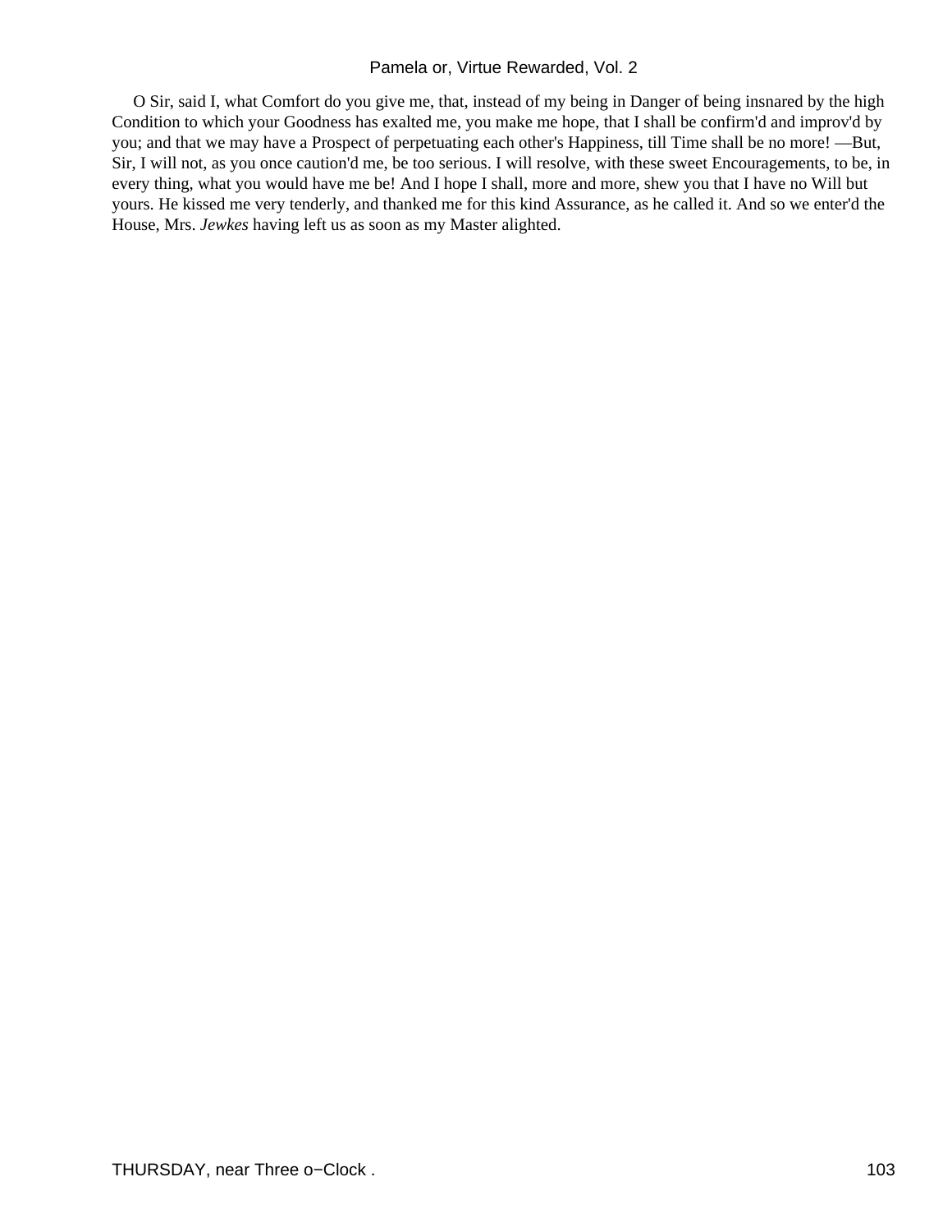O Sir, said I, what Comfort do you give me, that, instead of my being in Danger of being insnared by the high Condition to which your Goodness has exalted me, you make me hope, that I shall be confirm'd and improv'd by you; and that we may have a Prospect of perpetuating each other's Happiness, till Time shall be no more! —But, Sir, I will not, as you once caution'd me, be too serious. I will resolve, with these sweet Encouragements, to be, in every thing, what you would have me be! And I hope I shall, more and more, shew you that I have no Will but yours. He kissed me very tenderly, and thanked me for this kind Assurance, as he called it. And so we enter'd the House, Mrs. *Jewkes* having left us as soon as my Master alighted.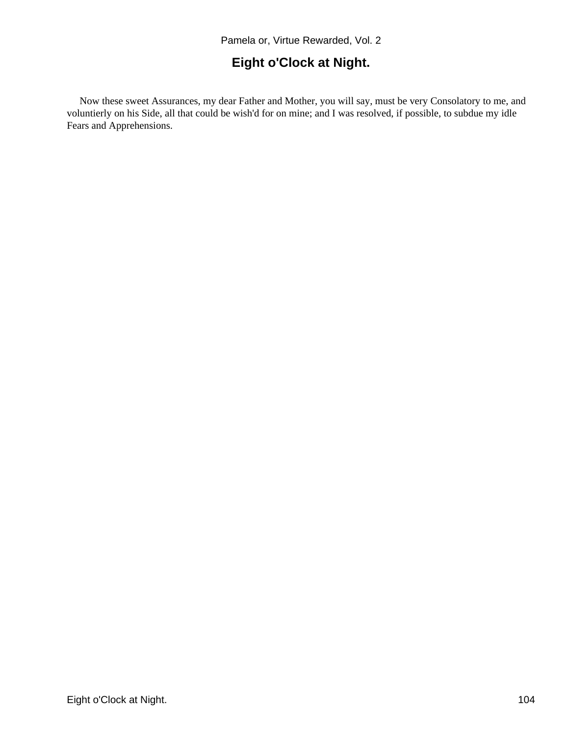## Eight o'Clock at Night.

Now these sweet Assurances, my dear Father and Mother, you will say, must be very Consolatory to me, and voluntierly on his Side, all that could be wish'd for on mine; and I was resolved, if possible, to subdue my idle Fears and Apprehensions.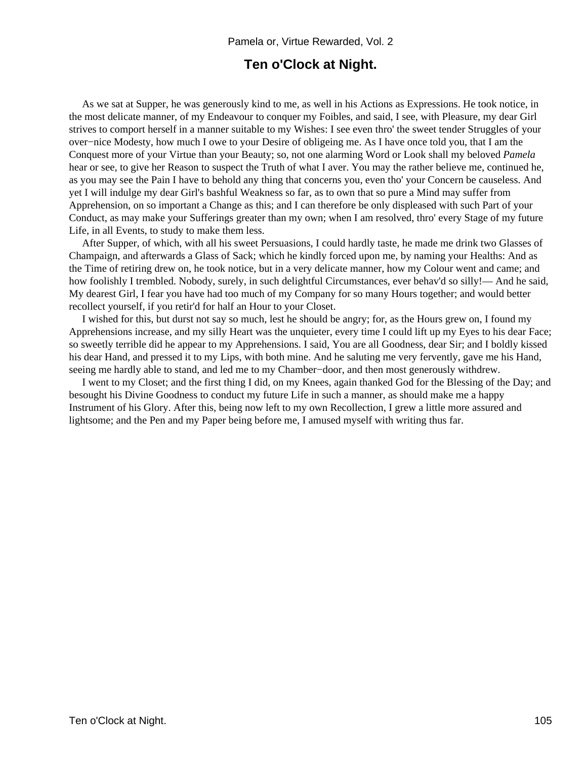## Ten o'Clock at Night.

As we sat at Supper, he was generously kind to me, as well in his Actions as Expressions. He took notice, in the most delicate manner, of my Endeavour to conquer my Foibles, and said, I see, with Pleasure, my dear Girl strives to comport herself in a manner suitable to my Wishes: I see even thro' the sweet tender Struggles of your over−nice Modesty, how much I owe to your Desire of obligeing me. As I have once told you, that I am the Conquest more of your Virtue than your Beauty; so, not one alarming Word or Look shall my beloved *Pamela* hear or see, to give her Reason to suspect the Truth of what I aver. You may the rather believe me, continued he, as you may see the Pain I have to behold any thing that concerns you, even tho' your Concern be causeless. And yet I will indulge my dear Girl's bashful Weakness so far, as to own that so pure a Mind may suffer from Apprehension, on so important a Change as this; and I can therefore be only displeased with such Part of your Conduct, as may make your Sufferings greater than my own; when I am resolved, thro' every Stage of my future Life, in all Events, to study to make them less.

After Supper, of which, with all his sweet Persuasions, I could hardly taste, he made me drink two Glasses of Champaign, and afterwards a Glass of Sack; which he kindly forced upon me, by naming your Healths: And as the Time of retiring drew on, he took notice, but in a very delicate manner, how my Colour went and came; and how foolishly I trembled. Nobody, surely, in such delightful Circumstances, ever behav'd so silly!— And he said, My dearest Girl, I fear you have had too much of my Company for so many Hours together; and would better recollect yourself, if you retir'd for half an Hour to your Closet.

I wished for this, but durst not say so much, lest he should be angry; for, as the Hours grew on, I found my Apprehensions increase, and my silly Heart was the unquieter, every time I could lift up my Eyes to his dear Face; so sweetly terrible did he appear to my Apprehensions. I said, You are all Goodness, dear Sir; and I boldly kissed his dear Hand, and pressed it to my Lips, with both mine. And he saluting me very fervently, gave me his Hand, seeing me hardly able to stand, and led me to my Chamber−door, and then most generously withdrew.

I went to my Closet; and the first thing I did, on my Knees, again thanked God for the Blessing of the Day; and besought his Divine Goodness to conduct my future Life in such a manner, as should make me a happy Instrument of his Glory. After this, being now left to my own Recollection, I grew a little more assured and lightsome; and the Pen and my Paper being before me, I amused myself with writing thus far.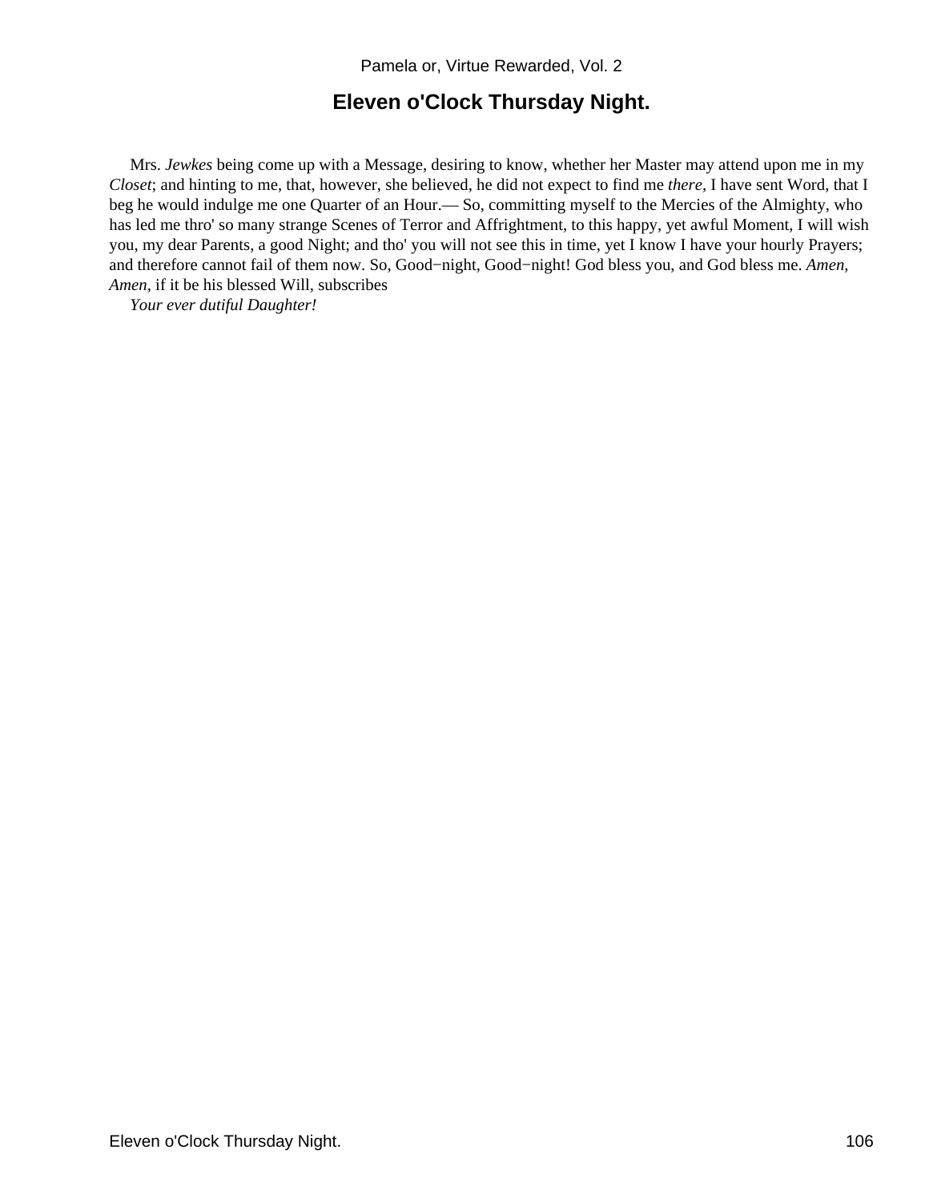## Eleven o'Clock Thursday Night.

Mrs. *Jewkes* being come up with a Message, desiring to know, whether her Master may attend upon me in my *Closet*; and hinting to me, that, however, she believed, he did not expect to find me *there*, I have sent Word, that I beg he would indulge me one Quarter of an Hour.— So, committing myself to the Mercies of the Almighty, who has led me thro' so many strange Scenes of Terror and Affrightment, to this happy, yet awful Moment, I will wish you, my dear Parents, a good Night; and tho' you will not see this in time, yet I know I have your hourly Prayers; and therefore cannot fail of them now. So, Good−night, Good−night! God bless you, and God bless me. *Amen, Amen*, if it be his blessed Will, subscribes

*Your ever dutiful Daughter!*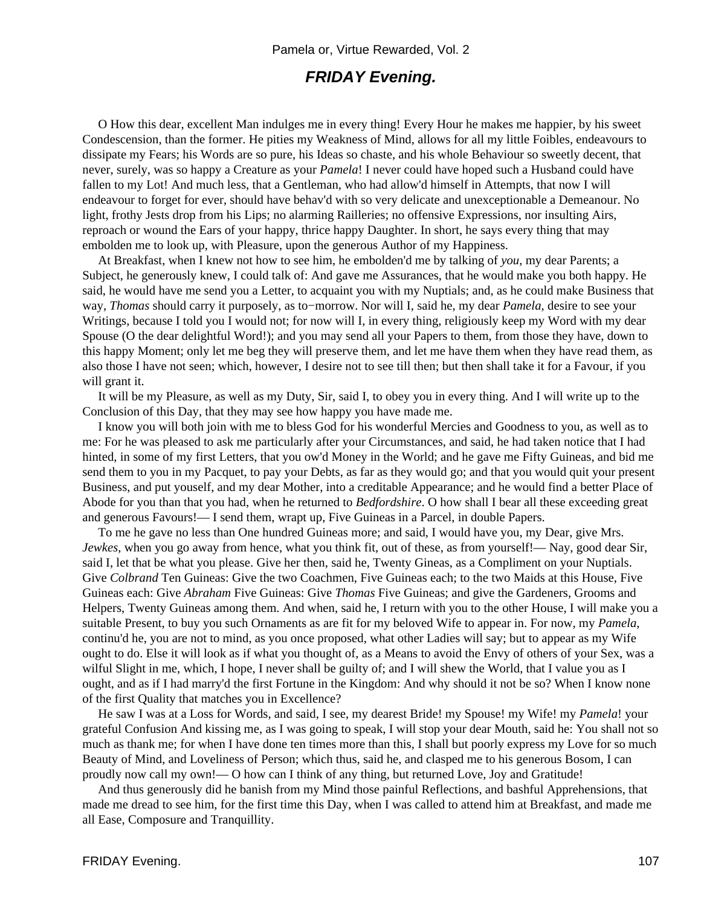## *FRIDAY Evening.*

O How this dear, excellent Man indulges me in every thing! Every Hour he makes me happier, by his sweet Condescension, than the former. He pities my Weakness of Mind, allows for all my little Foibles, endeavours to dissipate my Fears; his Words are so pure, his Ideas so chaste, and his whole Behaviour so sweetly decent, that never, surely, was so happy a Creature as your *Pamela*! I never could have hoped such a Husband could have fallen to my Lot! And much less, that a Gentleman, who had allow'd himself in Attempts, that now I will endeavour to forget for ever, should have behav'd with so very delicate and unexceptionable a Demeanour. No light, frothy Jests drop from his Lips; no alarming Railleries; no offensive Expressions, nor insulting Airs, reproach or wound the Ears of your happy, thrice happy Daughter. In short, he says every thing that may embolden me to look up, with Pleasure, upon the generous Author of my Happiness.

At Breakfast, when I knew not how to see him, he embolden'd me by talking of *you,* my dear Parents; a Subject, he generously knew, I could talk of: And gave me Assurances, that he would make you both happy. He said, he would have me send you a Letter, to acquaint you with my Nuptials; and, as he could make Business that way, *Thomas* should carry it purposely, as to−morrow. Nor will I, said he, my dear *Pamela,* desire to see your Writings, because I told you I would not; for now will I, in every thing, religiously keep my Word with my dear Spouse (O the dear delightful Word!); and you may send all your Papers to them, from those they have, down to this happy Moment; only let me beg they will preserve them, and let me have them when they have read them, as also those I have not seen; which, however, I desire not to see till then; but then shall take it for a Favour, if you will grant it.

It will be my Pleasure, as well as my Duty, Sir, said I, to obey you in every thing. And I will write up to the Conclusion of this Day, that they may see how happy you have made me.

I know you will both join with me to bless God for his wonderful Mercies and Goodness to you, as well as to me: For he was pleased to ask me particularly after your Circumstances, and said, he had taken notice that I had hinted, in some of my first Letters, that you ow'd Money in the World; and he gave me Fifty Guineas, and bid me send them to you in my Pacquet, to pay your Debts, as far as they would go; and that you would quit your present Business, and put youself, and my dear Mother, into a creditable Appearance; and he would find a better Place of Abode for you than that you had, when he returned to *Bedfordshire*. O how shall I bear all these exceeding great and generous Favours!— I send them, wrapt up, Five Guineas in a Parcel, in double Papers.

To me he gave no less than One hundred Guineas more; and said, I would have you, my Dear, give Mrs. *Jewkes,* when you go away from hence, what you think fit, out of these, as from yourself!— Nay, good dear Sir, said I, let that be what you please. Give her then, said he, Twenty Gineas, as a Compliment on your Nuptials. Give *Colbrand* Ten Guineas: Give the two Coachmen, Five Guineas each; to the two Maids at this House, Five Guineas each: Give *Abraham* Five Guineas: Give *Thomas* Five Guineas; and give the Gardeners, Grooms and Helpers, Twenty Guineas among them. And when, said he, I return with you to the other House, I will make you a suitable Present, to buy you such Ornaments as are fit for my beloved Wife to appear in. For now, my *Pamela,* continu'd he, you are not to mind, as you once proposed, what other Ladies will say; but to appear as my Wife ought to do. Else it will look as if what you thought of, as a Means to avoid the Envy of others of your Sex, was a wilful Slight in me, which, I hope, I never shall be guilty of; and I will shew the World, that I value you as I ought, and as if I had marry'd the first Fortune in the Kingdom: And why should it not be so? When I know none of the first Quality that matches you in Excellence?

He saw I was at a Loss for Words, and said, I see, my dearest Bride! my Spouse! my Wife! my *Pamela*! your grateful Confusion And kissing me, as I was going to speak, I will stop your dear Mouth, said he: You shall not so much as thank me; for when I have done ten times more than this, I shall but poorly express my Love for so much Beauty of Mind, and Loveliness of Person; which thus, said he, and clasped me to his generous Bosom, I can proudly now call my own!— O how can I think of any thing, but returned Love, Joy and Gratitude!

And thus generously did he banish from my Mind those painful Reflections, and bashful Apprehensions, that made me dread to see him, for the first time this Day, when I was called to attend him at Breakfast, and made me all Ease, Composure and Tranquillity.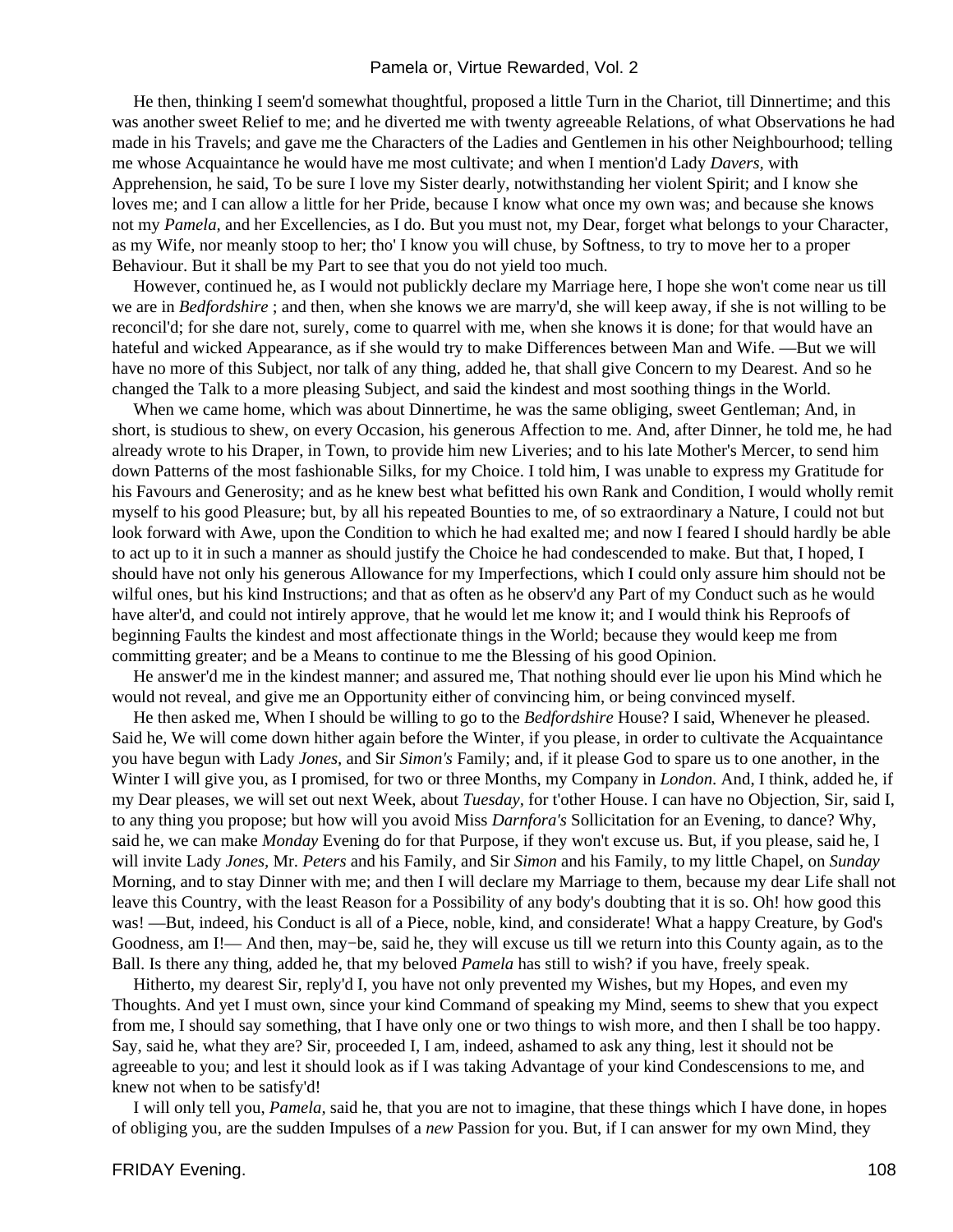He then, thinking I seem'd somewhat thoughtful, proposed a little Turn in the Chariot, till Dinnertime; and this was another sweet Relief to me; and he diverted me with twenty agreeable Relations, of what Observations he had made in his Travels; and gave me the Characters of the Ladies and Gentlemen in his other Neighbourhood; telling me whose Acquaintance he would have me most cultivate; and when I mention'd Lady *Davers,* with Apprehension, he said, To be sure I love my Sister dearly, notwithstanding her violent Spirit; and I know she loves me; and I can allow a little for her Pride, because I know what once my own was; and because she knows not my *Pamela,* and her Excellencies, as I do. But you must not, my Dear, forget what belongs to your Character, as my Wife, nor meanly stoop to her; tho' I know you will chuse, by Softness, to try to move her to a proper Behaviour. But it shall be my Part to see that you do not yield too much.

However, continued he, as I would not publickly declare my Marriage here, I hope she won't come near us till we are in *Bedfordshire* ; and then, when she knows we are marry'd, she will keep away, if she is not willing to be reconcil'd; for she dare not, surely, come to quarrel with me, when she knows it is done; for that would have an hateful and wicked Appearance, as if she would try to make Differences between Man and Wife. —But we will have no more of this Subject, nor talk of any thing, added he, that shall give Concern to my Dearest. And so he changed the Talk to a more pleasing Subject, and said the kindest and most soothing things in the World.

When we came home, which was about Dinnertime, he was the same obliging, sweet Gentleman; And, in short, is studious to shew, on every Occasion, his generous Affection to me. And, after Dinner, he told me, he had already wrote to his Draper, in Town, to provide him new Liveries; and to his late Mother's Mercer, to send him down Patterns of the most fashionable Silks, for my Choice. I told him, I was unable to express my Gratitude for his Favours and Generosity; and as he knew best what befitted his own Rank and Condition, I would wholly remit myself to his good Pleasure; but, by all his repeated Bounties to me, of so extraordinary a Nature, I could not but look forward with Awe, upon the Condition to which he had exalted me; and now I feared I should hardly be able to act up to it in such a manner as should justify the Choice he had condescended to make. But that, I hoped, I should have not only his generous Allowance for my Imperfections, which I could only assure him should not be wilful ones, but his kind Instructions; and that as often as he observ'd any Part of my Conduct such as he would have alter'd, and could not intirely approve, that he would let me know it; and I would think his Reproofs of beginning Faults the kindest and most affectionate things in the World; because they would keep me from committing greater; and be a Means to continue to me the Blessing of his good Opinion.

He answer'd me in the kindest manner; and assured me, That nothing should ever lie upon his Mind which he would not reveal, and give me an Opportunity either of convincing him, or being convinced myself.

He then asked me, When I should be willing to go to the *Bedfordshire* House? I said, Whenever he pleased. Said he, We will come down hither again before the Winter, if you please, in order to cultivate the Acquaintance you have begun with Lady *Jones,* and Sir *Simon's* Family; and, if it please God to spare us to one another, in the Winter I will give you, as I promised, for two or three Months, my Company in *London*. And, I think, added he, if my Dear pleases, we will set out next Week, about *Tuesday,* for t'other House. I can have no Objection, Sir, said I, to any thing you propose; but how will you avoid Miss *Darnfora's* Sollicitation for an Evening, to dance? Why, said he, we can make *Monday* Evening do for that Purpose, if they won't excuse us. But, if you please, said he, I will invite Lady *Jones,* Mr. *Peters* and his Family, and Sir *Simon* and his Family, to my little Chapel, on *Sunday* Morning, and to stay Dinner with me; and then I will declare my Marriage to them, because my dear Life shall not leave this Country, with the least Reason for a Possibility of any body's doubting that it is so. Oh! how good this was! —But, indeed, his Conduct is all of a Piece, noble, kind, and considerate! What a happy Creature, by God's Goodness, am I!— And then, may−be, said he, they will excuse us till we return into this County again, as to the Ball. Is there any thing, added he, that my beloved *Pamela* has still to wish? if you have, freely speak.

Hitherto, my dearest Sir, reply'd I, you have not only prevented my Wishes, but my Hopes, and even my Thoughts. And yet I must own, since your kind Command of speaking my Mind, seems to shew that you expect from me, I should say something, that I have only one or two things to wish more, and then I shall be too happy. Say, said he, what they are? Sir, proceeded I, I am, indeed, ashamed to ask any thing, lest it should not be agreeable to you; and lest it should look as if I was taking Advantage of your kind Condescensions to me, and knew not when to be satisfy'd!

I will only tell you, *Pamela,* said he, that you are not to imagine, that these things which I have done, in hopes of obliging you, are the sudden Impulses of a *new* Passion for you. But, if I can answer for my own Mind, they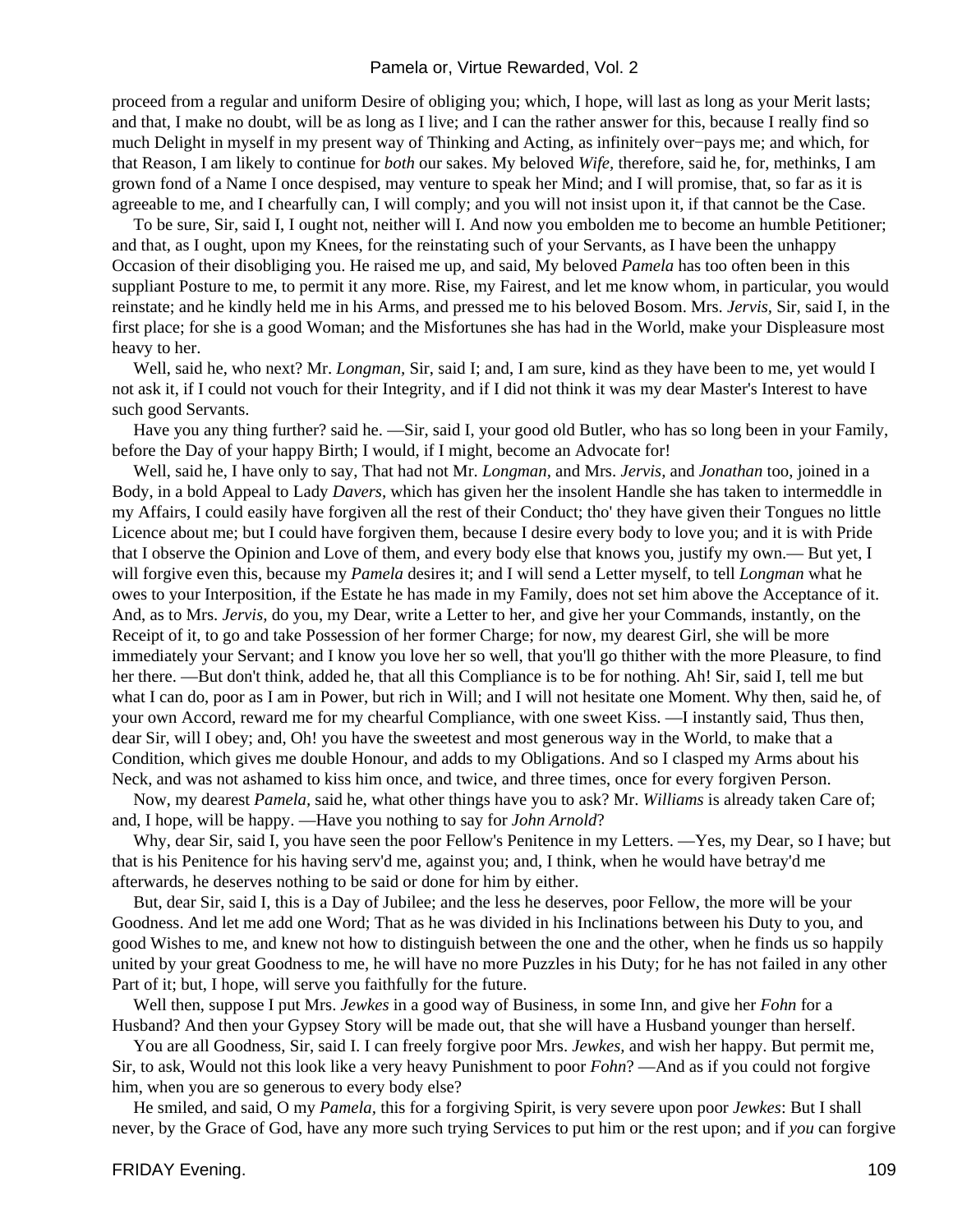proceed from a regular and uniform Desire of obliging you; which, I hope, will last as long as your Merit lasts; and that, I make no doubt, will be as long as I live; and I can the rather answer for this, because I really find so much Delight in myself in my present way of Thinking and Acting, as infinitely over−pays me; and which, for that Reason, I am likely to continue for *both* our sakes. My beloved *Wife,* therefore, said he, for, methinks, I am grown fond of a Name I once despised, may venture to speak her Mind; and I will promise, that, so far as it is agreeable to me, and I chearfully can, I will comply; and you will not insist upon it, if that cannot be the Case.

To be sure, Sir, said I, I ought not, neither will I. And now you embolden me to become an humble Petitioner; and that, as I ought, upon my Knees, for the reinstating such of your Servants, as I have been the unhappy Occasion of their disobliging you. He raised me up, and said, My beloved *Pamela* has too often been in this suppliant Posture to me, to permit it any more. Rise, my Fairest, and let me know whom, in particular, you would reinstate; and he kindly held me in his Arms, and pressed me to his beloved Bosom. Mrs. *Jervis,* Sir, said I, in the first place; for she is a good Woman; and the Misfortunes she has had in the World, make your Displeasure most heavy to her.

Well, said he, who next? Mr. *Longman,* Sir, said I; and, I am sure, kind as they have been to me, yet would I not ask it, if I could not vouch for their Integrity, and if I did not think it was my dear Master's Interest to have such good Servants.

Have you any thing further? said he. —Sir, said I, your good old Butler, who has so long been in your Family, before the Day of your happy Birth; I would, if I might, become an Advocate for!

Well, said he, I have only to say, That had not Mr. *Longman,* and Mrs. *Jervis,* and *Jonathan* too, joined in a Body, in a bold Appeal to Lady *Davers,* which has given her the insolent Handle she has taken to intermeddle in my Affairs, I could easily have forgiven all the rest of their Conduct; tho' they have given their Tongues no little Licence about me; but I could have forgiven them, because I desire every body to love you; and it is with Pride that I observe the Opinion and Love of them, and every body else that knows you, justify my own.— But yet, I will forgive even this, because my *Pamela* desires it; and I will send a Letter myself, to tell *Longman* what he owes to your Interposition, if the Estate he has made in my Family, does not set him above the Acceptance of it. And, as to Mrs. *Jervis,* do you, my Dear, write a Letter to her, and give her your Commands, instantly, on the Receipt of it, to go and take Possession of her former Charge; for now, my dearest Girl, she will be more immediately your Servant; and I know you love her so well, that you'll go thither with the more Pleasure, to find her there. —But don't think, added he, that all this Compliance is to be for nothing. Ah! Sir, said I, tell me but what I can do, poor as I am in Power, but rich in Will; and I will not hesitate one Moment. Why then, said he, of your own Accord, reward me for my chearful Compliance, with one sweet Kiss. —I instantly said, Thus then, dear Sir, will I obey; and, Oh! you have the sweetest and most generous way in the World, to make that a Condition, which gives me double Honour, and adds to my Obligations. And so I clasped my Arms about his Neck, and was not ashamed to kiss him once, and twice, and three times, once for every forgiven Person.

Now, my dearest *Pamela,* said he, what other things have you to ask? Mr. *Williams* is already taken Care of; and, I hope, will be happy. —Have you nothing to say for *John Arnold*?

Why, dear Sir, said I, you have seen the poor Fellow's Penitence in my Letters. —Yes, my Dear, so I have; but that is his Penitence for his having serv'd me, against you; and, I think, when he would have betray'd me afterwards, he deserves nothing to be said or done for him by either.

But, dear Sir, said I, this is a Day of Jubilee; and the less he deserves, poor Fellow, the more will be your Goodness. And let me add one Word; That as he was divided in his Inclinations between his Duty to you, and good Wishes to me, and knew not how to distinguish between the one and the other, when he finds us so happily united by your great Goodness to me, he will have no more Puzzles in his Duty; for he has not failed in any other Part of it; but, I hope, will serve you faithfully for the future.

Well then, suppose I put Mrs. *Jewkes* in a good way of Business, in some Inn, and give her *Fohn* for a Husband? And then your Gypsey Story will be made out, that she will have a Husband younger than herself.

You are all Goodness, Sir, said I. I can freely forgive poor Mrs. *Jewkes,* and wish her happy. But permit me, Sir, to ask, Would not this look like a very heavy Punishment to poor *Fohn*? —And as if you could not forgive him, when you are so generous to every body else?

He smiled, and said, O my *Pamela,* this for a forgiving Spirit, is very severe upon poor *Jewkes*: But I shall never, by the Grace of God, have any more such trying Services to put him or the rest upon; and if *you* can forgive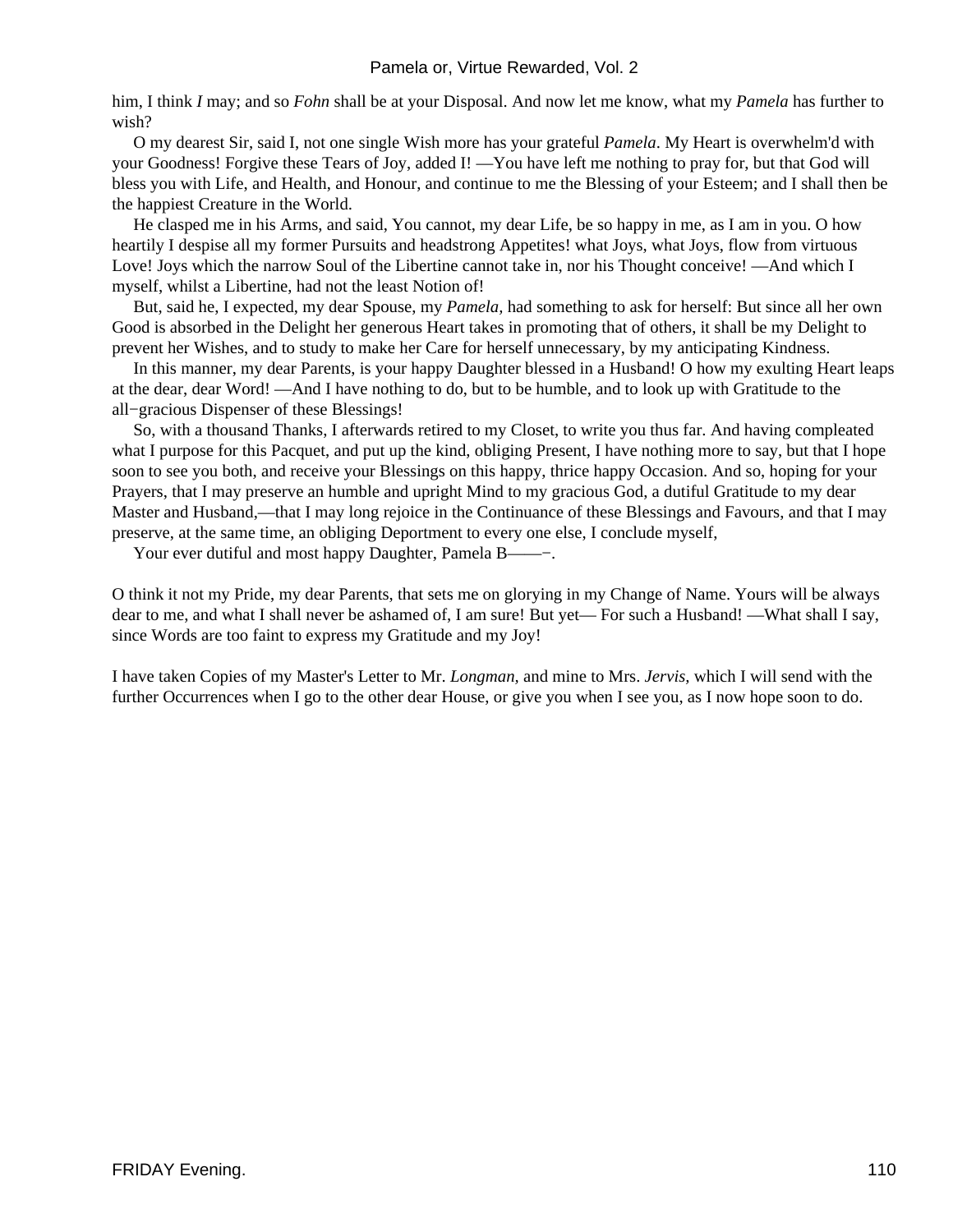him, I think *I* may; and so *Fohn* shall be at your Disposal. And now let me know, what my *Pamela* has further to wish?

O my dearest Sir, said I, not one single Wish more has your grateful *Pamela*. My Heart is overwhelm'd with your Goodness! Forgive these Tears of Joy, added I! —You have left me nothing to pray for, but that God will bless you with Life, and Health, and Honour, and continue to me the Blessing of your Esteem; and I shall then be the happiest Creature in the World.

He clasped me in his Arms, and said, You cannot, my dear Life, be so happy in me, as I am in you. O how heartily I despise all my former Pursuits and headstrong Appetites! what Joys, what Joys, flow from virtuous Love! Joys which the narrow Soul of the Libertine cannot take in, nor his Thought conceive! —And which I myself, whilst a Libertine, had not the least Notion of!

But, said he, I expected, my dear Spouse, my *Pamela*, had something to ask for herself: But since all her own Good is absorbed in the Delight her generous Heart takes in promoting that of others, it shall be my Delight to prevent her Wishes, and to study to make her Care for herself unnecessary, by my anticipating Kindness.

In this manner, my dear Parents, is your happy Daughter blessed in a Husband! O how my exulting Heart leaps at the dear, dear Word! —And I have nothing to do, but to be humble, and to look up with Gratitude to the all−gracious Dispenser of these Blessings!

So, with a thousand Thanks, I afterwards retired to my Closet, to write you thus far. And having compleated what I purpose for this Pacquet, and put up the kind, obliging Present, I have nothing more to say, but that I hope soon to see you both, and receive your Blessings on this happy, thrice happy Occasion. And so, hoping for your Prayers, that I may preserve an humble and upright Mind to my gracious God, a dutiful Gratitude to my dear Master and Husband,—that I may long rejoice in the Continuance of these Blessings and Favours, and that I may preserve, at the same time, an obliging Deportment to every one else, I conclude myself,

Your ever dutiful and most happy Daughter, Pamela B——−.

O think it not my Pride, my dear Parents, that sets me on glorying in my Change of Name. Yours will be always dear to me, and what I shall never be ashamed of, I am sure! But yet— For such a Husband! —What shall I say, since Words are too faint to express my Gratitude and my Joy!

I have taken Copies of my Master's Letter to Mr. *Longman*, and mine to Mrs. *Jervis*, which I will send with the further Occurrences when I go to the other dear House, or give you when I see you, as I now hope soon to do.

FRIDAY Evening.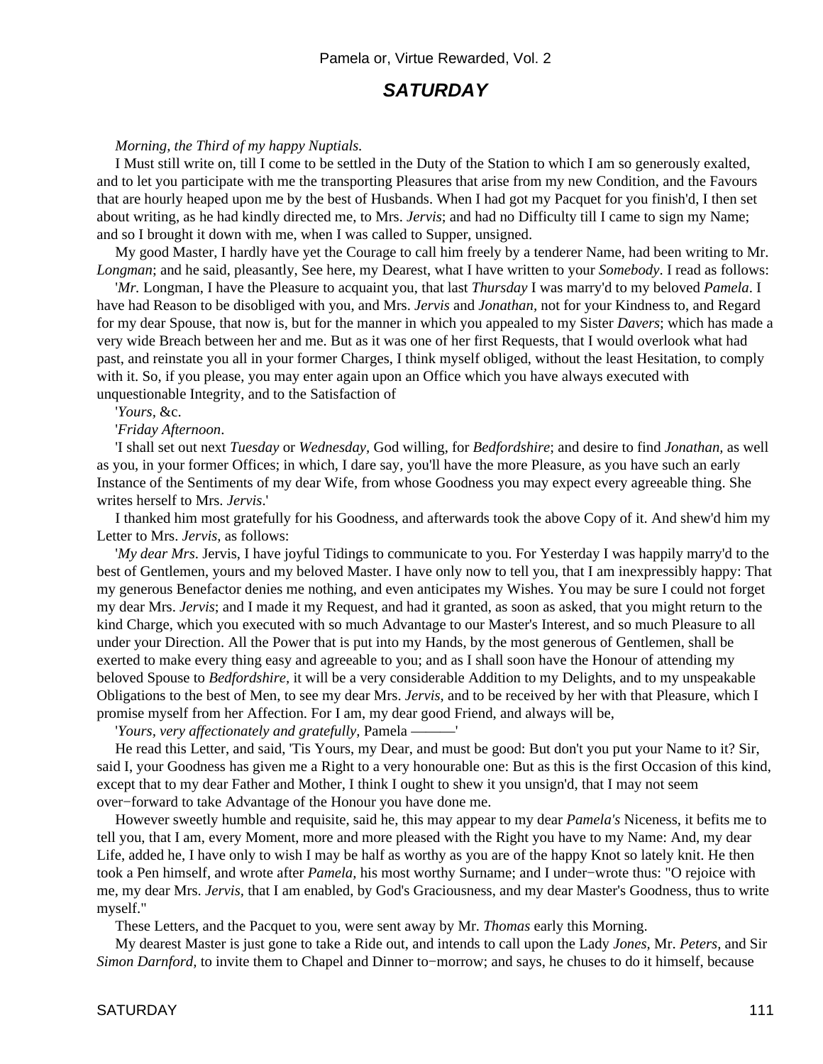## *SATURDAY*

*Morning, the Third of my happy Nuptials.*

I Must still write on, till I come to be settled in the Duty of the Station to which I am so generously exalted, and to let you participate with me the transporting Pleasures that arise from my new Condition, and the Favours that are hourly heaped upon me by the best of Husbands. When I had got my Pacquet for you finish'd, I then set about writing, as he had kindly directed me, to Mrs. *Jervis*; and had no Difficulty till I came to sign my Name; and so I brought it down with me, when I was called to Supper, unsigned.

My good Master, I hardly have yet the Courage to call him freely by a tenderer Name, had been writing to Mr. *Longman*; and he said, pleasantly, See here, my Dearest, what I have written to your *Somebody*. I read as follows:

'*Mr.* Longman, I have the Pleasure to acquaint you, that last *Thursday* I was marry'd to my beloved *Pamela*. I have had Reason to be disobliged with you, and Mrs. *Jervis* and *Jonathan*, not for your Kindness to, and Regard for my dear Spouse, that now is, but for the manner in which you appealed to my Sister *Davers*; which has made a very wide Breach between her and me. But as it was one of her first Requests, that I would overlook what had past, and reinstate you all in your former Charges, I think myself obliged, without the least Hesitation, to comply with it. So, if you please, you may enter again upon an Office which you have always executed with unquestionable Integrity, and to the Satisfaction of

'*Yours,* &c.

'*Friday Afternoon*.

'I shall set out next *Tuesday* or *Wednesday,* God willing, for *Bedfordshire*; and desire to find *Jonathan,* as well as you, in your former Offices; in which, I dare say, you'll have the more Pleasure, as you have such an early Instance of the Sentiments of my dear Wife, from whose Goodness you may expect every agreeable thing. She writes herself to Mrs. *Jervis*.'

I thanked him most gratefully for his Goodness, and afterwards took the above Copy of it. And shew'd him my Letter to Mrs. *Jervis,* as follows:

'*My dear Mrs*. Jervis, I have joyful Tidings to communicate to you. For Yesterday I was happily marry'd to the best of Gentlemen, yours and my beloved Master. I have only now to tell you, that I am inexpressibly happy: That my generous Benefactor denies me nothing, and even anticipates my Wishes. You may be sure I could not forget my dear Mrs. *Jervis*; and I made it my Request, and had it granted, as soon as asked, that you might return to the kind Charge, which you executed with so much Advantage to our Master's Interest, and so much Pleasure to all under your Direction. All the Power that is put into my Hands, by the most generous of Gentlemen, shall be exerted to make every thing easy and agreeable to you; and as I shall soon have the Honour of attending my beloved Spouse to *Bedfordshire*, it will be a very considerable Addition to my Delights, and to my unspeakable Obligations to the best of Men, to see my dear Mrs. *Jervis*, and to be received by her with that Pleasure, which I promise myself from her Affection. For I am, my dear good Friend, and always will be,

'*Yours, very affectionately and gratefully,* Pamela ———'

He read this Letter, and said, 'Tis Yours, my Dear, and must be good: But don't you put your Name to it? Sir, said I, your Goodness has given me a Right to a very honourable one: But as this is the first Occasion of this kind, except that to my dear Father and Mother, I think I ought to shew it you unsign'd, that I may not seem over−forward to take Advantage of the Honour you have done me.

However sweetly humble and requisite, said he, this may appear to my dear *Pamela's* Niceness, it befits me to tell you, that I am, every Moment, more and more pleased with the Right you have to my Name: And, my dear Life, added he, I have only to wish I may be half as worthy as you are of the happy Knot so lately knit. He then took a Pen himself, and wrote after *Pamela,* his most worthy Surname; and I under−wrote thus: "O rejoice with me, my dear Mrs. *Jervis*, that I am enabled, by God's Graciousness, and my dear Master's Goodness, thus to write myself."

These Letters, and the Pacquet to you, were sent away by Mr. *Thomas* early this Morning.

My dearest Master is just gone to take a Ride out, and intends to call upon the Lady *Jones,* Mr. *Peters,* and Sir *Simon Darnford,* to invite them to Chapel and Dinner to−morrow; and says, he chuses to do it himself, because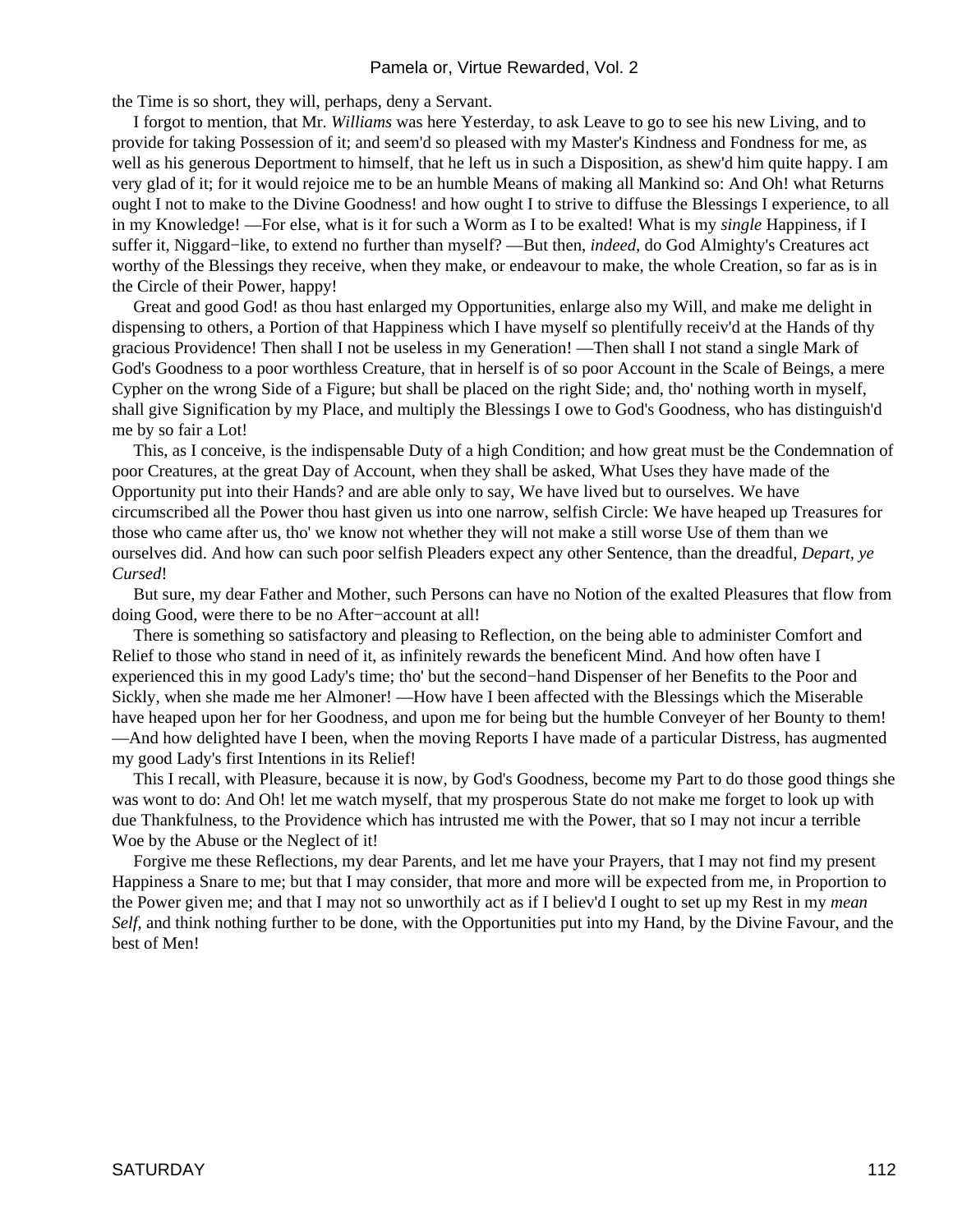the Time is so short, they will, perhaps, deny a Servant.

I forgot to mention, that Mr. *Williams* was here Yesterday, to ask Leave to go to see his new Living, and to provide for taking Possession of it; and seem'd so pleased with my Master's Kindness and Fondness for me, as well as his generous Deportment to himself, that he left us in such a Disposition, as shew'd him quite happy. I am very glad of it; for it would rejoice me to be an humble Means of making all Mankind so: And Oh! what Returns ought I not to make to the Divine Goodness! and how ought I to strive to diffuse the Blessings I experience, to all in my Knowledge! —For else, what is it for such a Worm as I to be exalted! What is my *single* Happiness, if I suffer it, Niggard−like, to extend no further than myself? —But then, *indeed*, do God Almighty's Creatures act worthy of the Blessings they receive, when they make, or endeavour to make, the whole Creation, so far as is in the Circle of their Power, happy!

Great and good God! as thou hast enlarged my Opportunities, enlarge also my Will, and make me delight in dispensing to others, a Portion of that Happiness which I have myself so plentifully receiv'd at the Hands of thy gracious Providence! Then shall I not be useless in my Generation! —Then shall I not stand a single Mark of God's Goodness to a poor worthless Creature, that in herself is of so poor Account in the Scale of Beings, a mere Cypher on the wrong Side of a Figure; but shall be placed on the right Side; and, tho' nothing worth in myself, shall give Signification by my Place, and multiply the Blessings I owe to God's Goodness, who has distinguish'd me by so fair a Lot!

This, as I conceive, is the indispensable Duty of a high Condition; and how great must be the Condemnation of poor Creatures, at the great Day of Account, when they shall be asked, What Uses they have made of the Opportunity put into their Hands? and are able only to say, We have lived but to ourselves. We have circumscribed all the Power thou hast given us into one narrow, selfish Circle: We have heaped up Treasures for those who came after us, tho' we know not whether they will not make a still worse Use of them than we ourselves did. And how can such poor selfish Pleaders expect any other Sentence, than the dreadful, *Depart, ye Cursed*!

But sure, my dear Father and Mother, such Persons can have no Notion of the exalted Pleasures that flow from doing Good, were there to be no After−account at all!

There is something so satisfactory and pleasing to Reflection, on the being able to administer Comfort and Relief to those who stand in need of it, as infinitely rewards the beneficent Mind. And how often have I experienced this in my good Lady's time; tho' but the second−hand Dispenser of her Benefits to the Poor and Sickly, when she made me her Almoner! —How have I been affected with the Blessings which the Miserable have heaped upon her for her Goodness, and upon me for being but the humble Conveyer of her Bounty to them! —And how delighted have I been, when the moving Reports I have made of a particular Distress, has augmented my good Lady's first Intentions in its Relief!

This I recall, with Pleasure, because it is now, by God's Goodness, become my Part to do those good things she was wont to do: And Oh! let me watch myself, that my prosperous State do not make me forget to look up with due Thankfulness, to the Providence which has intrusted me with the Power, that so I may not incur a terrible Woe by the Abuse or the Neglect of it!

Forgive me these Reflections, my dear Parents, and let me have your Prayers, that I may not find my present Happiness a Snare to me; but that I may consider, that more and more will be expected from me, in Proportion to the Power given me; and that I may not so unworthily act as if I believ'd I ought to set up my Rest in my *mean Self*, and think nothing further to be done, with the Opportunities put into my Hand, by the Divine Favour, and the best of Men!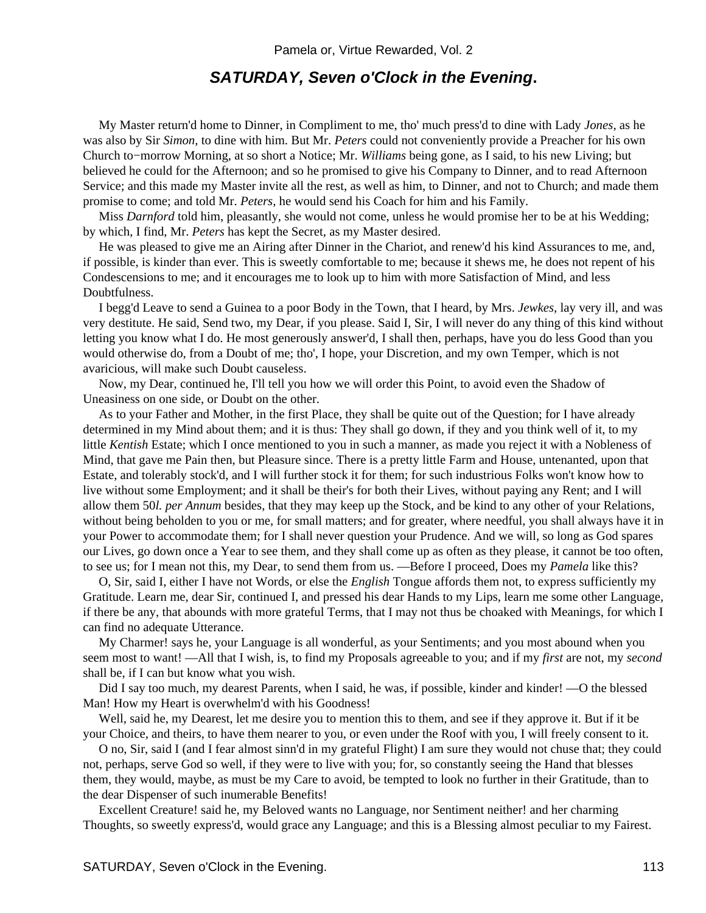## *SATURDAY, Seven o'Clock in the Evening*.

My Master return'd home to Dinner, in Compliment to me, tho' much press'd to dine with Lady *Jones,* as he was also by Sir *Simon,* to dine with him. But Mr. *Peters* could not conveniently provide a Preacher for his own Church to−morrow Morning, at so short a Notice; Mr. *Williams* being gone, as I said, to his new Living; but believed he could for the Afternoon; and so he promised to give his Company to Dinner, and to read Afternoon Service; and this made my Master invite all the rest, as well as him, to Dinner, and not to Church; and made them promise to come; and told Mr. *Peters,* he would send his Coach for him and his Family.

Miss *Darnford* told him, pleasantly, she would not come, unless he would promise her to be at his Wedding; by which, I find, Mr. *Peters* has kept the Secret, as my Master desired.

He was pleased to give me an Airing after Dinner in the Chariot, and renew'd his kind Assurances to me, and, if possible, is kinder than ever. This is sweetly comfortable to me; because it shews me, he does not repent of his Condescensions to me; and it encourages me to look up to him with more Satisfaction of Mind, and less Doubtfulness.

I begg'd Leave to send a Guinea to a poor Body in the Town, that I heard, by Mrs. *Jewkes,* lay very ill, and was very destitute. He said, Send two, my Dear, if you please. Said I, Sir, I will never do any thing of this kind without letting you know what I do. He most generously answer'd, I shall then, perhaps, have you do less Good than you would otherwise do, from a Doubt of me; tho', I hope, your Discretion, and my own Temper, which is not avaricious, will make such Doubt causeless.

Now, my Dear, continued he, I'll tell you how we will order this Point, to avoid even the Shadow of Uneasiness on one side, or Doubt on the other.

As to your Father and Mother, in the first Place, they shall be quite out of the Question; for I have already determined in my Mind about them; and it is thus: They shall go down, if they and you think well of it, to my little *Kentish* Estate; which I once mentioned to you in such a manner, as made you reject it with a Nobleness of Mind, that gave me Pain then, but Pleasure since. There is a pretty little Farm and House, untenanted, upon that Estate, and tolerably stock'd, and I will further stock it for them; for such industrious Folks won't know how to live without some Employment; and it shall be their's for both their Lives, without paying any Rent; and I will allow them 50*l. per Annum* besides, that they may keep up the Stock, and be kind to any other of your Relations, without being beholden to you or me, for small matters; and for greater, where needful, you shall always have it in your Power to accommodate them; for I shall never question your Prudence. And we will, so long as God spares our Lives, go down once a Year to see them, and they shall come up as often as they please, it cannot be too often, to see us; for I mean not this, my Dear, to send them from us. —Before I proceed, Does my *Pamela* like this?

O, Sir, said I, either I have not Words, or else the *English* Tongue affords them not, to express sufficiently my Gratitude. Learn me, dear Sir, continued I, and pressed his dear Hands to my Lips, learn me some other Language, if there be any, that abounds with more grateful Terms, that I may not thus be choaked with Meanings, for which I can find no adequate Utterance.

My Charmer! says he, your Language is all wonderful, as your Sentiments; and you most abound when you seem most to want! —All that I wish, is, to find my Proposals agreeable to you; and if my *first* are not, my *second* shall be, if I can but know what you wish.

Did I say too much, my dearest Parents, when I said, he was, if possible, kinder and kinder! —O the blessed Man! How my Heart is overwhelm'd with his Goodness!

Well, said he, my Dearest, let me desire you to mention this to them, and see if they approve it. But if it be your Choice, and theirs, to have them nearer to you, or even under the Roof with you, I will freely consent to it.

O no, Sir, said I (and I fear almost sinn'd in my grateful Flight) I am sure they would not chuse that; they could not, perhaps, serve God so well, if they were to live with you; for, so constantly seeing the Hand that blesses them, they would, maybe, as must be my Care to avoid, be tempted to look no further in their Gratitude, than to the dear Dispenser of such inumerable Benefits!

Excellent Creature! said he, my Beloved wants no Language, nor Sentiment neither! and her charming Thoughts, so sweetly express'd, would grace any Language; and this is a Blessing almost peculiar to my Fairest.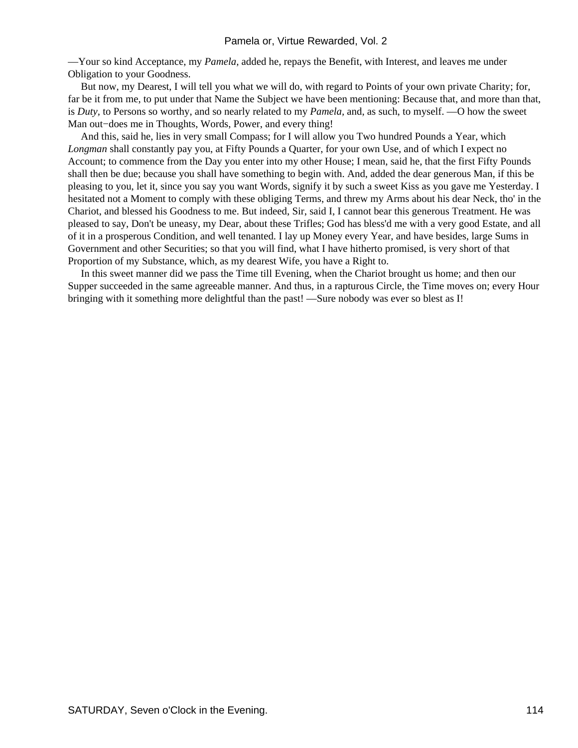—Your so kind Acceptance, my *Pamela,* added he, repays the Benefit, with Interest, and leaves me under Obligation to your Goodness.

But now, my Dearest, I will tell you what we will do, with regard to Points of your own private Charity; for, far be it from me, to put under that Name the Subject we have been mentioning: Because that, and more than that, is *Duty,* to Persons so worthy, and so nearly related to my *Pamela,* and, as such, to myself. —O how the sweet Man out−does me in Thoughts, Words, Power, and every thing!

And this, said he, lies in very small Compass; for I will allow you Two hundred Pounds a Year, which *Longman* shall constantly pay you, at Fifty Pounds a Quarter, for your own Use, and of which I expect no Account; to commence from the Day you enter into my other House; I mean, said he, that the first Fifty Pounds shall then be due; because you shall have something to begin with. And, added the dear generous Man, if this be pleasing to you, let it, since you say you want Words, signify it by such a sweet Kiss as you gave me Yesterday. I hesitated not a Moment to comply with these obliging Terms, and threw my Arms about his dear Neck, tho' in the Chariot, and blessed his Goodness to me. But indeed, Sir, said I, I cannot bear this generous Treatment. He was pleased to say, Don't be uneasy, my Dear, about these Trifles; God has bless'd me with a very good Estate, and all of it in a prosperous Condition, and well tenanted. I lay up Money every Year, and have besides, large Sums in Government and other Securities; so that you will find, what I have hitherto promised, is very short of that Proportion of my Substance, which, as my dearest Wife, you have a Right to.

In this sweet manner did we pass the Time till Evening, when the Chariot brought us home; and then our Supper succeeded in the same agreeable manner. And thus, in a rapturous Circle, the Time moves on; every Hour bringing with it something more delightful than the past! —Sure nobody was ever so blest as I!

SATURDAY, Seven o'Clock in the Evening.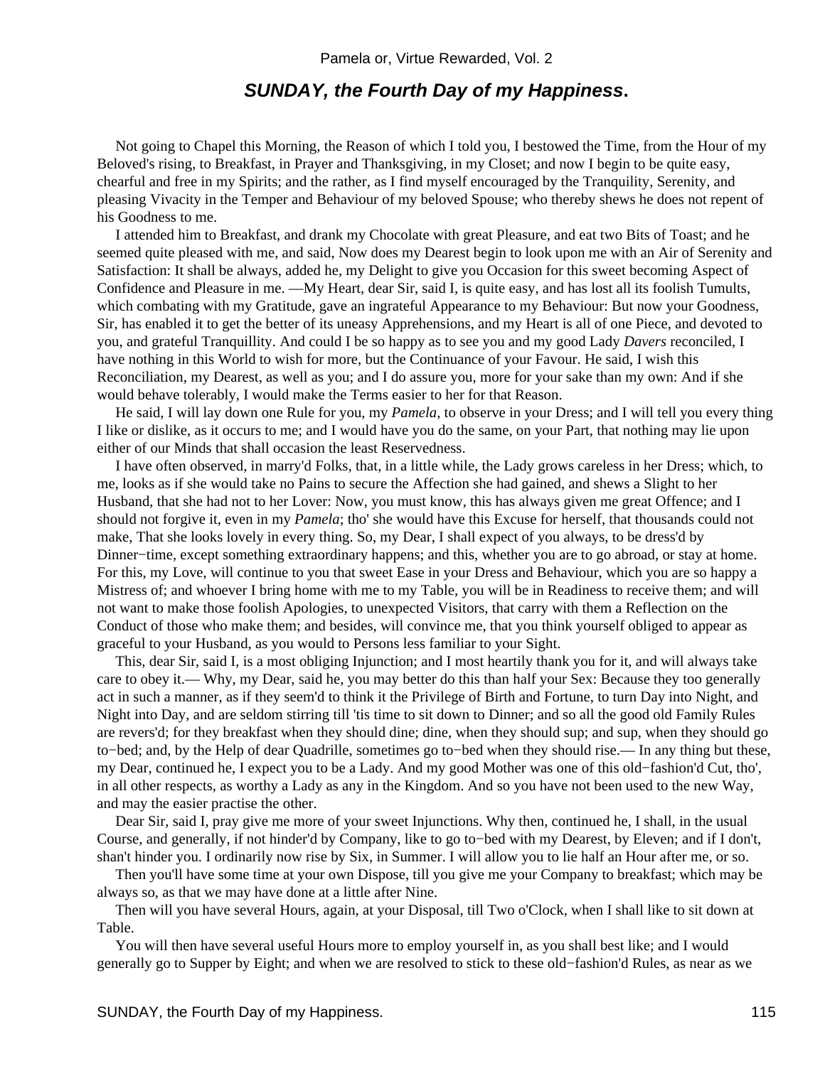## *SUNDAY, the Fourth Day of my Happiness*.

Not going to Chapel this Morning, the Reason of which I told you, I bestowed the Time, from the Hour of my Beloved's rising, to Breakfast, in Prayer and Thanksgiving, in my Closet; and now I begin to be quite easy, chearful and free in my Spirits; and the rather, as I find myself encouraged by the Tranquility, Serenity, and pleasing Vivacity in the Temper and Behaviour of my beloved Spouse; who thereby shews he does not repent of his Goodness to me.

I attended him to Breakfast, and drank my Chocolate with great Pleasure, and eat two Bits of Toast; and he seemed quite pleased with me, and said, Now does my Dearest begin to look upon me with an Air of Serenity and Satisfaction: It shall be always, added he, my Delight to give you Occasion for this sweet becoming Aspect of Confidence and Pleasure in me. —My Heart, dear Sir, said I, is quite easy, and has lost all its foolish Tumults, which combating with my Gratitude, gave an ingrateful Appearance to my Behaviour: But now your Goodness, Sir, has enabled it to get the better of its uneasy Apprehensions, and my Heart is all of one Piece, and devoted to you, and grateful Tranquillity. And could I be so happy as to see you and my good Lady *Davers* reconciled, I have nothing in this World to wish for more, but the Continuance of your Favour. He said, I wish this Reconciliation, my Dearest, as well as you; and I do assure you, more for your sake than my own: And if she would behave tolerably, I would make the Terms easier to her for that Reason.

He said, I will lay down one Rule for you, my *Pamela,* to observe in your Dress; and I will tell you every thing I like or dislike, as it occurs to me; and I would have you do the same, on your Part, that nothing may lie upon either of our Minds that shall occasion the least Reservedness.

I have often observed, in marry'd Folks, that, in a little while, the Lady grows careless in her Dress; which, to me, looks as if she would take no Pains to secure the Affection she had gained, and shews a Slight to her Husband, that she had not to her Lover: Now, you must know, this has always given me great Offence; and I should not forgive it, even in my *Pamela*; tho' she would have this Excuse for herself, that thousands could not make, That she looks lovely in every thing. So, my Dear, I shall expect of you always, to be dress'd by Dinner−time, except something extraordinary happens; and this, whether you are to go abroad, or stay at home. For this, my Love, will continue to you that sweet Ease in your Dress and Behaviour, which you are so happy a Mistress of; and whoever I bring home with me to my Table, you will be in Readiness to receive them; and will not want to make those foolish Apologies, to unexpected Visitors, that carry with them a Reflection on the Conduct of those who make them; and besides, will convince me, that you think yourself obliged to appear as graceful to your Husband, as you would to Persons less familiar to your Sight.

This, dear Sir, said I, is a most obliging Injunction; and I most heartily thank you for it, and will always take care to obey it.— Why, my Dear, said he, you may better do this than half your Sex: Because they too generally act in such a manner, as if they seem'd to think it the Privilege of Birth and Fortune, to turn Day into Night, and Night into Day, and are seldom stirring till 'tis time to sit down to Dinner; and so all the good old Family Rules are revers'd; for they breakfast when they should dine; dine, when they should sup; and sup, when they should go to−bed; and, by the Help of dear Quadrille, sometimes go to−bed when they should rise.— In any thing but these, my Dear, continued he, I expect you to be a Lady. And my good Mother was one of this old−fashion'd Cut, tho', in all other respects, as worthy a Lady as any in the Kingdom. And so you have not been used to the new Way, and may the easier practise the other.

Dear Sir, said I, pray give me more of your sweet Injunctions. Why then, continued he, I shall, in the usual Course, and generally, if not hinder'd by Company, like to go to−bed with my Dearest, by Eleven; and if I don't, shan't hinder you. I ordinarily now rise by Six, in Summer. I will allow you to lie half an Hour after me, or so.

Then you'll have some time at your own Dispose, till you give me your Company to breakfast; which may be always so, as that we may have done at a little after Nine.

Then will you have several Hours, again, at your Disposal, till Two o'Clock, when I shall like to sit down at Table.

You will then have several useful Hours more to employ yourself in, as you shall best like; and I would generally go to Supper by Eight; and when we are resolved to stick to these old−fashion'd Rules, as near as we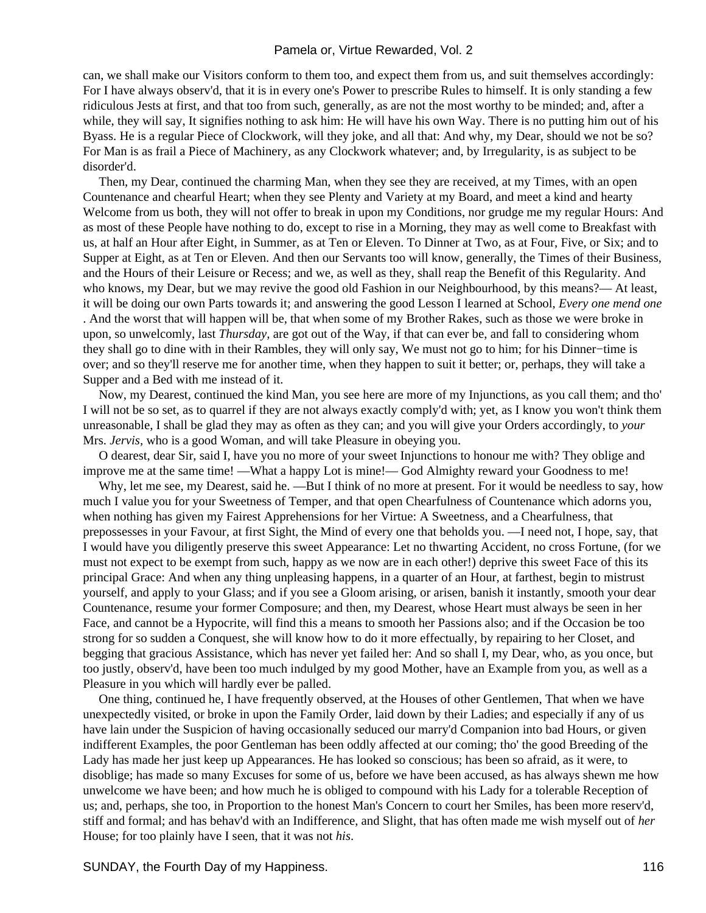can, we shall make our Visitors conform to them too, and expect them from us, and suit themselves accordingly: For I have always observ'd, that it is in every one's Power to prescribe Rules to himself. It is only standing a few ridiculous Jests at first, and that too from such, generally, as are not the most worthy to be minded; and, after a while, they will say, It signifies nothing to ask him: He will have his own Way. There is no putting him out of his Byass. He is a regular Piece of Clockwork, will they joke, and all that: And why, my Dear, should we not be so? For Man is as frail a Piece of Machinery, as any Clockwork whatever; and, by Irregularity, is as subject to be disorder'd.

Then, my Dear, continued the charming Man, when they see they are received, at my Times, with an open Countenance and chearful Heart; when they see Plenty and Variety at my Board, and meet a kind and hearty Welcome from us both, they will not offer to break in upon my Conditions, nor grudge me my regular Hours: And as most of these People have nothing to do, except to rise in a Morning, they may as well come to Breakfast with us, at half an Hour after Eight, in Summer, as at Ten or Eleven. To Dinner at Two, as at Four, Five, or Six; and to Supper at Eight, as at Ten or Eleven. And then our Servants too will know, generally, the Times of their Business, and the Hours of their Leisure or Recess; and we, as well as they, shall reap the Benefit of this Regularity. And who knows, my Dear, but we may revive the good old Fashion in our Neighbourhood, by this means?— At least, it will be doing our own Parts towards it; and answering the good Lesson I learned at School, *Every one mend one* . And the worst that will happen will be, that when some of my Brother Rakes, such as those we were broke in upon, so unwelcomly, last *Thursday,* are got out of the Way, if that can ever be, and fall to considering whom they shall go to dine with in their Rambles, they will only say, We must not go to him; for his Dinner−time is over; and so they'll reserve me for another time, when they happen to suit it better; or, perhaps, they will take a Supper and a Bed with me instead of it.

Now, my Dearest, continued the kind Man, you see here are more of my Injunctions, as you call them; and tho' I will not be so set, as to quarrel if they are not always exactly comply'd with; yet, as I know you won't think them unreasonable, I shall be glad they may as often as they can; and you will give your Orders accordingly, to *your* Mrs. *Jervis,* who is a good Woman, and will take Pleasure in obeying you.

O dearest, dear Sir, said I, have you no more of your sweet Injunctions to honour me with? They oblige and improve me at the same time! —What a happy Lot is mine!— God Almighty reward your Goodness to me!

Why, let me see, my Dearest, said he. —But I think of no more at present. For it would be needless to say, how much I value you for your Sweetness of Temper, and that open Chearfulness of Countenance which adorns you, when nothing has given my Fairest Apprehensions for her Virtue: A Sweetness, and a Chearfulness, that prepossesses in your Favour, at first Sight, the Mind of every one that beholds you. —I need not, I hope, say, that I would have you diligently preserve this sweet Appearance: Let no thwarting Accident, no cross Fortune, (for we must not expect to be exempt from such, happy as we now are in each other!) deprive this sweet Face of this its principal Grace: And when any thing unpleasing happens, in a quarter of an Hour, at farthest, begin to mistrust yourself, and apply to your Glass; and if you see a Gloom arising, or arisen, banish it instantly, smooth your dear Countenance, resume your former Composure; and then, my Dearest, whose Heart must always be seen in her Face, and cannot be a Hypocrite, will find this a means to smooth her Passions also; and if the Occasion be too strong for so sudden a Conquest, she will know how to do it more effectually, by repairing to her Closet, and begging that gracious Assistance, which has never yet failed her: And so shall I, my Dear, who, as you once, but too justly, observ'd, have been too much indulged by my good Mother, have an Example from you, as well as a Pleasure in you which will hardly ever be palled.

One thing, continued he, I have frequently observed, at the Houses of other Gentlemen, That when we have unexpectedly visited, or broke in upon the Family Order, laid down by their Ladies; and especially if any of us have lain under the Suspicion of having occasionally seduced our marry'd Companion into bad Hours, or given indifferent Examples, the poor Gentleman has been oddly affected at our coming; tho' the good Breeding of the Lady has made her just keep up Appearances. He has looked so conscious; has been so afraid, as it were, to disoblige; has made so many Excuses for some of us, before we have been accused, as has always shewn me how unwelcome we have been; and how much he is obliged to compound with his Lady for a tolerable Reception of us; and, perhaps, she too, in Proportion to the honest Man's Concern to court her Smiles, has been more reserv'd, stiff and formal; and has behav'd with an Indifference, and Slight, that has often made me wish myself out of *her* House; for too plainly have I seen, that it was not *his*.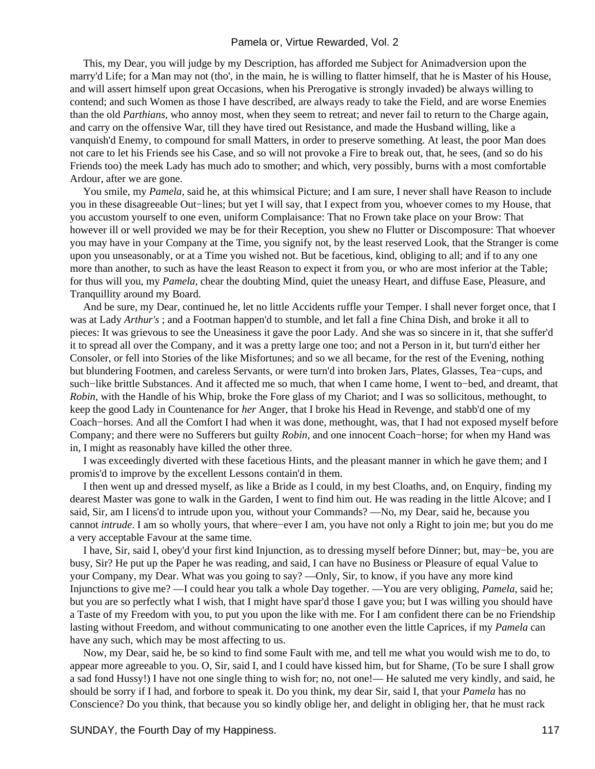This, my Dear, you will judge by my Description, has afforded me Subject for Animadversion upon the marry'd Life; for a Man may not (tho', in the main, he is willing to flatter himself, that he is Master of his House, and will assert himself upon great Occasions, when his Prerogative is strongly invaded) be always willing to contend; and such Women as those I have described, are always ready to take the Field, and are worse Enemies than the old *Parthians,* who annoy most, when they seem to retreat; and never fail to return to the Charge again, and carry on the offensive War, till they have tired out Resistance, and made the Husband willing, like a vanquish'd Enemy, to compound for small Matters, in order to preserve something. At least, the poor Man does not care to let his Friends see his Case, and so will not provoke a Fire to break out, that, he sees, (and so do his Friends too) the meek Lady has much ado to smother; and which, very possibly, burns with a most comfortable Ardour, after we are gone.

You smile, my *Pamela,* said he, at this whimsical Picture; and I am sure, I never shall have Reason to include you in these disagreeable Out−lines; but yet I will say, that I expect from you, whoever comes to my House, that you accustom yourself to one even, uniform Complaisance: That no Frown take place on your Brow: That however ill or well provided we may be for their Reception, you shew no Flutter or Discomposure: That whoever you may have in your Company at the Time, you signify not, by the least reserved Look, that the Stranger is come upon you unseasonably, or at a Time you wished not. But be facetious, kind, obliging to all; and if to any one more than another, to such as have the least Reason to expect it from you, or who are most inferior at the Table; for thus will you, my *Pamela,* chear the doubting Mind, quiet the uneasy Heart, and diffuse Ease, Pleasure, and Tranquillity around my Board.

And be sure, my Dear, continued he, let no little Accidents ruffle your Temper. I shall never forget once, that I was at Lady *Arthur's* ; and a Footman happen'd to stumble, and let fall a fine China Dish, and broke it all to pieces: It was grievous to see the Uneasiness it gave the poor Lady. And she was so sincere in it, that she suffer'd it to spread all over the Company, and it was a pretty large one too; and not a Person in it, but turn'd either her Consoler, or fell into Stories of the like Misfortunes; and so we all became, for the rest of the Evening, nothing but blundering Footmen, and careless Servants, or were turn'd into broken Jars, Plates, Glasses, Tea−cups, and such−like brittle Substances. And it affected me so much, that when I came home, I went to−bed, and dreamt, that *Robin,* with the Handle of his Whip, broke the Fore glass of my Chariot; and I was so sollicitous, methought, to keep the good Lady in Countenance for *her* Anger, that I broke his Head in Revenge, and stabb'd one of my Coach−horses. And all the Comfort I had when it was done, methought, was, that I had not exposed myself before Company; and there were no Sufferers but guilty *Robin*, and one innocent Coach−horse; for when my Hand was in, I might as reasonably have killed the other three.

I was exceedingly diverted with these facetious Hints, and the pleasant manner in which he gave them; and I promis'd to improve by the excellent Lessons contain'd in them.

I then went up and dressed myself, as like a Bride as I could, in my best Cloaths, and, on Enquiry, finding my dearest Master was gone to walk in the Garden, I went to find him out. He was reading in the little Alcove; and I said, Sir, am I licens'd to intrude upon you, without your Commands? —No, my Dear, said he, because you cannot *intrude*. I am so wholly yours, that where−ever I am, you have not only a Right to join me; but you do me a very acceptable Favour at the same time.

I have, Sir, said I, obey'd your first kind Injunction, as to dressing myself before Dinner; but, may−be, you are busy, Sir? He put up the Paper he was reading, and said, I can have no Business or Pleasure of equal Value to your Company, my Dear. What was you going to say? —Only, Sir, to know, if you have any more kind Injunctions to give me? —I could hear you talk a whole Day together. —You are very obliging, *Pamela,* said he; but you are so perfectly what I wish, that I might have spar'd those I gave you; but I was willing you should have a Taste of my Freedom with you, to put you upon the like with me. For I am confident there can be no Friendship lasting without Freedom, and without communicating to one another even the little Caprices, if my *Pamela* can have any such, which may be most affecting to us.

Now, my Dear, said he, be so kind to find some Fault with me, and tell me what you would wish me to do, to appear more agreeable to you. O, Sir, said I, and I could have kissed him, but for Shame, (To be sure I shall grow a sad fond Hussy!) I have not one single thing to wish for; no, not one!— He saluted me very kindly, and said, he should be sorry if I had, and forbore to speak it. Do you think, my dear Sir, said I, that your *Pamela* has no Conscience? Do you think, that because you so kindly oblige her, and delight in obliging her, that he must rack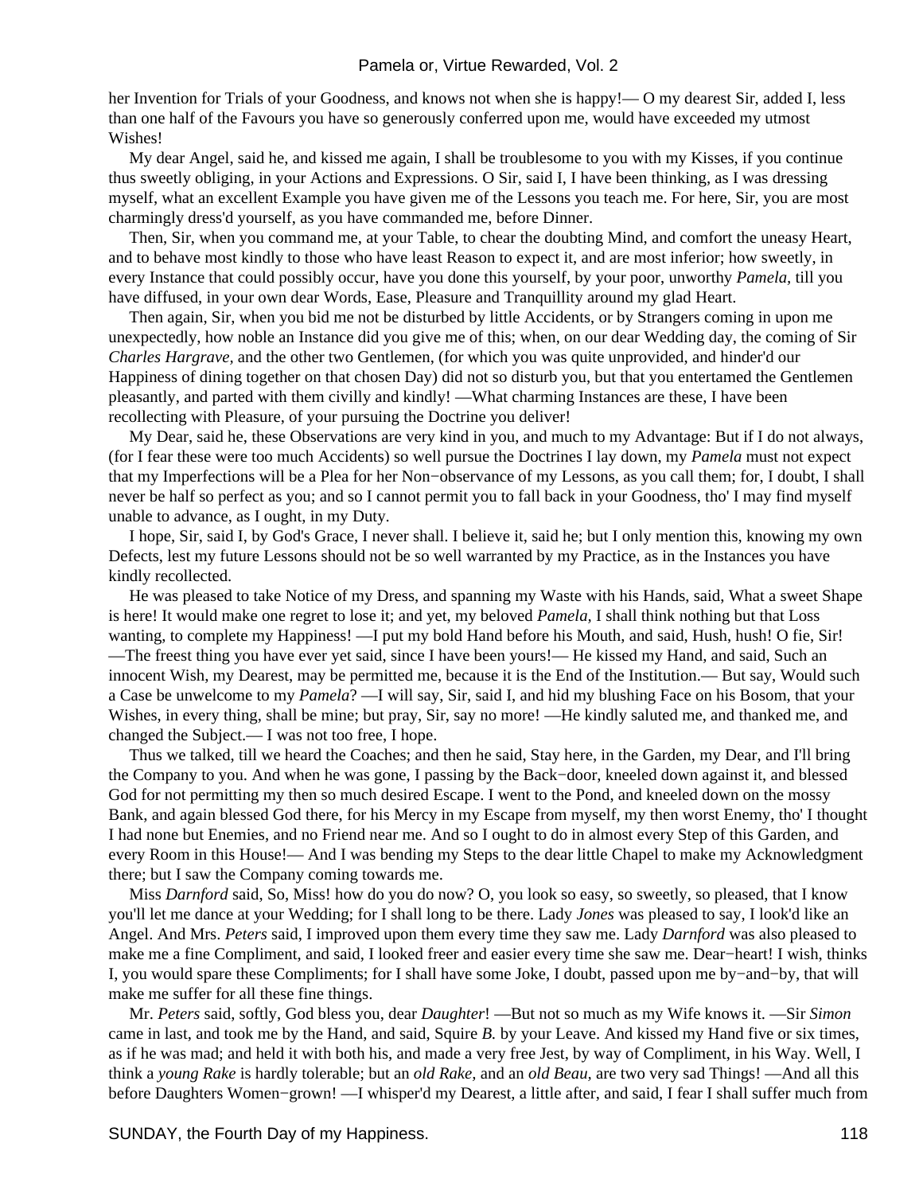her Invention for Trials of your Goodness, and knows not when she is happy!— O my dearest Sir, added I, less than one half of the Favours you have so generously conferred upon me, would have exceeded my utmost Wishes!

My dear Angel, said he, and kissed me again, I shall be troublesome to you with my Kisses, if you continue thus sweetly obliging, in your Actions and Expressions. O Sir, said I, I have been thinking, as I was dressing myself, what an excellent Example you have given me of the Lessons you teach me. For here, Sir, you are most charmingly dress'd yourself, as you have commanded me, before Dinner.

Then, Sir, when you command me, at your Table, to chear the doubting Mind, and comfort the uneasy Heart, and to behave most kindly to those who have least Reason to expect it, and are most inferior; how sweetly, in every Instance that could possibly occur, have you done this yourself, by your poor, unworthy *Pamela,* till you have diffused, in your own dear Words, Ease, Pleasure and Tranquillity around my glad Heart.

Then again, Sir, when you bid me not be disturbed by little Accidents, or by Strangers coming in upon me unexpectedly, how noble an Instance did you give me of this; when, on our dear Wedding day, the coming of Sir *Charles Hargrave,* and the other two Gentlemen, (for which you was quite unprovided, and hinder'd our Happiness of dining together on that chosen Day) did not so disturb you, but that you entertained the Gentlemen pleasantly, and parted with them civilly and kindly! —What charming Instances are these, I have been recollecting with Pleasure, of your pursuing the Doctrine you deliver!

My Dear, said he, these Observations are very kind in you, and much to my Advantage: But if I do not always, (for I fear these were too much Accidents) so well pursue the Doctrines I lay down, my *Pamela* must not expect that my Imperfections will be a Plea for her Non−observance of my Lessons, as you call them; for, I doubt, I shall never be half so perfect as you; and so I cannot permit you to fall back in your Goodness, tho' I may find myself unable to advance, as I ought, in my Duty.

I hope, Sir, said I, by God's Grace, I never shall. I believe it, said he; but I only mention this, knowing my own Defects, lest my future Lessons should not be so well warranted by my Practice, as in the Instances you have kindly recollected.

He was pleased to take Notice of my Dress, and spanning my Waste with his Hands, said, What a sweet Shape is here! It would make one regret to lose it; and yet, my beloved *Pamela,* I shall think nothing but that Loss wanting, to complete my Happiness! —I put my bold Hand before his Mouth, and said, Hush, hush! O fie, Sir! —The freest thing you have ever yet said, since I have been yours!— He kissed my Hand, and said, Such an innocent Wish, my Dearest, may be permitted me, because it is the End of the Institution.— But say, Would such a Case be unwelcome to my *Pamela*? —I will say, Sir, said I, and hid my blushing Face on his Bosom, that your Wishes, in every thing, shall be mine; but pray, Sir, say no more! —He kindly saluted me, and thanked me, and changed the Subject.— I was not too free, I hope.

Thus we talked, till we heard the Coaches; and then he said, Stay here, in the Garden, my Dear, and I'll bring the Company to you. And when he was gone, I passing by the Back−door, kneeled down against it, and blessed God for not permitting my then so much desired Escape. I went to the Pond, and kneeled down on the mossy Bank, and again blessed God there, for his Mercy in my Escape from myself, my then worst Enemy, tho' I thought I had none but Enemies, and no Friend near me. And so I ought to do in almost every Step of this Garden, and every Room in this House!— And I was bending my Steps to the dear little Chapel to make my Acknowledgment there; but I saw the Company coming towards me.

Miss *Darnford* said, So, Miss! how do you do now? O, you look so easy, so sweetly, so pleased, that I know you'll let me dance at your Wedding; for I shall long to be there. Lady *Jones* was pleased to say, I look'd like an Angel. And Mrs. *Peters* said, I improved upon them every time they saw me. Lady *Darnford* was also pleased to make me a fine Compliment, and said, I looked freer and easier every time she saw me. Dear−heart! I wish, thinks I, you would spare these Compliments; for I shall have some Joke, I doubt, passed upon me by−and−by, that will make me suffer for all these fine things.

Mr. *Peters* said, softly, God bless you, dear *Daughter*! —But not so much as my Wife knows it. —Sir *Simon* came in last, and took me by the Hand, and said, Squire *B.* by your Leave. And kissed my Hand five or six times, as if he was mad; and held it with both his, and made a very free Jest, by way of Compliment, in his Way. Well, I think a *young Rake* is hardly tolerable; but an *old Rake,* and an *old Beau,* are two very sad Things! —And all this before Daughters Women−grown! —I whisper'd my Dearest, a little after, and said, I fear I shall suffer much from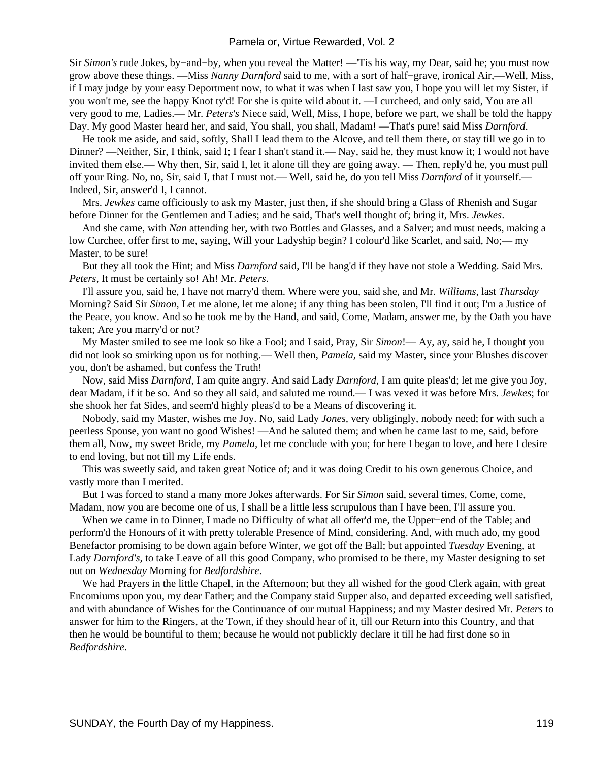Sir *Simon's* rude Jokes, by−and−by, when you reveal the Matter! —'Tis his way, my Dear, said he; you must now grow above these things. —Miss *Nanny Darnford* said to me, with a sort of half−grave, ironical Air,—Well, Miss, if I may judge by your easy Deportment now, to what it was when I last saw you, I hope you will let my Sister, if you won't me, see the happy Knot ty'd! For she is quite wild about it. —I curcheed, and only said, You are all very good to me, Ladies.— Mr. *Peters's* Niece said, Well, Miss, I hope, before we part, we shall be told the happy Day. My good Master heard her, and said, You shall, you shall, Madam! —That's pure! said Miss *Darnford*.

He took me aside, and said, softly, Shall I lead them to the Alcove, and tell them there, or stay till we go in to Dinner? —Neither, Sir, I think, said I; I fear I shan't stand it.— Nay, said he, they must know it; I would not have invited them else.— Why then, Sir, said I, let it alone till they are going away. — Then, reply'd he, you must pull off your Ring. No, no, Sir, said I, that I must not.— Well, said he, do you tell Miss *Darnford* of it yourself.— Indeed, Sir, answer'd I, I cannot.

Mrs. *Jewkes* came officiously to ask my Master, just then, if she should bring a Glass of Rhenish and Sugar before Dinner for the Gentlemen and Ladies; and he said, That's well thought of; bring it, Mrs. *Jewkes*.

And she came, with *Nan* attending her, with two Bottles and Glasses, and a Salver; and must needs, making a low Curchee, offer first to me, saying, Will your Ladyship begin? I colour'd like Scarlet, and said, No;— my Master, to be sure!

But they all took the Hint; and Miss *Darnford* said, I'll be hang'd if they have not stole a Wedding. Said Mrs. *Peters*, It must be certainly so! Ah! Mr. *Peters*.

I'll assure you, said he, I have not marry'd them. Where were you, said she, and Mr. *Williams*, last *Thursday* Morning? Said Sir *Simon*, Let me alone, let me alone; if any thing has been stolen, I'll find it out; I'm a Justice of the Peace, you know. And so he took me by the Hand, and said, Come, Madam, answer me, by the Oath you have taken; Are you marry'd or not?

My Master smiled to see me look so like a Fool; and I said, Pray, Sir *Simon*!— Ay, ay, said he, I thought you did not look so smirking upon us for nothing.— Well then, *Pamela*, said my Master, since your Blushes discover you, don't be ashamed, but confess the Truth!

Now, said Miss *Darnford*, I am quite angry. And said Lady *Darnford*, I am quite pleas'd; let me give you Joy, dear Madam, if it be so. And so they all said, and saluted me round.— I was vexed it was before Mrs. *Jewkes*; for she shook her fat Sides, and seem'd highly pleas'd to be a Means of discovering it.

Nobody, said my Master, wishes me Joy. No, said Lady *Jones*, very obligingly, nobody need; for with such a peerless Spouse, you want no good Wishes! —And he saluted them; and when he came last to me, said, before them all, Now, my sweet Bride, my *Pamela*, let me conclude with you; for here I began to love, and here I desire to end loving, but not till my Life ends.

This was sweetly said, and taken great Notice of; and it was doing Credit to his own generous Choice, and vastly more than I merited.

But I was forced to stand a many more Jokes afterwards. For Sir *Simon* said, several times, Come, come, Madam, now you are become one of us, I shall be a little less scrupulous than I have been, I'll assure you.

When we came in to Dinner, I made no Difficulty of what all offer'd me, the Upper−end of the Table; and perform'd the Honours of it with pretty tolerable Presence of Mind, considering. And, with much ado, my good Benefactor promising to be down again before Winter, we got off the Ball; but appointed *Tuesday* Evening, at Lady *Darnford's*, to take Leave of all this good Company, who promised to be there, my Master designing to set out on *Wednesday* Morning for *Bedfordshire*.

We had Prayers in the little Chapel, in the Afternoon; but they all wished for the good Clerk again, with great Encomiums upon you, my dear Father; and the Company staid Supper also, and departed exceeding well satisfied, and with abundance of Wishes for the Continuance of our mutual Happiness; and my Master desired Mr. *Peters* to answer for him to the Ringers, at the Town, if they should hear of it, till our Return into this Country, and that then he would be bountiful to them; because he would not publickly declare it till he had first done so in *Bedfordshire*.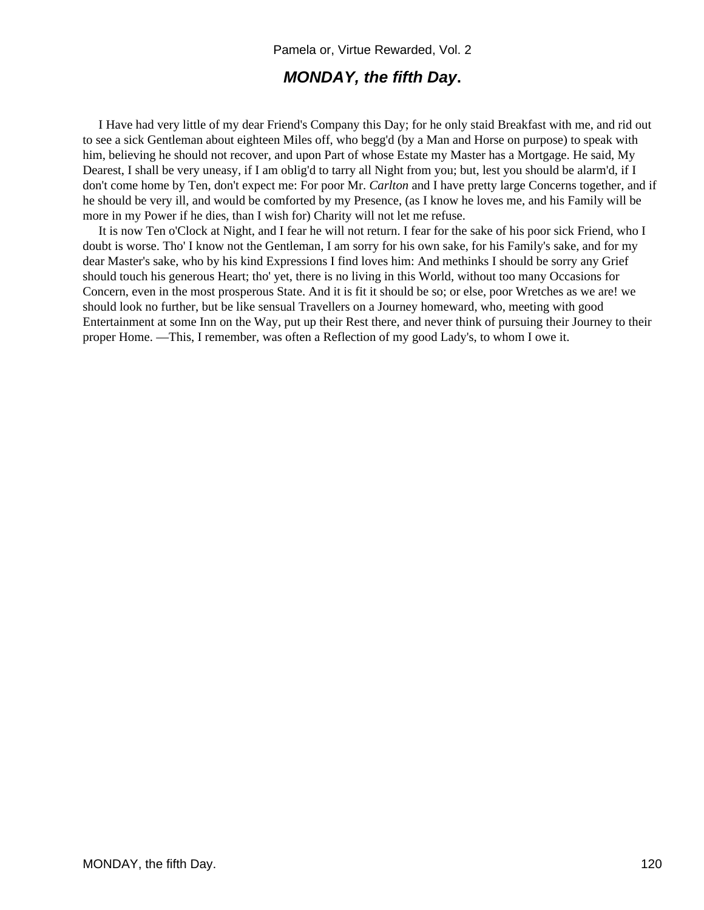## ***MONDAY, the fifth Day.***

I Have had very little of my dear Friend's Company this Day; for he only staid Breakfast with me, and rid out to see a sick Gentleman about eighteen Miles off, who begg'd (by a Man and Horse on purpose) to speak with him, believing he should not recover, and upon Part of whose Estate my Master has a Mortgage. He said, My Dearest, I shall be very uneasy, if I am oblig'd to tarry all Night from you; but, lest you should be alarm'd, if I don't come home by Ten, don't expect me: For poor Mr. *Carlton* and I have pretty large Concerns together, and if he should be very ill, and would be comforted by my Presence, (as I know he loves me, and his Family will be more in my Power if he dies, than I wish for) Charity will not let me refuse.

It is now Ten o'Clock at Night, and I fear he will not return. I fear for the sake of his poor sick Friend, who I doubt is worse. Tho' I know not the Gentleman, I am sorry for his own sake, for his Family's sake, and for my dear Master's sake, who by his kind Expressions I find loves him: And methinks I should be sorry any Grief should touch his generous Heart; tho' yet, there is no living in this World, without too many Occasions for Concern, even in the most prosperous State. And it is fit it should be so; or else, poor Wretches as we are! we should look no further, but be like sensual Travellers on a Journey homeward, who, meeting with good Entertainment at some Inn on the Way, put up their Rest there, and never think of pursuing their Journey to their proper Home. —This, I remember, was often a Reflection of my good Lady's, to whom I owe it.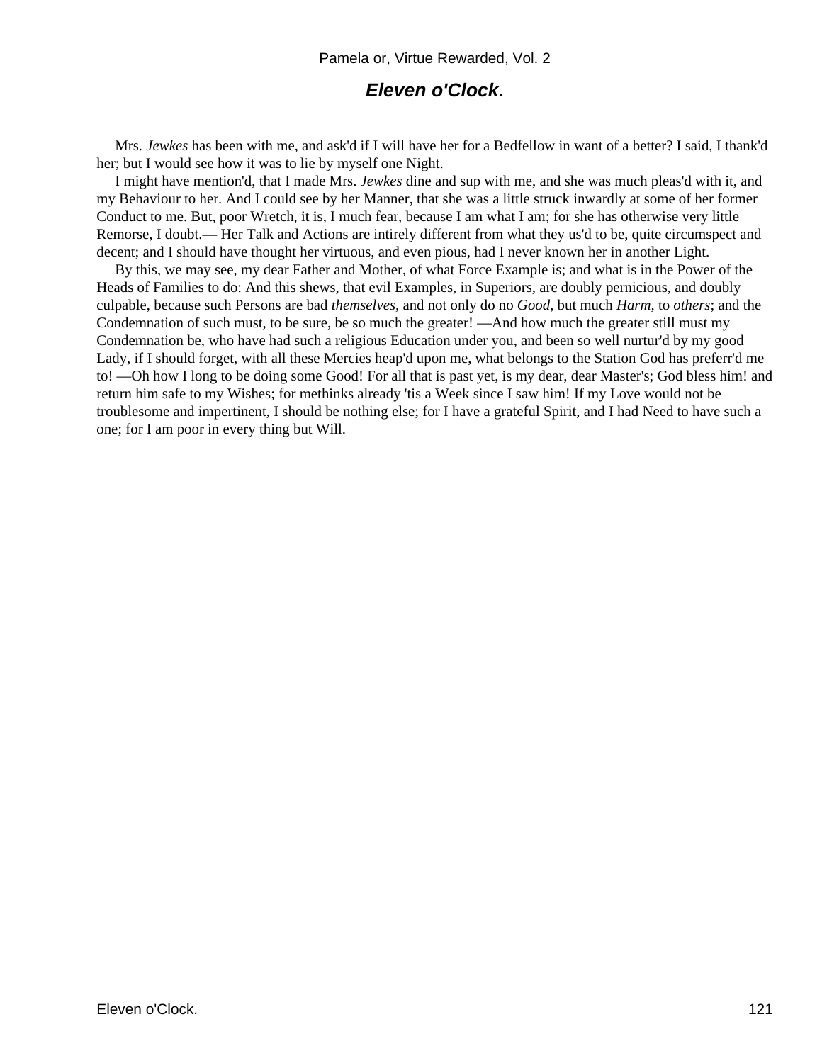## *Eleven o'Clock*.

Mrs. *Jewkes* has been with me, and ask'd if I will have her for a Bedfellow in want of a better? I said, I thank'd her; but I would see how it was to lie by myself one Night.

I might have mention'd, that I made Mrs. *Jewkes* dine and sup with me, and she was much pleas'd with it, and my Behaviour to her. And I could see by her Manner, that she was a little struck inwardly at some of her former Conduct to me. But, poor Wretch, it is, I much fear, because I am what I am; for she has otherwise very little Remorse, I doubt.— Her Talk and Actions are intirely different from what they us'd to be, quite circumspect and decent; and I should have thought her virtuous, and even pious, had I never known her in another Light.

By this, we may see, my dear Father and Mother, of what Force Example is; and what is in the Power of the Heads of Families to do: And this shews, that evil Examples, in Superiors, are doubly pernicious, and doubly culpable, because such Persons are bad *themselves*, and not only do no *Good*, but much *Harm*, to *others*; and the Condemnation of such must, to be sure, be so much the greater! —And how much the greater still must my Condemnation be, who have had such a religious Education under you, and been so well nurtur'd by my good Lady, if I should forget, with all these Mercies heap'd upon me, what belongs to the Station God has preferr'd me to! —Oh how I long to be doing some Good! For all that is past yet, is my dear, dear Master's; God bless him! and return him safe to my Wishes; for methinks already 'tis a Week since I saw him! If my Love would not be troublesome and impertinent, I should be nothing else; for I have a grateful Spirit, and I had Need to have such a one; for I am poor in every thing but Will.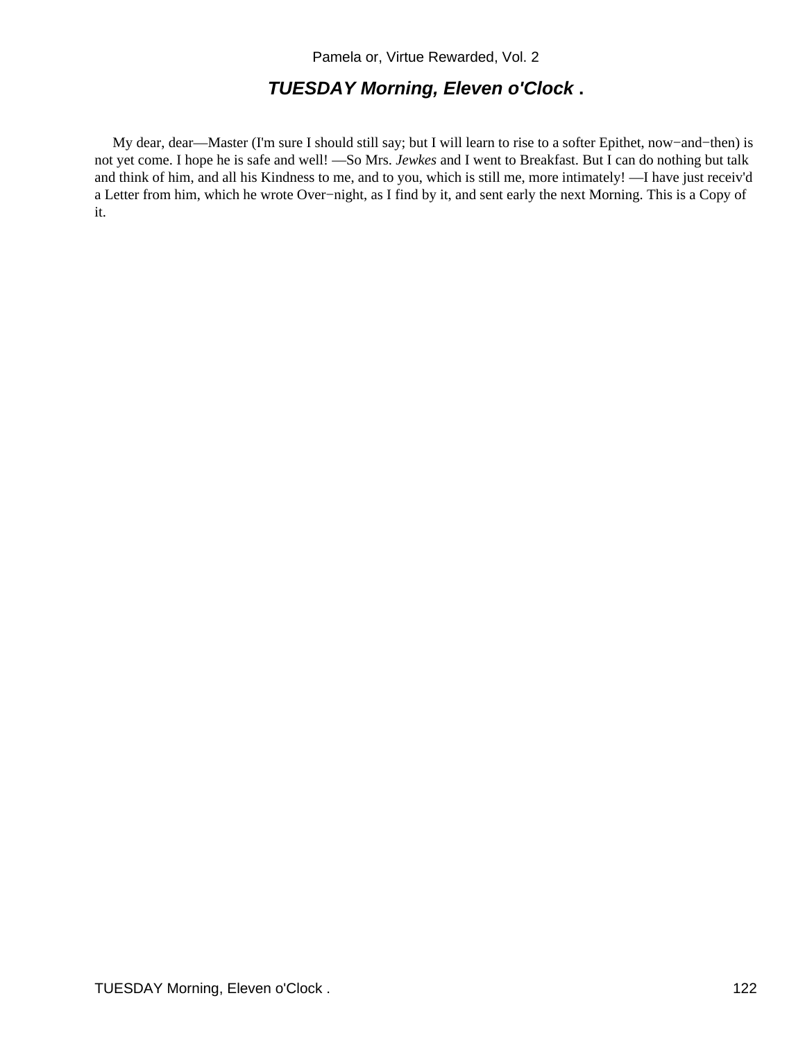## *TUESDAY Morning, Eleven o'Clock* .

My dear, dear—Master (I'm sure I should still say; but I will learn to rise to a softer Epithet, now−and−then) is not yet come. I hope he is safe and well! —So Mrs. *Jewkes* and I went to Breakfast. But I can do nothing but talk and think of him, and all his Kindness to me, and to you, which is still me, more intimately! —I have just receiv'd a Letter from him, which he wrote Over−night, as I find by it, and sent early the next Morning. This is a Copy of it.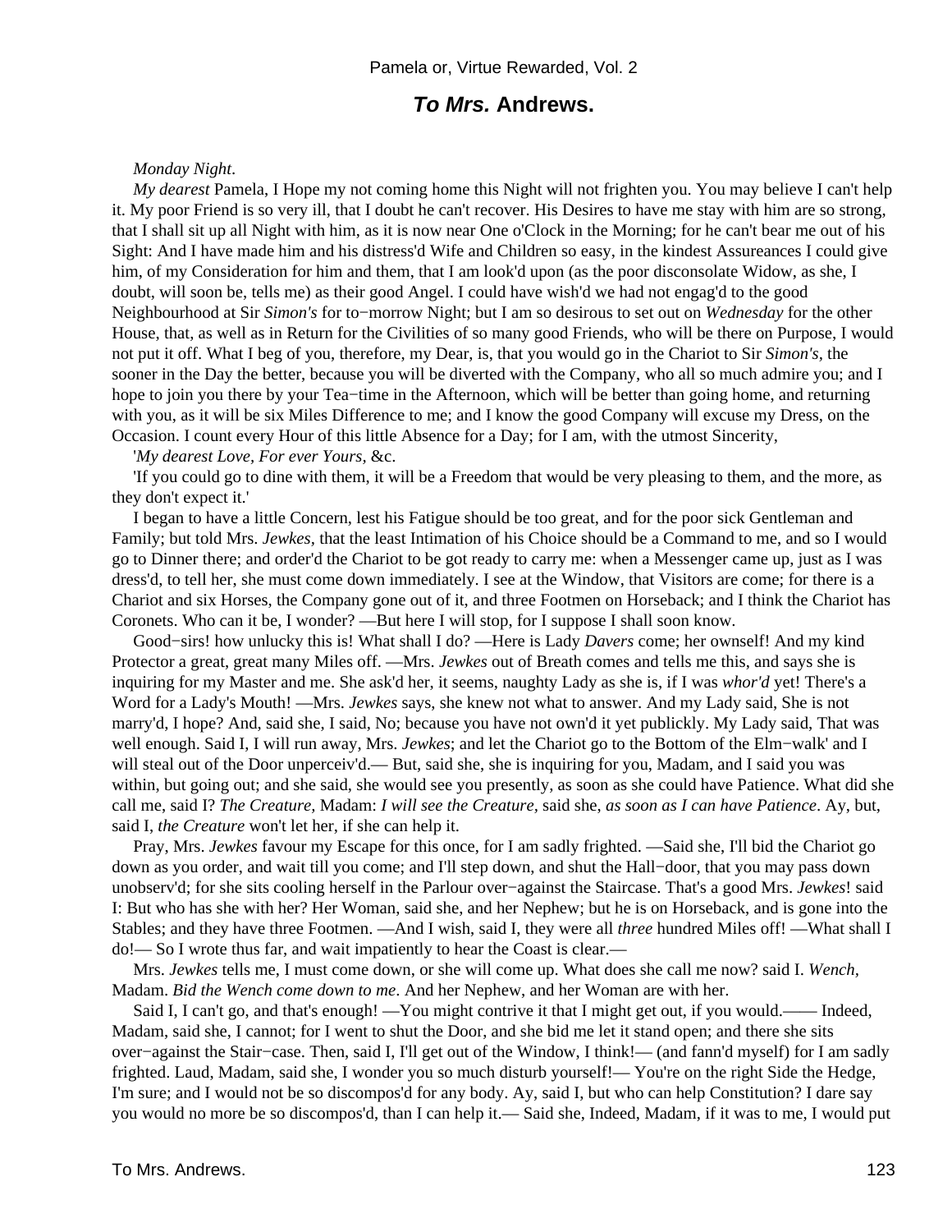## *To Mrs.* Andrews.

*Monday Night*.

*My dearest* Pamela, I Hope my not coming home this Night will not frighten you. You may believe I can't help it. My poor Friend is so very ill, that I doubt he can't recover. His Desires to have me stay with him are so strong, that I shall sit up all Night with him, as it is now near One o'Clock in the Morning; for he can't bear me out of his Sight: And I have made him and his distress'd Wife and Children so easy, in the kindest Assureances I could give him, of my Consideration for him and them, that I am look'd upon (as the poor disconsolate Widow, as she, I doubt, will soon be, tells me) as their good Angel. I could have wish'd we had not engag'd to the good Neighbourhood at Sir *Simon's* for to−morrow Night; but I am so desirous to set out on *Wednesday* for the other House, that, as well as in Return for the Civilities of so many good Friends, who will be there on Purpose, I would not put it off. What I beg of you, therefore, my Dear, is, that you would go in the Chariot to Sir *Simon's*, the sooner in the Day the better, because you will be diverted with the Company, who all so much admire you; and I hope to join you there by your Tea−time in the Afternoon, which will be better than going home, and returning with you, as it will be six Miles Difference to me; and I know the good Company will excuse my Dress, on the Occasion. I count every Hour of this little Absence for a Day; for I am, with the utmost Sincerity,

'*My dearest Love, For ever Yours*, &c.

'If you could go to dine with them, it will be a Freedom that would be very pleasing to them, and the more, as they don't expect it.'

I began to have a little Concern, lest his Fatigue should be too great, and for the poor sick Gentleman and Family; but told Mrs. *Jewkes*, that the least Intimation of his Choice should be a Command to me, and so I would go to Dinner there; and order'd the Chariot to be got ready to carry me: when a Messenger came up, just as I was dress'd, to tell her, she must come down immediately. I see at the Window, that Visitors are come; for there is a Chariot and six Horses, the Company gone out of it, and three Footmen on Horseback; and I think the Chariot has Coronets. Who can it be, I wonder? —But here I will stop, for I suppose I shall soon know.

Good−sirs! how unlucky this is! What shall I do? —Here is Lady *Davers* come; her ownself! And my kind Protector a great, great many Miles off. —Mrs. *Jewkes* out of Breath comes and tells me this, and says she is inquiring for my Master and me. She ask'd her, it seems, naughty Lady as she is, if I was *whor'd* yet! There's a Word for a Lady's Mouth! —Mrs. *Jewkes* says, she knew not what to answer. And my Lady said, She is not marry'd, I hope? And, said she, I said, No; because you have not own'd it yet publickly. My Lady said, That was well enough. Said I, I will run away, Mrs. *Jewkes*; and let the Chariot go to the Bottom of the Elm−walk' and I will steal out of the Door unperceiv'd.— But, said she, she is inquiring for you, Madam, and I said you was within, but going out; and she said, she would see you presently, as soon as she could have Patience. What did she call me, said I? *The Creature*, Madam: *I will see the Creature*, said she, *as soon as I can have Patience*. Ay, but, said I, *the Creature* won't let her, if she can help it.

Pray, Mrs. *Jewkes* favour my Escape for this once, for I am sadly frighted. —Said she, I'll bid the Chariot go down as you order, and wait till you come; and I'll step down, and shut the Hall−door, that you may pass down unobserv'd; for she sits cooling herself in the Parlour over−against the Staircase. That's a good Mrs. *Jewkes*! said I: But who has she with her? Her Woman, said she, and her Nephew; but he is on Horseback, and is gone into the Stables; and they have three Footmen. —And I wish, said I, they were all *three* hundred Miles off! —What shall I do!— So I wrote thus far, and wait impatiently to hear the Coast is clear.—

Mrs. *Jewkes* tells me, I must come down, or she will come up. What does she call me now? said I. *Wench*, Madam. *Bid the Wench come down to me*. And her Nephew, and her Woman are with her.

Said I, I can't go, and that's enough! —You might contrive it that I might get out, if you would.—— Indeed, Madam, said she, I cannot; for I went to shut the Door, and she bid me let it stand open; and there she sits over−against the Stair−case. Then, said I, I'll get out of the Window, I think!— (and fann'd myself) for I am sadly frighted. Laud, Madam, said she, I wonder you so much disturb yourself!— You're on the right Side the Hedge, I'm sure; and I would not be so discompos'd for any body. Ay, said I, but who can help Constitution? I dare say you would no more be so discompos'd, than I can help it.— Said she, Indeed, Madam, if it was to me, I would put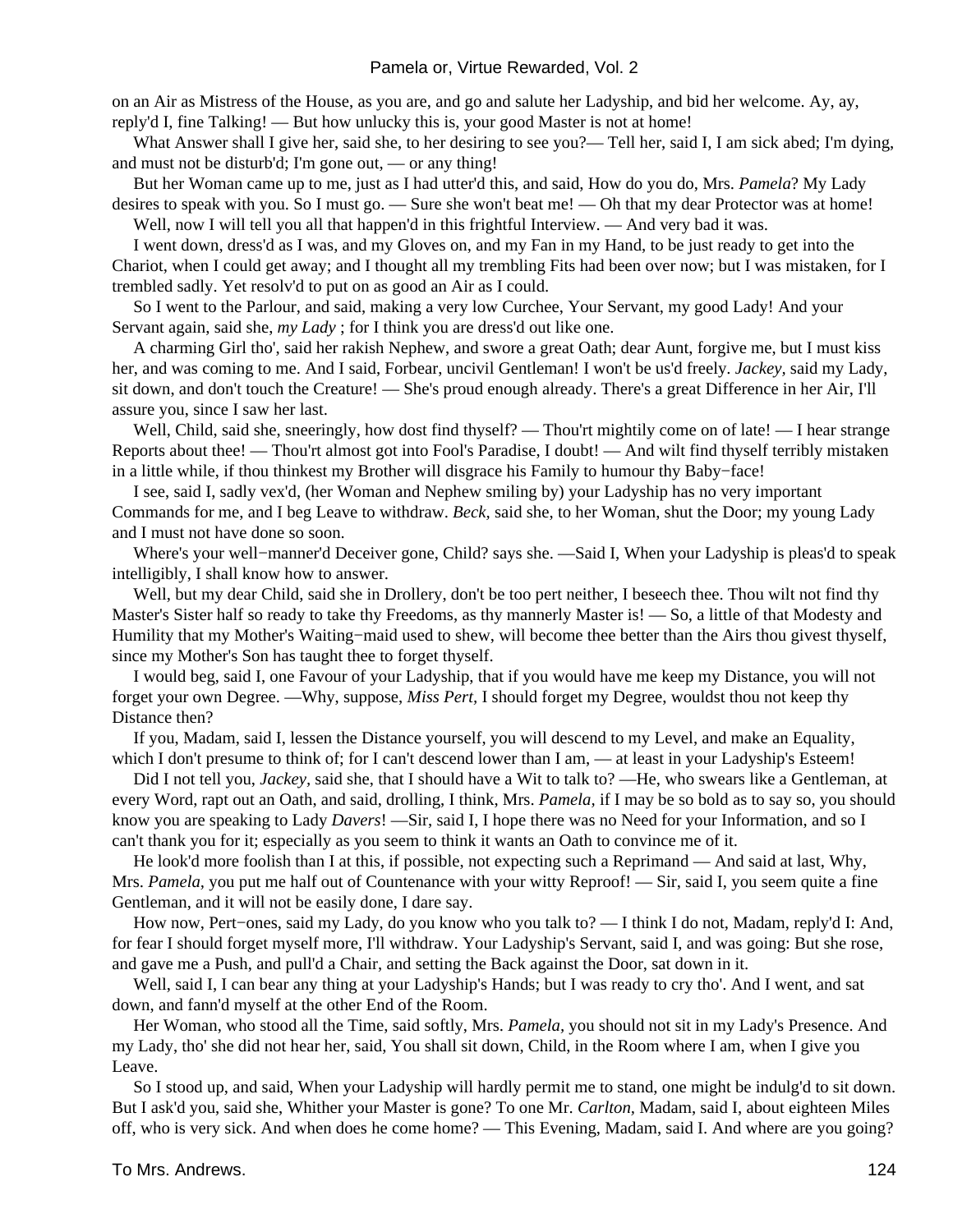on an Air as Mistress of the House, as you are, and go and salute her Ladyship, and bid her welcome. Ay, ay, reply'd I, fine Talking! — But how unlucky this is, your good Master is not at home!

What Answer shall I give her, said she, to her desiring to see you?— Tell her, said I, I am sick abed; I'm dying, and must not be disturb'd; I'm gone out, — or any thing!

But her Woman came up to me, just as I had utter'd this, and said, How do you do, Mrs. *Pamela*? My Lady desires to speak with you. So I must go. — Sure she won't beat me! — Oh that my dear Protector was at home!

Well, now I will tell you all that happen'd in this frightful Interview. — And very bad it was.

I went down, dress'd as I was, and my Gloves on, and my Fan in my Hand, to be just ready to get into the Chariot, when I could get away; and I thought all my trembling Fits had been over now; but I was mistaken, for I trembled sadly. Yet resolv'd to put on as good an Air as I could.

So I went to the Parlour, and said, making a very low Curchee, Your Servant, my good Lady! And your Servant again, said she, *my Lady* ; for I think you are dress'd out like one.

A charming Girl tho', said her rakish Nephew, and swore a great Oath; dear Aunt, forgive me, but I must kiss her, and was coming to me. And I said, Forbear, uncivil Gentleman! I won't be us'd freely. *Jackey*, said my Lady, sit down, and don't touch the Creature! — She's proud enough already. There's a great Difference in her Air, I'll assure you, since I saw her last.

Well, Child, said she, sneeringly, how dost find thyself? — Thou'rt mightily come on of late! — I hear strange Reports about thee! — Thou'rt almost got into Fool's Paradise, I doubt! — And wilt find thyself terribly mistaken in a little while, if thou thinkest my Brother will disgrace his Family to humour thy Baby−face!

I see, said I, sadly vex'd, (her Woman and Nephew smiling by) your Ladyship has no very important Commands for me, and I beg Leave to withdraw. *Beck*, said she, to her Woman, shut the Door; my young Lady and I must not have done so soon.

Where's your well−manner'd Deceiver gone, Child? says she. —Said I, When your Ladyship is pleas'd to speak intelligibly, I shall know how to answer.

Well, but my dear Child, said she in Drollery, don't be too pert neither, I beseech thee. Thou wilt not find thy Master's Sister half so ready to take thy Freedoms, as thy mannerly Master is! — So, a little of that Modesty and Humility that my Mother's Waiting−maid used to shew, will become thee better than the Airs thou givest thyself, since my Mother's Son has taught thee to forget thyself.

I would beg, said I, one Favour of your Ladyship, that if you would have me keep my Distance, you will not forget your own Degree. —Why, suppose, *Miss Pert*, I should forget my Degree, wouldst thou not keep thy Distance then?

If you, Madam, said I, lessen the Distance yourself, you will descend to my Level, and make an Equality, which I don't presume to think of; for I can't descend lower than I am, — at least in your Ladyship's Esteem!

Did I not tell you, *Jackey*, said she, that I should have a Wit to talk to? —He, who swears like a Gentleman, at every Word, rapt out an Oath, and said, drolling, I think, Mrs. *Pamela*, if I may be so bold as to say so, you should know you are speaking to Lady *Davers*! —Sir, said I, I hope there was no Need for your Information, and so I can't thank you for it; especially as you seem to think it wants an Oath to convince me of it.

He look'd more foolish than I at this, if possible, not expecting such a Reprimand — And said at last, Why, Mrs. *Pamela*, you put me half out of Countenance with your witty Reproof! — Sir, said I, you seem quite a fine Gentleman, and it will not be easily done, I dare say.

How now, Pert−ones, said my Lady, do you know who you talk to? — I think I do not, Madam, reply'd I: And, for fear I should forget myself more, I'll withdraw. Your Ladyship's Servant, said I, and was going: But she rose, and gave me a Push, and pull'd a Chair, and setting the Back against the Door, sat down in it.

Well, said I, I can bear any thing at your Ladyship's Hands; but I was ready to cry tho'. And I went, and sat down, and fann'd myself at the other End of the Room.

Her Woman, who stood all the Time, said softly, Mrs. *Pamela*, you should not sit in my Lady's Presence. And my Lady, tho' she did not hear her, said, You shall sit down, Child, in the Room where I am, when I give you Leave.

So I stood up, and said, When your Ladyship will hardly permit me to stand, one might be indulg'd to sit down. But I ask'd you, said she, Whither your Master is gone? To one Mr. *Carlton*, Madam, said I, about eighteen Miles off, who is very sick. And when does he come home? — This Evening, Madam, said I. And where are you going?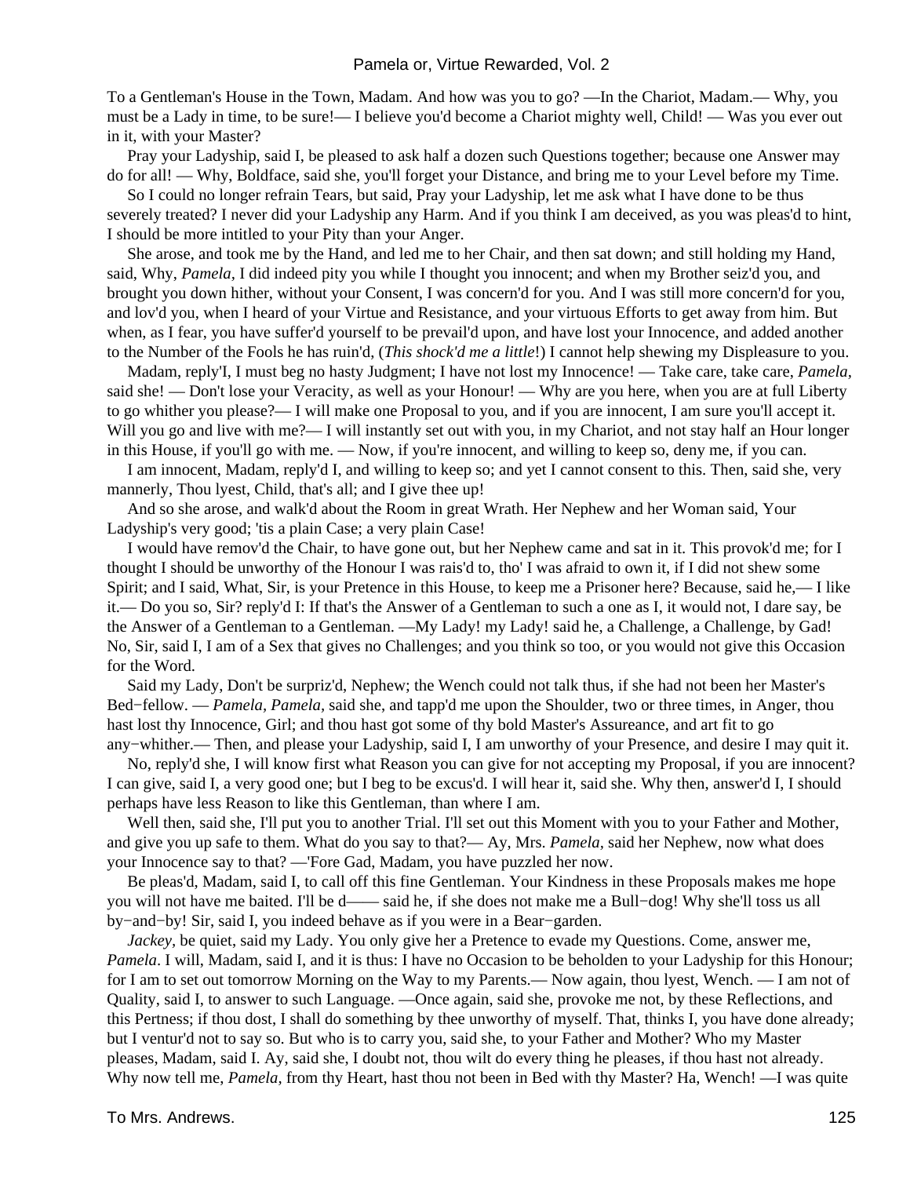To a Gentleman's House in the Town, Madam. And how was you to go? —In the Chariot, Madam.— Why, you must be a Lady in time, to be sure!— I believe you'd become a Chariot mighty well, Child! — Was you ever out in it, with your Master?

Pray your Ladyship, said I, be pleased to ask half a dozen such Questions together; because one Answer may do for all! — Why, Boldface, said she, you'll forget your Distance, and bring me to your Level before my Time.

So I could no longer refrain Tears, but said, Pray your Ladyship, let me ask what I have done to be thus severely treated? I never did your Ladyship any Harm. And if you think I am deceived, as you was pleas'd to hint, I should be more intitled to your Pity than your Anger.

She arose, and took me by the Hand, and led me to her Chair, and then sat down; and still holding my Hand, said, Why, *Pamela*, I did indeed pity you while I thought you innocent; and when my Brother seiz'd you, and brought you down hither, without your Consent, I was concern'd for you. And I was still more concern'd for you, and lov'd you, when I heard of your Virtue and Resistance, and your virtuous Efforts to get away from him. But when, as I fear, you have suffer'd yourself to be prevail'd upon, and have lost your Innocence, and added another to the Number of the Fools he has ruin'd, (*This shock'd me a little*!) I cannot help shewing my Displeasure to you.

Madam, reply'I, I must beg no hasty Judgment; I have not lost my Innocence! — Take care, take care, *Pamela*, said she! — Don't lose your Veracity, as well as your Honour! — Why are you here, when you are at full Liberty to go whither you please?— I will make one Proposal to you, and if you are innocent, I am sure you'll accept it. Will you go and live with me?— I will instantly set out with you, in my Chariot, and not stay half an Hour longer in this House, if you'll go with me. — Now, if you're innocent, and willing to keep so, deny me, if you can.

I am innocent, Madam, reply'd I, and willing to keep so; and yet I cannot consent to this. Then, said she, very mannerly, Thou lyest, Child, that's all; and I give thee up!

And so she arose, and walk'd about the Room in great Wrath. Her Nephew and her Woman said, Your Ladyship's very good; 'tis a plain Case; a very plain Case!

I would have remov'd the Chair, to have gone out, but her Nephew came and sat in it. This provok'd me; for I thought I should be unworthy of the Honour I was rais'd to, tho' I was afraid to own it, if I did not shew some Spirit; and I said, What, Sir, is your Pretence in this House, to keep me a Prisoner here? Because, said he,— I like it.— Do you so, Sir? reply'd I: If that's the Answer of a Gentleman to such a one as I, it would not, I dare say, be the Answer of a Gentleman to a Gentleman. —My Lady! my Lady! said he, a Challenge, a Challenge, by Gad! No, Sir, said I, I am of a Sex that gives no Challenges; and you think so too, or you would not give this Occasion for the Word.

Said my Lady, Don't be surpriz'd, Nephew; the Wench could not talk thus, if she had not been her Master's Bed−fellow. — *Pamela, Pamela*, said she, and tapp'd me upon the Shoulder, two or three times, in Anger, thou hast lost thy Innocence, Girl; and thou hast got some of thy bold Master's Assureance, and art fit to go any−whither.— Then, and please your Ladyship, said I, I am unworthy of your Presence, and desire I may quit it.

No, reply'd she, I will know first what Reason you can give for not accepting my Proposal, if you are innocent? I can give, said I, a very good one; but I beg to be excus'd. I will hear it, said she. Why then, answer'd I, I should perhaps have less Reason to like this Gentleman, than where I am.

Well then, said she, I'll put you to another Trial. I'll set out this Moment with you to your Father and Mother, and give you up safe to them. What do you say to that?— Ay, Mrs. *Pamela*, said her Nephew, now what does your Innocence say to that? —'Fore Gad, Madam, you have puzzled her now.

Be pleas'd, Madam, said I, to call off this fine Gentleman. Your Kindness in these Proposals makes me hope you will not have me baited. I'll be d—— said he, if she does not make me a Bull−dog! Why she'll toss us all by−and−by! Sir, said I, you indeed behave as if you were in a Bear−garden.

*Jackey*, be quiet, said my Lady. You only give her a Pretence to evade my Questions. Come, answer me, *Pamela*. I will, Madam, said I, and it is thus: I have no Occasion to be beholden to your Ladyship for this Honour; for I am to set out tomorrow Morning on the Way to my Parents.— Now again, thou lyest, Wench. — I am not of Quality, said I, to answer to such Language. —Once again, said she, provoke me not, by these Reflections, and this Pertness; if thou dost, I shall do something by thee unworthy of myself. That, thinks I, you have done already; but I ventur'd not to say so. But who is to carry you, said she, to your Father and Mother? Who my Master pleases, Madam, said I. Ay, said she, I doubt not, thou wilt do every thing he pleases, if thou hast not already. Why now tell me, *Pamela*, from thy Heart, hast thou not been in Bed with thy Master? Ha, Wench! —I was quite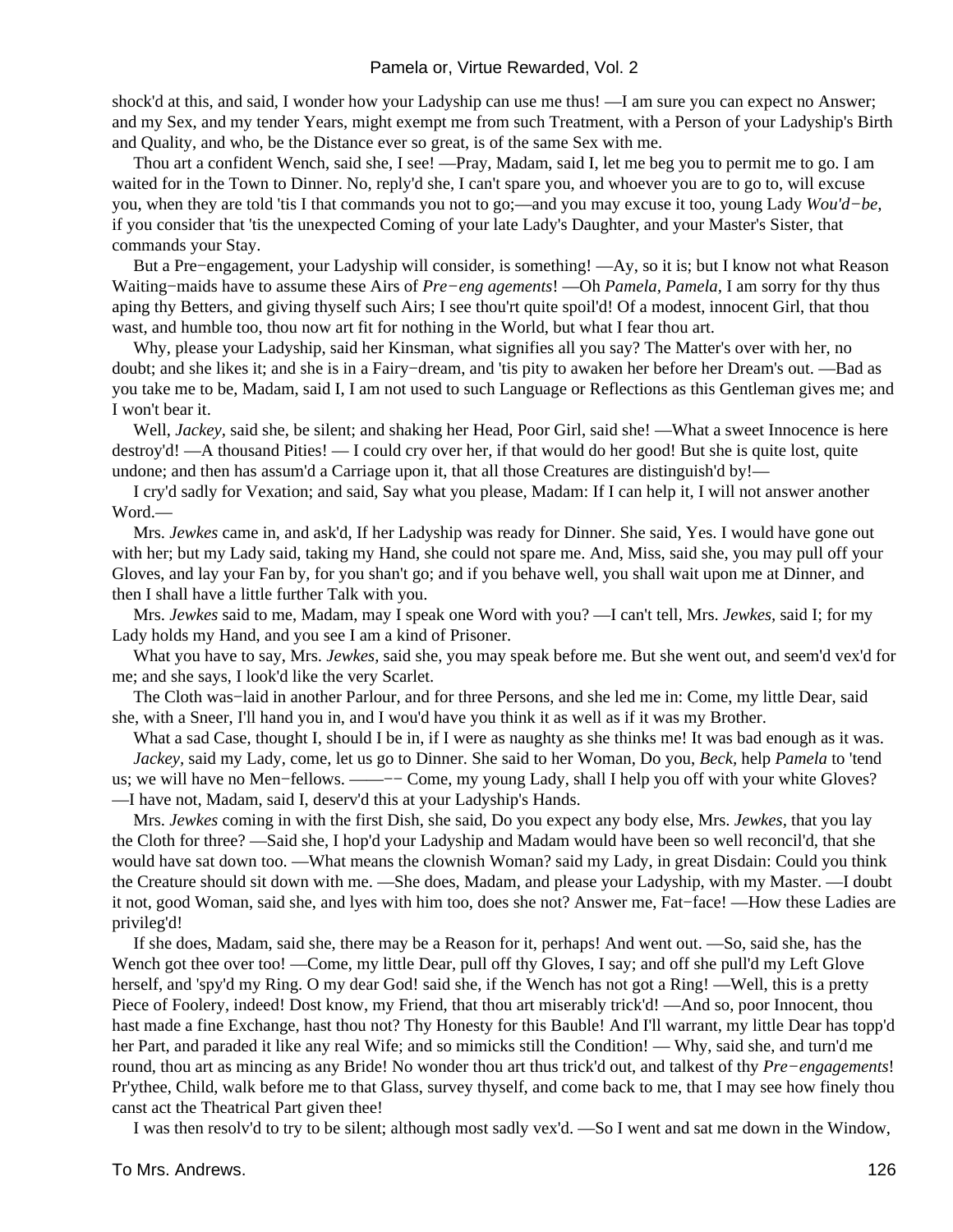shock'd at this, and said, I wonder how your Ladyship can use me thus! —I am sure you can expect no Answer; and my Sex, and my tender Years, might exempt me from such Treatment, with a Person of your Ladyship's Birth and Quality, and who, be the Distance ever so great, is of the same Sex with me.

Thou art a confident Wench, said she, I see! —Pray, Madam, said I, let me beg you to permit me to go. I am waited for in the Town to Dinner. No, reply'd she, I can't spare you, and whoever you are to go to, will excuse you, when they are told 'tis I that commands you not to go;—and you may excuse it too, young Lady *Wou'd−be,* if you consider that 'tis the unexpected Coming of your late Lady's Daughter, and your Master's Sister, that commands your Stay.

But a Pre−engagement, your Ladyship will consider, is something! —Ay, so it is; but I know not what Reason Waiting−maids have to assume these Airs of *Pre−eng agements*! —Oh *Pamela, Pamela,* I am sorry for thy thus aping thy Betters, and giving thyself such Airs; I see thou'rt quite spoil'd! Of a modest, innocent Girl, that thou wast, and humble too, thou now art fit for nothing in the World, but what I fear thou art.

Why, please your Ladyship, said her Kinsman, what signifies all you say? The Matter's over with her, no doubt; and she likes it; and she is in a Fairy−dream, and 'tis pity to awaken her before her Dream's out. —Bad as you take me to be, Madam, said I, I am not used to such Language or Reflections as this Gentleman gives me; and I won't bear it.

Well, *Jackey,* said she, be silent; and shaking her Head, Poor Girl, said she! —What a sweet Innocence is here destroy'd! —A thousand Pities! — I could cry over her, if that would do her good! But she is quite lost, quite undone; and then has assum'd a Carriage upon it, that all those Creatures are distinguish'd by!—

I cry'd sadly for Vexation; and said, Say what you please, Madam: If I can help it, I will not answer another Word.—

Mrs. *Jewkes* came in, and ask'd, If her Ladyship was ready for Dinner. She said, Yes. I would have gone out with her; but my Lady said, taking my Hand, she could not spare me. And, Miss, said she, you may pull off your Gloves, and lay your Fan by, for you shan't go; and if you behave well, you shall wait upon me at Dinner, and then I shall have a little further Talk with you.

Mrs. *Jewkes* said to me, Madam, may I speak one Word with you? —I can't tell, Mrs. *Jewkes,* said I; for my Lady holds my Hand, and you see I am a kind of Prisoner.

What you have to say, Mrs. *Jewkes,* said she, you may speak before me. But she went out, and seem'd vex'd for me; and she says, I look'd like the very Scarlet.

The Cloth was−laid in another Parlour, and for three Persons, and she led me in: Come, my little Dear, said she, with a Sneer, I'll hand you in, and I wou'd have you think it as well as if it was my Brother.

What a sad Case, thought I, should I be in, if I were as naughty as she thinks me! It was bad enough as it was.

*Jackey,* said my Lady, come, let us go to Dinner. She said to her Woman, Do you, *Beck,* help *Pamela* to 'tend us; we will have no Men−fellows. ——−− Come, my young Lady, shall I help you off with your white Gloves? —I have not, Madam, said I, deserv'd this at your Ladyship's Hands.

Mrs. *Jewkes* coming in with the first Dish, she said, Do you expect any body else, Mrs. *Jewkes,* that you lay the Cloth for three? —Said she, I hop'd your Ladyship and Madam would have been so well reconcil'd, that she would have sat down too. —What means the clownish Woman? said my Lady, in great Disdain: Could you think the Creature should sit down with me. —She does, Madam, and please your Ladyship, with my Master. —I doubt it not, good Woman, said she, and lyes with him too, does she not? Answer me, Fat−face! —How these Ladies are privileg'd!

If she does, Madam, said she, there may be a Reason for it, perhaps! And went out. —So, said she, has the Wench got thee over too! —Come, my little Dear, pull off thy Gloves, I say; and off she pull'd my Left Glove herself, and 'spy'd my Ring. O my dear God! said she, if the Wench has not got a Ring! —Well, this is a pretty Piece of Foolery, indeed! Dost know, my Friend, that thou art miserably trick'd! —And so, poor Innocent, thou hast made a fine Exchange, hast thou not? Thy Honesty for this Bauble! And I'll warrant, my little Dear has topp'd her Part, and paraded it like any real Wife; and so mimicks still the Condition! — Why, said she, and turn'd me round, thou art as mincing as any Bride! No wonder thou art thus trick'd out, and talkest of thy *Pre−engagements*! Pr'ythee, Child, walk before me to that Glass, survey thyself, and come back to me, that I may see how finely thou canst act the Theatrical Part given thee!

I was then resolv'd to try to be silent; although most sadly vex'd. —So I went and sat me down in the Window,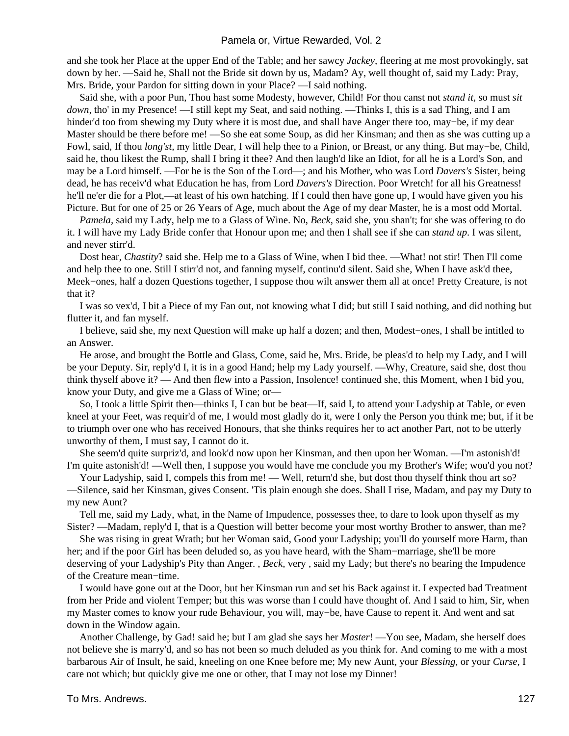and she took her Place at the upper End of the Table; and her sawcy *Jackey,* fleering at me most provokingly, sat down by her. —Said he, Shall not the Bride sit down by us, Madam? Ay, well thought of, said my Lady: Pray, Mrs. Bride, your Pardon for sitting down in your Place? —I said nothing.

Said she, with a poor Pun, Thou hast some Modesty, however, Child! For thou canst not *stand it,* so must *sit down,* tho' in my Presence! —I still kept my Seat, and said nothing. —Thinks I, this is a sad Thing, and I am hinder'd too from shewing my Duty where it is most due, and shall have Anger there too, may−be, if my dear Master should be there before me! —So she eat some Soup, as did her Kinsman; and then as she was cutting up a Fowl, said, If thou *long'st,* my little Dear, I will help thee to a Pinion, or Breast, or any thing. But may−be, Child, said he, thou likest the Rump, shall I bring it thee? And then laugh'd like an Idiot, for all he is a Lord's Son, and may be a Lord himself. —For he is the Son of the Lord—; and his Mother, who was Lord *Davers's* Sister, being dead, he has receiv'd what Education he has, from Lord *Davers's* Direction. Poor Wretch! for all his Greatness! he'll ne'er die for a Plot,—at least of his own hatching. If I could then have gone up, I would have given you his Picture. But for one of 25 or 26 Years of Age, much about the Age of my dear Master, he is a most odd Mortal.

*Pamela,* said my Lady, help me to a Glass of Wine. No, *Beck,* said she, you shan't; for she was offering to do it. I will have my Lady Bride confer that Honour upon me; and then I shall see if she can *stand up*. I was silent, and never stirr'd.

Dost hear, *Chastity*? said she. Help me to a Glass of Wine, when I bid thee. —What! not stir! Then I'll come and help thee to one. Still I stirr'd not, and fanning myself, continu'd silent. Said she, When I have ask'd thee, Meek−ones, half a dozen Questions together, I suppose thou wilt answer them all at once! Pretty Creature, is not that it?

I was so vex'd, I bit a Piece of my Fan out, not knowing what I did; but still I said nothing, and did nothing but flutter it, and fan myself.

I believe, said she, my next Question will make up half a dozen; and then, Modest−ones, I shall be intitled to an Answer.

He arose, and brought the Bottle and Glass, Come, said he, Mrs. Bride, be pleas'd to help my Lady, and I will be your Deputy. Sir, reply'd I, it is in a good Hand; help my Lady yourself. —Why, Creature, said she, dost thou think thyself above it? — And then flew into a Passion, Insolence! continued she, this Moment, when I bid you, know your Duty, and give me a Glass of Wine; or—

So, I took a little Spirit then—thinks I, I can but be beat—If, said I, to attend your Ladyship at Table, or even kneel at your Feet, was requir'd of me, I would most gladly do it, were I only the Person you think me; but, if it be to triumph over one who has received Honours, that she thinks requires her to act another Part, not to be utterly unworthy of them, I must say, I cannot do it.

She seem'd quite surpriz'd, and look'd now upon her Kinsman, and then upon her Woman. —I'm astonish'd! I'm quite astonish'd! —Well then, I suppose you would have me conclude you my Brother's Wife; wou'd you not?

Your Ladyship, said I, compels this from me! — Well, return'd she, but dost thou thyself think thou art so? —Silence, said her Kinsman, gives Consent. 'Tis plain enough she does. Shall I rise, Madam, and pay my Duty to my new Aunt?

Tell me, said my Lady, what, in the Name of Impudence, possesses thee, to dare to look upon thyself as my Sister? —Madam, reply'd I, that is a Question will better become your most worthy Brother to answer, than me?

She was rising in great Wrath; but her Woman said, Good your Ladyship; you'll do yourself more Harm, than her; and if the poor Girl has been deluded so, as you have heard, with the Sham−marriage, she'll be more deserving of your Ladyship's Pity than Anger. , *Beck,* very , said my Lady; but there's no bearing the Impudence of the Creature mean−time.

I would have gone out at the Door, but her Kinsman run and set his Back against it. I expected bad Treatment from her Pride and violent Temper; but this was worse than I could have thought of. And I said to him, Sir, when my Master comes to know your rude Behaviour, you will, may−be, have Cause to repent it. And went and sat down in the Window again.

Another Challenge, by Gad! said he; but I am glad she says her *Master*! —You see, Madam, she herself does not believe she is marry'd, and so has not been so much deluded as you think for. And coming to me with a most barbarous Air of Insult, he said, kneeling on one Knee before me; My new Aunt, your *Blessing,* or your *Curse,* I care not which; but quickly give me one or other, that I may not lose my Dinner!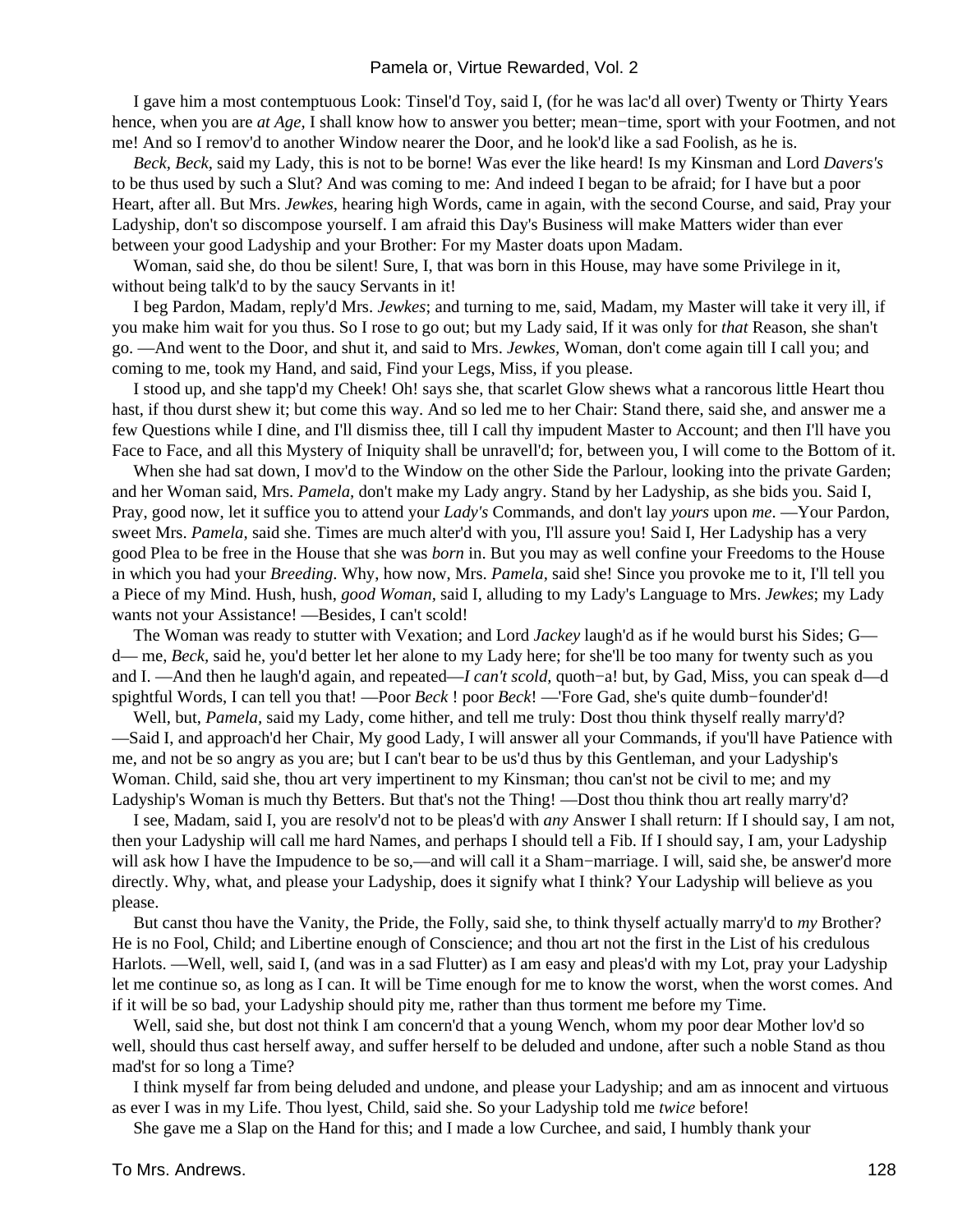I gave him a most contemptuous Look: Tinsel'd Toy, said I, (for he was lac'd all over) Twenty or Thirty Years hence, when you are *at Age,* I shall know how to answer you better; mean−time, sport with your Footmen, and not me! And so I remov'd to another Window nearer the Door, and he look'd like a sad Foolish, as he is.

*Beck, Beck,* said my Lady, this is not to be borne! Was ever the like heard! Is my Kinsman and Lord *Davers's* to be thus used by such a Slut? And was coming to me: And indeed I began to be afraid; for I have but a poor Heart, after all. But Mrs. *Jewkes,* hearing high Words, came in again, with the second Course, and said, Pray your Ladyship, don't so discompose yourself. I am afraid this Day's Business will make Matters wider than ever between your good Ladyship and your Brother: For my Master doats upon Madam.

Woman, said she, do thou be silent! Sure, I, that was born in this House, may have some Privilege in it, without being talk'd to by the saucy Servants in it!

I beg Pardon, Madam, reply'd Mrs. *Jewkes*; and turning to me, said, Madam, my Master will take it very ill, if you make him wait for you thus. So I rose to go out; but my Lady said, If it was only for *that* Reason, she shan't go. —And went to the Door, and shut it, and said to Mrs. *Jewkes,* Woman, don't come again till I call you; and coming to me, took my Hand, and said, Find your Legs, Miss, if you please.

I stood up, and she tapp'd my Cheek! Oh! says she, that scarlet Glow shews what a rancorous little Heart thou hast, if thou durst shew it; but come this way. And so led me to her Chair: Stand there, said she, and answer me a few Questions while I dine, and I'll dismiss thee, till I call thy impudent Master to Account; and then I'll have you Face to Face, and all this Mystery of Iniquity shall be unravell'd; for, between you, I will come to the Bottom of it.

When she had sat down, I mov'd to the Window on the other Side the Parlour, looking into the private Garden; and her Woman said, Mrs. *Pamela,* don't make my Lady angry. Stand by her Ladyship, as she bids you. Said I, Pray, good now, let it suffice you to attend your *Lady's* Commands, and don't lay *yours* upon *me*. —Your Pardon, sweet Mrs. *Pamela,* said she. Times are much alter'd with you, I'll assure you! Said I, Her Ladyship has a very good Plea to be free in the House that she was *born* in. But you may as well confine your Freedoms to the House in which you had your *Breeding*. Why, how now, Mrs. *Pamela,* said she! Since you provoke me to it, I'll tell you a Piece of my Mind. Hush, hush, *good Woman,* said I, alluding to my Lady's Language to Mrs. *Jewkes*; my Lady wants not your Assistance! —Besides, I can't scold!

The Woman was ready to stutter with Vexation; and Lord *Jackey* laugh'd as if he would burst his Sides; G— d— me, *Beck,* said he, you'd better let her alone to my Lady here; for she'll be too many for twenty such as you and I. —And then he laugh'd again, and repeated—*I can't scold,* quoth−a! but, by Gad, Miss, you can speak d—d spightful Words, I can tell you that! —Poor *Beck* ! poor *Beck*! —'Fore Gad, she's quite dumb−founder'd!

Well, but, *Pamela,* said my Lady, come hither, and tell me truly: Dost thou think thyself really marry'd? —Said I, and approach'd her Chair, My good Lady, I will answer all your Commands, if you'll have Patience with me, and not be so angry as you are; but I can't bear to be us'd thus by this Gentleman, and your Ladyship's Woman. Child, said she, thou art very impertinent to my Kinsman; thou can'st not be civil to me; and my Ladyship's Woman is much thy Betters. But that's not the Thing! —Dost thou think thou art really marry'd?

I see, Madam, said I, you are resolv'd not to be pleas'd with *any* Answer I shall return: If I should say, I am not, then your Ladyship will call me hard Names, and perhaps I should tell a Fib. If I should say, I am, your Ladyship will ask how I have the Impudence to be so,—and will call it a Sham−marriage. I will, said she, be answer'd more directly. Why, what, and please your Ladyship, does it signify what I think? Your Ladyship will believe as you please.

But canst thou have the Vanity, the Pride, the Folly, said she, to think thyself actually marry'd to *my* Brother? He is no Fool, Child; and Libertine enough of Conscience; and thou art not the first in the List of his credulous Harlots. —Well, well, said I, (and was in a sad Flutter) as I am easy and pleas'd with my Lot, pray your Ladyship let me continue so, as long as I can. It will be Time enough for me to know the worst, when the worst comes. And if it will be so bad, your Ladyship should pity me, rather than thus torment me before my Time.

Well, said she, but dost not think I am concern'd that a young Wench, whom my poor dear Mother lov'd so well, should thus cast herself away, and suffer herself to be deluded and undone, after such a noble Stand as thou mad'st for so long a Time?

I think myself far from being deluded and undone, and please your Ladyship; and am as innocent and virtuous as ever I was in my Life. Thou lyest, Child, said she. So your Ladyship told me *twice* before!

She gave me a Slap on the Hand for this; and I made a low Curchee, and said, I humbly thank your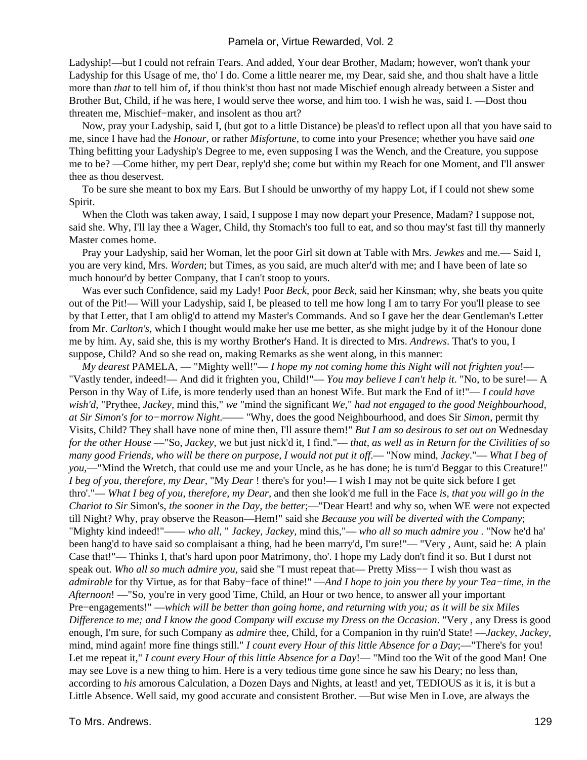Ladyship!—but I could not refrain Tears. And added, Your dear Brother, Madam; however, won't thank your Ladyship for this Usage of me, tho' I do. Come a little nearer me, my Dear, said she, and thou shalt have a little more than *that* to tell him of, if thou think'st thou hast not made Mischief enough already between a Sister and Brother But, Child, if he was here, I would serve thee worse, and him too. I wish he was, said I. —Dost thou threaten me, Mischief−maker, and insolent as thou art?

Now, pray your Ladyship, said I, (but got to a little Distance) be pleas'd to reflect upon all that you have said to me, since I have had the *Honour*, or rather *Misfortune,* to come into your Presence; whether you have said *one* Thing befitting your Ladyship's Degree to me, even supposing I was the Wench, and the Creature, you suppose me to be? —Come hither, my pert Dear, reply'd she; come but within my Reach for one Moment, and I'll answer thee as thou deservest.

To be sure she meant to box my Ears. But I should be unworthy of my happy Lot, if I could not shew some Spirit.

When the Cloth was taken away, I said, I suppose I may now depart your Presence, Madam? I suppose not, said she. Why, I'll lay thee a Wager, Child, thy Stomach's too full to eat, and so thou may'st fast till thy mannerly Master comes home.

Pray your Ladyship, said her Woman, let the poor Girl sit down at Table with Mrs. *Jewkes* and me.— Said I, you are very kind, Mrs. *Worden*; but Times, as you said, are much alter'd with me; and I have been of late so much honour'd by better Company, that I can't stoop to yours.

Was ever such Confidence, said my Lady! Poor *Beck,* poor *Beck,* said her Kinsman; why, she beats you quite out of the Pit!— Will your Ladyship, said I, be pleased to tell me how long I am to tarry For you'll please to see by that Letter, that I am oblig'd to attend my Master's Commands. And so I gave her the dear Gentleman's Letter from Mr. *Carlton's*, which I thought would make her use me better, as she might judge by it of the Honour done me by him. Ay, said she, this is my worthy Brother's Hand. It is directed to Mrs. *Andrews*. That's to you, I suppose, Child? And so she read on, making Remarks as she went along, in this manner:

*My dearest* PAMELA, — "Mighty well!"— *I hope my not coming home this Night will not frighten you*!— "Vastly tender, indeed!— And did it frighten you, Child!"— *You may believe I can't help it.* "No, to be sure!— A Person in thy Way of Life, is more tenderly used than an honest Wife. But mark the End of it!"— *I could have wish'd,* "Prythee, *Jackey,* mind this," *we* "mind the significant *We*," *had not engaged to the good Neighbourhood, at Sir Simon's for to−morrow Night*.—— "Why, does the good Neighbourhood, and does Sir *Simon,* permit thy Visits, Child? They shall have none of mine then, I'll assure them!" *But I am so desirous to set out on* Wednesday *for the other House* —"So, *Jackey,* we but just nick'd it, I find."— *that, as well as in Return for the Civilities of so many good Friends, who will be there on purpose, I would not put it off*.— "Now mind, *Jackey*."— *What I beg of you*,—"Mind the Wretch, that could use me and your Uncle, as he has done; he is turn'd Beggar to this Creature!" *I beg of you, therefore, my Dear*, "My *Dear* ! there's for you!— I wish I may not be quite sick before I get thro'."— *What I beg of you, therefore, my Dear,* and then she look'd me full in the Face *is, that you will go in the Chariot to Sir* Simon's, *the sooner in the Day, the better*;—"Dear Heart! and why so, when WE were not expected till Night? Why, pray observe the Reason—Hem!" said she *Because you will be diverted with the Company*; "Mighty kind indeed!"—— *who all,* " *Jackey, Jackey,* mind this,"— *who all so much admire you* . "Now he'd ha' been hang'd to have said so complaisant a thing, had he been marry'd, I'm sure!"— "Very , Aunt, said he: A plain Case that!"— Thinks I, that's hard upon poor Matrimony, tho'. I hope my Lady don't find it so. But I durst not speak out. *Who all so much admire you*, said she "I must repeat that— Pretty Miss−− I wish thou wast as *admirable* for thy Virtue, as for that Baby−face of thine!" —*And I hope to join you there by your Tea−time, in the Afternoon*! —"So, you're in very good Time, Child, an Hour or two hence, to answer all your important Pre−engagements!" —*which will be better than going home, and returning with you; as it will be six Miles Difference to me; and I know the good Company will excuse my Dress on the Occasion*. "Very , any Dress is good enough, I'm sure, for such Company as *admire* thee, Child, for a Companion in thy ruin'd State! —*Jackey, Jackey,* mind, mind again! more fine things still." *I count every Hour of this little Absence for a Day*;—"There's for you! Let me repeat it," *I count every Hour of this little Absence for a Day*!— "Mind too the Wit of the good Man! One may see Love is a new thing to him. Here is a very tedious time gone since he saw his Deary; no less than, according to *his* amorous Calculation, a Dozen Days and Nights, at least! and yet, TEDIOUS as it is, it is but a Little Absence. Well said, my good accurate and consistent Brother. —But wise Men in Love, are always the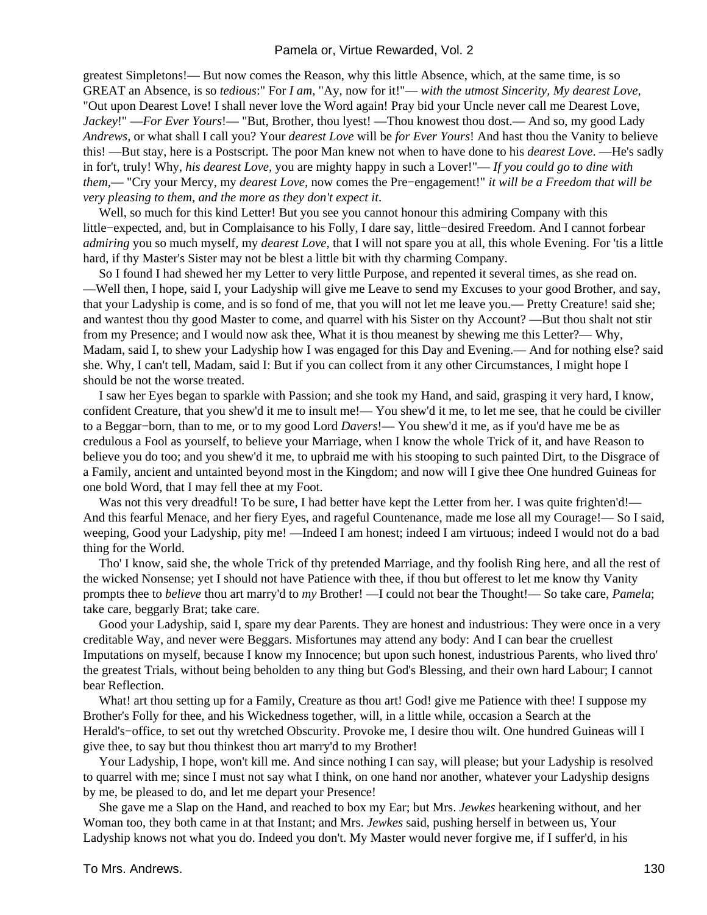greatest Simpletons!— But now comes the Reason, why this little Absence, which, at the same time, is so GREAT an Absence, is so *tedious*:" For *I am,* "Ay, now for it!"— *with the utmost Sincerity, My dearest Love,* "Out upon Dearest Love! I shall never love the Word again! Pray bid your Uncle never call me Dearest Love, *Jackey*!" —*For Ever Yours*!— "But, Brother, thou lyest! —Thou knowest thou dost.— And so, my good Lady *Andrews,* or what shall I call you? Your *dearest Love* will be *for Ever Yours*! And hast thou the Vanity to believe this! —But stay, here is a Postscript. The poor Man knew not when to have done to his *dearest Love*. —He's sadly in for't, truly! Why, *his dearest Love,* you are mighty happy in such a Lover!"— *If you could go to dine with them,*— "Cry your Mercy, my *dearest Love,* now comes the Pre−engagement!" *it will be a Freedom that will be very pleasing to them, and the more as they don't expect it*.

Well, so much for this kind Letter! But you see you cannot honour this admiring Company with this little−expected, and, but in Complaisance to his Folly, I dare say, little−desired Freedom. And I cannot forbear *admiring* you so much myself, my *dearest Love,* that I will not spare you at all, this whole Evening. For 'tis a little hard, if thy Master's Sister may not be blest a little bit with thy charming Company.

So I found I had shewed her my Letter to very little Purpose, and repented it several times, as she read on. —Well then, I hope, said I, your Ladyship will give me Leave to send my Excuses to your good Brother, and say, that your Ladyship is come, and is so fond of me, that you will not let me leave you.— Pretty Creature! said she; and wantest thou thy good Master to come, and quarrel with his Sister on thy Account? —But thou shalt not stir from my Presence; and I would now ask thee, What it is thou meanest by shewing me this Letter?— Why, Madam, said I, to shew your Ladyship how I was engaged for this Day and Evening.— And for nothing else? said she. Why, I can't tell, Madam, said I: But if you can collect from it any other Circumstances, I might hope I should be not the worse treated.

I saw her Eyes began to sparkle with Passion; and she took my Hand, and said, grasping it very hard, I know, confident Creature, that you shew'd it me to insult me!— You shew'd it me, to let me see, that he could be civiller to a Beggar−born, than to me, or to my good Lord *Davers*!— You shew'd it me, as if you'd have me be as credulous a Fool as yourself, to believe your Marriage, when I know the whole Trick of it, and have Reason to believe you do too; and you shew'd it me, to upbraid me with his stooping to such painted Dirt, to the Disgrace of a Family, ancient and untainted beyond most in the Kingdom; and now will I give thee One hundred Guineas for one bold Word, that I may fell thee at my Foot.

Was not this very dreadful! To be sure, I had better have kept the Letter from her. I was quite frighten'd!— And this fearful Menace, and her fiery Eyes, and rageful Countenance, made me lose all my Courage!— So I said, weeping, Good your Ladyship, pity me! —Indeed I am honest; indeed I am virtuous; indeed I would not do a bad thing for the World.

Tho' I know, said she, the whole Trick of thy pretended Marriage, and thy foolish Ring here, and all the rest of the wicked Nonsense; yet I should not have Patience with thee, if thou but offerest to let me know thy Vanity prompts thee to *believe* thou art marry'd to *my* Brother! —I could not bear the Thought!— So take care, *Pamela*; take care, beggarly Brat; take care.

Good your Ladyship, said I, spare my dear Parents. They are honest and industrious: They were once in a very creditable Way, and never were Beggars. Misfortunes may attend any body: And I can bear the cruellest Imputations on myself, because I know my Innocence; but upon such honest, industrious Parents, who lived thro' the greatest Trials, without being beholden to any thing but God's Blessing, and their own hard Labour; I cannot bear Reflection.

What! art thou setting up for a Family, Creature as thou art! God! give me Patience with thee! I suppose my Brother's Folly for thee, and his Wickedness together, will, in a little while, occasion a Search at the Herald's−office, to set out thy wretched Obscurity. Provoke me, I desire thou wilt. One hundred Guineas will I give thee, to say but thou thinkest thou art marry'd to my Brother!

Your Ladyship, I hope, won't kill me. And since nothing I can say, will please; but your Ladyship is resolved to quarrel with me; since I must not say what I think, on one hand nor another, whatever your Ladyship designs by me, be pleased to do, and let me depart your Presence!

She gave me a Slap on the Hand, and reached to box my Ear; but Mrs. *Jewkes* hearkening without, and her Woman too, they both came in at that Instant; and Mrs. *Jewkes* said, pushing herself in between us, Your Ladyship knows not what you do. Indeed you don't. My Master would never forgive me, if I suffer'd, in his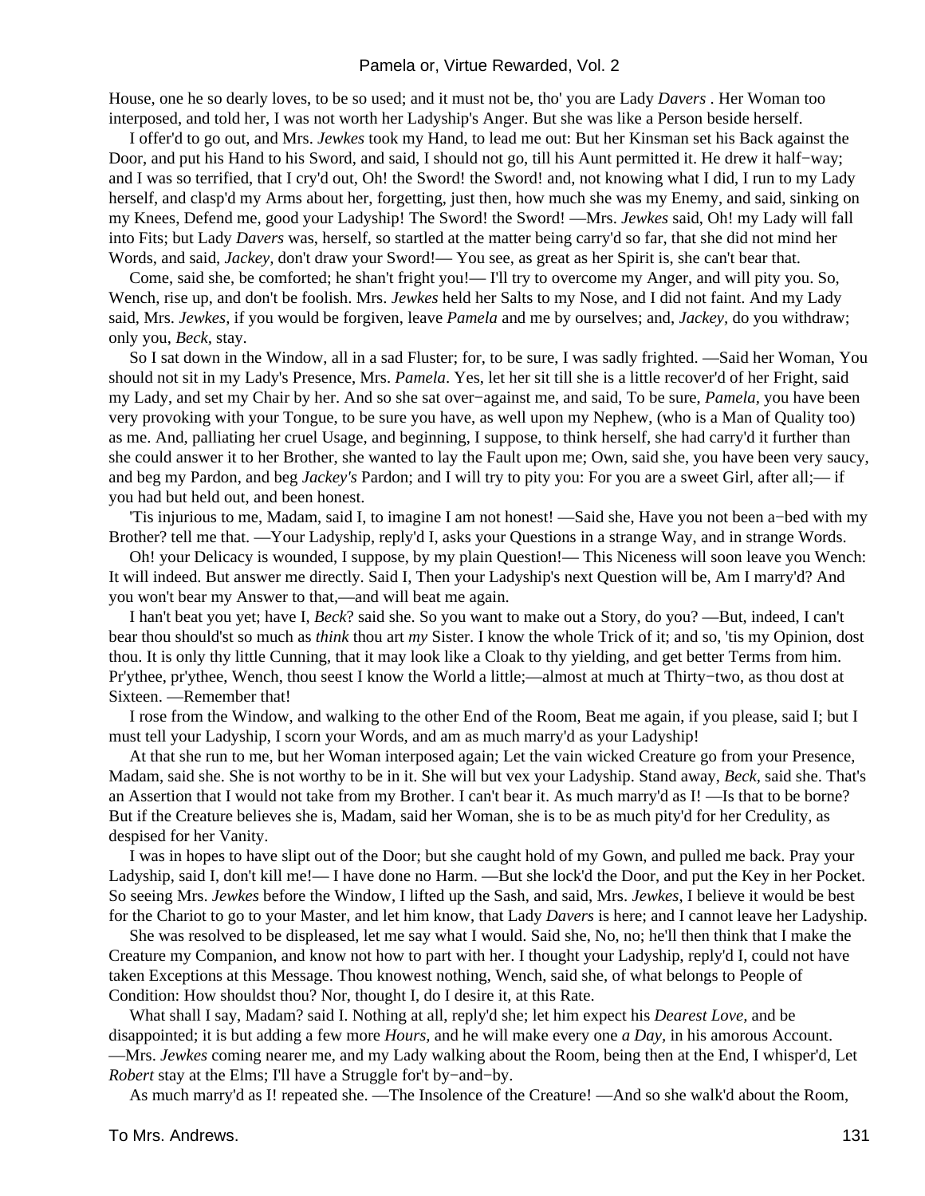House, one he so dearly loves, to be so used; and it must not be, tho' you are Lady *Davers* . Her Woman too interposed, and told her, I was not worth her Ladyship's Anger. But she was like a Person beside herself.

I offer'd to go out, and Mrs. *Jewkes* took my Hand, to lead me out: But her Kinsman set his Back against the Door, and put his Hand to his Sword, and said, I should not go, till his Aunt permitted it. He drew it half−way; and I was so terrified, that I cry'd out, Oh! the Sword! the Sword! and, not knowing what I did, I run to my Lady herself, and clasp'd my Arms about her, forgetting, just then, how much she was my Enemy, and said, sinking on my Knees, Defend me, good your Ladyship! The Sword! the Sword! —Mrs. *Jewkes* said, Oh! my Lady will fall into Fits; but Lady *Davers* was, herself, so startled at the matter being carry'd so far, that she did not mind her Words, and said, *Jackey,* don't draw your Sword!— You see, as great as her Spirit is, she can't bear that.

Come, said she, be comforted; he shan't fright you!— I'll try to overcome my Anger, and will pity you. So, Wench, rise up, and don't be foolish. Mrs. *Jewkes* held her Salts to my Nose, and I did not faint. And my Lady said, Mrs. *Jewkes,* if you would be forgiven, leave *Pamela* and me by ourselves; and, *Jackey,* do you withdraw; only you, *Beck,* stay.

So I sat down in the Window, all in a sad Fluster; for, to be sure, I was sadly frighted. —Said her Woman, You should not sit in my Lady's Presence, Mrs. *Pamela*. Yes, let her sit till she is a little recover'd of her Fright, said my Lady, and set my Chair by her. And so she sat over−against me, and said, To be sure, *Pamela,* you have been very provoking with your Tongue, to be sure you have, as well upon my Nephew, (who is a Man of Quality too) as me. And, palliating her cruel Usage, and beginning, I suppose, to think herself, she had carry'd it further than she could answer it to her Brother, she wanted to lay the Fault upon me; Own, said she, you have been very saucy, and beg my Pardon, and beg *Jackey's* Pardon; and I will try to pity you: For you are a sweet Girl, after all;— if you had but held out, and been honest.

'Tis injurious to me, Madam, said I, to imagine I am not honest! —Said she, Have you not been a−bed with my Brother? tell me that. —Your Ladyship, reply'd I, asks your Questions in a strange Way, and in strange Words.

Oh! your Delicacy is wounded, I suppose, by my plain Question!— This Niceness will soon leave you Wench: It will indeed. But answer me directly. Said I, Then your Ladyship's next Question will be, Am I marry'd? And you won't bear my Answer to that,—and will beat me again.

I han't beat you yet; have I, *Beck*? said she. So you want to make out a Story, do you? —But, indeed, I can't bear thou should'st so much as *think* thou art *my* Sister. I know the whole Trick of it; and so, 'tis my Opinion, dost thou. It is only thy little Cunning, that it may look like a Cloak to thy yielding, and get better Terms from him. Pr'ythee, pr'ythee, Wench, thou seest I know the World a little;—almost at much at Thirty−two, as thou dost at Sixteen. —Remember that!

I rose from the Window, and walking to the other End of the Room, Beat me again, if you please, said I; but I must tell your Ladyship, I scorn your Words, and am as much marry'd as your Ladyship!

At that she run to me, but her Woman interposed again; Let the vain wicked Creature go from your Presence, Madam, said she. She is not worthy to be in it. She will but vex your Ladyship. Stand away, *Beck,* said she. That's an Assertion that I would not take from my Brother. I can't bear it. As much marry'd as I! —Is that to be borne? But if the Creature believes she is, Madam, said her Woman, she is to be as much pity'd for her Credulity, as despised for her Vanity.

I was in hopes to have slipt out of the Door; but she caught hold of my Gown, and pulled me back. Pray your Ladyship, said I, don't kill me!— I have done no Harm. —But she lock'd the Door, and put the Key in her Pocket. So seeing Mrs. *Jewkes* before the Window, I lifted up the Sash, and said, Mrs. *Jewkes,* I believe it would be best for the Chariot to go to your Master, and let him know, that Lady *Davers* is here; and I cannot leave her Ladyship.

She was resolved to be displeased, let me say what I would. Said she, No, no; he'll then think that I make the Creature my Companion, and know not how to part with her. I thought your Ladyship, reply'd I, could not have taken Exceptions at this Message. Thou knowest nothing, Wench, said she, of what belongs to People of Condition: How shouldst thou? Nor, thought I, do I desire it, at this Rate.

What shall I say, Madam? said I. Nothing at all, reply'd she; let him expect his *Dearest Love,* and be disappointed; it is but adding a few more *Hours,* and he will make every one *a Day,* in his amorous Account. —Mrs. *Jewkes* coming nearer me, and my Lady walking about the Room, being then at the End, I whisper'd, Let *Robert* stay at the Elms; I'll have a Struggle for't by−and−by.

As much marry'd as I! repeated she. —The Insolence of the Creature! —And so she walk'd about the Room,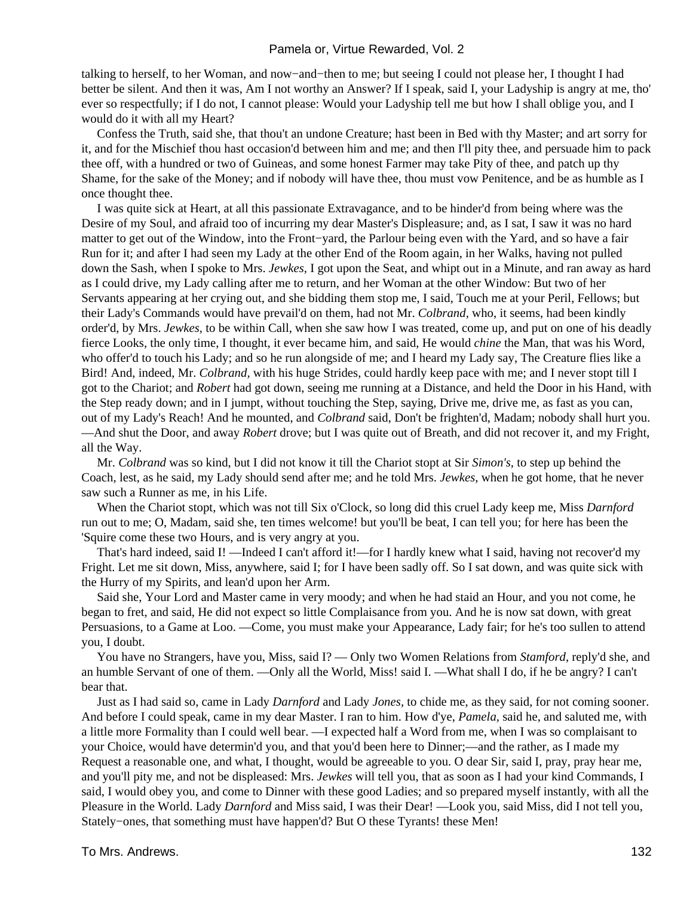talking to herself, to her Woman, and now−and−then to me; but seeing I could not please her, I thought I had better be silent. And then it was, Am I not worthy an Answer? If I speak, said I, your Ladyship is angry at me, tho' ever so respectfully; if I do not, I cannot please: Would your Ladyship tell me but how I shall oblige you, and I would do it with all my Heart?

Confess the Truth, said she, that thou't an undone Creature; hast been in Bed with thy Master; and art sorry for it, and for the Mischief thou hast occasion'd between him and me; and then I'll pity thee, and persuade him to pack thee off, with a hundred or two of Guineas, and some honest Farmer may take Pity of thee, and patch up thy Shame, for the sake of the Money; and if nobody will have thee, thou must vow Penitence, and be as humble as I once thought thee.

I was quite sick at Heart, at all this passionate Extravagance, and to be hinder'd from being where was the Desire of my Soul, and afraid too of incurring my dear Master's Displeasure; and, as I sat, I saw it was no hard matter to get out of the Window, into the Front−yard, the Parlour being even with the Yard, and so have a fair Run for it; and after I had seen my Lady at the other End of the Room again, in her Walks, having not pulled down the Sash, when I spoke to Mrs. *Jewkes,* I got upon the Seat, and whipt out in a Minute, and ran away as hard as I could drive, my Lady calling after me to return, and her Woman at the other Window: But two of her Servants appearing at her crying out, and she bidding them stop me, I said, Touch me at your Peril, Fellows; but their Lady's Commands would have prevail'd on them, had not Mr. *Colbrand,* who, it seems, had been kindly order'd, by Mrs. *Jewkes,* to be within Call, when she saw how I was treated, come up, and put on one of his deadly fierce Looks, the only time, I thought, it ever became him, and said, He would *chine* the Man, that was his Word, who offer'd to touch his Lady; and so he run alongside of me; and I heard my Lady say, The Creature flies like a Bird! And, indeed, Mr. *Colbrand,* with his huge Strides, could hardly keep pace with me; and I never stopt till I got to the Chariot; and *Robert* had got down, seeing me running at a Distance, and held the Door in his Hand, with the Step ready down; and in I jumpt, without touching the Step, saying, Drive me, drive me, as fast as you can, out of my Lady's Reach! And he mounted, and *Colbrand* said, Don't be frighten'd, Madam; nobody shall hurt you. —And shut the Door, and away *Robert* drove; but I was quite out of Breath, and did not recover it, and my Fright, all the Way.

Mr. *Colbrand* was so kind, but I did not know it till the Chariot stopt at Sir *Simon's,* to step up behind the Coach, lest, as he said, my Lady should send after me; and he told Mrs. *Jewkes,* when he got home, that he never saw such a Runner as me, in his Life.

When the Chariot stopt, which was not till Six o'Clock, so long did this cruel Lady keep me, Miss *Darnford* run out to me; O, Madam, said she, ten times welcome! but you'll be beat, I can tell you; for here has been the 'Squire come these two Hours, and is very angry at you.

That's hard indeed, said I! —Indeed I can't afford it!—for I hardly knew what I said, having not recover'd my Fright. Let me sit down, Miss, anywhere, said I; for I have been sadly off. So I sat down, and was quite sick with the Hurry of my Spirits, and lean'd upon her Arm.

Said she, Your Lord and Master came in very moody; and when he had staid an Hour, and you not come, he began to fret, and said, He did not expect so little Complaisance from you. And he is now sat down, with great Persuasions, to a Game at Loo. —Come, you must make your Appearance, Lady fair; for he's too sullen to attend you, I doubt.

You have no Strangers, have you, Miss, said I? — Only two Women Relations from *Stamford,* reply'd she, and an humble Servant of one of them. —Only all the World, Miss! said I. —What shall I do, if he be angry? I can't bear that.

Just as I had said so, came in Lady *Darnford* and Lady *Jones,* to chide me, as they said, for not coming sooner. And before I could speak, came in my dear Master. I ran to him. How d'ye, *Pamela,* said he, and saluted me, with a little more Formality than I could well bear. —I expected half a Word from me, when I was so complaisant to your Choice, would have determin'd you, and that you'd been here to Dinner;—and the rather, as I made my Request a reasonable one, and what, I thought, would be agreeable to you. O dear Sir, said I, pray, pray hear me, and you'll pity me, and not be displeased: Mrs. *Jewkes* will tell you, that as soon as I had your kind Commands, I said, I would obey you, and come to Dinner with these good Ladies; and so prepared myself instantly, with all the Pleasure in the World. Lady *Darnford* and Miss said, I was their Dear! —Look you, said Miss, did I not tell you, Stately−ones, that something must have happen'd? But O these Tyrants! these Men!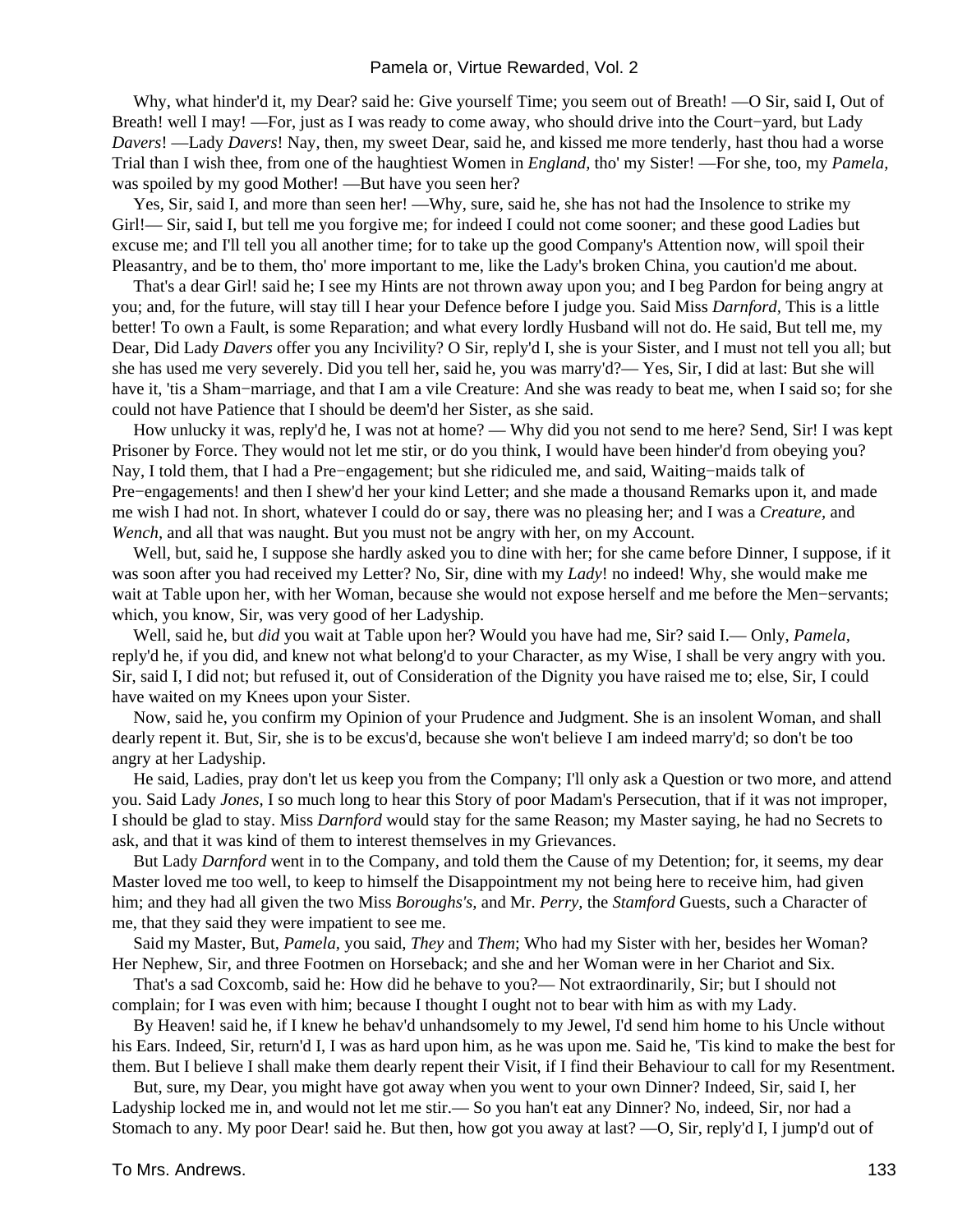Why, what hinder'd it, my Dear? said he: Give yourself Time; you seem out of Breath! —O Sir, said I, Out of Breath! well I may! —For, just as I was ready to come away, who should drive into the Court−yard, but Lady *Davers*! —Lady *Davers*! Nay, then, my sweet Dear, said he, and kissed me more tenderly, hast thou had a worse Trial than I wish thee, from one of the haughtiest Women in *England,* tho' my Sister! —For she, too, my *Pamela,* was spoiled by my good Mother! —But have you seen her?

Yes, Sir, said I, and more than seen her! —Why, sure, said he, she has not had the Insolence to strike my Girl!— Sir, said I, but tell me you forgive me; for indeed I could not come sooner; and these good Ladies but excuse me; and I'll tell you all another time; for to take up the good Company's Attention now, will spoil their Pleasantry, and be to them, tho' more important to me, like the Lady's broken China, you caution'd me about.

That's a dear Girl! said he; I see my Hints are not thrown away upon you; and I beg Pardon for being angry at you; and, for the future, will stay till I hear your Defence before I judge you. Said Miss *Darnford,* This is a little better! To own a Fault, is some Reparation; and what every lordly Husband will not do. He said, But tell me, my Dear, Did Lady *Davers* offer you any Incivility? O Sir, reply'd I, she is your Sister, and I must not tell you all; but she has used me very severely. Did you tell her, said he, you was marry'd?— Yes, Sir, I did at last: But she will have it, 'tis a Sham−marriage, and that I am a vile Creature: And she was ready to beat me, when I said so; for she could not have Patience that I should be deem'd her Sister, as she said.

How unlucky it was, reply'd he, I was not at home? — Why did you not send to me here? Send, Sir! I was kept Prisoner by Force. They would not let me stir, or do you think, I would have been hinder'd from obeying you? Nay, I told them, that I had a Pre−engagement; but she ridiculed me, and said, Waiting−maids talk of Pre−engagements! and then I shew'd her your kind Letter; and she made a thousand Remarks upon it, and made me wish I had not. In short, whatever I could do or say, there was no pleasing her; and I was a *Creature,* and *Wench,* and all that was naught. But you must not be angry with her, on my Account.

Well, but, said he, I suppose she hardly asked you to dine with her; for she came before Dinner, I suppose, if it was soon after you had received my Letter? No, Sir, dine with my *Lady*! no indeed! Why, she would make me wait at Table upon her, with her Woman, because she would not expose herself and me before the Men−servants; which, you know, Sir, was very good of her Ladyship.

Well, said he, but *did* you wait at Table upon her? Would you have had me, Sir? said I.— Only, *Pamela,* reply'd he, if you did, and knew not what belong'd to your Character, as my Wife, I shall be very angry with you. Sir, said I, I did not; but refused it, out of Consideration of the Dignity you have raised me to; else, Sir, I could have waited on my Knees upon your Sister.

Now, said he, you confirm my Opinion of your Prudence and Judgment. She is an insolent Woman, and shall dearly repent it. But, Sir, she is to be excus'd, because she won't believe I am indeed marry'd; so don't be too angry at her Ladyship.

He said, Ladies, pray don't let us keep you from the Company; I'll only ask a Question or two more, and attend you. Said Lady *Jones,* I so much long to hear this Story of poor Madam's Persecution, that if it was not improper, I should be glad to stay. Miss *Darnford* would stay for the same Reason; my Master saying, he had no Secrets to ask, and that it was kind of them to interest themselves in my Grievances.

But Lady *Darnford* went in to the Company, and told them the Cause of my Detention; for, it seems, my dear Master loved me too well, to keep to himself the Disappointment my not being here to receive him, had given him; and they had all given the two Miss *Boroughs's,* and Mr. *Perry,* the *Stamford* Guests, such a Character of me, that they said they were impatient to see me.

Said my Master, But, *Pamela,* you said, *They* and *Them*; Who had my Sister with her, besides her Woman? Her Nephew, Sir, and three Footmen on Horseback; and she and her Woman were in her Chariot and Six.

That's a sad Coxcomb, said he: How did he behave to you?— Not extraordinarily, Sir; but I should not complain; for I was even with him; because I thought I ought not to bear with him as with my Lady.

By Heaven! said he, if I knew he behav'd unhandsomely to my Jewel, I'd send him home to his Uncle without his Ears. Indeed, Sir, return'd I, I was as hard upon him, as he was upon me. Said he, 'Tis kind to make the best for them. But I believe I shall make them dearly repent their Visit, if I find their Behaviour to call for my Resentment.

But, sure, my Dear, you might have got away when you went to your own Dinner? Indeed, Sir, said I, her Ladyship locked me in, and would not let me stir.— So you han't eat any Dinner? No, indeed, Sir, nor had a Stomach to any. My poor Dear! said he. But then, how got you away at last? —O, Sir, reply'd I, I jump'd out of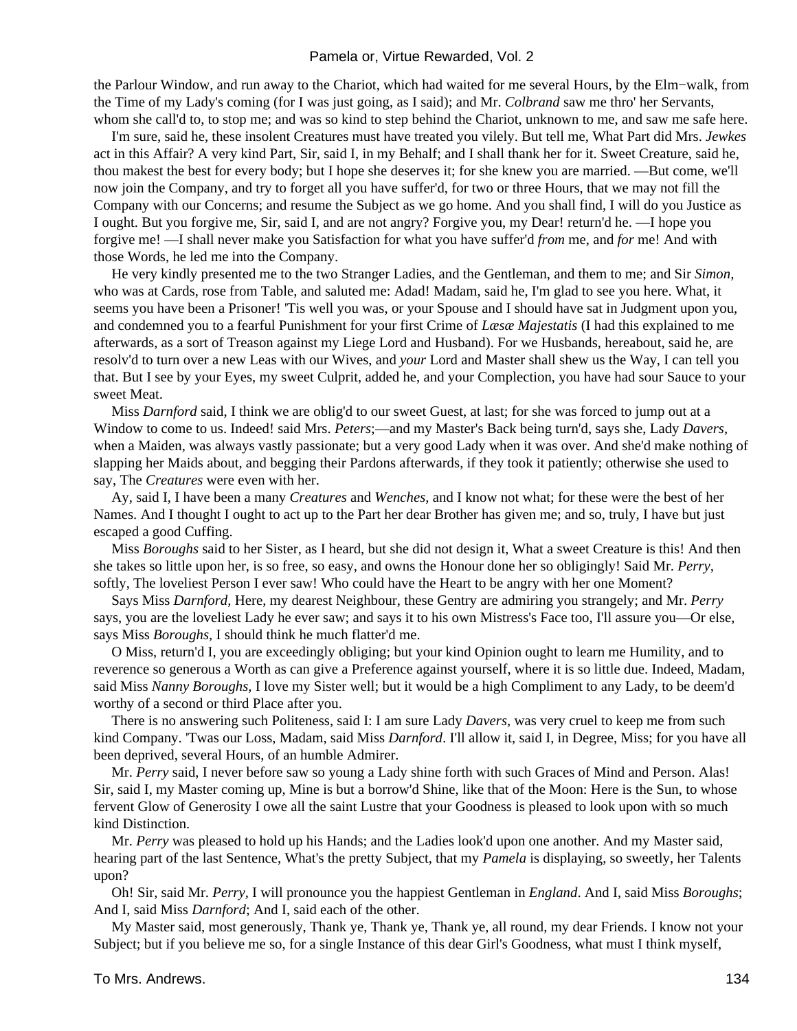the Parlour Window, and run away to the Chariot, which had waited for me several Hours, by the Elm−walk, from the Time of my Lady's coming (for I was just going, as I said); and Mr. *Colbrand* saw me thro' her Servants, whom she call'd to, to stop me; and was so kind to step behind the Chariot, unknown to me, and saw me safe here.

I'm sure, said he, these insolent Creatures must have treated you vilely. But tell me, What Part did Mrs. *Jewkes* act in this Affair? A very kind Part, Sir, said I, in my Behalf; and I shall thank her for it. Sweet Creature, said he, thou makest the best for every body; but I hope she deserves it; for she knew you are married. —But come, we'll now join the Company, and try to forget all you have suffer'd, for two or three Hours, that we may not fill the Company with our Concerns; and resume the Subject as we go home. And you shall find, I will do you Justice as I ought. But you forgive me, Sir, said I, and are not angry? Forgive you, my Dear! return'd he. —I hope you forgive me! —I shall never make you Satisfaction for what you have suffer'd *from* me, and *for* me! And with those Words, he led me into the Company.

He very kindly presented me to the two Stranger Ladies, and the Gentleman, and them to me; and Sir *Simon,* who was at Cards, rose from Table, and saluted me: Adad! Madam, said he, I'm glad to see you here. What, it seems you have been a Prisoner! 'Tis well you was, or your Spouse and I should have sat in Judgment upon you, and condemned you to a fearful Punishment for your first Crime of *Læsæ Majestatis* (I had this explained to me afterwards, as a sort of Treason against my Liege Lord and Husband). For we Husbands, hereabout, said he, are resolv'd to turn over a new Leas with our Wives, and *your* Lord and Master shall shew us the Way, I can tell you that. But I see by your Eyes, my sweet Culprit, added he, and your Complection, you have had sour Sauce to your sweet Meat.

Miss *Darnford* said, I think we are oblig'd to our sweet Guest, at last; for she was forced to jump out at a Window to come to us. Indeed! said Mrs. *Peters*;—and my Master's Back being turn'd, says she, Lady *Davers,* when a Maiden, was always vastly passionate; but a very good Lady when it was over. And she'd make nothing of slapping her Maids about, and begging their Pardons afterwards, if they took it patiently; otherwise she used to say, The *Creatures* were even with her.

Ay, said I, I have been a many *Creatures* and *Wenches,* and I know not what; for these were the best of her Names. And I thought I ought to act up to the Part her dear Brother has given me; and so, truly, I have but just escaped a good Cuffing.

Miss *Boroughs* said to her Sister, as I heard, but she did not design it, What a sweet Creature is this! And then she takes so little upon her, is so free, so easy, and owns the Honour done her so obligingly! Said Mr. *Perry,* softly, The loveliest Person I ever saw! Who could have the Heart to be angry with her one Moment?

Says Miss *Darnford*, Here, my dearest Neighbour, these Gentry are admiring you strangely; and Mr. *Perry* says, you are the loveliest Lady he ever saw; and says it to his own Mistress's Face too, I'll assure you—Or else, says Miss *Boroughs*, I should think he much flatter'd me.

O Miss, return'd I, you are exceedingly obliging; but your kind Opinion ought to learn me Humility, and to reverence so generous a Worth as can give a Preference against yourself, where it is so little due. Indeed, Madam, said Miss *Nanny Boroughs,* I love my Sister well; but it would be a high Compliment to any Lady, to be deem'd worthy of a second or third Place after you.

There is no answering such Politeness, said I: I am sure Lady *Davers,* was very cruel to keep me from such kind Company. 'Twas our Loss, Madam, said Miss *Darnford*. I'll allow it, said I, in Degree, Miss; for you have all been deprived, several Hours, of an humble Admirer.

Mr. *Perry* said, I never before saw so young a Lady shine forth with such Graces of Mind and Person. Alas! Sir, said I, my Master coming up, Mine is but a borrow'd Shine, like that of the Moon: Here is the Sun, to whose fervent Glow of Generosity I owe all the saint Lustre that your Goodness is pleased to look upon with so much kind Distinction.

Mr. *Perry* was pleased to hold up his Hands; and the Ladies look'd upon one another. And my Master said, hearing part of the last Sentence, What's the pretty Subject, that my *Pamela* is displaying, so sweetly, her Talents upon?

Oh! Sir, said Mr. *Perry,* I will pronounce you the happiest Gentleman in *England*. And I, said Miss *Boroughs*; And I, said Miss *Darnford*; And I, said each of the other.

My Master said, most generously, Thank ye, Thank ye, Thank ye, all round, my dear Friends. I know not your Subject; but if you believe me so, for a single Instance of this dear Girl's Goodness, what must I think myself,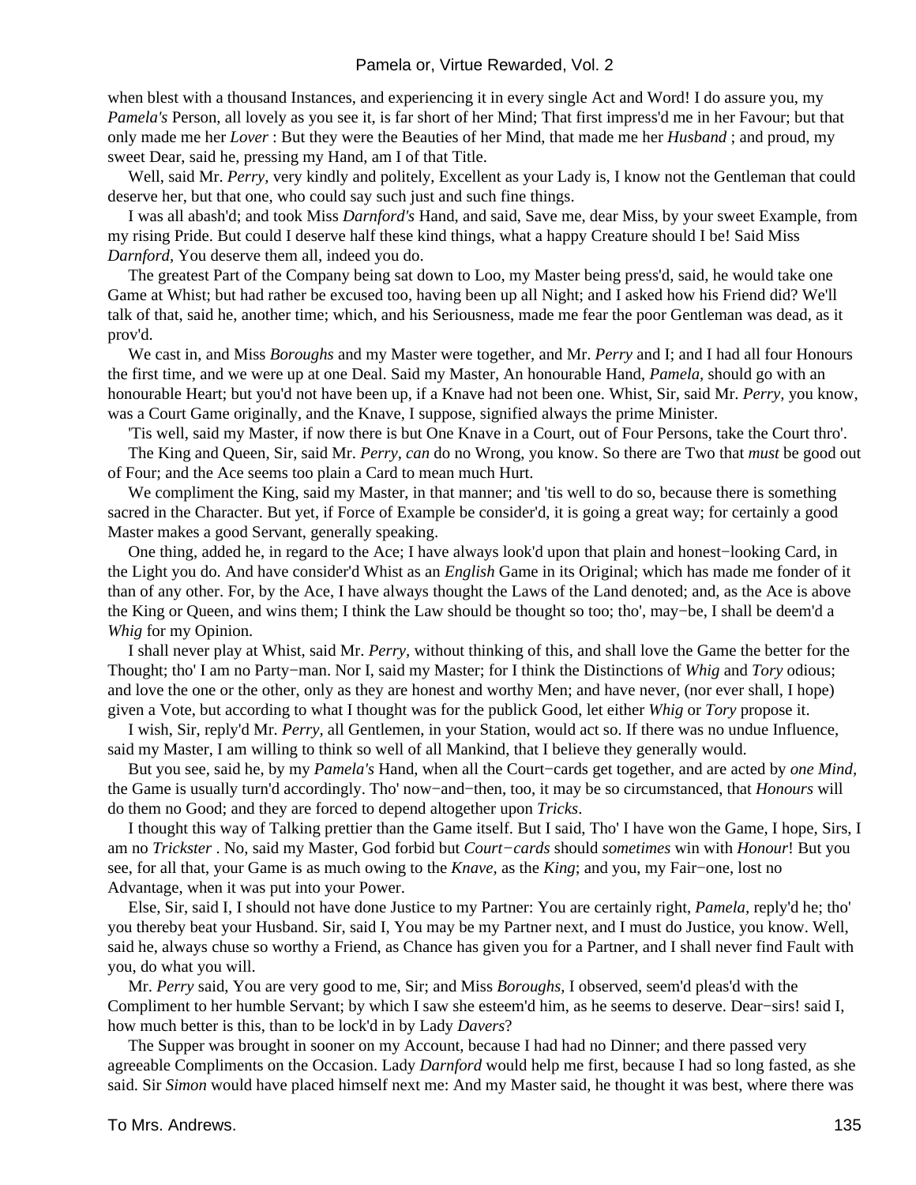when blest with a thousand Instances, and experiencing it in every single Act and Word! I do assure you, my *Pamela's* Person, all lovely as you see it, is far short of her Mind; That first impress'd me in her Favour; but that only made me her *Lover* : But they were the Beauties of her Mind, that made me her *Husband* ; and proud, my sweet Dear, said he, pressing my Hand, am I of that Title.

Well, said Mr. *Perry,* very kindly and politely, Excellent as your Lady is, I know not the Gentleman that could deserve her, but that one, who could say such just and such fine things.

I was all abash'd; and took Miss *Darnford's* Hand, and said, Save me, dear Miss, by your sweet Example, from my rising Pride. But could I deserve half these kind things, what a happy Creature should I be! Said Miss *Darnford,* You deserve them all, indeed you do.

The greatest Part of the Company being sat down to Loo, my Master being press'd, said, he would take one Game at Whist; but had rather be excused too, having been up all Night; and I asked how his Friend did? We'll talk of that, said he, another time; which, and his Seriousness, made me fear the poor Gentleman was dead, as it prov'd.

We cast in, and Miss *Boroughs* and my Master were together, and Mr. *Perry* and I; and I had all four Honours the first time, and we were up at one Deal. Said my Master, An honourable Hand, *Pamela,* should go with an honourable Heart; but you'd not have been up, if a Knave had not been one. Whist, Sir, said Mr. *Perry,* you know, was a Court Game originally, and the Knave, I suppose, signified always the prime Minister.

'Tis well, said my Master, if now there is but One Knave in a Court, out of Four Persons, take the Court thro'.

The King and Queen, Sir, said Mr. *Perry, can* do no Wrong, you know. So there are Two that *must* be good out of Four; and the Ace seems too plain a Card to mean much Hurt.

We compliment the King, said my Master, in that manner; and 'tis well to do so, because there is something sacred in the Character. But yet, if Force of Example be consider'd, it is going a great way; for certainly a good Master makes a good Servant, generally speaking.

One thing, added he, in regard to the Ace; I have always look'd upon that plain and honest−looking Card, in the Light you do. And have consider'd Whist as an *English* Game in its Original; which has made me fonder of it than of any other. For, by the Ace, I have always thought the Laws of the Land denoted; and, as the Ace is above the King or Queen, and wins them; I think the Law should be thought so too; tho', may−be, I shall be deem'd a *Whig* for my Opinion.

I shall never play at Whist, said Mr. *Perry,* without thinking of this, and shall love the Game the better for the Thought; tho' I am no Party−man. Nor I, said my Master; for I think the Distinctions of *Whig* and *Tory* odious; and love the one or the other, only as they are honest and worthy Men; and have never, (nor ever shall, I hope) given a Vote, but according to what I thought was for the publick Good, let either *Whig* or *Tory* propose it.

I wish, Sir, reply'd Mr. *Perry,* all Gentlemen, in your Station, would act so. If there was no undue Influence, said my Master, I am willing to think so well of all Mankind, that I believe they generally would.

But you see, said he, by my *Pamela's* Hand, when all the Court−cards get together, and are acted by *one Mind,* the Game is usually turn'd accordingly. Tho' now−and−then, too, it may be so circumstanced, that *Honours* will do them no Good; and they are forced to depend altogether upon *Tricks*.

I thought this way of Talking prettier than the Game itself. But I said, Tho' I have won the Game, I hope, Sirs, I am no *Trickster* . No, said my Master, God forbid but *Court−cards* should *sometimes* win with *Honour*! But you see, for all that, your Game is as much owing to the *Knave,* as the *King*; and you, my Fair−one, lost no Advantage, when it was put into your Power.

Else, Sir, said I, I should not have done Justice to my Partner: You are certainly right, *Pamela,* reply'd he; tho' you thereby beat your Husband. Sir, said I, You may be my Partner next, and I must do Justice, you know. Well, said he, always chuse so worthy a Friend, as Chance has given you for a Partner, and I shall never find Fault with you, do what you will.

Mr. *Perry* said, You are very good to me, Sir; and Miss *Boroughs,* I observed, seem'd pleas'd with the Compliment to her humble Servant; by which I saw she esteem'd him, as he seems to deserve. Dear−sirs! said I, how much better is this, than to be lock'd in by Lady *Davers*?

The Supper was brought in sooner on my Account, because I had had no Dinner; and there passed very agreeable Compliments on the Occasion. Lady *Darnford* would help me first, because I had so long fasted, as she said. Sir *Simon* would have placed himself next me: And my Master said, he thought it was best, where there was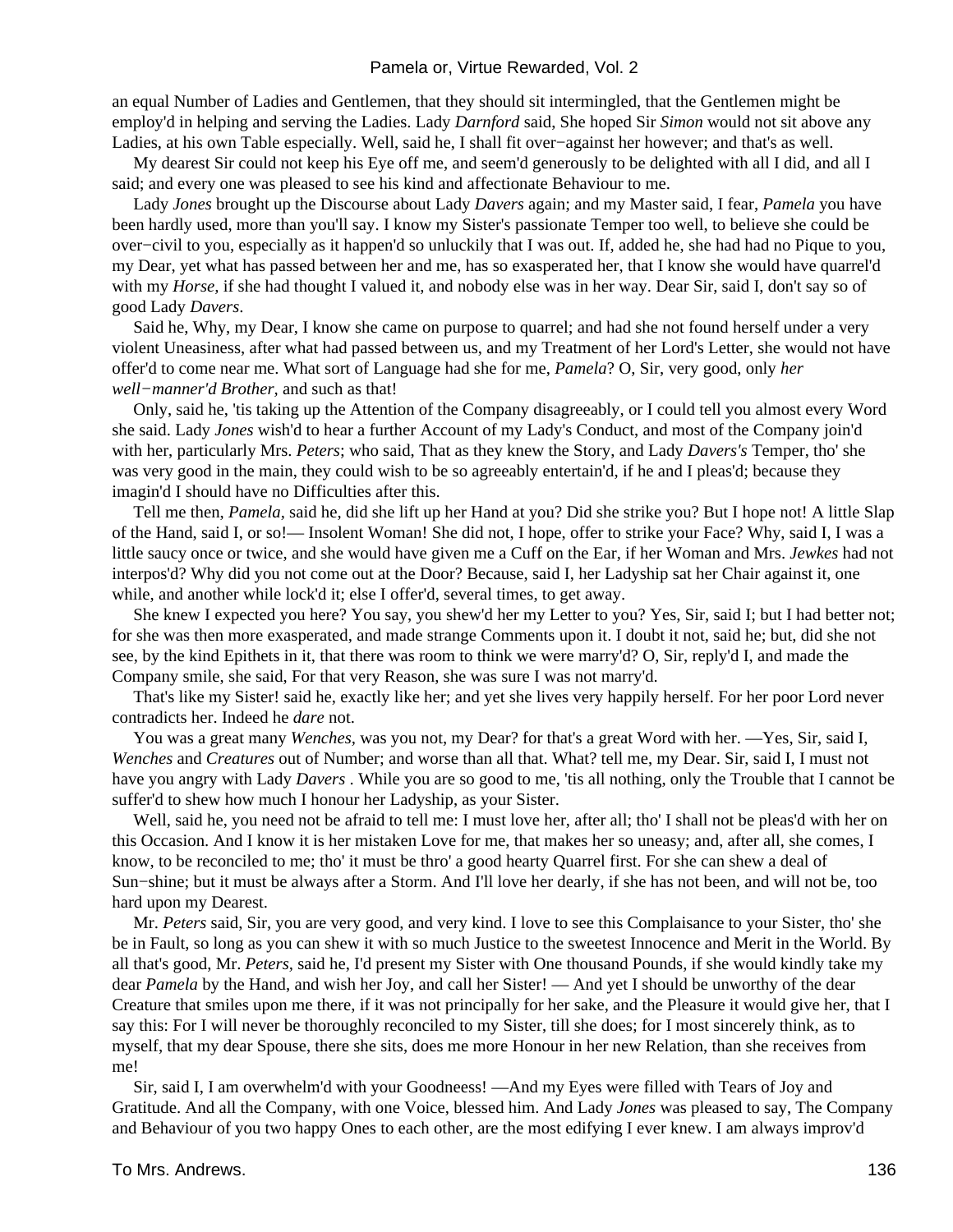an equal Number of Ladies and Gentlemen, that they should sit intermingled, that the Gentlemen might be employ'd in helping and serving the Ladies. Lady *Darnford* said, She hoped Sir *Simon* would not sit above any Ladies, at his own Table especially. Well, said he, I shall fit over−against her however; and that's as well.

My dearest Sir could not keep his Eye off me, and seem'd generously to be delighted with all I did, and all I said; and every one was pleased to see his kind and affectionate Behaviour to me.

Lady *Jones* brought up the Discourse about Lady *Davers* again; and my Master said, I fear, *Pamela* you have been hardly used, more than you'll say. I know my Sister's passionate Temper too well, to believe she could be over−civil to you, especially as it happen'd so unluckily that I was out. If, added he, she had had no Pique to you, my Dear, yet what has passed between her and me, has so exasperated her, that I know she would have quarrel'd with my *Horse,* if she had thought I valued it, and nobody else was in her way. Dear Sir, said I, don't say so of good Lady *Davers*.

Said he, Why, my Dear, I know she came on purpose to quarrel; and had she not found herself under a very violent Uneasiness, after what had passed between us, and my Treatment of her Lord's Letter, she would not have offer'd to come near me. What sort of Language had she for me, *Pamela*? O, Sir, very good, only *her well−manner'd Brother,* and such as that!

Only, said he, 'tis taking up the Attention of the Company disagreeably, or I could tell you almost every Word she said. Lady *Jones* wish'd to hear a further Account of my Lady's Conduct, and most of the Company join'd with her, particularly Mrs. *Peters*; who said, That as they knew the Story, and Lady *Davers's* Temper, tho' she was very good in the main, they could wish to be so agreeably entertain'd, if he and I pleas'd; because they imagin'd I should have no Difficulties after this.

Tell me then, *Pamela,* said he, did she lift up her Hand at you? Did she strike you? But I hope not! A little Slap of the Hand, said I, or so!— Insolent Woman! She did not, I hope, offer to strike your Face? Why, said I, I was a little saucy once or twice, and she would have given me a Cuff on the Ear, if her Woman and Mrs. *Jewkes* had not interpos'd? Why did you not come out at the Door? Because, said I, her Ladyship sat her Chair against it, one while, and another while lock'd it; else I offer'd, several times, to get away.

She knew I expected you here? You say, you shew'd her my Letter to you? Yes, Sir, said I; but I had better not; for she was then more exasperated, and made strange Comments upon it. I doubt it not, said he; but, did she not see, by the kind Epithets in it, that there was room to think we were marry'd? O, Sir, reply'd I, and made the Company smile, she said, For that very Reason, she was sure I was not marry'd.

That's like my Sister! said he, exactly like her; and yet she lives very happily herself. For her poor Lord never contradicts her. Indeed he *dare* not.

You was a great many *Wenches,* was you not, my Dear? for that's a great Word with her. —Yes, Sir, said I, *Wenches* and *Creatures* out of Number; and worse than all that. What? tell me, my Dear. Sir, said I, I must not have you angry with Lady *Davers* . While you are so good to me, 'tis all nothing, only the Trouble that I cannot be suffer'd to shew how much I honour her Ladyship, as your Sister.

Well, said he, you need not be afraid to tell me: I must love her, after all; tho' I shall not be pleas'd with her on this Occasion. And I know it is her mistaken Love for me, that makes her so uneasy; and, after all, she comes, I know, to be reconciled to me; tho' it must be thro' a good hearty Quarrel first. For she can shew a deal of Sun−shine; but it must be always after a Storm. And I'll love her dearly, if she has not been, and will not be, too hard upon my Dearest.

Mr. *Peters* said, Sir, you are very good, and very kind. I love to see this Complaisance to your Sister, tho' she be in Fault, so long as you can shew it with so much Justice to the sweetest Innocence and Merit in the World. By all that's good, Mr. *Peters,* said he, I'd present my Sister with One thousand Pounds, if she would kindly take my dear *Pamela* by the Hand, and wish her Joy, and call her Sister! — And yet I should be unworthy of the dear Creature that smiles upon me there, if it was not principally for her sake, and the Pleasure it would give her, that I say this: For I will never be thoroughly reconciled to my Sister, till she does; for I most sincerely think, as to myself, that my dear Spouse, there she sits, does me more Honour in her new Relation, than she receives from me!

Sir, said I, I am overwhelm'd with your Goodneess! —And my Eyes were filled with Tears of Joy and Gratitude. And all the Company, with one Voice, blessed him. And Lady *Jones* was pleased to say, The Company and Behaviour of you two happy Ones to each other, are the most edifying I ever knew. I am always improv'd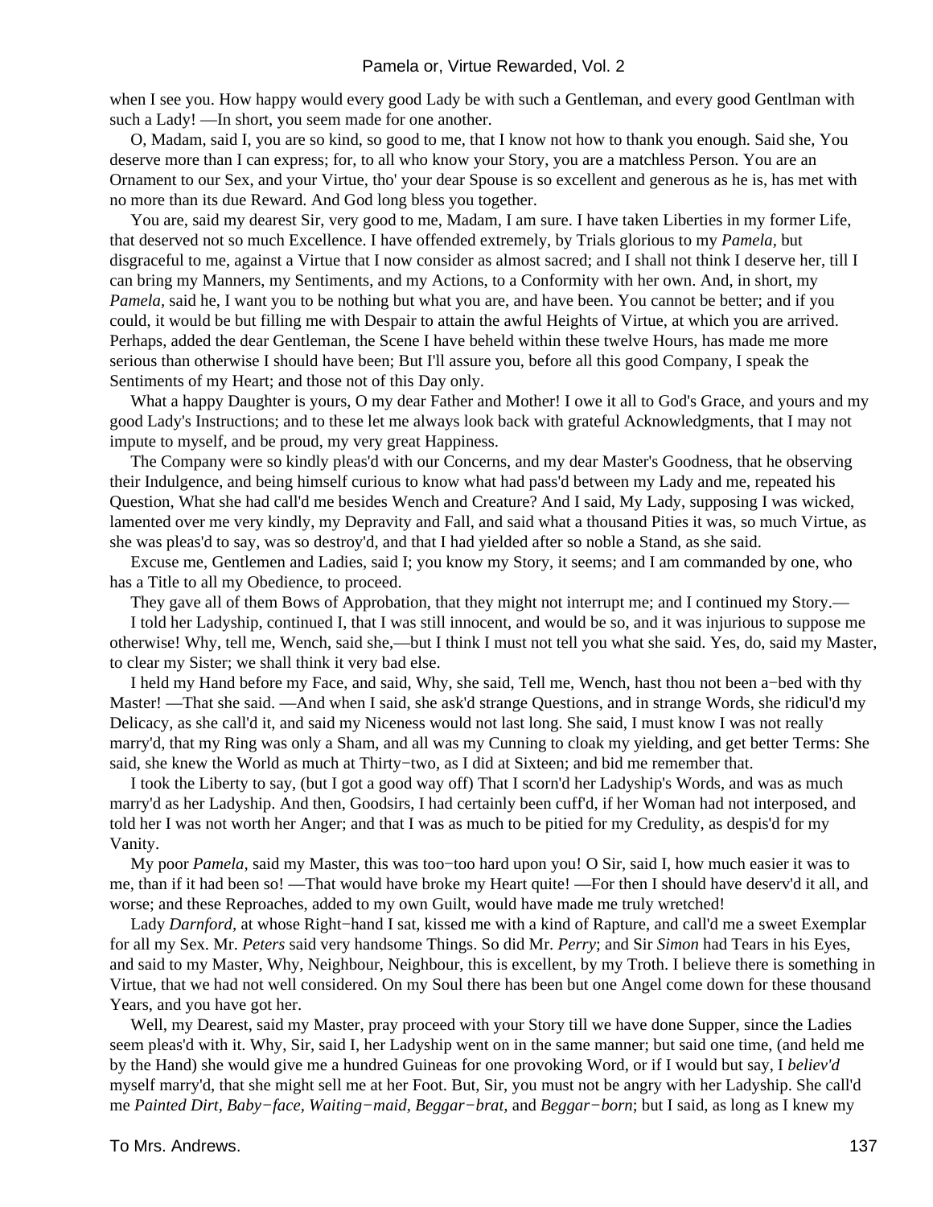when I see you. How happy would every good Lady be with such a Gentleman, and every good Gentlman with such a Lady! —In short, you seem made for one another.

O, Madam, said I, you are so kind, so good to me, that I know not how to thank you enough. Said she, You deserve more than I can express; for, to all who know your Story, you are a matchless Person. You are an Ornament to our Sex, and your Virtue, tho' your dear Spouse is so excellent and generous as he is, has met with no more than its due Reward. And God long bless you together.

You are, said my dearest Sir, very good to me, Madam, I am sure. I have taken Liberties in my former Life, that deserved not so much Excellence. I have offended extremely, by Trials glorious to my *Pamela,* but disgraceful to me, against a Virtue that I now consider as almost sacred; and I shall not think I deserve her, till I can bring my Manners, my Sentiments, and my Actions, to a Conformity with her own. And, in short, my *Pamela,* said he, I want you to be nothing but what you are, and have been. You cannot be better; and if you could, it would be but filling me with Despair to attain the awful Heights of Virtue, at which you are arrived. Perhaps, added the dear Gentleman, the Scene I have beheld within these twelve Hours, has made me more serious than otherwise I should have been; But I'll assure you, before all this good Company, I speak the Sentiments of my Heart; and those not of this Day only.

What a happy Daughter is yours, O my dear Father and Mother! I owe it all to God's Grace, and yours and my good Lady's Instructions; and to these let me always look back with grateful Acknowledgments, that I may not impute to myself, and be proud, my very great Happiness.

The Company were so kindly pleas'd with our Concerns, and my dear Master's Goodness, that he observing their Indulgence, and being himself curious to know what had pass'd between my Lady and me, repeated his Question, What she had call'd me besides Wench and Creature? And I said, My Lady, supposing I was wicked, lamented over me very kindly, my Depravity and Fall, and said what a thousand Pities it was, so much Virtue, as she was pleas'd to say, was so destroy'd, and that I had yielded after so noble a Stand, as she said.

Excuse me, Gentlemen and Ladies, said I; you know my Story, it seems; and I am commanded by one, who has a Title to all my Obedience, to proceed.

They gave all of them Bows of Approbation, that they might not interrupt me; and I continued my Story.—

I told her Ladyship, continued I, that I was still innocent, and would be so, and it was injurious to suppose me otherwise! Why, tell me, Wench, said she,—but I think I must not tell you what she said. Yes, do, said my Master, to clear my Sister; we shall think it very bad else.

I held my Hand before my Face, and said, Why, she said, Tell me, Wench, hast thou not been a−bed with thy Master! —That she said. —And when I said, she ask'd strange Questions, and in strange Words, she ridicul'd my Delicacy, as she call'd it, and said my Niceness would not last long. She said, I must know I was not really marry'd, that my Ring was only a Sham, and all was my Cunning to cloak my yielding, and get better Terms: She said, she knew the World as much at Thirty−two, as I did at Sixteen; and bid me remember that.

I took the Liberty to say, (but I got a good way off) That I scorn'd her Ladyship's Words, and was as much marry'd as her Ladyship. And then, Goodsirs, I had certainly been cuff'd, if her Woman had not interposed, and told her I was not worth her Anger; and that I was as much to be pitied for my Credulity, as despis'd for my Vanity.

My poor *Pamela,* said my Master, this was too−too hard upon you! O Sir, said I, how much easier it was to me, than if it had been so! —That would have broke my Heart quite! —For then I should have deserv'd it all, and worse; and these Reproaches, added to my own Guilt, would have made me truly wretched!

Lady *Darnford,* at whose Right−hand I sat, kissed me with a kind of Rapture, and call'd me a sweet Exemplar for all my Sex. Mr. *Peters* said very handsome Things. So did Mr. *Perry*; and Sir *Simon* had Tears in his Eyes, and said to my Master, Why, Neighbour, Neighbour, this is excellent, by my Troth. I believe there is something in Virtue, that we had not well considered. On my Soul there has been but one Angel come down for these thousand Years, and you have got her.

Well, my Dearest, said my Master, pray proceed with your Story till we have done Supper, since the Ladies seem pleas'd with it. Why, Sir, said I, her Ladyship went on in the same manner; but said one time, (and held me by the Hand) she would give me a hundred Guineas for one provoking Word, or if I would but say, I *believ'd* myself marry'd, that she might sell me at her Foot. But, Sir, you must not be angry with her Ladyship. She call'd me *Painted Dirt, Baby−face, Waiting−maid, Beggar−brat,* and *Beggar−born*; but I said, as long as I knew my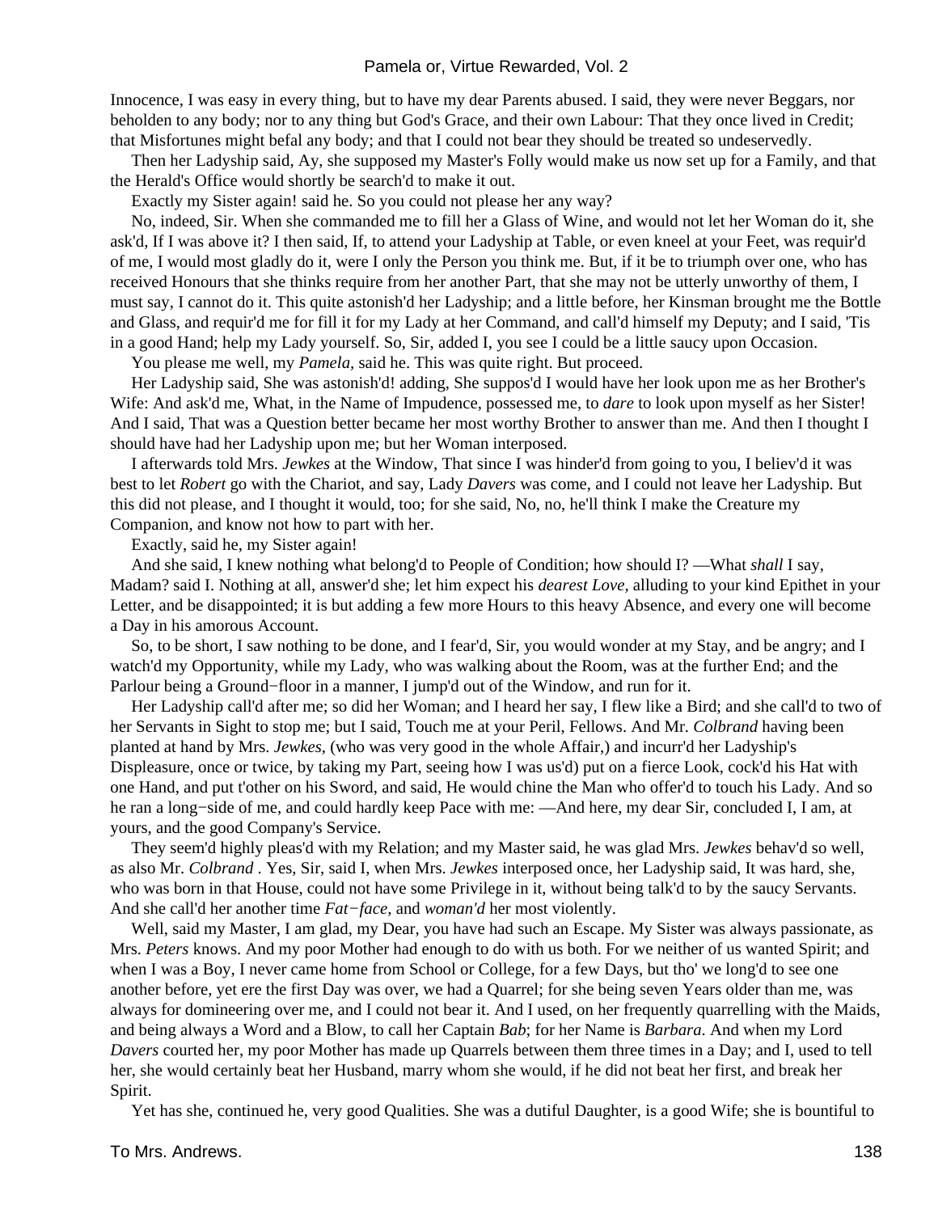Innocence, I was easy in every thing, but to have my dear Parents abused. I said, they were never Beggars, nor beholden to any body; nor to any thing but God's Grace, and their own Labour: That they once lived in Credit; that Misfortunes might befal any body; and that I could not bear they should be treated so undeservedly.

Then her Ladyship said, Ay, she supposed my Master's Folly would make us now set up for a Family, and that the Herald's Office would shortly be search'd to make it out.

Exactly my Sister again! said he. So you could not please her any way?

No, indeed, Sir. When she commanded me to fill her a Glass of Wine, and would not let her Woman do it, she ask'd, If I was above it? I then said, If, to attend your Ladyship at Table, or even kneel at your Feet, was requir'd of me, I would most gladly do it, were I only the Person you think me. But, if it be to triumph over one, who has received Honours that she thinks require from her another Part, that she may not be utterly unworthy of them, I must say, I cannot do it. This quite astonish'd her Ladyship; and a little before, her Kinsman brought me the Bottle and Glass, and requir'd me for fill it for my Lady at her Command, and call'd himself my Deputy; and I said, 'Tis in a good Hand; help my Lady yourself. So, Sir, added I, you see I could be a little saucy upon Occasion.

You please me well, my *Pamela,* said he. This was quite right. But proceed.

Her Ladyship said, She was astonish'd! adding, She suppos'd I would have her look upon me as her Brother's Wife: And ask'd me, What, in the Name of Impudence, possessed me, to *dare* to look upon myself as her Sister! And I said, That was a Question better became her most worthy Brother to answer than me. And then I thought I should have had her Ladyship upon me; but her Woman interposed.

I afterwards told Mrs. *Jewkes* at the Window, That since I was hinder'd from going to you, I believ'd it was best to let *Robert* go with the Chariot, and say, Lady *Davers* was come, and I could not leave her Ladyship. But this did not please, and I thought it would, too; for she said, No, no, he'll think I make the Creature my Companion, and know not how to part with her.

Exactly, said he, my Sister again!

And she said, I knew nothing what belong'd to People of Condition; how should I? —What *shall* I say, Madam? said I. Nothing at all, answer'd she; let him expect his *dearest Love,* alluding to your kind Epithet in your Letter, and be disappointed; it is but adding a few more Hours to this heavy Absence, and every one will become a Day in his amorous Account.

So, to be short, I saw nothing to be done, and I fear'd, Sir, you would wonder at my Stay, and be angry; and I watch'd my Opportunity, while my Lady, who was walking about the Room, was at the further End; and the Parlour being a Ground−floor in a manner, I jump'd out of the Window, and run for it.

Her Ladyship call'd after me; so did her Woman; and I heard her say, I flew like a Bird; and she call'd to two of her Servants in Sight to stop me; but I said, Touch me at your Peril, Fellows. And Mr. *Colbrand* having been planted at hand by Mrs. *Jewkes,* (who was very good in the whole Affair,) and incurr'd her Ladyship's Displeasure, once or twice, by taking my Part, seeing how I was us'd) put on a fierce Look, cock'd his Hat with one Hand, and put t'other on his Sword, and said, He would chine the Man who offer'd to touch his Lady. And so he ran a long−side of me, and could hardly keep Pace with me: —And here, my dear Sir, concluded I, I am, at yours, and the good Company's Service.

They seem'd highly pleas'd with my Relation; and my Master said, he was glad Mrs. *Jewkes* behav'd so well, as also Mr. *Colbrand* . Yes, Sir, said I, when Mrs. *Jewkes* interposed once, her Ladyship said, It was hard, she, who was born in that House, could not have some Privilege in it, without being talk'd to by the saucy Servants. And she call'd her another time *Fat−face,* and *woman'd* her most violently.

Well, said my Master, I am glad, my Dear, you have had such an Escape. My Sister was always passionate, as Mrs. *Peters* knows. And my poor Mother had enough to do with us both. For we neither of us wanted Spirit; and when I was a Boy, I never came home from School or College, for a few Days, but tho' we long'd to see one another before, yet ere the first Day was over, we had a Quarrel; for she being seven Years older than me, was always for domineering over me, and I could not bear it. And I used, on her frequently quarrelling with the Maids, and being always a Word and a Blow, to call her Captain *Bab*; for her Name is *Barbara.* And when my Lord *Davers* courted her, my poor Mother has made up Quarrels between them three times in a Day; and I, used to tell her, she would certainly beat her Husband, marry whom she would, if he did not beat her first, and break her Spirit.

Yet has she, continued he, very good Qualities. She was a dutiful Daughter, is a good Wife; she is bountiful to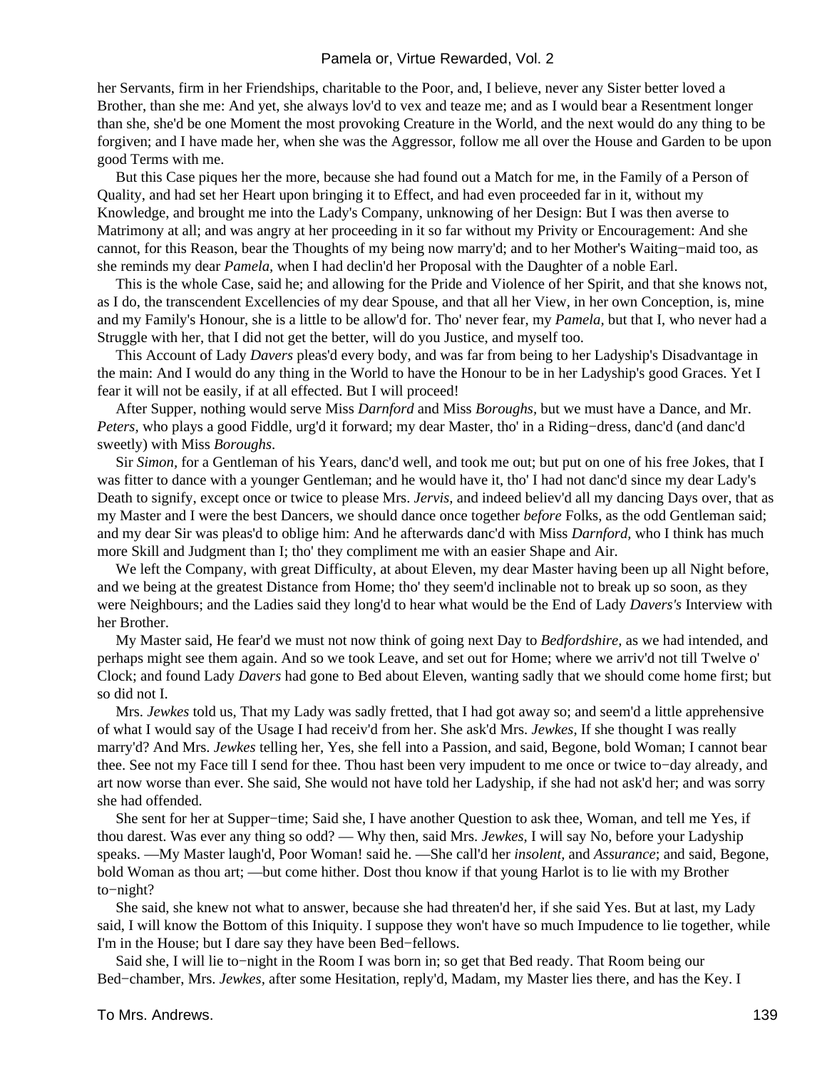her Servants, firm in her Friendships, charitable to the Poor, and, I believe, never any Sister better loved a Brother, than she me: And yet, she always lov'd to vex and teaze me; and as I would bear a Resentment longer than she, she'd be one Moment the most provoking Creature in the World, and the next would do any thing to be forgiven; and I have made her, when she was the Aggressor, follow me all over the House and Garden to be upon good Terms with me.

But this Case piques her the more, because she had found out a Match for me, in the Family of a Person of Quality, and had set her Heart upon bringing it to Effect, and had even proceeded far in it, without my Knowledge, and brought me into the Lady's Company, unknowing of her Design: But I was then averse to Matrimony at all; and was angry at her proceeding in it so far without my Privity or Encouragement: And she cannot, for this Reason, bear the Thoughts of my being now marry'd; and to her Mother's Waiting−maid too, as she reminds my dear *Pamela*, when I had declin'd her Proposal with the Daughter of a noble Earl.

This is the whole Case, said he; and allowing for the Pride and Violence of her Spirit, and that she knows not, as I do, the transcendent Excellencies of my dear Spouse, and that all her View, in her own Conception, is, mine and my Family's Honour, she is a little to be allow'd for. Tho' never fear, my *Pamela*, but that I, who never had a Struggle with her, that I did not get the better, will do you Justice, and myself too.

This Account of Lady *Davers* pleas'd every body, and was far from being to her Ladyship's Disadvantage in the main: And I would do any thing in the World to have the Honour to be in her Ladyship's good Graces. Yet I fear it will not be easily, if at all effected. But I will proceed!

After Supper, nothing would serve Miss *Darnford* and Miss *Boroughs*, but we must have a Dance, and Mr. *Peters*, who plays a good Fiddle, urg'd it forward; my dear Master, tho' in a Riding−dress, danc'd (and danc'd sweetly) with Miss *Boroughs*.

Sir *Simon*, for a Gentleman of his Years, danc'd well, and took me out; but put on one of his free Jokes, that I was fitter to dance with a younger Gentleman; and he would have it, tho' I had not danc'd since my dear Lady's Death to signify, except once or twice to please Mrs. *Jervis*, and indeed believ'd all my dancing Days over, that as my Master and I were the best Dancers, we should dance once together *before* Folks, as the odd Gentleman said; and my dear Sir was pleas'd to oblige him: And he afterwards danc'd with Miss *Darnford*, who I think has much more Skill and Judgment than I; tho' they compliment me with an easier Shape and Air.

We left the Company, with great Difficulty, at about Eleven, my dear Master having been up all Night before, and we being at the greatest Distance from Home; tho' they seem'd inclinable not to break up so soon, as they were Neighbours; and the Ladies said they long'd to hear what would be the End of Lady *Davers's* Interview with her Brother.

My Master said, He fear'd we must not now think of going next Day to *Bedfordshire*, as we had intended, and perhaps might see them again. And so we took Leave, and set out for Home; where we arriv'd not till Twelve o' Clock; and found Lady *Davers* had gone to Bed about Eleven, wanting sadly that we should come home first; but so did not I.

Mrs. *Jewkes* told us, That my Lady was sadly fretted, that I had got away so; and seem'd a little apprehensive of what I would say of the Usage I had receiv'd from her. She ask'd Mrs. *Jewkes*, If she thought I was really marry'd? And Mrs. *Jewkes* telling her, Yes, she fell into a Passion, and said, Begone, bold Woman; I cannot bear thee. See not my Face till I send for thee. Thou hast been very impudent to me once or twice to−day already, and art now worse than ever. She said, She would not have told her Ladyship, if she had not ask'd her; and was sorry she had offended.

She sent for her at Supper−time; Said she, I have another Question to ask thee, Woman, and tell me Yes, if thou darest. Was ever any thing so odd? — Why then, said Mrs. *Jewkes*, I will say No, before your Ladyship speaks. —My Master laugh'd, Poor Woman! said he. —She call'd her *insolent*, and *Assurance*; and said, Begone, bold Woman as thou art; —but come hither. Dost thou know if that young Harlot is to lie with my Brother to−night?

She said, she knew not what to answer, because she had threaten'd her, if she said Yes. But at last, my Lady said, I will know the Bottom of this Iniquity. I suppose they won't have so much Impudence to lie together, while I'm in the House; but I dare say they have been Bed−fellows.

Said she, I will lie to−night in the Room I was born in; so get that Bed ready. That Room being our Bed−chamber, Mrs. *Jewkes*, after some Hesitation, reply'd, Madam, my Master lies there, and has the Key. I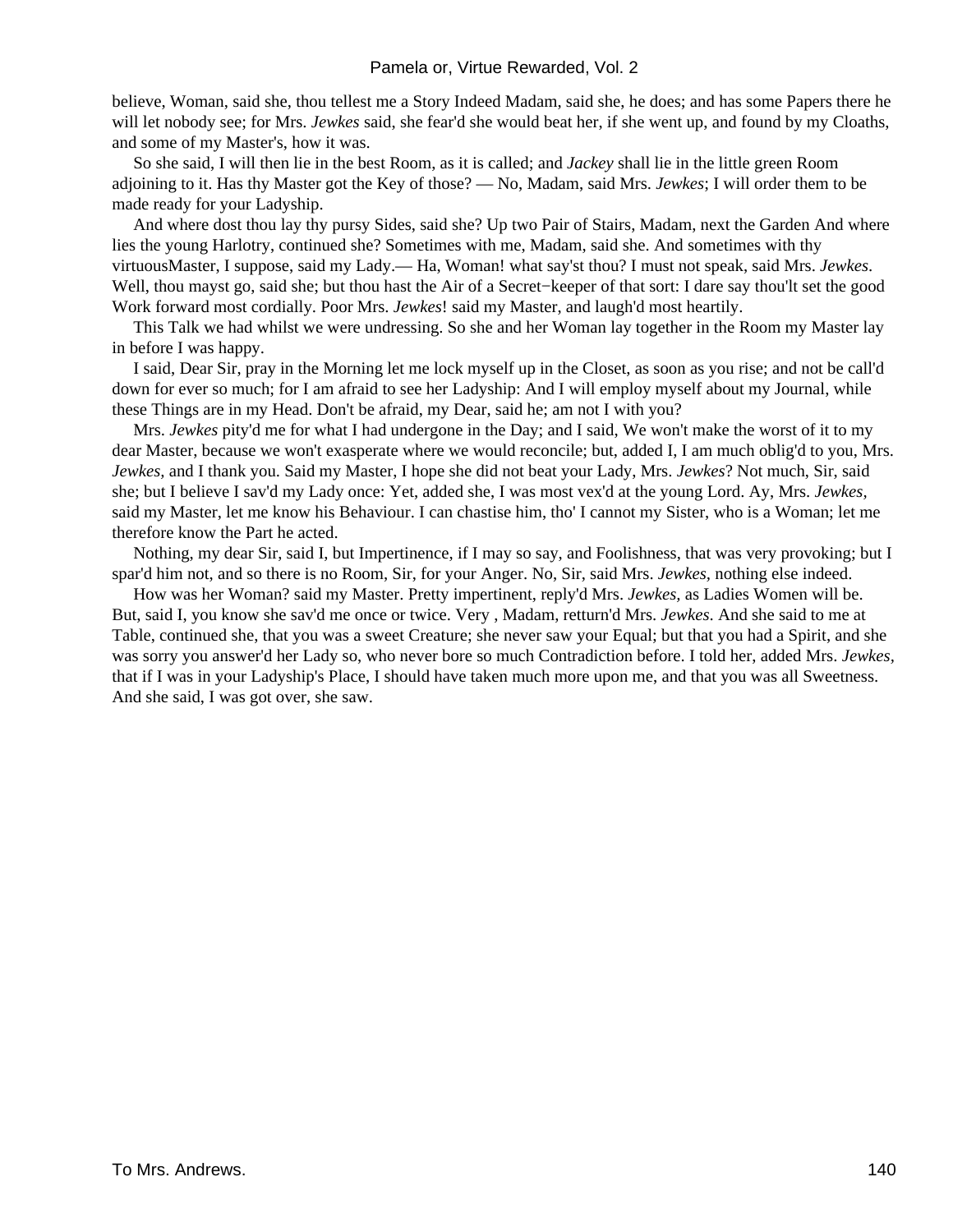believe, Woman, said she, thou tellest me a Story Indeed Madam, said she, he does; and has some Papers there he will let nobody see; for Mrs. *Jewkes* said, she fear'd she would beat her, if she went up, and found by my Cloaths, and some of my Master's, how it was.

So she said, I will then lie in the best Room, as it is called; and *Jackey* shall lie in the little green Room adjoining to it. Has thy Master got the Key of those? — No, Madam, said Mrs. *Jewkes*; I will order them to be made ready for your Ladyship.

And where dost thou lay thy pursy Sides, said she? Up two Pair of Stairs, Madam, next the Garden And where lies the young Harlotry, continued she? Sometimes with me, Madam, said she. And sometimes with thy virtuousMaster, I suppose, said my Lady.— Ha, Woman! what say'st thou? I must not speak, said Mrs. *Jewkes*. Well, thou mayst go, said she; but thou hast the Air of a Secret−keeper of that sort: I dare say thou'lt set the good Work forward most cordially. Poor Mrs. *Jewkes*! said my Master, and laugh'd most heartily.

This Talk we had whilst we were undressing. So she and her Woman lay together in the Room my Master lay in before I was happy.

I said, Dear Sir, pray in the Morning let me lock myself up in the Closet, as soon as you rise; and not be call'd down for ever so much; for I am afraid to see her Ladyship: And I will employ myself about my Journal, while these Things are in my Head. Don't be afraid, my Dear, said he; am not I with you?

Mrs. *Jewkes* pity'd me for what I had undergone in the Day; and I said, We won't make the worst of it to my dear Master, because we won't exasperate where we would reconcile; but, added I, I am much oblig'd to you, Mrs. *Jewkes,* and I thank you. Said my Master, I hope she did not beat your Lady, Mrs. *Jewkes*? Not much, Sir, said she; but I believe I sav'd my Lady once: Yet, added she, I was most vex'd at the young Lord. Ay, Mrs. *Jewkes*, said my Master, let me know his Behaviour. I can chastise him, tho' I cannot my Sister, who is a Woman; let me therefore know the Part he acted.

Nothing, my dear Sir, said I, but Impertinence, if I may so say, and Foolishness, that was very provoking; but I spar'd him not, and so there is no Room, Sir, for your Anger. No, Sir, said Mrs. *Jewkes,* nothing else indeed.

How was her Woman? said my Master. Pretty impertinent, reply'd Mrs. *Jewkes*, as Ladies Women will be. But, said I, you know she sav'd me once or twice. Very , Madam, retturn'd Mrs. *Jewkes*. And she said to me at Table, continued she, that you was a sweet Creature; she never saw your Equal; but that you had a Spirit, and she was sorry you answer'd her Lady so, who never bore so much Contradiction before. I told her, added Mrs. *Jewkes*, that if I was in your Ladyship's Place, I should have taken much more upon me, and that you was all Sweetness. And she said, I was got over, she saw.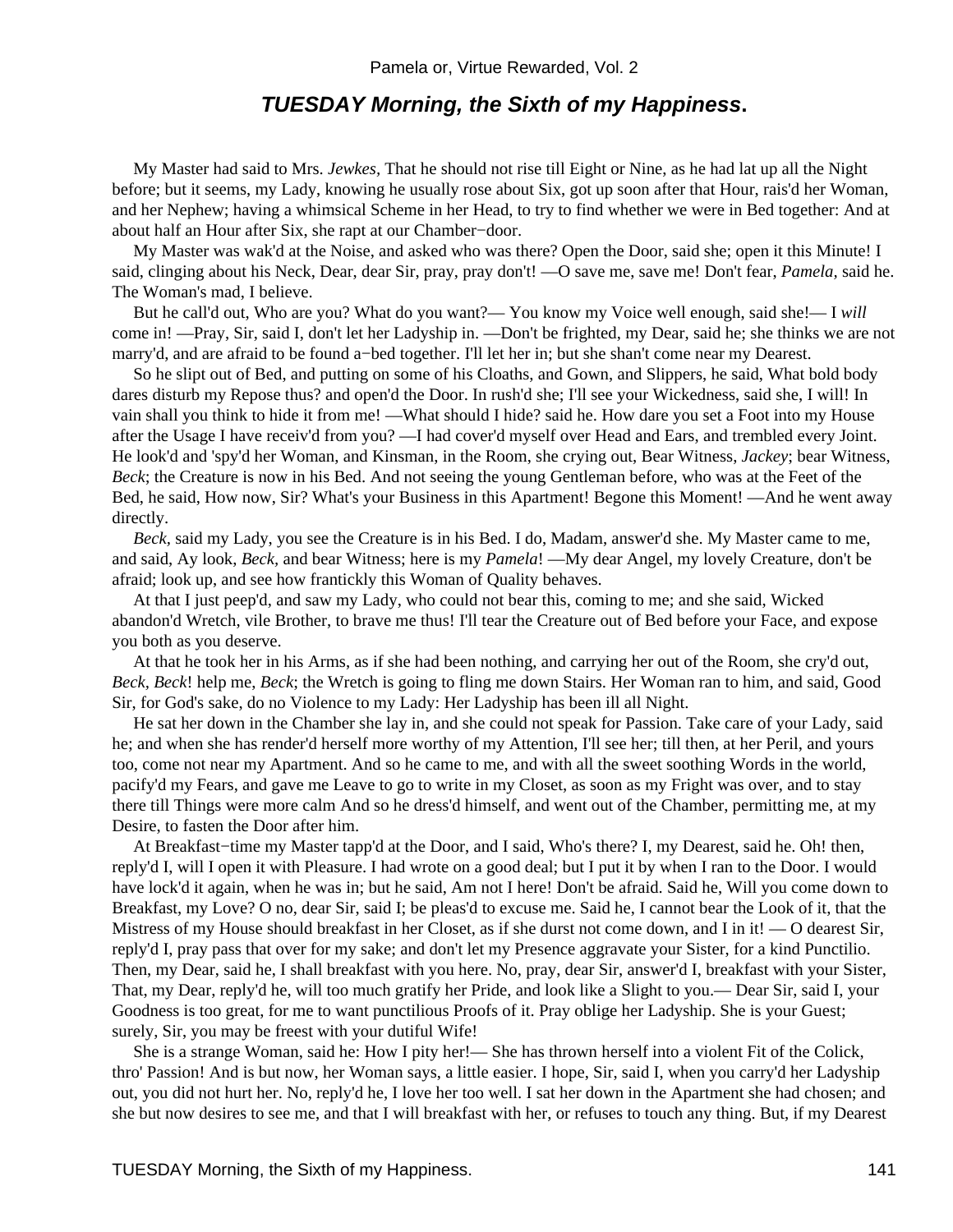## *TUESDAY Morning, the Sixth of my Happiness*.

My Master had said to Mrs. *Jewkes*, That he should not rise till Eight or Nine, as he had lat up all the Night before; but it seems, my Lady, knowing he usually rose about Six, got up soon after that Hour, rais'd her Woman, and her Nephew; having a whimsical Scheme in her Head, to try to find whether we were in Bed together: And at about half an Hour after Six, she rapt at our Chamber−door.

My Master was wak'd at the Noise, and asked who was there? Open the Door, said she; open it this Minute! I said, clinging about his Neck, Dear, dear Sir, pray, pray don't! —O save me, save me! Don't fear, *Pamela*, said he. The Woman's mad, I believe.

But he call'd out, Who are you? What do you want?— You know my Voice well enough, said she!— I *will* come in! —Pray, Sir, said I, don't let her Ladyship in. —Don't be frighted, my Dear, said he; she thinks we are not marry'd, and are afraid to be found a−bed together. I'll let her in; but she shan't come near my Dearest.

So he slipt out of Bed, and putting on some of his Cloaths, and Gown, and Slippers, he said, What bold body dares disturb my Repose thus? and open'd the Door. In rush'd she; I'll see your Wickedness, said she, I will! In vain shall you think to hide it from me! —What should I hide? said he. How dare you set a Foot into my House after the Usage I have receiv'd from you? —I had cover'd myself over Head and Ears, and trembled every Joint. He look'd and 'spy'd her Woman, and Kinsman, in the Room, she crying out, Bear Witness, *Jackey*; bear Witness, *Beck*; the Creature is now in his Bed. And not seeing the young Gentleman before, who was at the Feet of the Bed, he said, How now, Sir? What's your Business in this Apartment! Begone this Moment! —And he went away directly.

*Beck*, said my Lady, you see the Creature is in his Bed. I do, Madam, answer'd she. My Master came to me, and said, Ay look, *Beck*, and bear Witness; here is my *Pamela*! —My dear Angel, my lovely Creature, don't be afraid; look up, and see how franticky this Woman of Quality behaves.

At that I just peep'd, and saw my Lady, who could not bear this, coming to me; and she said, Wicked abandon'd Wretch, vile Brother, to brave me thus! I'll tear the Creature out of Bed before your Face, and expose you both as you deserve.

At that he took her in his Arms, as if she had been nothing, and carrying her out of the Room, she cry'd out, *Beck*, *Beck*! help me, *Beck*; the Wretch is going to fling me down Stairs. Her Woman ran to him, and said, Good Sir, for God's sake, do no Violence to my Lady: Her Ladyship has been ill all Night.

He sat her down in the Chamber she lay in, and she could not speak for Passion. Take care of your Lady, said he; and when she has render'd herself more worthy of my Attention, I'll see her; till then, at her Peril, and yours too, come not near my Apartment. And so he came to me, and with all the sweet soothing Words in the world, pacify'd my Fears, and gave me Leave to go to write in my Closet, as soon as my Fright was over, and to stay there till Things were more calm And so he dress'd himself, and went out of the Chamber, permitting me, at my Desire, to fasten the Door after him.

At Breakfast−time my Master tapp'd at the Door, and I said, Who's there? I, my Dearest, said he. Oh! then, reply'd I, will I open it with Pleasure. I had wrote on a good deal; but I put it by when I ran to the Door. I would have lock'd it again, when he was in; but he said, Am not I here! Don't be afraid. Said he, Will you come down to Breakfast, my Love? O no, dear Sir, said I; be pleas'd to excuse me. Said he, I cannot bear the Look of it, that the Mistress of my House should breakfast in her Closet, as if she durst not come down, and I in it! — O dearest Sir, reply'd I, pray pass that over for my sake; and don't let my Presence aggravate your Sister, for a kind Punctilio. Then, my Dear, said he, I shall breakfast with you here. No, pray, dear Sir, answer'd I, breakfast with your Sister, That, my Dear, reply'd he, will too much gratify her Pride, and look like a Slight to you.— Dear Sir, said I, your Goodness is too great, for me to want punctilious Proofs of it. Pray oblige her Ladyship. She is your Guest; surely, Sir, you may be freest with your dutiful Wife!

She is a strange Woman, said he: How I pity her!— She has thrown herself into a violent Fit of the Colick, thro' Passion! And is but now, her Woman says, a little easier. I hope, Sir, said I, when you carry'd her Ladyship out, you did not hurt her. No, reply'd he, I love her too well. I sat her down in the Apartment she had chosen; and she but now desires to see me, and that I will breakfast with her, or refuses to touch any thing. But, if my Dearest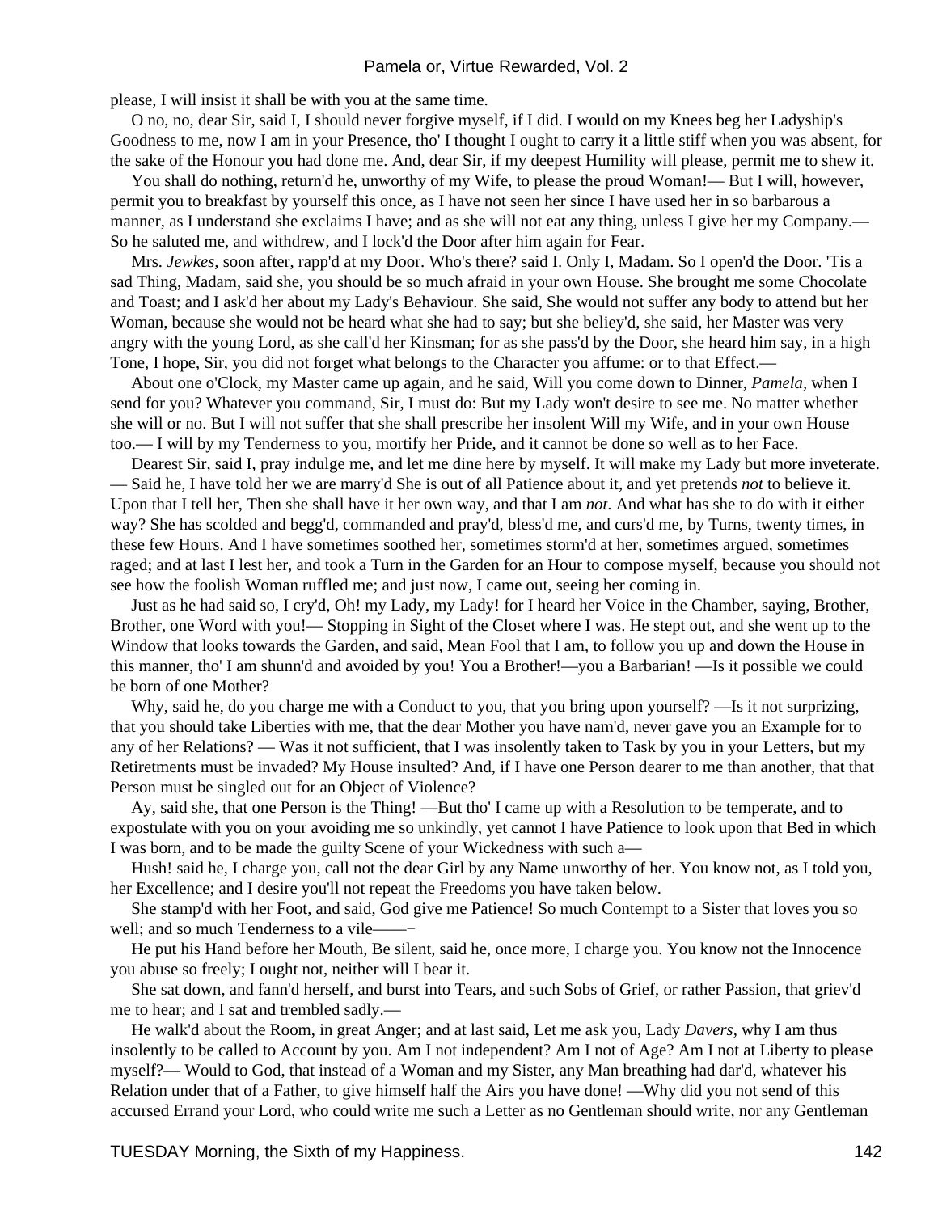please, I will insist it shall be with you at the same time.

O no, no, dear Sir, said I, I should never forgive myself, if I did. I would on my Knees beg her Ladyship's Goodness to me, now I am in your Presence, tho' I thought I ought to carry it a little stiff when you was absent, for the sake of the Honour you had done me. And, dear Sir, if my deepest Humility will please, permit me to shew it.

You shall do nothing, return'd he, unworthy of my Wife, to please the proud Woman!— But I will, however, permit you to breakfast by yourself this once, as I have not seen her since I have used her in so barbarous a manner, as I understand she exclaims I have; and as she will not eat any thing, unless I give her my Company.— So he saluted me, and withdrew, and I lock'd the Door after him again for Fear.

Mrs. *Jewkes,* soon after, rapp'd at my Door. Who's there? said I. Only I, Madam. So I open'd the Door. 'Tis a sad Thing, Madam, said she, you should be so much afraid in your own House. She brought me some Chocolate and Toast; and I ask'd her about my Lady's Behaviour. She said, She would not suffer any body to attend but her Woman, because she would not be heard what she had to say; but she beliey'd, she said, her Master was very angry with the young Lord, as she call'd her Kinsman; for as she pass'd by the Door, she heard him say, in a high Tone, I hope, Sir, you did not forget what belongs to the Character you affume: or to that Effect.—

About one o'Clock, my Master came up again, and he said, Will you come down to Dinner, *Pamela,* when I send for you? Whatever you command, Sir, I must do: But my Lady won't desire to see me. No matter whether she will or no. But I will not suffer that she shall prescribe her insolent Will my Wife, and in your own House too.— I will by my Tenderness to you, mortify her Pride, and it cannot be done so well as to her Face.

Dearest Sir, said I, pray indulge me, and let me dine here by myself. It will make my Lady but more inveterate. — Said he, I have told her we are marry'd She is out of all Patience about it, and yet pretends *not* to believe it. Upon that I tell her, Then she shall have it her own way, and that I am *not*. And what has she to do with it either way? She has scolded and begg'd, commanded and pray'd, bless'd me, and curs'd me, by Turns, twenty times, in these few Hours. And I have sometimes soothed her, sometimes storm'd at her, sometimes argued, sometimes raged; and at last I lest her, and took a Turn in the Garden for an Hour to compose myself, because you should not see how the foolish Woman ruffled me; and just now, I came out, seeing her coming in.

Just as he had said so, I cry'd, Oh! my Lady, my Lady! for I heard her Voice in the Chamber, saying, Brother, Brother, one Word with you!— Stopping in Sight of the Closet where I was. He stept out, and she went up to the Window that looks towards the Garden, and said, Mean Fool that I am, to follow you up and down the House in this manner, tho' I am shunn'd and avoided by you! You a Brother!—you a Barbarian! —Is it possible we could be born of one Mother?

Why, said he, do you charge me with a Conduct to you, that you bring upon yourself? —Is it not surprizing, that you should take Liberties with me, that the dear Mother you have nam'd, never gave you an Example for to any of her Relations? — Was it not sufficient, that I was insolently taken to Task by you in your Letters, but my Retiretments must be invaded? My House insulted? And, if I have one Person dearer to me than another, that that Person must be singled out for an Object of Violence?

Ay, said she, that one Person is the Thing! —But tho' I came up with a Resolution to be temperate, and to expostulate with you on your avoiding me so unkindly, yet cannot I have Patience to look upon that Bed in which I was born, and to be made the guilty Scene of your Wickedness with such a—

Hush! said he, I charge you, call not the dear Girl by any Name unworthy of her. You know not, as I told you, her Excellence; and I desire you'll not repeat the Freedoms you have taken below.

She stamp'd with her Foot, and said, God give me Patience! So much Contempt to a Sister that loves you so well; and so much Tenderness to a vile——−

He put his Hand before her Mouth, Be silent, said he, once more, I charge you. You know not the Innocence you abuse so freely; I ought not, neither will I bear it.

She sat down, and fann'd herself, and burst into Tears, and such Sobs of Grief, or rather Passion, that griev'd me to hear; and I sat and trembled sadly.—

He walk'd about the Room, in great Anger; and at last said, Let me ask you, Lady *Davers,* why I am thus insolently to be called to Account by you. Am I not independent? Am I not of Age? Am I not at Liberty to please myself?— Would to God, that instead of a Woman and my Sister, any Man breathing had dar'd, whatever his Relation under that of a Father, to give himself half the Airs you have done! —Why did you not send of this accursed Errand your Lord, who could write me such a Letter as no Gentleman should write, nor any Gentleman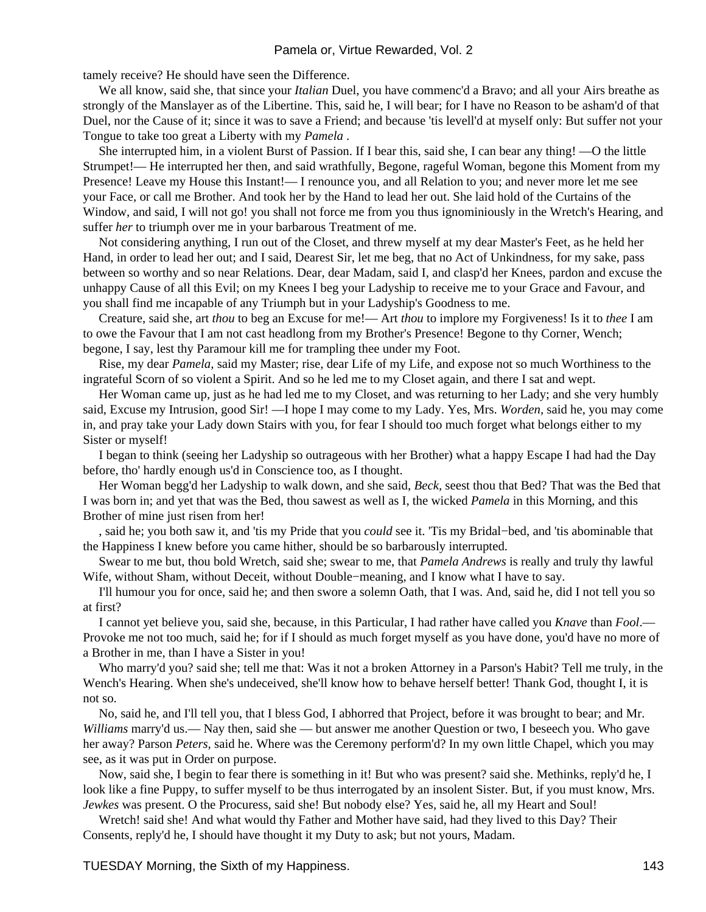tamely receive? He should have seen the Difference.

We all know, said she, that since your *Italian* Duel, you have commenc'd a Bravo; and all your Airs breathe as strongly of the Manslayer as of the Libertine. This, said he, I will bear; for I have no Reason to be asham'd of that Duel, nor the Cause of it; since it was to save a Friend; and because 'tis levell'd at myself only: But suffer not your Tongue to take too great a Liberty with my *Pamela* .

She interrupted him, in a violent Burst of Passion. If I bear this, said she, I can bear any thing! —O the little Strumpet!— He interrupted her then, and said wrathfully, Begone, rageful Woman, begone this Moment from my Presence! Leave my House this Instant!— I renounce you, and all Relation to you; and never more let me see your Face, or call me Brother. And took her by the Hand to lead her out. She laid hold of the Curtains of the Window, and said, I will not go! you shall not force me from you thus ignominiously in the Wretch's Hearing, and suffer *her* to triumph over me in your barbarous Treatment of me.

Not considering anything, I run out of the Closet, and threw myself at my dear Master's Feet, as he held her Hand, in order to lead her out; and I said, Dearest Sir, let me beg, that no Act of Unkindness, for my sake, pass between so worthy and so near Relations. Dear, dear Madam, said I, and clasp'd her Knees, pardon and excuse the unhappy Cause of all this Evil; on my Knees I beg your Ladyship to receive me to your Grace and Favour, and you shall find me incapable of any Triumph but in your Ladyship's Goodness to me.

Creature, said she, art *thou* to beg an Excuse for me!— Art *thou* to implore my Forgiveness! Is it to *thee* I am to owe the Favour that I am not cast headlong from my Brother's Presence! Begone to thy Corner, Wench; begone, I say, lest thy Paramour kill me for trampling thee under my Foot.

Rise, my dear *Pamela,* said my Master; rise, dear Life of my Life, and expose not so much Worthiness to the ingrateful Scorn of so violent a Spirit. And so he led me to my Closet again, and there I sat and wept.

Her Woman came up, just as he had led me to my Closet, and was returning to her Lady; and she very humbly said, Excuse my Intrusion, good Sir! —I hope I may come to my Lady. Yes, Mrs. *Worden,* said he, you may come in, and pray take your Lady down Stairs with you, for fear I should too much forget what belongs either to my Sister or myself!

I began to think (seeing her Ladyship so outrageous with her Brother) what a happy Escape I had had the Day before, tho' hardly enough us'd in Conscience too, as I thought.

Her Woman begg'd her Ladyship to walk down, and she said, *Beck,* seest thou that Bed? That was the Bed that I was born in; and yet that was the Bed, thou sawest as well as I, the wicked *Pamela* in this Morning, and this Brother of mine just risen from her!

, said he; you both saw it, and 'tis my Pride that you *could* see it. 'Tis my Bridal−bed, and 'tis abominable that the Happiness I knew before you came hither, should be so barbarously interrupted.

Swear to me but, thou bold Wretch, said she; swear to me, that *Pamela Andrews* is really and truly thy lawful Wife, without Sham, without Deceit, without Double−meaning, and I know what I have to say.

I'll humour you for once, said he; and then swore a solemn Oath, that I was. And, said he, did I not tell you so at first?

I cannot yet believe you, said she, because, in this Particular, I had rather have called you *Knave* than *Fool*.— Provoke me not too much, said he; for if I should as much forget myself as you have done, you'd have no more of a Brother in me, than I have a Sister in you!

Who marry'd you? said she; tell me that: Was it not a broken Attorney in a Parson's Habit? Tell me truly, in the Wench's Hearing. When she's undeceived, she'll know how to behave herself better! Thank God, thought I, it is not so.

No, said he, and I'll tell you, that I bless God, I abhorred that Project, before it was brought to bear; and Mr. *Williams* marry'd us.— Nay then, said she — but answer me another Question or two, I beseech you. Who gave her away? Parson *Peters,* said he. Where was the Ceremony perform'd? In my own little Chapel, which you may see, as it was put in Order on purpose.

Now, said she, I begin to fear there is something in it! But who was present? said she. Methinks, reply'd he, I look like a fine Puppy, to suffer myself to be thus interrogated by an insolent Sister. But, if you must know, Mrs. *Jewkes* was present. O the Procuress, said she! But nobody else? Yes, said he, all my Heart and Soul!

Wretch! said she! And what would thy Father and Mother have said, had they lived to this Day? Their Consents, reply'd he, I should have thought it my Duty to ask; but not yours, Madam.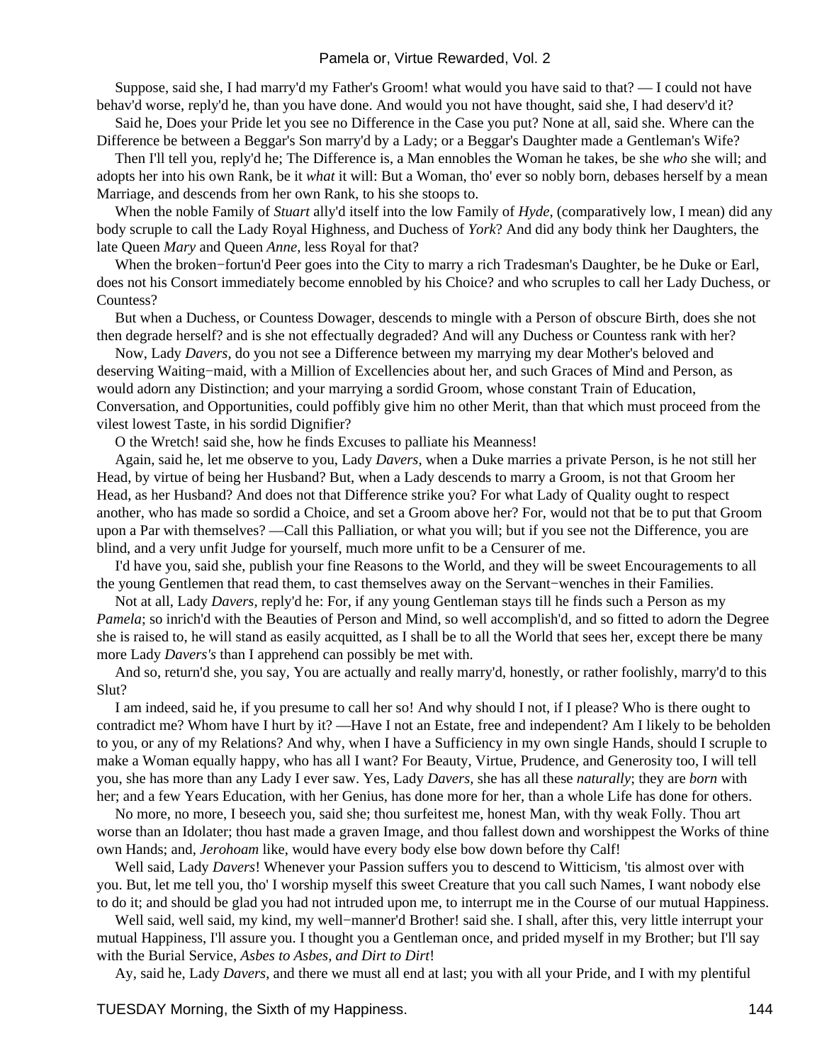Suppose, said she, I had marry'd my Father's Groom! what would you have said to that? — I could not have behav'd worse, reply'd he, than you have done. And would you not have thought, said she, I had deserv'd it?

Said he, Does your Pride let you see no Difference in the Case you put? None at all, said she. Where can the Difference be between a Beggar's Son marry'd by a Lady; or a Beggar's Daughter made a Gentleman's Wife?

Then I'll tell you, reply'd he; The Difference is, a Man ennobles the Woman he takes, be she *who* she will; and adopts her into his own Rank, be it *what* it will: But a Woman, tho' ever so nobly born, debases herself by a mean Marriage, and descends from her own Rank, to his she stoops to.

When the noble Family of *Stuart* ally'd itself into the low Family of *Hyde*, (comparatively low, I mean) did any body scruple to call the Lady Royal Highness, and Duchess of *York*? And did any body think her Daughters, the late Queen *Mary* and Queen *Anne*, less Royal for that?

When the broken−fortun'd Peer goes into the City to marry a rich Tradesman's Daughter, be he Duke or Earl, does not his Consort immediately become ennobled by his Choice? and who scruples to call her Lady Duchess, or Countess?

But when a Duchess, or Countess Dowager, descends to mingle with a Person of obscure Birth, does she not then degrade herself? and is she not effectually degraded? And will any Duchess or Countess rank with her?

Now, Lady *Davers*, do you not see a Difference between my marrying my dear Mother's beloved and deserving Waiting−maid, with a Million of Excellencies about her, and such Graces of Mind and Person, as would adorn any Distinction; and your marrying a sordid Groom, whose constant Train of Education, Conversation, and Opportunities, could poffibly give him no other Merit, than that which must proceed from the vilest lowest Taste, in his sordid Dignifier?

O the Wretch! said she, how he finds Excuses to palliate his Meanness!

Again, said he, let me observe to you, Lady *Davers*, when a Duke marries a private Person, is he not still her Head, by virtue of being her Husband? But, when a Lady descends to marry a Groom, is not that Groom her Head, as her Husband? And does not that Difference strike you? For what Lady of Quality ought to respect another, who has made so sordid a Choice, and set a Groom above her? For, would not that be to put that Groom upon a Par with themselves? —Call this Palliation, or what you will; but if you see not the Difference, you are blind, and a very unfit Judge for yourself, much more unfit to be a Censurer of me.

I'd have you, said she, publish your fine Reasons to the World, and they will be sweet Encouragements to all the young Gentlemen that read them, to cast themselves away on the Servant−wenches in their Families.

Not at all, Lady *Davers*, reply'd he: For, if any young Gentleman stays till he finds such a Person as my *Pamela*; so inrich'd with the Beauties of Person and Mind, so well accomplish'd, and so fitted to adorn the Degree she is raised to, he will stand as easily acquitted, as I shall be to all the World that sees her, except there be many more Lady *Davers's* than I apprehend can possibly be met with.

And so, return'd she, you say, You are actually and really marry'd, honestly, or rather foolishly, marry'd to this Slut?

I am indeed, said he, if you presume to call her so! And why should I not, if I please? Who is there ought to contradict me? Whom have I hurt by it? —Have I not an Estate, free and independent? Am I likely to be beholden to you, or any of my Relations? And why, when I have a Sufficiency in my own single Hands, should I scruple to make a Woman equally happy, who has all I want? For Beauty, Virtue, Prudence, and Generosity too, I will tell you, she has more than any Lady I ever saw. Yes, Lady *Davers*, she has all these *naturally*; they are *born* with her; and a few Years Education, with her Genius, has done more for her, than a whole Life has done for others.

No more, no more, I beseech you, said she; thou surfeitest me, honest Man, with thy weak Folly. Thou art worse than an Idolater; thou hast made a graven Image, and thou fallest down and worshippest the Works of thine own Hands; and, *Jerohoam* like, would have every body else bow down before thy Calf!

Well said, Lady *Davers*! Whenever your Passion suffers you to descend to Witticism, 'tis almost over with you. But, let me tell you, tho' I worship myself this sweet Creature that you call such Names, I want nobody else to do it; and should be glad you had not intruded upon me, to interrupt me in the Course of our mutual Happiness.

Well said, well said, my kind, my well−manner'd Brother! said she. I shall, after this, very little interrupt your mutual Happiness, I'll assure you. I thought you a Gentleman once, and prided myself in my Brother; but I'll say with the Burial Service, *Asbes to Asbes, and Dirt to Dirt*!

Ay, said he, Lady *Davers*, and there we must all end at last; you with all your Pride, and I with my plentiful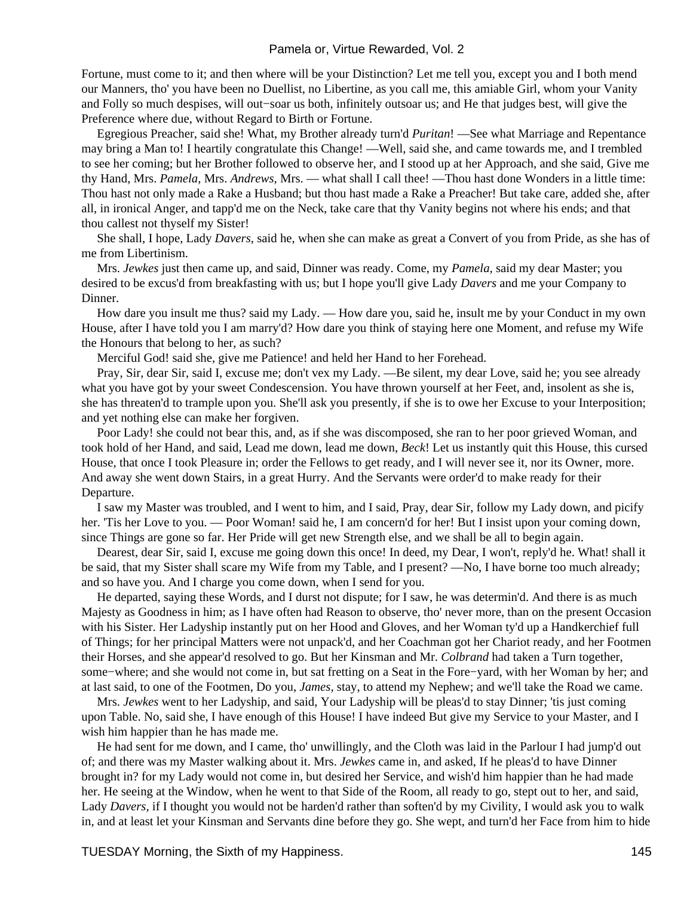Fortune, must come to it; and then where will be your Distinction? Let me tell you, except you and I both mend our Manners, tho' you have been no Duellist, no Libertine, as you call me, this amiable Girl, whom your Vanity and Folly so much despises, will out−soar us both, infinitely outsoar us; and He that judges best, will give the Preference where due, without Regard to Birth or Fortune.

Egregious Preacher, said she! What, my Brother already turn'd *Puritan*! —See what Marriage and Repentance may bring a Man to! I heartily congratulate this Change! —Well, said she, and came towards me, and I trembled to see her coming; but her Brother followed to observe her, and I stood up at her Approach, and she said, Give me thy Hand, Mrs. *Pamela*, Mrs. *Andrews*, Mrs. — what shall I call thee! —Thou hast done Wonders in a little time: Thou hast not only made a Rake a Husband; but thou hast made a Rake a Preacher! But take care, added she, after all, in ironical Anger, and tapp'd me on the Neck, take care that thy Vanity begins not where his ends; and that thou callest not thyself my Sister!

She shall, I hope, Lady *Davers*, said he, when she can make as great a Convert of you from Pride, as she has of me from Libertinism.

Mrs. *Jewkes* just then came up, and said, Dinner was ready. Come, my *Pamela*, said my dear Master; you desired to be excus'd from breakfasting with us; but I hope you'll give Lady *Davers* and me your Company to Dinner.

How dare you insult me thus? said my Lady. — How dare you, said he, insult me by your Conduct in my own House, after I have told you I am marry'd? How dare you think of staying here one Moment, and refuse my Wife the Honours that belong to her, as such?

Merciful God! said she, give me Patience! and held her Hand to her Forehead.

Pray, Sir, dear Sir, said I, excuse me; don't vex my Lady. —Be silent, my dear Love, said he; you see already what you have got by your sweet Condescension. You have thrown yourself at her Feet, and, insolent as she is, she has threaten'd to trample upon you. She'll ask you presently, if she is to owe her Excuse to your Interposition; and yet nothing else can make her forgiven.

Poor Lady! she could not bear this, and, as if she was discomposed, she ran to her poor grieved Woman, and took hold of her Hand, and said, Lead me down, lead me down, *Beck*! Let us instantly quit this House, this cursed House, that once I took Pleasure in; order the Fellows to get ready, and I will never see it, nor its Owner, more. And away she went down Stairs, in a great Hurry. And the Servants were order'd to make ready for their Departure.

I saw my Master was troubled, and I went to him, and I said, Pray, dear Sir, follow my Lady down, and picify her. 'Tis her Love to you. — Poor Woman! said he, I am concern'd for her! But I insist upon your coming down, since Things are gone so far. Her Pride will get new Strength else, and we shall be all to begin again.

Dearest, dear Sir, said I, excuse me going down this once! In deed, my Dear, I won't, reply'd he. What! shall it be said, that my Sister shall scare my Wife from my Table, and I present? —No, I have borne too much already; and so have you. And I charge you come down, when I send for you.

He departed, saying these Words, and I durst not dispute; for I saw, he was determin'd. And there is as much Majesty as Goodness in him; as I have often had Reason to observe, tho' never more, than on the present Occasion with his Sister. Her Ladyship instantly put on her Hood and Gloves, and her Woman ty'd up a Handkerchief full of Things; for her principal Matters were not unpack'd, and her Coachman got her Chariot ready, and her Footmen their Horses, and she appear'd resolved to go. But her Kinsman and Mr. *Colbrand* had taken a Turn together, some−where; and she would not come in, but sat fretting on a Seat in the Fore−yard, with her Woman by her; and at last said, to one of the Footmen, Do you, *James*, stay, to attend my Nephew; and we'll take the Road we came.

Mrs. *Jewkes* went to her Ladyship, and said, Your Ladyship will be pleas'd to stay Dinner; 'tis just coming upon Table. No, said she, I have enough of this House! I have indeed But give my Service to your Master, and I wish him happier than he has made me.

He had sent for me down, and I came, tho' unwillingly, and the Cloth was laid in the Parlour I had jump'd out of; and there was my Master walking about it. Mrs. *Jewkes* came in, and asked, If he pleas'd to have Dinner brought in? for my Lady would not come in, but desired her Service, and wish'd him happier than he had made her. He seeing at the Window, when he went to that Side of the Room, all ready to go, stept out to her, and said, Lady *Davers*, if I thought you would not be harden'd rather than soften'd by my Civility, I would ask you to walk in, and at least let your Kinsman and Servants dine before they go. She wept, and turn'd her Face from him to hide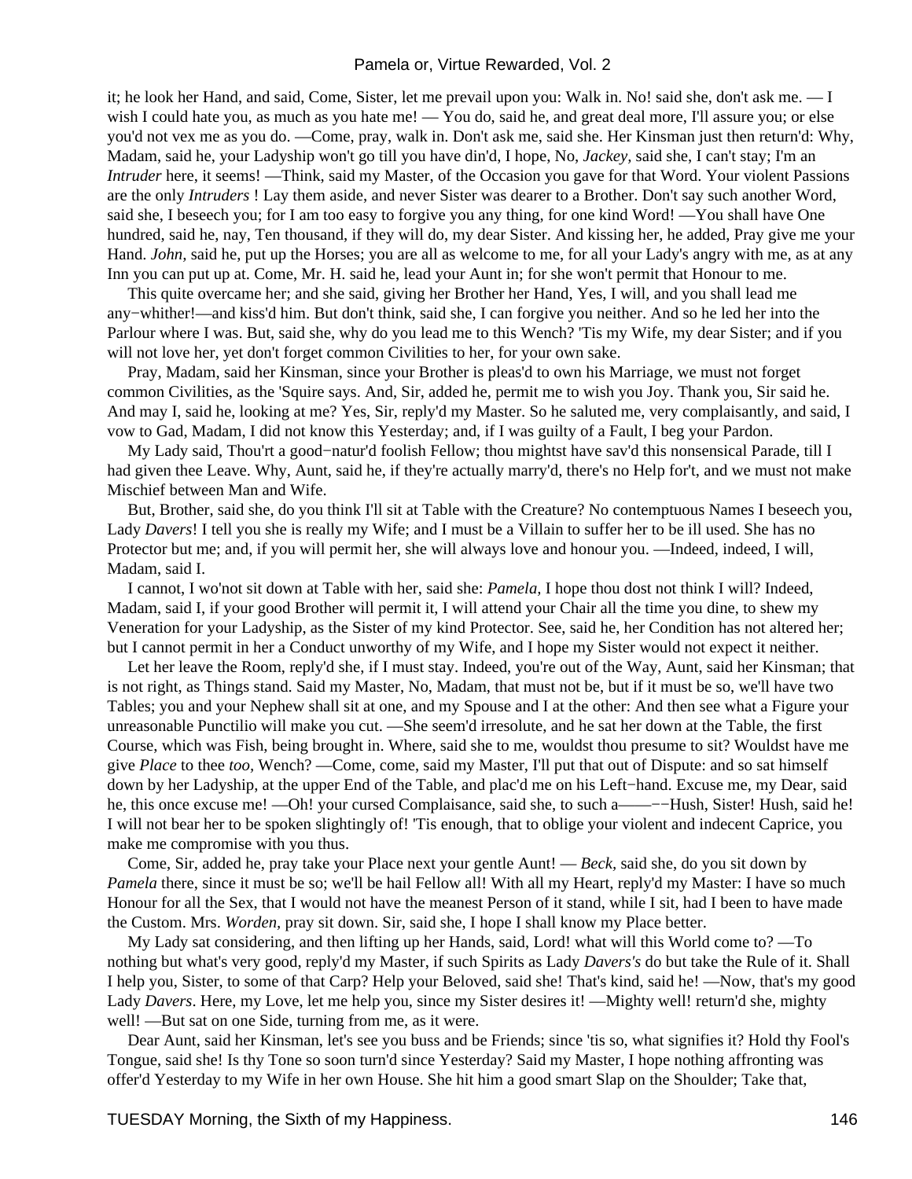it; he look her Hand, and said, Come, Sister, let me prevail upon you: Walk in. No! said she, don't ask me. — I wish I could hate you, as much as you hate me! — You do, said he, and great deal more, I'll assure you; or else you'd not vex me as you do. —Come, pray, walk in. Don't ask me, said she. Her Kinsman just then return'd: Why, Madam, said he, your Ladyship won't go till you have din'd, I hope, No, *Jackey,* said she, I can't stay; I'm an *Intruder* here, it seems! —Think, said my Master, of the Occasion you gave for that Word. Your violent Passions are the only *Intruders* ! Lay them aside, and never Sister was dearer to a Brother. Don't say such another Word, said she, I beseech you; for I am too easy to forgive you any thing, for one kind Word! —You shall have One hundred, said he, nay, Ten thousand, if they will do, my dear Sister. And kissing her, he added, Pray give me your Hand. *John,* said he, put up the Horses; you are all as welcome to me, for all your Lady's angry with me, as at any Inn you can put up at. Come, Mr. H. said he, lead your Aunt in; for she won't permit that Honour to me.

This quite overcame her; and she said, giving her Brother her Hand, Yes, I will, and you shall lead me any−whither!—and kiss'd him. But don't think, said she, I can forgive you neither. And so he led her into the Parlour where I was. But, said she, why do you lead me to this Wench? 'Tis my Wife, my dear Sister; and if you will not love her, yet don't forget common Civilities to her, for your own sake.

Pray, Madam, said her Kinsman, since your Brother is pleas'd to own his Marriage, we must not forget common Civilities, as the 'Squire says. And, Sir, added he, permit me to wish you Joy. Thank you, Sir said he. And may I, said he, looking at me? Yes, Sir, reply'd my Master. So he saluted me, very complaisantly, and said, I vow to Gad, Madam, I did not know this Yesterday; and, if I was guilty of a Fault, I beg your Pardon.

My Lady said, Thou'rt a good−natur'd foolish Fellow; thou mightst have sav'd this nonsensical Parade, till I had given thee Leave. Why, Aunt, said he, if they're actually marry'd, there's no Help for't, and we must not make Mischief between Man and Wife.

But, Brother, said she, do you think I'll sit at Table with the Creature? No contemptuous Names I beseech you, Lady *Davers*! I tell you she is really my Wife; and I must be a Villain to suffer her to be ill used. She has no Protector but me; and, if you will permit her, she will always love and honour you. —Indeed, indeed, I will, Madam, said I.

I cannot, I wo'not sit down at Table with her, said she: *Pamela,* I hope thou dost not think I will? Indeed, Madam, said I, if your good Brother will permit it, I will attend your Chair all the time you dine, to shew my Veneration for your Ladyship, as the Sister of my kind Protector. See, said he, her Condition has not altered her; but I cannot permit in her a Conduct unworthy of my Wife, and I hope my Sister would not expect it neither.

Let her leave the Room, reply'd she, if I must stay. Indeed, you're out of the Way, Aunt, said her Kinsman; that is not right, as Things stand. Said my Master, No, Madam, that must not be, but if it must be so, we'll have two Tables; you and your Nephew shall sit at one, and my Spouse and I at the other: And then see what a Figure your unreasonable Punctilio will make you cut. —She seem'd irresolute, and he sat her down at the Table, the first Course, which was Fish, being brought in. Where, said she to me, wouldst thou presume to sit? Wouldst have me give *Place* to thee *too,* Wench? —Come, come, said my Master, I'll put that out of Dispute: and so sat himself down by her Ladyship, at the upper End of the Table, and plac'd me on his Left−hand. Excuse me, my Dear, said he, this once excuse me! —Oh! your cursed Complaisance, said she, to such a——−−Hush, Sister! Hush, said he! I will not bear her to be spoken slightingly of! 'Tis enough, that to oblige your violent and indecent Caprice, you make me compromise with you thus.

Come, Sir, added he, pray take your Place next your gentle Aunt! — *Beck,* said she, do you sit down by *Pamela* there, since it must be so; we'll be hail Fellow all! With all my Heart, reply'd my Master: I have so much Honour for all the Sex, that I would not have the meanest Person of it stand, while I sit, had I been to have made the Custom. Mrs. *Worden,* pray sit down. Sir, said she, I hope I shall know my Place better.

My Lady sat considering, and then lifting up her Hands, said, Lord! what will this World come to? —To nothing but what's very good, reply'd my Master, if such Spirits as Lady *Davers's* do but take the Rule of it. Shall I help you, Sister, to some of that Carp? Help your Beloved, said she! That's kind, said he! —Now, that's my good Lady *Davers*. Here, my Love, let me help you, since my Sister desires it! —Mighty well! return'd she, mighty well! —But sat on one Side, turning from me, as it were.

Dear Aunt, said her Kinsman, let's see you buss and be Friends; since 'tis so, what signifies it? Hold thy Fool's Tongue, said she! Is thy Tone so soon turn'd since Yesterday? Said my Master, I hope nothing affronting was offer'd Yesterday to my Wife in her own House. She hit him a good smart Slap on the Shoulder; Take that,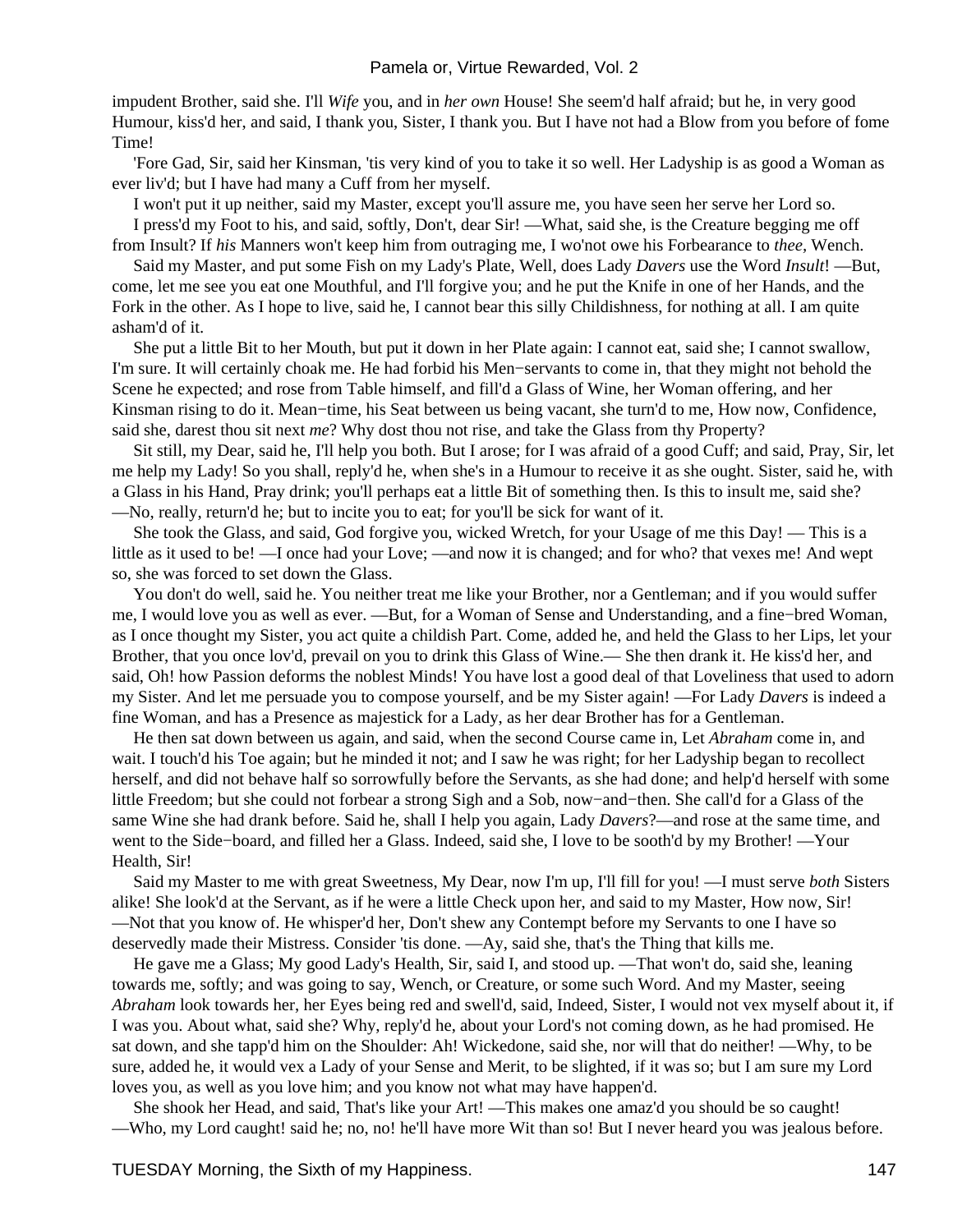impudent Brother, said she. I'll *Wife* you, and in *her own* House! She seem'd half afraid; but he, in very good Humour, kiss'd her, and said, I thank you, Sister, I thank you. But I have not had a Blow from you before of fome Time!

'Fore Gad, Sir, said her Kinsman, 'tis very kind of you to take it so well. Her Ladyship is as good a Woman as ever liv'd; but I have had many a Cuff from her myself.

I won't put it up neither, said my Master, except you'll assure me, you have seen her serve her Lord so.

I press'd my Foot to his, and said, softly, Don't, dear Sir! —What, said she, is the Creature begging me off from Insult? If *his* Manners won't keep him from outraging me, I wo'not owe his Forbearance to *thee*, Wench.

Said my Master, and put some Fish on my Lady's Plate, Well, does Lady *Davers* use the Word *Insult*! —But, come, let me see you eat one Mouthful, and I'll forgive you; and he put the Knife in one of her Hands, and the Fork in the other. As I hope to live, said he, I cannot bear this silly Childishness, for nothing at all. I am quite asham'd of it.

She put a little Bit to her Mouth, but put it down in her Plate again: I cannot eat, said she; I cannot swallow, I'm sure. It will certainly choak me. He had forbid his Men−servants to come in, that they might not behold the Scene he expected; and rose from Table himself, and fill'd a Glass of Wine, her Woman offering, and her Kinsman rising to do it. Mean−time, his Seat between us being vacant, she turn'd to me, How now, Confidence, said she, darest thou sit next *me*? Why dost thou not rise, and take the Glass from thy Property?

Sit still, my Dear, said he, I'll help you both. But I arose; for I was afraid of a good Cuff; and said, Pray, Sir, let me help my Lady! So you shall, reply'd he, when she's in a Humour to receive it as she ought. Sister, said he, with a Glass in his Hand, Pray drink; you'll perhaps eat a little Bit of something then. Is this to insult me, said she? —No, really, return'd he; but to incite you to eat; for you'll be sick for want of it.

She took the Glass, and said, God forgive you, wicked Wretch, for your Usage of me this Day! — This is a little as it used to be! —I once had your Love; —and now it is changed; and for who? that vexes me! And wept so, she was forced to set down the Glass.

You don't do well, said he. You neither treat me like your Brother, nor a Gentleman; and if you would suffer me, I would love you as well as ever. —But, for a Woman of Sense and Understanding, and a fine−bred Woman, as I once thought my Sister, you act quite a childish Part. Come, added he, and held the Glass to her Lips, let your Brother, that you once lov'd, prevail on you to drink this Glass of Wine.— She then drank it. He kiss'd her, and said, Oh! how Passion deforms the noblest Minds! You have lost a good deal of that Loveliness that used to adorn my Sister. And let me persuade you to compose yourself, and be my Sister again! —For Lady *Davers* is indeed a fine Woman, and has a Presence as majestick for a Lady, as her dear Brother has for a Gentleman.

He then sat down between us again, and said, when the second Course came in, Let *Abraham* come in, and wait. I touch'd his Toe again; but he minded it not; and I saw he was right; for her Ladyship began to recollect herself, and did not behave half so sorrowfully before the Servants, as she had done; and help'd herself with some little Freedom; but she could not forbear a strong Sigh and a Sob, now−and−then. She call'd for a Glass of the same Wine she had drank before. Said he, shall I help you again, Lady *Davers*?—and rose at the same time, and went to the Side−board, and filled her a Glass. Indeed, said she, I love to be sooth'd by my Brother! —Your Health, Sir!

Said my Master to me with great Sweetness, My Dear, now I'm up, I'll fill for you! —I must serve *both* Sisters alike! She look'd at the Servant, as if he were a little Check upon her, and said to my Master, How now, Sir! —Not that you know of. He whisper'd her, Don't shew any Contempt before my Servants to one I have so deservedly made their Mistress. Consider 'tis done. —Ay, said she, that's the Thing that kills me.

He gave me a Glass; My good Lady's Health, Sir, said I, and stood up. —That won't do, said she, leaning towards me, softly; and was going to say, Wench, or Creature, or some such Word. And my Master, seeing *Abraham* look towards her, her Eyes being red and swell'd, said, Indeed, Sister, I would not vex myself about it, if I was you. About what, said she? Why, reply'd he, about your Lord's not coming down, as he had promised. He sat down, and she tapp'd him on the Shoulder: Ah! Wickedone, said she, nor will that do neither! —Why, to be sure, added he, it would vex a Lady of your Sense and Merit, to be slighted, if it was so; but I am sure my Lord loves you, as well as you love him; and you know not what may have happen'd.

She shook her Head, and said, That's like your Art! —This makes one amaz'd you should be so caught! —Who, my Lord caught! said he; no, no! he'll have more Wit than so! But I never heard you was jealous before.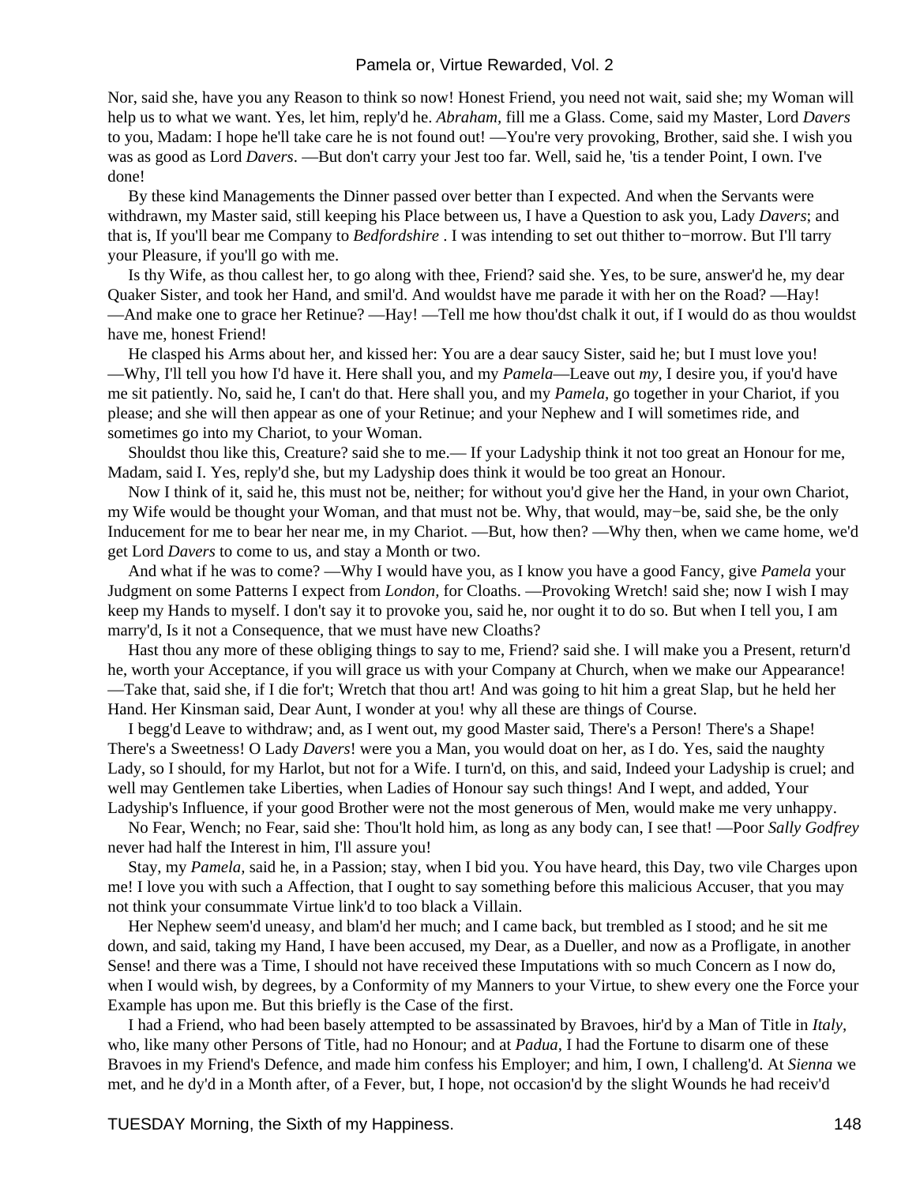Nor, said she, have you any Reason to think so now! Honest Friend, you need not wait, said she; my Woman will help us to what we want. Yes, let him, reply'd he. *Abraham*, fill me a Glass. Come, said my Master, Lord *Davers* to you, Madam: I hope he'll take care he is not found out! —You're very provoking, Brother, said she. I wish you was as good as Lord *Davers*. —But don't carry your Jest too far. Well, said he, 'tis a tender Point, I own. I've done!

By these kind Managements the Dinner passed over better than I expected. And when the Servants were withdrawn, my Master said, still keeping his Place between us, I have a Question to ask you, Lady *Davers*; and that is, If you'll bear me Company to *Bedfordshire* . I was intending to set out thither to−morrow. But I'll tarry your Pleasure, if you'll go with me.

Is thy Wife, as thou callest her, to go along with thee, Friend? said she. Yes, to be sure, answer'd he, my dear Quaker Sister, and took her Hand, and smil'd. And wouldst have me parade it with her on the Road? —Hay! —And make one to grace her Retinue? —Hay! —Tell me how thou'dst chalk it out, if I would do as thou wouldst have me, honest Friend!

He clasped his Arms about her, and kissed her: You are a dear saucy Sister, said he; but I must love you! —Why, I'll tell you how I'd have it. Here shall you, and my *Pamela*—Leave out *my,* I desire you, if you'd have me sit patiently. No, said he, I can't do that. Here shall you, and my *Pamela*, go together in your Chariot, if you please; and she will then appear as one of your Retinue; and your Nephew and I will sometimes ride, and sometimes go into my Chariot, to your Woman.

Shouldst thou like this, Creature? said she to me.— If your Ladyship think it not too great an Honour for me, Madam, said I. Yes, reply'd she, but my Ladyship does think it would be too great an Honour.

Now I think of it, said he, this must not be, neither; for without you'd give her the Hand, in your own Chariot, my Wife would be thought your Woman, and that must not be. Why, that would, may−be, said she, be the only Inducement for me to bear her near me, in my Chariot. —But, how then? —Why then, when we came home, we'd get Lord *Davers* to come to us, and stay a Month or two.

And what if he was to come? —Why I would have you, as I know you have a good Fancy, give *Pamela* your Judgment on some Patterns I expect from *London,* for Cloaths. —Provoking Wretch! said she; now I wish I may keep my Hands to myself. I don't say it to provoke you, said he, nor ought it to do so. But when I tell you, I am marry'd, Is it not a Consequence, that we must have new Cloaths?

Hast thou any more of these obliging things to say to me, Friend? said she. I will make you a Present, return'd he, worth your Acceptance, if you will grace us with your Company at Church, when we make our Appearance! —Take that, said she, if I die for't; Wretch that thou art! And was going to hit him a great Slap, but he held her Hand. Her Kinsman said, Dear Aunt, I wonder at you! why all these are things of Course.

I begg'd Leave to withdraw; and, as I went out, my good Master said, There's a Person! There's a Shape! There's a Sweetness! O Lady *Davers*! were you a Man, you would doat on her, as I do. Yes, said the naughty Lady, so I should, for my Harlot, but not for a Wife. I turn'd, on this, and said, Indeed your Ladyship is cruel; and well may Gentlemen take Liberties, when Ladies of Honour say such things! And I wept, and added, Your Ladyship's Influence, if your good Brother were not the most generous of Men, would make me very unhappy.

No Fear, Wench; no Fear, said she: Thou'lt hold him, as long as any body can, I see that! —Poor *Sally Godfrey* never had half the Interest in him, I'll assure you!

Stay, my *Pamela,* said he, in a Passion; stay, when I bid you. You have heard, this Day, two vile Charges upon me! I love you with such a Affection, that I ought to say something before this malicious Accuser, that you may not think your consummate Virtue link'd to too black a Villain.

Her Nephew seem'd uneasy, and blam'd her much; and I came back, but trembled as I stood; and he sit me down, and said, taking my Hand, I have been accused, my Dear, as a Dueller, and now as a Profligate, in another Sense! and there was a Time, I should not have received these Imputations with so much Concern as I now do, when I would wish, by degrees, by a Conformity of my Manners to your Virtue, to shew every one the Force your Example has upon me. But this briefly is the Case of the first.

I had a Friend, who had been basely attempted to be assassinated by Bravoes, hir'd by a Man of Title in *Italy,* who, like many other Persons of Title, had no Honour; and at *Padua,* I had the Fortune to disarm one of these Bravoes in my Friend's Defence, and made him confess his Employer; and him, I own, I challeng'd. At *Sienna* we met, and he dy'd in a Month after, of a Fever, but, I hope, not occasion'd by the slight Wounds he had receiv'd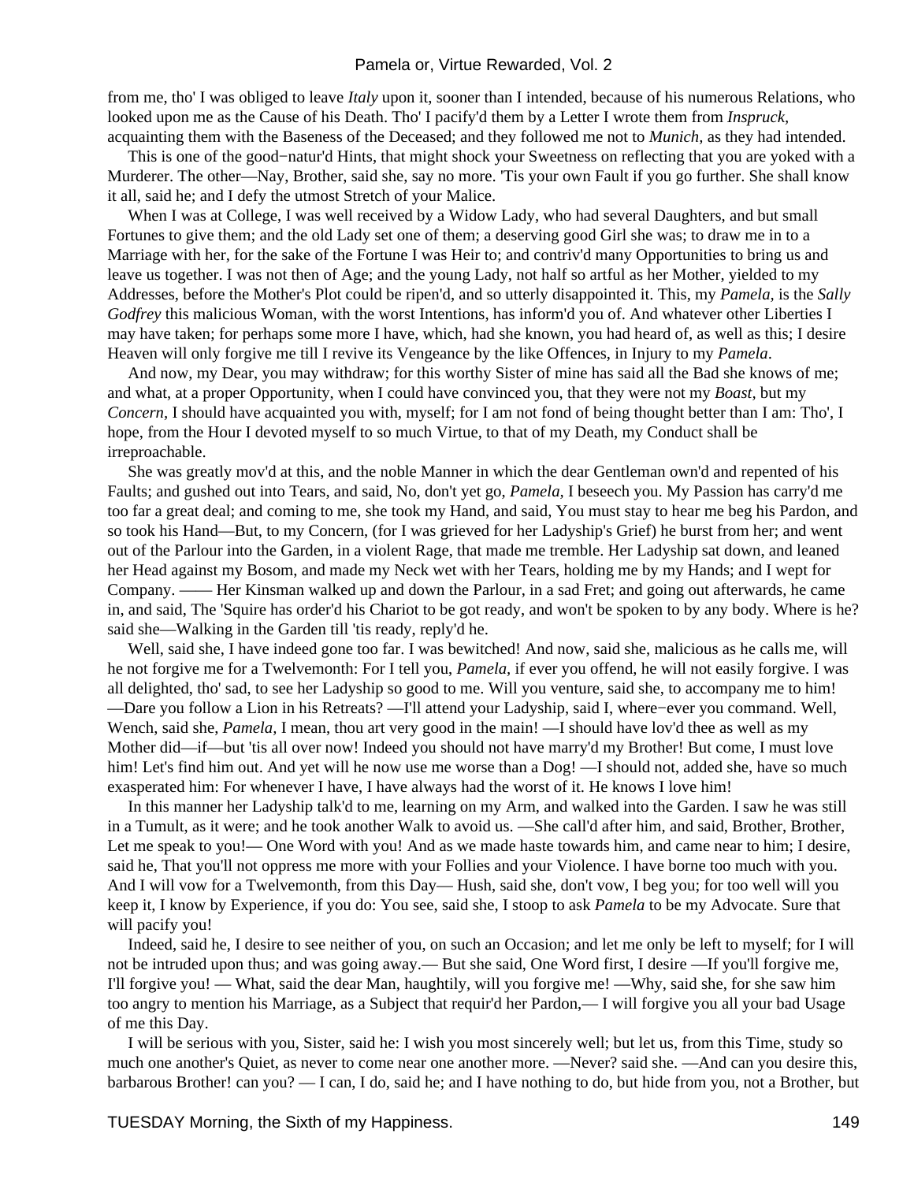from me, tho' I was obliged to leave *Italy* upon it, sooner than I intended, because of his numerous Relations, who looked upon me as the Cause of his Death. Tho' I pacify'd them by a Letter I wrote them from *Inspruck,* acquainting them with the Baseness of the Deceased; and they followed me not to *Munich,* as they had intended.

This is one of the good−natur'd Hints, that might shock your Sweetness on reflecting that you are yoked with a Murderer. The other—Nay, Brother, said she, say no more. 'Tis your own Fault if you go further. She shall know it all, said he; and I defy the utmost Stretch of your Malice.

When I was at College, I was well received by a Widow Lady, who had several Daughters, and but small Fortunes to give them; and the old Lady set one of them; a deserving good Girl she was; to draw me in to a Marriage with her, for the sake of the Fortune I was Heir to; and contriv'd many Opportunities to bring us and leave us together. I was not then of Age; and the young Lady, not half so artful as her Mother, yielded to my Addresses, before the Mother's Plot could be ripen'd, and so utterly disappointed it. This, my *Pamela,* is the *Sally Godfrey* this malicious Woman, with the worst Intentions, has inform'd you of. And whatever other Liberties I may have taken; for perhaps some more I have, which, had she known, you had heard of, as well as this; I desire Heaven will only forgive me till I revive its Vengeance by the like Offences, in Injury to my *Pamela*.

And now, my Dear, you may withdraw; for this worthy Sister of mine has said all the Bad she knows of me; and what, at a proper Opportunity, when I could have convinced you, that they were not my *Boast,* but my *Concern,* I should have acquainted you with, myself; for I am not fond of being thought better than I am: Tho', I hope, from the Hour I devoted myself to so much Virtue, to that of my Death, my Conduct shall be irreproachable.

She was greatly mov'd at this, and the noble Manner in which the dear Gentleman own'd and repented of his Faults; and gushed out into Tears, and said, No, don't yet go, *Pamela,* I beseech you. My Passion has carry'd me too far a great deal; and coming to me, she took my Hand, and said, You must stay to hear me beg his Pardon, and so took his Hand—But, to my Concern, (for I was grieved for her Ladyship's Grief) he burst from her; and went out of the Parlour into the Garden, in a violent Rage, that made me tremble. Her Ladyship sat down, and leaned her Head against my Bosom, and made my Neck wet with her Tears, holding me by my Hands; and I wept for Company. —— Her Kinsman walked up and down the Parlour, in a sad Fret; and going out afterwards, he came in, and said, The 'Squire has order'd his Chariot to be got ready, and won't be spoken to by any body. Where is he? said she—Walking in the Garden till 'tis ready, reply'd he.

Well, said she, I have indeed gone too far. I was bewitched! And now, said she, malicious as he calls me, will he not forgive me for a Twelvemonth: For I tell you, *Pamela,* if ever you offend, he will not easily forgive. I was all delighted, tho' sad, to see her Ladyship so good to me. Will you venture, said she, to accompany me to him! —Dare you follow a Lion in his Retreats? —I'll attend your Ladyship, said I, where−ever you command. Well, Wench, said she, *Pamela,* I mean, thou art very good in the main! —I should have lov'd thee as well as my Mother did—if—but 'tis all over now! Indeed you should not have marry'd my Brother! But come, I must love him! Let's find him out. And yet will he now use me worse than a Dog! —I should not, added she, have so much exasperated him: For whenever I have, I have always had the worst of it. He knows I love him!

In this manner her Ladyship talk'd to me, learning on my Arm, and walked into the Garden. I saw he was still in a Tumult, as it were; and he took another Walk to avoid us. —She call'd after him, and said, Brother, Brother, Let me speak to you!— One Word with you! And as we made haste towards him, and came near to him; I desire, said he, That you'll not oppress me more with your Follies and your Violence. I have borne too much with you. And I will vow for a Twelvemonth, from this Day— Hush, said she, don't vow, I beg you; for too well will you keep it, I know by Experience, if you do: You see, said she, I stoop to ask *Pamela* to be my Advocate. Sure that will pacify you!

Indeed, said he, I desire to see neither of you, on such an Occasion; and let me only be left to myself; for I will not be intruded upon thus; and was going away.— But she said, One Word first, I desire —If you'll forgive me, I'll forgive you! — What, said the dear Man, haughtily, will you forgive me! —Why, said she, for she saw him too angry to mention his Marriage, as a Subject that requir'd her Pardon,— I will forgive you all your bad Usage of me this Day.

I will be serious with you, Sister, said he: I wish you most sincerely well; but let us, from this Time, study so much one another's Quiet, as never to come near one another more. —Never? said she. —And can you desire this, barbarous Brother! can you? — I can, I do, said he; and I have nothing to do, but hide from you, not a Brother, but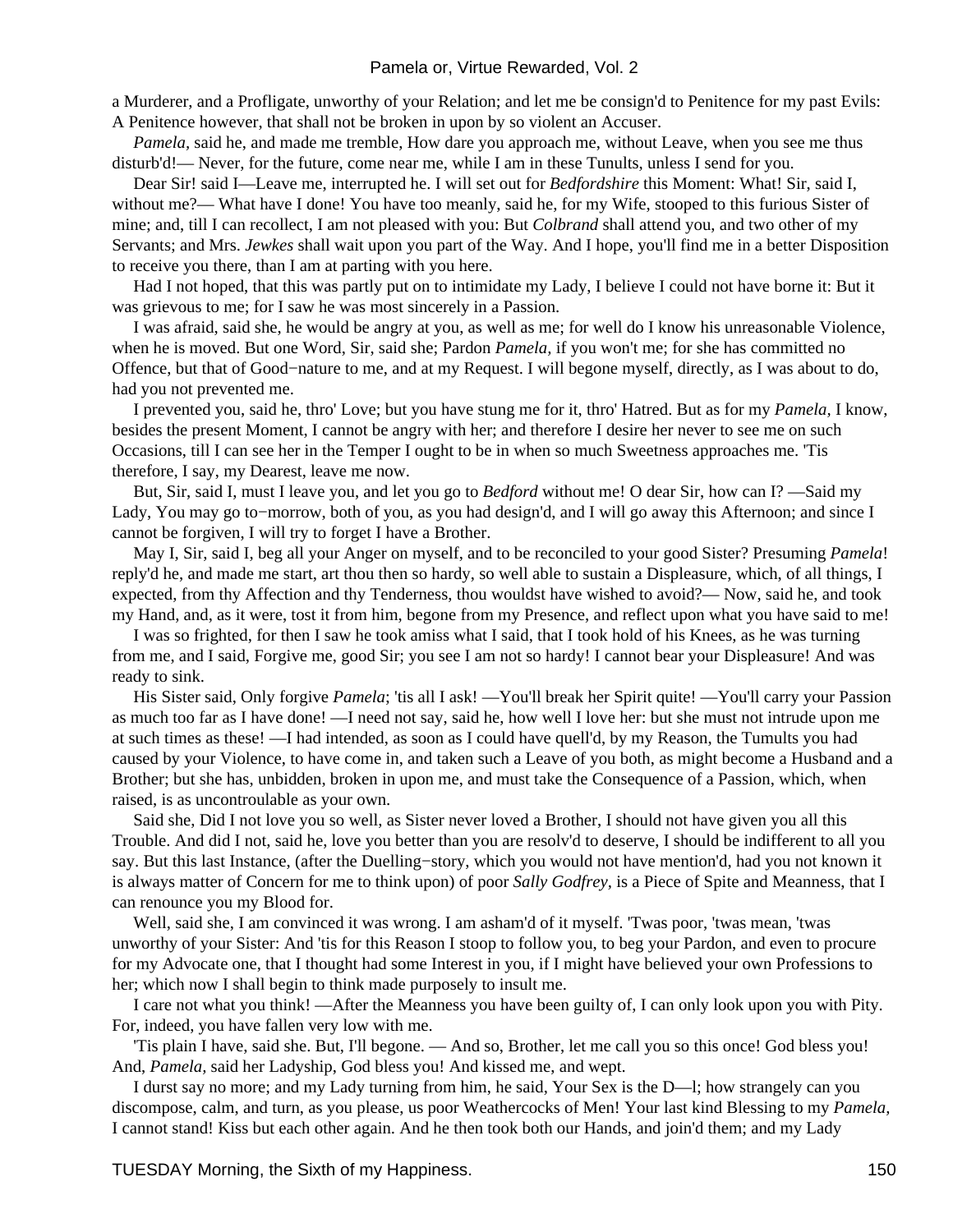a Murderer, and a Profligate, unworthy of your Relation; and let me be consign'd to Penitence for my past Evils: A Penitence however, that shall not be broken in upon by so violent an Accuser.

*Pamela*, said he, and made me tremble, How dare you approach me, without Leave, when you see me thus disturb'd!— Never, for the future, come near me, while I am in these Tunults, unless I send for you.

Dear Sir! said I—Leave me, interrupted he. I will set out for *Bedfordshire* this Moment: What! Sir, said I, without me?— What have I done! You have too meanly, said he, for my Wife, stooped to this furious Sister of mine; and, till I can recollect, I am not pleased with you: But *Colbrand* shall attend you, and two other of my Servants; and Mrs. *Jewkes* shall wait upon you part of the Way. And I hope, you'll find me in a better Disposition to receive you there, than I am at parting with you here.

Had I not hoped, that this was partly put on to intimidate my Lady, I believe I could not have borne it: But it was grievous to me; for I saw he was most sincerely in a Passion.

I was afraid, said she, he would be angry at you, as well as me; for well do I know his unreasonable Violence, when he is moved. But one Word, Sir, said she; Pardon *Pamela*, if you won't me; for she has committed no Offence, but that of Good−nature to me, and at my Request. I will begone myself, directly, as I was about to do, had you not prevented me.

I prevented you, said he, thro' Love; but you have stung me for it, thro' Hatred. But as for my *Pamela*, I know, besides the present Moment, I cannot be angry with her; and therefore I desire her never to see me on such Occasions, till I can see her in the Temper I ought to be in when so much Sweetness approaches me. 'Tis therefore, I say, my Dearest, leave me now.

But, Sir, said I, must I leave you, and let you go to *Bedford* without me! O dear Sir, how can I? —Said my Lady, You may go to−morrow, both of you, as you had design'd, and I will go away this Afternoon; and since I cannot be forgiven, I will try to forget I have a Brother.

May I, Sir, said I, beg all your Anger on myself, and to be reconciled to your good Sister? Presuming *Pamela*! reply'd he, and made me start, art thou then so hardy, so well able to sustain a Displeasure, which, of all things, I expected, from thy Affection and thy Tenderness, thou wouldst have wished to avoid?— Now, said he, and took my Hand, and, as it were, tost it from him, begone from my Presence, and reflect upon what you have said to me!

I was so frighted, for then I saw he took amiss what I said, that I took hold of his Knees, as he was turning from me, and I said, Forgive me, good Sir; you see I am not so hardy! I cannot bear your Displeasure! And was ready to sink.

His Sister said, Only forgive *Pamela*; 'tis all I ask! —You'll break her Spirit quite! —You'll carry your Passion as much too far as I have done! —I need not say, said he, how well I love her: but she must not intrude upon me at such times as these! —I had intended, as soon as I could have quell'd, by my Reason, the Tumults you had caused by your Violence, to have come in, and taken such a Leave of you both, as might become a Husband and a Brother; but she has, unbidden, broken in upon me, and must take the Consequence of a Passion, which, when raised, is as uncontroulable as your own.

Said she, Did I not love you so well, as Sister never loved a Brother, I should not have given you all this Trouble. And did I not, said he, love you better than you are resolv'd to deserve, I should be indifferent to all you say. But this last Instance, (after the Duelling−story, which you would not have mention'd, had you not known it is always matter of Concern for me to think upon) of poor *Sally Godfrey*, is a Piece of Spite and Meanness, that I can renounce you my Blood for.

Well, said she, I am convinced it was wrong. I am asham'd of it myself. 'Twas poor, 'twas mean, 'twas unworthy of your Sister: And 'tis for this Reason I stoop to follow you, to beg your Pardon, and even to procure for my Advocate one, that I thought had some Interest in you, if I might have believed your own Professions to her; which now I shall begin to think made purposely to insult me.

I care not what you think! —After the Meanness you have been guilty of, I can only look upon you with Pity. For, indeed, you have fallen very low with me.

'Tis plain I have, said she. But, I'll begone. — And so, Brother, let me call you so this once! God bless you! And, *Pamela*, said her Ladyship, God bless you! And kissed me, and wept.

I durst say no more; and my Lady turning from him, he said, Your Sex is the D—l; how strangely can you discompose, calm, and turn, as you please, us poor Weathercocks of Men! Your last kind Blessing to my *Pamela*, I cannot stand! Kiss but each other again. And he then took both our Hands, and join'd them; and my Lady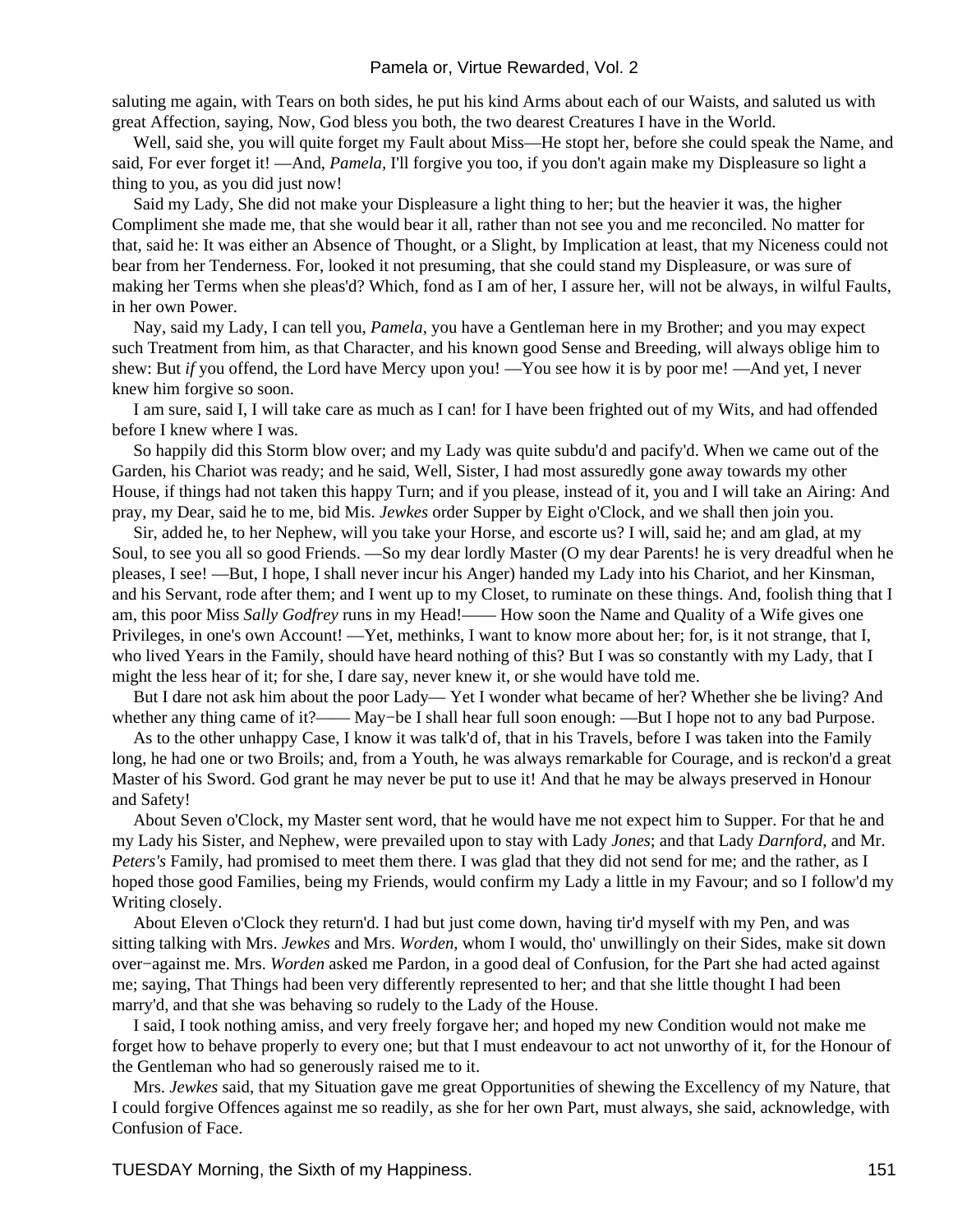saluting me again, with Tears on both sides, he put his kind Arms about each of our Waists, and saluted us with great Affection, saying, Now, God bless you both, the two dearest Creatures I have in the World.

Well, said she, you will quite forget my Fault about Miss—He stopt her, before she could speak the Name, and said, For ever forget it! —And, *Pamela,* I'll forgive you too, if you don't again make my Displeasure so light a thing to you, as you did just now!

Said my Lady, She did not make your Displeasure a light thing to her; but the heavier it was, the higher Compliment she made me, that she would bear it all, rather than not see you and me reconciled. No matter for that, said he: It was either an Absence of Thought, or a Slight, by Implication at least, that my Niceness could not bear from her Tenderness. For, looked it not presuming, that she could stand my Displeasure, or was sure of making her Terms when she pleas'd? Which, fond as I am of her, I assure her, will not be always, in wilful Faults, in her own Power.

Nay, said my Lady, I can tell you, *Pamela,* you have a Gentleman here in my Brother; and you may expect such Treatment from him, as that Character, and his known good Sense and Breeding, will always oblige him to shew: But *if* you offend, the Lord have Mercy upon you! —You see how it is by poor me! —And yet, I never knew him forgive so soon.

I am sure, said I, I will take care as much as I can! for I have been frighted out of my Wits, and had offended before I knew where I was.

So happily did this Storm blow over; and my Lady was quite subdu'd and pacify'd. When we came out of the Garden, his Chariot was ready; and he said, Well, Sister, I had most assuredly gone away towards my other House, if things had not taken this happy Turn; and if you please, instead of it, you and I will take an Airing: And pray, my Dear, said he to me, bid Mis. *Jewkes* order Supper by Eight o'Clock, and we shall then join you.

Sir, added he, to her Nephew, will you take your Horse, and escorte us? I will, said he; and am glad, at my Soul, to see you all so good Friends. —So my dear lordly Master (O my dear Parents! he is very dreadful when he pleases, I see! —But, I hope, I shall never incur his Anger) handed my Lady into his Chariot, and her Kinsman, and his Servant, rode after them; and I went up to my Closet, to ruminate on these things. And, foolish thing that I am, this poor Miss *Sally Godfrey* runs in my Head!—— How soon the Name and Quality of a Wife gives one Privileges, in one's own Account! —Yet, methinks, I want to know more about her; for, is it not strange, that I, who lived Years in the Family, should have heard nothing of this? But I was so constantly with my Lady, that I might the less hear of it; for she, I dare say, never knew it, or she would have told me.

But I dare not ask him about the poor Lady— Yet I wonder what became of her? Whether she be living? And whether any thing came of it?—— May−be I shall hear full soon enough: —But I hope not to any bad Purpose.

As to the other unhappy Case, I know it was talk'd of, that in his Travels, before I was taken into the Family long, he had one or two Broils; and, from a Youth, he was always remarkable for Courage, and is reckon'd a great Master of his Sword. God grant he may never be put to use it! And that he may be always preserved in Honour and Safety!

About Seven o'Clock, my Master sent word, that he would have me not expect him to Supper. For that he and my Lady his Sister, and Nephew, were prevailed upon to stay with Lady *Jones*; and that Lady *Darnford,* and Mr. *Peters's* Family, had promised to meet them there. I was glad that they did not send for me; and the rather, as I hoped those good Families, being my Friends, would confirm my Lady a little in my Favour; and so I follow'd my Writing closely.

About Eleven o'Clock they return'd. I had but just come down, having tir'd myself with my Pen, and was sitting talking with Mrs. *Jewkes* and Mrs. *Worden,* whom I would, tho' unwillingly on their Sides, make sit down over−against me. Mrs. *Worden* asked me Pardon, in a good deal of Confusion, for the Part she had acted against me; saying, That Things had been very differently represented to her; and that she little thought I had been marry'd, and that she was behaving so rudely to the Lady of the House.

I said, I took nothing amiss, and very freely forgave her; and hoped my new Condition would not make me forget how to behave properly to every one; but that I must endeavour to act not unworthy of it, for the Honour of the Gentleman who had so generously raised me to it.

Mrs. *Jewkes* said, that my Situation gave me great Opportunities of shewing the Excellency of my Nature, that I could forgive Offences against me so readily, as she for her own Part, must always, she said, acknowledge, with Confusion of Face.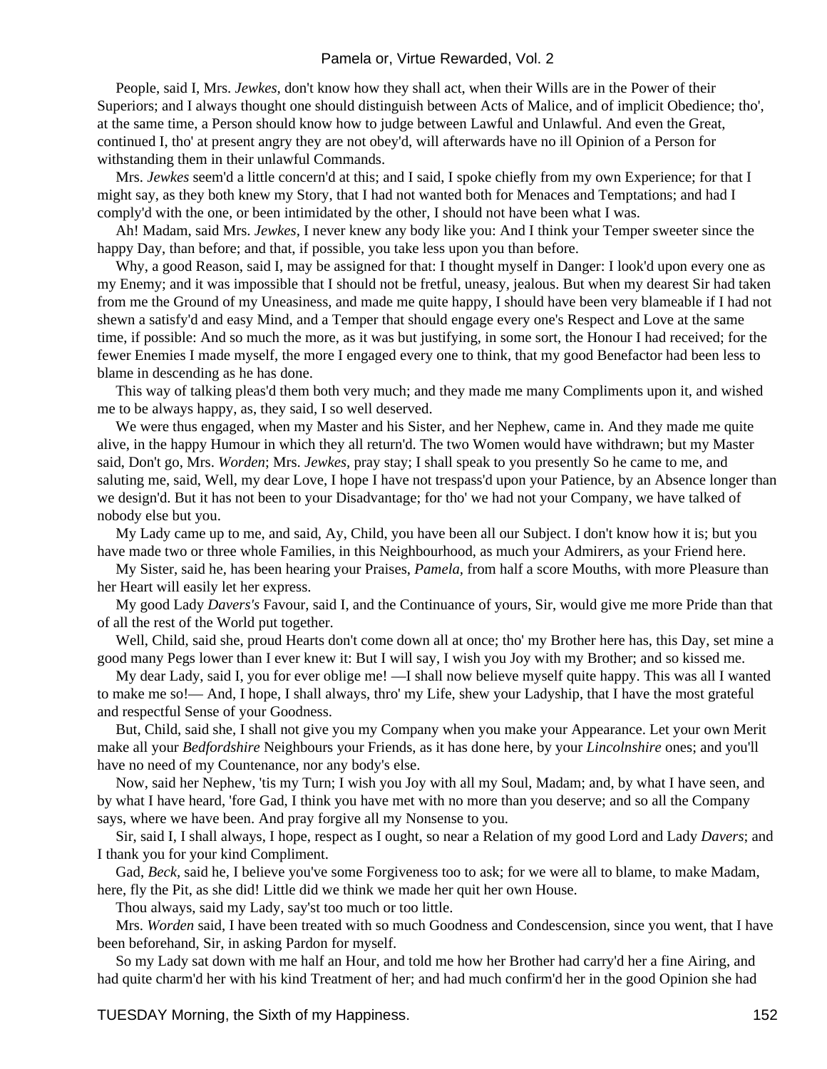People, said I, Mrs. *Jewkes*, don't know how they shall act, when their Wills are in the Power of their Superiors; and I always thought one should distinguish between Acts of Malice, and of implicit Obedience; tho', at the same time, a Person should know how to judge between Lawful and Unlawful. And even the Great, continued I, tho' at present angry they are not obey'd, will afterwards have no ill Opinion of a Person for withstanding them in their unlawful Commands.

Mrs. *Jewkes* seem'd a little concern'd at this; and I said, I spoke chiefly from my own Experience; for that I might say, as they both knew my Story, that I had not wanted both for Menaces and Temptations; and had I comply'd with the one, or been intimidated by the other, I should not have been what I was.

Ah! Madam, said Mrs. *Jewkes*, I never knew any body like you: And I think your Temper sweeter since the happy Day, than before; and that, if possible, you take less upon you than before.

Why, a good Reason, said I, may be assigned for that: I thought myself in Danger: I look'd upon every one as my Enemy; and it was impossible that I should not be fretful, uneasy, jealous. But when my dearest Sir had taken from me the Ground of my Uneasiness, and made me quite happy, I should have been very blameable if I had not shewn a satisfy'd and easy Mind, and a Temper that should engage every one's Respect and Love at the same time, if possible: And so much the more, as it was but justifying, in some sort, the Honour I had received; for the fewer Enemies I made myself, the more I engaged every one to think, that my good Benefactor had been less to blame in descending as he has done.

This way of talking pleas'd them both very much; and they made me many Compliments upon it, and wished me to be always happy, as, they said, I so well deserved.

We were thus engaged, when my Master and his Sister, and her Nephew, came in. And they made me quite alive, in the happy Humour in which they all return'd. The two Women would have withdrawn; but my Master said, Don't go, Mrs. *Worden*; Mrs. *Jewkes*, pray stay; I shall speak to you presently So he came to me, and saluting me, said, Well, my dear Love, I hope I have not trespass'd upon your Patience, by an Absence longer than we design'd. But it has not been to your Disadvantage; for tho' we had not your Company, we have talked of nobody else but you.

My Lady came up to me, and said, Ay, Child, you have been all our Subject. I don't know how it is; but you have made two or three whole Families, in this Neighbourhood, as much your Admirers, as your Friend here.

My Sister, said he, has been hearing your Praises, *Pamela*, from half a score Mouths, with more Pleasure than her Heart will easily let her express.

My good Lady *Davers's* Favour, said I, and the Continuance of yours, Sir, would give me more Pride than that of all the rest of the World put together.

Well, Child, said she, proud Hearts don't come down all at once; tho' my Brother here has, this Day, set mine a good many Pegs lower than I ever knew it: But I will say, I wish you Joy with my Brother; and so kissed me.

My dear Lady, said I, you for ever oblige me! —I shall now believe myself quite happy. This was all I wanted to make me so!— And, I hope, I shall always, thro' my Life, shew your Ladyship, that I have the most grateful and respectful Sense of your Goodness.

But, Child, said she, I shall not give you my Company when you make your Appearance. Let your own Merit make all your *Bedfordshire* Neighbours your Friends, as it has done here, by your *Lincolnshire* ones; and you'll have no need of my Countenance, nor any body's else.

Now, said her Nephew, 'tis my Turn; I wish you Joy with all my Soul, Madam; and, by what I have seen, and by what I have heard, 'fore Gad, I think you have met with no more than you deserve; and so all the Company says, where we have been. And pray forgive all my Nonsense to you.

Sir, said I, I shall always, I hope, respect as I ought, so near a Relation of my good Lord and Lady *Davers*; and I thank you for your kind Compliment.

Gad, *Beck*, said he, I believe you've some Forgiveness too to ask; for we were all to blame, to make Madam, here, fly the Pit, as she did! Little did we think we made her quit her own House.

Thou always, said my Lady, say'st too much or too little.

Mrs. *Worden* said, I have been treated with so much Goodness and Condescension, since you went, that I have been beforehand, Sir, in asking Pardon for myself.

So my Lady sat down with me half an Hour, and told me how her Brother had carry'd her a fine Airing, and had quite charm'd her with his kind Treatment of her; and had much confirm'd her in the good Opinion she had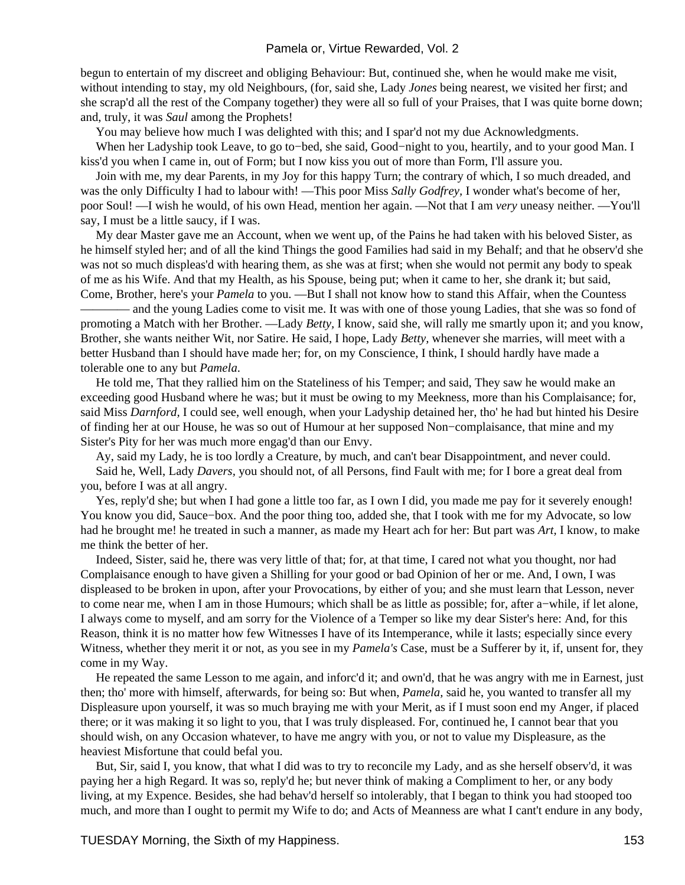begun to entertain of my discreet and obliging Behaviour: But, continued she, when he would make me visit, without intending to stay, my old Neighbours, (for, said she, Lady *Jones* being nearest, we visited her first; and she scrap'd all the rest of the Company together) they were all so full of your Praises, that I was quite borne down; and, truly, it was *Saul* among the Prophets!

You may believe how much I was delighted with this; and I spar'd not my due Acknowledgments.

When her Ladyship took Leave, to go to−bed, she said, Good−night to you, heartily, and to your good Man. I kiss'd you when I came in, out of Form; but I now kiss you out of more than Form, I'll assure you.

Join with me, my dear Parents, in my Joy for this happy Turn; the contrary of which, I so much dreaded, and was the only Difficulty I had to labour with! —This poor Miss *Sally Godfrey,* I wonder what's become of her, poor Soul! —I wish he would, of his own Head, mention her again. —Not that I am *very* uneasy neither. —You'll say, I must be a little saucy, if I was.

My dear Master gave me an Account, when we went up, of the Pains he had taken with his beloved Sister, as he himself styled her; and of all the kind Things the good Families had said in my Behalf; and that he observ'd she was not so much displeas'd with hearing them, as she was at first; when she would not permit any body to speak of me as his Wife. And that my Health, as his Spouse, being put; when it came to her, she drank it; but said, Come, Brother, here's your *Pamela* to you. —But I shall not know how to stand this Affair, when the Countess ———— and the young Ladies come to visit me. It was with one of those young Ladies, that she was so fond of promoting a Match with her Brother. —Lady *Betty,* I know, said she, will rally me smartly upon it; and you know, Brother, she wants neither Wit, nor Satire. He said, I hope, Lady *Betty,* whenever she marries, will meet with a better Husband than I should have made her; for, on my Conscience, I think, I should hardly have made a tolerable one to any but *Pamela*.

He told me, That they rallied him on the Stateliness of his Temper; and said, They saw he would make an exceeding good Husband where he was; but it must be owing to my Meekness, more than his Complaisance; for, said Miss *Darnford,* I could see, well enough, when your Ladyship detained her, tho' he had but hinted his Desire of finding her at our House, he was so out of Humour at her supposed Non−complaisance, that mine and my Sister's Pity for her was much more engag'd than our Envy.

Ay, said my Lady, he is too lordly a Creature, by much, and can't bear Disappointment, and never could.

Said he, Well, Lady *Davers,* you should not, of all Persons, find Fault with me; for I bore a great deal from you, before I was at all angry.

Yes, reply'd she; but when I had gone a little too far, as I own I did, you made me pay for it severely enough! You know you did, Sauce−box. And the poor thing too, added she, that I took with me for my Advocate, so low had he brought me! he treated in such a manner, as made my Heart ach for her: But part was *Art,* I know, to make me think the better of her.

Indeed, Sister, said he, there was very little of that; for, at that time, I cared not what you thought, nor had Complaisance enough to have given a Shilling for your good or bad Opinion of her or me. And, I own, I was displeased to be broken in upon, after your Provocations, by either of you; and she must learn that Lesson, never to come near me, when I am in those Humours; which shall be as little as possible; for, after a−while, if let alone, I always come to myself, and am sorry for the Violence of a Temper so like my dear Sister's here: And, for this Reason, think it is no matter how few Witnesses I have of its Intemperance, while it lasts; especially since every Witness, whether they merit it or not, as you see in my *Pamela's* Case, must be a Sufferer by it, if, unsent for, they come in my Way.

He repeated the same Lesson to me again, and inforc'd it; and own'd, that he was angry with me in Earnest, just then; tho' more with himself, afterwards, for being so: But when, *Pamela,* said he, you wanted to transfer all my Displeasure upon yourself, it was so much braying me with your Merit, as if I must soon end my Anger, if placed there; or it was making it so light to you, that I was truly displeased. For, continued he, I cannot bear that you should wish, on any Occasion whatever, to have me angry with you, or not to value my Displeasure, as the heaviest Misfortune that could befal you.

But, Sir, said I, you know, that what I did was to try to reconcile my Lady, and as she herself observ'd, it was paying her a high Regard. It was so, reply'd he; but never think of making a Compliment to her, or any body living, at my Expence. Besides, she had behav'd herself so intolerably, that I began to think you had stooped too much, and more than I ought to permit my Wife to do; and Acts of Meanness are what I cant't endure in any body,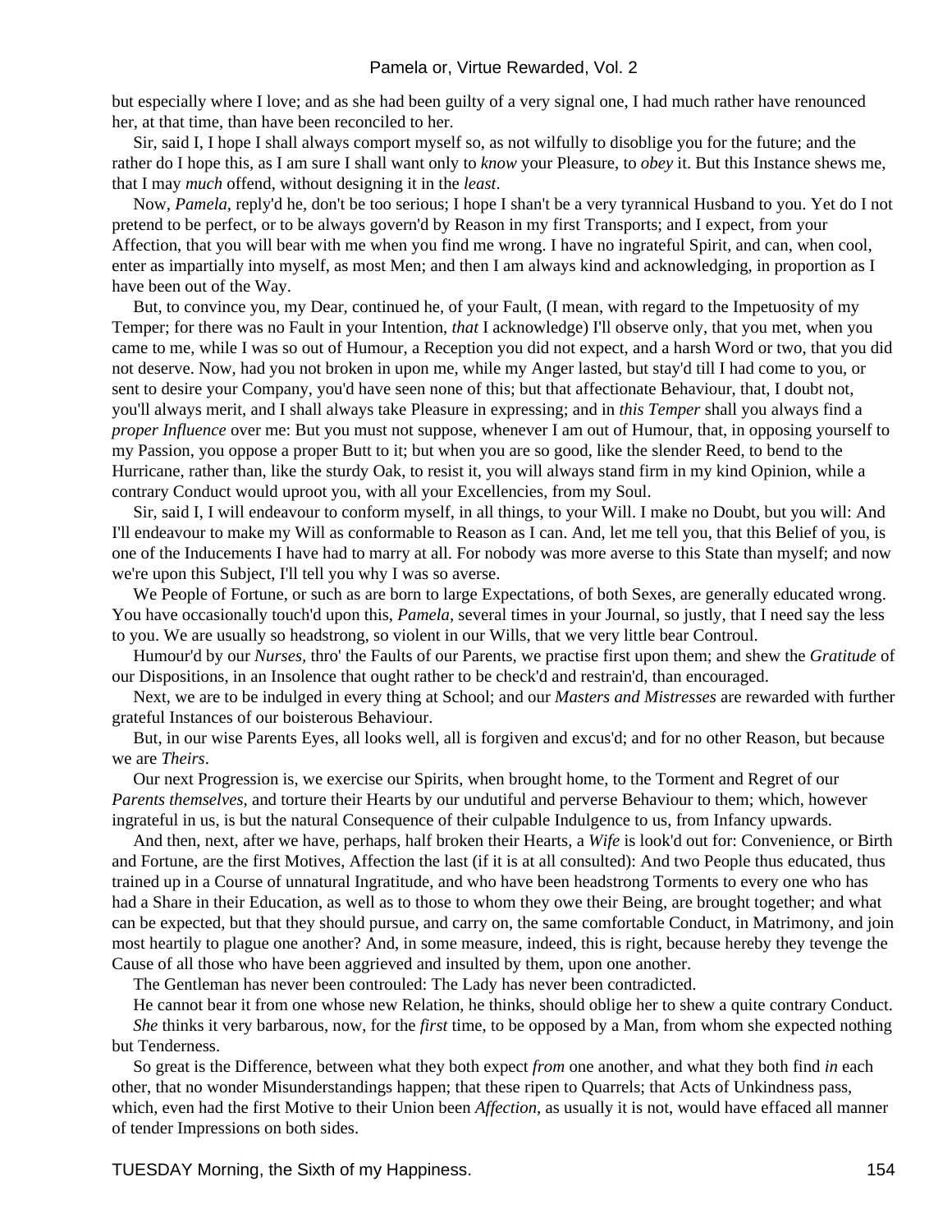but especially where I love; and as she had been guilty of a very signal one, I had much rather have renounced her, at that time, than have been reconciled to her.

Sir, said I, I hope I shall always comport myself so, as not wilfully to disoblige you for the future; and the rather do I hope this, as I am sure I shall want only to *know* your Pleasure, to *obey* it. But this Instance shews me, that I may *much* offend, without designing it in the *least*.

Now, *Pamela*, reply'd he, don't be too serious; I hope I shan't be a very tyrannical Husband to you. Yet do I not pretend to be perfect, or to be always govern'd by Reason in my first Transports; and I expect, from your Affection, that you will bear with me when you find me wrong. I have no ingrateful Spirit, and can, when cool, enter as impartially into myself, as most Men; and then I am always kind and acknowledging, in proportion as I have been out of the Way.

But, to convince you, my Dear, continued he, of your Fault, (I mean, with regard to the Impetuosity of my Temper; for there was no Fault in your Intention, *that* I acknowledge) I'll observe only, that you met, when you came to me, while I was so out of Humour, a Reception you did not expect, and a harsh Word or two, that you did not deserve. Now, had you not broken in upon me, while my Anger lasted, but stay'd till I had come to you, or sent to desire your Company, you'd have seen none of this; but that affectionate Behaviour, that, I doubt not, you'll always merit, and I shall always take Pleasure in expressing; and in *this Temper* shall you always find a *proper Influence* over me: But you must not suppose, whenever I am out of Humour, that, in opposing yourself to my Passion, you oppose a proper Butt to it; but when you are so good, like the slender Reed, to bend to the Hurricane, rather than, like the sturdy Oak, to resist it, you will always stand firm in my kind Opinion, while a contrary Conduct would uproot you, with all your Excellencies, from my Soul.

Sir, said I, I will endeavour to conform myself, in all things, to your Will. I make no Doubt, but you will: And I'll endeavour to make my Will as conformable to Reason as I can. And, let me tell you, that this Belief of you, is one of the Inducements I have had to marry at all. For nobody was more averse to this State than myself; and now we're upon this Subject, I'll tell you why I was so averse.

We People of Fortune, or such as are born to large Expectations, of both Sexes, are generally educated wrong. You have occasionally touch'd upon this, *Pamela*, several times in your Journal, so justly, that I need say the less to you. We are usually so headstrong, so violent in our Wills, that we very little bear Controul.

Humour'd by our *Nurses*, thro' the Faults of our Parents, we practise first upon them; and shew the *Gratitude* of our Dispositions, in an Insolence that ought rather to be check'd and restrain'd, than encouraged.

Next, we are to be indulged in every thing at School; and our *Masters and Mistresses* are rewarded with further grateful Instances of our boisterous Behaviour.

But, in our wise Parents Eyes, all looks well, all is forgiven and excus'd; and for no other Reason, but because we are *Theirs*.

Our next Progression is, we exercise our Spirits, when brought home, to the Torment and Regret of our *Parents themselves*, and torture their Hearts by our undutiful and perverse Behaviour to them; which, however ingrateful in us, is but the natural Consequence of their culpable Indulgence to us, from Infancy upwards.

And then, next, after we have, perhaps, half broken their Hearts, a *Wife* is look'd out for: Convenience, or Birth and Fortune, are the first Motives, Affection the last (if it is at all consulted): And two People thus educated, thus trained up in a Course of unnatural Ingratitude, and who have been headstrong Torments to every one who has had a Share in their Education, as well as to those to whom they owe their Being, are brought together; and what can be expected, but that they should pursue, and carry on, the same comfortable Conduct, in Matrimony, and join most heartily to plague one another? And, in some measure, indeed, this is right, because hereby they tevenge the Cause of all those who have been aggrieved and insulted by them, upon one another.

The Gentleman has never been controuled: The Lady has never been contradicted.

He cannot bear it from one whose new Relation, he thinks, should oblige her to shew a quite contrary Conduct.

*She* thinks it very barbarous, now, for the *first* time, to be opposed by a Man, from whom she expected nothing but Tenderness.

So great is the Difference, between what they both expect *from* one another, and what they both find *in* each other, that no wonder Misunderstandings happen; that these ripen to Quarrels; that Acts of Unkindness pass, which, even had the first Motive to their Union been *Affection*, as usually it is not, would have effaced all manner of tender Impressions on both sides.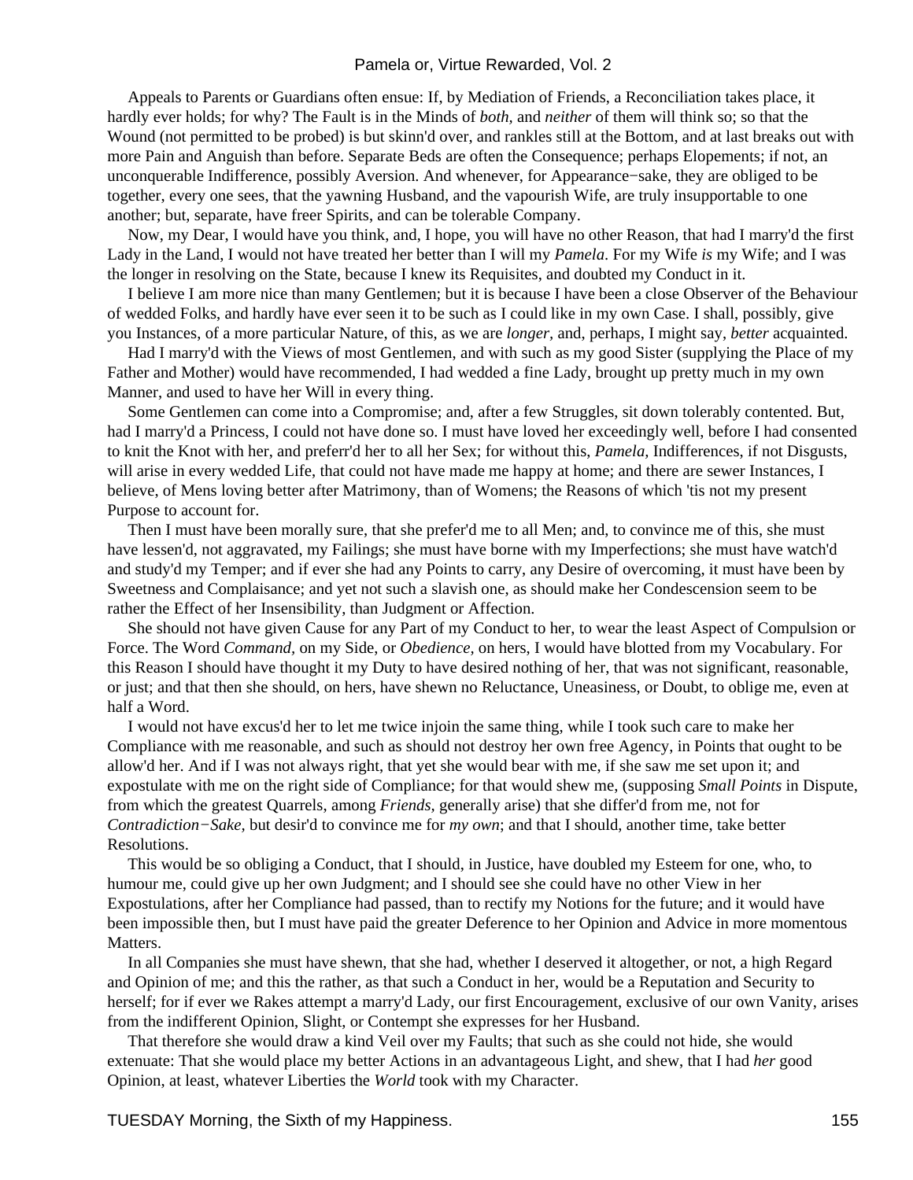Appeals to Parents or Guardians often ensue: If, by Mediation of Friends, a Reconciliation takes place, it hardly ever holds; for why? The Fault is in the Minds of *both,* and *neither* of them will think so; so that the Wound (not permitted to be probed) is but skinn'd over, and rankles still at the Bottom, and at last breaks out with more Pain and Anguish than before. Separate Beds are often the Consequence; perhaps Elopements; if not, an unconquerable Indifference, possibly Aversion. And whenever, for Appearance−sake, they are obliged to be together, every one sees, that the yawning Husband, and the vapourish Wife, are truly insupportable to one another; but, separate, have freer Spirits, and can be tolerable Company.

Now, my Dear, I would have you think, and, I hope, you will have no other Reason, that had I marry'd the first Lady in the Land, I would not have treated her better than I will my *Pamela*. For my Wife *is* my Wife; and I was the longer in resolving on the State, because I knew its Requisites, and doubted my Conduct in it.

I believe I am more nice than many Gentlemen; but it is because I have been a close Observer of the Behaviour of wedded Folks, and hardly have ever seen it to be such as I could like in my own Case. I shall, possibly, give you Instances, of a more particular Nature, of this, as we are *longer,* and, perhaps, I might say, *better* acquainted.

Had I marry'd with the Views of most Gentlemen, and with such as my good Sister (supplying the Place of my Father and Mother) would have recommended, I had wedded a fine Lady, brought up pretty much in my own Manner, and used to have her Will in every thing.

Some Gentlemen can come into a Compromise; and, after a few Struggles, sit down tolerably contented. But, had I marry'd a Princess, I could not have done so. I must have loved her exceedingly well, before I had consented to knit the Knot with her, and preferr'd her to all her Sex; for without this, *Pamela,* Indifferences, if not Disgusts, will arise in every wedded Life, that could not have made me happy at home; and there are sewer Instances, I believe, of Mens loving better after Matrimony, than of Womens; the Reasons of which 'tis not my present Purpose to account for.

Then I must have been morally sure, that she prefer'd me to all Men; and, to convince me of this, she must have lessen'd, not aggravated, my Failings; she must have borne with my Imperfections; she must have watch'd and study'd my Temper; and if ever she had any Points to carry, any Desire of overcoming, it must have been by Sweetness and Complaisance; and yet not such a slavish one, as should make her Condescension seem to be rather the Effect of her Insensibility, than Judgment or Affection.

She should not have given Cause for any Part of my Conduct to her, to wear the least Aspect of Compulsion or Force. The Word *Command,* on my Side, or *Obedience,* on hers, I would have blotted from my Vocabulary. For this Reason I should have thought it my Duty to have desired nothing of her, that was not significant, reasonable, or just; and that then she should, on hers, have shewn no Reluctance, Uneasiness, or Doubt, to oblige me, even at half a Word.

I would not have excus'd her to let me twice injoin the same thing, while I took such care to make her Compliance with me reasonable, and such as should not destroy her own free Agency, in Points that ought to be allow'd her. And if I was not always right, that yet she would bear with me, if she saw me set upon it; and expostulate with me on the right side of Compliance; for that would shew me, (supposing *Small Points* in Dispute, from which the greatest Quarrels, among *Friends,* generally arise) that she differ'd from me, not for *Contradiction−Sake,* but desir'd to convince me for *my own*; and that I should, another time, take better Resolutions.

This would be so obliging a Conduct, that I should, in Justice, have doubled my Esteem for one, who, to humour me, could give up her own Judgment; and I should see she could have no other View in her Expostulations, after her Compliance had passed, than to rectify my Notions for the future; and it would have been impossible then, but I must have paid the greater Deference to her Opinion and Advice in more momentous Matters.

In all Companies she must have shewn, that she had, whether I deserved it altogether, or not, a high Regard and Opinion of me; and this the rather, as that such a Conduct in her, would be a Reputation and Security to herself; for if ever we Rakes attempt a marry'd Lady, our first Encouragement, exclusive of our own Vanity, arises from the indifferent Opinion, Slight, or Contempt she expresses for her Husband.

That therefore she would draw a kind Veil over my Faults; that such as she could not hide, she would extenuate: That she would place my better Actions in an advantageous Light, and shew, that I had *her* good Opinion, at least, whatever Liberties the *World* took with my Character.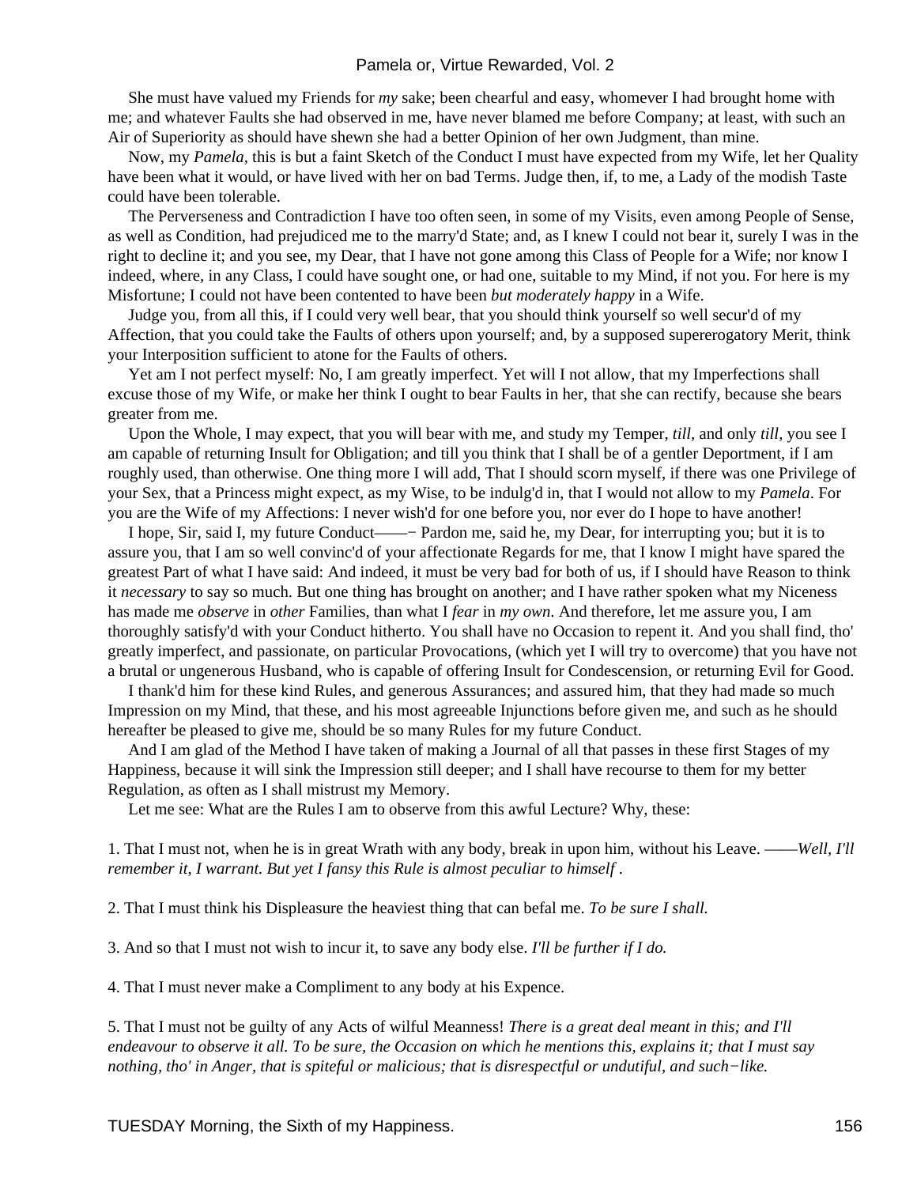She must have valued my Friends for *my* sake; been chearful and easy, whomever I had brought home with me; and whatever Faults she had observed in me, have never blamed me before Company; at least, with such an Air of Superiority as should have shewn she had a better Opinion of her own Judgment, than mine.

Now, my *Pamela*, this is but a faint Sketch of the Conduct I must have expected from my Wife, let her Quality have been what it would, or have lived with her on bad Terms. Judge then, if, to me, a Lady of the modish Taste could have been tolerable.

The Perverseness and Contradiction I have too often seen, in some of my Visits, even among People of Sense, as well as Condition, had prejudiced me to the marry'd State; and, as I knew I could not bear it, surely I was in the right to decline it; and you see, my Dear, that I have not gone among this Class of People for a Wife; nor know I indeed, where, in any Class, I could have sought one, or had one, suitable to my Mind, if not you. For here is my Misfortune; I could not have been contented to have been *but moderately happy* in a Wife.

Judge you, from all this, if I could very well bear, that you should think yourself so well secur'd of my Affection, that you could take the Faults of others upon yourself; and, by a supposed supererogatory Merit, think your Interposition sufficient to atone for the Faults of others.

Yet am I not perfect myself: No, I am greatly imperfect. Yet will I not allow, that my Imperfections shall excuse those of my Wife, or make her think I ought to bear Faults in her, that she can rectify, because she bears greater from me.

Upon the Whole, I may expect, that you will bear with me, and study my Temper, *till*, and only *till,* you see I am capable of returning Insult for Obligation; and till you think that I shall be of a gentler Deportment, if I am roughly used, than otherwise. One thing more I will add, That I should scorn myself, if there was one Privilege of your Sex, that a Princess might expect, as my Wise, to be indulg'd in, that I would not allow to my *Pamela*. For you are the Wife of my Affections: I never wish'd for one before you, nor ever do I hope to have another!

I hope, Sir, said I, my future Conduct——− Pardon me, said he, my Dear, for interrupting you; but it is to assure you, that I am so well convinc'd of your affectionate Regards for me, that I know I might have spared the greatest Part of what I have said: And indeed, it must be very bad for both of us, if I should have Reason to think it *necessary* to say so much. But one thing has brought on another; and I have rather spoken what my Niceness has made me *observe* in *other* Families, than what I *fear* in *my own*. And therefore, let me assure you, I am thoroughly satisfy'd with your Conduct hitherto. You shall have no Occasion to repent it. And you shall find, tho' greatly imperfect, and passionate, on particular Provocations, (which yet I will try to overcome) that you have not a brutal or ungenerous Husband, who is capable of offering Insult for Condescension, or returning Evil for Good.

I thank'd him for these kind Rules, and generous Assurances; and assured him, that they had made so much Impression on my Mind, that these, and his most agreeable Injunctions before given me, and such as he should hereafter be pleased to give me, should be so many Rules for my future Conduct.

And I am glad of the Method I have taken of making a Journal of all that passes in these first Stages of my Happiness, because it will sink the Impression still deeper; and I shall have recourse to them for my better Regulation, as often as I shall mistrust my Memory.

Let me see: What are the Rules I am to observe from this awful Lecture? Why, these:

1. That I must not, when he is in great Wrath with any body, break in upon him, without his Leave. ——*Well, I'll remember it, I warrant. But yet I fansy this Rule is almost peculiar to himself* .

2. That I must think his Displeasure the heaviest thing that can befal me. *To be sure I shall.*

3. And so that I must not wish to incur it, to save any body else. *I'll be further if I do.*

4. That I must never make a Compliment to any body at his Expence.

5. That I must not be guilty of any Acts of wilful Meanness! *There is a great deal meant in this; and I'll endeavour to observe it all. To be sure, the Occasion on which he mentions this, explains it; that I must say nothing, tho' in Anger, that is spiteful or malicious; that is disrespectful or undutiful, and such−like.*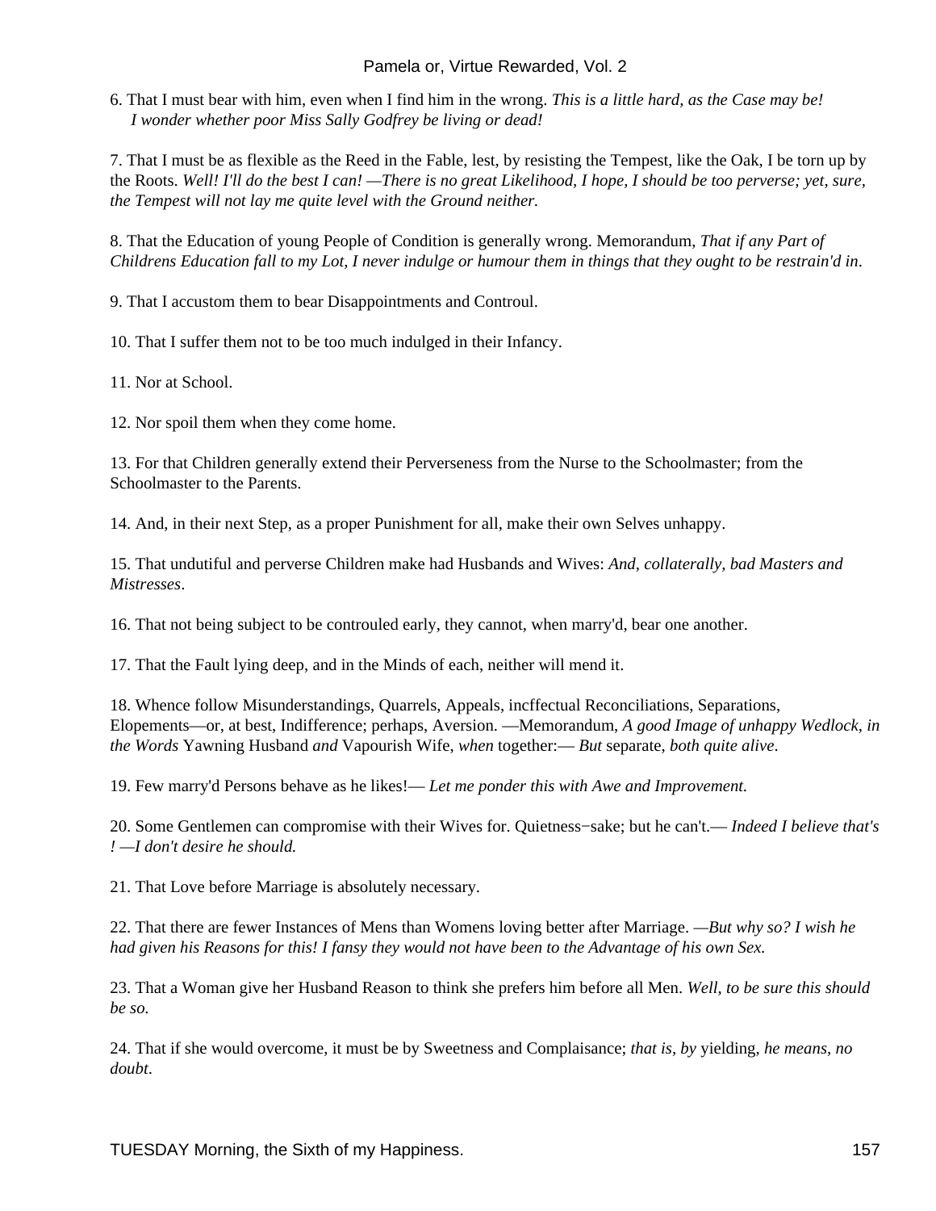6. That I must bear with him, even when I find him in the wrong. *This is a little hard, as the Case may be! I wonder whether poor Miss Sally Godfrey be living or dead!*

7. That I must be as flexible as the Reed in the Fable, lest, by resisting the Tempest, like the Oak, I be torn up by the Roots. *Well! I'll do the best I can! —There is no great Likelihood, I hope, I should be too perverse; yet, sure, the Tempest will not lay me quite level with the Ground neither.*

8. That the Education of young People of Condition is generally wrong. Memorandum, *That if any Part of Childrens Education fall to my Lot, I never indulge or humour them in things that they ought to be restrain'd in*.

9. That I accustom them to bear Disappointments and Controul.

10. That I suffer them not to be too much indulged in their Infancy.

11. Nor at School.

12. Nor spoil them when they come home.

13. For that Children generally extend their Perverseness from the Nurse to the Schoolmaster; from the Schoolmaster to the Parents.

14. And, in their next Step, as a proper Punishment for all, make their own Selves unhappy.

15. That undutiful and perverse Children make had Husbands and Wives: *And, collaterally, bad Masters and Mistresses*.

16. That not being subject to be controuled early, they cannot, when marry'd, bear one another.

17. That the Fault lying deep, and in the Minds of each, neither will mend it.

18. Whence follow Misunderstandings, Quarrels, Appeals, incffectual Reconciliations, Separations, Elopements—or, at best, Indifference; perhaps, Aversion. —Memorandum, *A good Image of unhappy Wedlock, in the Words* Yawning Husband *and* Vapourish Wife, *when* together:— *But* separate, *both quite alive*.

19. Few marry'd Persons behave as he likes!— *Let me ponder this with Awe and Improvement.*

20. Some Gentlemen can compromise with their Wives for. Quietness−sake; but he can't.— *Indeed I believe that's ! —I don't desire he should.*

21. That Love before Marriage is absolutely necessary.

22. That there are fewer Instances of Mens than Womens loving better after Marriage. —*But why so? I wish he had given his Reasons for this! I fansy they would not have been to the Advantage of his own Sex.*

23. That a Woman give her Husband Reason to think she prefers him before all Men. *Well, to be sure this should be so.*

24. That if she would overcome, it must be by Sweetness and Complaisance; *that is, by* yielding, *he means, no doubt*.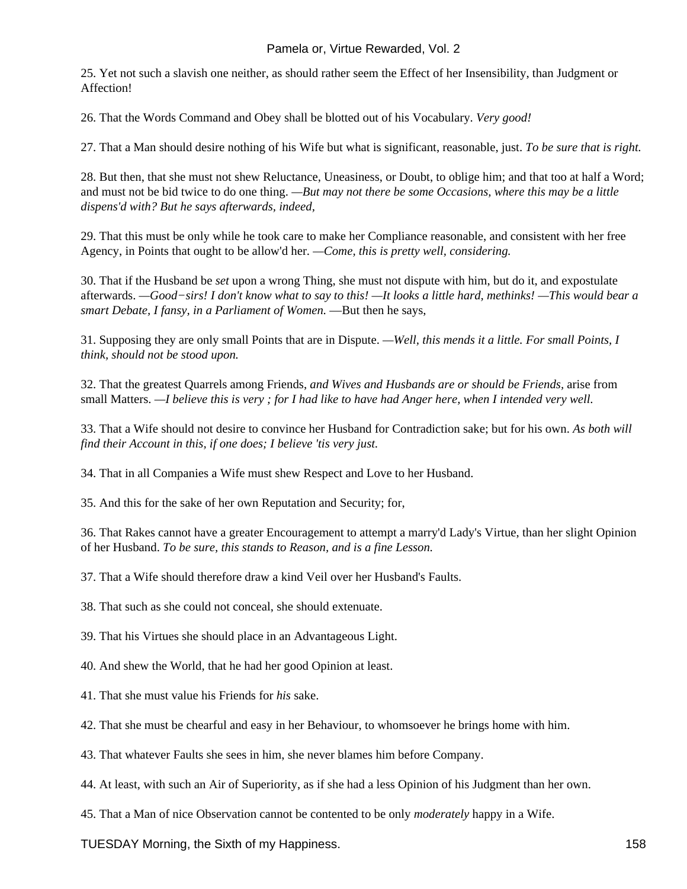25. Yet not such a slavish one neither, as should rather seem the Effect of her Insensibility, than Judgment or Affection!

26. That the Words Command and Obey shall be blotted out of his Vocabulary. *Very good!*

27. That a Man should desire nothing of his Wife but what is significant, reasonable, just. *To be sure that is right.*

28. But then, that she must not shew Reluctance, Uneasiness, or Doubt, to oblige him; and that too at half a Word; and must not be bid twice to do one thing. —*But may not there be some Occasions, where this may be a little dispens'd with? But he says afterwards, indeed,*

29. That this must be only while he took care to make her Compliance reasonable, and consistent with her free Agency, in Points that ought to be allow'd her. —*Come, this is pretty well, considering.*

30. That if the Husband be *set* upon a wrong Thing, she must not dispute with him, but do it, and expostulate afterwards. —*Good−sirs! I don't know what to say to this! —It looks a little hard, methinks! —This would bear a smart Debate, I fansy, in a Parliament of Women.* —But then he says,

31. Supposing they are only small Points that are in Dispute. —*Well, this mends it a little. For small Points, I think, should not be stood upon.*

32. That the greatest Quarrels among Friends, *and Wives and Husbands are or should be Friends,* arise from small Matters. —*I believe this is very ; for I had like to have had Anger here, when I intended very well.*

33. That a Wife should not desire to convince her Husband for Contradiction sake; but for his own. *As both will find their Account in this, if one does; I believe 'tis very just.*

34. That in all Companies a Wife must shew Respect and Love to her Husband.

35. And this for the sake of her own Reputation and Security; for,

36. That Rakes cannot have a greater Encouragement to attempt a marry'd Lady's Virtue, than her slight Opinion of her Husband. *To be sure, this stands to Reason, and is a fine Lesson.*

37. That a Wife should therefore draw a kind Veil over her Husband's Faults.

38. That such as she could not conceal, she should extenuate.

39. That his Virtues she should place in an Advantageous Light.

40. And shew the World, that he had her good Opinion at least.

41. That she must value his Friends for *his* sake.

42. That she must be chearful and easy in her Behaviour, to whomsoever he brings home with him.

43. That whatever Faults she sees in him, she never blames him before Company.

44. At least, with such an Air of Superiority, as if she had a less Opinion of his Judgment than her own.

45. That a Man of nice Observation cannot be contented to be only *moderately* happy in a Wife.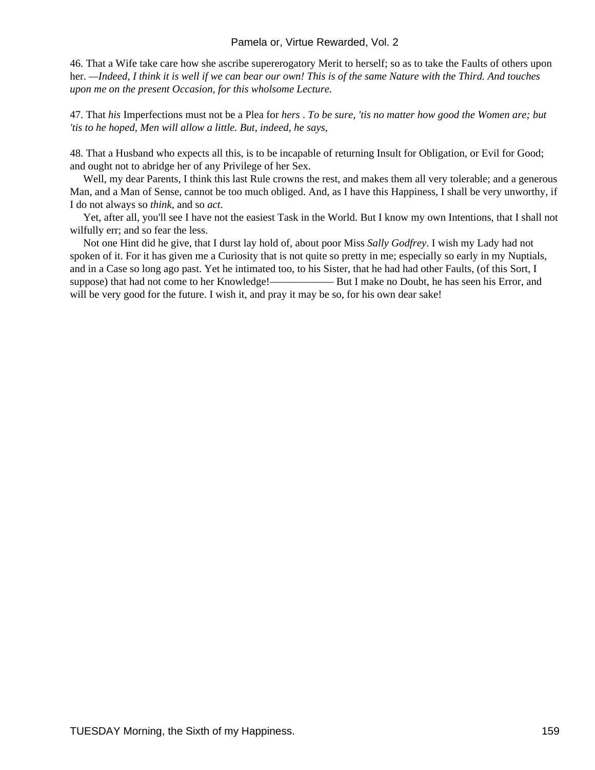46. That a Wife take care how she ascribe supererogatory Merit to herself; so as to take the Faults of others upon her. *—Indeed, I think it is well if we can bear our own! This is of the same Nature with the Third. And touches upon me on the present Occasion, for this wholsome Lecture.*

47. That *his* Imperfections must not be a Plea for *hers* . *To be sure, 'tis no matter how good the Women are; but 'tis to he hoped, Men will allow a little. But, indeed, he says,*

48. That a Husband who expects all this, is to be incapable of returning Insult for Obligation, or Evil for Good; and ought not to abridge her of any Privilege of her Sex.

Well, my dear Parents, I think this last Rule crowns the rest, and makes them all very tolerable; and a generous Man, and a Man of Sense, cannot be too much obliged. And, as I have this Happiness, I shall be very unworthy, if I do not always so *think*, and so *act*.

Yet, after all, you'll see I have not the easiest Task in the World. But I know my own Intentions, that I shall not wilfully err; and so fear the less.

Not one Hint did he give, that I durst lay hold of, about poor Miss *Sally Godfrey*. I wish my Lady had not spoken of it. For it has given me a Curiosity that is not quite so pretty in me; especially so early in my Nuptials, and in a Case so long ago past. Yet he intimated too, to his Sister, that he had had other Faults, (of this Sort, I suppose) that had not come to her Knowledge!———— But I make no Doubt, he has seen his Error, and will be very good for the future. I wish it, and pray it may be so, for his own dear sake!

TUESDAY Morning, the Sixth of my Happiness.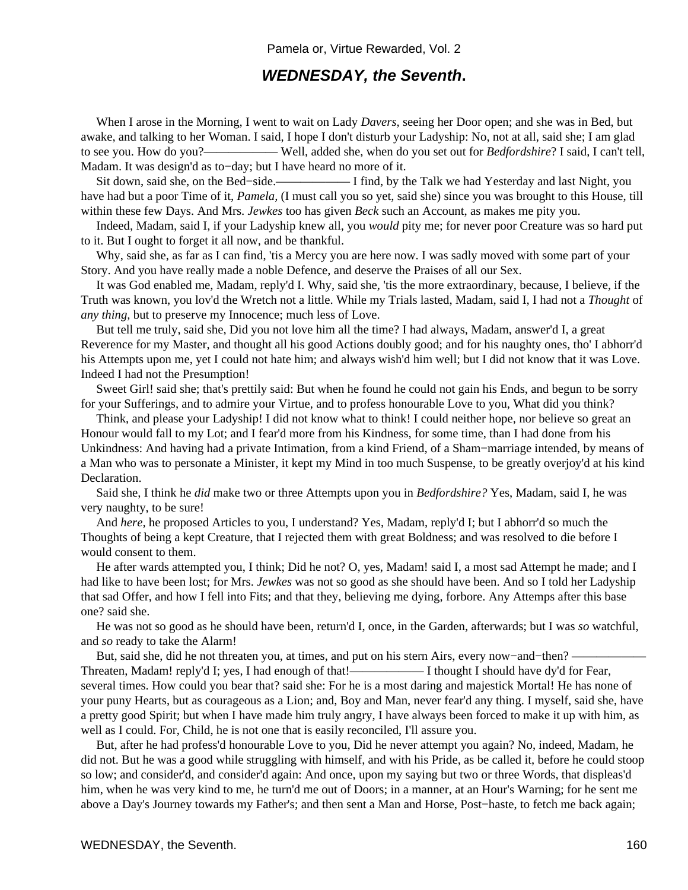## ***WEDNESDAY, the Seventh*.**

When I arose in the Morning, I went to wait on Lady *Davers*, seeing her Door open; and she was in Bed, but awake, and talking to her Woman. I said, I hope I don't disturb your Ladyship: No, not at all, said she; I am glad to see you. How do you?——————— Well, added she, when do you set out for *Bedfordshire*? I said, I can't tell, Madam. It was design'd as to−day; but I have heard no more of it.

Sit down, said she, on the Bed−side.——————— I find, by the Talk we had Yesterday and last Night, you have had but a poor Time of it, *Pamela*, (I must call you so yet, said she) since you was brought to this House, till within these few Days. And Mrs. *Jewkes* too has given *Beck* such an Account, as makes me pity you.

Indeed, Madam, said I, if your Ladyship knew all, you *would* pity me; for never poor Creature was so hard put to it. But I ought to forget it all now, and be thankful.

Why, said she, as far as I can find, 'tis a Mercy you are here now. I was sadly moved with some part of your Story. And you have really made a noble Defence, and deserve the Praises of all our Sex.

It was God enabled me, Madam, reply'd I. Why, said she, 'tis the more extraordinary, because, I believe, if the Truth was known, you lov'd the Wretch not a little. While my Trials lasted, Madam, said I, I had not a *Thought* of *any thing*, but to preserve my Innocence; much less of Love.

But tell me truly, said she, Did you not love him all the time? I had always, Madam, answer'd I, a great Reverence for my Master, and thought all his good Actions doubly good; and for his naughty ones, tho' I abhorr'd his Attempts upon me, yet I could not hate him; and always wish'd him well; but I did not know that it was Love. Indeed I had not the Presumption!

Sweet Girl! said she; that's prettily said: But when he found he could not gain his Ends, and begun to be sorry for your Sufferings, and to admire your Virtue, and to profess honourable Love to you, What did you think?

Think, and please your Ladyship! I did not know what to think! I could neither hope, nor believe so great an Honour would fall to my Lot; and I fear'd more from his Kindness, for some time, than I had done from his Unkindness: And having had a private Intimation, from a kind Friend, of a Sham−marriage intended, by means of a Man who was to personate a Minister, it kept my Mind in too much Suspense, to be greatly overjoy'd at his kind Declaration.

Said she, I think he *did* make two or three Attempts upon you in *Bedfordshire?* Yes, Madam, said I, he was very naughty, to be sure!

And *here,* he proposed Articles to you, I understand? Yes, Madam, reply'd I; but I abhorr'd so much the Thoughts of being a kept Creature, that I rejected them with great Boldness; and was resolved to die before I would consent to them.

He after wards attempted you, I think; Did he not? O, yes, Madam! said I, a most sad Attempt he made; and I had like to have been lost; for Mrs. *Jewkes* was not so good as she should have been. And so I told her Ladyship that sad Offer, and how I fell into Fits; and that they, believing me dying, forbore. Any Attemps after this base one? said she.

He was not so good as he should have been, return'd I, once, in the Garden, afterwards; but I was *so* watchful, and *so* ready to take the Alarm!

But, said she, did he not threaten you, at times, and put on his stern Airs, every now−and−then? ——————— Threaten, Madam! reply'd I; yes, I had enough of that!——————— I thought I should have dy'd for Fear, several times. How could you bear that? said she: For he is a most daring and majestick Mortal! He has none of your puny Hearts, but as courageous as a Lion; and, Boy and Man, never fear'd any thing. I myself, said she, have a pretty good Spirit; but when I have made him truly angry, I have always been forced to make it up with him, as well as I could. For, Child, he is not one that is easily reconciled, I'll assure you.

But, after he had profess'd honourable Love to you, Did he never attempt you again? No, indeed, Madam, he did not. But he was a good while struggling with himself, and with his Pride, as be called it, before he could stoop so low; and consider'd, and consider'd again: And once, upon my saying but two or three Words, that displeas'd him, when he was very kind to me, he turn'd me out of Doors; in a manner, at an Hour's Warning; for he sent me above a Day's Journey towards my Father's; and then sent a Man and Horse, Post−haste, to fetch me back again;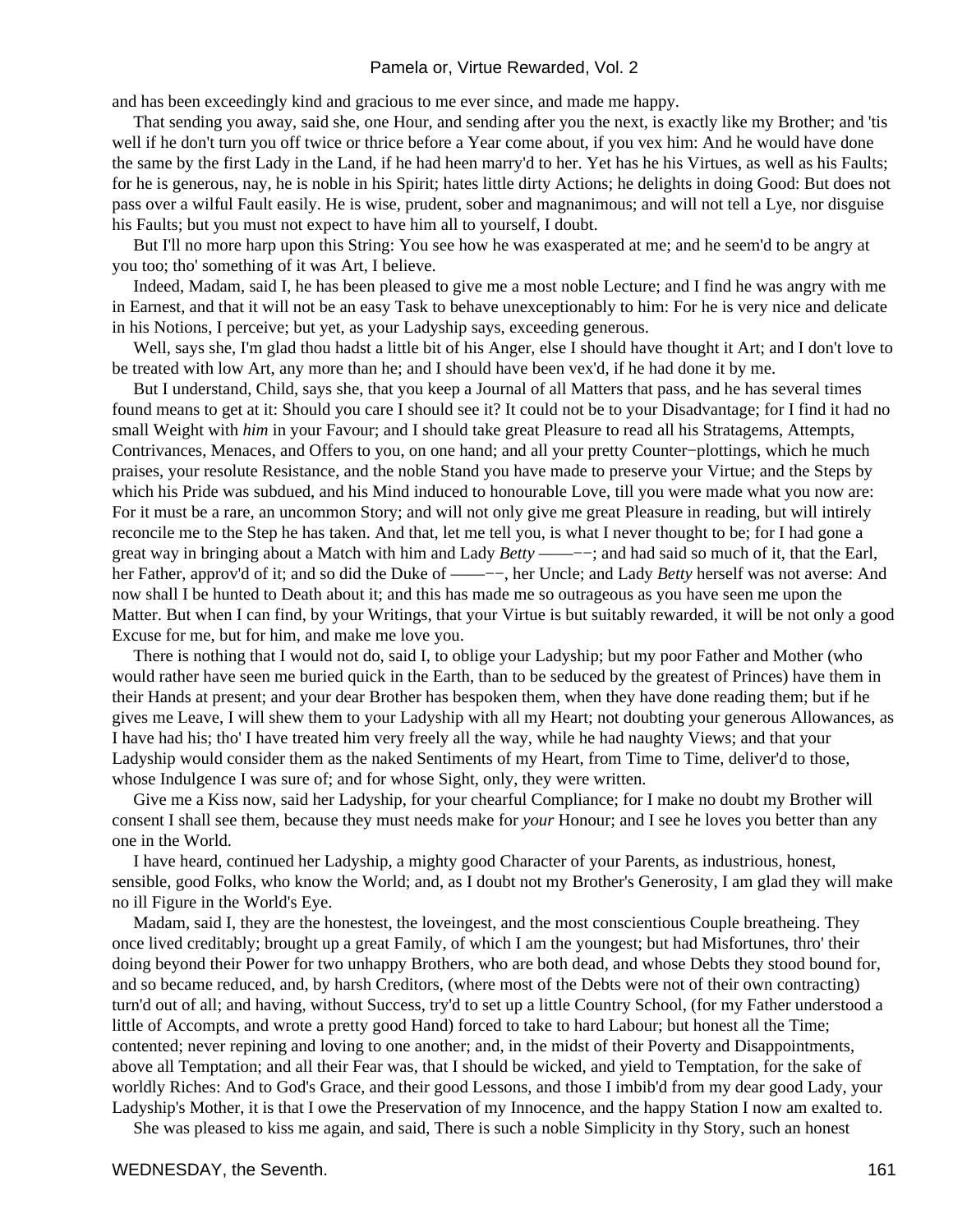and has been exceedingly kind and gracious to me ever since, and made me happy.

That sending you away, said she, one Hour, and sending after you the next, is exactly like my Brother; and 'tis well if he don't turn you off twice or thrice before a Year come about, if you vex him: And he would have done the same by the first Lady in the Land, if he had heen marry'd to her. Yet has he his Virtues, as well as his Faults; for he is generous, nay, he is noble in his Spirit; hates little dirty Actions; he delights in doing Good: But does not pass over a wilful Fault easily. He is wise, prudent, sober and magnanimous; and will not tell a Lye, nor disguise his Faults; but you must not expect to have him all to yourself, I doubt.

But I'll no more harp upon this String: You see how he was exasperated at me; and he seem'd to be angry at you too; tho' something of it was Art, I believe.

Indeed, Madam, said I, he has been pleased to give me a most noble Lecture; and I find he was angry with me in Earnest, and that it will not be an easy Task to behave unexceptionably to him: For he is very nice and delicate in his Notions, I perceive; but yet, as your Ladyship says, exceeding generous.

Well, says she, I'm glad thou hadst a little bit of his Anger, else I should have thought it Art; and I don't love to be treated with low Art, any more than he; and I should have been vex'd, if he had done it by me.

But I understand, Child, says she, that you keep a Journal of all Matters that pass, and he has several times found means to get at it: Should you care I should see it? It could not be to your Disadvantage; for I find it had no small Weight with *him* in your Favour; and I should take great Pleasure to read all his Stratagems, Attempts, Contrivances, Menaces, and Offers to you, on one hand; and all your pretty Counter−plottings, which he much praises, your resolute Resistance, and the noble Stand you have made to preserve your Virtue; and the Steps by which his Pride was subdued, and his Mind induced to honourable Love, till you were made what you now are: For it must be a rare, an uncommon Story; and will not only give me great Pleasure in reading, but will intirely reconcile me to the Step he has taken. And that, let me tell you, is what I never thought to be; for I had gone a great way in bringing about a Match with him and Lady *Betty* ——−−; and had said so much of it, that the Earl, her Father, approv'd of it; and so did the Duke of ——−−, her Uncle; and Lady *Betty* herself was not averse: And now shall I be hunted to Death about it; and this has made me so outrageous as you have seen me upon the Matter. But when I can find, by your Writings, that your Virtue is but suitably rewarded, it will be not only a good Excuse for me, but for him, and make me love you.

There is nothing that I would not do, said I, to oblige your Ladyship; but my poor Father and Mother (who would rather have seen me buried quick in the Earth, than to be seduced by the greatest of Princes) have them in their Hands at present; and your dear Brother has bespoken them, when they have done reading them; but if he gives me Leave, I will shew them to your Ladyship with all my Heart; not doubting your generous Allowances, as I have had his; tho' I have treated him very freely all the way, while he had naughty Views; and that your Ladyship would consider them as the naked Sentiments of my Heart, from Time to Time, deliver'd to those, whose Indulgence I was sure of; and for whose Sight, only, they were written.

Give me a Kiss now, said her Ladyship, for your chearful Compliance; for I make no doubt my Brother will consent I shall see them, because they must needs make for *your* Honour; and I see he loves you better than any one in the World.

I have heard, continued her Ladyship, a mighty good Character of your Parents, as industrious, honest, sensible, good Folks, who know the World; and, as I doubt not my Brother's Generosity, I am glad they will make no ill Figure in the World's Eye.

Madam, said I, they are the honestest, the loveingest, and the most conscientious Couple breatheing. They once lived creditably; brought up a great Family, of which I am the youngest; but had Misfortunes, thro' their doing beyond their Power for two unhappy Brothers, who are both dead, and whose Debts they stood bound for, and so became reduced, and, by harsh Creditors, (where most of the Debts were not of their own contracting) turn'd out of all; and having, without Success, try'd to set up a little Country School, (for my Father understood a little of Accompts, and wrote a pretty good Hand) forced to take to hard Labour; but honest all the Time; contented; never repining and loving to one another; and, in the midst of their Poverty and Disappointments, above all Temptation; and all their Fear was, that I should be wicked, and yield to Temptation, for the sake of worldly Riches: And to God's Grace, and their good Lessons, and those I imbib'd from my dear good Lady, your Ladyship's Mother, it is that I owe the Preservation of my Innocence, and the happy Station I now am exalted to.

She was pleased to kiss me again, and said, There is such a noble Simplicity in thy Story, such an honest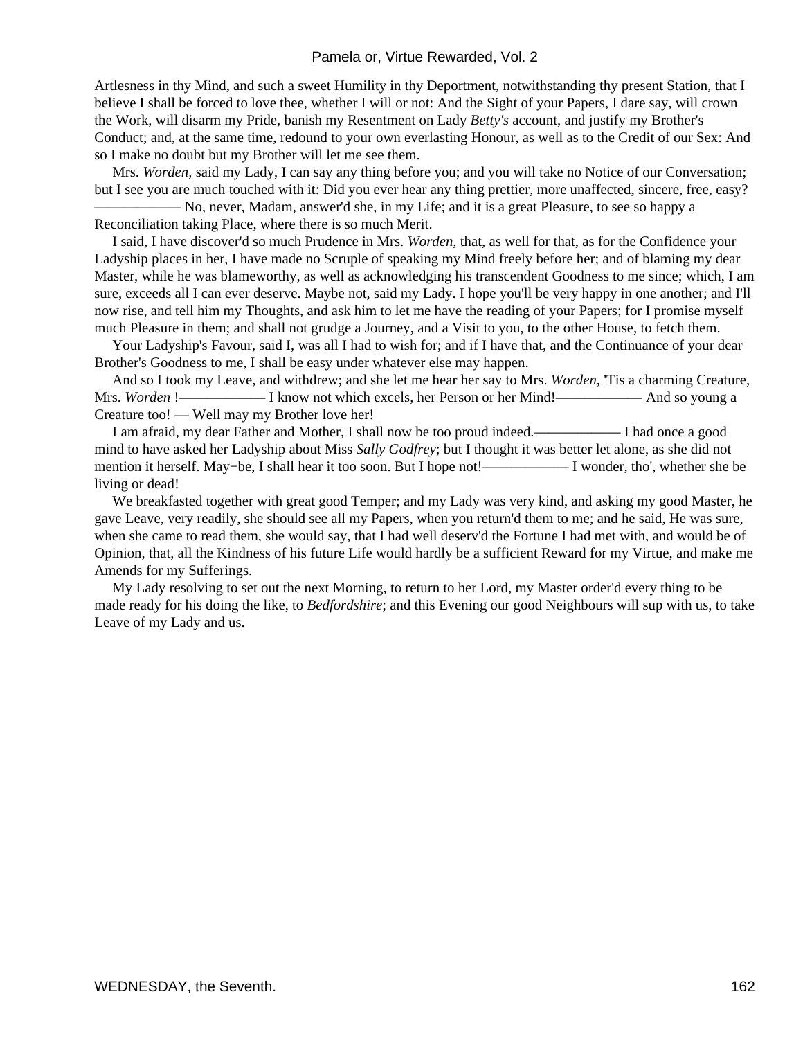Artlesness in thy Mind, and such a sweet Humility in thy Deportment, notwithstanding thy present Station, that I believe I shall be forced to love thee, whether I will or not: And the Sight of your Papers, I dare say, will crown the Work, will disarm my Pride, banish my Resentment on Lady *Betty's* account, and justify my Brother's Conduct; and, at the same time, redound to your own everlasting Honour, as well as to the Credit of our Sex: And so I make no doubt but my Brother will let me see them.

Mrs. *Worden,* said my Lady, I can say any thing before you; and you will take no Notice of our Conversation; but I see you are much touched with it: Did you ever hear any thing prettier, more unaffected, sincere, free, easy? ——————— No, never, Madam, answer'd she, in my Life; and it is a great Pleasure, to see so happy a Reconciliation taking Place, where there is so much Merit.

I said, I have discover'd so much Prudence in Mrs. *Worden,* that, as well for that, as for the Confidence your Ladyship places in her, I have made no Scruple of speaking my Mind freely before her; and of blaming my dear Master, while he was blameworthy, as well as acknowledging his transcendent Goodness to me since; which, I am sure, exceeds all I can ever deserve. Maybe not, said my Lady. I hope you'll be very happy in one another; and I'll now rise, and tell him my Thoughts, and ask him to let me have the reading of your Papers; for I promise myself much Pleasure in them; and shall not grudge a Journey, and a Visit to you, to the other House, to fetch them.

Your Ladyship's Favour, said I, was all I had to wish for; and if I have that, and the Continuance of your dear Brother's Goodness to me, I shall be easy under whatever else may happen.

And so I took my Leave, and withdrew; and she let me hear her say to Mrs. *Worden,* 'Tis a charming Creature, Mrs. *Worden* !——————— I know not which excels, her Person or her Mind!——————— And so young a Creature too! — Well may my Brother love her!

I am afraid, my dear Father and Mother, I shall now be too proud indeed.——————— I had once a good mind to have asked her Ladyship about Miss *Sally Godfrey*; but I thought it was better let alone, as she did not mention it herself. May−be, I shall hear it too soon. But I hope not!——————— I wonder, tho', whether she be living or dead!

We breakfasted together with great good Temper; and my Lady was very kind, and asking my good Master, he gave Leave, very readily, she should see all my Papers, when you return'd them to me; and he said, He was sure, when she came to read them, she would say, that I had well deserv'd the Fortune I had met with, and would be of Opinion, that, all the Kindness of his future Life would hardly be a sufficient Reward for my Virtue, and make me Amends for my Sufferings.

My Lady resolving to set out the next Morning, to return to her Lord, my Master order'd every thing to be made ready for his doing the like, to *Bedfordshire*; and this Evening our good Neighbours will sup with us, to take Leave of my Lady and us.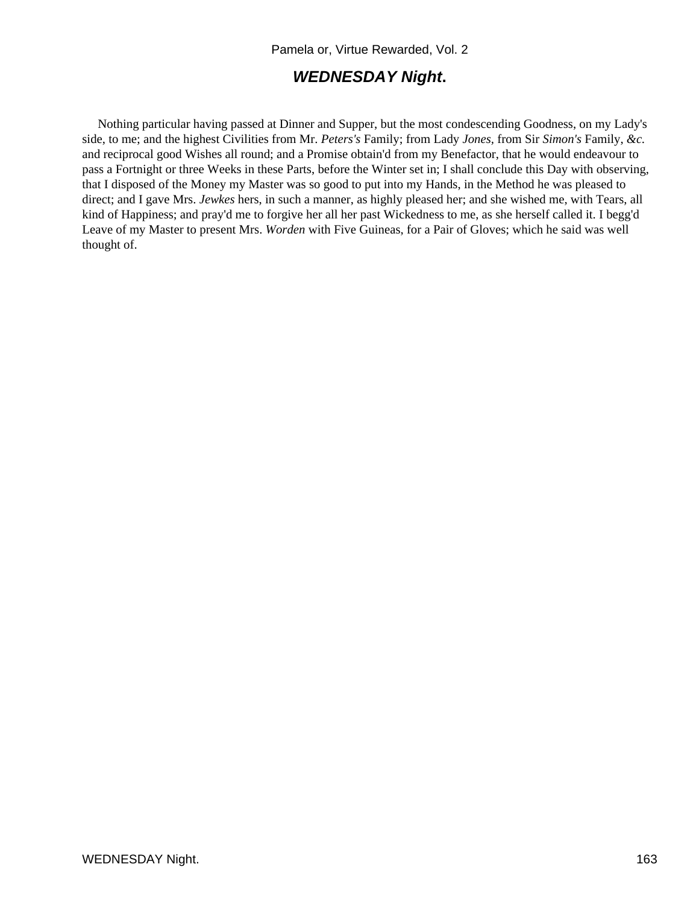## ***WEDNESDAY Night*.**

Nothing particular having passed at Dinner and Supper, but the most condescending Goodness, on my Lady's side, to me; and the highest Civilities from Mr. *Peters's* Family; from Lady *Jones*, from Sir *Simon's* Family, *&c.* and reciprocal good Wishes all round; and a Promise obtain'd from my Benefactor, that he would endeavour to pass a Fortnight or three Weeks in these Parts, before the Winter set in; I shall conclude this Day with observing, that I disposed of the Money my Master was so good to put into my Hands, in the Method he was pleased to direct; and I gave Mrs. *Jewkes* hers, in such a manner, as highly pleased her; and she wished me, with Tears, all kind of Happiness; and pray'd me to forgive her all her past Wickedness to me, as she herself called it. I begg'd Leave of my Master to present Mrs. *Worden* with Five Guineas, for a Pair of Gloves; which he said was well thought of.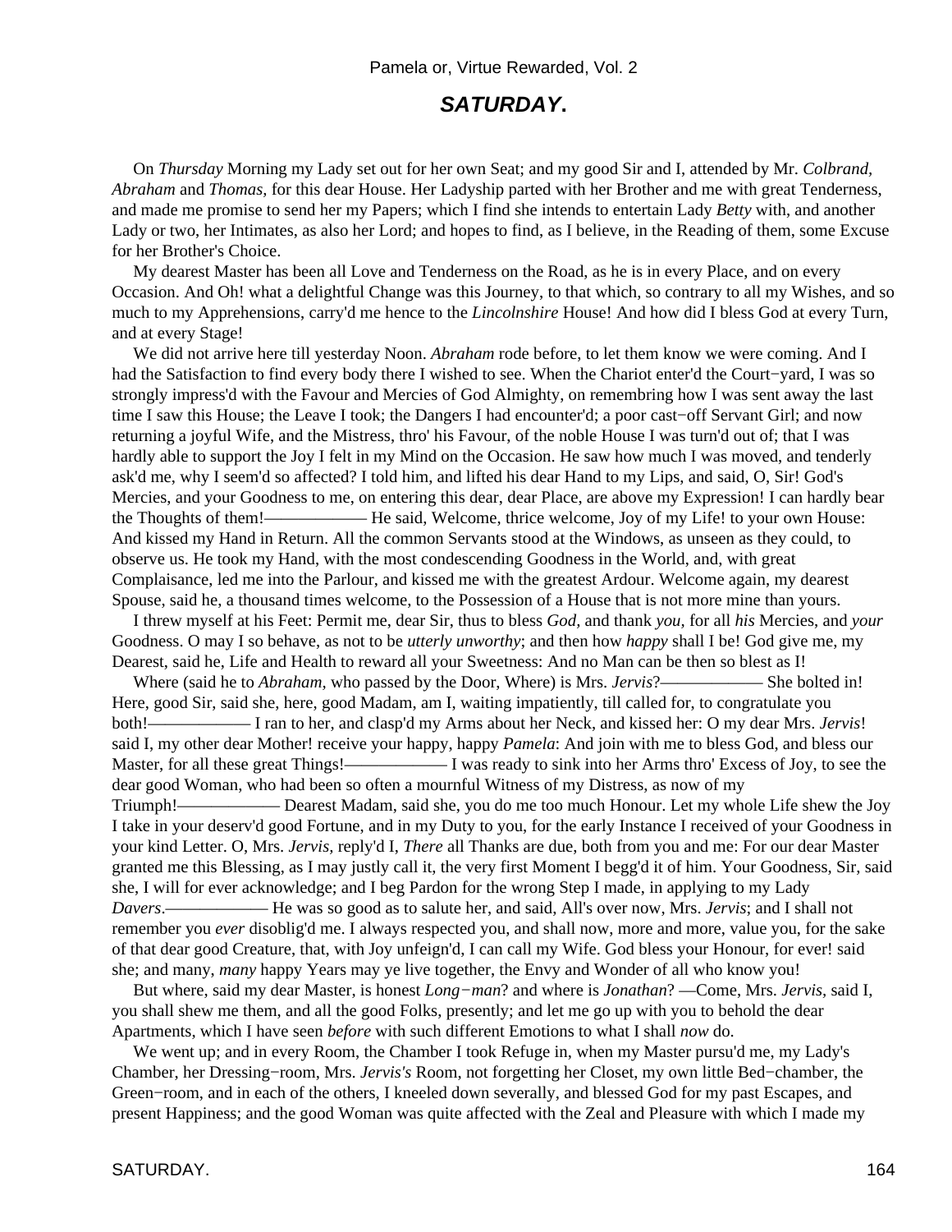## *SATURDAY.*

On *Thursday* Morning my Lady set out for her own Seat; and my good Sir and I, attended by Mr. *Colbrand, Abraham* and *Thomas,* for this dear House. Her Ladyship parted with her Brother and me with great Tenderness, and made me promise to send her my Papers; which I find she intends to entertain Lady *Betty* with, and another Lady or two, her Intimates, as also her Lord; and hopes to find, as I believe, in the Reading of them, some Excuse for her Brother's Choice.

My dearest Master has been all Love and Tenderness on the Road, as he is in every Place, and on every Occasion. And Oh! what a delightful Change was this Journey, to that which, so contrary to all my Wishes, and so much to my Apprehensions, carry'd me hence to the *Lincolnshire* House! And how did I bless God at every Turn, and at every Stage!

We did not arrive here till yesterday Noon. *Abraham* rode before, to let them know we were coming. And I had the Satisfaction to find every body there I wished to see. When the Chariot enter'd the Court−yard, I was so strongly impress'd with the Favour and Mercies of God Almighty, on remembring how I was sent away the last time I saw this House; the Leave I took; the Dangers I had encounter'd; a poor cast−off Servant Girl; and now returning a joyful Wife, and the Mistress, thro' his Favour, of the noble House I was turn'd out of; that I was hardly able to support the Joy I felt in my Mind on the Occasion. He saw how much I was moved, and tenderly ask'd me, why I seem'd so affected? I told him, and lifted his dear Hand to my Lips, and said, O, Sir! God's Mercies, and your Goodness to me, on entering this dear, dear Place, are above my Expression! I can hardly bear the Thoughts of them!———— He said, Welcome, thrice welcome, Joy of my Life! to your own House: And kissed my Hand in Return. All the common Servants stood at the Windows, as unseen as they could, to observe us. He took my Hand, with the most condescending Goodness in the World, and, with great Complaisance, led me into the Parlour, and kissed me with the greatest Ardour. Welcome again, my dearest Spouse, said he, a thousand times welcome, to the Possession of a House that is not more mine than yours.

I threw myself at his Feet: Permit me, dear Sir, thus to bless *God,* and thank *you,* for all *his* Mercies, and *your* Goodness. O may I so behave, as not to be *utterly unworthy*; and then how *happy* shall I be! God give me, my Dearest, said he, Life and Health to reward all your Sweetness: And no Man can be then so blest as I!

Where (said he to *Abraham,* who passed by the Door, Where) is Mrs. *Jervis*?———— She bolted in! Here, good Sir, said she, here, good Madam, am I, waiting impatiently, till called for, to congratulate you both!———— I ran to her, and clasp'd my Arms about her Neck, and kissed her: O my dear Mrs. *Jervis*! said I, my other dear Mother! receive your happy, happy *Pamela*: And join with me to bless God, and bless our Master, for all these great Things!———— I was ready to sink into her Arms thro' Excess of Joy, to see the dear good Woman, who had been so often a mournful Witness of my Distress, as now of my Triumph!———— Dearest Madam, said she, you do me too much Honour. Let my whole Life shew the Joy I take in your deserv'd good Fortune, and in my Duty to you, for the early Instance I received of your Goodness in your kind Letter. O, Mrs. *Jervis*, reply'd I, *There* all Thanks are due, both from you and me: For our dear Master granted me this Blessing, as I may justly call it, the very first Moment I begg'd it of him. Your Goodness, Sir, said she, I will for ever acknowledge; and I beg Pardon for the wrong Step I made, in applying to my Lady *Davers*.———— He was so good as to salute her, and said, All's over now, Mrs. *Jervis*; and I shall not remember you *ever* disoblig'd me. I always respected you, and shall now, more and more, value you, for the sake of that dear good Creature, that, with Joy unfeign'd, I can call my Wife. God bless your Honour, for ever! said she; and many, *many* happy Years may ye live together, the Envy and Wonder of all who know you!

But where, said my dear Master, is honest *Long−man*? and where is *Jonathan*? —Come, Mrs. *Jervis,* said I, you shall shew me them, and all the good Folks, presently; and let me go up with you to behold the dear Apartments, which I have seen *before* with such different Emotions to what I shall *now* do.

We went up; and in every Room, the Chamber I took Refuge in, when my Master pursu'd me, my Lady's Chamber, her Dressing−room, Mrs. *Jervis's* Room, not forgetting her Closet, my own little Bed−chamber, the Green−room, and in each of the others, I kneeled down severally, and blessed God for my past Escapes, and present Happiness; and the good Woman was quite affected with the Zeal and Pleasure with which I made my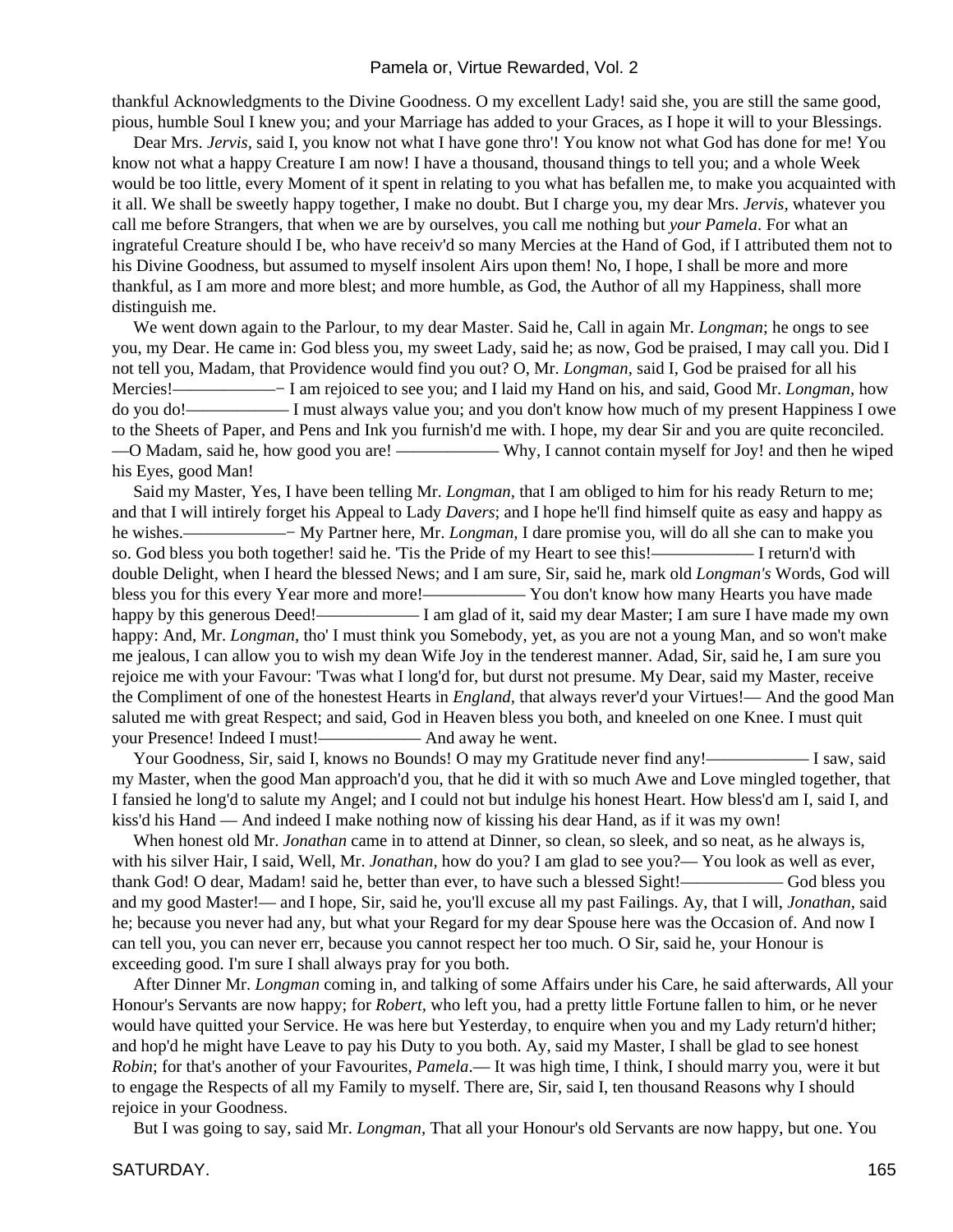thankful Acknowledgments to the Divine Goodness. O my excellent Lady! said she, you are still the same good, pious, humble Soul I knew you; and your Marriage has added to your Graces, as I hope it will to your Blessings.

Dear Mrs. *Jervis,* said I, you know not what I have gone thro'! You know not what God has done for me! You know not what a happy Creature I am now! I have a thousand, thousand things to tell you; and a whole Week would be too little, every Moment of it spent in relating to you what has befallen me, to make you acquainted with it all. We shall be sweetly happy together, I make no doubt. But I charge you, my dear Mrs. *Jervis,* whatever you call me before Strangers, that when we are by ourselves, you call me nothing but *your Pamela*. For what an ingrateful Creature should I be, who have receiv'd so many Mercies at the Hand of God, if I attributed them not to his Divine Goodness, but assumed to myself insolent Airs upon them! No, I hope, I shall be more and more thankful, as I am more and more blest; and more humble, as God, the Author of all my Happiness, shall more distinguish me.

We went down again to the Parlour, to my dear Master. Said he, Call in again Mr. *Longman*; he ongs to see you, my Dear. He came in: God bless you, my sweet Lady, said he; as now, God be praised, I may call you. Did I not tell you, Madam, that Providence would find you out? O, Mr. *Longman,* said I, God be praised for all his Mercies!——————− I am rejoiced to see you; and I laid my Hand on his, and said, Good Mr. *Longman,* how do you do!—————— I must always value you; and you don't know how much of my present Happiness I owe to the Sheets of Paper, and Pens and Ink you furnish'd me with. I hope, my dear Sir and you are quite reconciled. —O Madam, said he, how good you are! —————— Why, I cannot contain myself for Joy! and then he wiped his Eyes, good Man!

Said my Master, Yes, I have been telling Mr. *Longman,* that I am obliged to him for his ready Return to me; and that I will intirely forget his Appeal to Lady *Davers*; and I hope he'll find himself quite as easy and happy as he wishes.——————− My Partner here, Mr. *Longman,* I dare promise you, will do all she can to make you so. God bless you both together! said he. 'Tis the Pride of my Heart to see this!—————— I return'd with double Delight, when I heard the blessed News; and I am sure, Sir, said he, mark old *Longman's* Words, God will bless you for this every Year more and more!—————— You don't know how many Hearts you have made happy by this generous Deed!—————— I am glad of it, said my dear Master; I am sure I have made my own happy: And, Mr. *Longman,* tho' I must think you Somebody, yet, as you are not a young Man, and so won't make me jealous, I can allow you to wish my dean Wife Joy in the tenderest manner. Adad, Sir, said he, I am sure you rejoice me with your Favour: 'Twas what I long'd for, but durst not presume. My Dear, said my Master, receive the Compliment of one of the honestest Hearts in *England,* that always rever'd your Virtues!— And the good Man saluted me with great Respect; and said, God in Heaven bless you both, and kneeled on one Knee. I must quit your Presence! Indeed I must!—————— And away he went.

Your Goodness, Sir, said I, knows no Bounds! O may my Gratitude never find any!—————— I saw, said my Master, when the good Man approach'd you, that he did it with so much Awe and Love mingled together, that I fansied he long'd to salute my Angel; and I could not but indulge his honest Heart. How bless'd am I, said I, and kiss'd his Hand — And indeed I make nothing now of kissing his dear Hand, as if it was my own!

When honest old Mr. *Jonathan* came in to attend at Dinner, so clean, so sleek, and so neat, as he always is, with his silver Hair, I said, Well, Mr. *Jonathan,* how do you? I am glad to see you?— You look as well as ever, thank God! O dear, Madam! said he, better than ever, to have such a blessed Sight!—————— God bless you and my good Master!— and I hope, Sir, said he, you'll excuse all my past Failings. Ay, that I will, *Jonathan,* said he; because you never had any, but what your Regard for my dear Spouse here was the Occasion of. And now I can tell you, you can never err, because you cannot respect her too much. O Sir, said he, your Honour is exceeding good. I'm sure I shall always pray for you both.

After Dinner Mr. *Longman* coming in, and talking of some Affairs under his Care, he said afterwards, All your Honour's Servants are now happy; for *Robert,* who left you, had a pretty little Fortune fallen to him, or he never would have quitted your Service. He was here but Yesterday, to enquire when you and my Lady return'd hither; and hop'd he might have Leave to pay his Duty to you both. Ay, said my Master, I shall be glad to see honest *Robin*; for that's another of your Favourites, *Pamela*.— It was high time, I think, I should marry you, were it but to engage the Respects of all my Family to myself. There are, Sir, said I, ten thousand Reasons why I should rejoice in your Goodness.

But I was going to say, said Mr. *Longman,* That all your Honour's old Servants are now happy, but one. You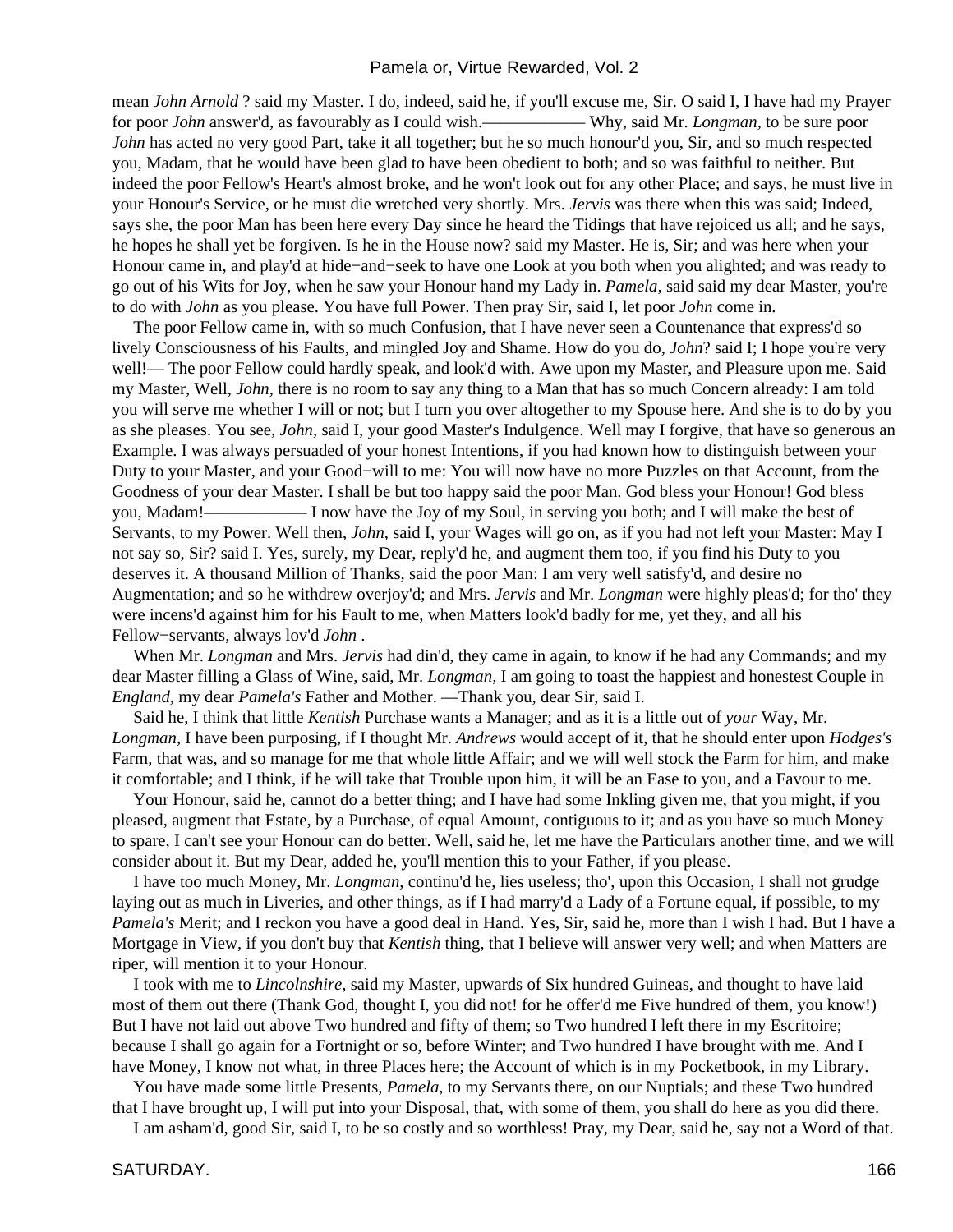mean *John Arnold* ? said my Master. I do, indeed, said he, if you'll excuse me, Sir. O said I, I have had my Prayer for poor *John* answer'd, as favourably as I could wish.——————— Why, said Mr. *Longman,* to be sure poor *John* has acted no very good Part, take it all together; but he so much honour'd you, Sir, and so much respected you, Madam, that he would have been glad to have been obedient to both; and so was faithful to neither. But indeed the poor Fellow's Heart's almost broke, and he won't look out for any other Place; and says, he must live in your Honour's Service, or he must die wretched very shortly. Mrs. *Jervis* was there when this was said; Indeed, says she, the poor Man has been here every Day since he heard the Tidings that have rejoiced us all; and he says, he hopes he shall yet be forgiven. Is he in the House now? said my Master. He is, Sir; and was here when your Honour came in, and play'd at hide−and−seek to have one Look at you both when you alighted; and was ready to go out of his Wits for Joy, when he saw your Honour hand my Lady in. *Pamela,* said said my dear Master, you're to do with *John* as you please. You have full Power. Then pray Sir, said I, let poor *John* come in.

The poor Fellow came in, with so much Confusion, that I have never seen a Countenance that express'd so lively Consciousness of his Faults, and mingled Joy and Shame. How do you do, *John*? said I; I hope you're very well!— The poor Fellow could hardly speak, and look'd with. Awe upon my Master, and Pleasure upon me. Said my Master, Well, *John,* there is no room to say any thing to a Man that has so much Concern already: I am told you will serve me whether I will or not; but I turn you over altogether to my Spouse here. And she is to do by you as she pleases. You see, *John,* said I, your good Master's Indulgence. Well may I forgive, that have so generous an Example. I was always persuaded of your honest Intentions, if you had known how to distinguish between your Duty to your Master, and your Good−will to me: You will now have no more Puzzles on that Account, from the Goodness of your dear Master. I shall be but too happy said the poor Man. God bless your Honour! God bless you, Madam!——————— I now have the Joy of my Soul, in serving you both; and I will make the best of Servants, to my Power. Well then, *John,* said I, your Wages will go on, as if you had not left your Master: May I not say so, Sir? said I. Yes, surely, my Dear, reply'd he, and augment them too, if you find his Duty to you deserves it. A thousand Million of Thanks, said the poor Man: I am very well satisfy'd, and desire no Augmentation; and so he withdrew overjoy'd; and Mrs. *Jervis* and Mr. *Longman* were highly pleas'd; for tho' they were incens'd against him for his Fault to me, when Matters look'd badly for me, yet they, and all his Fellow−servants, always lov'd *John* .

When Mr. *Longman* and Mrs. *Jervis* had din'd, they came in again, to know if he had any Commands; and my dear Master filling a Glass of Wine, said, Mr. *Longman,* I am going to toast the happiest and honestest Couple in *England,* my dear *Pamela's* Father and Mother. —Thank you, dear Sir, said I.

Said he, I think that little *Kentish* Purchase wants a Manager; and as it is a little out of *your* Way, Mr. *Longman,* I have been purposing, if I thought Mr. *Andrews* would accept of it, that he should enter upon *Hodges's* Farm, that was, and so manage for me that whole little Affair; and we will well stock the Farm for him, and make it comfortable; and I think, if he will take that Trouble upon him, it will be an Ease to you, and a Favour to me.

Your Honour, said he, cannot do a better thing; and I have had some Inkling given me, that you might, if you pleased, augment that Estate, by a Purchase, of equal Amount, contiguous to it; and as you have so much Money to spare, I can't see your Honour can do better. Well, said he, let me have the Particulars another time, and we will consider about it. But my Dear, added he, you'll mention this to your Father, if you please.

I have too much Money, Mr. *Longman,* continu'd he, lies useless; tho', upon this Occasion, I shall not grudge laying out as much in Liveries, and other things, as if I had marry'd a Lady of a Fortune equal, if possible, to my *Pamela's* Merit; and I reckon you have a good deal in Hand. Yes, Sir, said he, more than I wish I had. But I have a Mortgage in View, if you don't buy that *Kentish* thing, that I believe will answer very well; and when Matters are riper, will mention it to your Honour.

I took with me to *Lincolnshire,* said my Master, upwards of Six hundred Guineas, and thought to have laid most of them out there (Thank God, thought I, you did not! for he offer'd me Five hundred of them, you know!) But I have not laid out above Two hundred and fifty of them; so Two hundred I left there in my Escritoire; because I shall go again for a Fortnight or so, before Winter; and Two hundred I have brought with me. And I have Money, I know not what, in three Places here; the Account of which is in my Pocketbook, in my Library.

You have made some little Presents, *Pamela,* to my Servants there, on our Nuptials; and these Two hundred that I have brought up, I will put into your Disposal, that, with some of them, you shall do here as you did there.

I am asham'd, good Sir, said I, to be so costly and so worthless! Pray, my Dear, said he, say not a Word of that.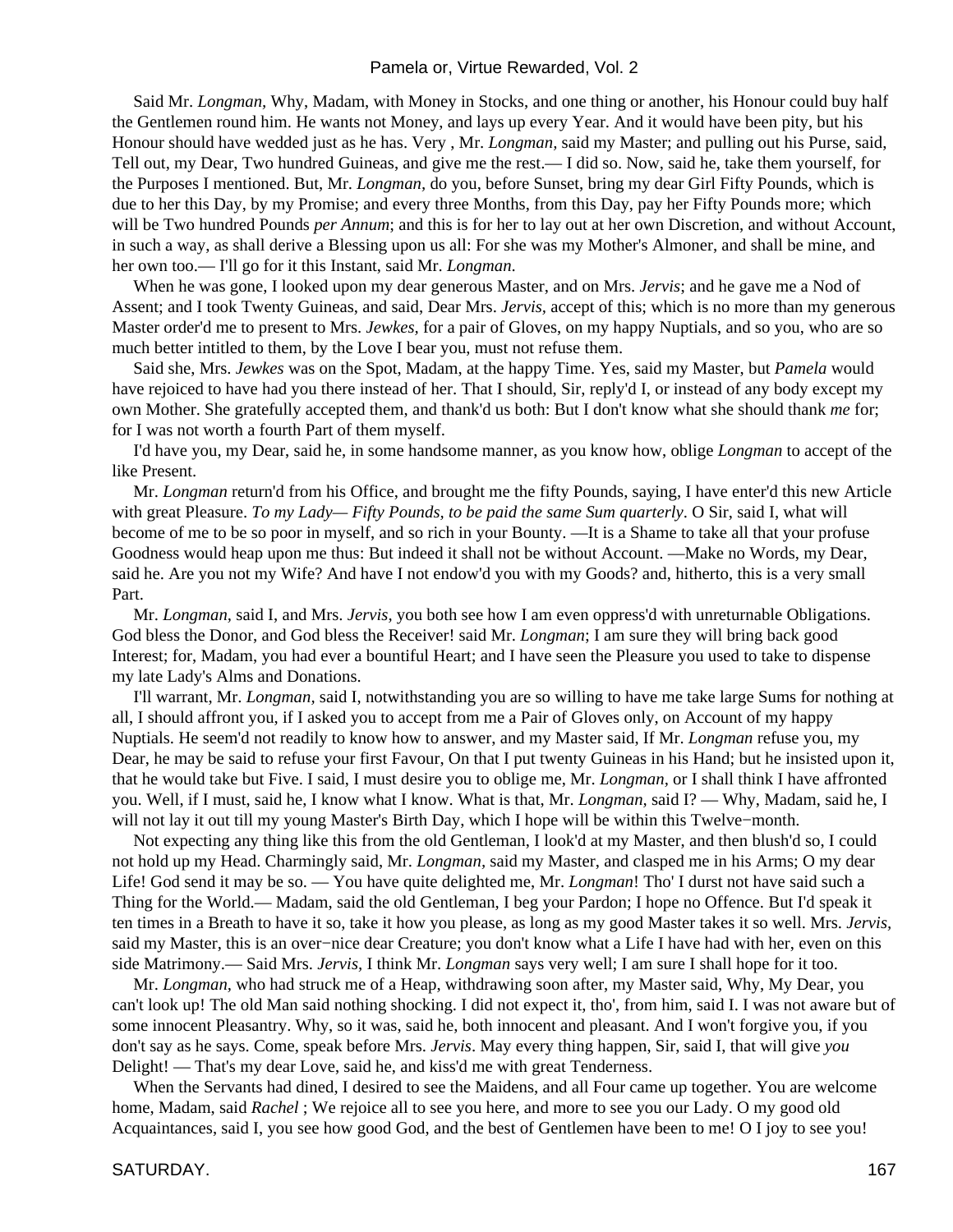Said Mr. *Longman*, Why, Madam, with Money in Stocks, and one thing or another, his Honour could buy half the Gentlemen round him. He wants not Money, and lays up every Year. And it would have been pity, but his Honour should have wedded just as he has. Very , Mr. *Longman*, said my Master; and pulling out his Purse, said, Tell out, my Dear, Two hundred Guineas, and give me the rest.— I did so. Now, said he, take them yourself, for the Purposes I mentioned. But, Mr. *Longman*, do you, before Sunset, bring my dear Girl Fifty Pounds, which is due to her this Day, by my Promise; and every three Months, from this Day, pay her Fifty Pounds more; which will be Two hundred Pounds *per Annum*; and this is for her to lay out at her own Discretion, and without Account, in such a way, as shall derive a Blessing upon us all: For she was my Mother's Almoner, and shall be mine, and her own too.— I'll go for it this Instant, said Mr. *Longman*.

When he was gone, I looked upon my dear generous Master, and on Mrs. *Jervis*; and he gave me a Nod of Assent; and I took Twenty Guineas, and said, Dear Mrs. *Jervis*, accept of this; which is no more than my generous Master order'd me to present to Mrs. *Jewkes*, for a pair of Gloves, on my happy Nuptials, and so you, who are so much better intitled to them, by the Love I bear you, must not refuse them.

Said she, Mrs. *Jewkes* was on the Spot, Madam, at the happy Time. Yes, said my Master, but *Pamela* would have rejoiced to have had you there instead of her. That I should, Sir, reply'd I, or instead of any body except my own Mother. She gratefully accepted them, and thank'd us both: But I don't know what she should thank *me* for; for I was not worth a fourth Part of them myself.

I'd have you, my Dear, said he, in some handsome manner, as you know how, oblige *Longman* to accept of the like Present.

Mr. *Longman* return'd from his Office, and brought me the fifty Pounds, saying, I have enter'd this new Article with great Pleasure. *To my Lady— Fifty Pounds, to be paid the same Sum quarterly*. O Sir, said I, what will become of me to be so poor in myself, and so rich in your Bounty. —It is a Shame to take all that your profuse Goodness would heap upon me thus: But indeed it shall not be without Account. —Make no Words, my Dear, said he. Are you not my Wife? And have I not endow'd you with my Goods? and, hitherto, this is a very small Part.

Mr. *Longman*, said I, and Mrs. *Jervis*, you both see how I am even oppress'd with unreturnable Obligations. God bless the Donor, and God bless the Receiver! said Mr. *Longman*; I am sure they will bring back good Interest; for, Madam, you had ever a bountiful Heart; and I have seen the Pleasure you used to take to dispense my late Lady's Alms and Donations.

I'll warrant, Mr. *Longman*, said I, notwithstanding you are so willing to have me take large Sums for nothing at all, I should affront you, if I asked you to accept from me a Pair of Gloves only, on Account of my happy Nuptials. He seem'd not readily to know how to answer, and my Master said, If Mr. *Longman* refuse you, my Dear, he may be said to refuse your first Favour, On that I put twenty Guineas in his Hand; but he insisted upon it, that he would take but Five. I said, I must desire you to oblige me, Mr. *Longman*, or I shall think I have affronted you. Well, if I must, said he, I know what I know. What is that, Mr. *Longman*, said I? — Why, Madam, said he, I will not lay it out till my young Master's Birth Day, which I hope will be within this Twelve−month.

Not expecting any thing like this from the old Gentleman, I look'd at my Master, and then blush'd so, I could not hold up my Head. Charmingly said, Mr. *Longman*, said my Master, and clasped me in his Arms; O my dear Life! God send it may be so. — You have quite delighted me, Mr. *Longman*! Tho' I durst not have said such a Thing for the World.— Madam, said the old Gentleman, I beg your Pardon; I hope no Offence. But I'd speak it ten times in a Breath to have it so, take it how you please, as long as my good Master takes it so well. Mrs. *Jervis*, said my Master, this is an over−nice dear Creature; you don't know what a Life I have had with her, even on this side Matrimony.— Said Mrs. *Jervis*, I think Mr. *Longman* says very well; I am sure I shall hope for it too.

Mr. *Longman*, who had struck me of a Heap, withdrawing soon after, my Master said, Why, My Dear, you can't look up! The old Man said nothing shocking. I did not expect it, tho', from him, said I. I was not aware but of some innocent Pleasantry. Why, so it was, said he, both innocent and pleasant. And I won't forgive you, if you don't say as he says. Come, speak before Mrs. *Jervis*. May every thing happen, Sir, said I, that will give *you* Delight! — That's my dear Love, said he, and kiss'd me with great Tenderness.

When the Servants had dined, I desired to see the Maidens, and all Four came up together. You are welcome home, Madam, said *Rachel* ; We rejoice all to see you here, and more to see you our Lady. O my good old Acquaintances, said I, you see how good God, and the best of Gentlemen have been to me! O I joy to see you!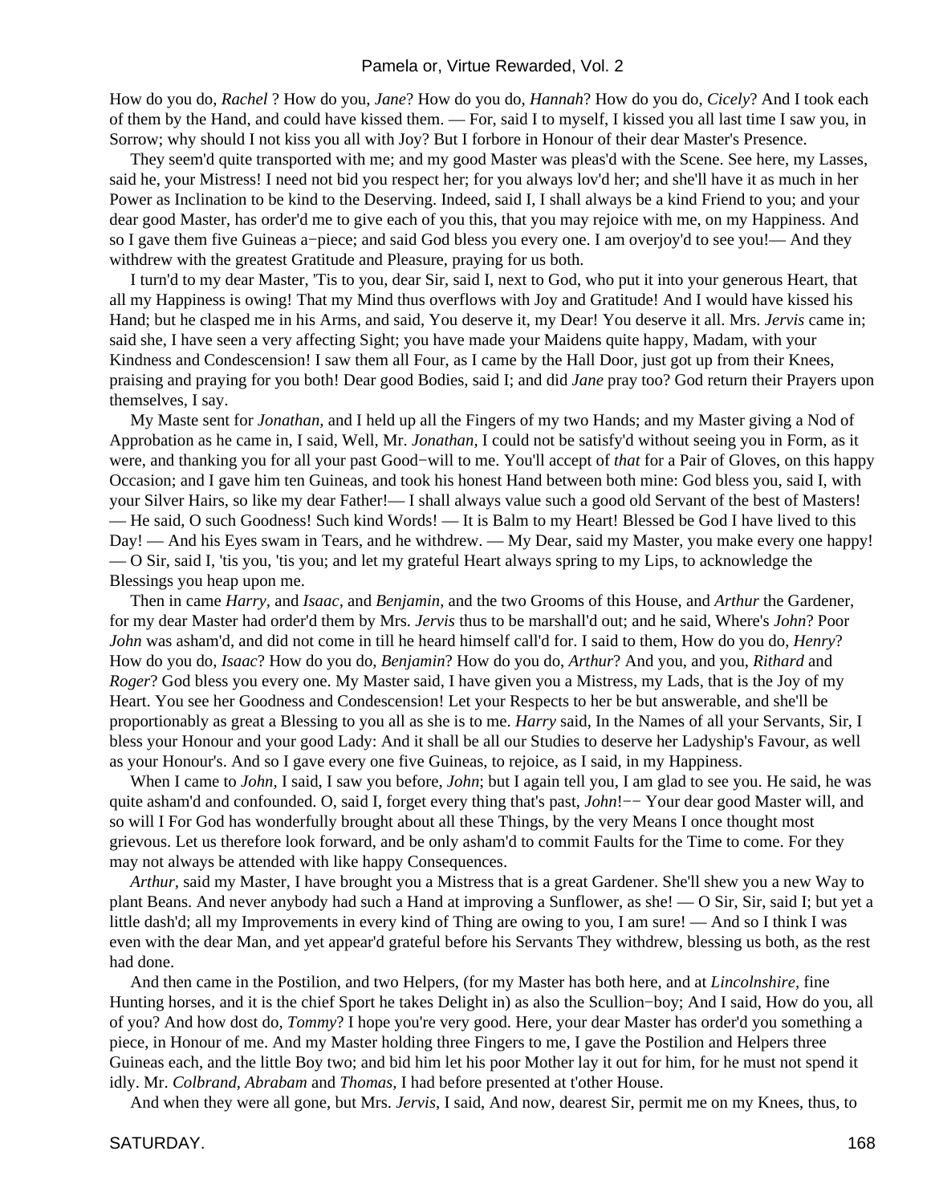How do you do, *Rachel* ? How do you, *Jane*? How do you do, *Hannah*? How do you do, *Cicely*? And I took each of them by the Hand, and could have kissed them. — For, said I to myself, I kissed you all last time I saw you, in Sorrow; why should I not kiss you all with Joy? But I forbore in Honour of their dear Master's Presence.

They seem'd quite transported with me; and my good Master was pleas'd with the Scene. See here, my Lasses, said he, your Mistress! I need not bid you respect her; for you always lov'd her; and she'll have it as much in her Power as Inclination to be kind to the Deserving. Indeed, said I, I shall always be a kind Friend to you; and your dear good Master, has order'd me to give each of you this, that you may rejoice with me, on my Happiness. And so I gave them five Guineas a−piece; and said God bless you every one. I am overjoy'd to see you!— And they withdrew with the greatest Gratitude and Pleasure, praying for us both.

I turn'd to my dear Master, 'Tis to you, dear Sir, said I, next to God, who put it into your generous Heart, that all my Happiness is owing! That my Mind thus overflows with Joy and Gratitude! And I would have kissed his Hand; but he clasped me in his Arms, and said, You deserve it, my Dear! You deserve it all. Mrs. *Jervis* came in; said she, I have seen a very affecting Sight; you have made your Maidens quite happy, Madam, with your Kindness and Condescension! I saw them all Four, as I came by the Hall Door, just got up from their Knees, praising and praying for you both! Dear good Bodies, said I; and did *Jane* pray too? God return their Prayers upon themselves, I say.

My Maste sent for *Jonathan,* and I held up all the Fingers of my two Hands; and my Master giving a Nod of Approbation as he came in, I said, Well, Mr. *Jonathan,* I could not be satisfy'd without seeing you in Form, as it were, and thanking you for all your past Good−will to me. You'll accept of *that* for a Pair of Gloves, on this happy Occasion; and I gave him ten Guineas, and took his honest Hand between both mine: God bless you, said I, with your Silver Hairs, so like my dear Father!— I shall always value such a good old Servant of the best of Masters! — He said, O such Goodness! Such kind Words! — It is Balm to my Heart! Blessed be God I have lived to this Day! — And his Eyes swam in Tears, and he withdrew. — My Dear, said my Master, you make every one happy! — O Sir, said I, 'tis you, 'tis you; and let my grateful Heart always spring to my Lips, to acknowledge the Blessings you heap upon me.

Then in came *Harry,* and *Isaac,* and *Benjamin,* and the two Grooms of this House, and *Arthur* the Gardener, for my dear Master had order'd them by Mrs. *Jervis* thus to be marshall'd out; and he said, Where's *John*? Poor *John* was asham'd, and did not come in till he heard himself call'd for. I said to them, How do you do, *Henry*? How do you do, *Isaac*? How do you do, *Benjamin*? How do you do, *Arthur*? And you, and you, *Rithard* and *Roger*? God bless you every one. My Master said, I have given you a Mistress, my Lads, that is the Joy of my Heart. You see her Goodness and Condescension! Let your Respects to her be but answerable, and she'll be proportionably as great a Blessing to you all as she is to me. *Harry* said, In the Names of all your Servants, Sir, I bless your Honour and your good Lady: And it shall be all our Studies to deserve her Ladyship's Favour, as well as your Honour's. And so I gave every one five Guineas, to rejoice, as I said, in my Happiness.

When I came to *John,* I said, I saw you before, *John*; but I again tell you, I am glad to see you. He said, he was quite asham'd and confounded. O, said I, forget every thing that's past, *John*!−− Your dear good Master will, and so will I For God has wonderfully brought about all these Things, by the very Means I once thought most grievous. Let us therefore look forward, and be only asham'd to commit Faults for the Time to come. For they may not always be attended with like happy Consequences.

*Arthur,* said my Master, I have brought you a Mistress that is a great Gardener. She'll shew you a new Way to plant Beans. And never anybody had such a Hand at improving a Sunflower, as she! — O Sir, Sir, said I; but yet a little dash'd; all my Improvements in every kind of Thing are owing to you, I am sure! — And so I think I was even with the dear Man, and yet appear'd grateful before his Servants They withdrew, blessing us both, as the rest had done.

And then came in the Postilion, and two Helpers, (for my Master has both here, and at *Lincolnshire,* fine Hunting horses, and it is the chief Sport he takes Delight in) as also the Scullion−boy; And I said, How do you, all of you? And how dost do, *Tommy*? I hope you're very good. Here, your dear Master has order'd you something a piece, in Honour of me. And my Master holding three Fingers to me, I gave the Postilion and Helpers three Guineas each, and the little Boy two; and bid him let his poor Mother lay it out for him, for he must not spend it idly. Mr. *Colbrand, Abrabam* and *Thomas,* I had before presented at t'other House.

And when they were all gone, but Mrs. *Jervis,* I said, And now, dearest Sir, permit me on my Knees, thus, to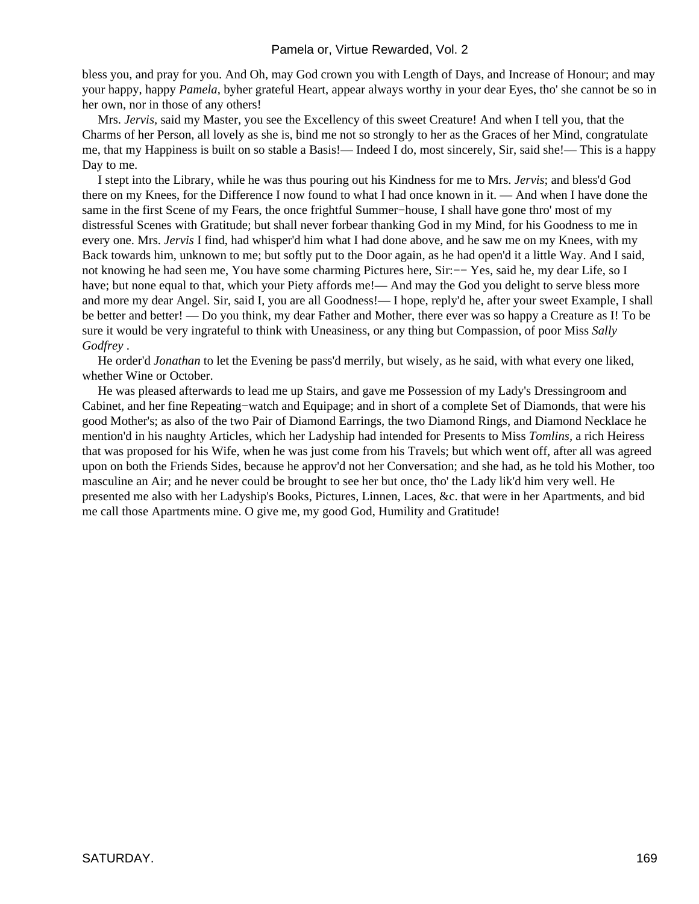bless you, and pray for you. And Oh, may God crown you with Length of Days, and Increase of Honour; and may your happy, happy *Pamela*, byher grateful Heart, appear always worthy in your dear Eyes, tho' she cannot be so in her own, nor in those of any others!

Mrs. *Jervis*, said my Master, you see the Excellency of this sweet Creature! And when I tell you, that the Charms of her Person, all lovely as she is, bind me not so strongly to her as the Graces of her Mind, congratulate me, that my Happiness is built on so stable a Basis!— Indeed I do, most sincerely, Sir, said she!— This is a happy Day to me.

I stept into the Library, while he was thus pouring out his Kindness for me to Mrs. *Jervis*; and bless'd God there on my Knees, for the Difference I now found to what I had once known in it. — And when I have done the same in the first Scene of my Fears, the once frightful Summer−house, I shall have gone thro' most of my distressful Scenes with Gratitude; but shall never forbear thanking God in my Mind, for his Goodness to me in every one. Mrs. *Jervis* I find, had whisper'd him what I had done above, and he saw me on my Knees, with my Back towards him, unknown to me; but softly put to the Door again, as he had open'd it a little Way. And I said, not knowing he had seen me, You have some charming Pictures here, Sir:−− Yes, said he, my dear Life, so I have; but none equal to that, which your Piety affords me!— And may the God you delight to serve bless more and more my dear Angel. Sir, said I, you are all Goodness!— I hope, reply'd he, after your sweet Example, I shall be better and better! — Do you think, my dear Father and Mother, there ever was so happy a Creature as I! To be sure it would be very ingrateful to think with Uneasiness, or any thing but Compassion, of poor Miss *Sally Godfrey* .

He order'd *Jonathan* to let the Evening be pass'd merrily, but wisely, as he said, with what every one liked, whether Wine or October.

He was pleased afterwards to lead me up Stairs, and gave me Possession of my Lady's Dressingroom and Cabinet, and her fine Repeating−watch and Equipage; and in short of a complete Set of Diamonds, that were his good Mother's; as also of the two Pair of Diamond Earrings, the two Diamond Rings, and Diamond Necklace he mention'd in his naughty Articles, which her Ladyship had intended for Presents to Miss *Tomlins*, a rich Heiress that was proposed for his Wife, when he was just come from his Travels; but which went off, after all was agreed upon on both the Friends Sides, because he approv'd not her Conversation; and she had, as he told his Mother, too masculine an Air; and he never could be brought to see her but once, tho' the Lady lik'd him very well. He presented me also with her Ladyship's Books, Pictures, Linnen, Laces, &c. that were in her Apartments, and bid me call those Apartments mine. O give me, my good God, Humility and Gratitude!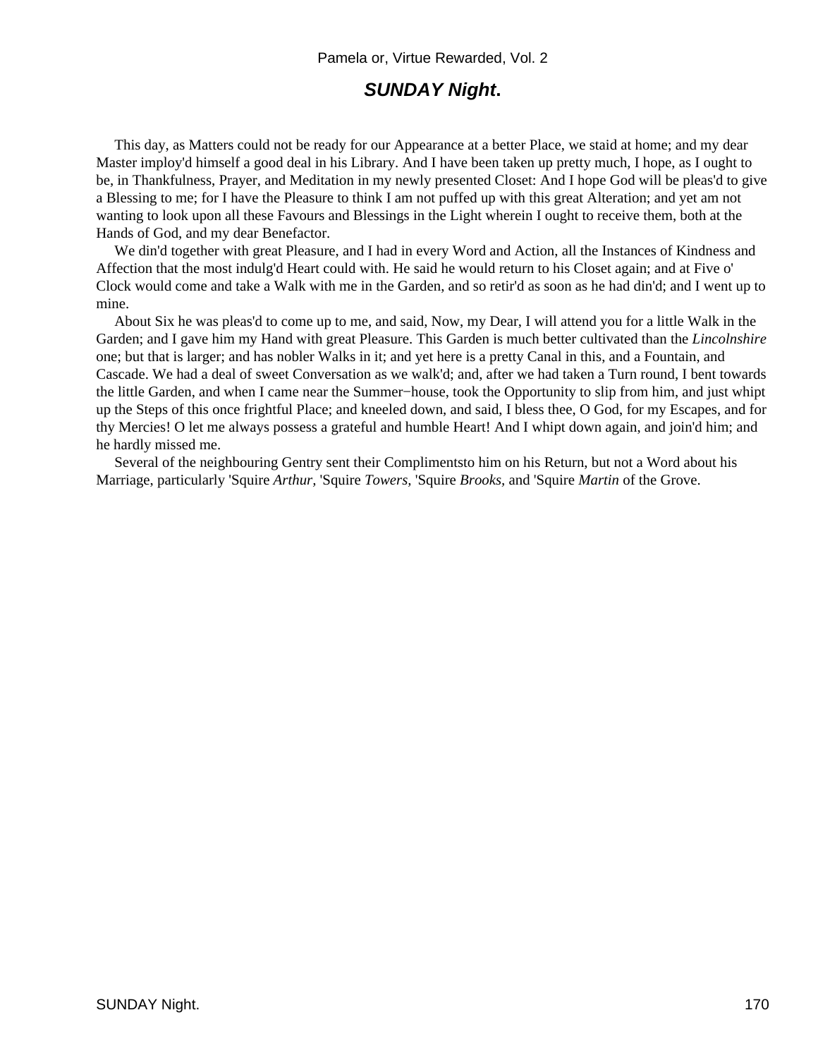## ***SUNDAY Night*.**

This day, as Matters could not be ready for our Appearance at a better Place, we staid at home; and my dear Master imploy'd himself a good deal in his Library. And I have been taken up pretty much, I hope, as I ought to be, in Thankfulness, Prayer, and Meditation in my newly presented Closet: And I hope God will be pleas'd to give a Blessing to me; for I have the Pleasure to think I am not puffed up with this great Alteration; and yet am not wanting to look upon all these Favours and Blessings in the Light wherein I ought to receive them, both at the Hands of God, and my dear Benefactor.

We din'd together with great Pleasure, and I had in every Word and Action, all the Instances of Kindness and Affection that the most indulg'd Heart could with. He said he would return to his Closet again; and at Five o' Clock would come and take a Walk with me in the Garden, and so retir'd as soon as he had din'd; and I went up to mine.

About Six he was pleas'd to come up to me, and said, Now, my Dear, I will attend you for a little Walk in the Garden; and I gave him my Hand with great Pleasure. This Garden is much better cultivated than the *Lincolnshire* one; but that is larger; and has nobler Walks in it; and yet here is a pretty Canal in this, and a Fountain, and Cascade. We had a deal of sweet Conversation as we walk'd; and, after we had taken a Turn round, I bent towards the little Garden, and when I came near the Summer−house, took the Opportunity to slip from him, and just whipt up the Steps of this once frightful Place; and kneeled down, and said, I bless thee, O God, for my Escapes, and for thy Mercies! O let me always possess a grateful and humble Heart! And I whipt down again, and join'd him; and he hardly missed me.

Several of the neighbouring Gentry sent their Complimentsto him on his Return, but not a Word about his Marriage, particularly 'Squire *Arthur*, 'Squire *Towers,* 'Squire *Brooks*, and 'Squire *Martin* of the Grove.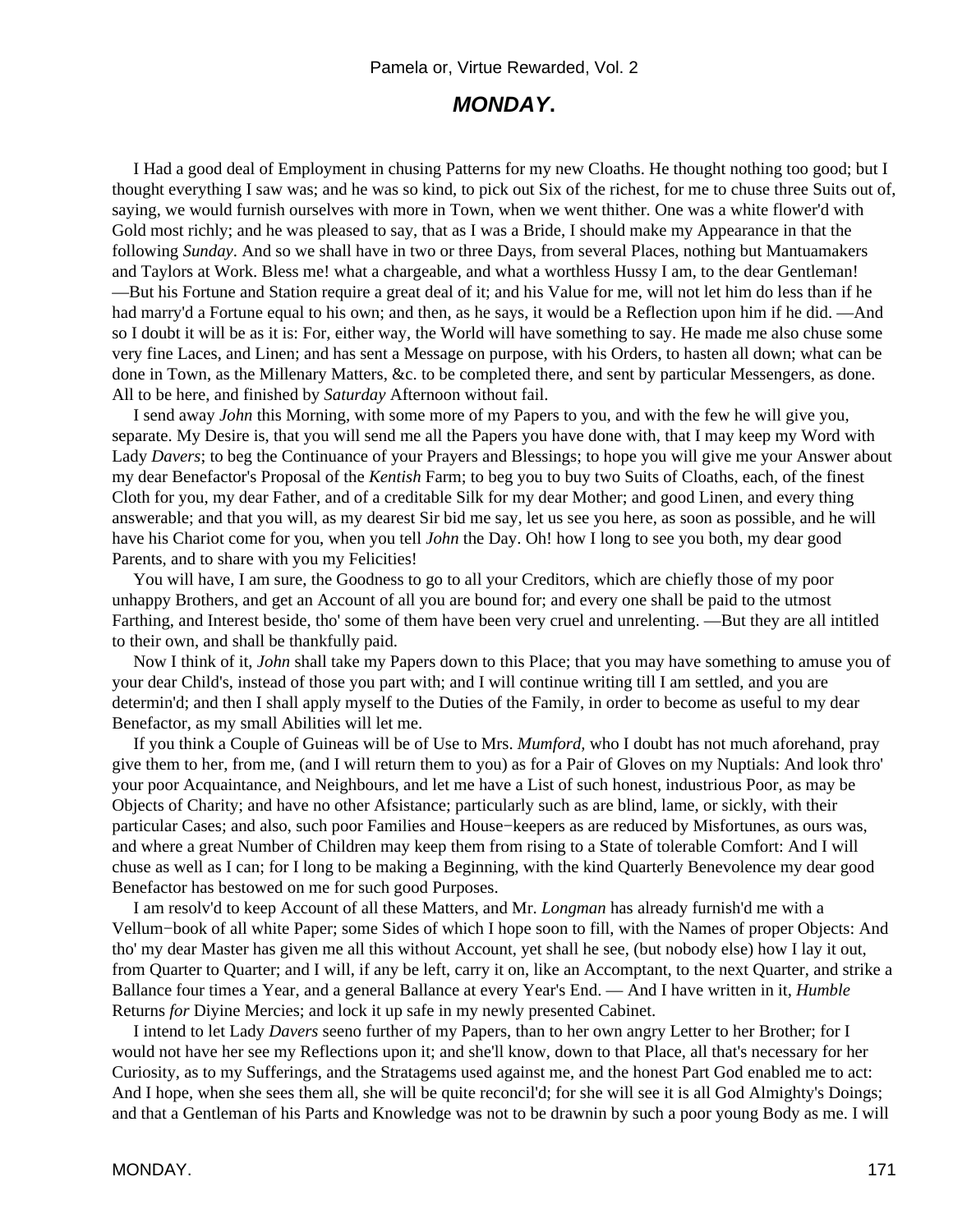## ***MONDAY.***

I Had a good deal of Employment in chusing Patterns for my new Cloaths. He thought nothing too good; but I thought everything I saw was; and he was so kind, to pick out Six of the richest, for me to chuse three Suits out of, saying, we would furnish ourselves with more in Town, when we went thither. One was a white flower'd with Gold most richly; and he was pleased to say, that as I was a Bride, I should make my Appearance in that the following *Sunday*. And so we shall have in two or three Days, from several Places, nothing but Mantuamakers and Taylors at Work. Bless me! what a chargeable, and what a worthless Hussy I am, to the dear Gentleman! —But his Fortune and Station require a great deal of it; and his Value for me, will not let him do less than if he had marry'd a Fortune equal to his own; and then, as he says, it would be a Reflection upon him if he did. —And so I doubt it will be as it is: For, either way, the World will have something to say. He made me also chuse some very fine Laces, and Linen; and has sent a Message on purpose, with his Orders, to hasten all down; what can be done in Town, as the Millenary Matters, &c. to be completed there, and sent by particular Messengers, as done. All to be here, and finished by *Saturday* Afternoon without fail.

I send away *John* this Morning, with some more of my Papers to you, and with the few he will give you, separate. My Desire is, that you will send me all the Papers you have done with, that I may keep my Word with Lady *Davers*; to beg the Continuance of your Prayers and Blessings; to hope you will give me your Answer about my dear Benefactor's Proposal of the *Kentish* Farm; to beg you to buy two Suits of Cloaths, each, of the finest Cloth for you, my dear Father, and of a creditable Silk for my dear Mother; and good Linen, and every thing answerable; and that you will, as my dearest Sir bid me say, let us see you here, as soon as possible, and he will have his Chariot come for you, when you tell *John* the Day. Oh! how I long to see you both, my dear good Parents, and to share with you my Felicities!

You will have, I am sure, the Goodness to go to all your Creditors, which are chiefly those of my poor unhappy Brothers, and get an Account of all you are bound for; and every one shall be paid to the utmost Farthing, and Interest beside, tho' some of them have been very cruel and unrelenting. —But they are all intitled to their own, and shall be thankfully paid.

Now I think of it, *John* shall take my Papers down to this Place; that you may have something to amuse you of your dear Child's, instead of those you part with; and I will continue writing till I am settled, and you are determin'd; and then I shall apply myself to the Duties of the Family, in order to become as useful to my dear Benefactor, as my small Abilities will let me.

If you think a Couple of Guineas will be of Use to Mrs. *Mumford*, who I doubt has not much aforehand, pray give them to her, from me, (and I will return them to you) as for a Pair of Gloves on my Nuptials: And look thro' your poor Acquaintance, and Neighbours, and let me have a List of such honest, industrious Poor, as may be Objects of Charity; and have no other Afsistance; particularly such as are blind, lame, or sickly, with their particular Cases; and also, such poor Families and House−keepers as are reduced by Misfortunes, as ours was, and where a great Number of Children may keep them from rising to a State of tolerable Comfort: And I will chuse as well as I can; for I long to be making a Beginning, with the kind Quarterly Benevolence my dear good Benefactor has bestowed on me for such good Purposes.

I am resolv'd to keep Account of all these Matters, and Mr. *Longman* has already furnish'd me with a Vellum−book of all white Paper; some Sides of which I hope soon to fill, with the Names of proper Objects: And tho' my dear Master has given me all this without Account, yet shall he see, (but nobody else) how I lay it out, from Quarter to Quarter; and I will, if any be left, carry it on, like an Accomptant, to the next Quarter, and strike a Ballance four times a Year, and a general Ballance at every Year's End. — And I have written in it, *Humble* Returns *for* Diyine Mercies; and lock it up safe in my newly presented Cabinet.

I intend to let Lady *Davers* seeno further of my Papers, than to her own angry Letter to her Brother; for I would not have her see my Reflections upon it; and she'll know, down to that Place, all that's necessary for her Curiosity, as to my Sufferings, and the Stratagems used against me, and the honest Part God enabled me to act: And I hope, when she sees them all, she will be quite reconcil'd; for she will see it is all God Almighty's Doings; and that a Gentleman of his Parts and Knowledge was not to be drawnin by such a poor young Body as me. I will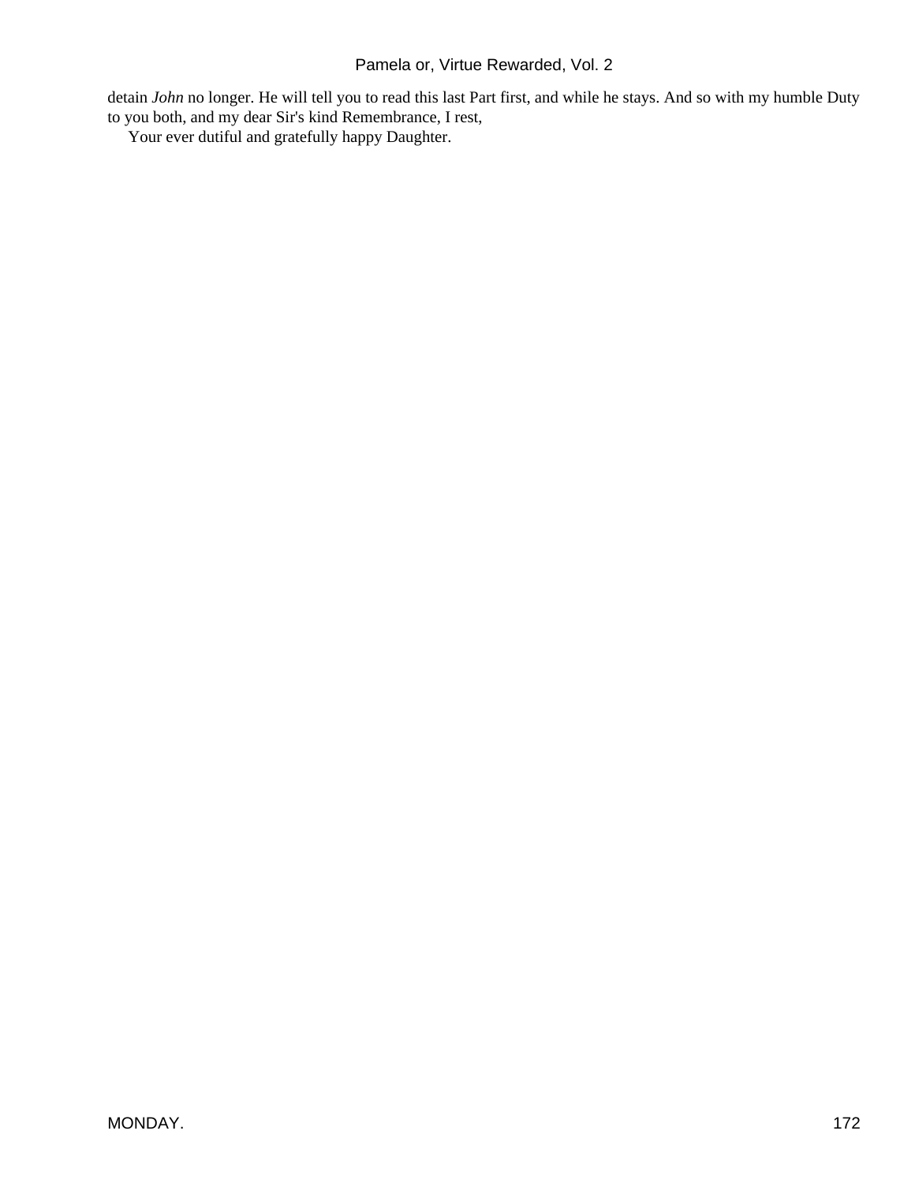detain *John* no longer. He will tell you to read this last Part first, and while he stays. And so with my humble Duty to you both, and my dear Sir's kind Remembrance, I rest,

Your ever dutiful and gratefully happy Daughter.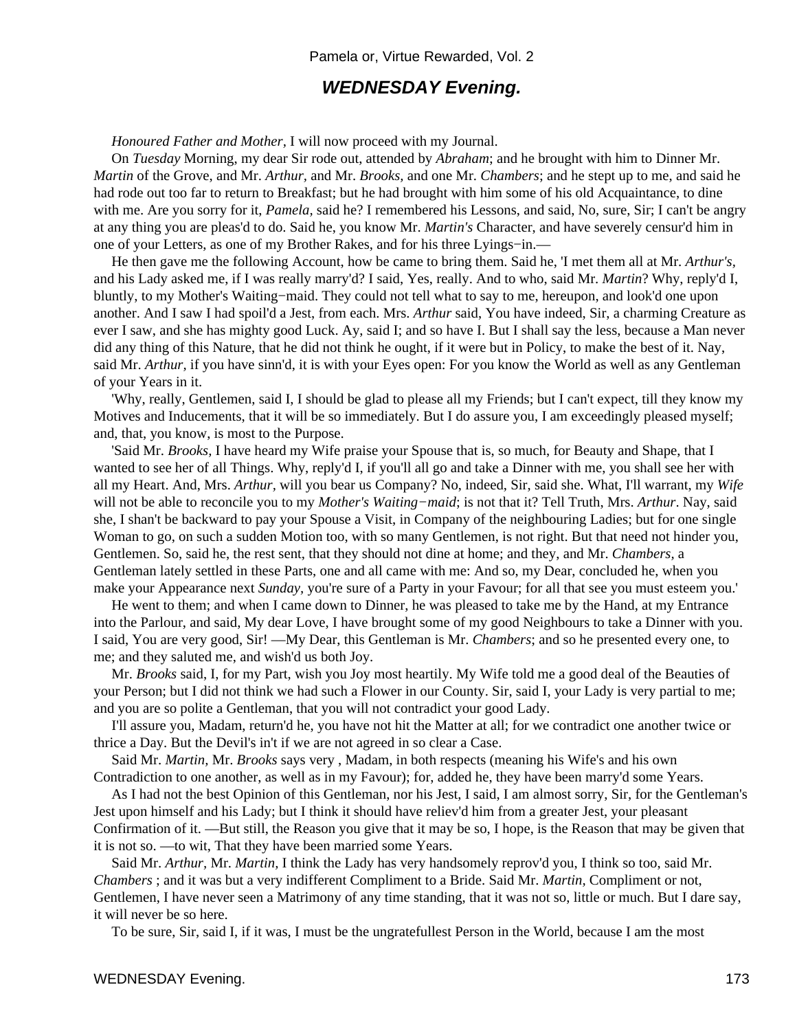## *WEDNESDAY Evening.*

*Honoured Father and Mother,* I will now proceed with my Journal.

On *Tuesday* Morning, my dear Sir rode out, attended by *Abraham*; and he brought with him to Dinner Mr. *Martin* of the Grove, and Mr. *Arthur,* and Mr. *Brooks,* and one Mr. *Chambers*; and he stept up to me, and said he had rode out too far to return to Breakfast; but he had brought with him some of his old Acquaintance, to dine with me. Are you sorry for it, *Pamela,* said he? I remembered his Lessons, and said, No, sure, Sir; I can't be angry at any thing you are pleas'd to do. Said he, you know Mr. *Martin's* Character, and have severely censur'd him in one of your Letters, as one of my Brother Rakes, and for his three Lyings−in.—

He then gave me the following Account, how be came to bring them. Said he, 'I met them all at Mr. *Arthur's,* and his Lady asked me, if I was really marry'd? I said, Yes, really. And to who, said Mr. *Martin*? Why, reply'd I, bluntly, to my Mother's Waiting−maid. They could not tell what to say to me, hereupon, and look'd one upon another. And I saw I had spoil'd a Jest, from each. Mrs. *Arthur* said, You have indeed, Sir, a charming Creature as ever I saw, and she has mighty good Luck. Ay, said I; and so have I. But I shall say the less, because a Man never did any thing of this Nature, that he did not think he ought, if it were but in Policy, to make the best of it. Nay, said Mr. *Arthur,* if you have sinn'd, it is with your Eyes open: For you know the World as well as any Gentleman of your Years in it.

'Why, really, Gentlemen, said I, I should be glad to please all my Friends; but I can't expect, till they know my Motives and Inducements, that it will be so immediately. But I do assure you, I am exceedingly pleased myself; and, that, you know, is most to the Purpose.

'Said Mr. *Brooks,* I have heard my Wife praise your Spouse that is, so much, for Beauty and Shape, that I wanted to see her of all Things. Why, reply'd I, if you'll all go and take a Dinner with me, you shall see her with all my Heart. And, Mrs. *Arthur,* will you bear us Company? No, indeed, Sir, said she. What, I'll warrant, my *Wife* will not be able to reconcile you to my *Mother's Waiting−maid*; is not that it? Tell Truth, Mrs. *Arthur*. Nay, said she, I shan't be backward to pay your Spouse a Visit, in Company of the neighbouring Ladies; but for one single Woman to go, on such a sudden Motion too, with so many Gentlemen, is not right. But that need not hinder you, Gentlemen. So, said he, the rest sent, that they should not dine at home; and they, and Mr. *Chambers,* a Gentleman lately settled in these Parts, one and all came with me: And so, my Dear, concluded he, when you make your Appearance next *Sunday,* you're sure of a Party in your Favour; for all that see you must esteem you.'

He went to them; and when I came down to Dinner, he was pleased to take me by the Hand, at my Entrance into the Parlour, and said, My dear Love, I have brought some of my good Neighbours to take a Dinner with you. I said, You are very good, Sir! —My Dear, this Gentleman is Mr. *Chambers*; and so he presented every one, to me; and they saluted me, and wish'd us both Joy.

Mr. *Brooks* said, I, for my Part, wish you Joy most heartily. My Wife told me a good deal of the Beauties of your Person; but I did not think we had such a Flower in our County. Sir, said I, your Lady is very partial to me; and you are so polite a Gentleman, that you will not contradict your good Lady.

I'll assure you, Madam, return'd he, you have not hit the Matter at all; for we contradict one another twice or thrice a Day. But the Devil's in't if we are not agreed in so clear a Case.

Said Mr. *Martin,* Mr. *Brooks* says very , Madam, in both respects (meaning his Wife's and his own Contradiction to one another, as well as in my Favour); for, added he, they have been marry'd some Years.

As I had not the best Opinion of this Gentleman, nor his Jest, I said, I am almost sorry, Sir, for the Gentleman's Jest upon himself and his Lady; but I think it should have reliev'd him from a greater Jest, your pleasant Confirmation of it. —But still, the Reason you give that it may be so, I hope, is the Reason that may be given that it is not so. —to wit, That they have been married some Years.

Said Mr. *Arthur,* Mr. *Martin,* I think the Lady has very handsomely reprov'd you, I think so too, said Mr. *Chambers* ; and it was but a very indifferent Compliment to a Bride. Said Mr. *Martin,* Compliment or not, Gentlemen, I have never seen a Matrimony of any time standing, that it was not so, little or much. But I dare say, it will never be so here.

To be sure, Sir, said I, if it was, I must be the ungratefullest Person in the World, because I am the most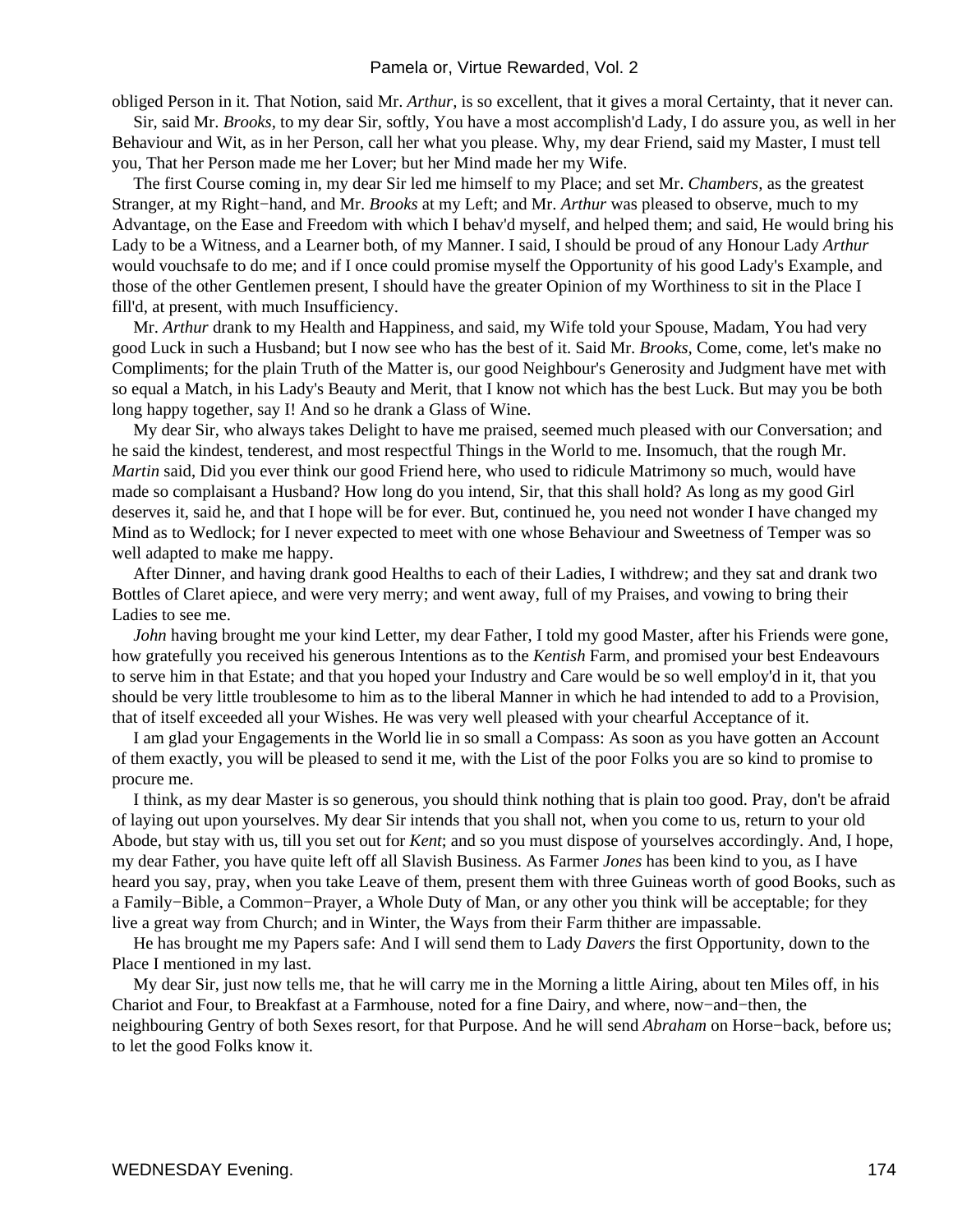obliged Person in it. That Notion, said Mr. *Arthur,* is so excellent, that it gives a moral Certainty, that it never can.

Sir, said Mr. *Brooks,* to my dear Sir, softly, You have a most accomplish'd Lady, I do assure you, as well in her Behaviour and Wit, as in her Person, call her what you please. Why, my dear Friend, said my Master, I must tell you, That her Person made me her Lover; but her Mind made her my Wife.

The first Course coming in, my dear Sir led me himself to my Place; and set Mr. *Chambers,* as the greatest Stranger, at my Right−hand, and Mr. *Brooks* at my Left; and Mr. *Arthur* was pleased to observe, much to my Advantage, on the Ease and Freedom with which I behav'd myself, and helped them; and said, He would bring his Lady to be a Witness, and a Learner both, of my Manner. I said, I should be proud of any Honour Lady *Arthur* would vouchsafe to do me; and if I once could promise myself the Opportunity of his good Lady's Example, and those of the other Gentlemen present, I should have the greater Opinion of my Worthiness to sit in the Place I fill'd, at present, with much Insufficiency.

Mr. *Arthur* drank to my Health and Happiness, and said, my Wife told your Spouse, Madam, You had very good Luck in such a Husband; but I now see who has the best of it. Said Mr. *Brooks,* Come, come, let's make no Compliments; for the plain Truth of the Matter is, our good Neighbour's Generosity and Judgment have met with so equal a Match, in his Lady's Beauty and Merit, that I know not which has the best Luck. But may you be both long happy together, say I! And so he drank a Glass of Wine.

My dear Sir, who always takes Delight to have me praised, seemed much pleased with our Conversation; and he said the kindest, tenderest, and most respectful Things in the World to me. Insomuch, that the rough Mr. *Martin* said, Did you ever think our good Friend here, who used to ridicule Matrimony so much, would have made so complaisant a Husband? How long do you intend, Sir, that this shall hold? As long as my good Girl deserves it, said he, and that I hope will be for ever. But, continued he, you need not wonder I have changed my Mind as to Wedlock; for I never expected to meet with one whose Behaviour and Sweetness of Temper was so well adapted to make me happy.

After Dinner, and having drank good Healths to each of their Ladies, I withdrew; and they sat and drank two Bottles of Claret apiece, and were very merry; and went away, full of my Praises, and vowing to bring their Ladies to see me.

*John* having brought me your kind Letter, my dear Father, I told my good Master, after his Friends were gone, how gratefully you received his generous Intentions as to the *Kentish* Farm, and promised your best Endeavours to serve him in that Estate; and that you hoped your Industry and Care would be so well employ'd in it, that you should be very little troublesome to him as to the liberal Manner in which he had intended to add to a Provision, that of itself exceeded all your Wishes. He was very well pleased with your chearful Acceptance of it.

I am glad your Engagements in the World lie in so small a Compass: As soon as you have gotten an Account of them exactly, you will be pleased to send it me, with the List of the poor Folks you are so kind to promise to procure me.

I think, as my dear Master is so generous, you should think nothing that is plain too good. Pray, don't be afraid of laying out upon yourselves. My dear Sir intends that you shall not, when you come to us, return to your old Abode, but stay with us, till you set out for *Kent*; and so you must dispose of yourselves accordingly. And, I hope, my dear Father, you have quite left off all Slavish Business. As Farmer *Jones* has been kind to you, as I have heard you say, pray, when you take Leave of them, present them with three Guineas worth of good Books, such as a Family−Bible, a Common−Prayer, a Whole Duty of Man, or any other you think will be acceptable; for they live a great way from Church; and in Winter, the Ways from their Farm thither are impassable.

He has brought me my Papers safe: And I will send them to Lady *Davers* the first Opportunity, down to the Place I mentioned in my last.

My dear Sir, just now tells me, that he will carry me in the Morning a little Airing, about ten Miles off, in his Chariot and Four, to Breakfast at a Farmhouse, noted for a fine Dairy, and where, now−and−then, the neighbouring Gentry of both Sexes resort, for that Purpose. And he will send *Abraham* on Horse−back, before us; to let the good Folks know it.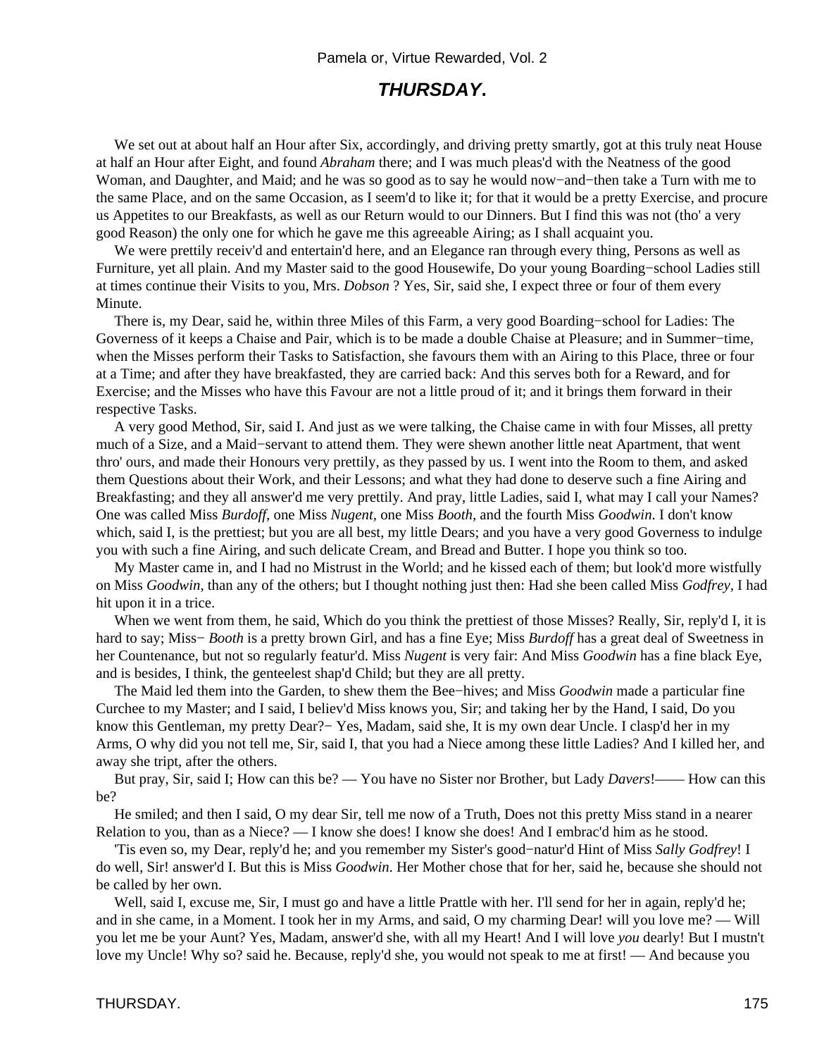## *THURSDAY*.

We set out at about half an Hour after Six, accordingly, and driving pretty smartly, got at this truly neat House at half an Hour after Eight, and found *Abraham* there; and I was much pleas'd with the Neatness of the good Woman, and Daughter, and Maid; and he was so good as to say he would now−and−then take a Turn with me to the same Place, and on the same Occasion, as I seem'd to like it; for that it would be a pretty Exercise, and procure us Appetites to our Breakfasts, as well as our Return would to our Dinners. But I find this was not (tho' a very good Reason) the only one for which he gave me this agreeable Airing; as I shall acquaint you.

We were prettily receiv'd and entertain'd here, and an Elegance ran through every thing, Persons as well as Furniture, yet all plain. And my Master said to the good Housewife, Do your young Boarding−school Ladies still at times continue their Visits to you, Mrs. *Dobson* ? Yes, Sir, said she, I expect three or four of them every Minute.

There is, my Dear, said he, within three Miles of this Farm, a very good Boarding−school for Ladies: The Governess of it keeps a Chaise and Pair, which is to be made a double Chaise at Pleasure; and in Summer−time, when the Misses perform their Tasks to Satisfaction, she favours them with an Airing to this Place, three or four at a Time; and after they have breakfasted, they are carried back: And this serves both for a Reward, and for Exercise; and the Misses who have this Favour are not a little proud of it; and it brings them forward in their respective Tasks.

A very good Method, Sir, said I. And just as we were talking, the Chaise came in with four Misses, all pretty much of a Size, and a Maid−servant to attend them. They were shewn another little neat Apartment, that went thro' ours, and made their Honours very prettily, as they passed by us. I went into the Room to them, and asked them Questions about their Work, and their Lessons; and what they had done to deserve such a fine Airing and Breakfasting; and they all answer'd me very prettily. And pray, little Ladies, said I, what may I call your Names? One was called Miss *Burdoff,* one Miss *Nugent,* one Miss *Booth,* and the fourth Miss *Goodwin*. I don't know which, said I, is the prettiest; but you are all best, my little Dears; and you have a very good Governess to indulge you with such a fine Airing, and such delicate Cream, and Bread and Butter. I hope you think so too.

My Master came in, and I had no Mistrust in the World; and he kissed each of them; but look'd more wistfully on Miss *Goodwin,* than any of the others; but I thought nothing just then: Had she been called Miss *Godfrey,* I had hit upon it in a trice.

When we went from them, he said, Which do you think the prettiest of those Misses? Really, Sir, reply'd I, it is hard to say; Miss− *Booth* is a pretty brown Girl, and has a fine Eye; Miss *Burdoff* has a great deal of Sweetness in her Countenance, but not so regularly featur'd. Miss *Nugent* is very fair: And Miss *Goodwin* has a fine black Eye, and is besides, I think, the genteelest shap'd Child; but they are all pretty.

The Maid led them into the Garden, to shew them the Bee−hives; and Miss *Goodwin* made a particular fine Curchee to my Master; and I said, I believ'd Miss knows you, Sir; and taking her by the Hand, I said, Do you know this Gentleman, my pretty Dear?− Yes, Madam, said she, It is my own dear Uncle. I clasp'd her in my Arms, O why did you not tell me, Sir, said I, that you had a Niece among these little Ladies? And I killed her, and away she tript, after the others.

But pray, Sir, said I; How can this be? — You have no Sister nor Brother, but Lady *Davers*!—— How can this be?

He smiled; and then I said, O my dear Sir, tell me now of a Truth, Does not this pretty Miss stand in a nearer Relation to you, than as a Niece? — I know she does! I know she does! And I embrac'd him as he stood.

'Tis even so, my Dear, reply'd he; and you remember my Sister's good−natur'd Hint of Miss *Sally Godfrey*! I do well, Sir! answer'd I. But this is Miss *Goodwin*. Her Mother chose that for her, said he, because she should not be called by her own.

Well, said I, excuse me, Sir, I must go and have a little Prattle with her. I'll send for her in again, reply'd he; and in she came, in a Moment. I took her in my Arms, and said, O my charming Dear! will you love me? — Will you let me be your Aunt? Yes, Madam, answer'd she, with all my Heart! And I will love *you* dearly! But I mustn't love my Uncle! Why so? said he. Because, reply'd she, you would not speak to me at first! — And because you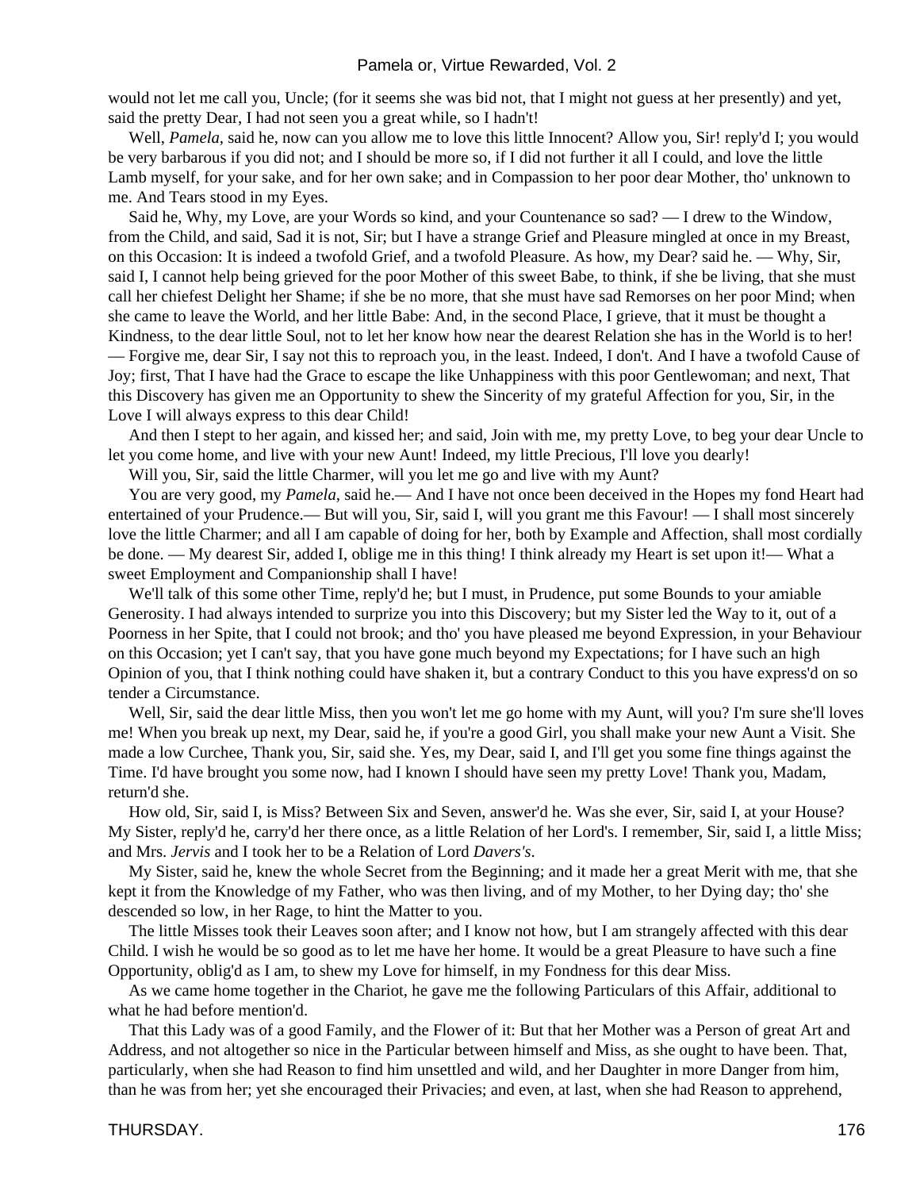would not let me call you, Uncle; (for it seems she was bid not, that I might not guess at her presently) and yet, said the pretty Dear, I had not seen you a great while, so I hadn't!

Well, *Pamela*, said he, now can you allow me to love this little Innocent? Allow you, Sir! reply'd I; you would be very barbarous if you did not; and I should be more so, if I did not further it all I could, and love the little Lamb myself, for your sake, and for her own sake; and in Compassion to her poor dear Mother, tho' unknown to me. And Tears stood in my Eyes.

Said he, Why, my Love, are your Words so kind, and your Countenance so sad? — I drew to the Window, from the Child, and said, Sad it is not, Sir; but I have a strange Grief and Pleasure mingled at once in my Breast, on this Occasion: It is indeed a twofold Grief, and a twofold Pleasure. As how, my Dear? said he. — Why, Sir, said I, I cannot help being grieved for the poor Mother of this sweet Babe, to think, if she be living, that she must call her chiefest Delight her Shame; if she be no more, that she must have sad Remorses on her poor Mind; when she came to leave the World, and her little Babe: And, in the second Place, I grieve, that it must be thought a Kindness, to the dear little Soul, not to let her know how near the dearest Relation she has in the World is to her! — Forgive me, dear Sir, I say not this to reproach you, in the least. Indeed, I don't. And I have a twofold Cause of Joy; first, That I have had the Grace to escape the like Unhappiness with this poor Gentlewoman; and next, That this Discovery has given me an Opportunity to shew the Sincerity of my grateful Affection for you, Sir, in the Love I will always express to this dear Child!

And then I stept to her again, and kissed her; and said, Join with me, my pretty Love, to beg your dear Uncle to let you come home, and live with your new Aunt! Indeed, my little Precious, I'll love you dearly!

Will you, Sir, said the little Charmer, will you let me go and live with my Aunt?

You are very good, my *Pamela*, said he.— And I have not once been deceived in the Hopes my fond Heart had entertained of your Prudence.— But will you, Sir, said I, will you grant me this Favour! — I shall most sincerely love the little Charmer; and all I am capable of doing for her, both by Example and Affection, shall most cordially be done. — My dearest Sir, added I, oblige me in this thing! I think already my Heart is set upon it!— What a sweet Employment and Companionship shall I have!

We'll talk of this some other Time, reply'd he; but I must, in Prudence, put some Bounds to your amiable Generosity. I had always intended to surprize you into this Discovery; but my Sister led the Way to it, out of a Poorness in her Spite, that I could not brook; and tho' you have pleased me beyond Expression, in your Behaviour on this Occasion; yet I can't say, that you have gone much beyond my Expectations; for I have such an high Opinion of you, that I think nothing could have shaken it, but a contrary Conduct to this you have express'd on so tender a Circumstance.

Well, Sir, said the dear little Miss, then you won't let me go home with my Aunt, will you? I'm sure she'll loves me! When you break up next, my Dear, said he, if you're a good Girl, you shall make your new Aunt a Visit. She made a low Curchee, Thank you, Sir, said she. Yes, my Dear, said I, and I'll get you some fine things against the Time. I'd have brought you some now, had I known I should have seen my pretty Love! Thank you, Madam, return'd she.

How old, Sir, said I, is Miss? Between Six and Seven, answer'd he. Was she ever, Sir, said I, at your House? My Sister, reply'd he, carry'd her there once, as a little Relation of her Lord's. I remember, Sir, said I, a little Miss; and Mrs. *Jervis* and I took her to be a Relation of Lord *Davers's*.

My Sister, said he, knew the whole Secret from the Beginning; and it made her a great Merit with me, that she kept it from the Knowledge of my Father, who was then living, and of my Mother, to her Dying day; tho' she descended so low, in her Rage, to hint the Matter to you.

The little Misses took their Leaves soon after; and I know not how, but I am strangely affected with this dear Child. I wish he would be so good as to let me have her home. It would be a great Pleasure to have such a fine Opportunity, oblig'd as I am, to shew my Love for himself, in my Fondness for this dear Miss.

As we came home together in the Chariot, he gave me the following Particulars of this Affair, additional to what he had before mention'd.

That this Lady was of a good Family, and the Flower of it: But that her Mother was a Person of great Art and Address, and not altogether so nice in the Particular between himself and Miss, as she ought to have been. That, particularly, when she had Reason to find him unsettled and wild, and her Daughter in more Danger from him, than he was from her; yet she encouraged their Privacies; and even, at last, when she had Reason to apprehend,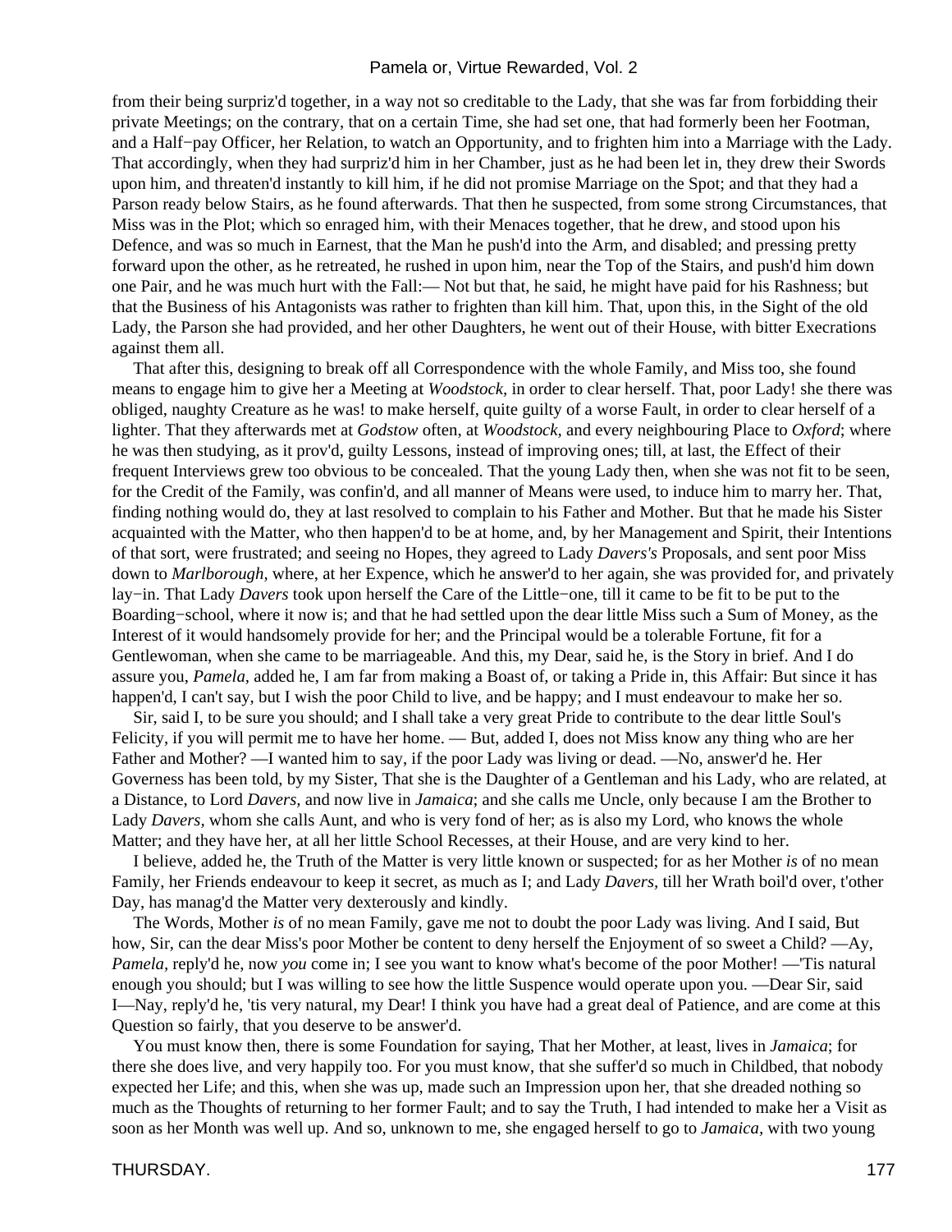from their being surpriz'd together, in a way not so creditable to the Lady, that she was far from forbidding their private Meetings; on the contrary, that on a certain Time, she had set one, that had formerly been her Footman, and a Half−pay Officer, her Relation, to watch an Opportunity, and to frighten him into a Marriage with the Lady. That accordingly, when they had surpriz'd him in her Chamber, just as he had been let in, they drew their Swords upon him, and threaten'd instantly to kill him, if he did not promise Marriage on the Spot; and that they had a Parson ready below Stairs, as he found afterwards. That then he suspected, from some strong Circumstances, that Miss was in the Plot; which so enraged him, with their Menaces together, that he drew, and stood upon his Defence, and was so much in Earnest, that the Man he push'd into the Arm, and disabled; and pressing pretty forward upon the other, as he retreated, he rushed in upon him, near the Top of the Stairs, and push'd him down one Pair, and he was much hurt with the Fall:— Not but that, he said, he might have paid for his Rashness; but that the Business of his Antagonists was rather to frighten than kill him. That, upon this, in the Sight of the old Lady, the Parson she had provided, and her other Daughters, he went out of their House, with bitter Execrations against them all.

That after this, designing to break off all Correspondence with the whole Family, and Miss too, she found means to engage him to give her a Meeting at *Woodstock*, in order to clear herself. That, poor Lady! she there was obliged, naughty Creature as he was! to make herself, quite guilty of a worse Fault, in order to clear herself of a lighter. That they afterwards met at *Godstow* often, at *Woodstock*, and every neighbouring Place to *Oxford*; where he was then studying, as it prov'd, guilty Lessons, instead of improving ones; till, at last, the Effect of their frequent Interviews grew too obvious to be concealed. That the young Lady then, when she was not fit to be seen, for the Credit of the Family, was confin'd, and all manner of Means were used, to induce him to marry her. That, finding nothing would do, they at last resolved to complain to his Father and Mother. But that he made his Sister acquainted with the Matter, who then happen'd to be at home, and, by her Management and Spirit, their Intentions of that sort, were frustrated; and seeing no Hopes, they agreed to Lady *Davers's* Proposals, and sent poor Miss down to *Marlborough*, where, at her Expence, which he answer'd to her again, she was provided for, and privately lay−in. That Lady *Davers* took upon herself the Care of the Little−one, till it came to be fit to be put to the Boarding−school, where it now is; and that he had settled upon the dear little Miss such a Sum of Money, as the Interest of it would handsomely provide for her; and the Principal would be a tolerable Fortune, fit for a Gentlewoman, when she came to be marriageable. And this, my Dear, said he, is the Story in brief. And I do assure you, *Pamela*, added he, I am far from making a Boast of, or taking a Pride in, this Affair: But since it has happen'd, I can't say, but I wish the poor Child to live, and be happy; and I must endeavour to make her so.

Sir, said I, to be sure you should; and I shall take a very great Pride to contribute to the dear little Soul's Felicity, if you will permit me to have her home. — But, added I, does not Miss know any thing who are her Father and Mother? —I wanted him to say, if the poor Lady was living or dead. —No, answer'd he. Her Governess has been told, by my Sister, That she is the Daughter of a Gentleman and his Lady, who are related, at a Distance, to Lord *Davers*, and now live in *Jamaica*; and she calls me Uncle, only because I am the Brother to Lady *Davers*, whom she calls Aunt, and who is very fond of her; as is also my Lord, who knows the whole Matter; and they have her, at all her little School Recesses, at their House, and are very kind to her.

I believe, added he, the Truth of the Matter is very little known or suspected; for as her Mother *is* of no mean Family, her Friends endeavour to keep it secret, as much as I; and Lady *Davers*, till her Wrath boil'd over, t'other Day, has manag'd the Matter very dexterously and kindly.

The Words, Mother *is* of no mean Family, gave me not to doubt the poor Lady was living. And I said, But how, Sir, can the dear Miss's poor Mother be content to deny herself the Enjoyment of so sweet a Child? —Ay, *Pamela*, reply'd he, now *you* come in; I see you want to know what's become of the poor Mother! —'Tis natural enough you should; but I was willing to see how the little Suspence would operate upon you. —Dear Sir, said I—Nay, reply'd he, 'tis very natural, my Dear! I think you have had a great deal of Patience, and are come at this Question so fairly, that you deserve to be answer'd.

You must know then, there is some Foundation for saying, That her Mother, at least, lives in *Jamaica*; for there she does live, and very happily too. For you must know, that she suffer'd so much in Childbed, that nobody expected her Life; and this, when she was up, made such an Impression upon her, that she dreaded nothing so much as the Thoughts of returning to her former Fault; and to say the Truth, I had intended to make her a Visit as soon as her Month was well up. And so, unknown to me, she engaged herself to go to *Jamaica*, with two young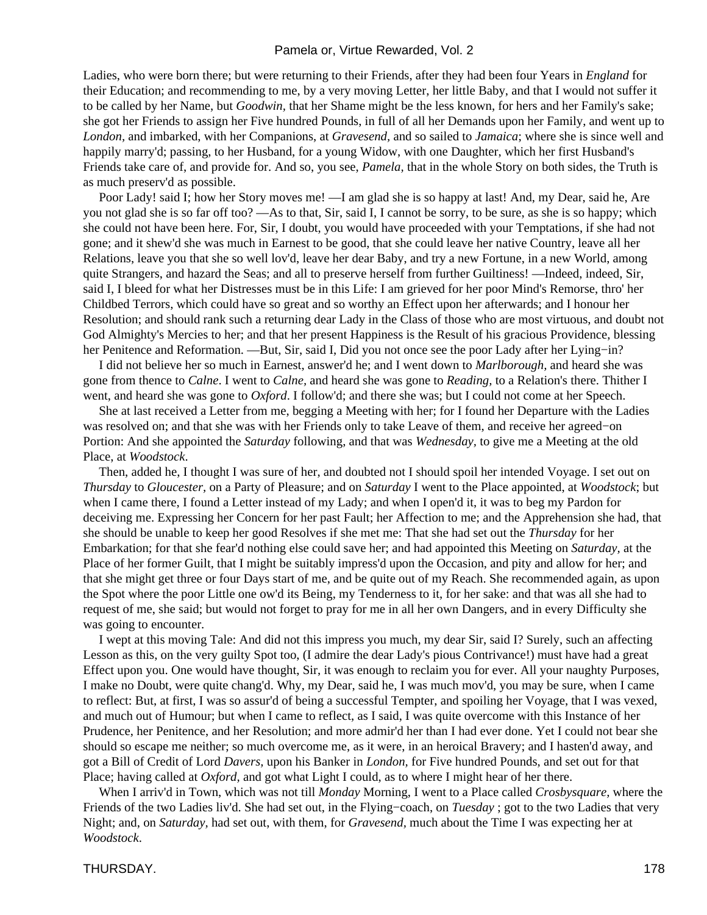Ladies, who were born there; but were returning to their Friends, after they had been four Years in *England* for their Education; and recommending to me, by a very moving Letter, her little Baby, and that I would not suffer it to be called by her Name, but *Goodwin,* that her Shame might be the less known, for hers and her Family's sake; she got her Friends to assign her Five hundred Pounds, in full of all her Demands upon her Family, and went up to *London,* and imbarked, with her Companions, at *Gravesend,* and so sailed to *Jamaica*; where she is since well and happily marry'd; passing, to her Husband, for a young Widow, with one Daughter, which her first Husband's Friends take care of, and provide for. And so, you see, *Pamela,* that in the whole Story on both sides, the Truth is as much preserv'd as possible.

Poor Lady! said I; how her Story moves me! —I am glad she is so happy at last! And, my Dear, said he, Are you not glad she is so far off too? —As to that, Sir, said I, I cannot be sorry, to be sure, as she is so happy; which she could not have been here. For, Sir, I doubt, you would have proceeded with your Temptations, if she had not gone; and it shew'd she was much in Earnest to be good, that she could leave her native Country, leave all her Relations, leave you that she so well lov'd, leave her dear Baby, and try a new Fortune, in a new World, among quite Strangers, and hazard the Seas; and all to preserve herself from further Guiltiness! —Indeed, indeed, Sir, said I, I bleed for what her Distresses must be in this Life: I am grieved for her poor Mind's Remorse, thro' her Childbed Terrors, which could have so great and so worthy an Effect upon her afterwards; and I honour her Resolution; and should rank such a returning dear Lady in the Class of those who are most virtuous, and doubt not God Almighty's Mercies to her; and that her present Happiness is the Result of his gracious Providence, blessing her Penitence and Reformation. —But, Sir, said I, Did you not once see the poor Lady after her Lying−in?

I did not believe her so much in Earnest, answer'd he; and I went down to *Marlborough,* and heard she was gone from thence to *Calne*. I went to *Calne,* and heard she was gone to *Reading,* to a Relation's there. Thither I went, and heard she was gone to *Oxford*. I follow'd; and there she was; but I could not come at her Speech.

She at last received a Letter from me, begging a Meeting with her; for I found her Departure with the Ladies was resolved on; and that she was with her Friends only to take Leave of them, and receive her agreed−on Portion: And she appointed the *Saturday* following, and that was *Wednesday,* to give me a Meeting at the old Place, at *Woodstock*.

Then, added he, I thought I was sure of her, and doubted not I should spoil her intended Voyage. I set out on *Thursday* to *Gloucester,* on a Party of Pleasure; and on *Saturday* I went to the Place appointed, at *Woodstock*; but when I came there, I found a Letter instead of my Lady; and when I open'd it, it was to beg my Pardon for deceiving me. Expressing her Concern for her past Fault; her Affection to me; and the Apprehension she had, that she should be unable to keep her good Resolves if she met me: That she had set out the *Thursday* for her Embarkation; for that she fear'd nothing else could save her; and had appointed this Meeting on *Saturday,* at the Place of her former Guilt, that I might be suitably impress'd upon the Occasion, and pity and allow for her; and that she might get three or four Days start of me, and be quite out of my Reach. She recommended again, as upon the Spot where the poor Little one ow'd its Being, my Tenderness to it, for her sake: and that was all she had to request of me, she said; but would not forget to pray for me in all her own Dangers, and in every Difficulty she was going to encounter.

I wept at this moving Tale: And did not this impress you much, my dear Sir, said I? Surely, such an affecting Lesson as this, on the very guilty Spot too, (I admire the dear Lady's pious Contrivance!) must have had a great Effect upon you. One would have thought, Sir, it was enough to reclaim you for ever. All your naughty Purposes, I make no Doubt, were quite chang'd. Why, my Dear, said he, I was much mov'd, you may be sure, when I came to reflect: But, at first, I was so assur'd of being a successful Tempter, and spoiling her Voyage, that I was vexed, and much out of Humour; but when I came to reflect, as I said, I was quite overcome with this Instance of her Prudence, her Penitence, and her Resolution; and more admir'd her than I had ever done. Yet I could not bear she should so escape me neither; so much overcome me, as it were, in an heroical Bravery; and I hasten'd away, and got a Bill of Credit of Lord *Davers,* upon his Banker in *London,* for Five hundred Pounds, and set out for that Place; having called at *Oxford,* and got what Light I could, as to where I might hear of her there.

When I arriv'd in Town, which was not till *Monday* Morning, I went to a Place called *Crosbysquare,* where the Friends of the two Ladies liv'd. She had set out, in the Flying−coach, on *Tuesday* ; got to the two Ladies that very Night; and, on *Saturday,* had set out, with them, for *Gravesend,* much about the Time I was expecting her at *Woodstock*.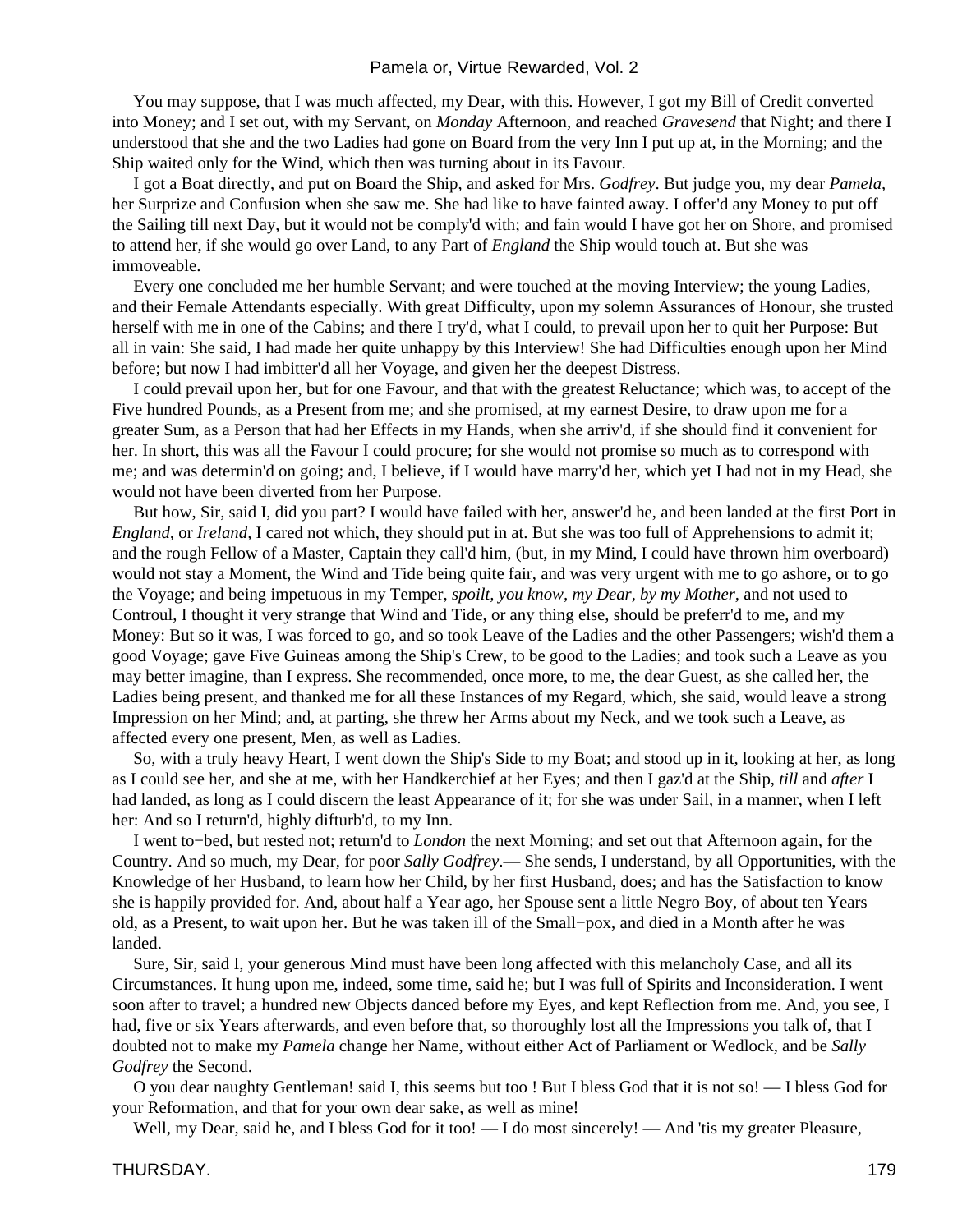You may suppose, that I was much affected, my Dear, with this. However, I got my Bill of Credit converted into Money; and I set out, with my Servant, on *Monday* Afternoon, and reached *Gravesend* that Night; and there I understood that she and the two Ladies had gone on Board from the very Inn I put up at, in the Morning; and the Ship waited only for the Wind, which then was turning about in its Favour.

I got a Boat directly, and put on Board the Ship, and asked for Mrs. *Godfrey*. But judge you, my dear *Pamela,* her Surprize and Confusion when she saw me. She had like to have fainted away. I offer'd any Money to put off the Sailing till next Day, but it would not be comply'd with; and fain would I have got her on Shore, and promised to attend her, if she would go over Land, to any Part of *England* the Ship would touch at. But she was immoveable.

Every one concluded me her humble Servant; and were touched at the moving Interview; the young Ladies, and their Female Attendants especially. With great Difficulty, upon my solemn Assurances of Honour, she trusted herself with me in one of the Cabins; and there I try'd, what I could, to prevail upon her to quit her Purpose: But all in vain: She said, I had made her quite unhappy by this Interview! She had Difficulties enough upon her Mind before; but now I had imbitter'd all her Voyage, and given her the deepest Distress.

I could prevail upon her, but for one Favour, and that with the greatest Reluctance; which was, to accept of the Five hundred Pounds, as a Present from me; and she promised, at my earnest Desire, to draw upon me for a greater Sum, as a Person that had her Effects in my Hands, when she arriv'd, if she should find it convenient for her. In short, this was all the Favour I could procure; for she would not promise so much as to correspond with me; and was determin'd on going; and, I believe, if I would have marry'd her, which yet I had not in my Head, she would not have been diverted from her Purpose.

But how, Sir, said I, did you part? I would have failed with her, answer'd he, and been landed at the first Port in *England,* or *Ireland,* I cared not which, they should put in at. But she was too full of Apprehensions to admit it; and the rough Fellow of a Master, Captain they call'd him, (but, in my Mind, I could have thrown him overboard) would not stay a Moment, the Wind and Tide being quite fair, and was very urgent with me to go ashore, or to go the Voyage; and being impetuous in my Temper, *spoilt, you know, my Dear, by my Mother,* and not used to Controul, I thought it very strange that Wind and Tide, or any thing else, should be preferr'd to me, and my Money: But so it was, I was forced to go, and so took Leave of the Ladies and the other Passengers; wish'd them a good Voyage; gave Five Guineas among the Ship's Crew, to be good to the Ladies; and took such a Leave as you may better imagine, than I express. She recommended, once more, to me, the dear Guest, as she called her, the Ladies being present, and thanked me for all these Instances of my Regard, which, she said, would leave a strong Impression on her Mind; and, at parting, she threw her Arms about my Neck, and we took such a Leave, as affected every one present, Men, as well as Ladies.

So, with a truly heavy Heart, I went down the Ship's Side to my Boat; and stood up in it, looking at her, as long as I could see her, and she at me, with her Handkerchief at her Eyes; and then I gaz'd at the Ship, *till* and *after* I had landed, as long as I could discern the least Appearance of it; for she was under Sail, in a manner, when I left her: And so I return'd, highly difturb'd, to my Inn.

I went to−bed, but rested not; return'd to *London* the next Morning; and set out that Afternoon again, for the Country. And so much, my Dear, for poor *Sally Godfrey*.— She sends, I understand, by all Opportunities, with the Knowledge of her Husband, to learn how her Child, by her first Husband, does; and has the Satisfaction to know she is happily provided for. And, about half a Year ago, her Spouse sent a little Negro Boy, of about ten Years old, as a Present, to wait upon her. But he was taken ill of the Small−pox, and died in a Month after he was landed.

Sure, Sir, said I, your generous Mind must have been long affected with this melancholy Case, and all its Circumstances. It hung upon me, indeed, some time, said he; but I was full of Spirits and Inconsideration. I went soon after to travel; a hundred new Objects danced before my Eyes, and kept Reflection from me. And, you see, I had, five or six Years afterwards, and even before that, so thoroughly lost all the Impressions you talk of, that I doubted not to make my *Pamela* change her Name, without either Act of Parliament or Wedlock, and be *Sally Godfrey* the Second.

O you dear naughty Gentleman! said I, this seems but too ! But I bless God that it is not so! — I bless God for your Reformation, and that for your own dear sake, as well as mine!

Well, my Dear, said he, and I bless God for it too! — I do most sincerely! — And 'tis my greater Pleasure,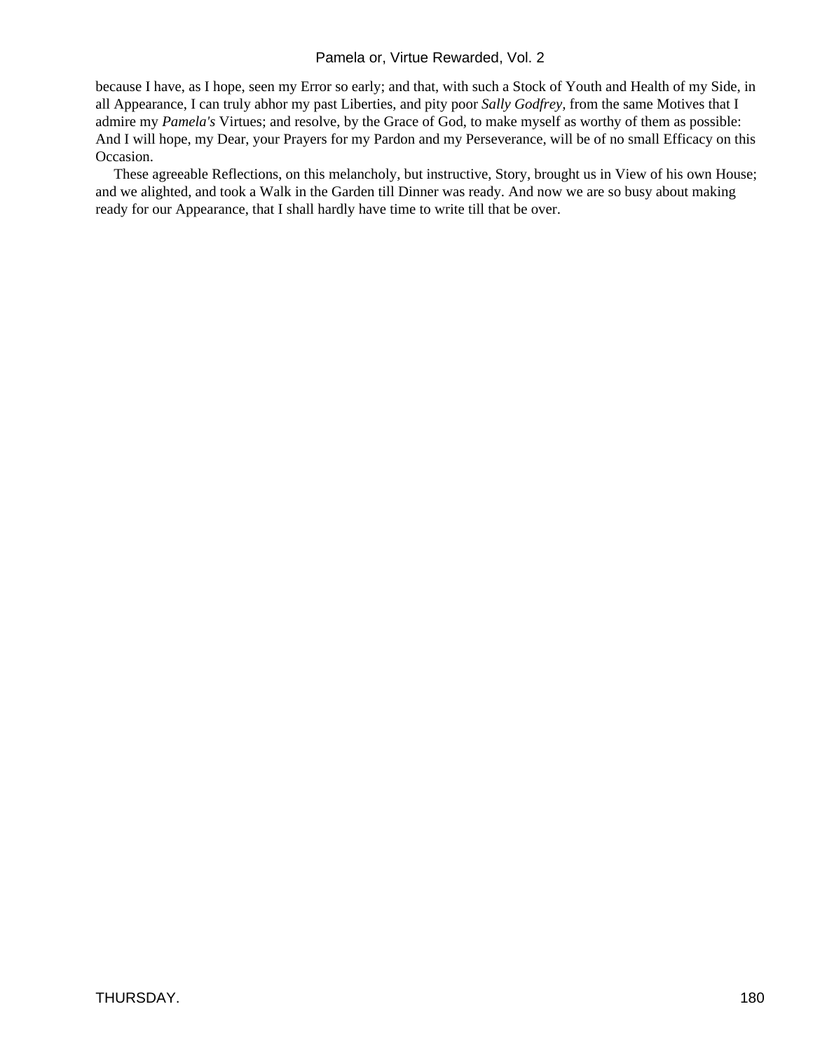because I have, as I hope, seen my Error so early; and that, with such a Stock of Youth and Health of my Side, in all Appearance, I can truly abhor my past Liberties, and pity poor *Sally Godfrey,* from the same Motives that I admire my *Pamela's* Virtues; and resolve, by the Grace of God, to make myself as worthy of them as possible: And I will hope, my Dear, your Prayers for my Pardon and my Perseverance, will be of no small Efficacy on this Occasion.

These agreeable Reflections, on this melancholy, but instructive, Story, brought us in View of his own House; and we alighted, and took a Walk in the Garden till Dinner was ready. And now we are so busy about making ready for our Appearance, that I shall hardly have time to write till that be over.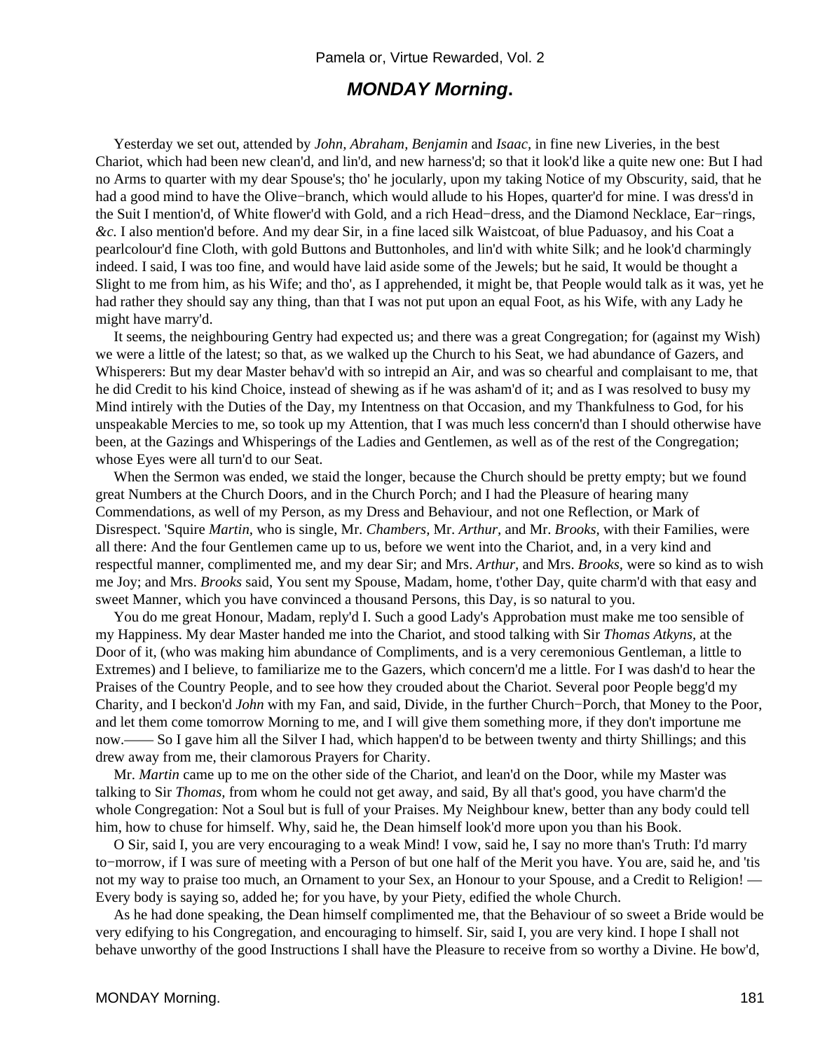## ***MONDAY Morning.***

Yesterday we set out, attended by *John, Abraham, Benjamin* and *Isaac,* in fine new Liveries, in the best Chariot, which had been new clean'd, and lin'd, and new harness'd; so that it look'd like a quite new one: But I had no Arms to quarter with my dear Spouse's; tho' he jocularly, upon my taking Notice of my Obscurity, said, that he had a good mind to have the Olive−branch, which would allude to his Hopes, quarter'd for mine. I was dress'd in the Suit I mention'd, of White flower'd with Gold, and a rich Head−dress, and the Diamond Necklace, Ear−rings, *&c*. I also mention'd before. And my dear Sir, in a fine laced silk Waistcoat, of blue Paduasoy, and his Coat a pearlcolour'd fine Cloth, with gold Buttons and Buttonholes, and lin'd with white Silk; and he look'd charmingly indeed. I said, I was too fine, and would have laid aside some of the Jewels; but he said, It would be thought a Slight to me from him, as his Wife; and tho', as I apprehended, it might be, that People would talk as it was, yet he had rather they should say any thing, than that I was not put upon an equal Foot, as his Wife, with any Lady he might have marry'd.

It seems, the neighbouring Gentry had expected us; and there was a great Congregation; for (against my Wish) we were a little of the latest; so that, as we walked up the Church to his Seat, we had abundance of Gazers, and Whisperers: But my dear Master behav'd with so intrepid an Air, and was so chearful and complaisant to me, that he did Credit to his kind Choice, instead of shewing as if he was asham'd of it; and as I was resolved to busy my Mind intirely with the Duties of the Day, my Intentness on that Occasion, and my Thankfulness to God, for his unspeakable Mercies to me, so took up my Attention, that I was much less concern'd than I should otherwise have been, at the Gazings and Whisperings of the Ladies and Gentlemen, as well as of the rest of the Congregation; whose Eyes were all turn'd to our Seat.

When the Sermon was ended, we staid the longer, because the Church should be pretty empty; but we found great Numbers at the Church Doors, and in the Church Porch; and I had the Pleasure of hearing many Commendations, as well of my Person, as my Dress and Behaviour, and not one Reflection, or Mark of Disrespect. 'Squire *Martin,* who is single, Mr. *Chambers,* Mr. *Arthur,* and Mr. *Brooks,* with their Families, were all there: And the four Gentlemen came up to us, before we went into the Chariot, and, in a very kind and respectful manner, complimented me, and my dear Sir; and Mrs. *Arthur,* and Mrs. *Brooks,* were so kind as to wish me Joy; and Mrs. *Brooks* said, You sent my Spouse, Madam, home, t'other Day, quite charm'd with that easy and sweet Manner, which you have convinced a thousand Persons, this Day, is so natural to you.

You do me great Honour, Madam, reply'd I. Such a good Lady's Approbation must make me too sensible of my Happiness. My dear Master handed me into the Chariot, and stood talking with Sir *Thomas Atkyns,* at the Door of it, (who was making him abundance of Compliments, and is a very ceremonious Gentleman, a little to Extremes) and I believe, to familiarize me to the Gazers, which concern'd me a little. For I was dash'd to hear the Praises of the Country People, and to see how they crouded about the Chariot. Several poor People begg'd my Charity, and I beckon'd *John* with my Fan, and said, Divide, in the further Church−Porch, that Money to the Poor, and let them come tomorrow Morning to me, and I will give them something more, if they don't importune me now.—— So I gave him all the Silver I had, which happen'd to be between twenty and thirty Shillings; and this drew away from me, their clamorous Prayers for Charity.

Mr. *Martin* came up to me on the other side of the Chariot, and lean'd on the Door, while my Master was talking to Sir *Thomas,* from whom he could not get away, and said, By all that's good, you have charm'd the whole Congregation: Not a Soul but is full of your Praises. My Neighbour knew, better than any body could tell him, how to chuse for himself. Why, said he, the Dean himself look'd more upon you than his Book.

O Sir, said I, you are very encouraging to a weak Mind! I vow, said he, I say no more than's Truth: I'd marry to−morrow, if I was sure of meeting with a Person of but one half of the Merit you have. You are, said he, and 'tis not my way to praise too much, an Ornament to your Sex, an Honour to your Spouse, and a Credit to Religion! — Every body is saying so, added he; for you have, by your Piety, edified the whole Church.

As he had done speaking, the Dean himself complimented me, that the Behaviour of so sweet a Bride would be very edifying to his Congregation, and encouraging to himself. Sir, said I, you are very kind. I hope I shall not behave unworthy of the good Instructions I shall have the Pleasure to receive from so worthy a Divine. He bow'd,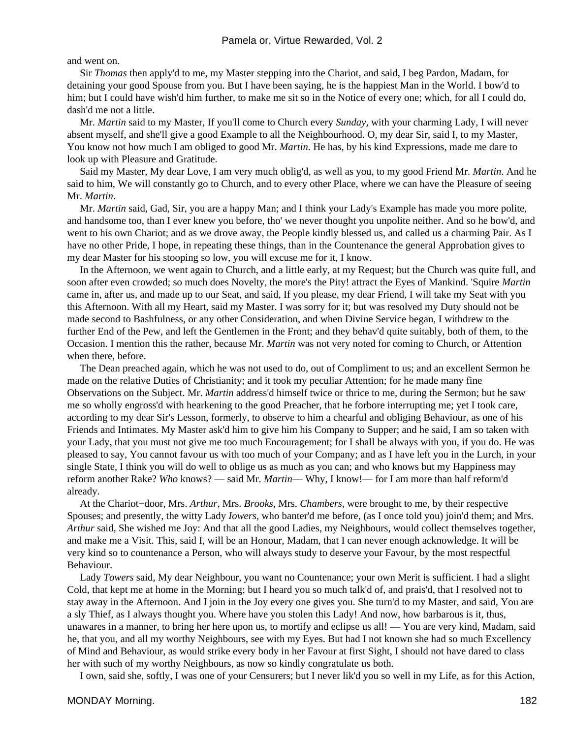and went on.

Sir *Thomas* then apply'd to me, my Master stepping into the Chariot, and said, I beg Pardon, Madam, for detaining your good Spouse from you. But I have been saying, he is the happiest Man in the World. I bow'd to him; but I could have wish'd him further, to make me sit so in the Notice of every one; which, for all I could do, dash'd me not a little.

Mr. *Martin* said to my Master, If you'll come to Church every *Sunday*, with your charming Lady, I will never absent myself, and she'll give a good Example to all the Neighbourhood. O, my dear Sir, said I, to my Master, You know not how much I am obliged to good Mr. *Martin*. He has, by his kind Expressions, made me dare to look up with Pleasure and Gratitude.

Said my Master, My dear Love, I am very much oblig'd, as well as you, to my good Friend Mr. *Martin*. And he said to him, We will constantly go to Church, and to every other Place, where we can have the Pleasure of seeing Mr. *Martin*.

Mr. *Martin* said, Gad, Sir, you are a happy Man; and I think your Lady's Example has made you more polite, and handsome too, than I ever knew you before, tho' we never thought you unpolite neither. And so he bow'd, and went to his own Chariot; and as we drove away, the People kindly blessed us, and called us a charming Pair. As I have no other Pride, I hope, in repeating these things, than in the Countenance the general Approbation gives to my dear Master for his stooping so low, you will excuse me for it, I know.

In the Afternoon, we went again to Church, and a little early, at my Request; but the Church was quite full, and soon after even crowded; so much does Novelty, the more's the Pity! attract the Eyes of Mankind. 'Squire *Martin* came in, after us, and made up to our Seat, and said, If you please, my dear Friend, I will take my Seat with you this Afternoon. With all my Heart, said my Master. I was sorry for it; but was resolved my Duty should not be made second to Bashfulness, or any other Consideration, and when Divine Service began, I withdrew to the further End of the Pew, and left the Gentlemen in the Front; and they behav'd quite suitably, both of them, to the Occasion. I mention this the rather, because Mr. *Martin* was not very noted for coming to Church, or Attention when there, before.

The Dean preached again, which he was not used to do, out of Compliment to us; and an excellent Sermon he made on the relative Duties of Christianity; and it took my peculiar Attention; for he made many fine Observations on the Subject. Mr. *Martin* address'd himself twice or thrice to me, during the Sermon; but he saw me so wholly engross'd with hearkening to the good Preacher, that he forbore interrupting me; yet I took care, according to my dear Sir's Lesson, formerly, to observe to him a chearful and obliging Behaviour, as one of his Friends and Intimates. My Master ask'd him to give him his Company to Supper; and he said, I am so taken with your Lady, that you must not give me too much Encouragement; for I shall be always with you, if you do. He was pleased to say, You cannot favour us with too much of your Company; and as I have left you in the Lurch, in your single State, I think you will do well to oblige us as much as you can; and who knows but my Happiness may reform another Rake? *Who* knows? — said Mr. *Martin*— Why, I know!— for I am more than half reform'd already.

At the Chariot−door, Mrs. *Arthur*, Mrs. *Brooks*, Mrs. *Chambers*, were brought to me, by their respective Spouses; and presently, the witty Lady *Iowers*, who banter'd me before, (as I once told you) join'd them; and Mrs. *Arthur* said, She wished me Joy: And that all the good Ladies, my Neighbours, would collect themselves together, and make me a Visit. This, said I, will be an Honour, Madam, that I can never enough acknowledge. It will be very kind so to countenance a Person, who will always study to deserve your Favour, by the most respectful Behaviour.

Lady *Towers* said, My dear Neighbour, you want no Countenance; your own Merit is sufficient. I had a slight Cold, that kept me at home in the Morning; but I heard you so much talk'd of, and prais'd, that I resolved not to stay away in the Afternoon. And I join in the Joy every one gives you. She turn'd to my Master, and said, You are a sly Thief, as I always thought you. Where have you stolen this Lady! And now, how barbarous is it, thus, unawares in a manner, to bring her here upon us, to mortify and eclipse us all! — You are very kind, Madam, said he, that you, and all my worthy Neighbours, see with my Eyes. But had I not known she had so much Excellency of Mind and Behaviour, as would strike every body in her Favour at first Sight, I should not have dared to class her with such of my worthy Neighbours, as now so kindly congratulate us both.

I own, said she, softly, I was one of your Censurers; but I never lik'd you so well in my Life, as for this Action,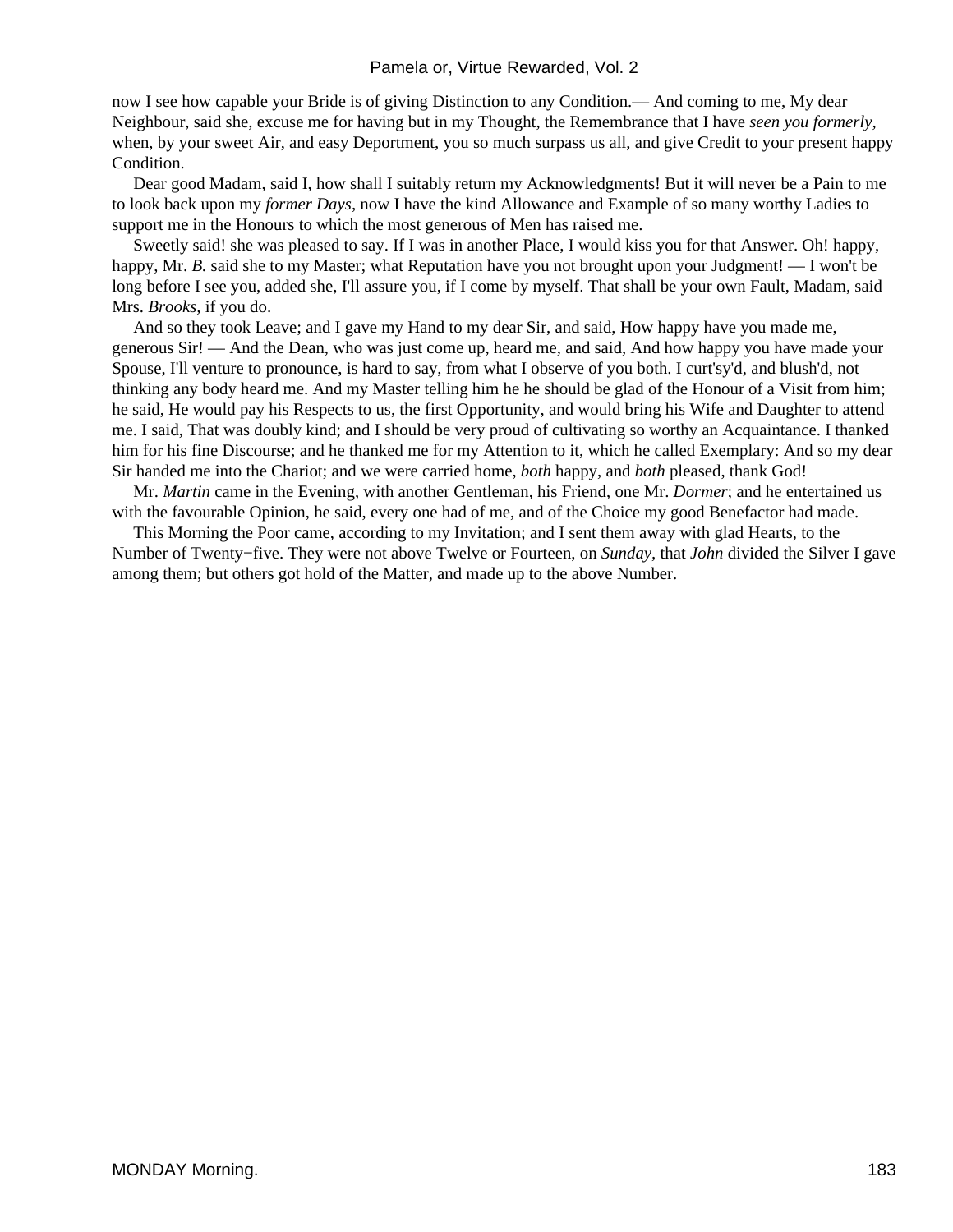now I see how capable your Bride is of giving Distinction to any Condition.— And coming to me, My dear Neighbour, said she, excuse me for having but in my Thought, the Remembrance that I have *seen you formerly*, when, by your sweet Air, and easy Deportment, you so much surpass us all, and give Credit to your present happy Condition.

Dear good Madam, said I, how shall I suitably return my Acknowledgments! But it will never be a Pain to me to look back upon my *former Days*, now I have the kind Allowance and Example of so many worthy Ladies to support me in the Honours to which the most generous of Men has raised me.

Sweetly said! she was pleased to say. If I was in another Place, I would kiss you for that Answer. Oh! happy, happy, Mr. *B.* said she to my Master; what Reputation have you not brought upon your Judgment! — I won't be long before I see you, added she, I'll assure you, if I come by myself. That shall be your own Fault, Madam, said Mrs. *Brooks,* if you do.

And so they took Leave; and I gave my Hand to my dear Sir, and said, How happy have you made me, generous Sir! — And the Dean, who was just come up, heard me, and said, And how happy you have made your Spouse, I'll venture to pronounce, is hard to say, from what I observe of you both. I curt'sy'd, and blush'd, not thinking any body heard me. And my Master telling him he he should be glad of the Honour of a Visit from him; he said, He would pay his Respects to us, the first Opportunity, and would bring his Wife and Daughter to attend me. I said, That was doubly kind; and I should be very proud of cultivating so worthy an Acquaintance. I thanked him for his fine Discourse; and he thanked me for my Attention to it, which he called Exemplary: And so my dear Sir handed me into the Chariot; and we were carried home, *both* happy, and *both* pleased, thank God!

Mr. *Martin* came in the Evening, with another Gentleman, his Friend, one Mr. *Dormer*; and he entertained us with the favourable Opinion, he said, every one had of me, and of the Choice my good Benefactor had made.

This Morning the Poor came, according to my Invitation; and I sent them away with glad Hearts, to the Number of Twenty−five. They were not above Twelve or Fourteen, on *Sunday,* that *John* divided the Silver I gave among them; but others got hold of the Matter, and made up to the above Number.

MONDAY Morning.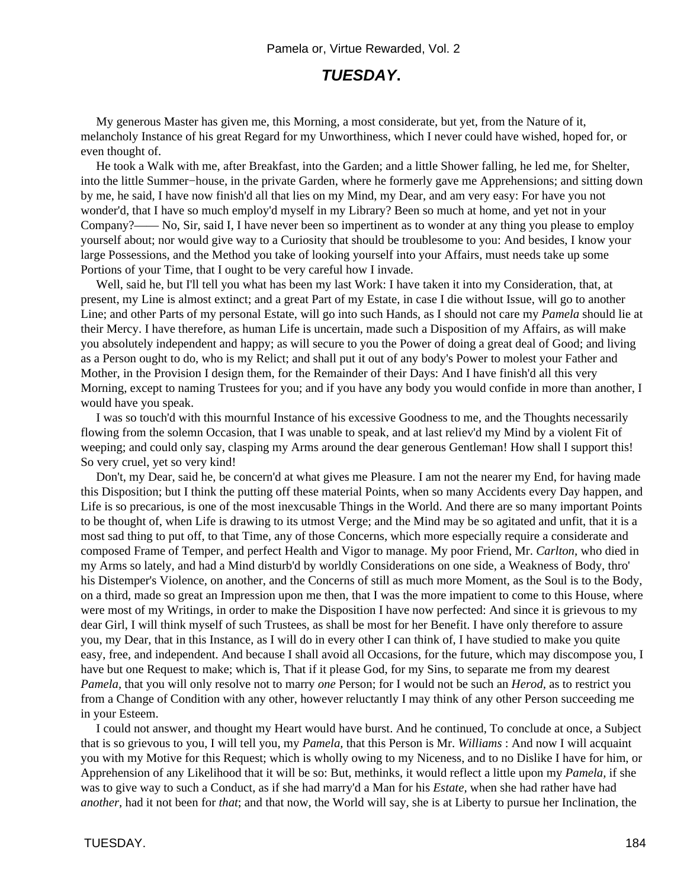## ***TUESDAY*.**

My generous Master has given me, this Morning, a most considerate, but yet, from the Nature of it, melancholy Instance of his great Regard for my Unworthiness, which I never could have wished, hoped for, or even thought of.

He took a Walk with me, after Breakfast, into the Garden; and a little Shower falling, he led me, for Shelter, into the little Summer−house, in the private Garden, where he formerly gave me Apprehensions; and sitting down by me, he said, I have now finish'd all that lies on my Mind, my Dear, and am very easy: For have you not wonder'd, that I have so much employ'd myself in my Library? Been so much at home, and yet not in your Company?—— No, Sir, said I, I have never been so impertinent as to wonder at any thing you please to employ yourself about; nor would give way to a Curiosity that should be troublesome to you: And besides, I know your large Possessions, and the Method you take of looking yourself into your Affairs, must needs take up some Portions of your Time, that I ought to be very careful how I invade.

Well, said he, but I'll tell you what has been my last Work: I have taken it into my Consideration, that, at present, my Line is almost extinct; and a great Part of my Estate, in case I die without Issue, will go to another Line; and other Parts of my personal Estate, will go into such Hands, as I should not care my *Pamela* should lie at their Mercy. I have therefore, as human Life is uncertain, made such a Disposition of my Affairs, as will make you absolutely independent and happy; as will secure to you the Power of doing a great deal of Good; and living as a Person ought to do, who is my Relict; and shall put it out of any body's Power to molest your Father and Mother, in the Provision I design them, for the Remainder of their Days: And I have finish'd all this very Morning, except to naming Trustees for you; and if you have any body you would confide in more than another, I would have you speak.

I was so touch'd with this mournful Instance of his excessive Goodness to me, and the Thoughts necessarily flowing from the solemn Occasion, that I was unable to speak, and at last reliev'd my Mind by a violent Fit of weeping; and could only say, clasping my Arms around the dear generous Gentleman! How shall I support this! So very cruel, yet so very kind!

Don't, my Dear, said he, be concern'd at what gives me Pleasure. I am not the nearer my End, for having made this Disposition; but I think the putting off these material Points, when so many Accidents every Day happen, and Life is so precarious, is one of the most inexcusable Things in the World. And there are so many important Points to be thought of, when Life is drawing to its utmost Verge; and the Mind may be so agitated and unfit, that it is a most sad thing to put off, to that Time, any of those Concerns, which more especially require a considerate and composed Frame of Temper, and perfect Health and Vigor to manage. My poor Friend, Mr. *Carlton,* who died in my Arms so lately, and had a Mind disturb'd by worldly Considerations on one side, a Weakness of Body, thro' his Distemper's Violence, on another, and the Concerns of still as much more Moment, as the Soul is to the Body, on a third, made so great an Impression upon me then, that I was the more impatient to come to this House, where were most of my Writings, in order to make the Disposition I have now perfected: And since it is grievous to my dear Girl, I will think myself of such Trustees, as shall be most for her Benefit. I have only therefore to assure you, my Dear, that in this Instance, as I will do in every other I can think of, I have studied to make you quite easy, free, and independent. And because I shall avoid all Occasions, for the future, which may discompose you, I have but one Request to make; which is, That if it please God, for my Sins, to separate me from my dearest *Pamela,* that you will only resolve not to marry *one* Person; for I would not be such an *Herod,* as to restrict you from a Change of Condition with any other, however reluctantly I may think of any other Person succeeding me in your Esteem.

I could not answer, and thought my Heart would have burst. And he continued, To conclude at once, a Subject that is so grievous to you, I will tell you, my *Pamela,* that this Person is Mr. *Williams* : And now I will acquaint you with my Motive for this Request; which is wholly owing to my Niceness, and to no Dislike I have for him, or Apprehension of any Likelihood that it will be so: But, methinks, it would reflect a little upon my *Pamela,* if she was to give way to such a Conduct, as if she had marry'd a Man for his *Estate,* when she had rather have had *another,* had it not been for *that*; and that now, the World will say, she is at Liberty to pursue her Inclination, the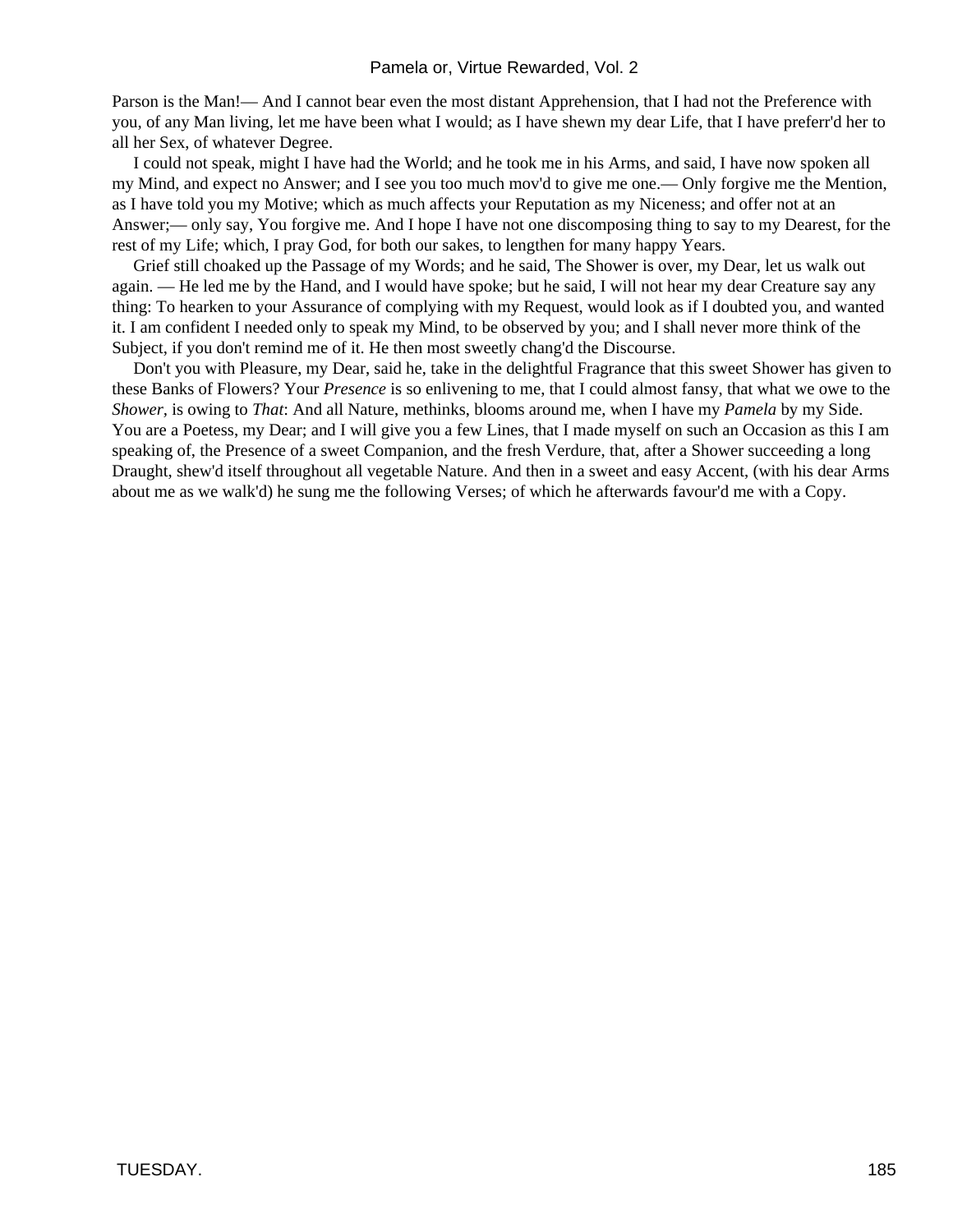Parson is the Man!— And I cannot bear even the most distant Apprehension, that I had not the Preference with you, of any Man living, let me have been what I would; as I have shewn my dear Life, that I have preferr'd her to all her Sex, of whatever Degree.

I could not speak, might I have had the World; and he took me in his Arms, and said, I have now spoken all my Mind, and expect no Answer; and I see you too much mov'd to give me one.— Only forgive me the Mention, as I have told you my Motive; which as much affects your Reputation as my Niceness; and offer not at an Answer;— only say, You forgive me. And I hope I have not one discomposing thing to say to my Dearest, for the rest of my Life; which, I pray God, for both our sakes, to lengthen for many happy Years.

Grief still choaked up the Passage of my Words; and he said, The Shower is over, my Dear, let us walk out again. — He led me by the Hand, and I would have spoke; but he said, I will not hear my dear Creature say any thing: To hearken to your Assurance of complying with my Request, would look as if I doubted you, and wanted it. I am confident I needed only to speak my Mind, to be observed by you; and I shall never more think of the Subject, if you don't remind me of it. He then most sweetly chang'd the Discourse.

Don't you with Pleasure, my Dear, said he, take in the delightful Fragrance that this sweet Shower has given to these Banks of Flowers? Your *Presence* is so enlivening to me, that I could almost fansy, that what we owe to the *Shower*, is owing to *That*: And all Nature, methinks, blooms around me, when I have my *Pamela* by my Side. You are a Poetess, my Dear; and I will give you a few Lines, that I made myself on such an Occasion as this I am speaking of, the Presence of a sweet Companion, and the fresh Verdure, that, after a Shower succeeding a long Draught, shew'd itself throughout all vegetable Nature. And then in a sweet and easy Accent, (with his dear Arms about me as we walk'd) he sung me the following Verses; of which he afterwards favour'd me with a Copy.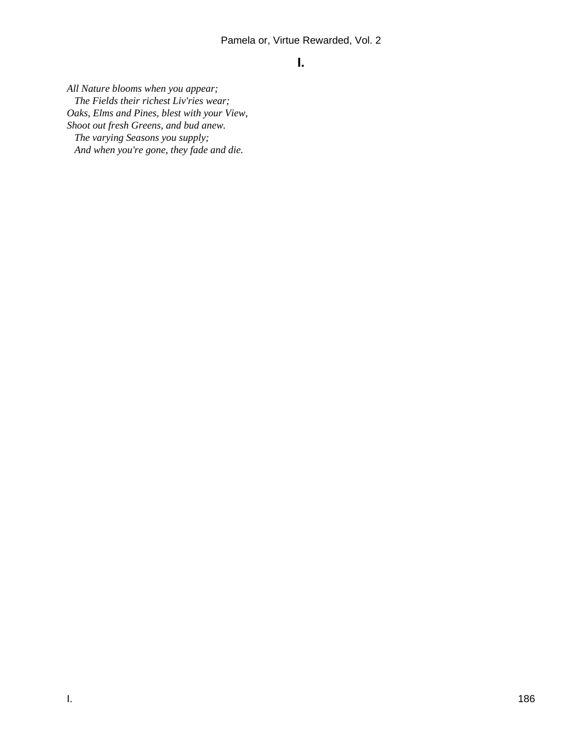### I.

*All Nature blooms when you appear;*
*The Fields their richest Liv'ries wear;*
*Oaks, Elms and Pines, blest with your View,*
*Shoot out fresh Greens, and bud anew.*
*The varying Seasons you supply;*
*And when you're gone, they fade and die.*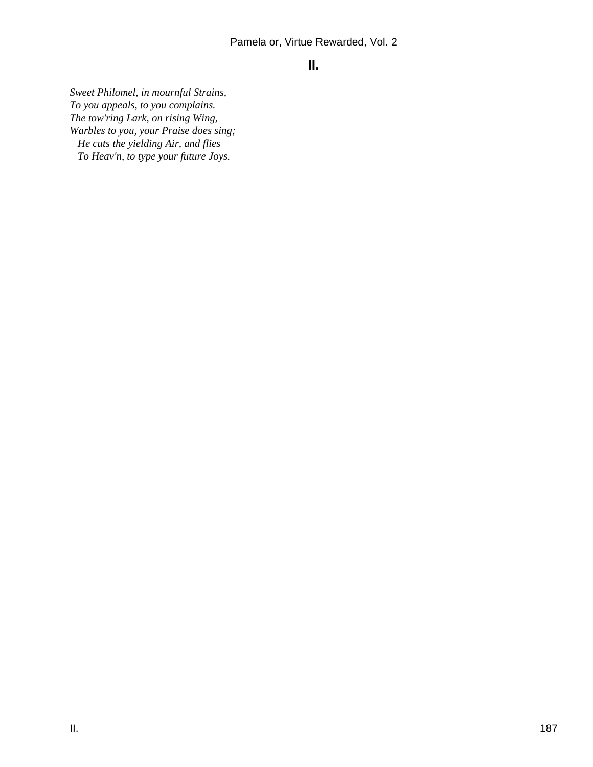## II.

*Sweet Philomel, in mournful Strains,*
*To you appeals, to you complains.*
*The tow'ring Lark, on rising Wing,*
*Warbles to you, your Praise does sing;*
   *He cuts the yielding Air, and flies*
   *To Heav'n, to type your future Joys.*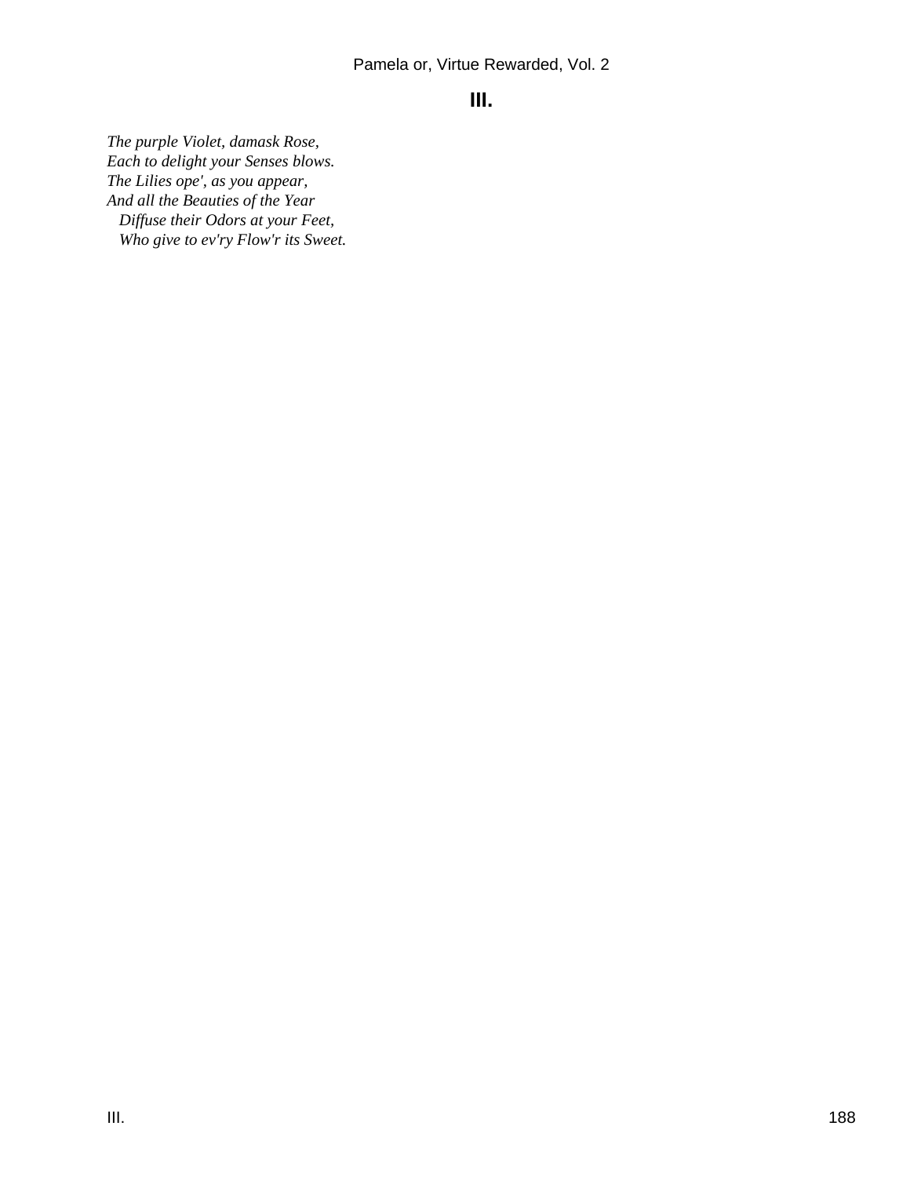## III.

*The purple Violet, damask Rose,*
*Each to delight your Senses blows.*
*The Lilies ope', as you appear,*
*And all the Beauties of the Year*
  *Diffuse their Odors at your Feet,*
  *Who give to ev'ry Flow'r its Sweet.*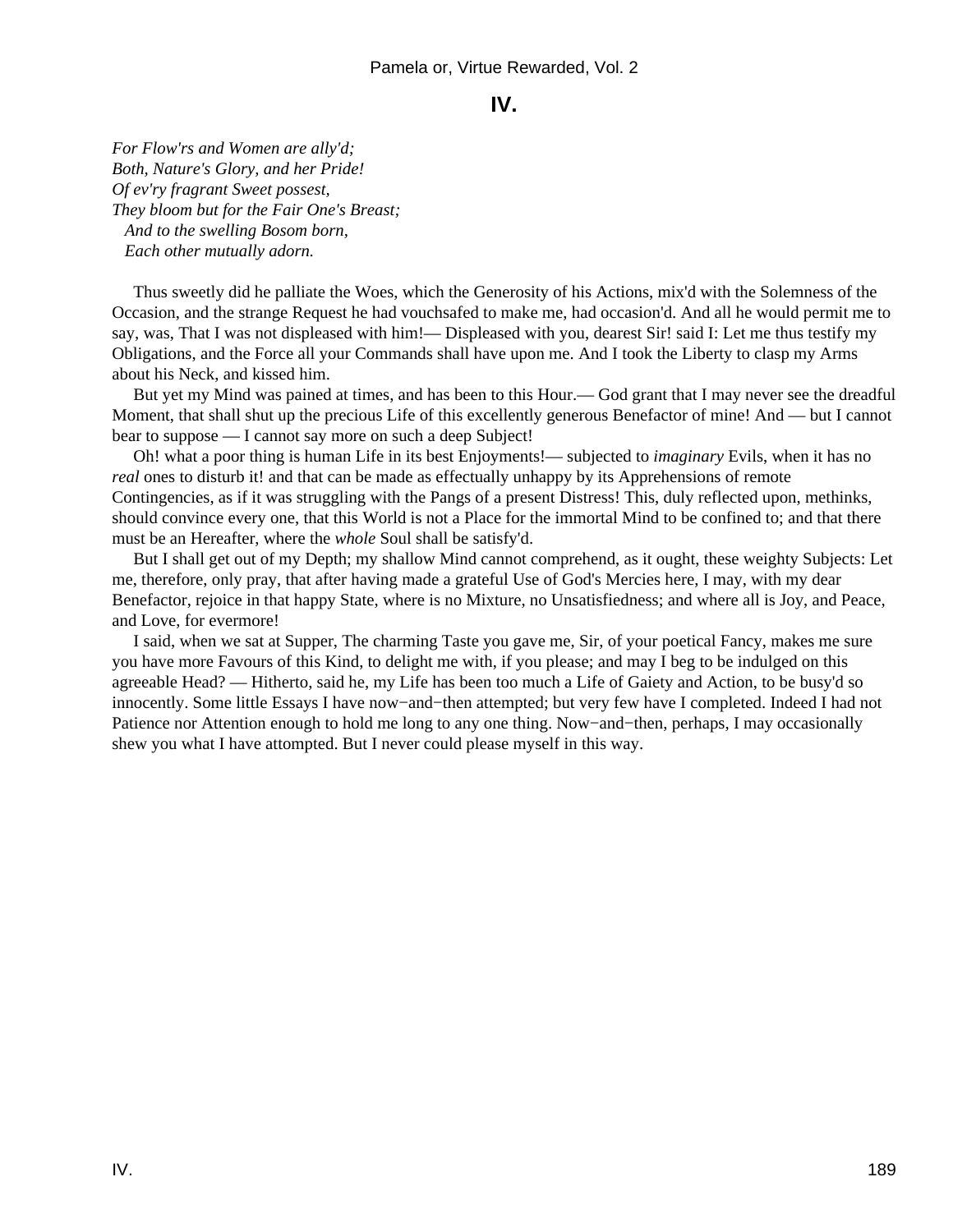## IV.

*For Flow'rs and Women are ally'd;*
*Both, Nature's Glory, and her Pride!*
*Of ev'ry fragrant Sweet possest,*
*They bloom but for the Fair One's Breast;*
*And to the swelling Bosom born,*
*Each other mutually adorn.*

Thus sweetly did he palliate the Woes, which the Generosity of his Actions, mix'd with the Solemness of the Occasion, and the strange Request he had vouchsafed to make me, had occasion'd. And all he would permit me to say, was, That I was not displeased with him!— Displeased with you, dearest Sir! said I: Let me thus testify my Obligations, and the Force all your Commands shall have upon me. And I took the Liberty to clasp my Arms about his Neck, and kissed him.

But yet my Mind was pained at times, and has been to this Hour.— God grant that I may never see the dreadful Moment, that shall shut up the precious Life of this excellently generous Benefactor of mine! And — but I cannot bear to suppose — I cannot say more on such a deep Subject!

Oh! what a poor thing is human Life in its best Enjoyments!— subjected to *imaginary* Evils, when it has no *real* ones to disturb it! and that can be made as effectually unhappy by its Apprehensions of remote Contingencies, as if it was struggling with the Pangs of a present Distress! This, duly reflected upon, methinks, should convince every one, that this World is not a Place for the immortal Mind to be confined to; and that there must be an Hereafter, where the *whole* Soul shall be satisfy'd.

But I shall get out of my Depth; my shallow Mind cannot comprehend, as it ought, these weighty Subjects: Let me, therefore, only pray, that after having made a grateful Use of God's Mercies here, I may, with my dear Benefactor, rejoice in that happy State, where is no Mixture, no Unsatisfiedness; and where all is Joy, and Peace, and Love, for evermore!

I said, when we sat at Supper, The charming Taste you gave me, Sir, of your poetical Fancy, makes me sure you have more Favours of this Kind, to delight me with, if you please; and may I beg to be indulged on this agreeable Head? — Hitherto, said he, my Life has been too much a Life of Gaiety and Action, to be busy'd so innocently. Some little Essays I have now−and−then attempted; but very few have I completed. Indeed I had not Patience nor Attention enough to hold me long to any one thing. Now−and−then, perhaps, I may occasionally shew you what I have attompted. But I never could please myself in this way.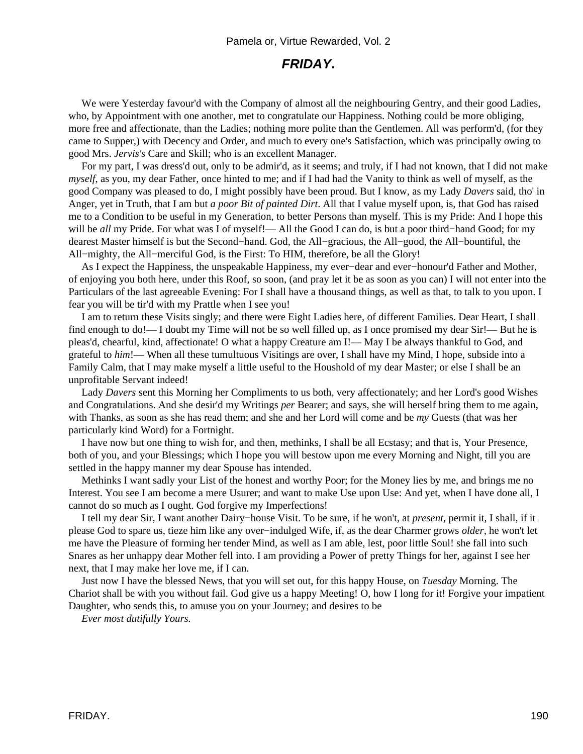## *FRIDAY*.

We were Yesterday favour'd with the Company of almost all the neighbouring Gentry, and their good Ladies, who, by Appointment with one another, met to congratulate our Happiness. Nothing could be more obliging, more free and affectionate, than the Ladies; nothing more polite than the Gentlemen. All was perform'd, (for they came to Supper,) with Decency and Order, and much to every one's Satisfaction, which was principally owing to good Mrs. *Jervis's* Care and Skill; who is an excellent Manager.

For my part, I was dress'd out, only to be admir'd, as it seems; and truly, if I had not known, that I did not make *myself*, as you, my dear Father, once hinted to me; and if I had had the Vanity to think as well of myself, as the good Company was pleased to do, I might possibly have been proud. But I know, as my Lady *Davers* said, tho' in Anger, yet in Truth, that I am but *a poor Bit of painted Dirt*. All that I value myself upon, is, that God has raised me to a Condition to be useful in my Generation, to better Persons than myself. This is my Pride: And I hope this will be *all* my Pride. For what was I of myself!— All the Good I can do, is but a poor third−hand Good; for my dearest Master himself is but the Second−hand. God, the All−gracious, the All−good, the All−bountiful, the All−mighty, the All−merciful God, is the First: To HIM, therefore, be all the Glory!

As I expect the Happiness, the unspeakable Happiness, my ever−dear and ever−honour'd Father and Mother, of enjoying you both here, under this Roof, so soon, (and pray let it be as soon as you can) I will not enter into the Particulars of the last agreeable Evening: For I shall have a thousand things, as well as that, to talk to you upon. I fear you will be tir'd with my Prattle when I see you!

I am to return these Visits singly; and there were Eight Ladies here, of different Families. Dear Heart, I shall find enough to do!— I doubt my Time will not be so well filled up, as I once promised my dear Sir!— But he is pleas'd, chearful, kind, affectionate! O what a happy Creature am I!— May I be always thankful to God, and grateful to *him*!— When all these tumultuous Visitings are over, I shall have my Mind, I hope, subside into a Family Calm, that I may make myself a little useful to the Houshold of my dear Master; or else I shall be an unprofitable Servant indeed!

Lady *Davers* sent this Morning her Compliments to us both, very affectionately; and her Lord's good Wishes and Congratulations. And she desir'd my Writings *per* Bearer; and says, she will herself bring them to me again, with Thanks, as soon as she has read them; and she and her Lord will come and be *my* Guests (that was her particularly kind Word) for a Fortnight.

I have now but one thing to wish for, and then, methinks, I shall be all Ecstasy; and that is, Your Presence, both of you, and your Blessings; which I hope you will bestow upon me every Morning and Night, till you are settled in the happy manner my dear Spouse has intended.

Methinks I want sadly your List of the honest and worthy Poor; for the Money lies by me, and brings me no Interest. You see I am become a mere Usurer; and want to make Use upon Use: And yet, when I have done all, I cannot do so much as I ought. God forgive my Imperfections!

I tell my dear Sir, I want another Dairy−house Visit. To be sure, if he won't, at *present*, permit it, I shall, if it please God to spare us, tieze him like any over−indulged Wife, if, as the dear Charmer grows *older*, he won't let me have the Pleasure of forming her tender Mind, as well as I am able, lest, poor little Soul! she fall into such Snares as her unhappy dear Mother fell into. I am providing a Power of pretty Things for her, against I see her next, that I may make her love me, if I can.

Just now I have the blessed News, that you will set out, for this happy House, on *Tuesday* Morning. The Chariot shall be with you without fail. God give us a happy Meeting! O, how I long for it! Forgive your impatient Daughter, who sends this, to amuse you on your Journey; and desires to be

*Ever most dutifully Yours.*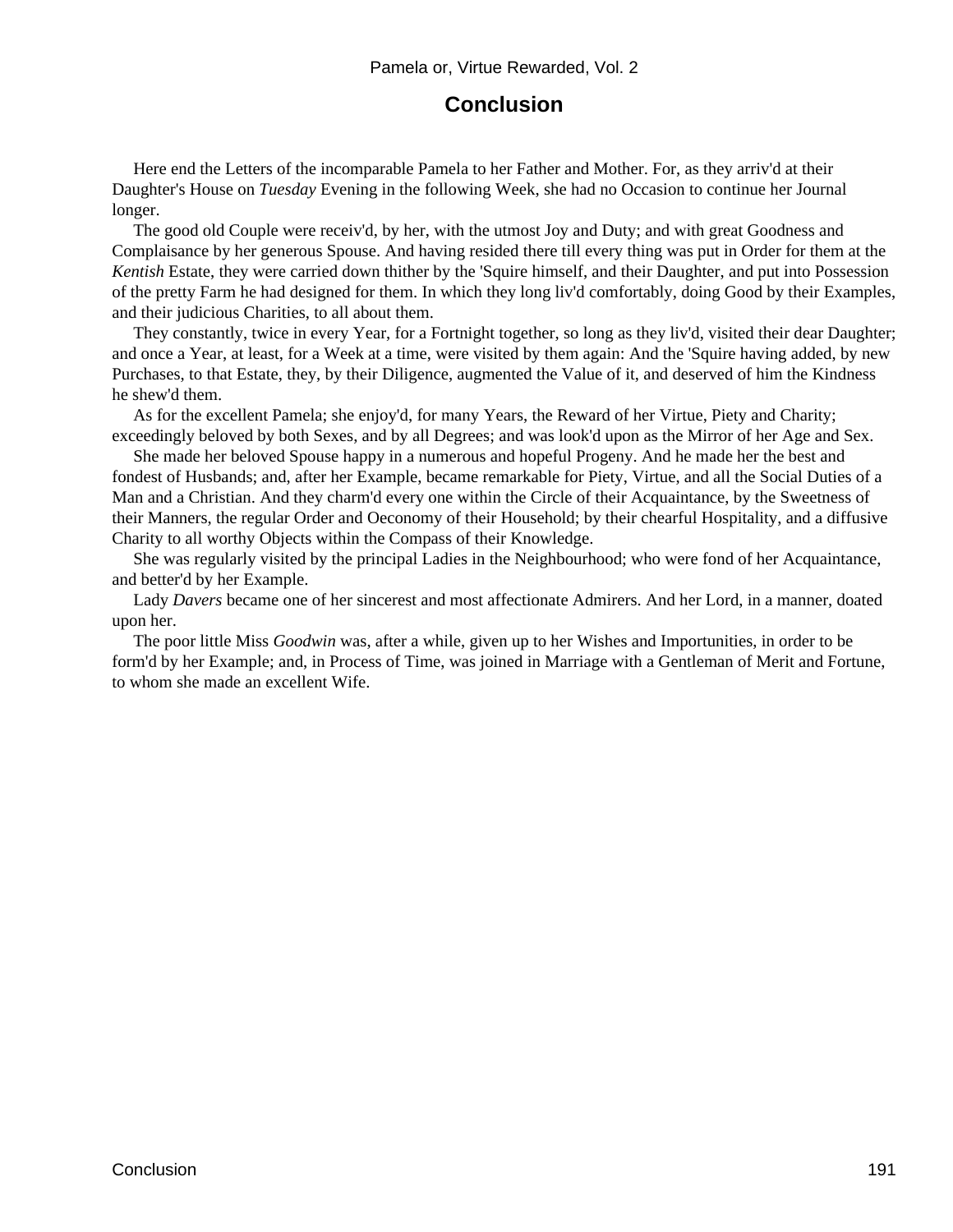# Conclusion

Here end the Letters of the incomparable Pamela to her Father and Mother. For, as they arriv'd at their Daughter's House on *Tuesday* Evening in the following Week, she had no Occasion to continue her Journal longer.

The good old Couple were receiv'd, by her, with the utmost Joy and Duty; and with great Goodness and Complaisance by her generous Spouse. And having resided there till every thing was put in Order for them at the *Kentish* Estate, they were carried down thither by the 'Squire himself, and their Daughter, and put into Possession of the pretty Farm he had designed for them. In which they long liv'd comfortably, doing Good by their Examples, and their judicious Charities, to all about them.

They constantly, twice in every Year, for a Fortnight together, so long as they liv'd, visited their dear Daughter; and once a Year, at least, for a Week at a time, were visited by them again: And the 'Squire having added, by new Purchases, to that Estate, they, by their Diligence, augmented the Value of it, and deserved of him the Kindness he shew'd them.

As for the excellent Pamela; she enjoy'd, for many Years, the Reward of her Virtue, Piety and Charity; exceedingly beloved by both Sexes, and by all Degrees; and was look'd upon as the Mirror of her Age and Sex.

She made her beloved Spouse happy in a numerous and hopeful Progeny. And he made her the best and fondest of Husbands; and, after her Example, became remarkable for Piety, Virtue, and all the Social Duties of a Man and a Christian. And they charm'd every one within the Circle of their Acquaintance, by the Sweetness of their Manners, the regular Order and Oeconomy of their Household; by their chearful Hospitality, and a diffusive Charity to all worthy Objects within the Compass of their Knowledge.

She was regularly visited by the principal Ladies in the Neighbourhood; who were fond of her Acquaintance, and better'd by her Example.

Lady *Davers* became one of her sincerest and most affectionate Admirers. And her Lord, in a manner, doated upon her.

The poor little Miss *Goodwin* was, after a while, given up to her Wishes and Importunities, in order to be form'd by her Example; and, in Process of Time, was joined in Marriage with a Gentleman of Merit and Fortune, to whom she made an excellent Wife.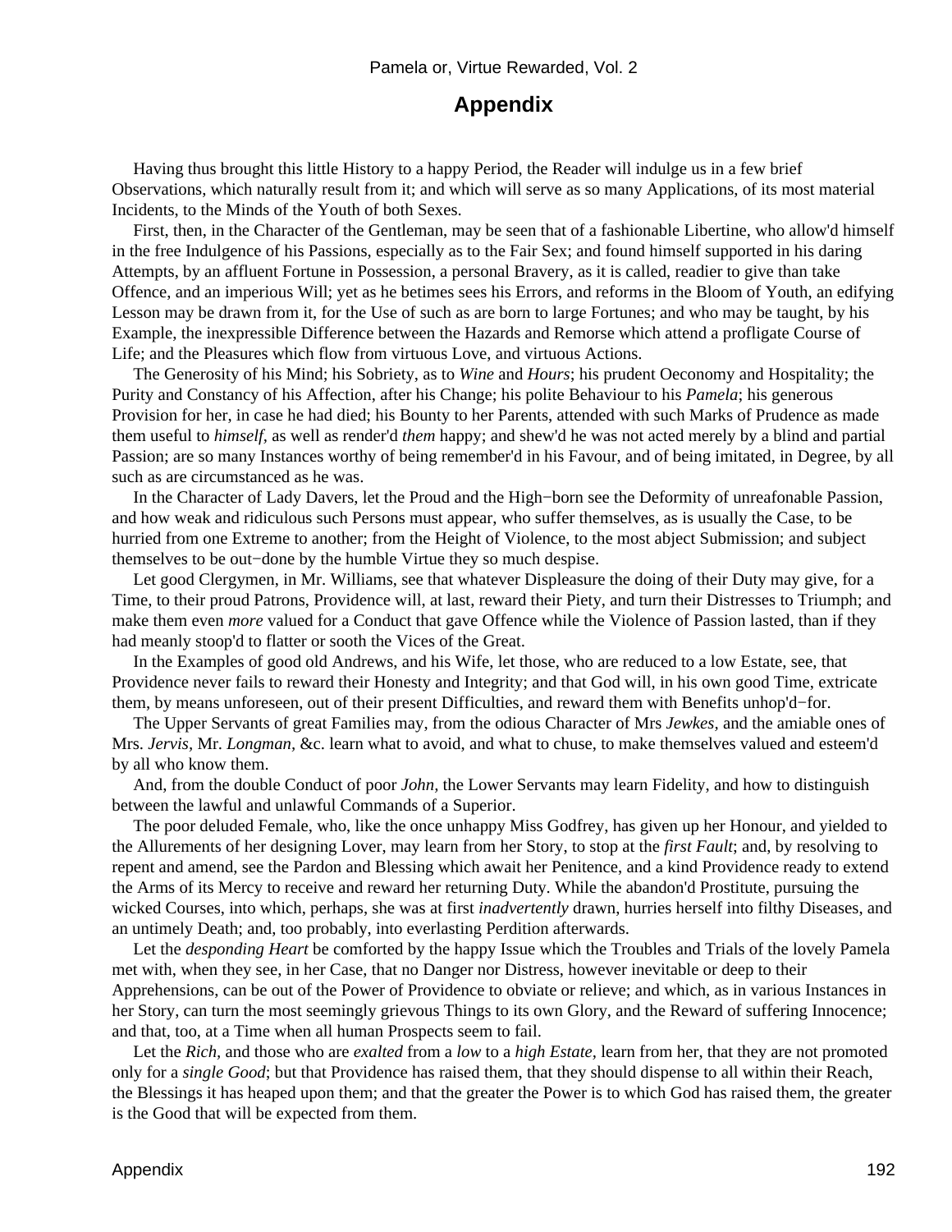## Appendix

Having thus brought this little History to a happy Period, the Reader will indulge us in a few brief Observations, which naturally result from it; and which will serve as so many Applications, of its most material Incidents, to the Minds of the Youth of both Sexes.

First, then, in the Character of the Gentleman, may be seen that of a fashionable Libertine, who allow'd himself in the free Indulgence of his Passions, especially as to the Fair Sex; and found himself supported in his daring Attempts, by an affluent Fortune in Possession, a personal Bravery, as it is called, readier to give than take Offence, and an imperious Will; yet as he betimes sees his Errors, and reforms in the Bloom of Youth, an edifying Lesson may be drawn from it, for the Use of such as are born to large Fortunes; and who may be taught, by his Example, the inexpressible Difference between the Hazards and Remorse which attend a profligate Course of Life; and the Pleasures which flow from virtuous Love, and virtuous Actions.

The Generosity of his Mind; his Sobriety, as to *Wine* and *Hours*; his prudent Oeconomy and Hospitality; the Purity and Constancy of his Affection, after his Change; his polite Behaviour to his *Pamela*; his generous Provision for her, in case he had died; his Bounty to her Parents, attended with such Marks of Prudence as made them useful to *himself,* as well as render'd *them* happy; and shew'd he was not acted merely by a blind and partial Passion; are so many Instances worthy of being remember'd in his Favour, and of being imitated, in Degree, by all such as are circumstanced as he was.

In the Character of Lady Davers, let the Proud and the High−born see the Deformity of unreafonable Passion, and how weak and ridiculous such Persons must appear, who suffer themselves, as is usually the Case, to be hurried from one Extreme to another; from the Height of Violence, to the most abject Submission; and subject themselves to be out−done by the humble Virtue they so much despise.

Let good Clergymen, in Mr. Williams, see that whatever Displeasure the doing of their Duty may give, for a Time, to their proud Patrons, Providence will, at last, reward their Piety, and turn their Distresses to Triumph; and make them even *more* valued for a Conduct that gave Offence while the Violence of Passion lasted, than if they had meanly stoop'd to flatter or sooth the Vices of the Great.

In the Examples of good old Andrews, and his Wife, let those, who are reduced to a low Estate, see, that Providence never fails to reward their Honesty and Integrity; and that God will, in his own good Time, extricate them, by means unforeseen, out of their present Difficulties, and reward them with Benefits unhop'd−for.

The Upper Servants of great Families may, from the odious Character of Mrs *Jewkes,* and the amiable ones of Mrs. *Jervis,* Mr. *Longman,* &c. learn what to avoid, and what to chuse, to make themselves valued and esteem'd by all who know them.

And, from the double Conduct of poor *John,* the Lower Servants may learn Fidelity, and how to distinguish between the lawful and unlawful Commands of a Superior.

The poor deluded Female, who, like the once unhappy Miss Godfrey, has given up her Honour, and yielded to the Allurements of her designing Lover, may learn from her Story, to stop at the *first Fault*; and, by resolving to repent and amend, see the Pardon and Blessing which await her Penitence, and a kind Providence ready to extend the Arms of its Mercy to receive and reward her returning Duty. While the abandon'd Prostitute, pursuing the wicked Courses, into which, perhaps, she was at first *inadvertently* drawn, hurries herself into filthy Diseases, and an untimely Death; and, too probably, into everlasting Perdition afterwards.

Let the *desponding Heart* be comforted by the happy Issue which the Troubles and Trials of the lovely Pamela met with, when they see, in her Case, that no Danger nor Distress, however inevitable or deep to their Apprehensions, can be out of the Power of Providence to obviate or relieve; and which, as in various Instances in her Story, can turn the most seemingly grievous Things to its own Glory, and the Reward of suffering Innocence; and that, too, at a Time when all human Prospects seem to fail.

Let the *Rich,* and those who are *exalted* from a *low* to a *high Estate,* learn from her, that they are not promoted only for a *single Good*; but that Providence has raised them, that they should dispense to all within their Reach, the Blessings it has heaped upon them; and that the greater the Power is to which God has raised them, the greater is the Good that will be expected from them.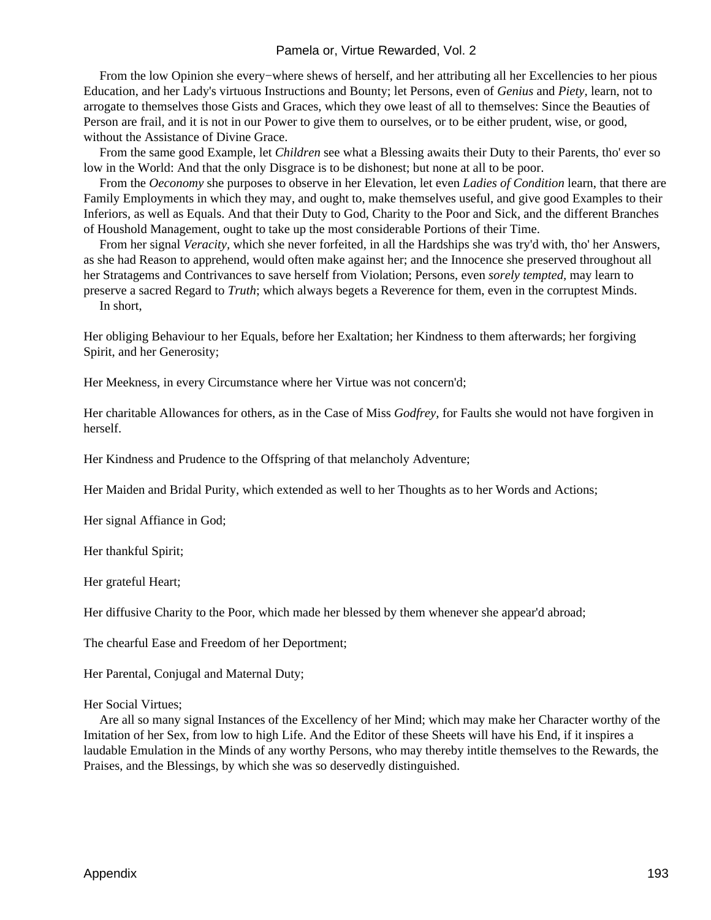From the low Opinion she every−where shews of herself, and her attributing all her Excellencies to her pious Education, and her Lady's virtuous Instructions and Bounty; let Persons, even of *Genius* and *Piety*, learn, not to arrogate to themselves those Gists and Graces, which they owe least of all to themselves: Since the Beauties of Person are frail, and it is not in our Power to give them to ourselves, or to be either prudent, wise, or good, without the Assistance of Divine Grace.

From the same good Example, let *Children* see what a Blessing awaits their Duty to their Parents, tho' ever so low in the World: And that the only Disgrace is to be dishonest; but none at all to be poor.

From the *Oeconomy* she purposes to observe in her Elevation, let even *Ladies of Condition* learn, that there are Family Employments in which they may, and ought to, make themselves useful, and give good Examples to their Inferiors, as well as Equals. And that their Duty to God, Charity to the Poor and Sick, and the different Branches of Houshold Management, ought to take up the most considerable Portions of their Time.

From her signal *Veracity*, which she never forfeited, in all the Hardships she was try'd with, tho' her Answers, as she had Reason to apprehend, would often make against her; and the Innocence she preserved throughout all her Stratagems and Contrivances to save herself from Violation; Persons, even *sorely tempted*, may learn to preserve a sacred Regard to *Truth*; which always begets a Reverence for them, even in the corruptest Minds.

In short,

Her obliging Behaviour to her Equals, before her Exaltation; her Kindness to them afterwards; her forgiving Spirit, and her Generosity;

Her Meekness, in every Circumstance where her Virtue was not concern'd;

Her charitable Allowances for others, as in the Case of Miss *Godfrey*, for Faults she would not have forgiven in herself.

Her Kindness and Prudence to the Offspring of that melancholy Adventure;

Her Maiden and Bridal Purity, which extended as well to her Thoughts as to her Words and Actions;

Her signal Affiance in God;

Her thankful Spirit;

Her grateful Heart;

Her diffusive Charity to the Poor, which made her blessed by them whenever she appear'd abroad;

The chearful Ease and Freedom of her Deportment;

Her Parental, Conjugal and Maternal Duty;

Her Social Virtues;

Are all so many signal Instances of the Excellency of her Mind; which may make her Character worthy of the Imitation of her Sex, from low to high Life. And the Editor of these Sheets will have his End, if it inspires a laudable Emulation in the Minds of any worthy Persons, who may thereby intitle themselves to the Rewards, the Praises, and the Blessings, by which she was so deservedly distinguished.